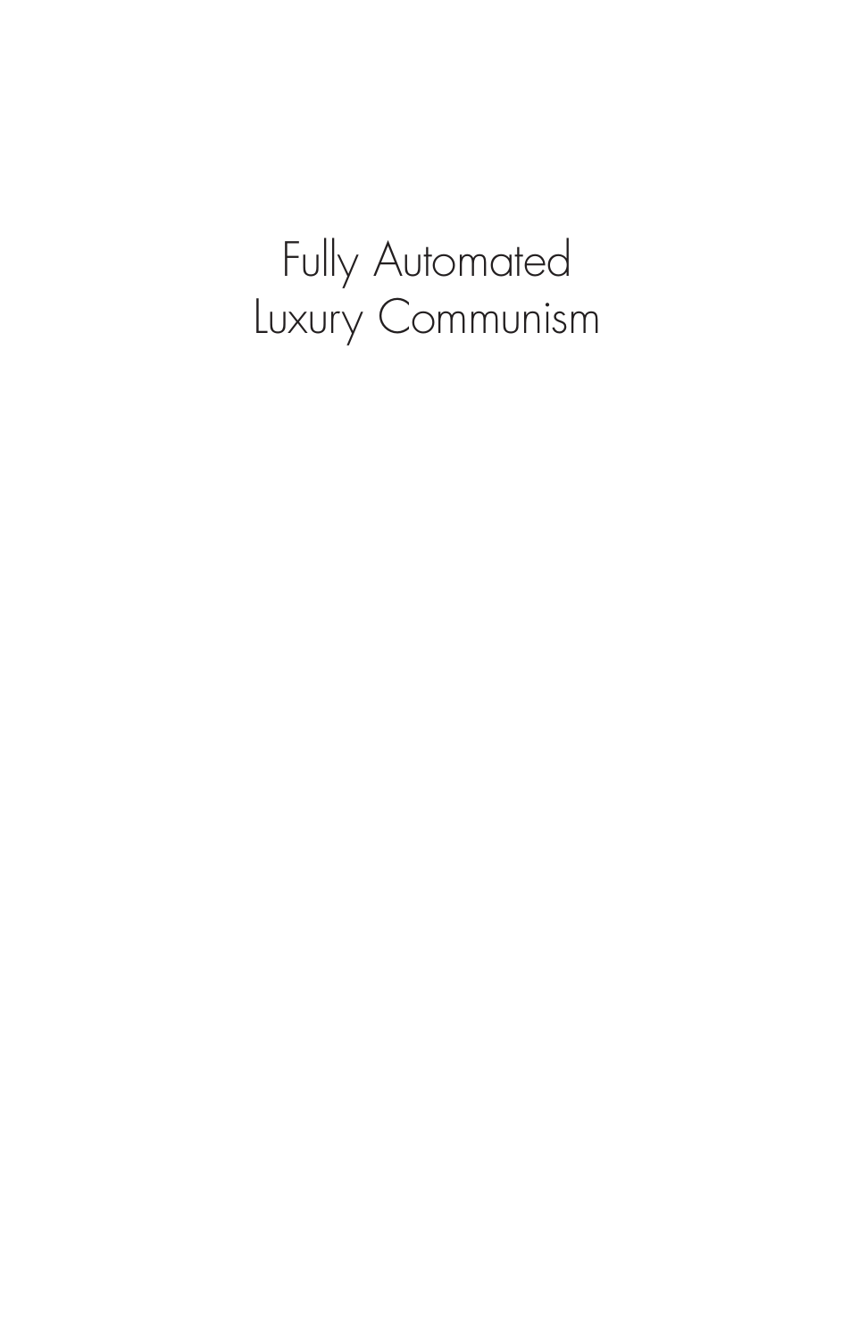# Fully Automated Luxury Communism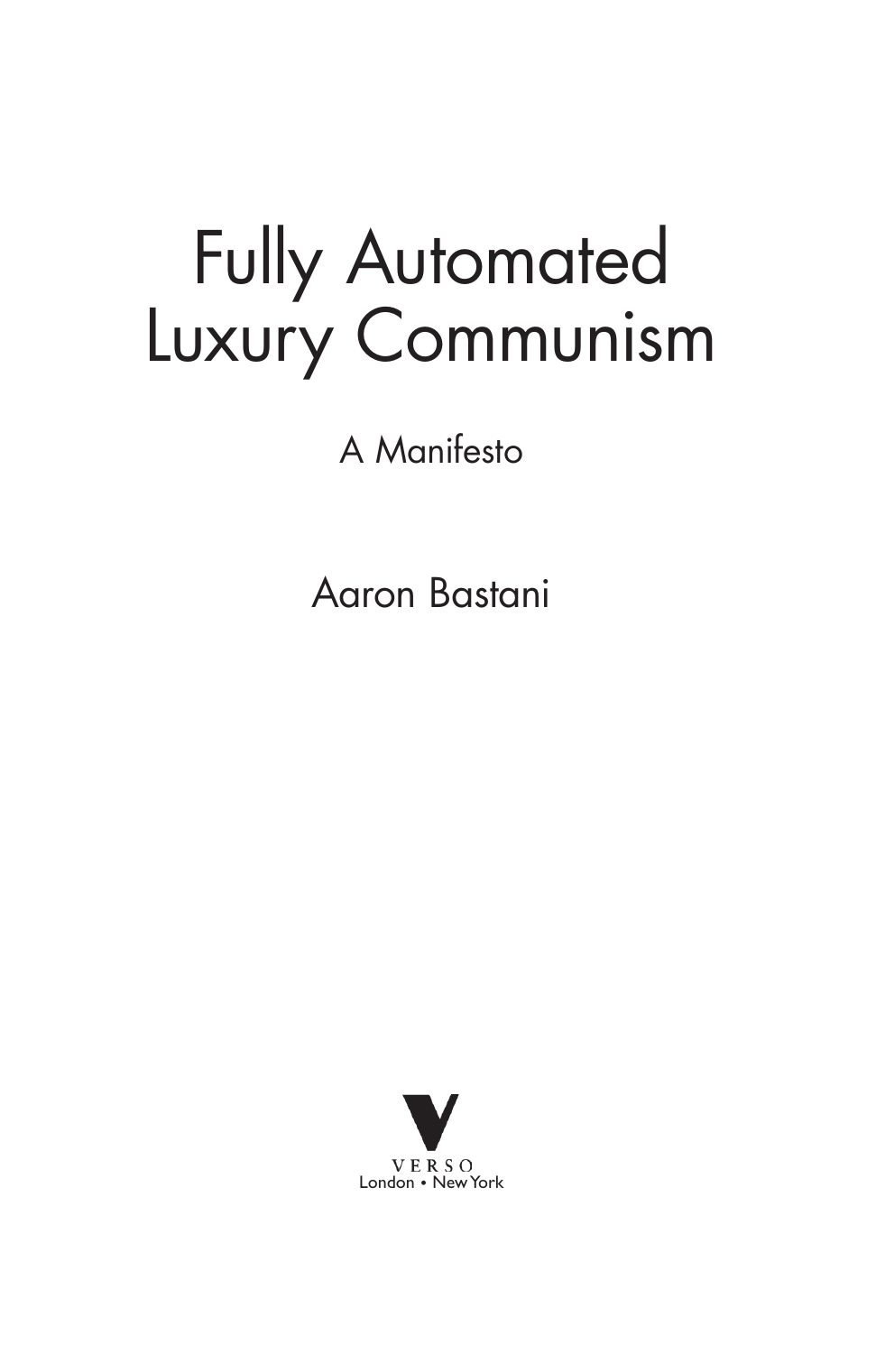# Fully Automated Luxury Communism

## A Manifesto

Aaron Bastani

VERSO
London • New York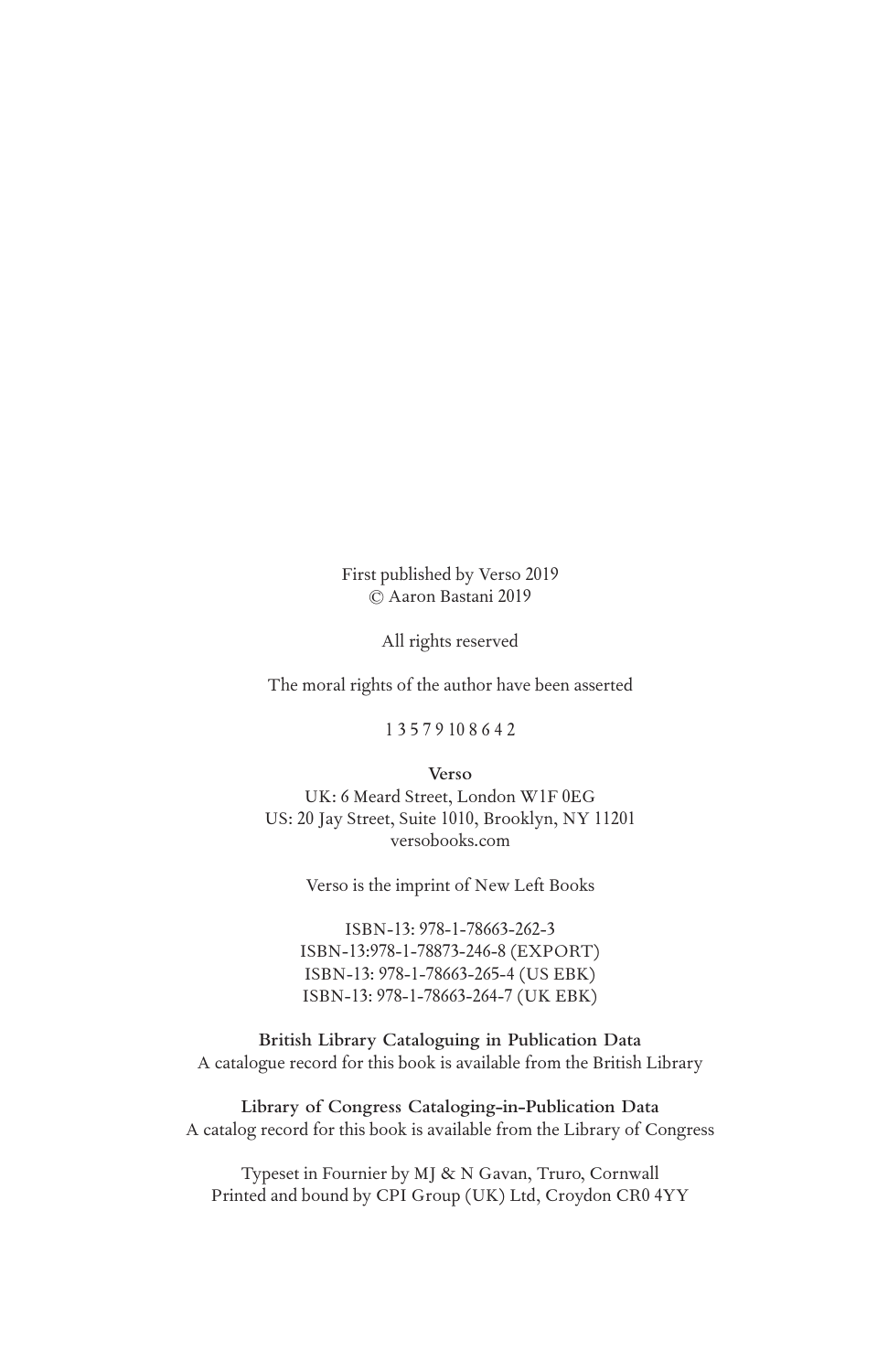First published by Verso 2019
© Aaron Bastani 2019

All rights reserved

The moral rights of the author have been asserted

1 3 5 7 9 10 8 6 4 2

**Verso**
UK: 6 Meard Street, London W1F 0EG
US: 20 Jay Street, Suite 1010, Brooklyn, NY 11201
versobooks.com

Verso is the imprint of New Left Books

ISBN-13: 978-1-78663-262-3
ISBN-13:978-1-78873-246-8 (EXPORT)
ISBN-13: 978-1-78663-265-4 (US EBK)
ISBN-13: 978-1-78663-264-7 (UK EBK)

**British Library Cataloguing in Publication Data**
A catalogue record for this book is available from the British Library

**Library of Congress Cataloging-in-Publication Data**
A catalog record for this book is available from the Library of Congress

Typeset in Fournier by MJ & N Gavan, Truro, Cornwall
Printed and bound by CPI Group (UK) Ltd, Croydon CR0 4YY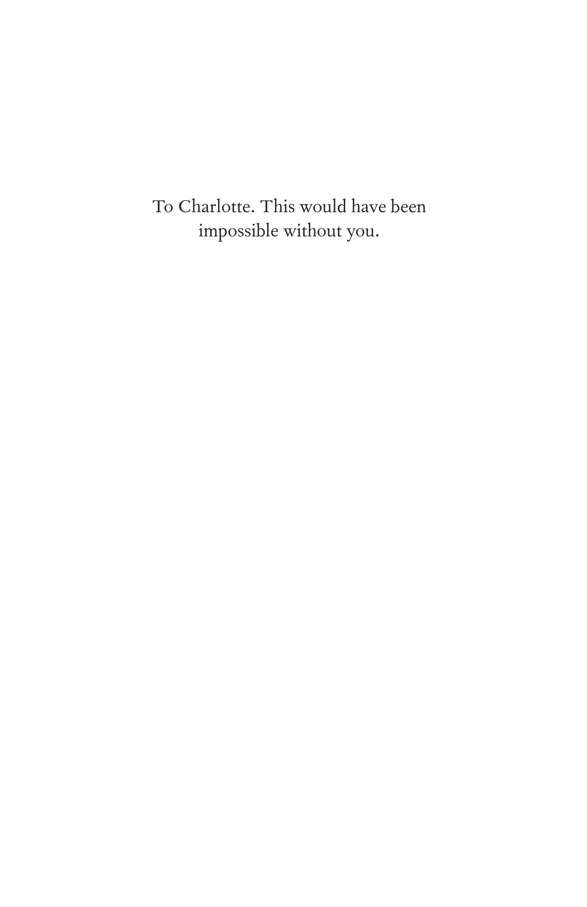To Charlotte. This would have been impossible without you.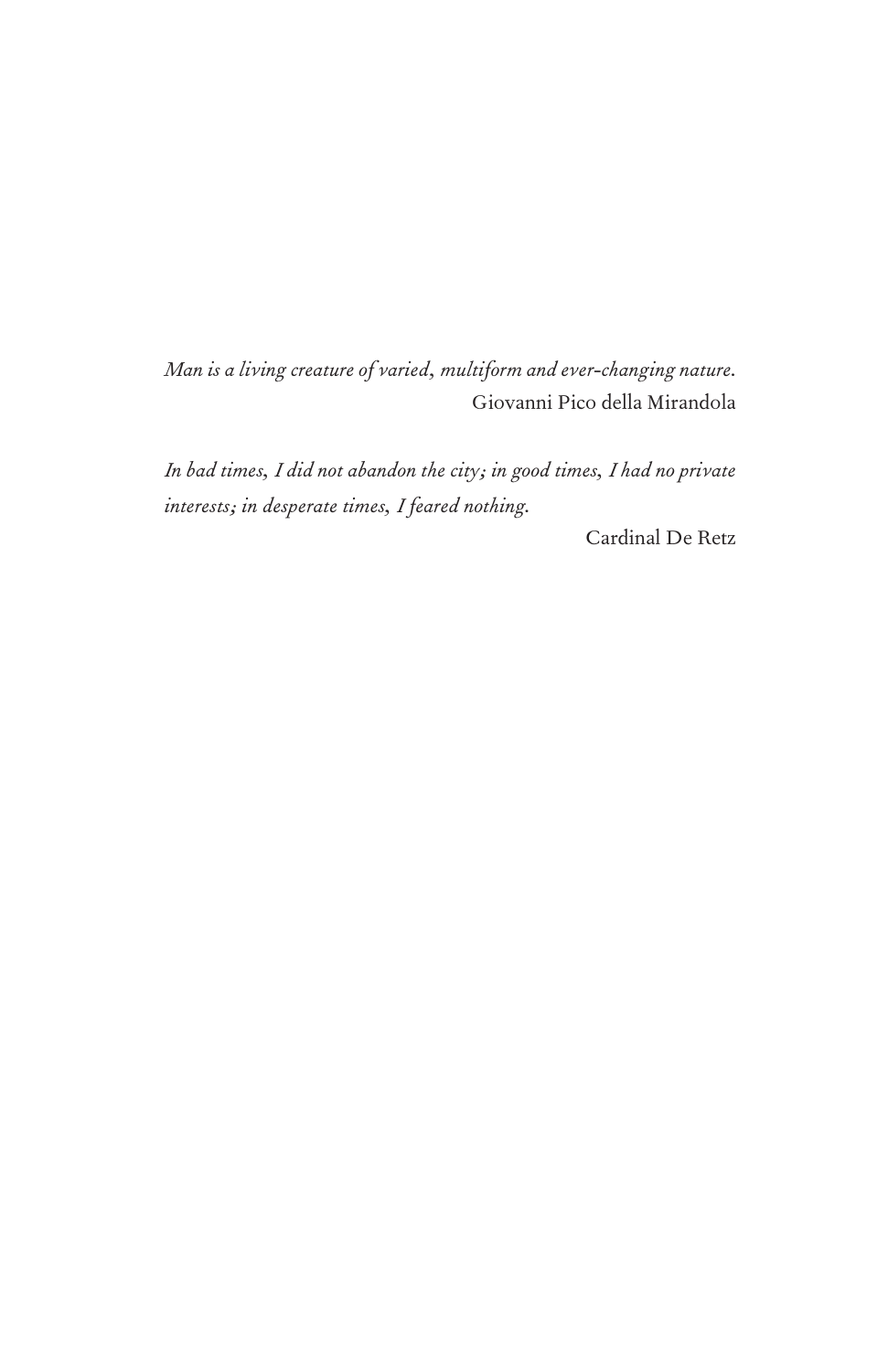*Man is a living creature of varied, multiform and ever-changing nature.*

Giovanni Pico della Mirandola

*In bad times, I did not abandon the city; in good times, I had no private interests; in desperate times, I feared nothing.*

Cardinal De Retz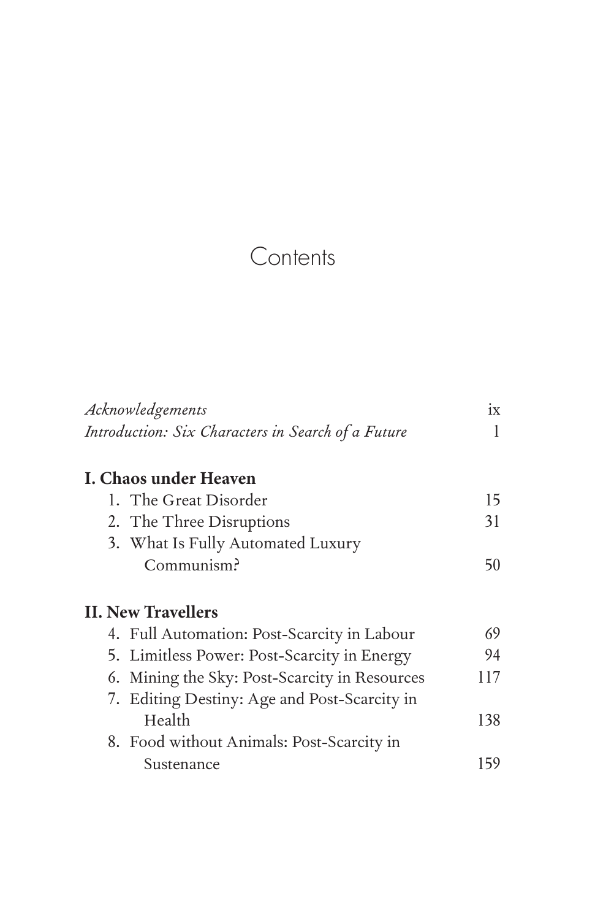# Contents

| | |
|---|---|
| *Acknowledgements* | ix |
| *Introduction: Six Characters in Search of a Future* | 1 |
| **I. Chaos under Heaven** | |
| 1. The Great Disorder | 15 |
| 2. The Three Disruptions | 31 |
| 3. What Is Fully Automated Luxury Communism? | 50 |
| **II. New Travellers** | |
| 4. Full Automation: Post-Scarcity in Labour | 69 |
| 5. Limitless Power: Post-Scarcity in Energy | 94 |
| 6. Mining the Sky: Post-Scarcity in Resources | 117 |
| 7. Editing Destiny: Age and Post-Scarcity in Health | 138 |
| 8. Food without Animals: Post-Scarcity in Sustenance | 159 |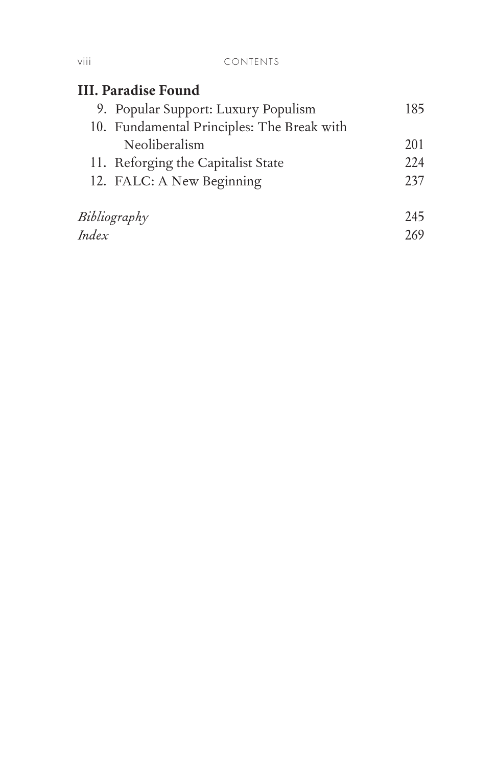## III. Paradise Found

| | |
|---|---|
| 9. Popular Support: Luxury Populism | 185 |
| 10. Fundamental Principles: The Break with Neoliberalism | 201 |
| 11. Reforging the Capitalist State | 224 |
| 12. FALC: A New Beginning | 237 |
| *Bibliography* | 245 |
| *Index* | 269 |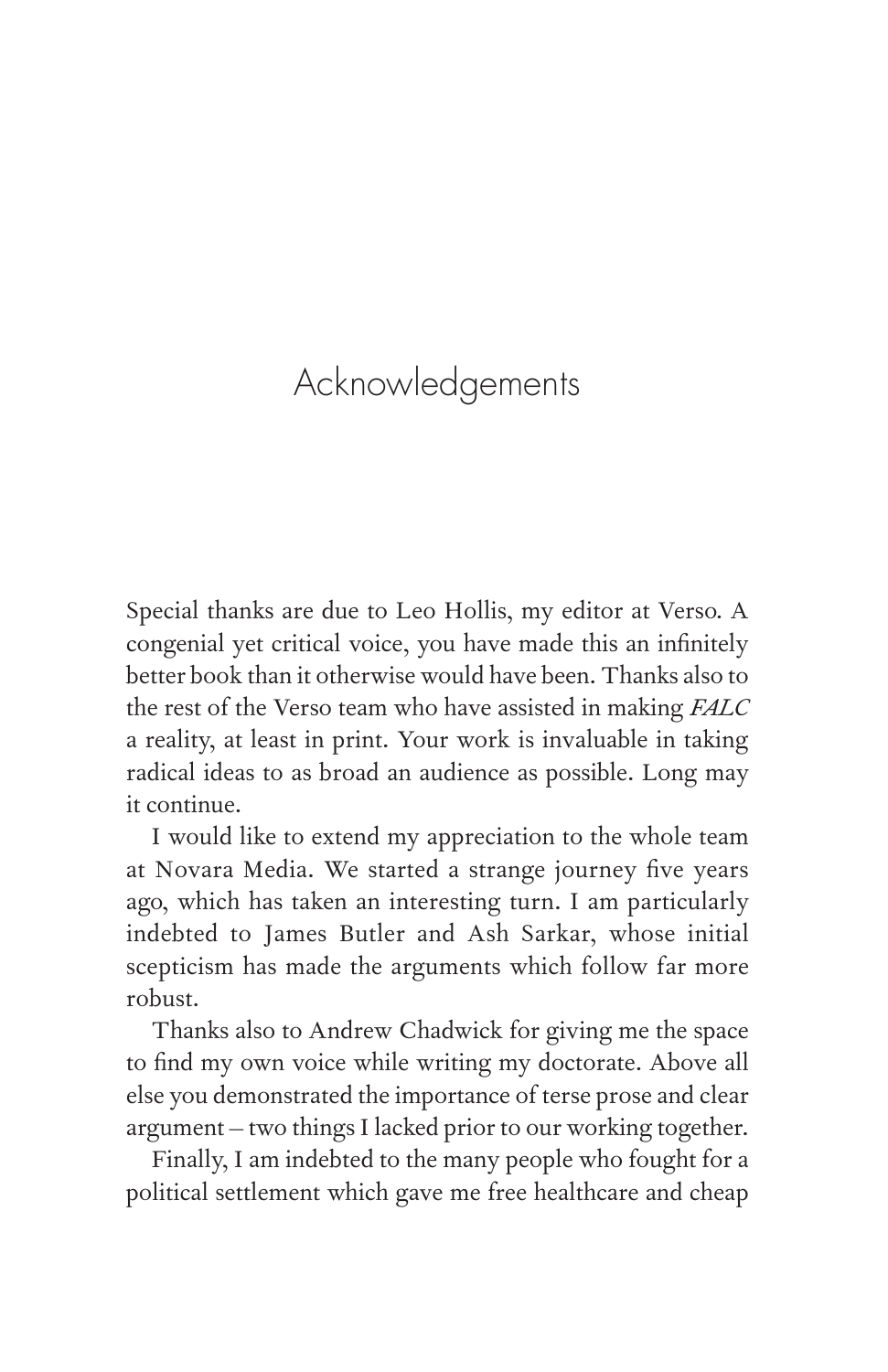# Acknowledgements

Special thanks are due to Leo Hollis, my editor at Verso. A congenial yet critical voice, you have made this an infinitely better book than it otherwise would have been. Thanks also to the rest of the Verso team who have assisted in making *FALC* a reality, at least in print. Your work is invaluable in taking radical ideas to as broad an audience as possible. Long may it continue.

I would like to extend my appreciation to the whole team at Novara Media. We started a strange journey five years ago, which has taken an interesting turn. I am particularly indebted to James Butler and Ash Sarkar, whose initial scepticism has made the arguments which follow far more robust.

Thanks also to Andrew Chadwick for giving me the space to find my own voice while writing my doctorate. Above all else you demonstrated the importance of terse prose and clear argument – two things I lacked prior to our working together.

Finally, I am indebted to the many people who fought for a political settlement which gave me free healthcare and cheap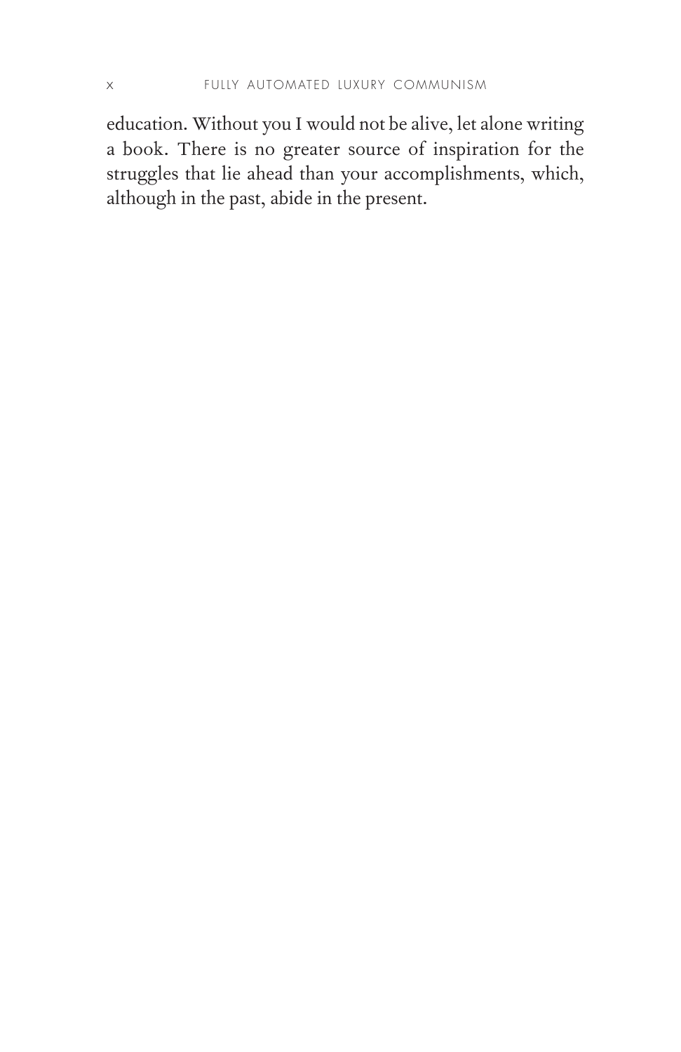education. Without you I would not be alive, let alone writing a book. There is no greater source of inspiration for the struggles that lie ahead than your accomplishments, which, although in the past, abide in the present.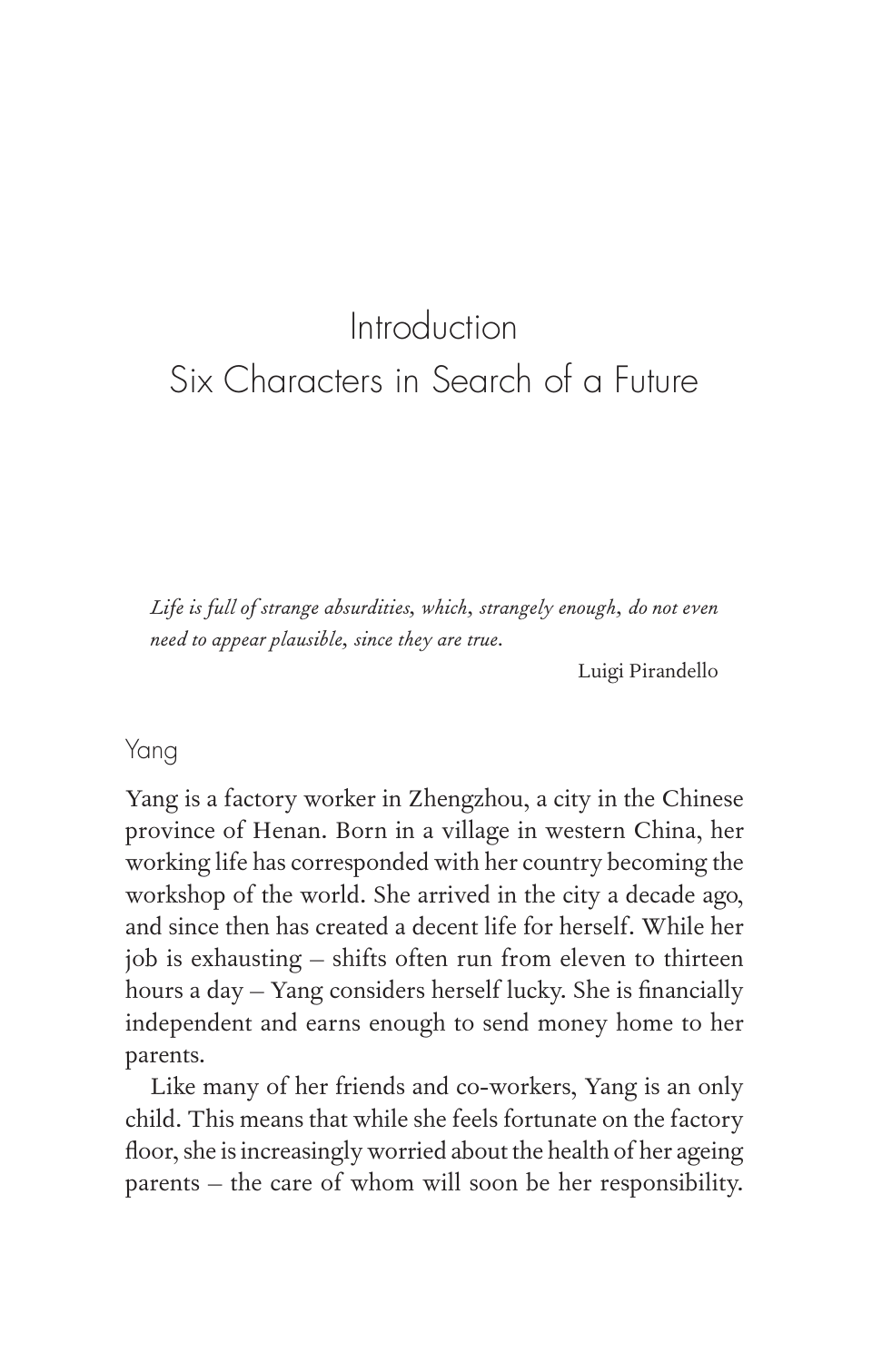# Introduction
# Six Characters in Search of a Future

*Life is full of strange absurdities, which, strangely enough, do not even need to appear plausible, since they are true.*

Luigi Pirandello

## Yang

Yang is a factory worker in Zhengzhou, a city in the Chinese province of Henan. Born in a village in western China, her working life has corresponded with her country becoming the workshop of the world. She arrived in the city a decade ago, and since then has created a decent life for herself. While her job is exhausting – shifts often run from eleven to thirteen hours a day – Yang considers herself lucky. She is financially independent and earns enough to send money home to her parents.

Like many of her friends and co-workers, Yang is an only child. This means that while she feels fortunate on the factory floor, she is increasingly worried about the health of her ageing parents – the care of whom will soon be her responsibility.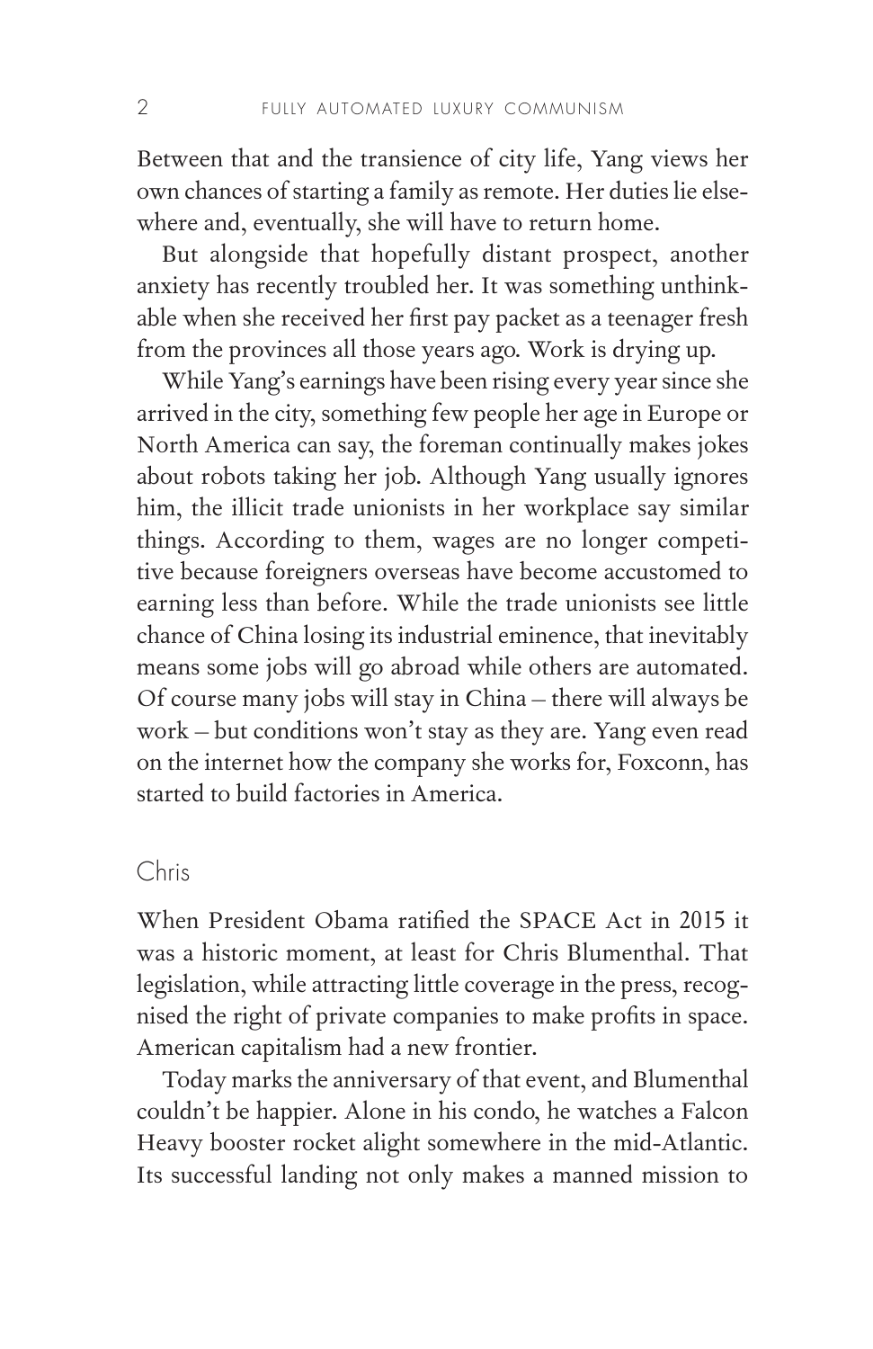Between that and the transience of city life, Yang views her own chances of starting a family as remote. Her duties lie elsewhere and, eventually, she will have to return home.

But alongside that hopefully distant prospect, another anxiety has recently troubled her. It was something unthinkable when she received her first pay packet as a teenager fresh from the provinces all those years ago. Work is drying up.

While Yang's earnings have been rising every year since she arrived in the city, something few people her age in Europe or North America can say, the foreman continually makes jokes about robots taking her job. Although Yang usually ignores him, the illicit trade unionists in her workplace say similar things. According to them, wages are no longer competitive because foreigners overseas have become accustomed to earning less than before. While the trade unionists see little chance of China losing its industrial eminence, that inevitably means some jobs will go abroad while others are automated. Of course many jobs will stay in China – there will always be work – but conditions won't stay as they are. Yang even read on the internet how the company she works for, Foxconn, has started to build factories in America.

## Chris

When President Obama ratified the SPACE Act in 2015 it was a historic moment, at least for Chris Blumenthal. That legislation, while attracting little coverage in the press, recognised the right of private companies to make profits in space. American capitalism had a new frontier.

Today marks the anniversary of that event, and Blumenthal couldn't be happier. Alone in his condo, he watches a Falcon Heavy booster rocket alight somewhere in the mid-Atlantic. Its successful landing not only makes a manned mission to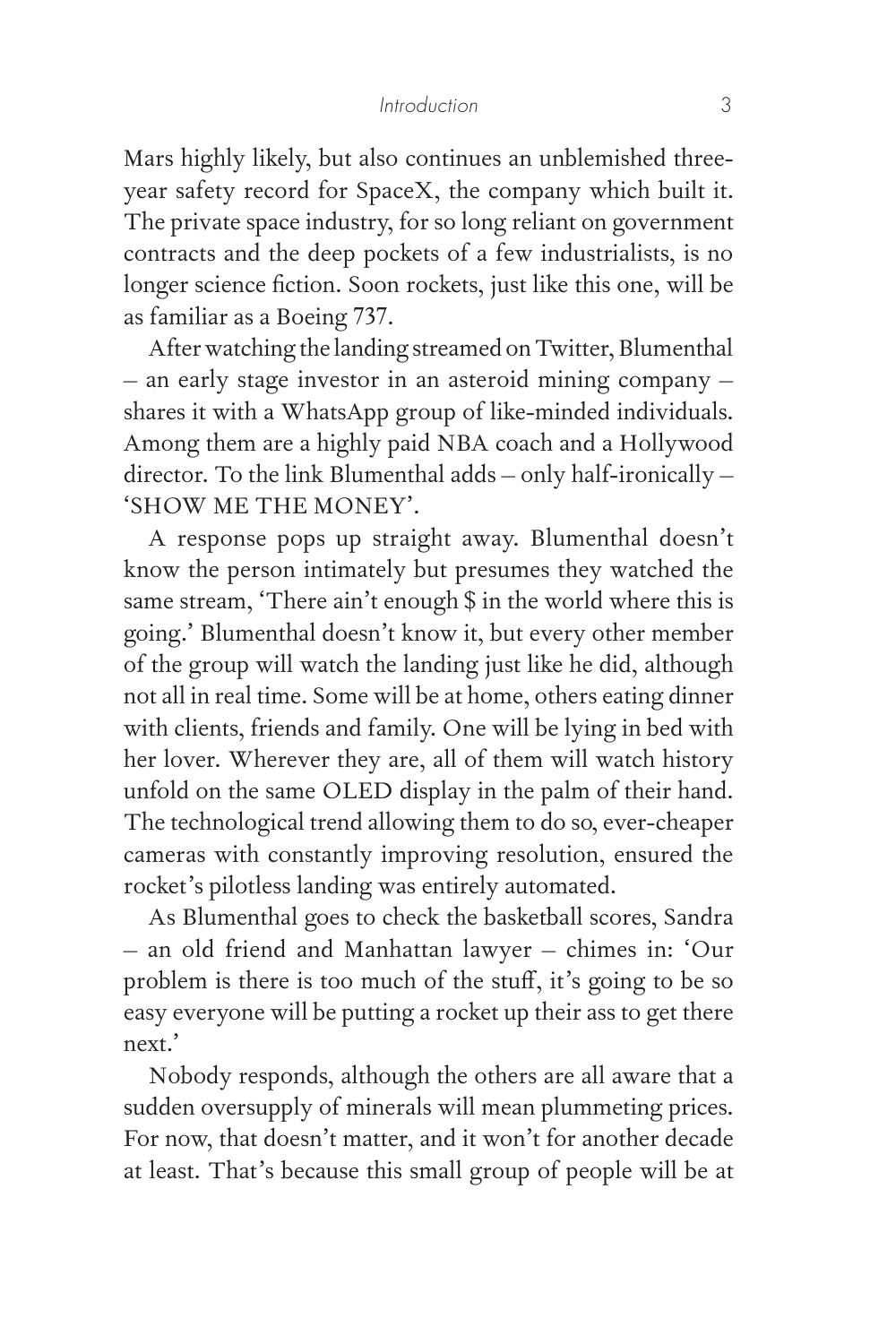Mars highly likely, but also continues an unblemished three-year safety record for SpaceX, the company which built it. The private space industry, for so long reliant on government contracts and the deep pockets of a few industrialists, is no longer science fiction. Soon rockets, just like this one, will be as familiar as a Boeing 737.

After watching the landing streamed on Twitter, Blumenthal – an early stage investor in an asteroid mining company – shares it with a WhatsApp group of like-minded individuals. Among them are a highly paid NBA coach and a Hollywood director. To the link Blumenthal adds – only half-ironically – 'SHOW ME THE MONEY'.

A response pops up straight away. Blumenthal doesn't know the person intimately but presumes they watched the same stream, 'There ain't enough $ in the world where this is going.' Blumenthal doesn't know it, but every other member of the group will watch the landing just like he did, although not all in real time. Some will be at home, others eating dinner with clients, friends and family. One will be lying in bed with her lover. Wherever they are, all of them will watch history unfold on the same OLED display in the palm of their hand. The technological trend allowing them to do so, ever-cheaper cameras with constantly improving resolution, ensured the rocket's pilotless landing was entirely automated.

As Blumenthal goes to check the basketball scores, Sandra – an old friend and Manhattan lawyer – chimes in: 'Our problem is there is too much of the stuff, it's going to be so easy everyone will be putting a rocket up their ass to get there next.'

Nobody responds, although the others are all aware that a sudden oversupply of minerals will mean plummeting prices. For now, that doesn't matter, and it won't for another decade at least. That's because this small group of people will be at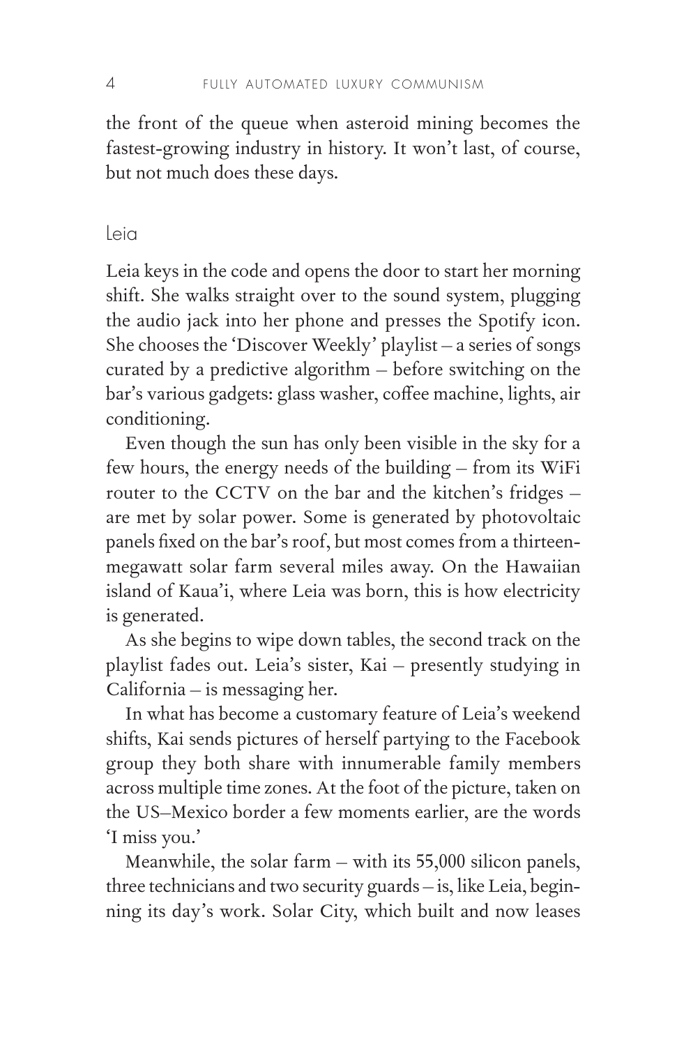the front of the queue when asteroid mining becomes the fastest-growing industry in history. It won't last, of course, but not much does these days.

### Leia

Leia keys in the code and opens the door to start her morning shift. She walks straight over to the sound system, plugging the audio jack into her phone and presses the Spotify icon. She chooses the 'Discover Weekly' playlist – a series of songs curated by a predictive algorithm – before switching on the bar's various gadgets: glass washer, coffee machine, lights, air conditioning.

Even though the sun has only been visible in the sky for a few hours, the energy needs of the building – from its WiFi router to the CCTV on the bar and the kitchen's fridges – are met by solar power. Some is generated by photovoltaic panels fixed on the bar's roof, but most comes from a thirteen-megawatt solar farm several miles away. On the Hawaiian island of Kaua'i, where Leia was born, this is how electricity is generated.

As she begins to wipe down tables, the second track on the playlist fades out. Leia's sister, Kai – presently studying in California – is messaging her.

In what has become a customary feature of Leia's weekend shifts, Kai sends pictures of herself partying to the Facebook group they both share with innumerable family members across multiple time zones. At the foot of the picture, taken on the US–Mexico border a few moments earlier, are the words 'I miss you.'

Meanwhile, the solar farm – with its 55,000 silicon panels, three technicians and two security guards – is, like Leia, beginning its day's work. Solar City, which built and now leases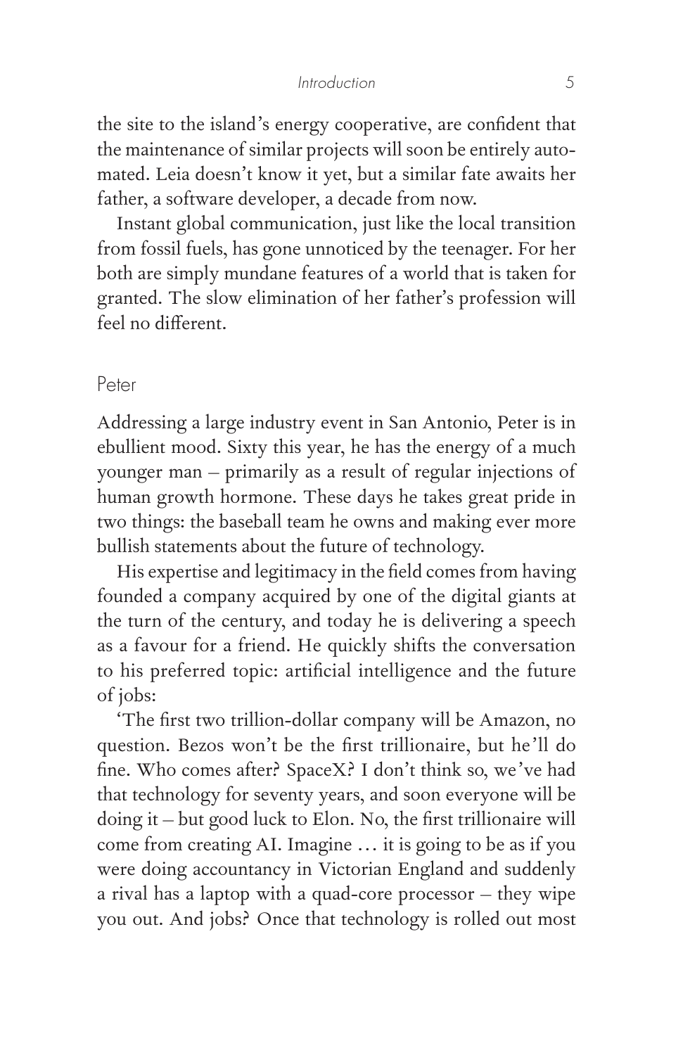the site to the island's energy cooperative, are confident that the maintenance of similar projects will soon be entirely automated. Leia doesn't know it yet, but a similar fate awaits her father, a software developer, a decade from now.

Instant global communication, just like the local transition from fossil fuels, has gone unnoticed by the teenager. For her both are simply mundane features of a world that is taken for granted. The slow elimination of her father's profession will feel no different.

## Peter

Addressing a large industry event in San Antonio, Peter is in ebullient mood. Sixty this year, he has the energy of a much younger man – primarily as a result of regular injections of human growth hormone. These days he takes great pride in two things: the baseball team he owns and making ever more bullish statements about the future of technology.

His expertise and legitimacy in the field comes from having founded a company acquired by one of the digital giants at the turn of the century, and today he is delivering a speech as a favour for a friend. He quickly shifts the conversation to his preferred topic: artificial intelligence and the future of jobs:

'The first two trillion-dollar company will be Amazon, no question. Bezos won't be the first trillionaire, but he'll do fine. Who comes after? SpaceX? I don't think so, we've had that technology for seventy years, and soon everyone will be doing it – but good luck to Elon. No, the first trillionaire will come from creating AI. Imagine … it is going to be as if you were doing accountancy in Victorian England and suddenly a rival has a laptop with a quad-core processor – they wipe you out. And jobs? Once that technology is rolled out most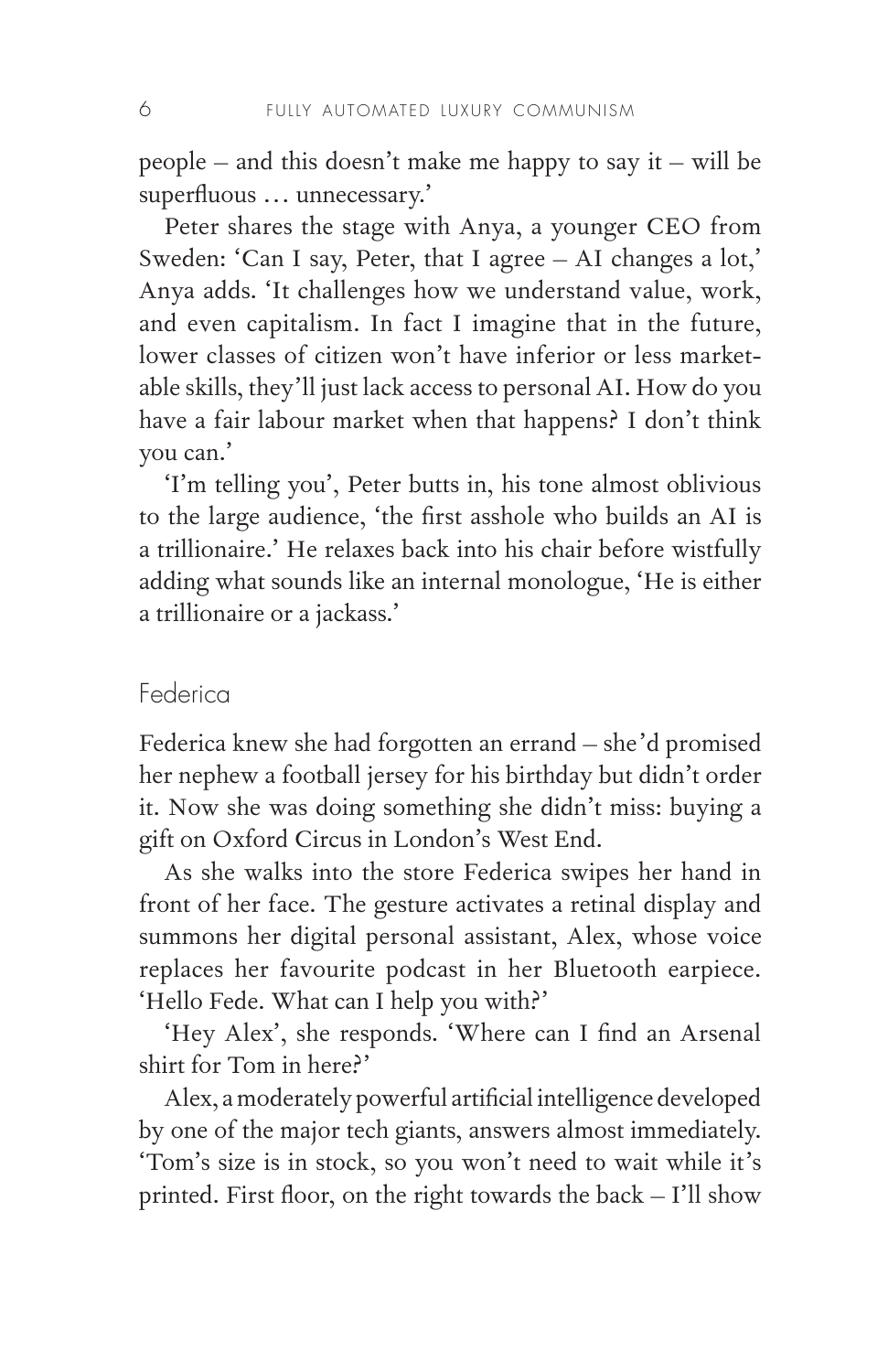people – and this doesn't make me happy to say it – will be superfluous … unnecessary.'

Peter shares the stage with Anya, a younger CEO from Sweden: 'Can I say, Peter, that I agree – AI changes a lot,' Anya adds. 'It challenges how we understand value, work, and even capitalism. In fact I imagine that in the future, lower classes of citizen won't have inferior or less marketable skills, they'll just lack access to personal AI. How do you have a fair labour market when that happens? I don't think you can.'

'I'm telling you', Peter butts in, his tone almost oblivious to the large audience, 'the first asshole who builds an AI is a trillionaire.' He relaxes back into his chair before wistfully adding what sounds like an internal monologue, 'He is either a trillionaire or a jackass.'

## Federica

Federica knew she had forgotten an errand – she'd promised her nephew a football jersey for his birthday but didn't order it. Now she was doing something she didn't miss: buying a gift on Oxford Circus in London's West End.

As she walks into the store Federica swipes her hand in front of her face. The gesture activates a retinal display and summons her digital personal assistant, Alex, whose voice replaces her favourite podcast in her Bluetooth earpiece. 'Hello Fede. What can I help you with?'

'Hey Alex', she responds. 'Where can I find an Arsenal shirt for Tom in here?'

Alex, a moderately powerful artificial intelligence developed by one of the major tech giants, answers almost immediately. 'Tom's size is in stock, so you won't need to wait while it's printed. First floor, on the right towards the back – I'll show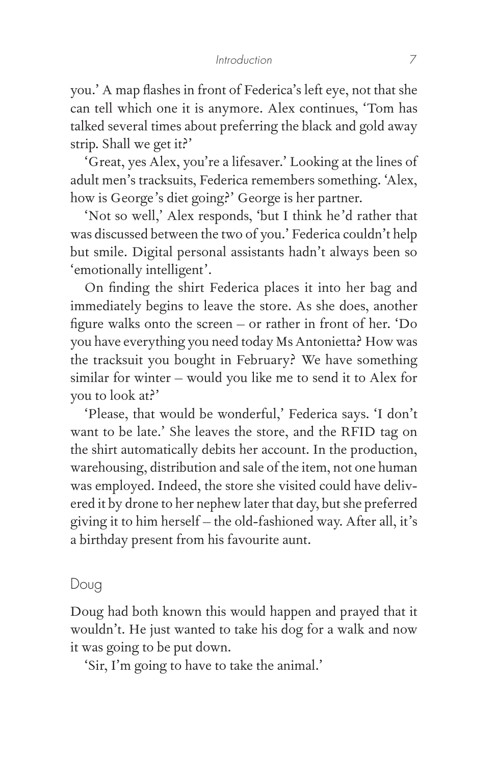you.' A map flashes in front of Federica's left eye, not that she can tell which one it is anymore. Alex continues, 'Tom has talked several times about preferring the black and gold away strip. Shall we get it?'

'Great, yes Alex, you're a lifesaver.' Looking at the lines of adult men's tracksuits, Federica remembers something. 'Alex, how is George's diet going?' George is her partner.

'Not so well,' Alex responds, 'but I think he'd rather that was discussed between the two of you.' Federica couldn't help but smile. Digital personal assistants hadn't always been so 'emotionally intelligent'.

On finding the shirt Federica places it into her bag and immediately begins to leave the store. As she does, another figure walks onto the screen – or rather in front of her. 'Do you have everything you need today Ms Antonietta? How was the tracksuit you bought in February? We have something similar for winter – would you like me to send it to Alex for you to look at?'

'Please, that would be wonderful,' Federica says. 'I don't want to be late.' She leaves the store, and the RFID tag on the shirt automatically debits her account. In the production, warehousing, distribution and sale of the item, not one human was employed. Indeed, the store she visited could have delivered it by drone to her nephew later that day, but she preferred giving it to him herself – the old-fashioned way. After all, it's a birthday present from his favourite aunt.

## Doug

Doug had both known this would happen and prayed that it wouldn't. He just wanted to take his dog for a walk and now it was going to be put down.

'Sir, I'm going to have to take the animal.'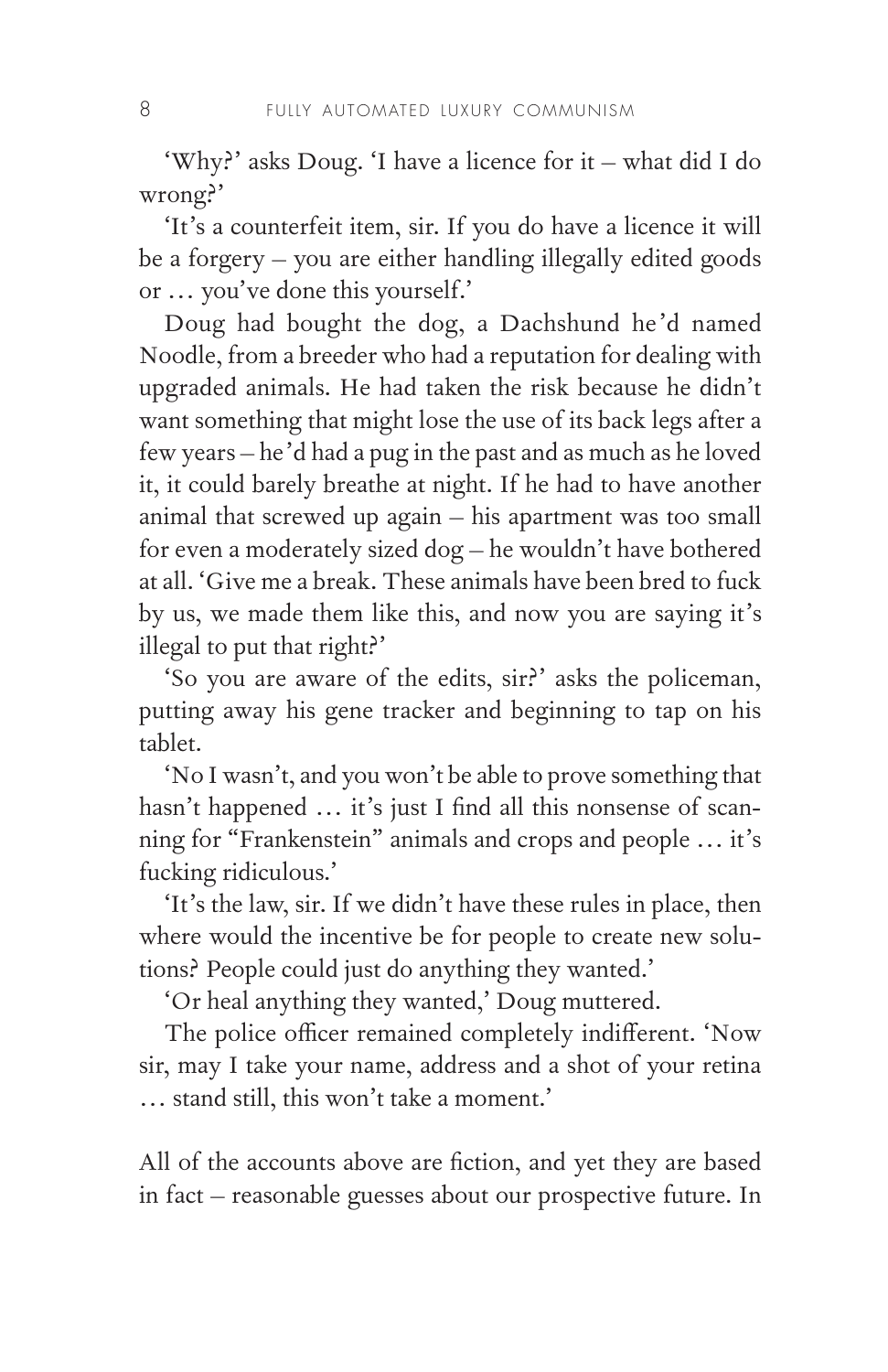'Why?' asks Doug. 'I have a licence for it – what did I do wrong?'

'It's a counterfeit item, sir. If you do have a licence it will be a forgery – you are either handling illegally edited goods or … you've done this yourself.'

Doug had bought the dog, a Dachshund he'd named Noodle, from a breeder who had a reputation for dealing with upgraded animals. He had taken the risk because he didn't want something that might lose the use of its back legs after a few years – he'd had a pug in the past and as much as he loved it, it could barely breathe at night. If he had to have another animal that screwed up again – his apartment was too small for even a moderately sized dog – he wouldn't have bothered at all. 'Give me a break. These animals have been bred to fuck by us, we made them like this, and now you are saying it's illegal to put that right?'

'So you are aware of the edits, sir?' asks the policeman, putting away his gene tracker and beginning to tap on his tablet.

'No I wasn't, and you won't be able to prove something that hasn't happened … it's just I find all this nonsense of scanning for "Frankenstein" animals and crops and people … it's fucking ridiculous.'

'It's the law, sir. If we didn't have these rules in place, then where would the incentive be for people to create new solutions? People could just do anything they wanted.'

'Or heal anything they wanted,' Doug muttered.

The police officer remained completely indifferent. 'Now sir, may I take your name, address and a shot of your retina … stand still, this won't take a moment.'

All of the accounts above are fiction, and yet they are based in fact – reasonable guesses about our prospective future. In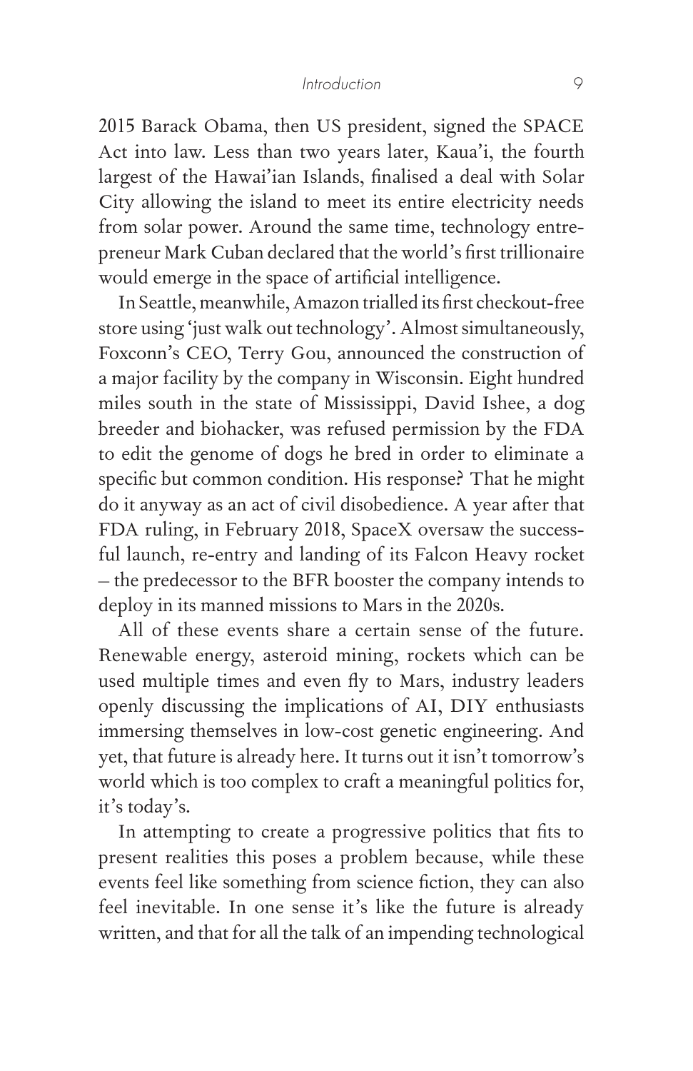2015 Barack Obama, then US president, signed the SPACE Act into law. Less than two years later, Kaua'i, the fourth largest of the Hawai'ian Islands, finalised a deal with Solar City allowing the island to meet its entire electricity needs from solar power. Around the same time, technology entrepreneur Mark Cuban declared that the world's first trillionaire would emerge in the space of artificial intelligence.

In Seattle, meanwhile, Amazon trialled its first checkout-free store using 'just walk out technology'. Almost simultaneously, Foxconn's CEO, Terry Gou, announced the construction of a major facility by the company in Wisconsin. Eight hundred miles south in the state of Mississippi, David Ishee, a dog breeder and biohacker, was refused permission by the FDA to edit the genome of dogs he bred in order to eliminate a specific but common condition. His response? That he might do it anyway as an act of civil disobedience. A year after that FDA ruling, in February 2018, SpaceX oversaw the successful launch, re-entry and landing of its Falcon Heavy rocket – the predecessor to the BFR booster the company intends to deploy in its manned missions to Mars in the 2020s.

All of these events share a certain sense of the future. Renewable energy, asteroid mining, rockets which can be used multiple times and even fly to Mars, industry leaders openly discussing the implications of AI, DIY enthusiasts immersing themselves in low-cost genetic engineering. And yet, that future is already here. It turns out it isn't tomorrow's world which is too complex to craft a meaningful politics for, it's today's.

In attempting to create a progressive politics that fits to present realities this poses a problem because, while these events feel like something from science fiction, they can also feel inevitable. In one sense it's like the future is already written, and that for all the talk of an impending technological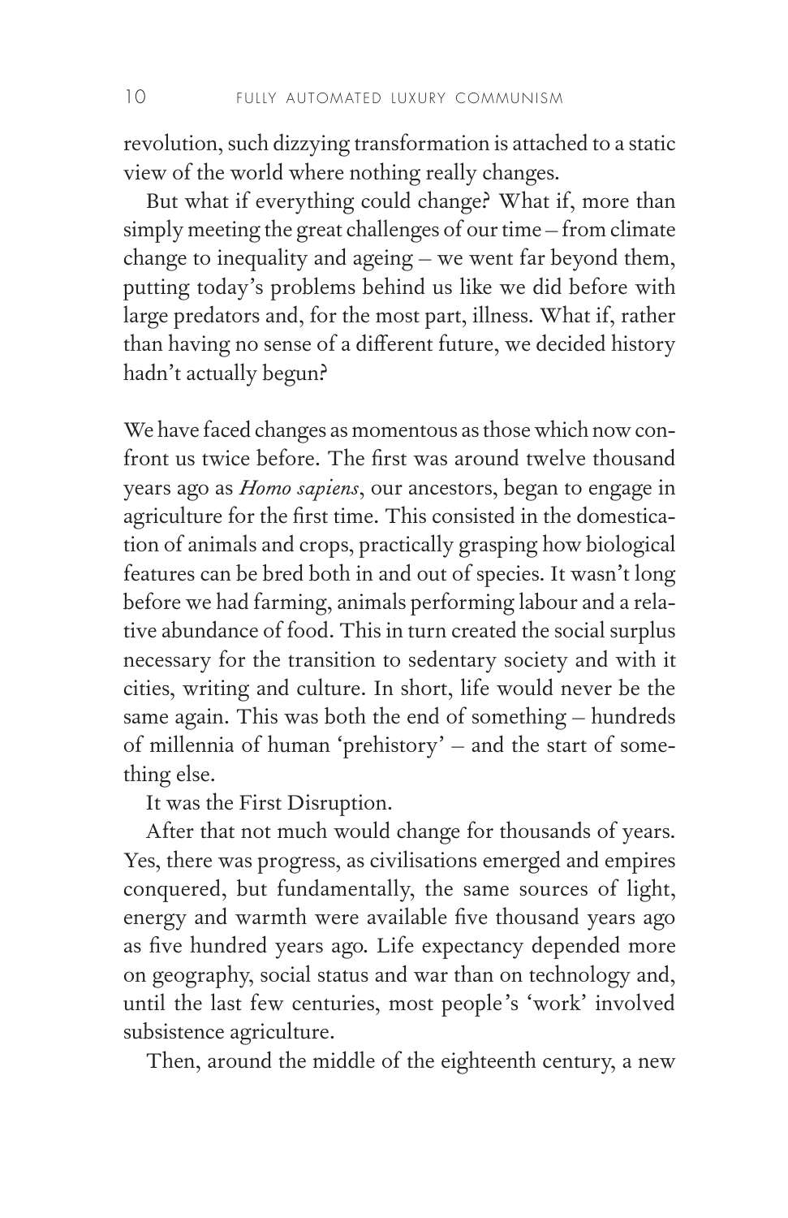revolution, such dizzying transformation is attached to a static view of the world where nothing really changes.

But what if everything could change? What if, more than simply meeting the great challenges of our time – from climate change to inequality and ageing – we went far beyond them, putting today's problems behind us like we did before with large predators and, for the most part, illness. What if, rather than having no sense of a different future, we decided history hadn't actually begun?

We have faced changes as momentous as those which now confront us twice before. The first was around twelve thousand years ago as *Homo sapiens*, our ancestors, began to engage in agriculture for the first time. This consisted in the domestication of animals and crops, practically grasping how biological features can be bred both in and out of species. It wasn't long before we had farming, animals performing labour and a relative abundance of food. This in turn created the social surplus necessary for the transition to sedentary society and with it cities, writing and culture. In short, life would never be the same again. This was both the end of something – hundreds of millennia of human 'prehistory' – and the start of something else.

It was the First Disruption.

After that not much would change for thousands of years. Yes, there was progress, as civilisations emerged and empires conquered, but fundamentally, the same sources of light, energy and warmth were available five thousand years ago as five hundred years ago. Life expectancy depended more on geography, social status and war than on technology and, until the last few centuries, most people's 'work' involved subsistence agriculture.

Then, around the middle of the eighteenth century, a new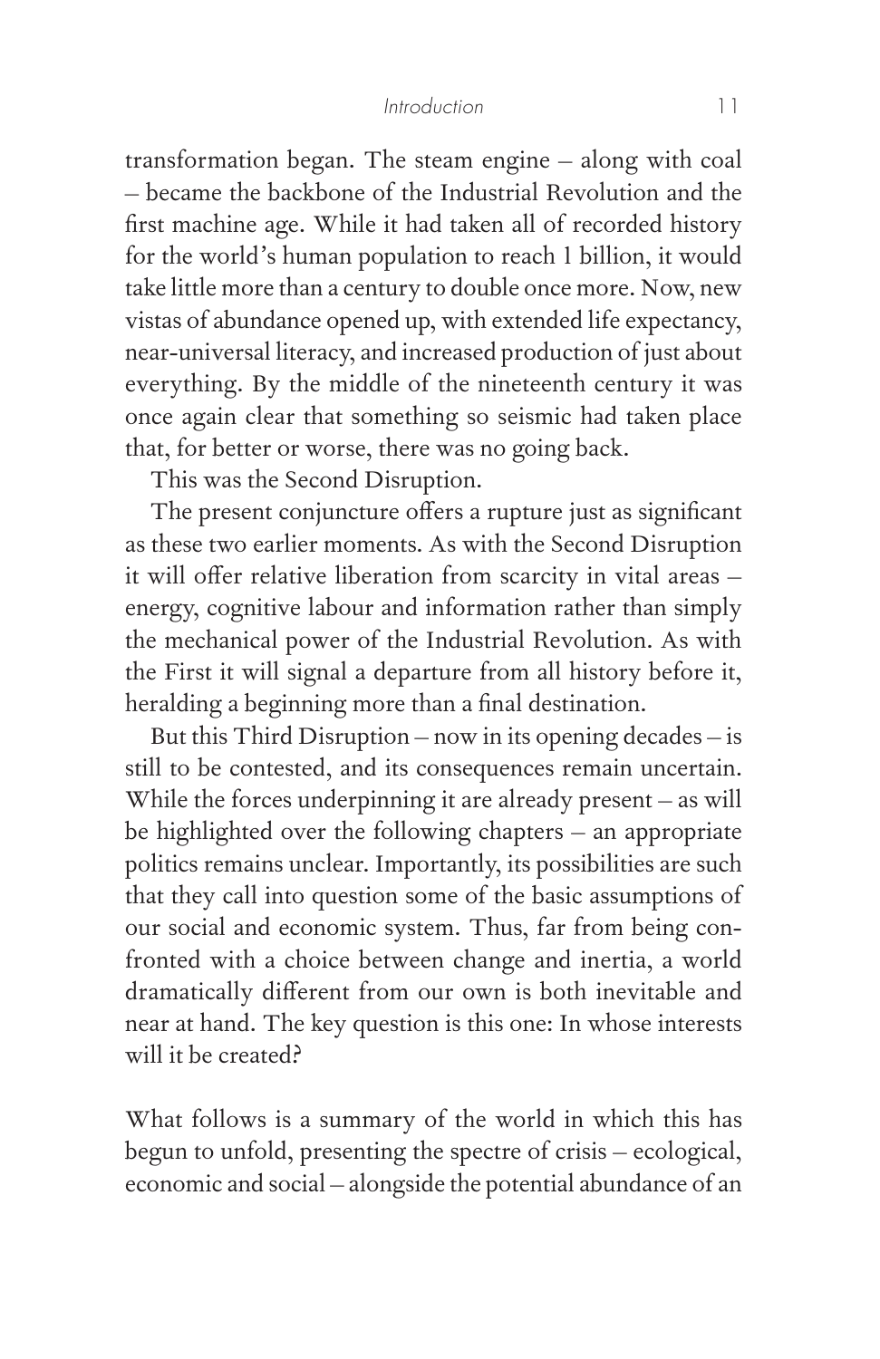transformation began. The steam engine – along with coal – became the backbone of the Industrial Revolution and the first machine age. While it had taken all of recorded history for the world's human population to reach 1 billion, it would take little more than a century to double once more. Now, new vistas of abundance opened up, with extended life expectancy, near-universal literacy, and increased production of just about everything. By the middle of the nineteenth century it was once again clear that something so seismic had taken place that, for better or worse, there was no going back.

This was the Second Disruption.

The present conjuncture offers a rupture just as significant as these two earlier moments. As with the Second Disruption it will offer relative liberation from scarcity in vital areas – energy, cognitive labour and information rather than simply the mechanical power of the Industrial Revolution. As with the First it will signal a departure from all history before it, heralding a beginning more than a final destination.

But this Third Disruption – now in its opening decades – is still to be contested, and its consequences remain uncertain. While the forces underpinning it are already present – as will be highlighted over the following chapters – an appropriate politics remains unclear. Importantly, its possibilities are such that they call into question some of the basic assumptions of our social and economic system. Thus, far from being confronted with a choice between change and inertia, a world dramatically different from our own is both inevitable and near at hand. The key question is this one: In whose interests will it be created?

What follows is a summary of the world in which this has begun to unfold, presenting the spectre of crisis – ecological, economic and social – alongside the potential abundance of an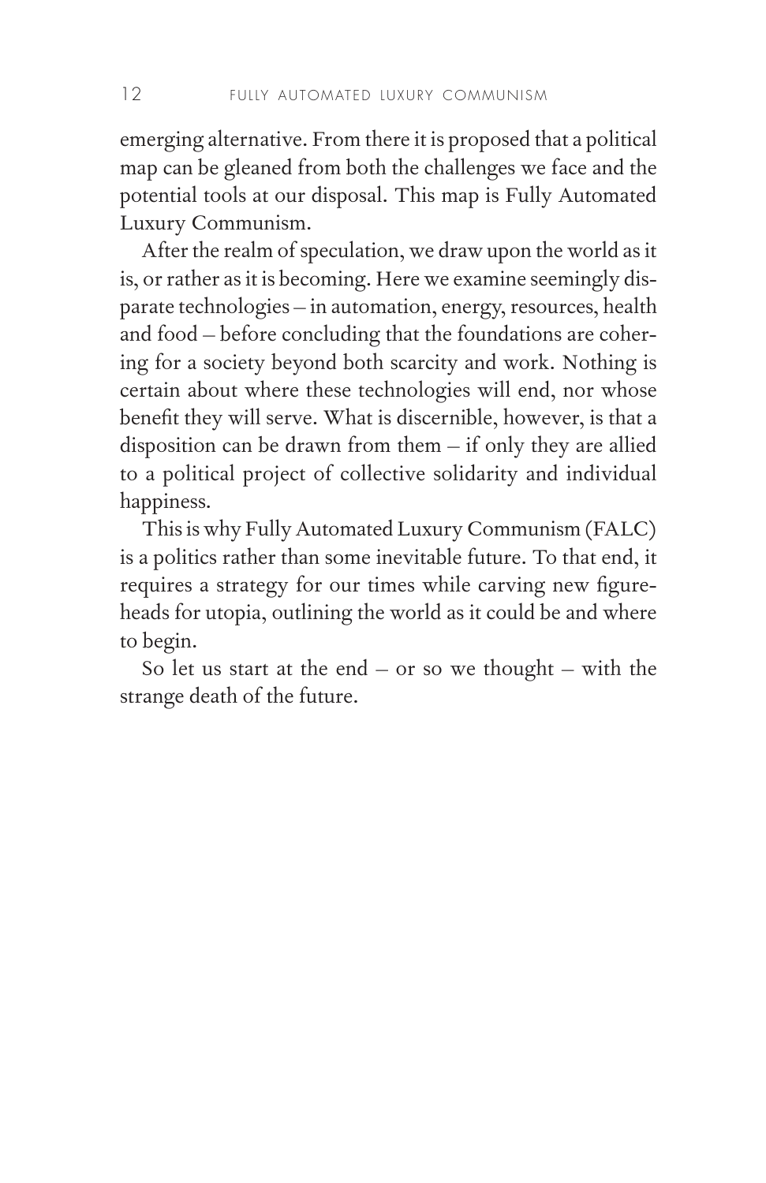emerging alternative. From there it is proposed that a political map can be gleaned from both the challenges we face and the potential tools at our disposal. This map is Fully Automated Luxury Communism.

After the realm of speculation, we draw upon the world as it is, or rather as it is becoming. Here we examine seemingly disparate technologies – in automation, energy, resources, health and food – before concluding that the foundations are cohering for a society beyond both scarcity and work. Nothing is certain about where these technologies will end, nor whose benefit they will serve. What is discernible, however, is that a disposition can be drawn from them – if only they are allied to a political project of collective solidarity and individual happiness.

This is why Fully Automated Luxury Communism (FALC) is a politics rather than some inevitable future. To that end, it requires a strategy for our times while carving new figureheads for utopia, outlining the world as it could be and where to begin.

So let us start at the end – or so we thought – with the strange death of the future.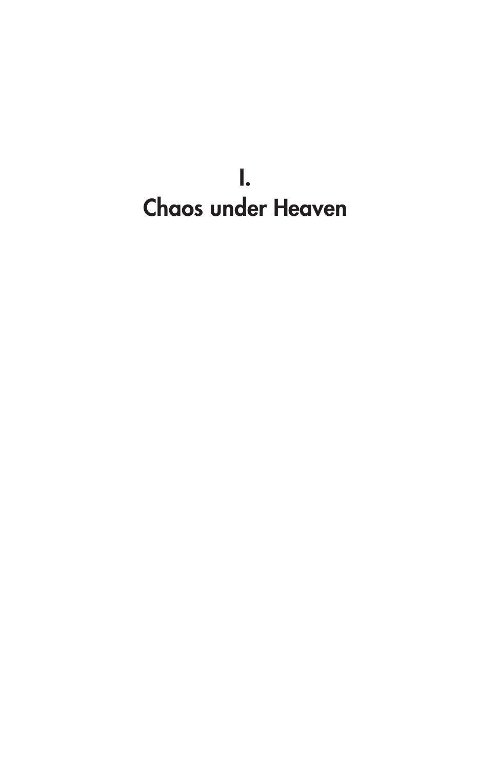# I.
# Chaos under Heaven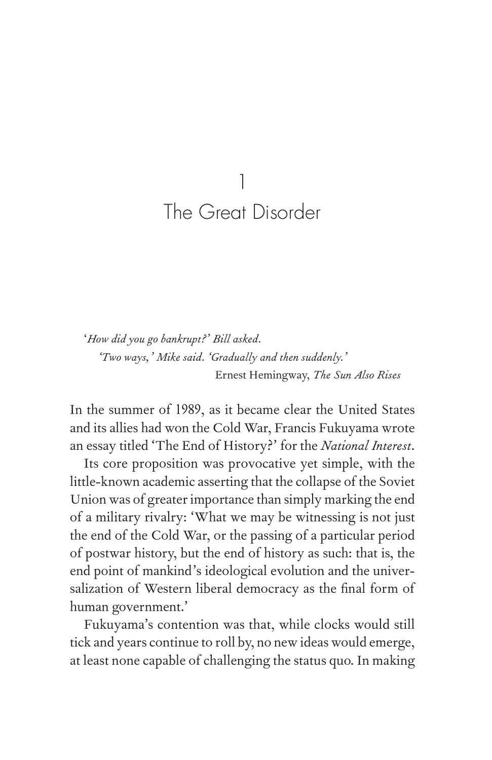# 1
# The Great Disorder

*'How did you go bankrupt?' Bill asked.*
*'Two ways,' Mike said. 'Gradually and then suddenly.'*
Ernest Hemingway, *The Sun Also Rises*

In the summer of 1989, as it became clear the United States and its allies had won the Cold War, Francis Fukuyama wrote an essay titled 'The End of History?' for the *National Interest*.

Its core proposition was provocative yet simple, with the little-known academic asserting that the collapse of the Soviet Union was of greater importance than simply marking the end of a military rivalry: 'What we may be witnessing is not just the end of the Cold War, or the passing of a particular period of postwar history, but the end of history as such: that is, the end point of mankind's ideological evolution and the universalization of Western liberal democracy as the final form of human government.'

Fukuyama's contention was that, while clocks would still tick and years continue to roll by, no new ideas would emerge, at least none capable of challenging the status quo. In making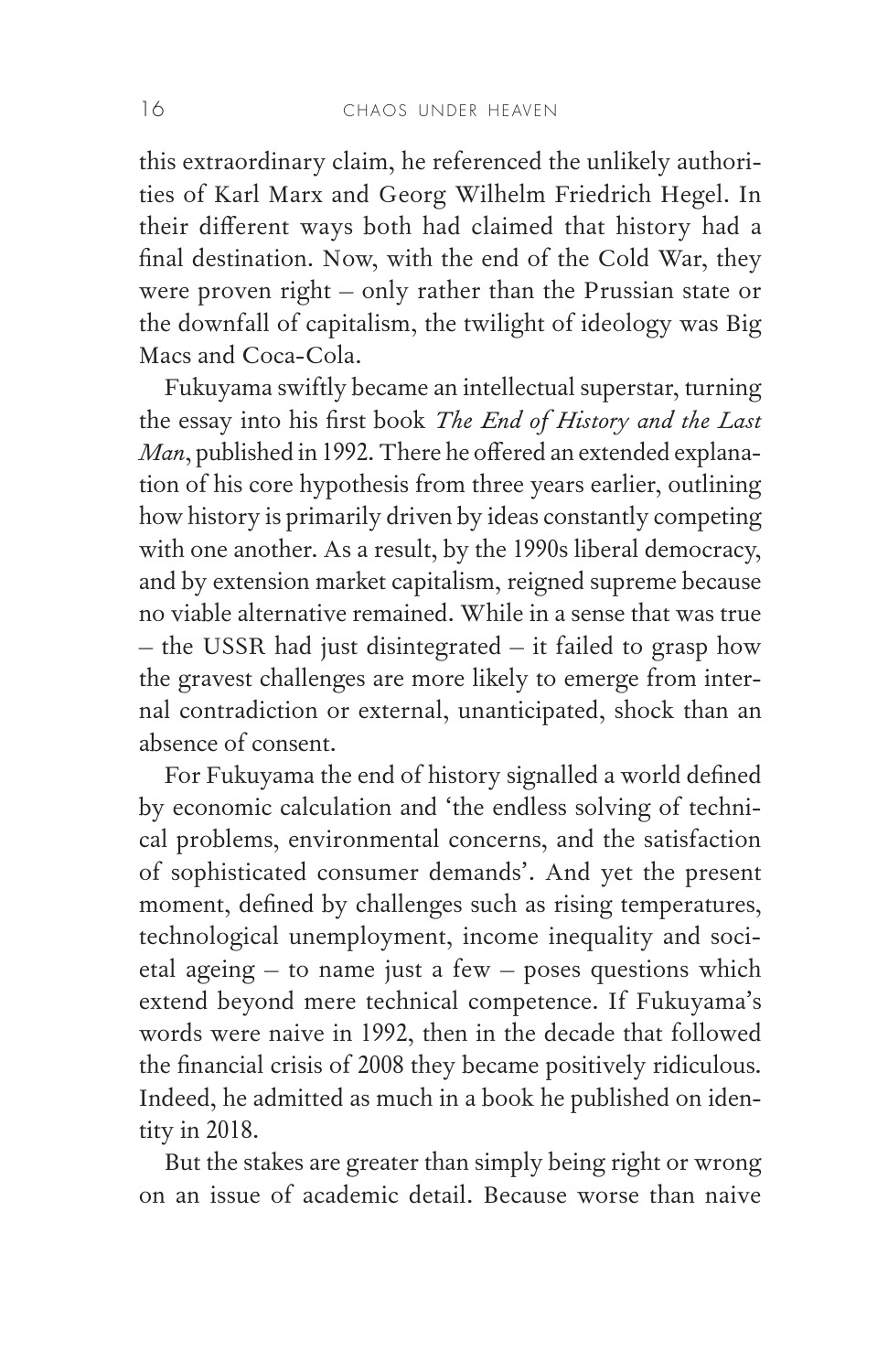this extraordinary claim, he referenced the unlikely authorities of Karl Marx and Georg Wilhelm Friedrich Hegel. In their different ways both had claimed that history had a final destination. Now, with the end of the Cold War, they were proven right – only rather than the Prussian state or the downfall of capitalism, the twilight of ideology was Big Macs and Coca-Cola.

Fukuyama swiftly became an intellectual superstar, turning the essay into his first book *The End of History and the Last Man*, published in 1992. There he offered an extended explanation of his core hypothesis from three years earlier, outlining how history is primarily driven by ideas constantly competing with one another. As a result, by the 1990s liberal democracy, and by extension market capitalism, reigned supreme because no viable alternative remained. While in a sense that was true – the USSR had just disintegrated – it failed to grasp how the gravest challenges are more likely to emerge from internal contradiction or external, unanticipated, shock than an absence of consent.

For Fukuyama the end of history signalled a world defined by economic calculation and 'the endless solving of technical problems, environmental concerns, and the satisfaction of sophisticated consumer demands'. And yet the present moment, defined by challenges such as rising temperatures, technological unemployment, income inequality and societal ageing – to name just a few – poses questions which extend beyond mere technical competence. If Fukuyama's words were naive in 1992, then in the decade that followed the financial crisis of 2008 they became positively ridiculous. Indeed, he admitted as much in a book he published on identity in 2018.

But the stakes are greater than simply being right or wrong on an issue of academic detail. Because worse than naive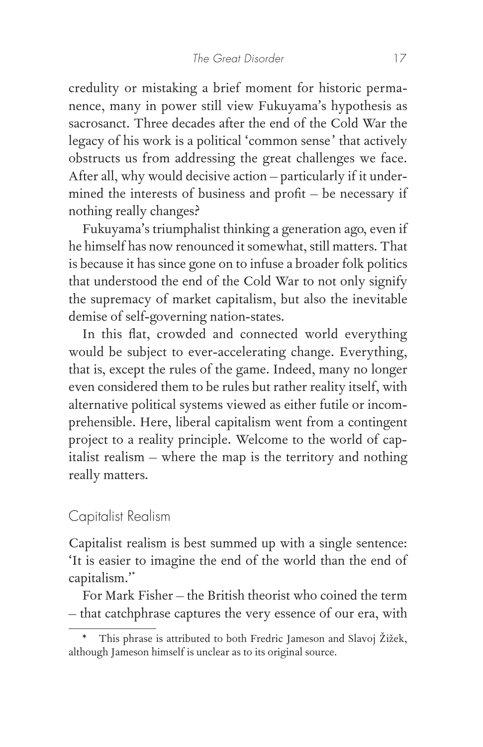credulity or mistaking a brief moment for historic permanence, many in power still view Fukuyama's hypothesis as sacrosanct. Three decades after the end of the Cold War the legacy of his work is a political 'common sense' that actively obstructs us from addressing the great challenges we face. After all, why would decisive action – particularly if it undermined the interests of business and profit – be necessary if nothing really changes?

Fukuyama's triumphalist thinking a generation ago, even if he himself has now renounced it somewhat, still matters. That is because it has since gone on to infuse a broader folk politics that understood the end of the Cold War to not only signify the supremacy of market capitalism, but also the inevitable demise of self-governing nation-states.

In this flat, crowded and connected world everything would be subject to ever-accelerating change. Everything, that is, except the rules of the game. Indeed, many no longer even considered them to be rules but rather reality itself, with alternative political systems viewed as either futile or incomprehensible. Here, liberal capitalism went from a contingent project to a reality principle. Welcome to the world of capitalist realism – where the map is the territory and nothing really matters.

## Capitalist Realism

Capitalist realism is best summed up with a single sentence: 'It is easier to imagine the end of the world than the end of capitalism.'*

For Mark Fisher – the British theorist who coined the term – that catchphrase captures the very essence of our era, with

---

* This phrase is attributed to both Fredric Jameson and Slavoj Žižek, although Jameson himself is unclear as to its original source.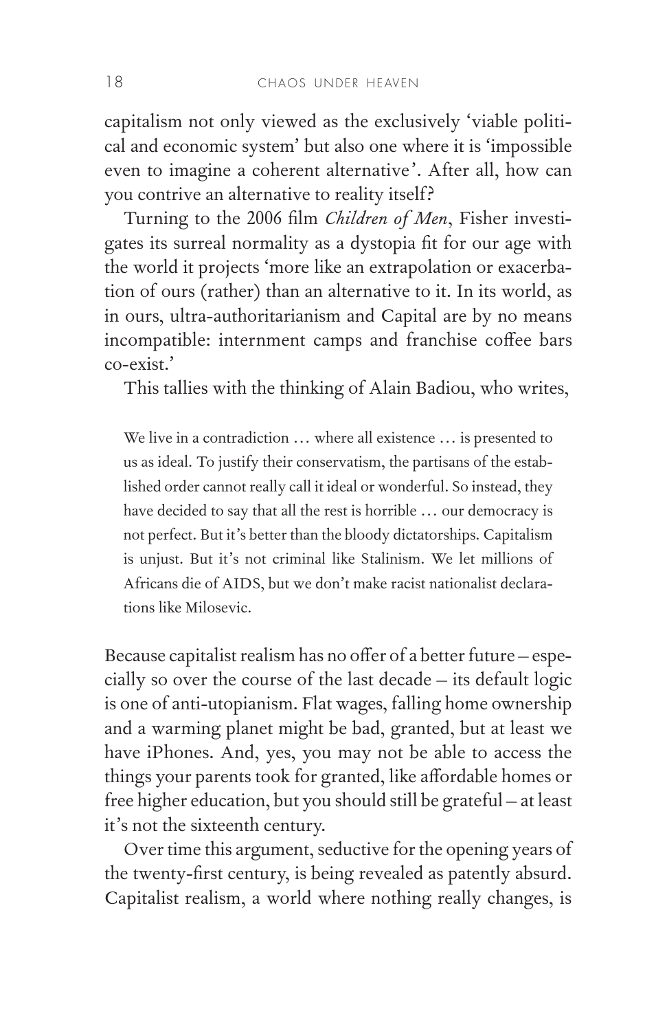capitalism not only viewed as the exclusively 'viable political and economic system' but also one where it is 'impossible even to imagine a coherent alternative'. After all, how can you contrive an alternative to reality itself?

Turning to the 2006 film *Children of Men*, Fisher investigates its surreal normality as a dystopia fit for our age with the world it projects 'more like an extrapolation or exacerbation of ours (rather) than an alternative to it. In its world, as in ours, ultra-authoritarianism and Capital are by no means incompatible: internment camps and franchise coffee bars co-exist.'

This tallies with the thinking of Alain Badiou, who writes,

> We live in a contradiction … where all existence … is presented to us as ideal. To justify their conservatism, the partisans of the established order cannot really call it ideal or wonderful. So instead, they have decided to say that all the rest is horrible … our democracy is not perfect. But it's better than the bloody dictatorships. Capitalism is unjust. But it's not criminal like Stalinism. We let millions of Africans die of AIDS, but we don't make racist nationalist declarations like Milosevic.

Because capitalist realism has no offer of a better future – especially so over the course of the last decade – its default logic is one of anti-utopianism. Flat wages, falling home ownership and a warming planet might be bad, granted, but at least we have iPhones. And, yes, you may not be able to access the things your parents took for granted, like affordable homes or free higher education, but you should still be grateful – at least it's not the sixteenth century.

Over time this argument, seductive for the opening years of the twenty-first century, is being revealed as patently absurd. Capitalist realism, a world where nothing really changes, is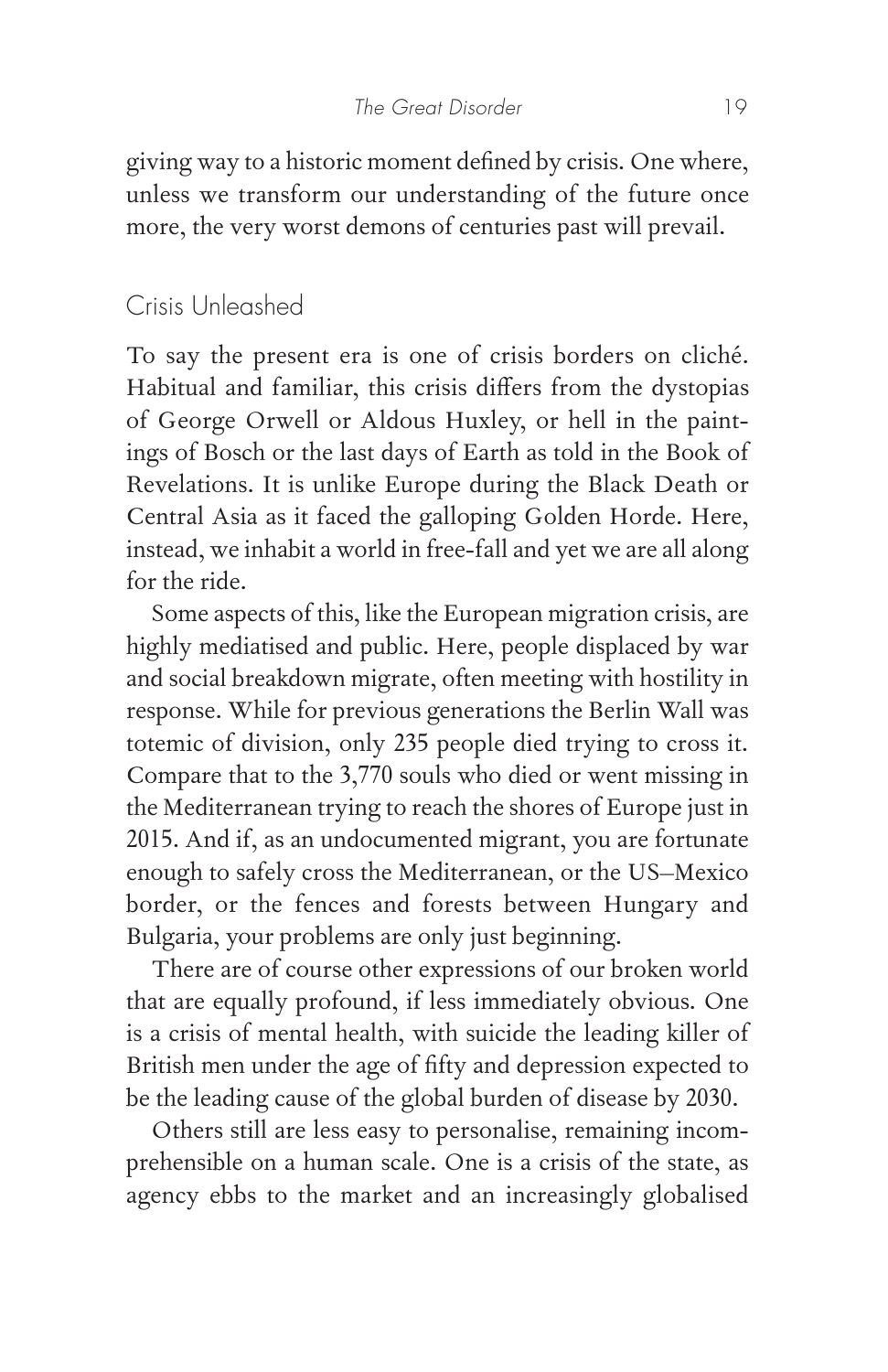giving way to a historic moment defined by crisis. One where, unless we transform our understanding of the future once more, the very worst demons of centuries past will prevail.

## Crisis Unleashed

To say the present era is one of crisis borders on cliché. Habitual and familiar, this crisis differs from the dystopias of George Orwell or Aldous Huxley, or hell in the paintings of Bosch or the last days of Earth as told in the Book of Revelations. It is unlike Europe during the Black Death or Central Asia as it faced the galloping Golden Horde. Here, instead, we inhabit a world in free-fall and yet we are all along for the ride.

Some aspects of this, like the European migration crisis, are highly mediatised and public. Here, people displaced by war and social breakdown migrate, often meeting with hostility in response. While for previous generations the Berlin Wall was totemic of division, only 235 people died trying to cross it. Compare that to the 3,770 souls who died or went missing in the Mediterranean trying to reach the shores of Europe just in 2015. And if, as an undocumented migrant, you are fortunate enough to safely cross the Mediterranean, or the US–Mexico border, or the fences and forests between Hungary and Bulgaria, your problems are only just beginning.

There are of course other expressions of our broken world that are equally profound, if less immediately obvious. One is a crisis of mental health, with suicide the leading killer of British men under the age of fifty and depression expected to be the leading cause of the global burden of disease by 2030.

Others still are less easy to personalise, remaining incomprehensible on a human scale. One is a crisis of the state, as agency ebbs to the market and an increasingly globalised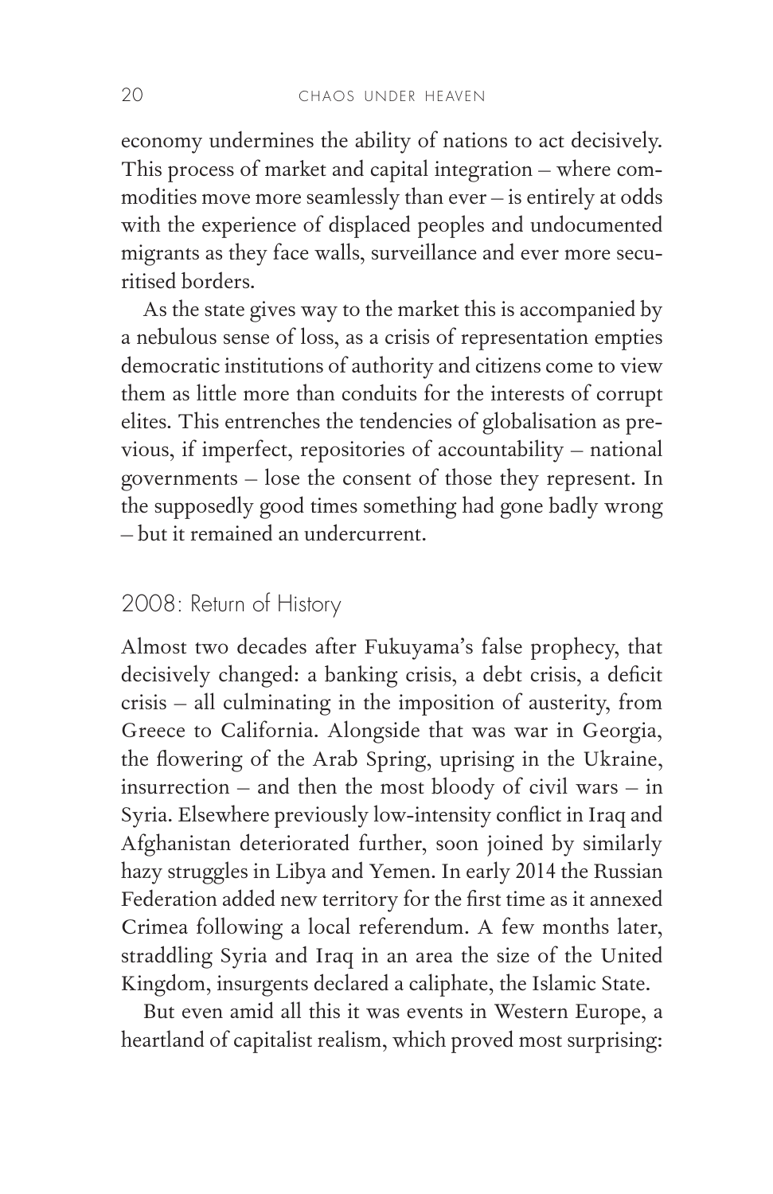economy undermines the ability of nations to act decisively. This process of market and capital integration – where commodities move more seamlessly than ever – is entirely at odds with the experience of displaced peoples and undocumented migrants as they face walls, surveillance and ever more securitised borders.

As the state gives way to the market this is accompanied by a nebulous sense of loss, as a crisis of representation empties democratic institutions of authority and citizens come to view them as little more than conduits for the interests of corrupt elites. This entrenches the tendencies of globalisation as previous, if imperfect, repositories of accountability – national governments – lose the consent of those they represent. In the supposedly good times something had gone badly wrong – but it remained an undercurrent.

## 2008: Return of History

Almost two decades after Fukuyama's false prophecy, that decisively changed: a banking crisis, a debt crisis, a deficit crisis – all culminating in the imposition of austerity, from Greece to California. Alongside that was war in Georgia, the flowering of the Arab Spring, uprising in the Ukraine, insurrection – and then the most bloody of civil wars – in Syria. Elsewhere previously low-intensity conflict in Iraq and Afghanistan deteriorated further, soon joined by similarly hazy struggles in Libya and Yemen. In early 2014 the Russian Federation added new territory for the first time as it annexed Crimea following a local referendum. A few months later, straddling Syria and Iraq in an area the size of the United Kingdom, insurgents declared a caliphate, the Islamic State.

But even amid all this it was events in Western Europe, a heartland of capitalist realism, which proved most surprising: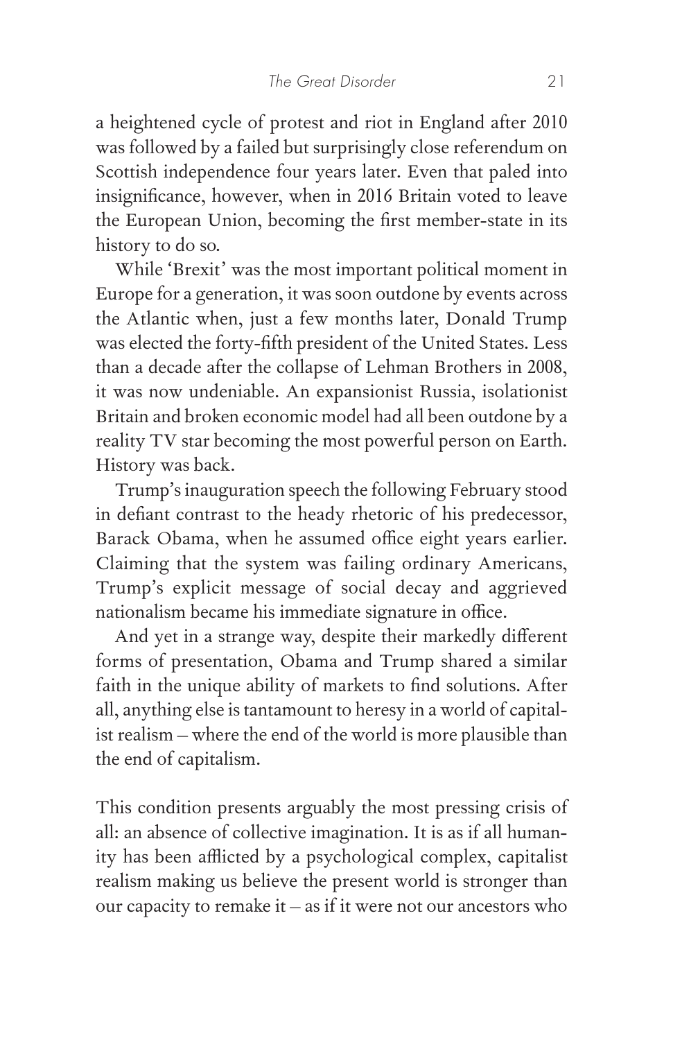a heightened cycle of protest and riot in England after 2010 was followed by a failed but surprisingly close referendum on Scottish independence four years later. Even that paled into insignificance, however, when in 2016 Britain voted to leave the European Union, becoming the first member-state in its history to do so.

While 'Brexit' was the most important political moment in Europe for a generation, it was soon outdone by events across the Atlantic when, just a few months later, Donald Trump was elected the forty-fifth president of the United States. Less than a decade after the collapse of Lehman Brothers in 2008, it was now undeniable. An expansionist Russia, isolationist Britain and broken economic model had all been outdone by a reality TV star becoming the most powerful person on Earth. History was back.

Trump's inauguration speech the following February stood in defiant contrast to the heady rhetoric of his predecessor, Barack Obama, when he assumed office eight years earlier. Claiming that the system was failing ordinary Americans, Trump's explicit message of social decay and aggrieved nationalism became his immediate signature in office.

And yet in a strange way, despite their markedly different forms of presentation, Obama and Trump shared a similar faith in the unique ability of markets to find solutions. After all, anything else is tantamount to heresy in a world of capitalist realism – where the end of the world is more plausible than the end of capitalism.

This condition presents arguably the most pressing crisis of all: an absence of collective imagination. It is as if all humanity has been afflicted by a psychological complex, capitalist realism making us believe the present world is stronger than our capacity to remake it – as if it were not our ancestors who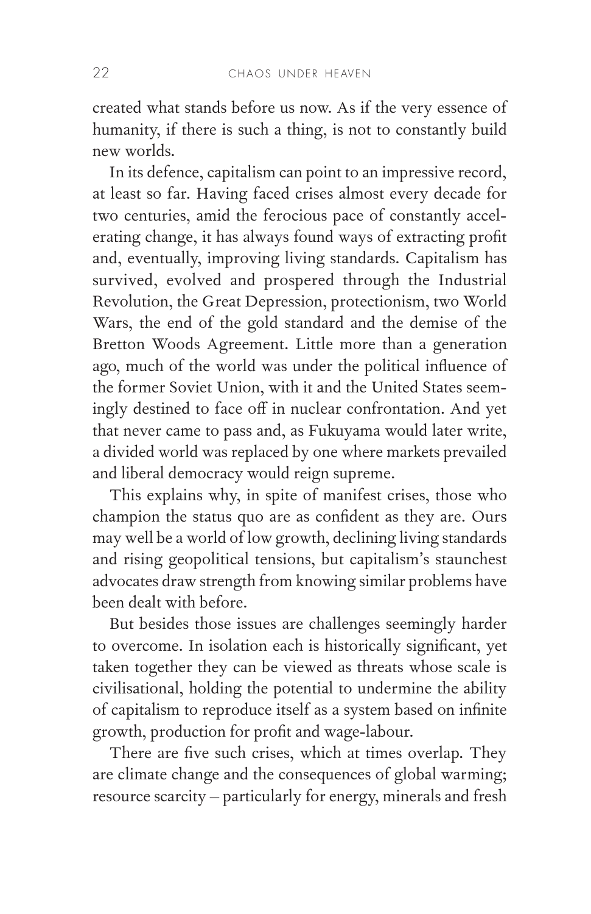created what stands before us now. As if the very essence of humanity, if there is such a thing, is not to constantly build new worlds.

In its defence, capitalism can point to an impressive record, at least so far. Having faced crises almost every decade for two centuries, amid the ferocious pace of constantly accelerating change, it has always found ways of extracting profit and, eventually, improving living standards. Capitalism has survived, evolved and prospered through the Industrial Revolution, the Great Depression, protectionism, two World Wars, the end of the gold standard and the demise of the Bretton Woods Agreement. Little more than a generation ago, much of the world was under the political influence of the former Soviet Union, with it and the United States seemingly destined to face off in nuclear confrontation. And yet that never came to pass and, as Fukuyama would later write, a divided world was replaced by one where markets prevailed and liberal democracy would reign supreme.

This explains why, in spite of manifest crises, those who champion the status quo are as confident as they are. Ours may well be a world of low growth, declining living standards and rising geopolitical tensions, but capitalism's staunchest advocates draw strength from knowing similar problems have been dealt with before.

But besides those issues are challenges seemingly harder to overcome. In isolation each is historically significant, yet taken together they can be viewed as threats whose scale is civilisational, holding the potential to undermine the ability of capitalism to reproduce itself as a system based on infinite growth, production for profit and wage-labour.

There are five such crises, which at times overlap. They are climate change and the consequences of global warming; resource scarcity – particularly for energy, minerals and fresh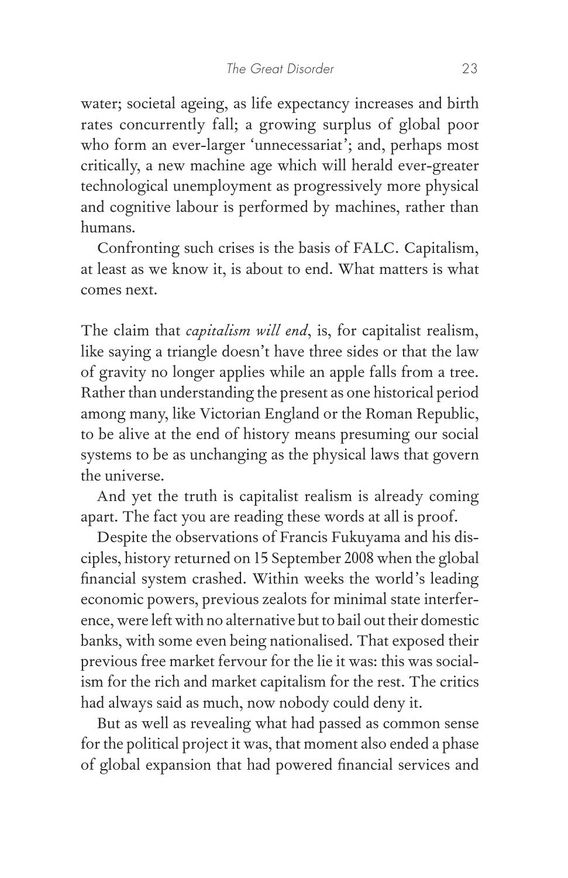water; societal ageing, as life expectancy increases and birth rates concurrently fall; a growing surplus of global poor who form an ever-larger 'unnecessariat'; and, perhaps most critically, a new machine age which will herald ever-greater technological unemployment as progressively more physical and cognitive labour is performed by machines, rather than humans.

Confronting such crises is the basis of FALC. Capitalism, at least as we know it, is about to end. What matters is what comes next.

The claim that *capitalism will end*, is, for capitalist realism, like saying a triangle doesn't have three sides or that the law of gravity no longer applies while an apple falls from a tree. Rather than understanding the present as one historical period among many, like Victorian England or the Roman Republic, to be alive at the end of history means presuming our social systems to be as unchanging as the physical laws that govern the universe.

And yet the truth is capitalist realism is already coming apart. The fact you are reading these words at all is proof.

Despite the observations of Francis Fukuyama and his disciples, history returned on 15 September 2008 when the global financial system crashed. Within weeks the world's leading economic powers, previous zealots for minimal state interference, were left with no alternative but to bail out their domestic banks, with some even being nationalised. That exposed their previous free market fervour for the lie it was: this was socialism for the rich and market capitalism for the rest. The critics had always said as much, now nobody could deny it.

But as well as revealing what had passed as common sense for the political project it was, that moment also ended a phase of global expansion that had powered financial services and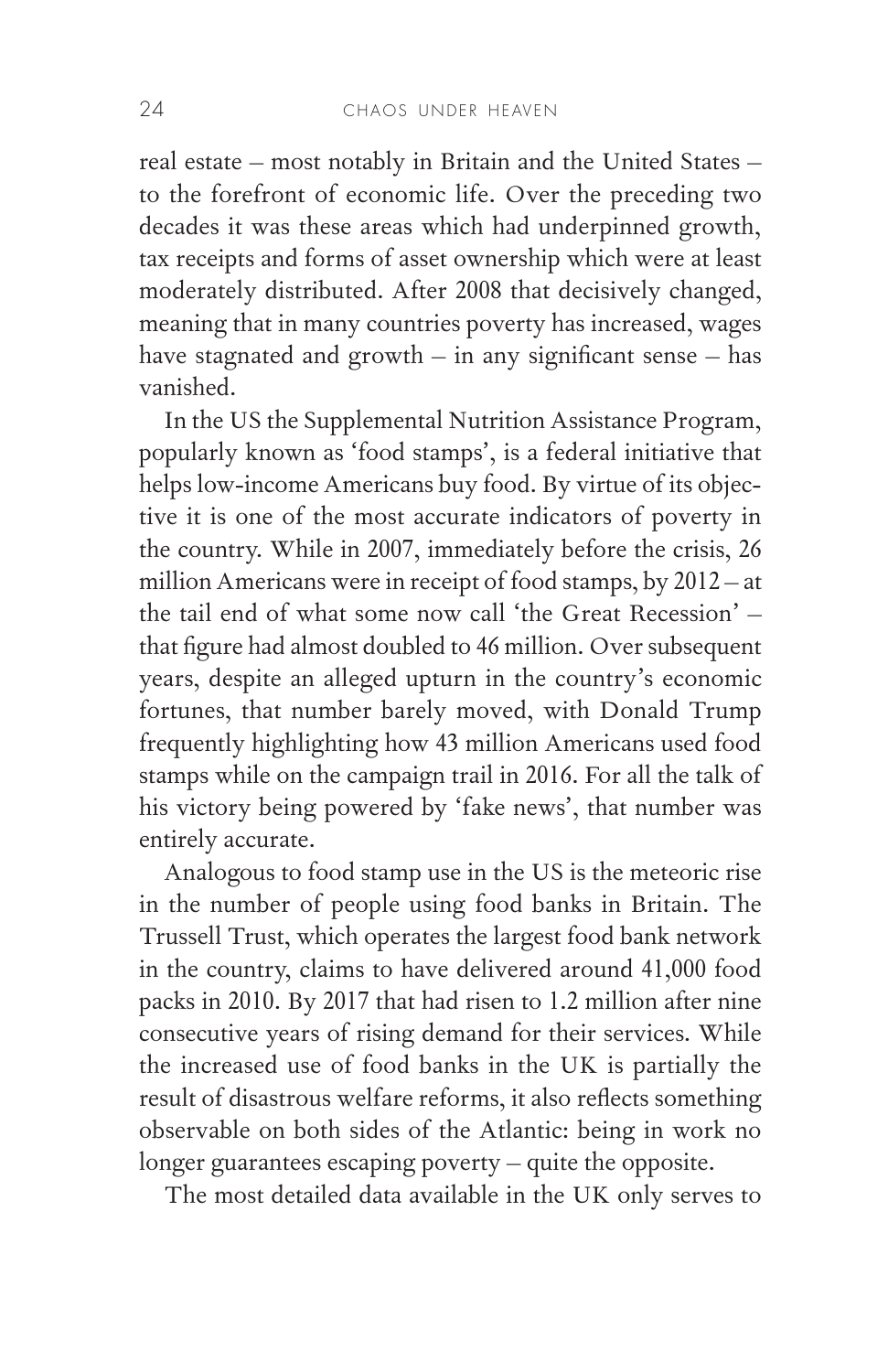real estate – most notably in Britain and the United States – to the forefront of economic life. Over the preceding two decades it was these areas which had underpinned growth, tax receipts and forms of asset ownership which were at least moderately distributed. After 2008 that decisively changed, meaning that in many countries poverty has increased, wages have stagnated and growth – in any significant sense – has vanished.

In the US the Supplemental Nutrition Assistance Program, popularly known as 'food stamps', is a federal initiative that helps low-income Americans buy food. By virtue of its objective it is one of the most accurate indicators of poverty in the country. While in 2007, immediately before the crisis, 26 million Americans were in receipt of food stamps, by 2012 – at the tail end of what some now call 'the Great Recession' – that figure had almost doubled to 46 million. Over subsequent years, despite an alleged upturn in the country's economic fortunes, that number barely moved, with Donald Trump frequently highlighting how 43 million Americans used food stamps while on the campaign trail in 2016. For all the talk of his victory being powered by 'fake news', that number was entirely accurate.

Analogous to food stamp use in the US is the meteoric rise in the number of people using food banks in Britain. The Trussell Trust, which operates the largest food bank network in the country, claims to have delivered around 41,000 food packs in 2010. By 2017 that had risen to 1.2 million after nine consecutive years of rising demand for their services. While the increased use of food banks in the UK is partially the result of disastrous welfare reforms, it also reflects something observable on both sides of the Atlantic: being in work no longer guarantees escaping poverty – quite the opposite.

The most detailed data available in the UK only serves to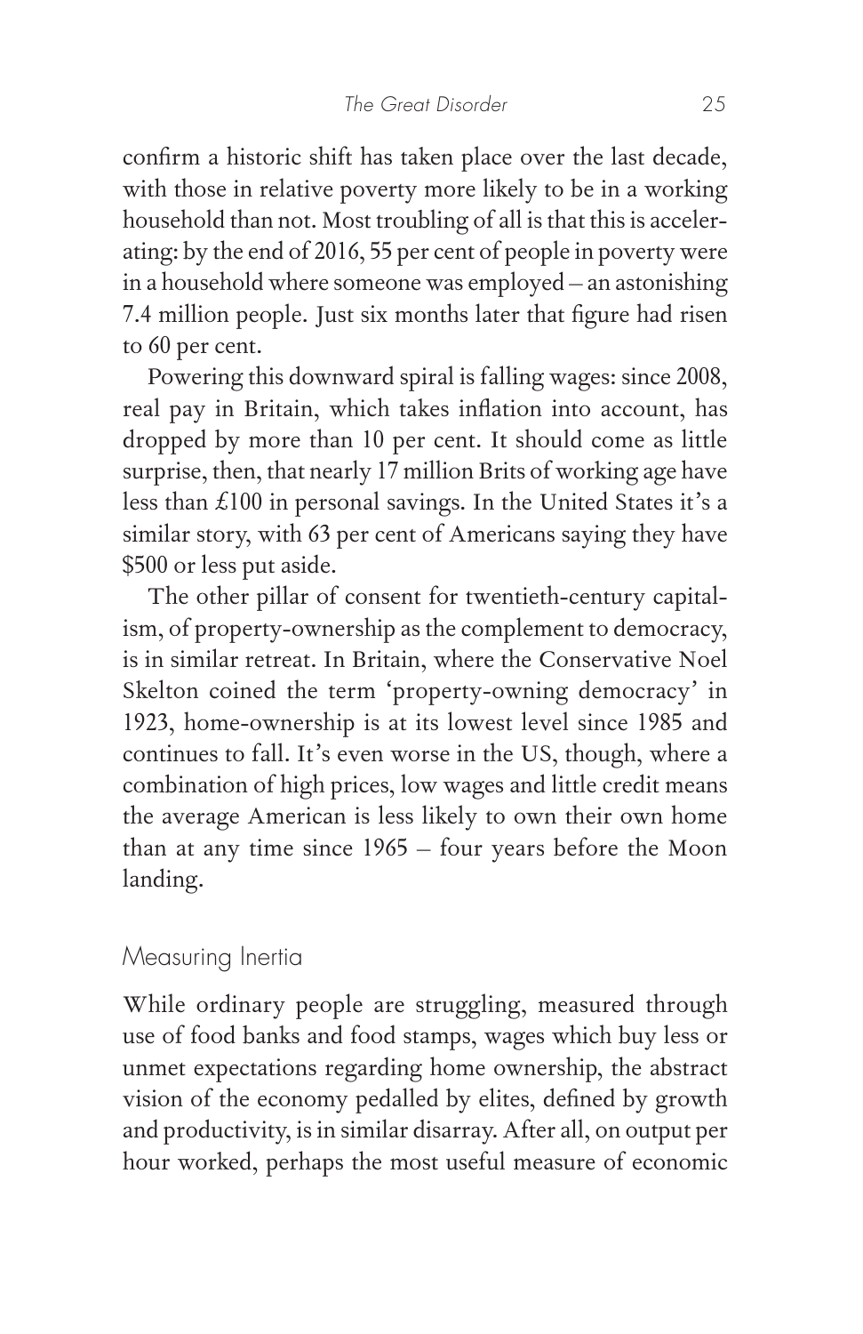confirm a historic shift has taken place over the last decade, with those in relative poverty more likely to be in a working household than not. Most troubling of all is that this is accelerating: by the end of 2016, 55 per cent of people in poverty were in a household where someone was employed – an astonishing 7.4 million people. Just six months later that figure had risen to 60 per cent.

Powering this downward spiral is falling wages: since 2008, real pay in Britain, which takes inflation into account, has dropped by more than 10 per cent. It should come as little surprise, then, that nearly 17 million Brits of working age have less than £100 in personal savings. In the United States it's a similar story, with 63 per cent of Americans saying they have $500 or less put aside.

The other pillar of consent for twentieth-century capitalism, of property-ownership as the complement to democracy, is in similar retreat. In Britain, where the Conservative Noel Skelton coined the term 'property-owning democracy' in 1923, home-ownership is at its lowest level since 1985 and continues to fall. It's even worse in the US, though, where a combination of high prices, low wages and little credit means the average American is less likely to own their own home than at any time since 1965 – four years before the Moon landing.

## Measuring Inertia

While ordinary people are struggling, measured through use of food banks and food stamps, wages which buy less or unmet expectations regarding home ownership, the abstract vision of the economy pedalled by elites, defined by growth and productivity, is in similar disarray. After all, on output per hour worked, perhaps the most useful measure of economic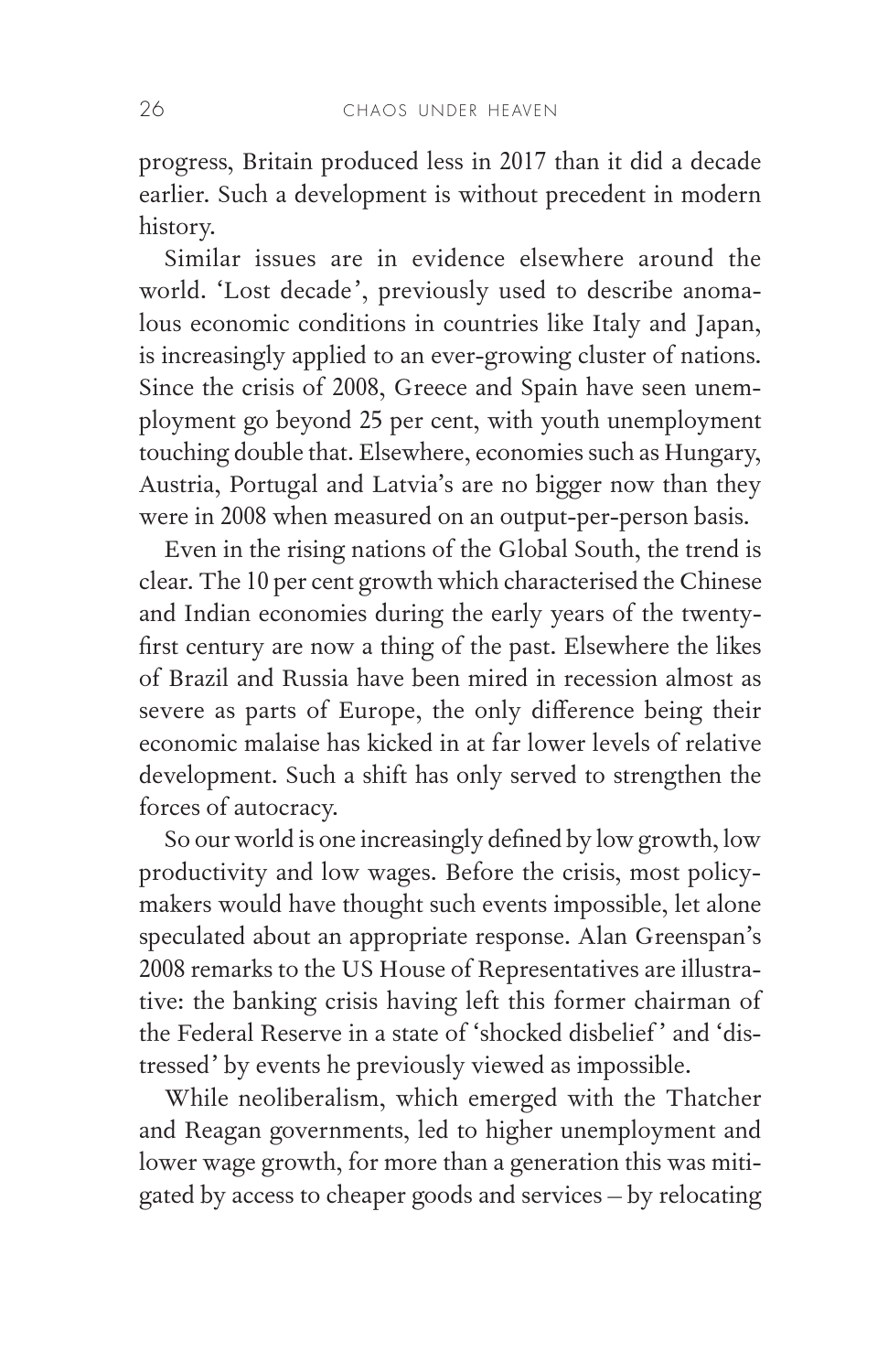progress, Britain produced less in 2017 than it did a decade earlier. Such a development is without precedent in modern history.

Similar issues are in evidence elsewhere around the world. 'Lost decade', previously used to describe anomalous economic conditions in countries like Italy and Japan, is increasingly applied to an ever-growing cluster of nations. Since the crisis of 2008, Greece and Spain have seen unemployment go beyond 25 per cent, with youth unemployment touching double that. Elsewhere, economies such as Hungary, Austria, Portugal and Latvia's are no bigger now than they were in 2008 when measured on an output-per-person basis.

Even in the rising nations of the Global South, the trend is clear. The 10 per cent growth which characterised the Chinese and Indian economies during the early years of the twenty-first century are now a thing of the past. Elsewhere the likes of Brazil and Russia have been mired in recession almost as severe as parts of Europe, the only difference being their economic malaise has kicked in at far lower levels of relative development. Such a shift has only served to strengthen the forces of autocracy.

So our world is one increasingly defined by low growth, low productivity and low wages. Before the crisis, most policy-makers would have thought such events impossible, let alone speculated about an appropriate response. Alan Greenspan's 2008 remarks to the US House of Representatives are illustrative: the banking crisis having left this former chairman of the Federal Reserve in a state of 'shocked disbelief' and 'distressed' by events he previously viewed as impossible.

While neoliberalism, which emerged with the Thatcher and Reagan governments, led to higher unemployment and lower wage growth, for more than a generation this was mitigated by access to cheaper goods and services – by relocating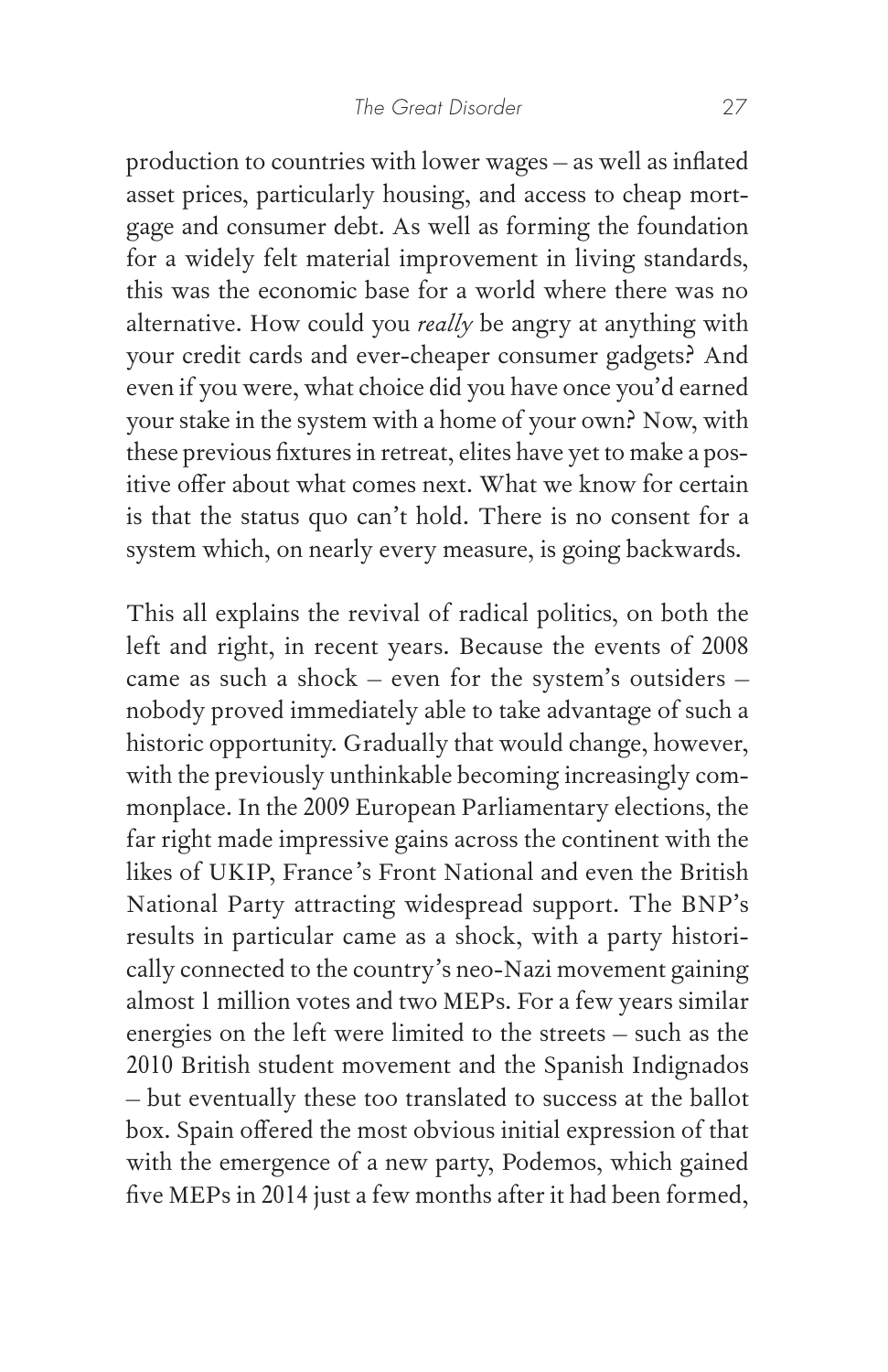production to countries with lower wages – as well as inflated asset prices, particularly housing, and access to cheap mortgage and consumer debt. As well as forming the foundation for a widely felt material improvement in living standards, this was the economic base for a world where there was no alternative. How could you *really* be angry at anything with your credit cards and ever-cheaper consumer gadgets? And even if you were, what choice did you have once you'd earned your stake in the system with a home of your own? Now, with these previous fixtures in retreat, elites have yet to make a positive offer about what comes next. What we know for certain is that the status quo can't hold. There is no consent for a system which, on nearly every measure, is going backwards.

This all explains the revival of radical politics, on both the left and right, in recent years. Because the events of 2008 came as such a shock – even for the system's outsiders – nobody proved immediately able to take advantage of such a historic opportunity. Gradually that would change, however, with the previously unthinkable becoming increasingly commonplace. In the 2009 European Parliamentary elections, the far right made impressive gains across the continent with the likes of UKIP, France's Front National and even the British National Party attracting widespread support. The BNP's results in particular came as a shock, with a party historically connected to the country's neo-Nazi movement gaining almost 1 million votes and two MEPs. For a few years similar energies on the left were limited to the streets – such as the 2010 British student movement and the Spanish Indignados – but eventually these too translated to success at the ballot box. Spain offered the most obvious initial expression of that with the emergence of a new party, Podemos, which gained five MEPs in 2014 just a few months after it had been formed,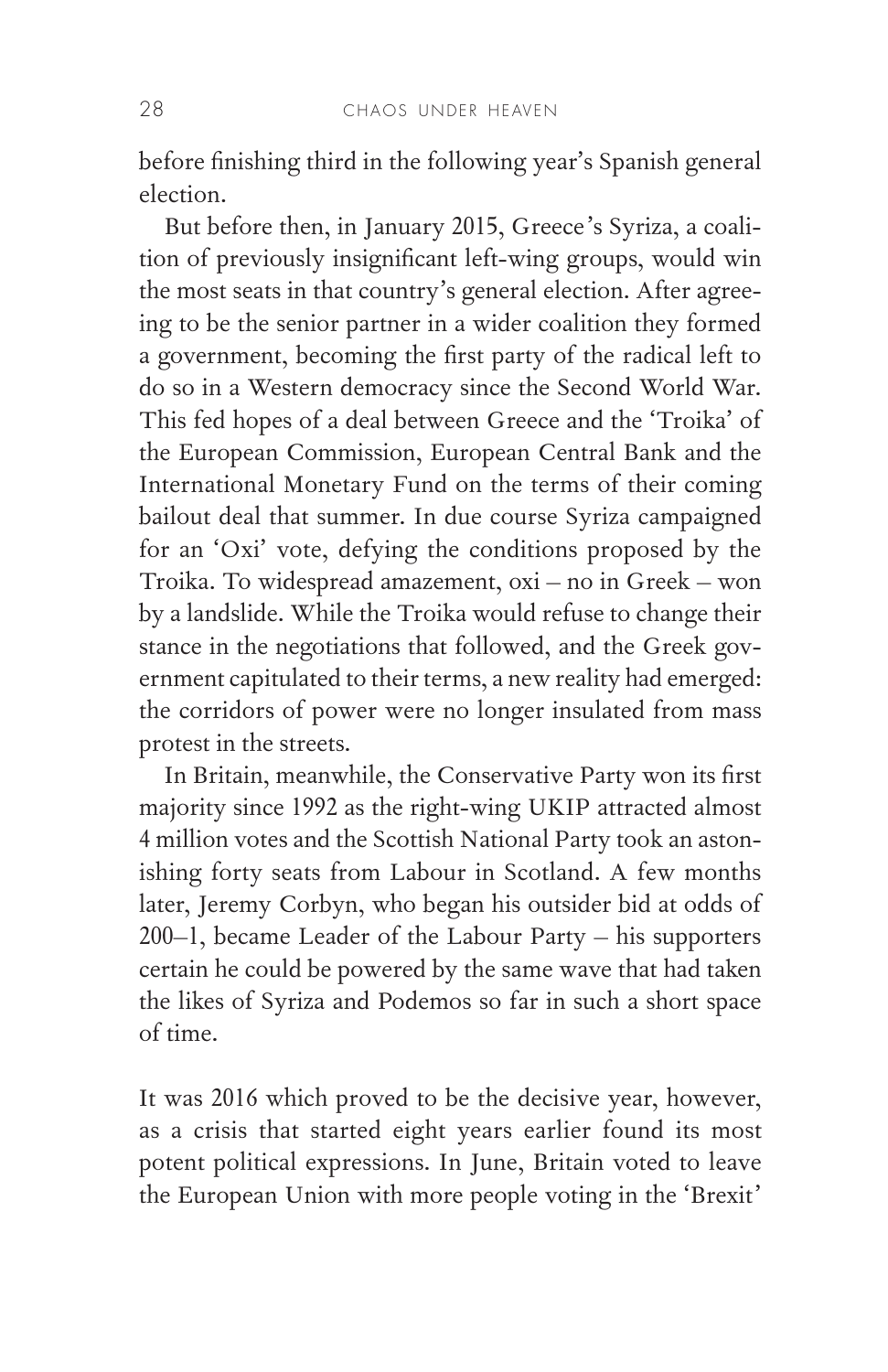before finishing third in the following year's Spanish general election.

But before then, in January 2015, Greece's Syriza, a coalition of previously insignificant left-wing groups, would win the most seats in that country's general election. After agreeing to be the senior partner in a wider coalition they formed a government, becoming the first party of the radical left to do so in a Western democracy since the Second World War. This fed hopes of a deal between Greece and the 'Troika' of the European Commission, European Central Bank and the International Monetary Fund on the terms of their coming bailout deal that summer. In due course Syriza campaigned for an 'Oxi' vote, defying the conditions proposed by the Troika. To widespread amazement, oxi – no in Greek – won by a landslide. While the Troika would refuse to change their stance in the negotiations that followed, and the Greek government capitulated to their terms, a new reality had emerged: the corridors of power were no longer insulated from mass protest in the streets.

In Britain, meanwhile, the Conservative Party won its first majority since 1992 as the right-wing UKIP attracted almost 4 million votes and the Scottish National Party took an astonishing forty seats from Labour in Scotland. A few months later, Jeremy Corbyn, who began his outsider bid at odds of 200–1, became Leader of the Labour Party – his supporters certain he could be powered by the same wave that had taken the likes of Syriza and Podemos so far in such a short space of time.

It was 2016 which proved to be the decisive year, however, as a crisis that started eight years earlier found its most potent political expressions. In June, Britain voted to leave the European Union with more people voting in the 'Brexit'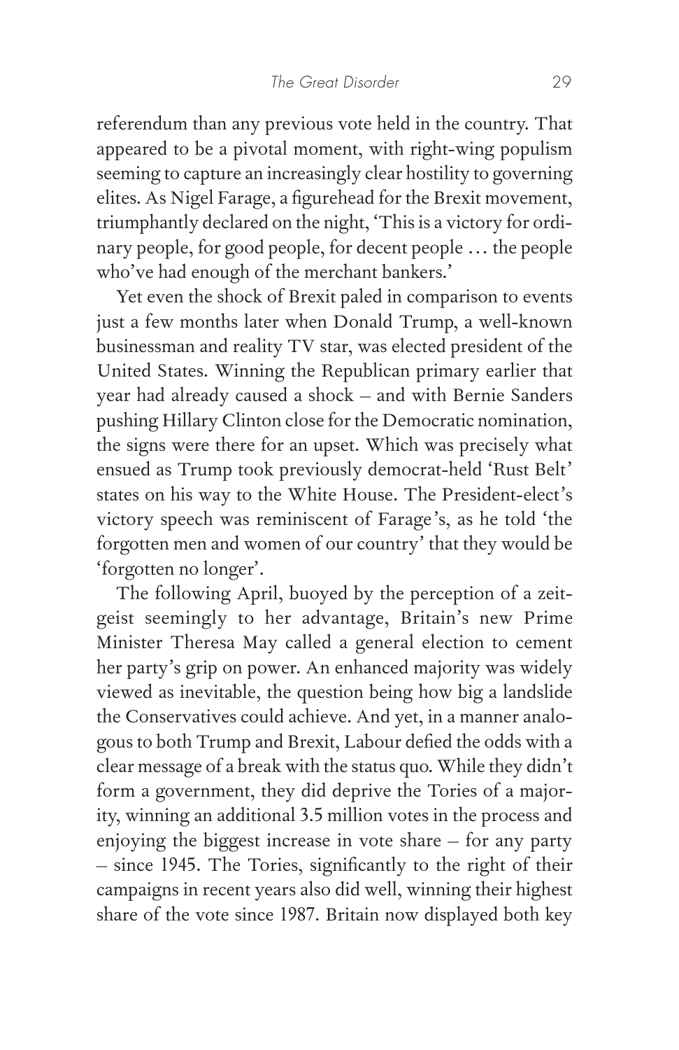referendum than any previous vote held in the country. That appeared to be a pivotal moment, with right-wing populism seeming to capture an increasingly clear hostility to governing elites. As Nigel Farage, a figurehead for the Brexit movement, triumphantly declared on the night, 'This is a victory for ordinary people, for good people, for decent people … the people who've had enough of the merchant bankers.'

Yet even the shock of Brexit paled in comparison to events just a few months later when Donald Trump, a well-known businessman and reality TV star, was elected president of the United States. Winning the Republican primary earlier that year had already caused a shock – and with Bernie Sanders pushing Hillary Clinton close for the Democratic nomination, the signs were there for an upset. Which was precisely what ensued as Trump took previously democrat-held 'Rust Belt' states on his way to the White House. The President-elect's victory speech was reminiscent of Farage's, as he told 'the forgotten men and women of our country' that they would be 'forgotten no longer'.

The following April, buoyed by the perception of a zeitgeist seemingly to her advantage, Britain's new Prime Minister Theresa May called a general election to cement her party's grip on power. An enhanced majority was widely viewed as inevitable, the question being how big a landslide the Conservatives could achieve. And yet, in a manner analogous to both Trump and Brexit, Labour defied the odds with a clear message of a break with the status quo. While they didn't form a government, they did deprive the Tories of a majority, winning an additional 3.5 million votes in the process and enjoying the biggest increase in vote share – for any party – since 1945. The Tories, significantly to the right of their campaigns in recent years also did well, winning their highest share of the vote since 1987. Britain now displayed both key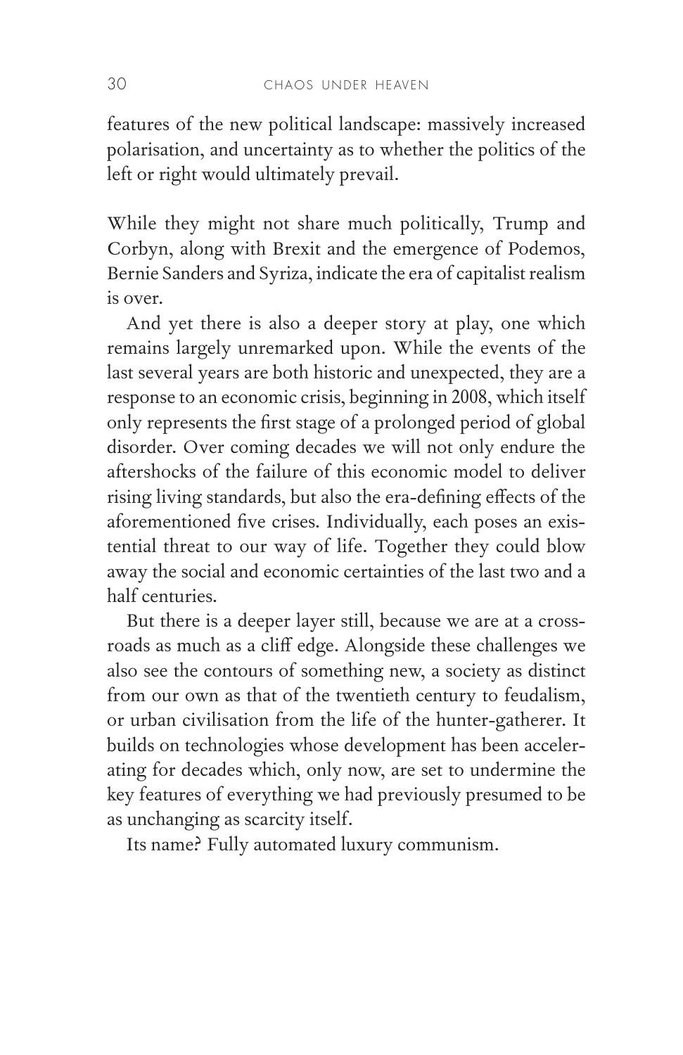features of the new political landscape: massively increased polarisation, and uncertainty as to whether the politics of the left or right would ultimately prevail.

While they might not share much politically, Trump and Corbyn, along with Brexit and the emergence of Podemos, Bernie Sanders and Syriza, indicate the era of capitalist realism is over.

And yet there is also a deeper story at play, one which remains largely unremarked upon. While the events of the last several years are both historic and unexpected, they are a response to an economic crisis, beginning in 2008, which itself only represents the first stage of a prolonged period of global disorder. Over coming decades we will not only endure the aftershocks of the failure of this economic model to deliver rising living standards, but also the era-defining effects of the aforementioned five crises. Individually, each poses an existential threat to our way of life. Together they could blow away the social and economic certainties of the last two and a half centuries.

But there is a deeper layer still, because we are at a crossroads as much as a cliff edge. Alongside these challenges we also see the contours of something new, a society as distinct from our own as that of the twentieth century to feudalism, or urban civilisation from the life of the hunter-gatherer. It builds on technologies whose development has been accelerating for decades which, only now, are set to undermine the key features of everything we had previously presumed to be as unchanging as scarcity itself.

Its name? Fully automated luxury communism.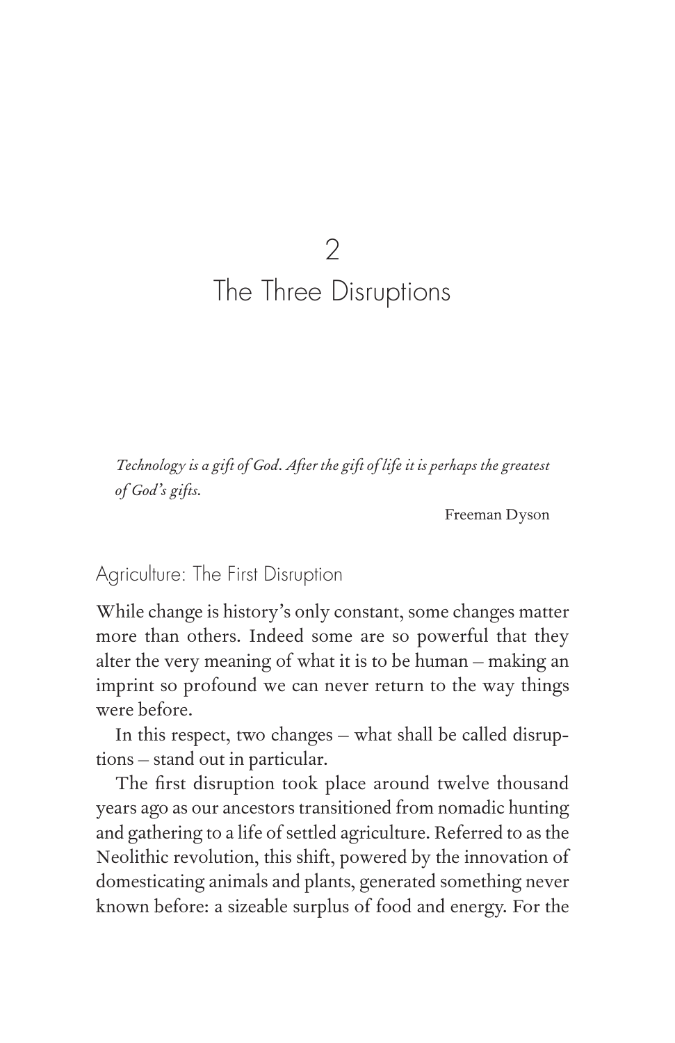# 2
# The Three Disruptions

*Technology is a gift of God. After the gift of life it is perhaps the greatest of God's gifts.*

Freeman Dyson

## Agriculture: The First Disruption

While change is history's only constant, some changes matter more than others. Indeed some are so powerful that they alter the very meaning of what it is to be human – making an imprint so profound we can never return to the way things were before.

In this respect, two changes – what shall be called disruptions – stand out in particular.

The first disruption took place around twelve thousand years ago as our ancestors transitioned from nomadic hunting and gathering to a life of settled agriculture. Referred to as the Neolithic revolution, this shift, powered by the innovation of domesticating animals and plants, generated something never known before: a sizeable surplus of food and energy. For the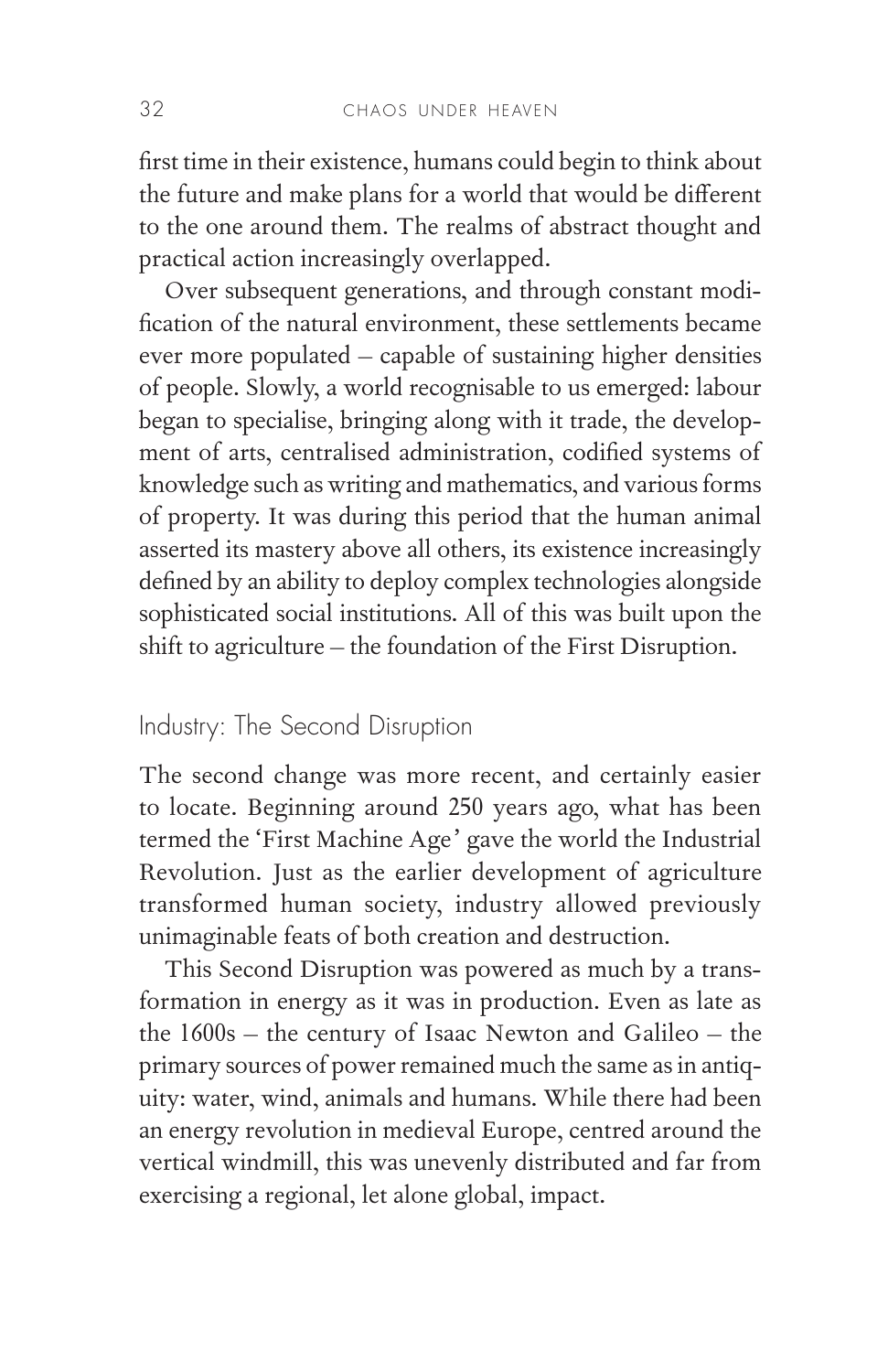first time in their existence, humans could begin to think about the future and make plans for a world that would be different to the one around them. The realms of abstract thought and practical action increasingly overlapped.

Over subsequent generations, and through constant modification of the natural environment, these settlements became ever more populated – capable of sustaining higher densities of people. Slowly, a world recognisable to us emerged: labour began to specialise, bringing along with it trade, the development of arts, centralised administration, codified systems of knowledge such as writing and mathematics, and various forms of property. It was during this period that the human animal asserted its mastery above all others, its existence increasingly defined by an ability to deploy complex technologies alongside sophisticated social institutions. All of this was built upon the shift to agriculture – the foundation of the First Disruption.

## Industry: The Second Disruption

The second change was more recent, and certainly easier to locate. Beginning around 250 years ago, what has been termed the 'First Machine Age' gave the world the Industrial Revolution. Just as the earlier development of agriculture transformed human society, industry allowed previously unimaginable feats of both creation and destruction.

This Second Disruption was powered as much by a transformation in energy as it was in production. Even as late as the 1600s – the century of Isaac Newton and Galileo – the primary sources of power remained much the same as in antiquity: water, wind, animals and humans. While there had been an energy revolution in medieval Europe, centred around the vertical windmill, this was unevenly distributed and far from exercising a regional, let alone global, impact.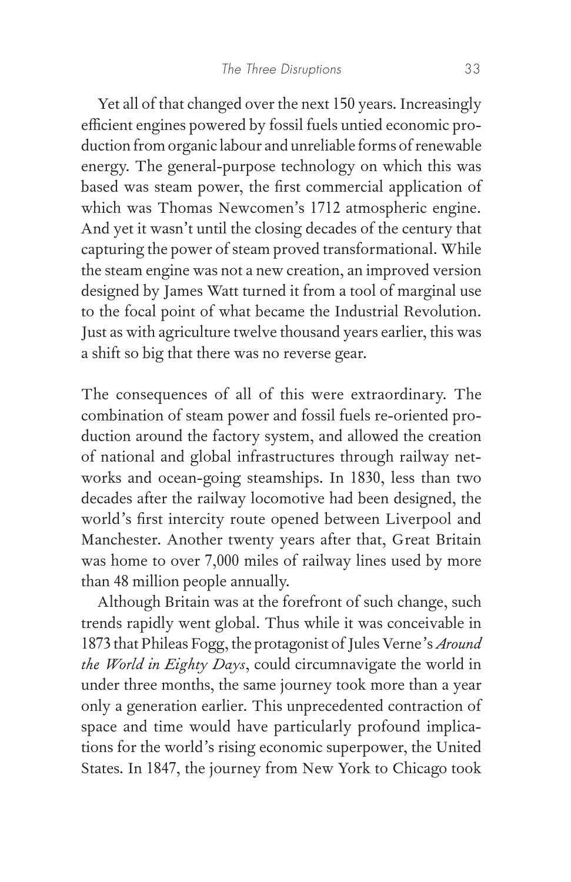Yet all of that changed over the next 150 years. Increasingly efficient engines powered by fossil fuels untied economic production from organic labour and unreliable forms of renewable energy. The general-purpose technology on which this was based was steam power, the first commercial application of which was Thomas Newcomen's 1712 atmospheric engine. And yet it wasn't until the closing decades of the century that capturing the power of steam proved transformational. While the steam engine was not a new creation, an improved version designed by James Watt turned it from a tool of marginal use to the focal point of what became the Industrial Revolution. Just as with agriculture twelve thousand years earlier, this was a shift so big that there was no reverse gear.

The consequences of all of this were extraordinary. The combination of steam power and fossil fuels re-oriented production around the factory system, and allowed the creation of national and global infrastructures through railway networks and ocean-going steamships. In 1830, less than two decades after the railway locomotive had been designed, the world's first intercity route opened between Liverpool and Manchester. Another twenty years after that, Great Britain was home to over 7,000 miles of railway lines used by more than 48 million people annually.

Although Britain was at the forefront of such change, such trends rapidly went global. Thus while it was conceivable in 1873 that Phileas Fogg, the protagonist of Jules Verne's *Around the World in Eighty Days*, could circumnavigate the world in under three months, the same journey took more than a year only a generation earlier. This unprecedented contraction of space and time would have particularly profound implications for the world's rising economic superpower, the United States. In 1847, the journey from New York to Chicago took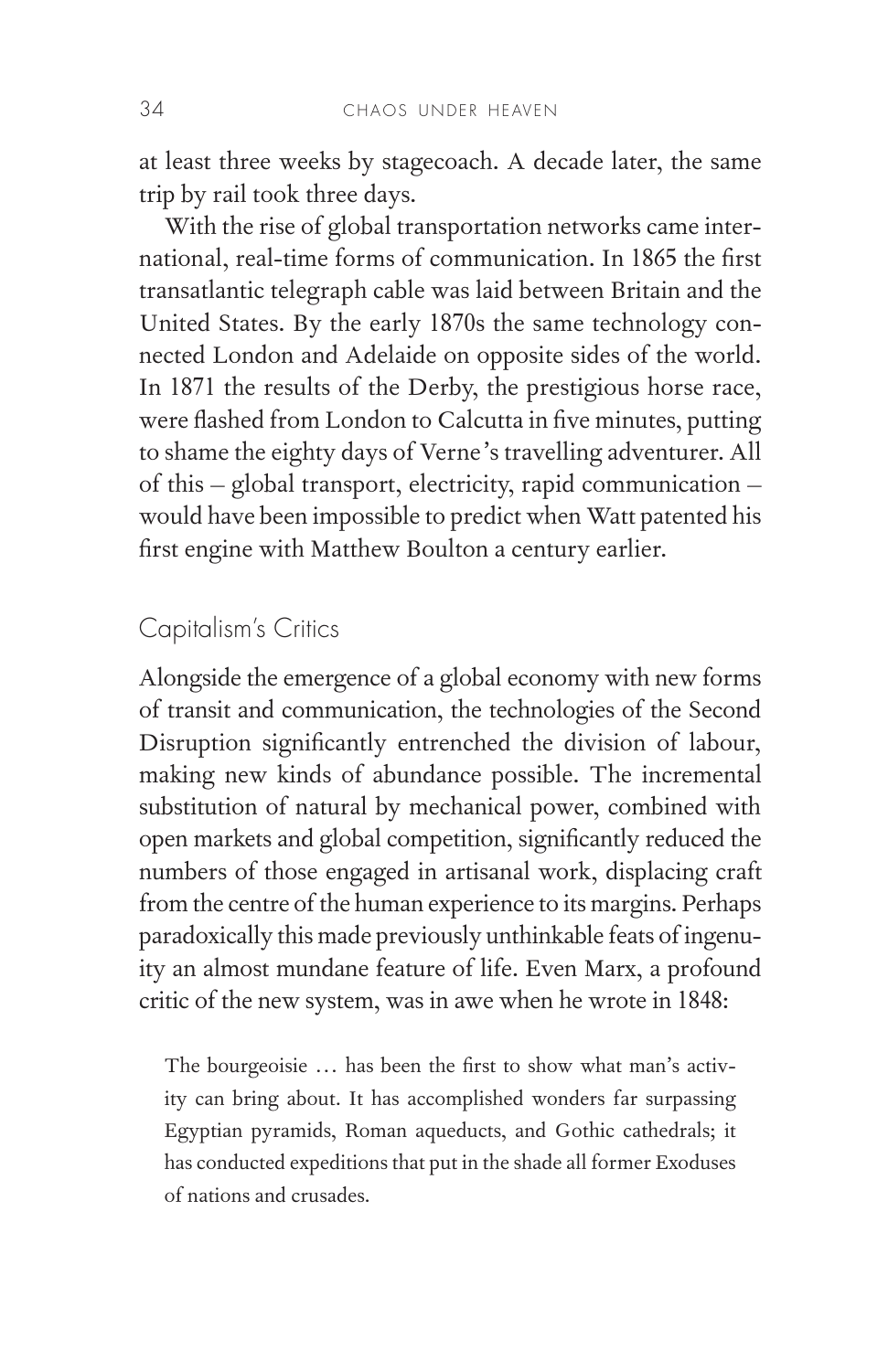at least three weeks by stagecoach. A decade later, the same trip by rail took three days.

With the rise of global transportation networks came international, real-time forms of communication. In 1865 the first transatlantic telegraph cable was laid between Britain and the United States. By the early 1870s the same technology connected London and Adelaide on opposite sides of the world. In 1871 the results of the Derby, the prestigious horse race, were flashed from London to Calcutta in five minutes, putting to shame the eighty days of Verne's travelling adventurer. All of this – global transport, electricity, rapid communication – would have been impossible to predict when Watt patented his first engine with Matthew Boulton a century earlier.

## Capitalism's Critics

Alongside the emergence of a global economy with new forms of transit and communication, the technologies of the Second Disruption significantly entrenched the division of labour, making new kinds of abundance possible. The incremental substitution of natural by mechanical power, combined with open markets and global competition, significantly reduced the numbers of those engaged in artisanal work, displacing craft from the centre of the human experience to its margins. Perhaps paradoxically this made previously unthinkable feats of ingenuity an almost mundane feature of life. Even Marx, a profound critic of the new system, was in awe when he wrote in 1848:

> The bourgeoisie … has been the first to show what man's activity can bring about. It has accomplished wonders far surpassing Egyptian pyramids, Roman aqueducts, and Gothic cathedrals; it has conducted expeditions that put in the shade all former Exoduses of nations and crusades.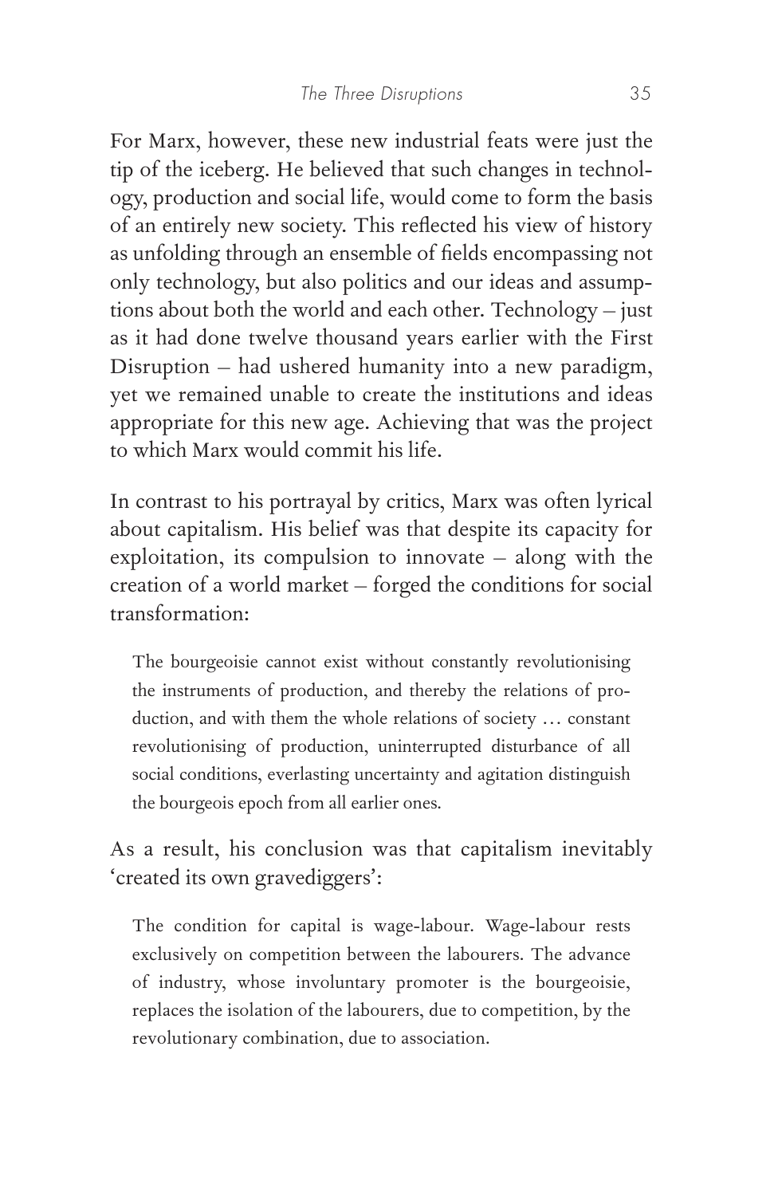For Marx, however, these new industrial feats were just the tip of the iceberg. He believed that such changes in technology, production and social life, would come to form the basis of an entirely new society. This reflected his view of history as unfolding through an ensemble of fields encompassing not only technology, but also politics and our ideas and assumptions about both the world and each other. Technology – just as it had done twelve thousand years earlier with the First Disruption – had ushered humanity into a new paradigm, yet we remained unable to create the institutions and ideas appropriate for this new age. Achieving that was the project to which Marx would commit his life.

In contrast to his portrayal by critics, Marx was often lyrical about capitalism. His belief was that despite its capacity for exploitation, its compulsion to innovate – along with the creation of a world market – forged the conditions for social transformation:

> The bourgeoisie cannot exist without constantly revolutionising the instruments of production, and thereby the relations of production, and with them the whole relations of society … constant revolutionising of production, uninterrupted disturbance of all social conditions, everlasting uncertainty and agitation distinguish the bourgeois epoch from all earlier ones.

As a result, his conclusion was that capitalism inevitably 'created its own gravediggers':

> The condition for capital is wage-labour. Wage-labour rests exclusively on competition between the labourers. The advance of industry, whose involuntary promoter is the bourgeoisie, replaces the isolation of the labourers, due to competition, by the revolutionary combination, due to association.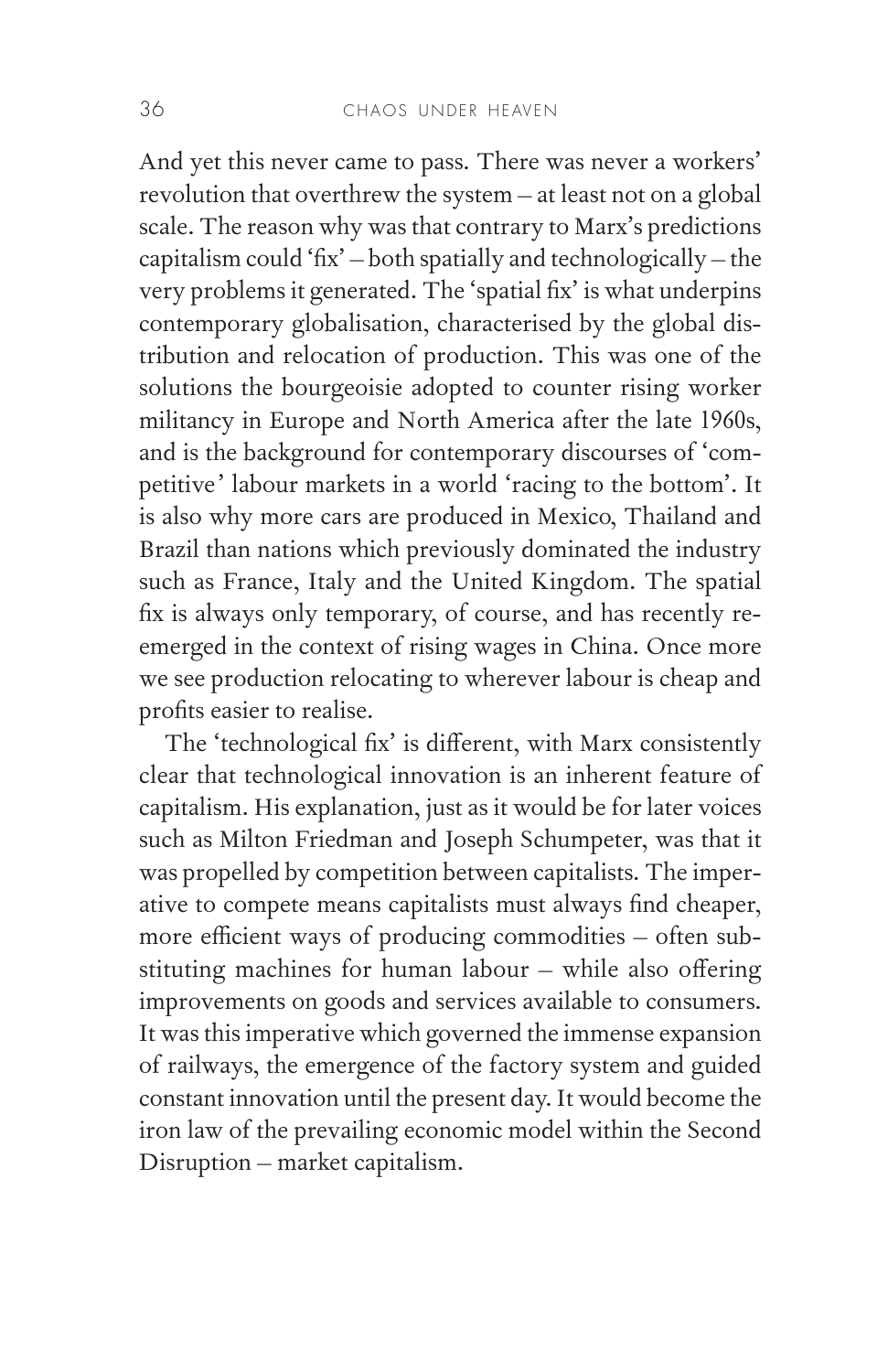And yet this never came to pass. There was never a workers' revolution that overthrew the system – at least not on a global scale. The reason why was that contrary to Marx's predictions capitalism could 'fix' – both spatially and technologically – the very problems it generated. The 'spatial fix' is what underpins contemporary globalisation, characterised by the global distribution and relocation of production. This was one of the solutions the bourgeoisie adopted to counter rising worker militancy in Europe and North America after the late 1960s, and is the background for contemporary discourses of 'competitive' labour markets in a world 'racing to the bottom'. It is also why more cars are produced in Mexico, Thailand and Brazil than nations which previously dominated the industry such as France, Italy and the United Kingdom. The spatial fix is always only temporary, of course, and has recently re-emerged in the context of rising wages in China. Once more we see production relocating to wherever labour is cheap and profits easier to realise.

The 'technological fix' is different, with Marx consistently clear that technological innovation is an inherent feature of capitalism. His explanation, just as it would be for later voices such as Milton Friedman and Joseph Schumpeter, was that it was propelled by competition between capitalists. The imperative to compete means capitalists must always find cheaper, more efficient ways of producing commodities – often substituting machines for human labour – while also offering improvements on goods and services available to consumers. It was this imperative which governed the immense expansion of railways, the emergence of the factory system and guided constant innovation until the present day. It would become the iron law of the prevailing economic model within the Second Disruption – market capitalism.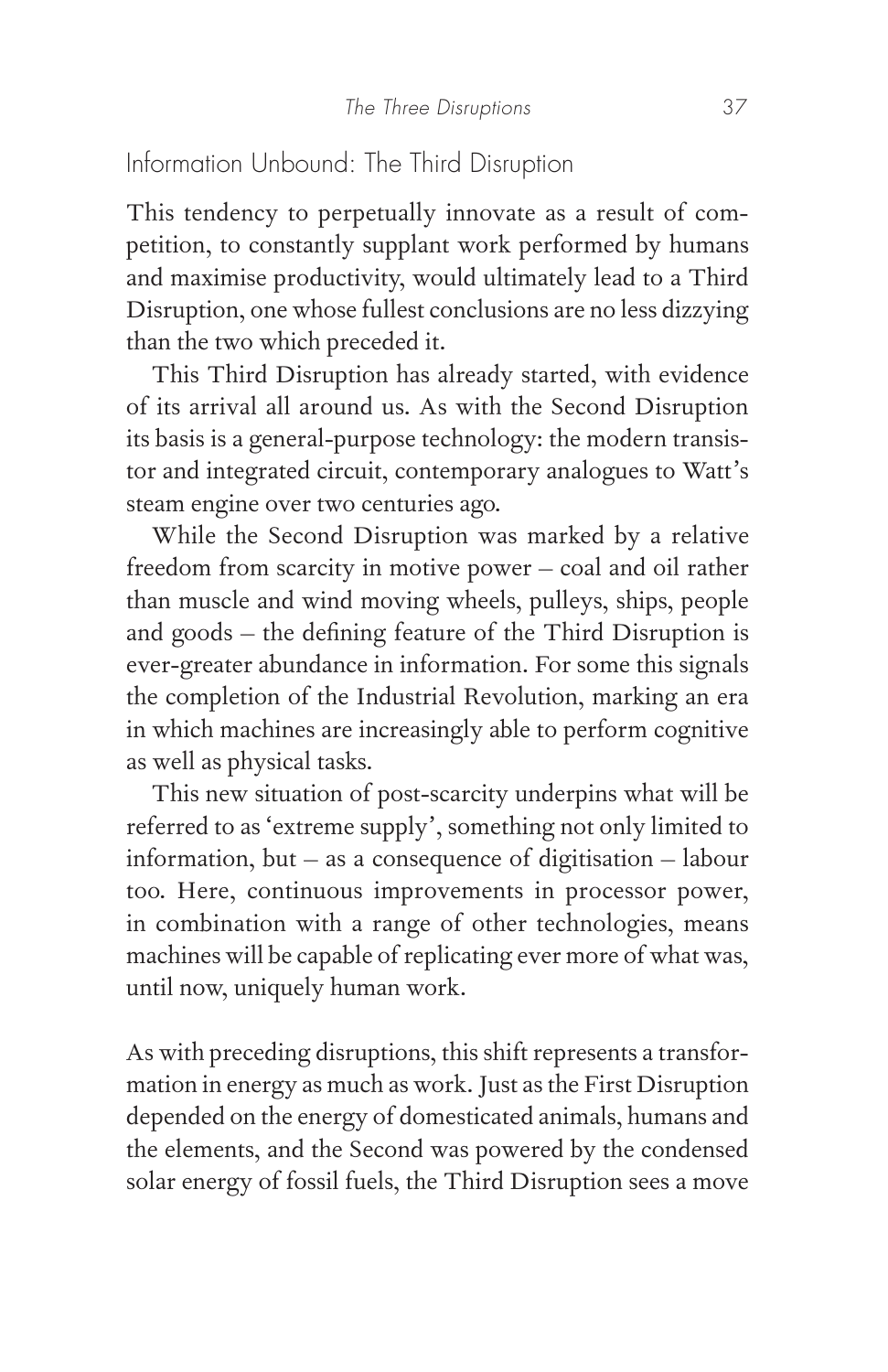## Information Unbound: The Third Disruption

This tendency to perpetually innovate as a result of competition, to constantly supplant work performed by humans and maximise productivity, would ultimately lead to a Third Disruption, one whose fullest conclusions are no less dizzying than the two which preceded it.

This Third Disruption has already started, with evidence of its arrival all around us. As with the Second Disruption its basis is a general-purpose technology: the modern transistor and integrated circuit, contemporary analogues to Watt's steam engine over two centuries ago.

While the Second Disruption was marked by a relative freedom from scarcity in motive power – coal and oil rather than muscle and wind moving wheels, pulleys, ships, people and goods – the defining feature of the Third Disruption is ever-greater abundance in information. For some this signals the completion of the Industrial Revolution, marking an era in which machines are increasingly able to perform cognitive as well as physical tasks.

This new situation of post-scarcity underpins what will be referred to as 'extreme supply', something not only limited to information, but – as a consequence of digitisation – labour too. Here, continuous improvements in processor power, in combination with a range of other technologies, means machines will be capable of replicating ever more of what was, until now, uniquely human work.

As with preceding disruptions, this shift represents a transformation in energy as much as work. Just as the First Disruption depended on the energy of domesticated animals, humans and the elements, and the Second was powered by the condensed solar energy of fossil fuels, the Third Disruption sees a move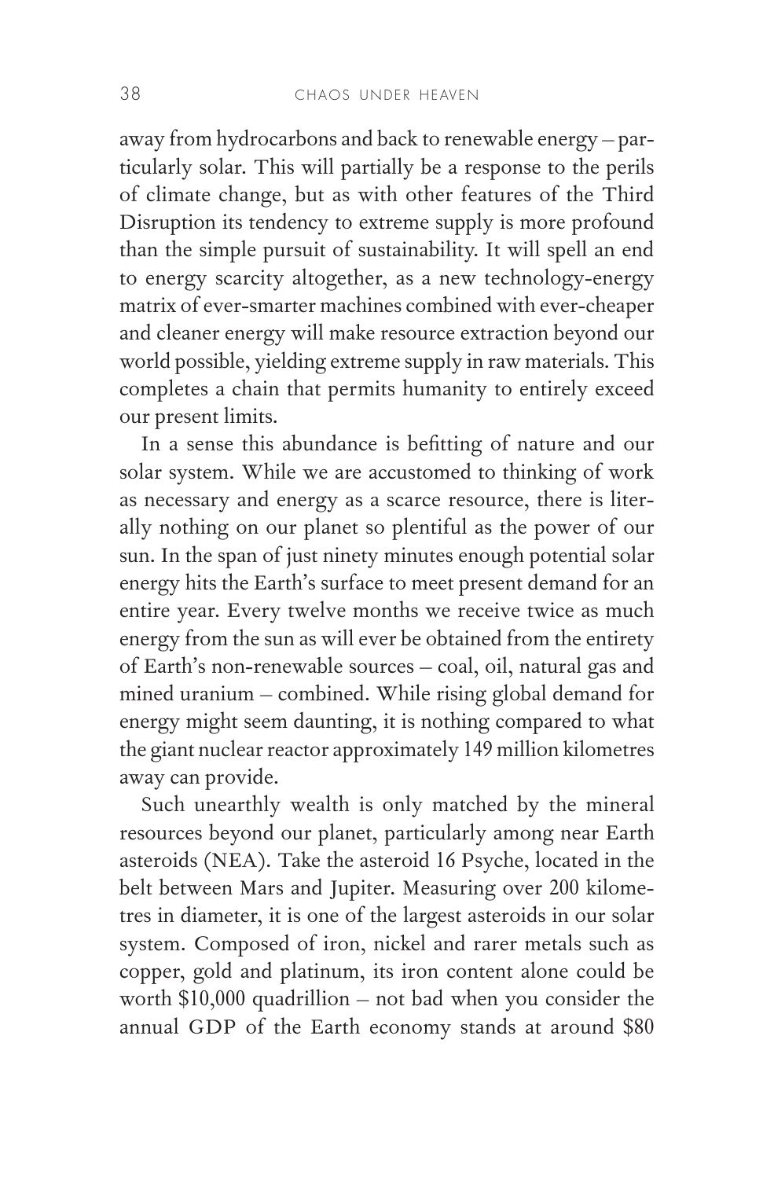away from hydrocarbons and back to renewable energy – particularly solar. This will partially be a response to the perils of climate change, but as with other features of the Third Disruption its tendency to extreme supply is more profound than the simple pursuit of sustainability. It will spell an end to energy scarcity altogether, as a new technology-energy matrix of ever-smarter machines combined with ever-cheaper and cleaner energy will make resource extraction beyond our world possible, yielding extreme supply in raw materials. This completes a chain that permits humanity to entirely exceed our present limits.

In a sense this abundance is befitting of nature and our solar system. While we are accustomed to thinking of work as necessary and energy as a scarce resource, there is literally nothing on our planet so plentiful as the power of our sun. In the span of just ninety minutes enough potential solar energy hits the Earth's surface to meet present demand for an entire year. Every twelve months we receive twice as much energy from the sun as will ever be obtained from the entirety of Earth's non-renewable sources – coal, oil, natural gas and mined uranium – combined. While rising global demand for energy might seem daunting, it is nothing compared to what the giant nuclear reactor approximately 149 million kilometres away can provide.

Such unearthly wealth is only matched by the mineral resources beyond our planet, particularly among near Earth asteroids (NEA). Take the asteroid 16 Psyche, located in the belt between Mars and Jupiter. Measuring over 200 kilometres in diameter, it is one of the largest asteroids in our solar system. Composed of iron, nickel and rarer metals such as copper, gold and platinum, its iron content alone could be worth $10,000 quadrillion – not bad when you consider the annual GDP of the Earth economy stands at around $80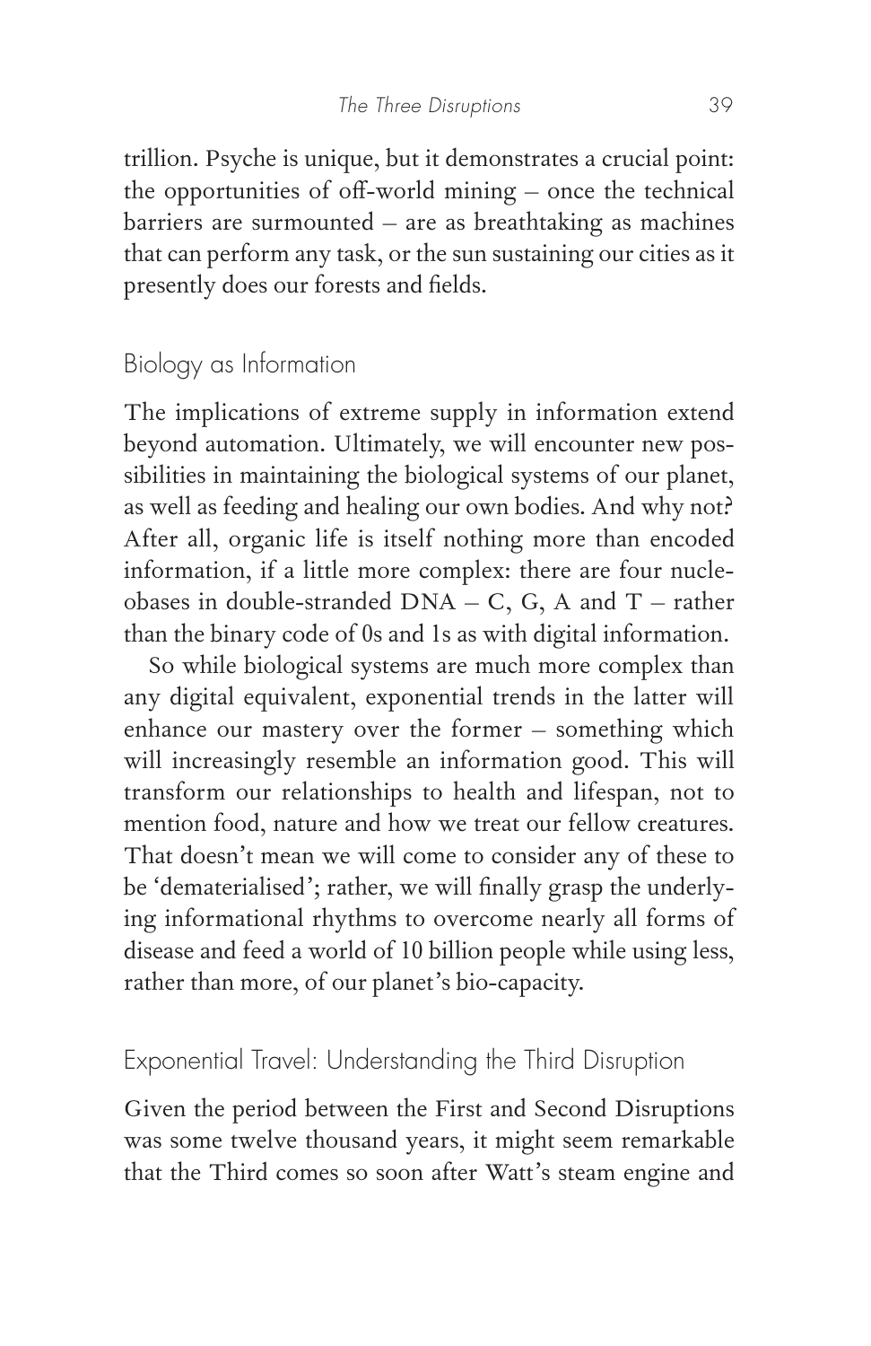trillion. Psyche is unique, but it demonstrates a crucial point: the opportunities of off-world mining – once the technical barriers are surmounted – are as breathtaking as machines that can perform any task, or the sun sustaining our cities as it presently does our forests and fields.

## Biology as Information

The implications of extreme supply in information extend beyond automation. Ultimately, we will encounter new possibilities in maintaining the biological systems of our planet, as well as feeding and healing our own bodies. And why not? After all, organic life is itself nothing more than encoded information, if a little more complex: there are four nucleobases in double-stranded DNA – C, G, A and T – rather than the binary code of 0s and 1s as with digital information.

So while biological systems are much more complex than any digital equivalent, exponential trends in the latter will enhance our mastery over the former – something which will increasingly resemble an information good. This will transform our relationships to health and lifespan, not to mention food, nature and how we treat our fellow creatures. That doesn't mean we will come to consider any of these to be 'dematerialised'; rather, we will finally grasp the underlying informational rhythms to overcome nearly all forms of disease and feed a world of 10 billion people while using less, rather than more, of our planet's bio-capacity.

## Exponential Travel: Understanding the Third Disruption

Given the period between the First and Second Disruptions was some twelve thousand years, it might seem remarkable that the Third comes so soon after Watt's steam engine and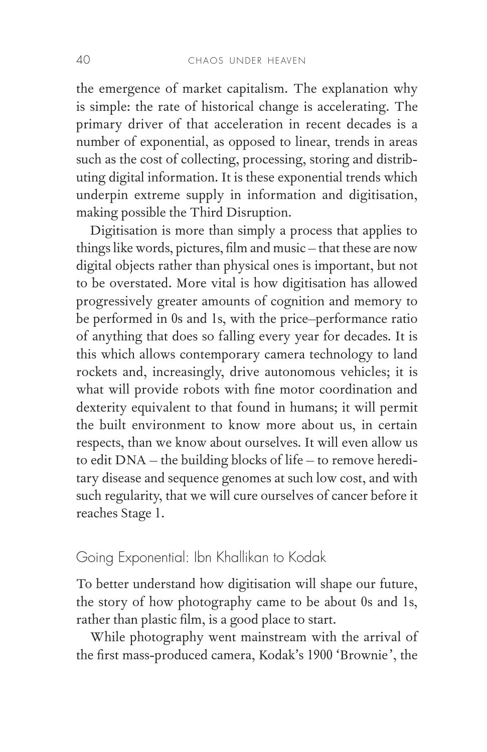the emergence of market capitalism. The explanation why is simple: the rate of historical change is accelerating. The primary driver of that acceleration in recent decades is a number of exponential, as opposed to linear, trends in areas such as the cost of collecting, processing, storing and distributing digital information. It is these exponential trends which underpin extreme supply in information and digitisation, making possible the Third Disruption.

Digitisation is more than simply a process that applies to things like words, pictures, film and music – that these are now digital objects rather than physical ones is important, but not to be overstated. More vital is how digitisation has allowed progressively greater amounts of cognition and memory to be performed in 0s and 1s, with the price–performance ratio of anything that does so falling every year for decades. It is this which allows contemporary camera technology to land rockets and, increasingly, drive autonomous vehicles; it is what will provide robots with fine motor coordination and dexterity equivalent to that found in humans; it will permit the built environment to know more about us, in certain respects, than we know about ourselves. It will even allow us to edit DNA – the building blocks of life – to remove hereditary disease and sequence genomes at such low cost, and with such regularity, that we will cure ourselves of cancer before it reaches Stage 1.

## Going Exponential: Ibn Khallikan to Kodak

To better understand how digitisation will shape our future, the story of how photography came to be about 0s and 1s, rather than plastic film, is a good place to start.

While photography went mainstream with the arrival of the first mass-produced camera, Kodak's 1900 'Brownie', the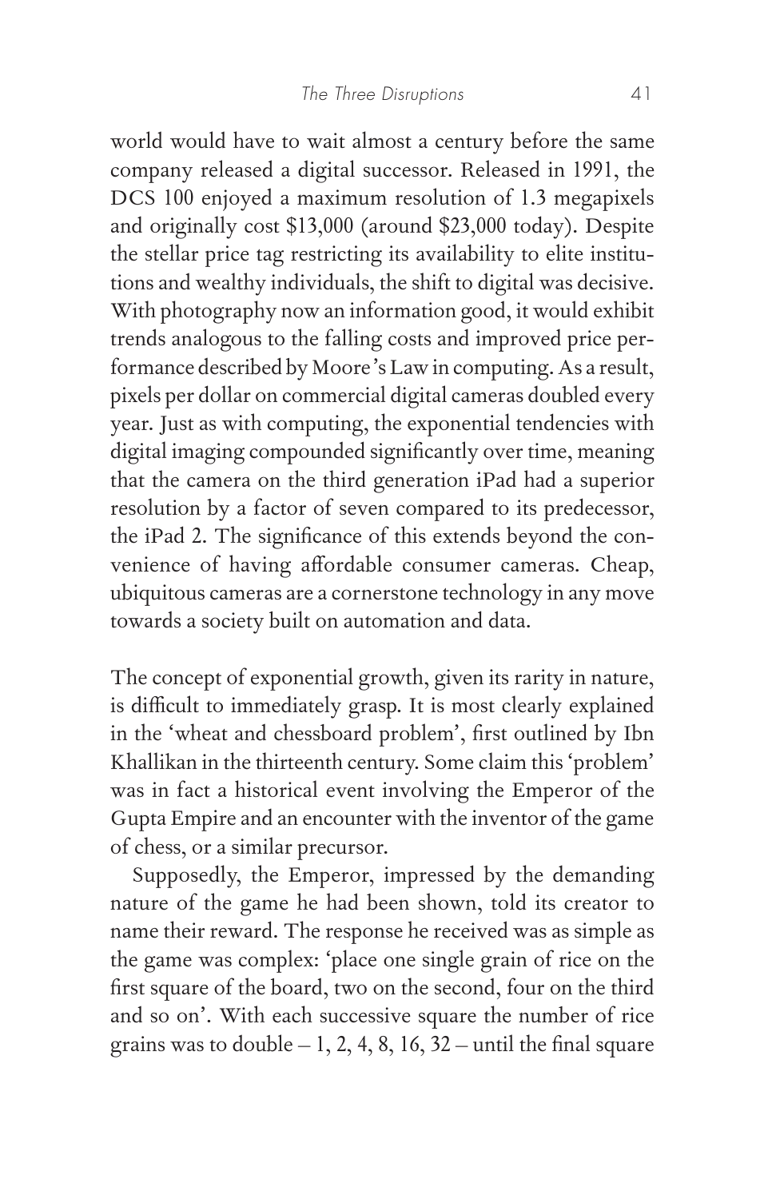world would have to wait almost a century before the same company released a digital successor. Released in 1991, the DCS 100 enjoyed a maximum resolution of 1.3 megapixels and originally cost $13,000 (around $23,000 today). Despite the stellar price tag restricting its availability to elite institutions and wealthy individuals, the shift to digital was decisive. With photography now an information good, it would exhibit trends analogous to the falling costs and improved price performance described by Moore's Law in computing. As a result, pixels per dollar on commercial digital cameras doubled every year. Just as with computing, the exponential tendencies with digital imaging compounded significantly over time, meaning that the camera on the third generation iPad had a superior resolution by a factor of seven compared to its predecessor, the iPad 2. The significance of this extends beyond the convenience of having affordable consumer cameras. Cheap, ubiquitous cameras are a cornerstone technology in any move towards a society built on automation and data.

The concept of exponential growth, given its rarity in nature, is difficult to immediately grasp. It is most clearly explained in the 'wheat and chessboard problem', first outlined by Ibn Khallikan in the thirteenth century. Some claim this 'problem' was in fact a historical event involving the Emperor of the Gupta Empire and an encounter with the inventor of the game of chess, or a similar precursor.

Supposedly, the Emperor, impressed by the demanding nature of the game he had been shown, told its creator to name their reward. The response he received was as simple as the game was complex: 'place one single grain of rice on the first square of the board, two on the second, four on the third and so on'. With each successive square the number of rice grains was to double – 1, 2, 4, 8, 16, 32 – until the final square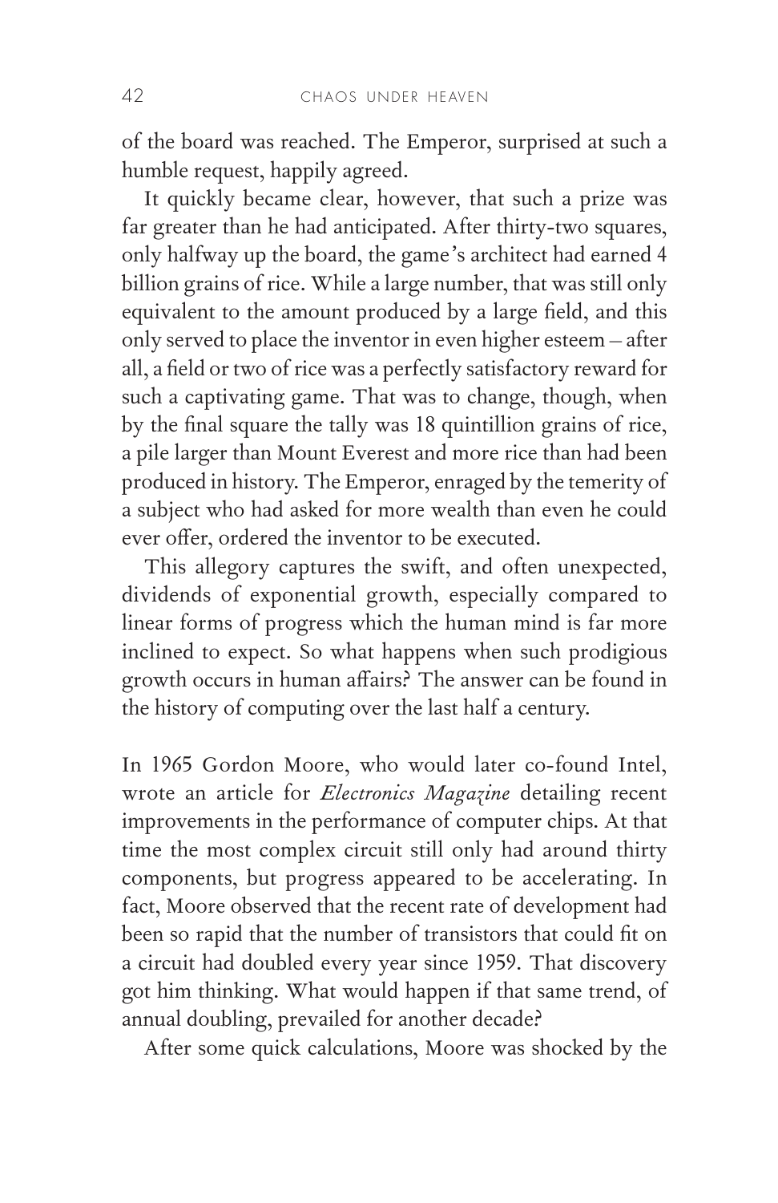of the board was reached. The Emperor, surprised at such a humble request, happily agreed.

It quickly became clear, however, that such a prize was far greater than he had anticipated. After thirty-two squares, only halfway up the board, the game's architect had earned 4 billion grains of rice. While a large number, that was still only equivalent to the amount produced by a large field, and this only served to place the inventor in even higher esteem – after all, a field or two of rice was a perfectly satisfactory reward for such a captivating game. That was to change, though, when by the final square the tally was 18 quintillion grains of rice, a pile larger than Mount Everest and more rice than had been produced in history. The Emperor, enraged by the temerity of a subject who had asked for more wealth than even he could ever offer, ordered the inventor to be executed.

This allegory captures the swift, and often unexpected, dividends of exponential growth, especially compared to linear forms of progress which the human mind is far more inclined to expect. So what happens when such prodigious growth occurs in human affairs? The answer can be found in the history of computing over the last half a century.

In 1965 Gordon Moore, who would later co-found Intel, wrote an article for *Electronics Magazine* detailing recent improvements in the performance of computer chips. At that time the most complex circuit still only had around thirty components, but progress appeared to be accelerating. In fact, Moore observed that the recent rate of development had been so rapid that the number of transistors that could fit on a circuit had doubled every year since 1959. That discovery got him thinking. What would happen if that same trend, of annual doubling, prevailed for another decade?

After some quick calculations, Moore was shocked by the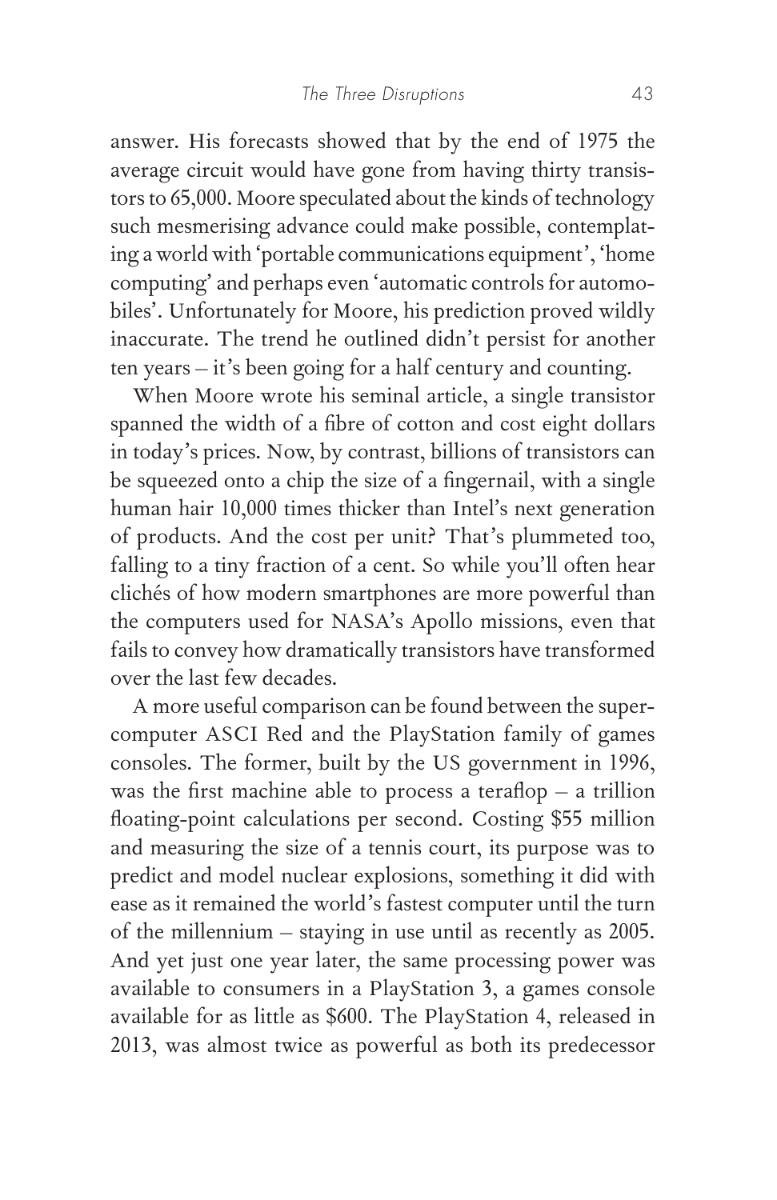answer. His forecasts showed that by the end of 1975 the average circuit would have gone from having thirty transistors to 65,000. Moore speculated about the kinds of technology such mesmerising advance could make possible, contemplating a world with 'portable communications equipment', 'home computing' and perhaps even 'automatic controls for automobiles'. Unfortunately for Moore, his prediction proved wildly inaccurate. The trend he outlined didn't persist for another ten years – it's been going for a half century and counting.

When Moore wrote his seminal article, a single transistor spanned the width of a fibre of cotton and cost eight dollars in today's prices. Now, by contrast, billions of transistors can be squeezed onto a chip the size of a fingernail, with a single human hair 10,000 times thicker than Intel's next generation of products. And the cost per unit? That's plummeted too, falling to a tiny fraction of a cent. So while you'll often hear clichés of how modern smartphones are more powerful than the computers used for NASA's Apollo missions, even that fails to convey how dramatically transistors have transformed over the last few decades.

A more useful comparison can be found between the supercomputer ASCI Red and the PlayStation family of games consoles. The former, built by the US government in 1996, was the first machine able to process a teraflop – a trillion floating-point calculations per second. Costing $55 million and measuring the size of a tennis court, its purpose was to predict and model nuclear explosions, something it did with ease as it remained the world's fastest computer until the turn of the millennium – staying in use until as recently as 2005. And yet just one year later, the same processing power was available to consumers in a PlayStation 3, a games console available for as little as $600. The PlayStation 4, released in 2013, was almost twice as powerful as both its predecessor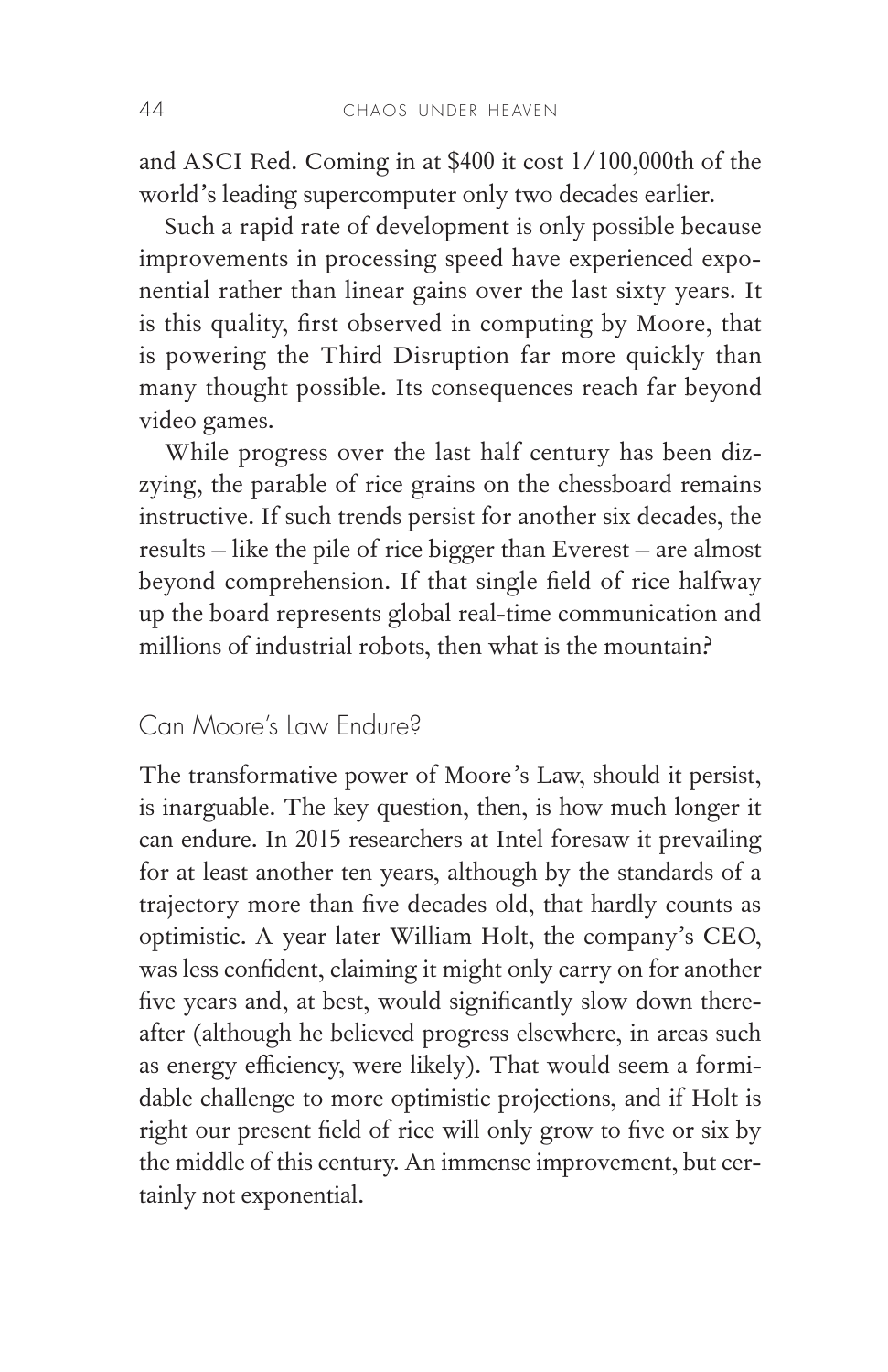and ASCI Red. Coming in at $400 it cost 1/100,000th of the world's leading supercomputer only two decades earlier.

Such a rapid rate of development is only possible because improvements in processing speed have experienced exponential rather than linear gains over the last sixty years. It is this quality, first observed in computing by Moore, that is powering the Third Disruption far more quickly than many thought possible. Its consequences reach far beyond video games.

While progress over the last half century has been dizzying, the parable of rice grains on the chessboard remains instructive. If such trends persist for another six decades, the results – like the pile of rice bigger than Everest – are almost beyond comprehension. If that single field of rice halfway up the board represents global real-time communication and millions of industrial robots, then what is the mountain?

## Can Moore's Law Endure?

The transformative power of Moore's Law, should it persist, is inarguable. The key question, then, is how much longer it can endure. In 2015 researchers at Intel foresaw it prevailing for at least another ten years, although by the standards of a trajectory more than five decades old, that hardly counts as optimistic. A year later William Holt, the company's CEO, was less confident, claiming it might only carry on for another five years and, at best, would significantly slow down thereafter (although he believed progress elsewhere, in areas such as energy efficiency, were likely). That would seem a formidable challenge to more optimistic projections, and if Holt is right our present field of rice will only grow to five or six by the middle of this century. An immense improvement, but certainly not exponential.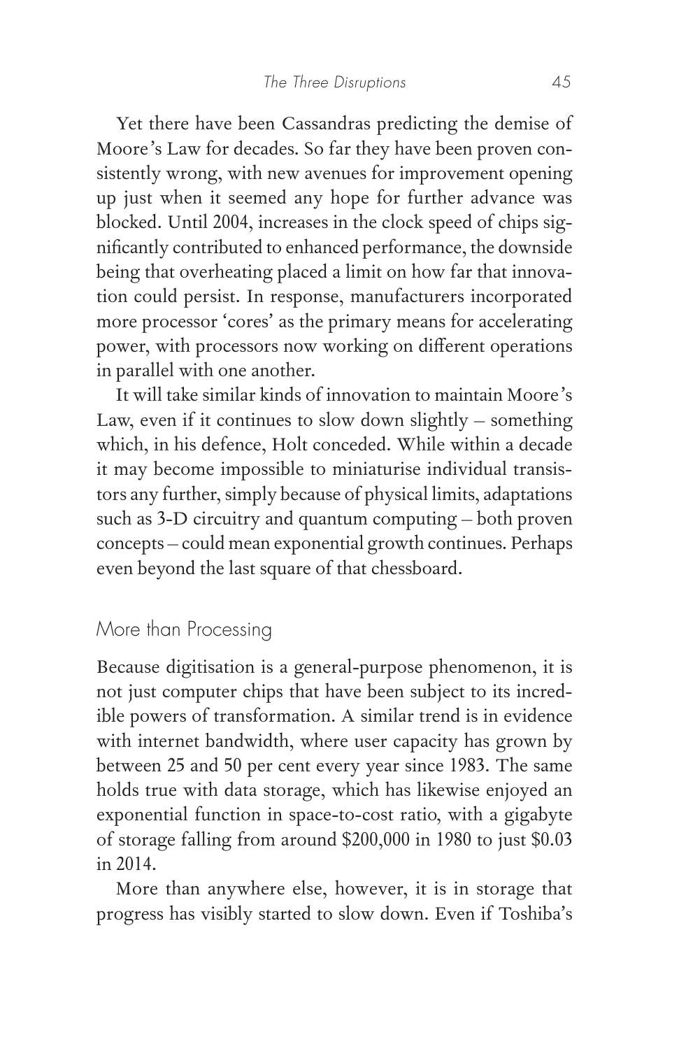Yet there have been Cassandras predicting the demise of Moore's Law for decades. So far they have been proven consistently wrong, with new avenues for improvement opening up just when it seemed any hope for further advance was blocked. Until 2004, increases in the clock speed of chips significantly contributed to enhanced performance, the downside being that overheating placed a limit on how far that innovation could persist. In response, manufacturers incorporated more processor 'cores' as the primary means for accelerating power, with processors now working on different operations in parallel with one another.

It will take similar kinds of innovation to maintain Moore's Law, even if it continues to slow down slightly – something which, in his defence, Holt conceded. While within a decade it may become impossible to miniaturise individual transistors any further, simply because of physical limits, adaptations such as 3-D circuitry and quantum computing – both proven concepts – could mean exponential growth continues. Perhaps even beyond the last square of that chessboard.

## More than Processing

Because digitisation is a general-purpose phenomenon, it is not just computer chips that have been subject to its incredible powers of transformation. A similar trend is in evidence with internet bandwidth, where user capacity has grown by between 25 and 50 per cent every year since 1983. The same holds true with data storage, which has likewise enjoyed an exponential function in space-to-cost ratio, with a gigabyte of storage falling from around $200,000 in 1980 to just $0.03 in 2014.

More than anywhere else, however, it is in storage that progress has visibly started to slow down. Even if Toshiba's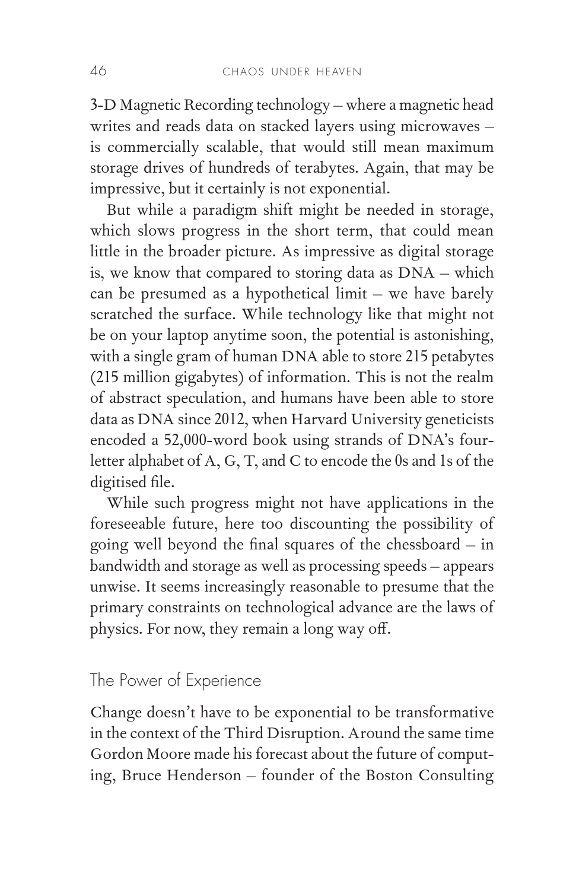3-D Magnetic Recording technology – where a magnetic head writes and reads data on stacked layers using microwaves – is commercially scalable, that would still mean maximum storage drives of hundreds of terabytes. Again, that may be impressive, but it certainly is not exponential.

But while a paradigm shift might be needed in storage, which slows progress in the short term, that could mean little in the broader picture. As impressive as digital storage is, we know that compared to storing data as DNA – which can be presumed as a hypothetical limit – we have barely scratched the surface. While technology like that might not be on your laptop anytime soon, the potential is astonishing, with a single gram of human DNA able to store 215 petabytes (215 million gigabytes) of information. This is not the realm of abstract speculation, and humans have been able to store data as DNA since 2012, when Harvard University geneticists encoded a 52,000-word book using strands of DNA's four-letter alphabet of A, G, T, and C to encode the 0s and 1s of the digitised file.

While such progress might not have applications in the foreseeable future, here too discounting the possibility of going well beyond the final squares of the chessboard – in bandwidth and storage as well as processing speeds – appears unwise. It seems increasingly reasonable to presume that the primary constraints on technological advance are the laws of physics. For now, they remain a long way off.

## The Power of Experience

Change doesn't have to be exponential to be transformative in the context of the Third Disruption. Around the same time Gordon Moore made his forecast about the future of computing, Bruce Henderson – founder of the Boston Consulting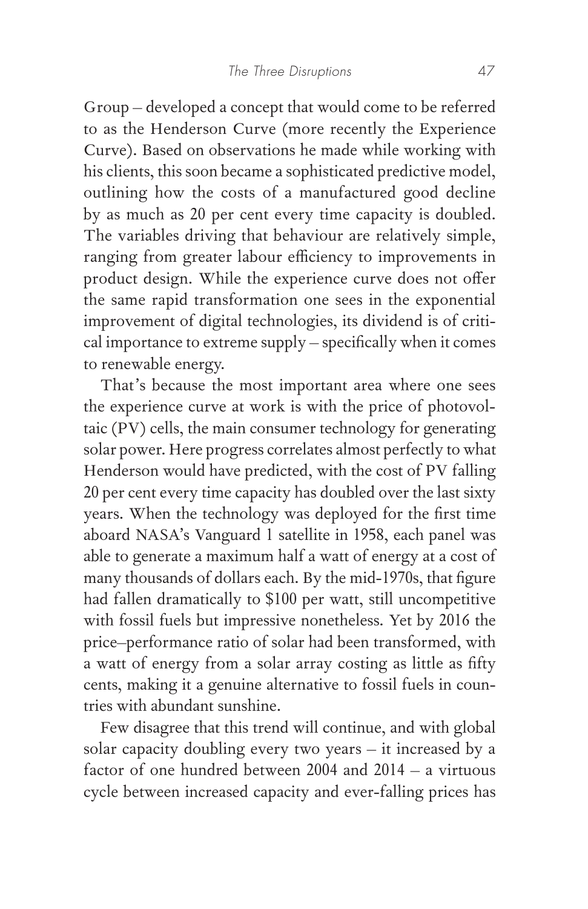Group – developed a concept that would come to be referred to as the Henderson Curve (more recently the Experience Curve). Based on observations he made while working with his clients, this soon became a sophisticated predictive model, outlining how the costs of a manufactured good decline by as much as 20 per cent every time capacity is doubled. The variables driving that behaviour are relatively simple, ranging from greater labour efficiency to improvements in product design. While the experience curve does not offer the same rapid transformation one sees in the exponential improvement of digital technologies, its dividend is of critical importance to extreme supply – specifically when it comes to renewable energy.

That's because the most important area where one sees the experience curve at work is with the price of photovoltaic (PV) cells, the main consumer technology for generating solar power. Here progress correlates almost perfectly to what Henderson would have predicted, with the cost of PV falling 20 per cent every time capacity has doubled over the last sixty years. When the technology was deployed for the first time aboard NASA's Vanguard 1 satellite in 1958, each panel was able to generate a maximum half a watt of energy at a cost of many thousands of dollars each. By the mid-1970s, that figure had fallen dramatically to $100 per watt, still uncompetitive with fossil fuels but impressive nonetheless. Yet by 2016 the price–performance ratio of solar had been transformed, with a watt of energy from a solar array costing as little as fifty cents, making it a genuine alternative to fossil fuels in countries with abundant sunshine.

Few disagree that this trend will continue, and with global solar capacity doubling every two years – it increased by a factor of one hundred between 2004 and 2014 – a virtuous cycle between increased capacity and ever-falling prices has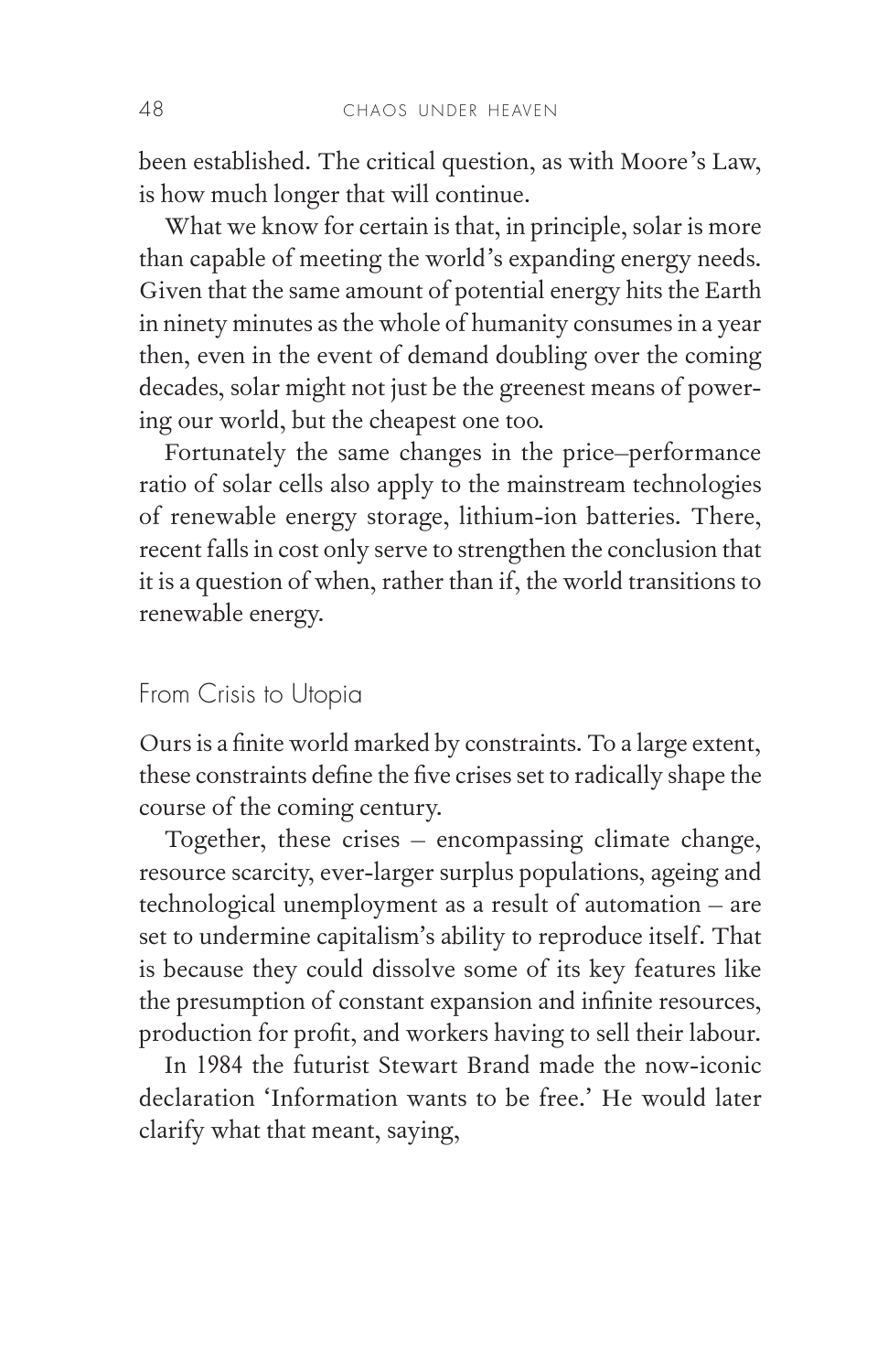been established. The critical question, as with Moore's Law, is how much longer that will continue.

What we know for certain is that, in principle, solar is more than capable of meeting the world's expanding energy needs. Given that the same amount of potential energy hits the Earth in ninety minutes as the whole of humanity consumes in a year then, even in the event of demand doubling over the coming decades, solar might not just be the greenest means of powering our world, but the cheapest one too.

Fortunately the same changes in the price–performance ratio of solar cells also apply to the mainstream technologies of renewable energy storage, lithium-ion batteries. There, recent falls in cost only serve to strengthen the conclusion that it is a question of when, rather than if, the world transitions to renewable energy.

## From Crisis to Utopia

Ours is a finite world marked by constraints. To a large extent, these constraints define the five crises set to radically shape the course of the coming century.

Together, these crises – encompassing climate change, resource scarcity, ever-larger surplus populations, ageing and technological unemployment as a result of automation – are set to undermine capitalism's ability to reproduce itself. That is because they could dissolve some of its key features like the presumption of constant expansion and infinite resources, production for profit, and workers having to sell their labour.

In 1984 the futurist Stewart Brand made the now-iconic declaration 'Information wants to be free.' He would later clarify what that meant, saying,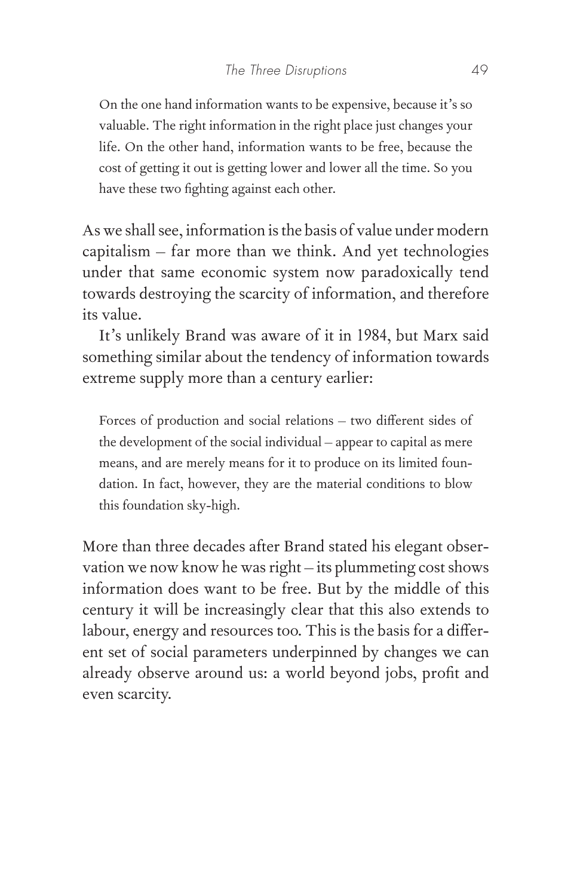> On the one hand information wants to be expensive, because it's so valuable. The right information in the right place just changes your life. On the other hand, information wants to be free, because the cost of getting it out is getting lower and lower all the time. So you have these two fighting against each other.

As we shall see, information is the basis of value under modern capitalism – far more than we think. And yet technologies under that same economic system now paradoxically tend towards destroying the scarcity of information, and therefore its value.

It's unlikely Brand was aware of it in 1984, but Marx said something similar about the tendency of information towards extreme supply more than a century earlier:

> Forces of production and social relations – two different sides of the development of the social individual – appear to capital as mere means, and are merely means for it to produce on its limited foundation. In fact, however, they are the material conditions to blow this foundation sky-high.

More than three decades after Brand stated his elegant observation we now know he was right – its plummeting cost shows information does want to be free. But by the middle of this century it will be increasingly clear that this also extends to labour, energy and resources too. This is the basis for a different set of social parameters underpinned by changes we can already observe around us: a world beyond jobs, profit and even scarcity.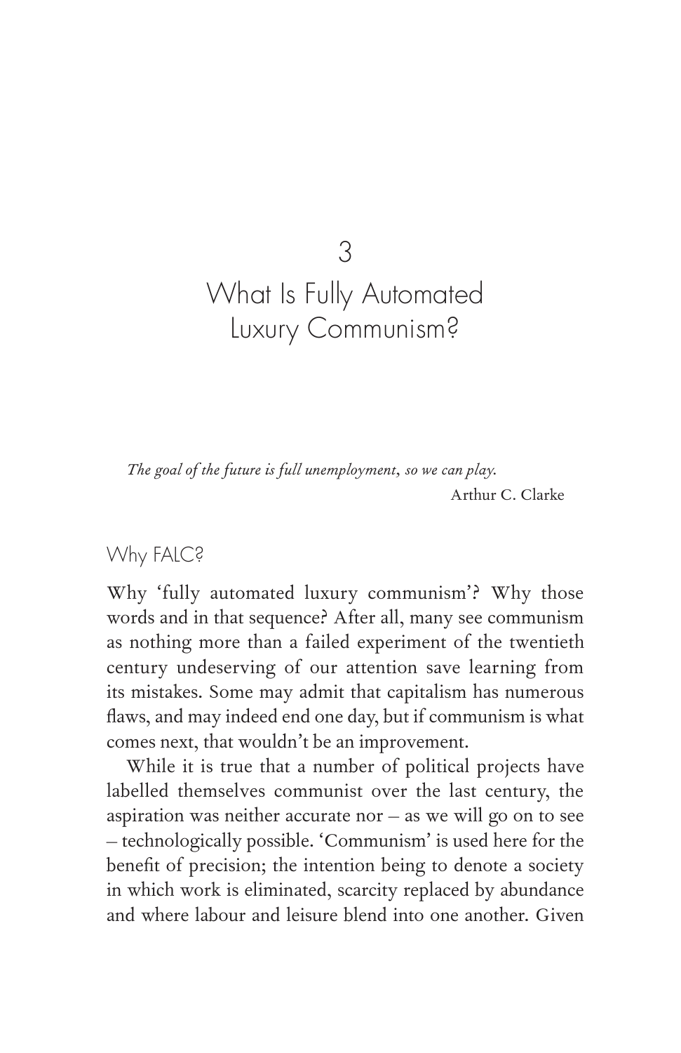# 3

# What Is Fully Automated Luxury Communism?

> *The goal of the future is full unemployment, so we can play.*
>
> Arthur C. Clarke

## Why FALC?

Why 'fully automated luxury communism'? Why those words and in that sequence? After all, many see communism as nothing more than a failed experiment of the twentieth century undeserving of our attention save learning from its mistakes. Some may admit that capitalism has numerous flaws, and may indeed end one day, but if communism is what comes next, that wouldn't be an improvement.

While it is true that a number of political projects have labelled themselves communist over the last century, the aspiration was neither accurate nor – as we will go on to see – technologically possible. 'Communism' is used here for the benefit of precision; the intention being to denote a society in which work is eliminated, scarcity replaced by abundance and where labour and leisure blend into one another. Given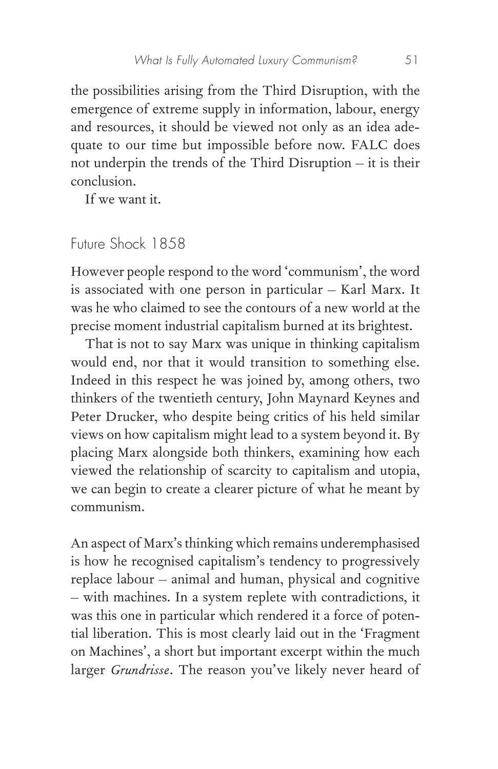the possibilities arising from the Third Disruption, with the emergence of extreme supply in information, labour, energy and resources, it should be viewed not only as an idea adequate to our time but impossible before now. FALC does not underpin the trends of the Third Disruption – it is their conclusion.

If we want it.

## Future Shock 1858

However people respond to the word 'communism', the word is associated with one person in particular – Karl Marx. It was he who claimed to see the contours of a new world at the precise moment industrial capitalism burned at its brightest.

That is not to say Marx was unique in thinking capitalism would end, nor that it would transition to something else. Indeed in this respect he was joined by, among others, two thinkers of the twentieth century, John Maynard Keynes and Peter Drucker, who despite being critics of his held similar views on how capitalism might lead to a system beyond it. By placing Marx alongside both thinkers, examining how each viewed the relationship of scarcity to capitalism and utopia, we can begin to create a clearer picture of what he meant by communism.

An aspect of Marx's thinking which remains underemphasised is how he recognised capitalism's tendency to progressively replace labour – animal and human, physical and cognitive – with machines. In a system replete with contradictions, it was this one in particular which rendered it a force of potential liberation. This is most clearly laid out in the 'Fragment on Machines', a short but important excerpt within the much larger *Grundrisse*. The reason you've likely never heard of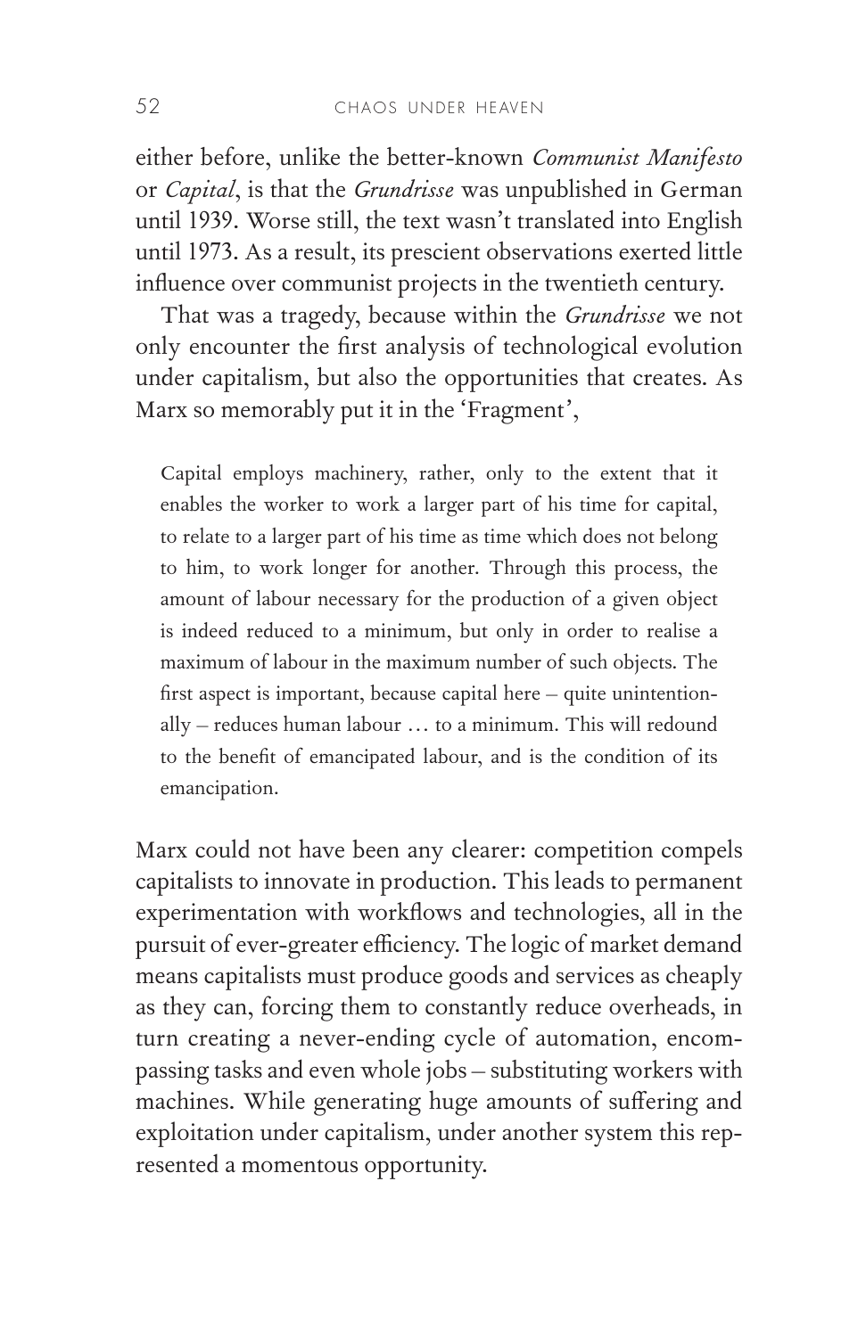either before, unlike the better-known *Communist Manifesto* or *Capital*, is that the *Grundrisse* was unpublished in German until 1939. Worse still, the text wasn't translated into English until 1973. As a result, its prescient observations exerted little influence over communist projects in the twentieth century.

That was a tragedy, because within the *Grundrisse* we not only encounter the first analysis of technological evolution under capitalism, but also the opportunities that creates. As Marx so memorably put it in the 'Fragment',

> Capital employs machinery, rather, only to the extent that it enables the worker to work a larger part of his time for capital, to relate to a larger part of his time as time which does not belong to him, to work longer for another. Through this process, the amount of labour necessary for the production of a given object is indeed reduced to a minimum, but only in order to realise a maximum of labour in the maximum number of such objects. The first aspect is important, because capital here – quite unintentionally – reduces human labour … to a minimum. This will redound to the benefit of emancipated labour, and is the condition of its emancipation.

Marx could not have been any clearer: competition compels capitalists to innovate in production. This leads to permanent experimentation with workflows and technologies, all in the pursuit of ever-greater efficiency. The logic of market demand means capitalists must produce goods and services as cheaply as they can, forcing them to constantly reduce overheads, in turn creating a never-ending cycle of automation, encompassing tasks and even whole jobs – substituting workers with machines. While generating huge amounts of suffering and exploitation under capitalism, under another system this represented a momentous opportunity.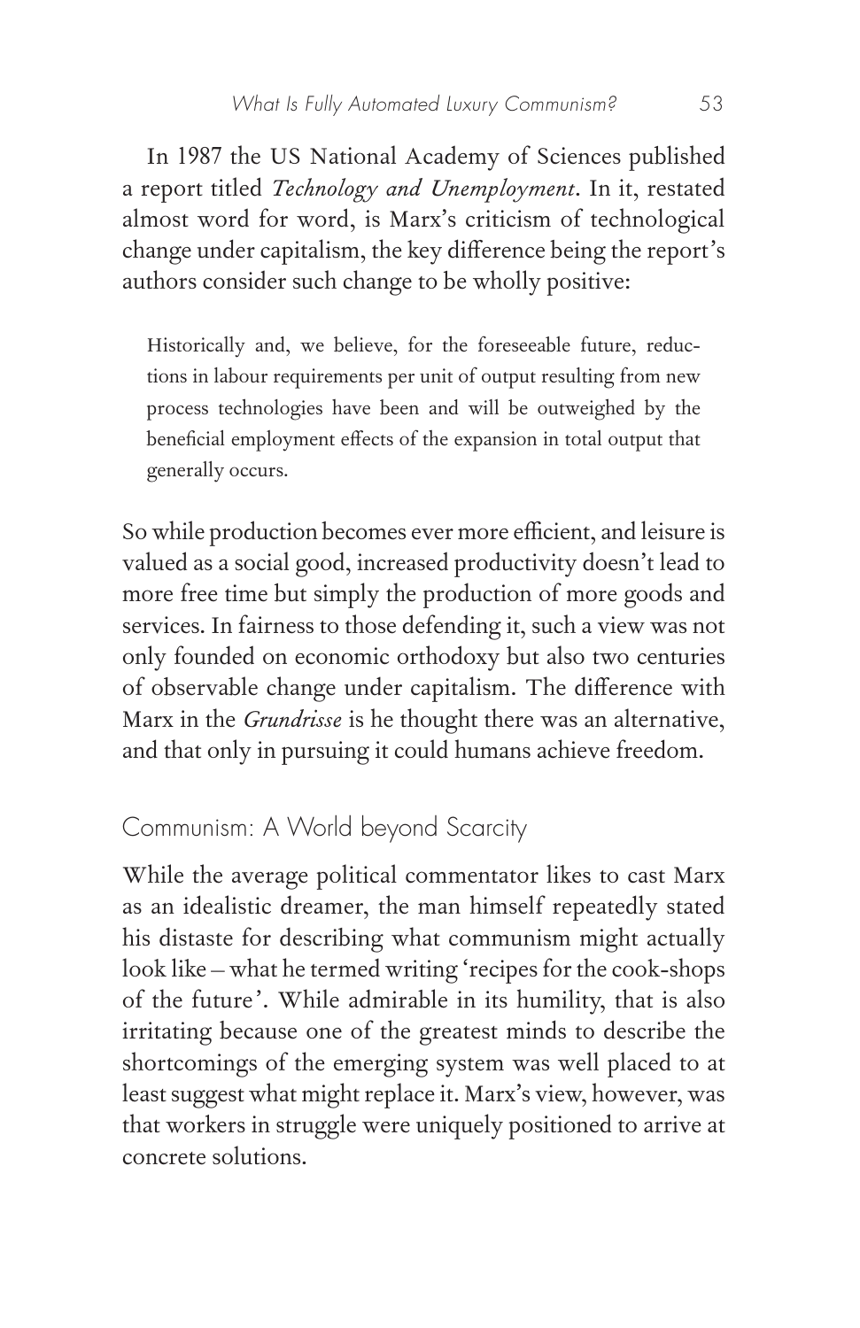In 1987 the US National Academy of Sciences published a report titled *Technology and Unemployment*. In it, restated almost word for word, is Marx's criticism of technological change under capitalism, the key difference being the report's authors consider such change to be wholly positive:

> Historically and, we believe, for the foreseeable future, reductions in labour requirements per unit of output resulting from new process technologies have been and will be outweighed by the beneficial employment effects of the expansion in total output that generally occurs.

So while production becomes ever more efficient, and leisure is valued as a social good, increased productivity doesn't lead to more free time but simply the production of more goods and services. In fairness to those defending it, such a view was not only founded on economic orthodoxy but also two centuries of observable change under capitalism. The difference with Marx in the *Grundrisse* is he thought there was an alternative, and that only in pursuing it could humans achieve freedom.

## Communism: A World beyond Scarcity

While the average political commentator likes to cast Marx as an idealistic dreamer, the man himself repeatedly stated his distaste for describing what communism might actually look like – what he termed writing 'recipes for the cook-shops of the future'. While admirable in its humility, that is also irritating because one of the greatest minds to describe the shortcomings of the emerging system was well placed to at least suggest what might replace it. Marx's view, however, was that workers in struggle were uniquely positioned to arrive at concrete solutions.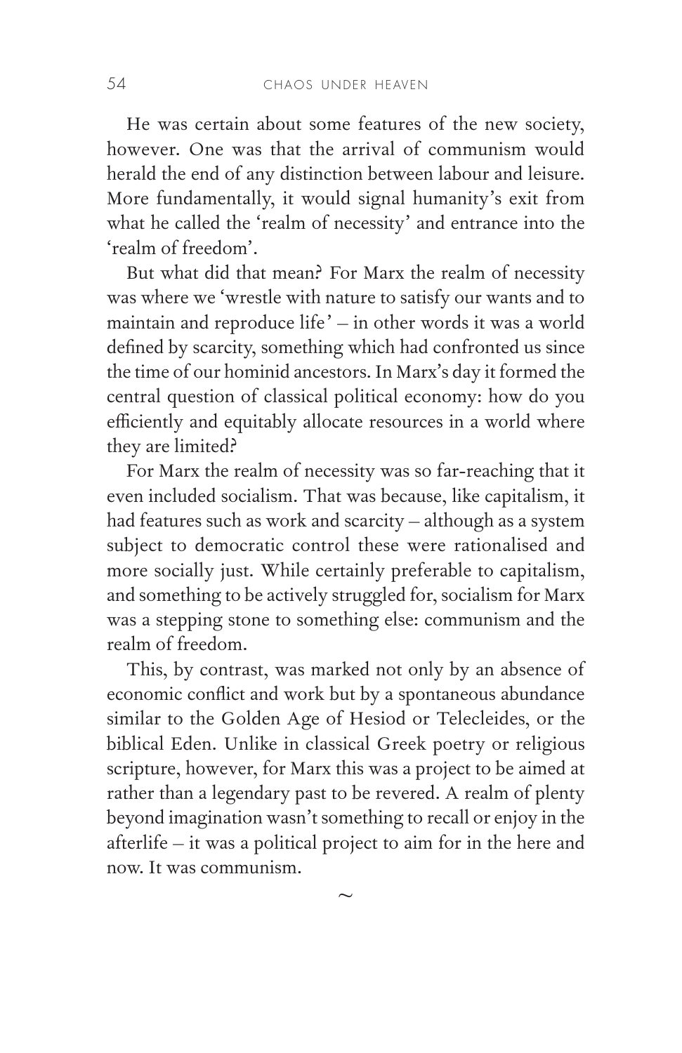He was certain about some features of the new society, however. One was that the arrival of communism would herald the end of any distinction between labour and leisure. More fundamentally, it would signal humanity's exit from what he called the 'realm of necessity' and entrance into the 'realm of freedom'.

But what did that mean? For Marx the realm of necessity was where we 'wrestle with nature to satisfy our wants and to maintain and reproduce life' – in other words it was a world defined by scarcity, something which had confronted us since the time of our hominid ancestors. In Marx's day it formed the central question of classical political economy: how do you efficiently and equitably allocate resources in a world where they are limited?

For Marx the realm of necessity was so far-reaching that it even included socialism. That was because, like capitalism, it had features such as work and scarcity – although as a system subject to democratic control these were rationalised and more socially just. While certainly preferable to capitalism, and something to be actively struggled for, socialism for Marx was a stepping stone to something else: communism and the realm of freedom.

This, by contrast, was marked not only by an absence of economic conflict and work but by a spontaneous abundance similar to the Golden Age of Hesiod or Telecleides, or the biblical Eden. Unlike in classical Greek poetry or religious scripture, however, for Marx this was a project to be aimed at rather than a legendary past to be revered. A realm of plenty beyond imagination wasn't something to recall or enjoy in the afterlife – it was a political project to aim for in the here and now. It was communism.

~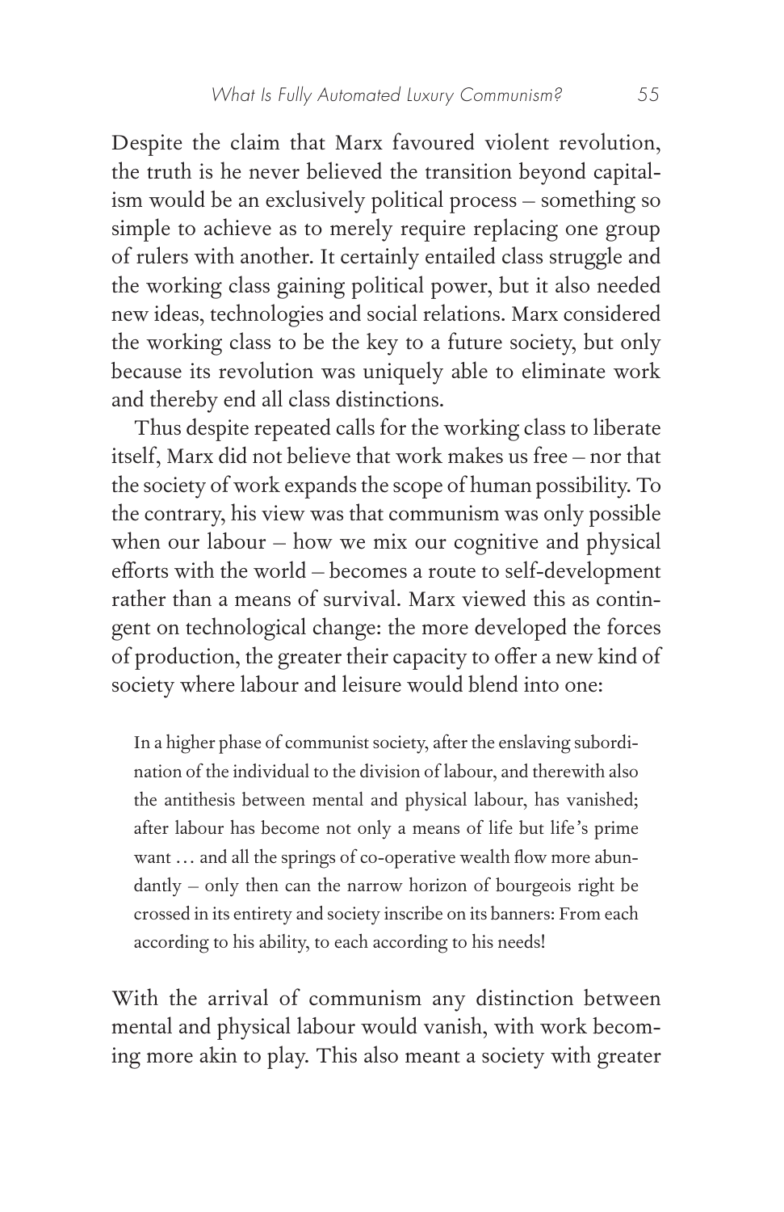Despite the claim that Marx favoured violent revolution, the truth is he never believed the transition beyond capitalism would be an exclusively political process – something so simple to achieve as to merely require replacing one group of rulers with another. It certainly entailed class struggle and the working class gaining political power, but it also needed new ideas, technologies and social relations. Marx considered the working class to be the key to a future society, but only because its revolution was uniquely able to eliminate work and thereby end all class distinctions.

Thus despite repeated calls for the working class to liberate itself, Marx did not believe that work makes us free – nor that the society of work expands the scope of human possibility. To the contrary, his view was that communism was only possible when our labour – how we mix our cognitive and physical efforts with the world – becomes a route to self-development rather than a means of survival. Marx viewed this as contingent on technological change: the more developed the forces of production, the greater their capacity to offer a new kind of society where labour and leisure would blend into one:

> In a higher phase of communist society, after the enslaving subordination of the individual to the division of labour, and therewith also the antithesis between mental and physical labour, has vanished; after labour has become not only a means of life but life's prime want … and all the springs of co-operative wealth flow more abundantly – only then can the narrow horizon of bourgeois right be crossed in its entirety and society inscribe on its banners: From each according to his ability, to each according to his needs!

With the arrival of communism any distinction between mental and physical labour would vanish, with work becoming more akin to play. This also meant a society with greater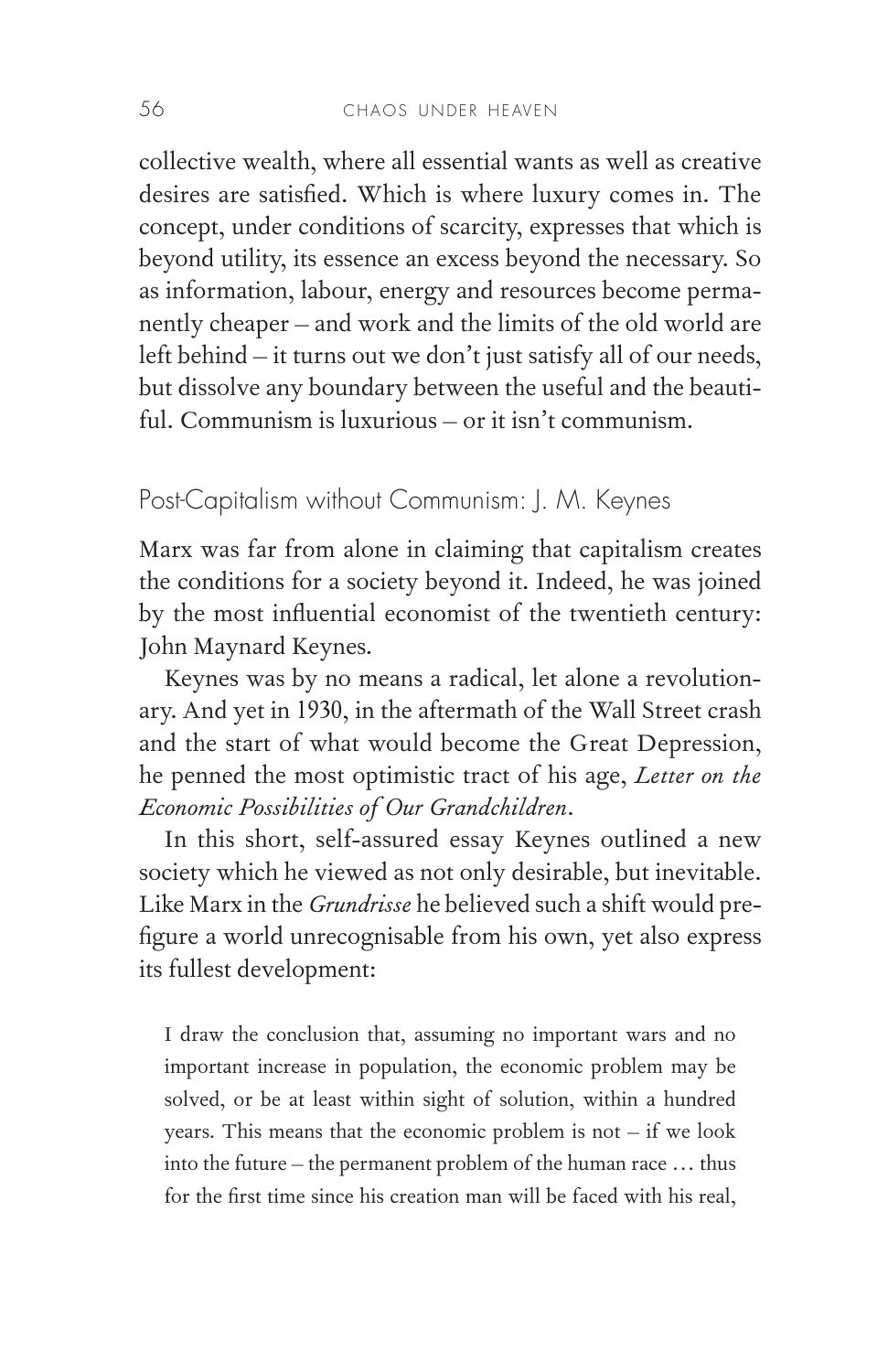collective wealth, where all essential wants as well as creative desires are satisfied. Which is where luxury comes in. The concept, under conditions of scarcity, expresses that which is beyond utility, its essence an excess beyond the necessary. So as information, labour, energy and resources become permanently cheaper – and work and the limits of the old world are left behind – it turns out we don't just satisfy all of our needs, but dissolve any boundary between the useful and the beautiful. Communism is luxurious – or it isn't communism.

## Post-Capitalism without Communism: J. M. Keynes

Marx was far from alone in claiming that capitalism creates the conditions for a society beyond it. Indeed, he was joined by the most influential economist of the twentieth century: John Maynard Keynes.

Keynes was by no means a radical, let alone a revolutionary. And yet in 1930, in the aftermath of the Wall Street crash and the start of what would become the Great Depression, he penned the most optimistic tract of his age, *Letter on the Economic Possibilities of Our Grandchildren*.

In this short, self-assured essay Keynes outlined a new society which he viewed as not only desirable, but inevitable. Like Marx in the *Grundrisse* he believed such a shift would prefigure a world unrecognisable from his own, yet also express its fullest development:

> I draw the conclusion that, assuming no important wars and no important increase in population, the economic problem may be solved, or be at least within sight of solution, within a hundred years. This means that the economic problem is not – if we look into the future – the permanent problem of the human race … thus for the first time since his creation man will be faced with his real,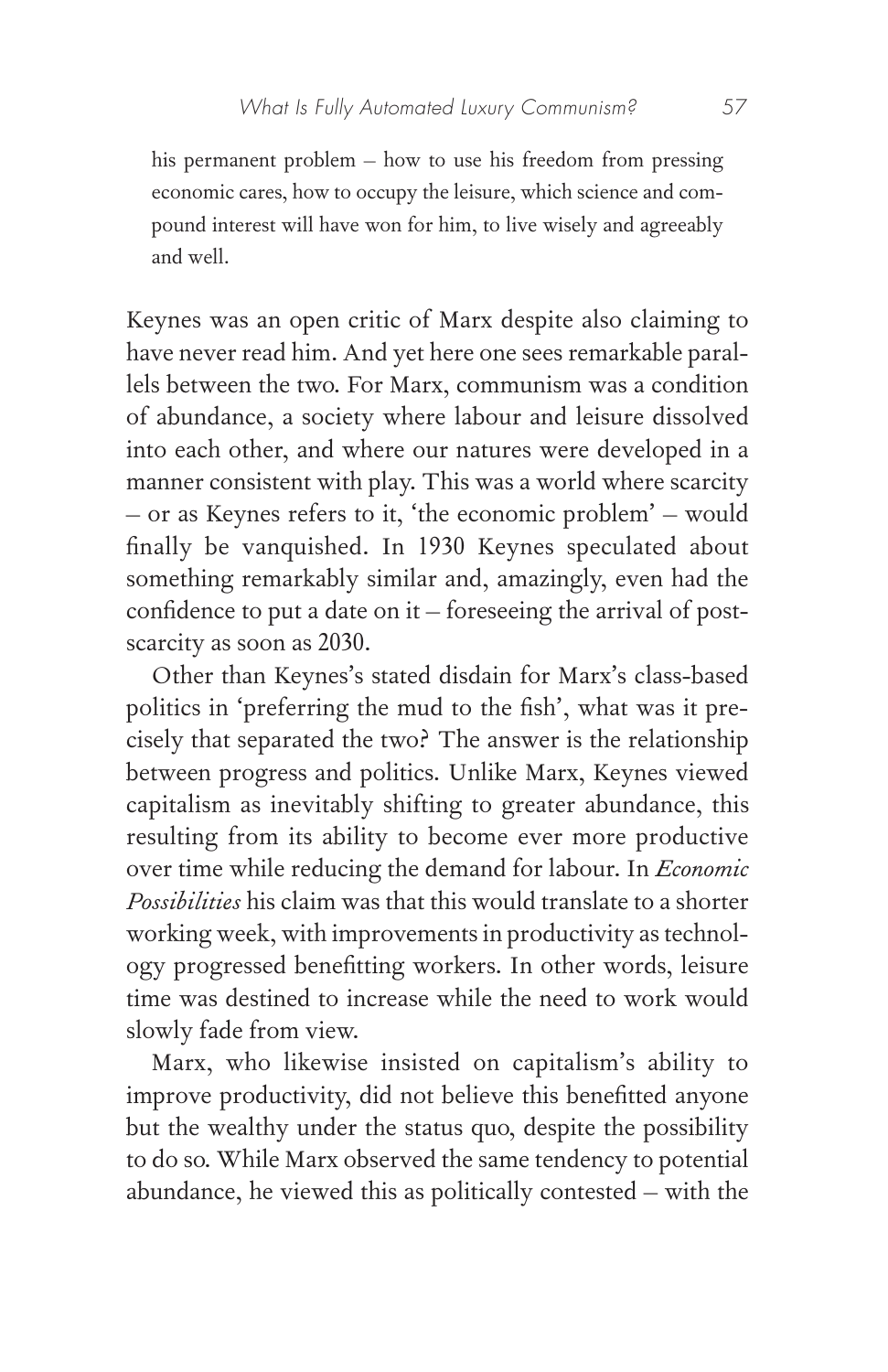> his permanent problem – how to use his freedom from pressing economic cares, how to occupy the leisure, which science and compound interest will have won for him, to live wisely and agreeably and well.

Keynes was an open critic of Marx despite also claiming to have never read him. And yet here one sees remarkable parallels between the two. For Marx, communism was a condition of abundance, a society where labour and leisure dissolved into each other, and where our natures were developed in a manner consistent with play. This was a world where scarcity – or as Keynes refers to it, 'the economic problem' – would finally be vanquished. In 1930 Keynes speculated about something remarkably similar and, amazingly, even had the confidence to put a date on it – foreseeing the arrival of post-scarcity as soon as 2030.

Other than Keynes's stated disdain for Marx's class-based politics in 'preferring the mud to the fish', what was it precisely that separated the two? The answer is the relationship between progress and politics. Unlike Marx, Keynes viewed capitalism as inevitably shifting to greater abundance, this resulting from its ability to become ever more productive over time while reducing the demand for labour. In *Economic Possibilities* his claim was that this would translate to a shorter working week, with improvements in productivity as technology progressed benefitting workers. In other words, leisure time was destined to increase while the need to work would slowly fade from view.

Marx, who likewise insisted on capitalism's ability to improve productivity, did not believe this benefitted anyone but the wealthy under the status quo, despite the possibility to do so. While Marx observed the same tendency to potential abundance, he viewed this as politically contested – with the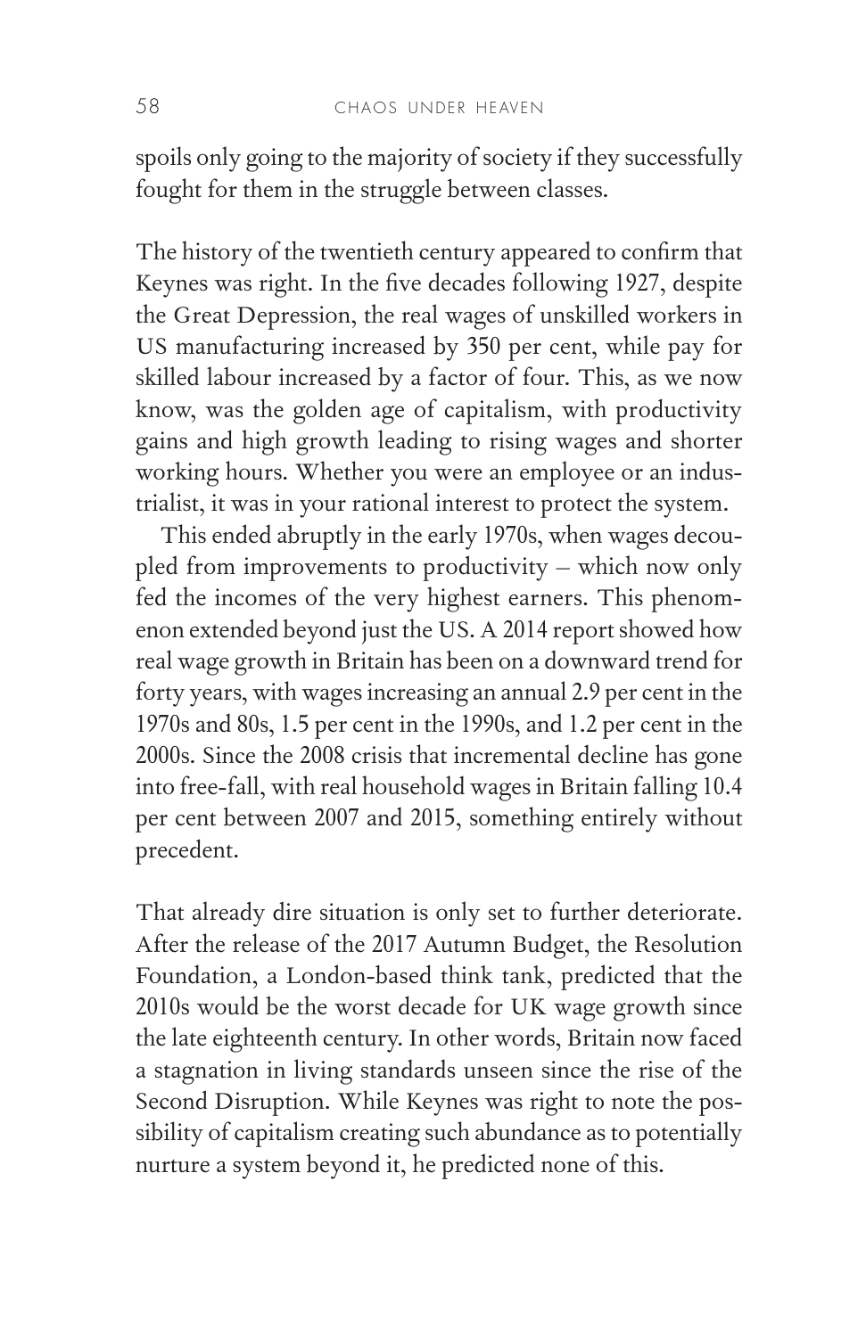spoils only going to the majority of society if they successfully fought for them in the struggle between classes.

The history of the twentieth century appeared to confirm that Keynes was right. In the five decades following 1927, despite the Great Depression, the real wages of unskilled workers in US manufacturing increased by 350 per cent, while pay for skilled labour increased by a factor of four. This, as we now know, was the golden age of capitalism, with productivity gains and high growth leading to rising wages and shorter working hours. Whether you were an employee or an industrialist, it was in your rational interest to protect the system.

This ended abruptly in the early 1970s, when wages decoupled from improvements to productivity – which now only fed the incomes of the very highest earners. This phenomenon extended beyond just the US. A 2014 report showed how real wage growth in Britain has been on a downward trend for forty years, with wages increasing an annual 2.9 per cent in the 1970s and 80s, 1.5 per cent in the 1990s, and 1.2 per cent in the 2000s. Since the 2008 crisis that incremental decline has gone into free-fall, with real household wages in Britain falling 10.4 per cent between 2007 and 2015, something entirely without precedent.

That already dire situation is only set to further deteriorate. After the release of the 2017 Autumn Budget, the Resolution Foundation, a London-based think tank, predicted that the 2010s would be the worst decade for UK wage growth since the late eighteenth century. In other words, Britain now faced a stagnation in living standards unseen since the rise of the Second Disruption. While Keynes was right to note the possibility of capitalism creating such abundance as to potentially nurture a system beyond it, he predicted none of this.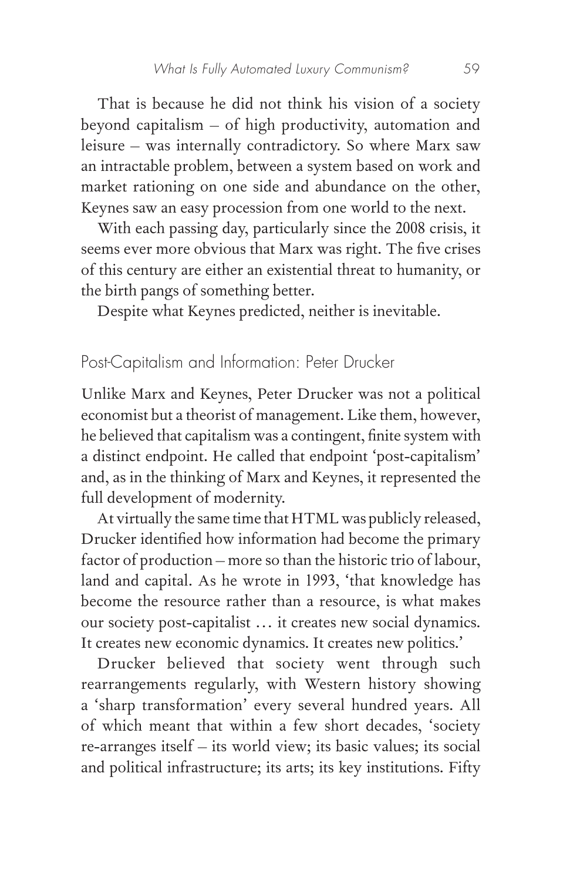That is because he did not think his vision of a society beyond capitalism – of high productivity, automation and leisure – was internally contradictory. So where Marx saw an intractable problem, between a system based on work and market rationing on one side and abundance on the other, Keynes saw an easy procession from one world to the next.

With each passing day, particularly since the 2008 crisis, it seems ever more obvious that Marx was right. The five crises of this century are either an existential threat to humanity, or the birth pangs of something better.

Despite what Keynes predicted, neither is inevitable.

## Post-Capitalism and Information: Peter Drucker

Unlike Marx and Keynes, Peter Drucker was not a political economist but a theorist of management. Like them, however, he believed that capitalism was a contingent, finite system with a distinct endpoint. He called that endpoint 'post-capitalism' and, as in the thinking of Marx and Keynes, it represented the full development of modernity.

At virtually the same time that HTML was publicly released, Drucker identified how information had become the primary factor of production – more so than the historic trio of labour, land and capital. As he wrote in 1993, 'that knowledge has become the resource rather than a resource, is what makes our society post-capitalist … it creates new social dynamics. It creates new economic dynamics. It creates new politics.'

Drucker believed that society went through such rearrangements regularly, with Western history showing a 'sharp transformation' every several hundred years. All of which meant that within a few short decades, 'society re-arranges itself – its world view; its basic values; its social and political infrastructure; its arts; its key institutions. Fifty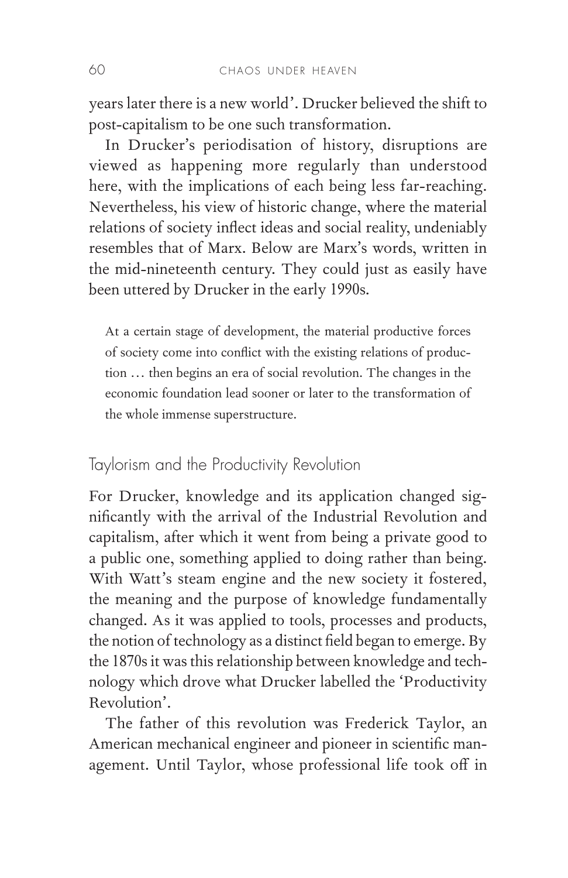years later there is a new world'. Drucker believed the shift to post-capitalism to be one such transformation.

In Drucker's periodisation of history, disruptions are viewed as happening more regularly than understood here, with the implications of each being less far-reaching. Nevertheless, his view of historic change, where the material relations of society inflect ideas and social reality, undeniably resembles that of Marx. Below are Marx's words, written in the mid-nineteenth century. They could just as easily have been uttered by Drucker in the early 1990s.

> At a certain stage of development, the material productive forces of society come into conflict with the existing relations of production … then begins an era of social revolution. The changes in the economic foundation lead sooner or later to the transformation of the whole immense superstructure.

## Taylorism and the Productivity Revolution

For Drucker, knowledge and its application changed significantly with the arrival of the Industrial Revolution and capitalism, after which it went from being a private good to a public one, something applied to doing rather than being. With Watt's steam engine and the new society it fostered, the meaning and the purpose of knowledge fundamentally changed. As it was applied to tools, processes and products, the notion of technology as a distinct field began to emerge. By the 1870s it was this relationship between knowledge and technology which drove what Drucker labelled the 'Productivity Revolution'.

The father of this revolution was Frederick Taylor, an American mechanical engineer and pioneer in scientific management. Until Taylor, whose professional life took off in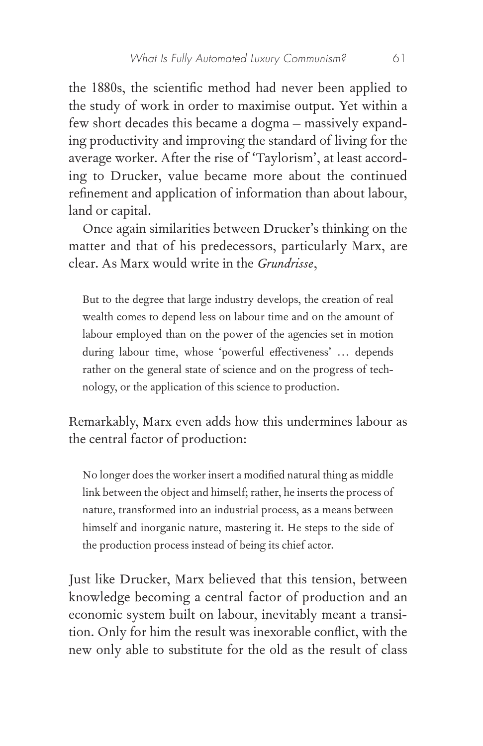the 1880s, the scientific method had never been applied to the study of work in order to maximise output. Yet within a few short decades this became a dogma – massively expanding productivity and improving the standard of living for the average worker. After the rise of 'Taylorism', at least according to Drucker, value became more about the continued refinement and application of information than about labour, land or capital.

Once again similarities between Drucker's thinking on the matter and that of his predecessors, particularly Marx, are clear. As Marx would write in the *Grundrisse*,

> But to the degree that large industry develops, the creation of real wealth comes to depend less on labour time and on the amount of labour employed than on the power of the agencies set in motion during labour time, whose 'powerful effectiveness' … depends rather on the general state of science and on the progress of technology, or the application of this science to production.

Remarkably, Marx even adds how this undermines labour as the central factor of production:

> No longer does the worker insert a modified natural thing as middle link between the object and himself; rather, he inserts the process of nature, transformed into an industrial process, as a means between himself and inorganic nature, mastering it. He steps to the side of the production process instead of being its chief actor.

Just like Drucker, Marx believed that this tension, between knowledge becoming a central factor of production and an economic system built on labour, inevitably meant a transition. Only for him the result was inexorable conflict, with the new only able to substitute for the old as the result of class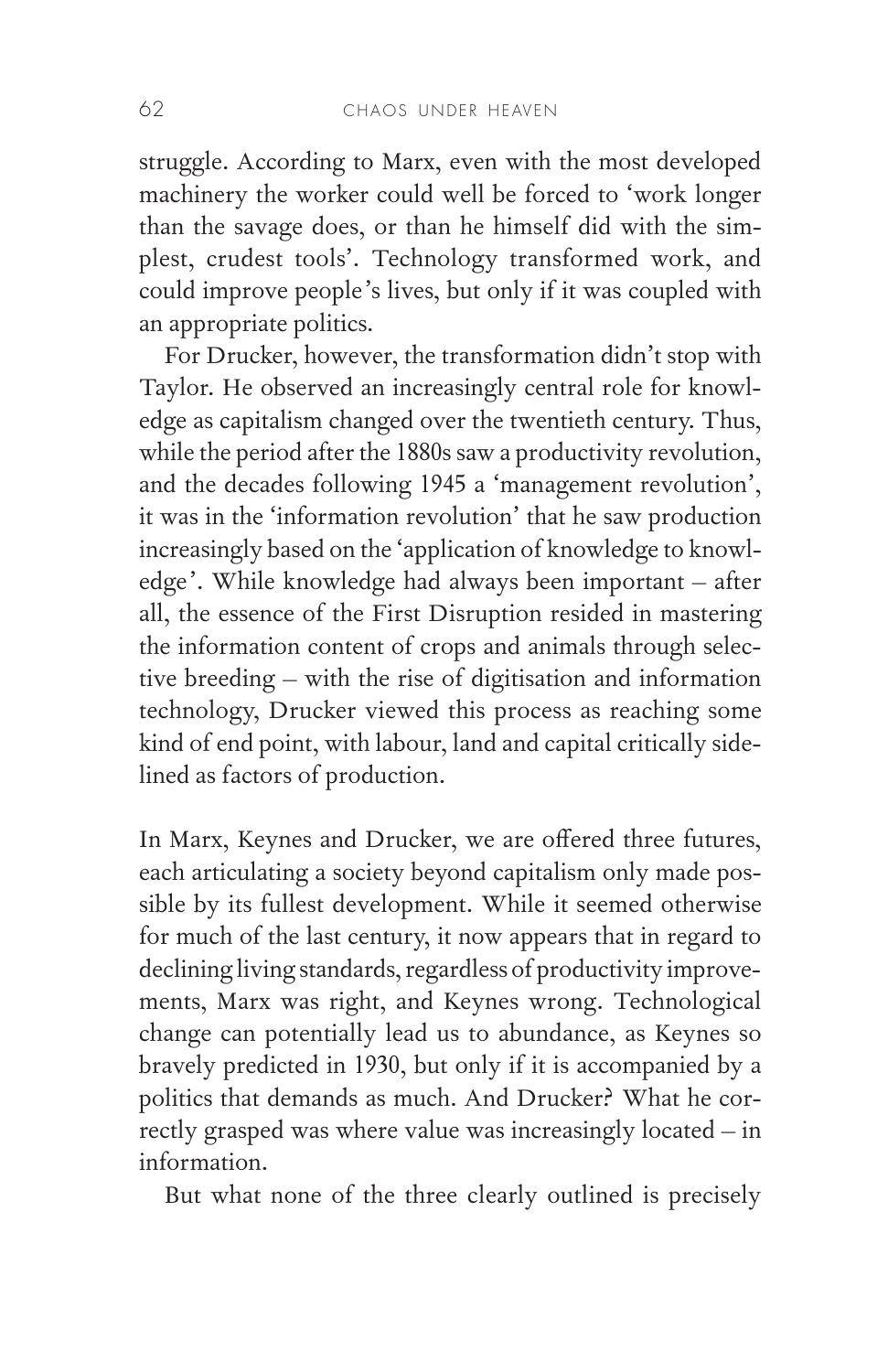struggle. According to Marx, even with the most developed machinery the worker could well be forced to 'work longer than the savage does, or than he himself did with the simplest, crudest tools'. Technology transformed work, and could improve people's lives, but only if it was coupled with an appropriate politics.

For Drucker, however, the transformation didn't stop with Taylor. He observed an increasingly central role for knowledge as capitalism changed over the twentieth century. Thus, while the period after the 1880s saw a productivity revolution, and the decades following 1945 a 'management revolution', it was in the 'information revolution' that he saw production increasingly based on the 'application of knowledge to knowledge'. While knowledge had always been important – after all, the essence of the First Disruption resided in mastering the information content of crops and animals through selective breeding – with the rise of digitisation and information technology, Drucker viewed this process as reaching some kind of end point, with labour, land and capital critically sidelined as factors of production.

In Marx, Keynes and Drucker, we are offered three futures, each articulating a society beyond capitalism only made possible by its fullest development. While it seemed otherwise for much of the last century, it now appears that in regard to declining living standards, regardless of productivity improvements, Marx was right, and Keynes wrong. Technological change can potentially lead us to abundance, as Keynes so bravely predicted in 1930, but only if it is accompanied by a politics that demands as much. And Drucker? What he correctly grasped was where value was increasingly located – in information.

But what none of the three clearly outlined is precisely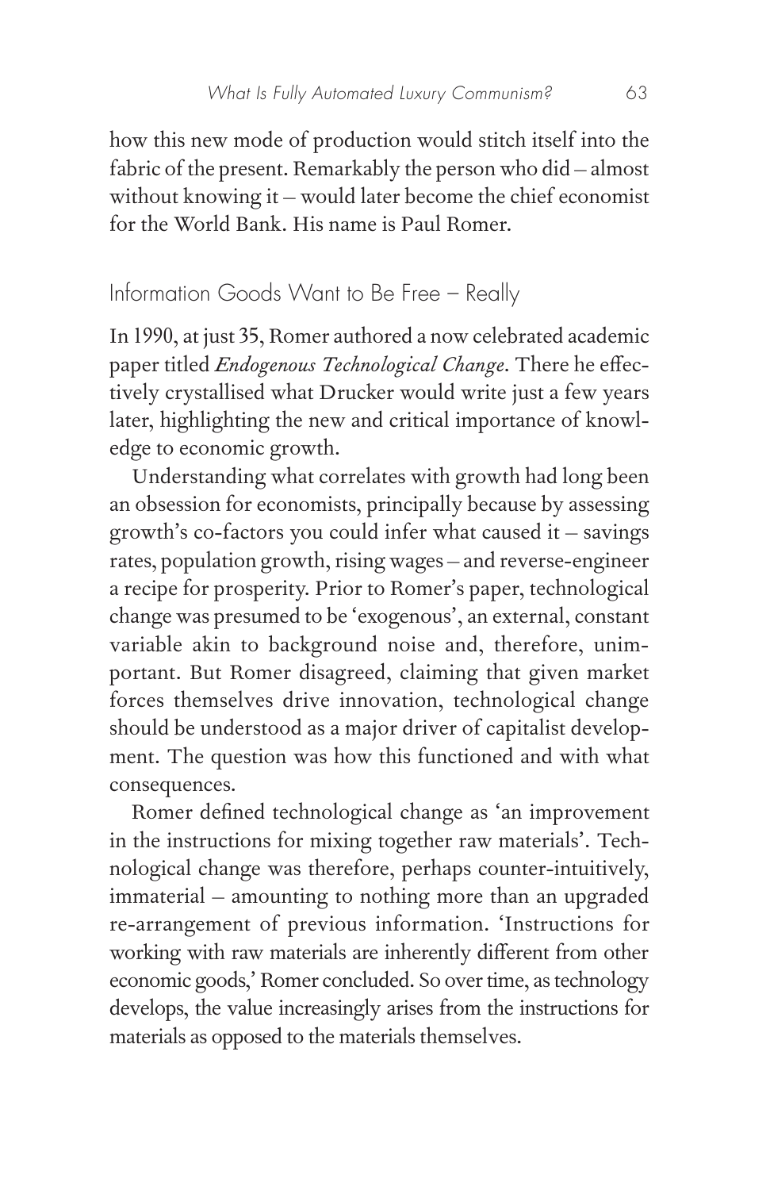how this new mode of production would stitch itself into the fabric of the present. Remarkably the person who did – almost without knowing it – would later become the chief economist for the World Bank. His name is Paul Romer.

## Information Goods Want to Be Free – Really

In 1990, at just 35, Romer authored a now celebrated academic paper titled *Endogenous Technological Change*. There he effectively crystallised what Drucker would write just a few years later, highlighting the new and critical importance of knowledge to economic growth.

Understanding what correlates with growth had long been an obsession for economists, principally because by assessing growth's co-factors you could infer what caused it – savings rates, population growth, rising wages – and reverse-engineer a recipe for prosperity. Prior to Romer's paper, technological change was presumed to be 'exogenous', an external, constant variable akin to background noise and, therefore, unimportant. But Romer disagreed, claiming that given market forces themselves drive innovation, technological change should be understood as a major driver of capitalist development. The question was how this functioned and with what consequences.

Romer defined technological change as 'an improvement in the instructions for mixing together raw materials'. Technological change was therefore, perhaps counter-intuitively, immaterial – amounting to nothing more than an upgraded re-arrangement of previous information. 'Instructions for working with raw materials are inherently different from other economic goods,' Romer concluded. So over time, as technology develops, the value increasingly arises from the instructions for materials as opposed to the materials themselves.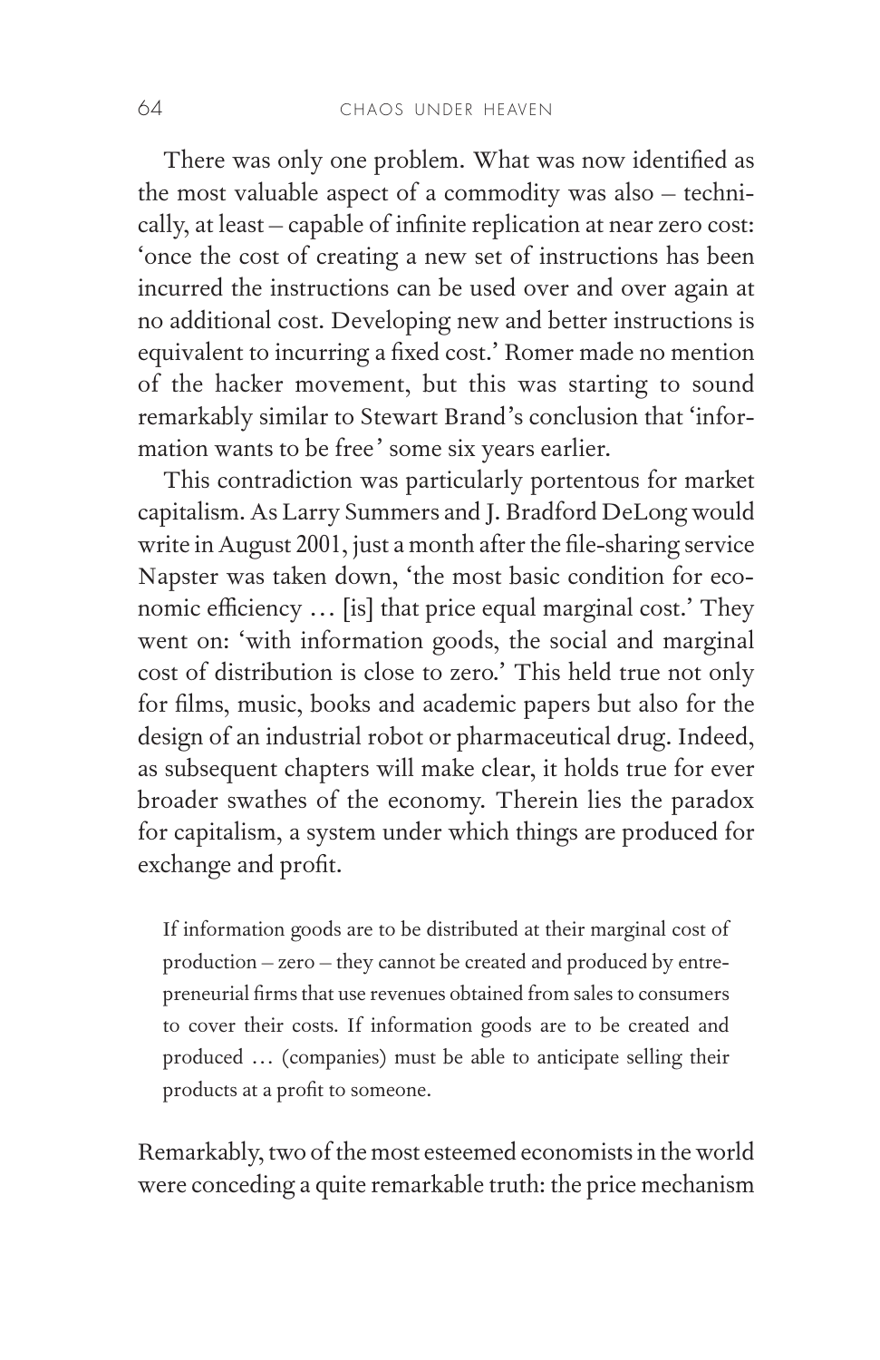There was only one problem. What was now identified as the most valuable aspect of a commodity was also – technically, at least – capable of infinite replication at near zero cost: 'once the cost of creating a new set of instructions has been incurred the instructions can be used over and over again at no additional cost. Developing new and better instructions is equivalent to incurring a fixed cost.' Romer made no mention of the hacker movement, but this was starting to sound remarkably similar to Stewart Brand's conclusion that 'information wants to be free' some six years earlier.

This contradiction was particularly portentous for market capitalism. As Larry Summers and J. Bradford DeLong would write in August 2001, just a month after the file-sharing service Napster was taken down, 'the most basic condition for economic efficiency … [is] that price equal marginal cost.' They went on: 'with information goods, the social and marginal cost of distribution is close to zero.' This held true not only for films, music, books and academic papers but also for the design of an industrial robot or pharmaceutical drug. Indeed, as subsequent chapters will make clear, it holds true for ever broader swathes of the economy. Therein lies the paradox for capitalism, a system under which things are produced for exchange and profit.

> If information goods are to be distributed at their marginal cost of production – zero – they cannot be created and produced by entrepreneurial firms that use revenues obtained from sales to consumers to cover their costs. If information goods are to be created and produced … (companies) must be able to anticipate selling their products at a profit to someone.

Remarkably, two of the most esteemed economists in the world were conceding a quite remarkable truth: the price mechanism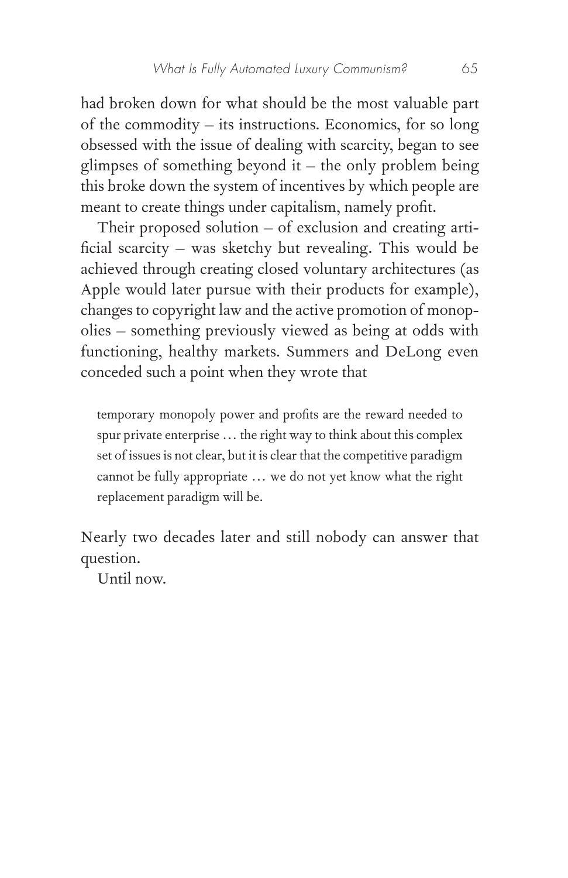had broken down for what should be the most valuable part of the commodity – its instructions. Economics, for so long obsessed with the issue of dealing with scarcity, began to see glimpses of something beyond it – the only problem being this broke down the system of incentives by which people are meant to create things under capitalism, namely profit.

Their proposed solution – of exclusion and creating artificial scarcity – was sketchy but revealing. This would be achieved through creating closed voluntary architectures (as Apple would later pursue with their products for example), changes to copyright law and the active promotion of monopolies – something previously viewed as being at odds with functioning, healthy markets. Summers and DeLong even conceded such a point when they wrote that

> temporary monopoly power and profits are the reward needed to spur private enterprise … the right way to think about this complex set of issues is not clear, but it is clear that the competitive paradigm cannot be fully appropriate … we do not yet know what the right replacement paradigm will be.

Nearly two decades later and still nobody can answer that question.

Until now.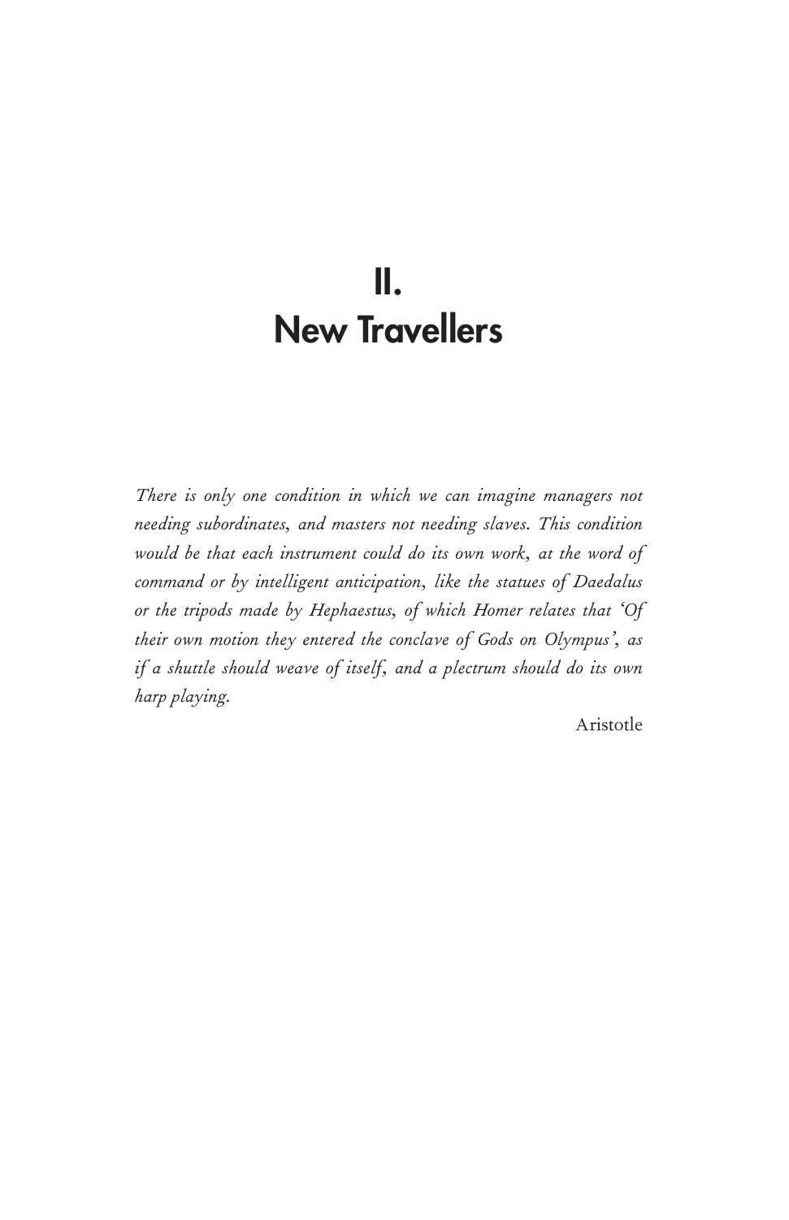# II.
# New Travellers

*There is only one condition in which we can imagine managers not needing subordinates, and masters not needing slaves. This condition would be that each instrument could do its own work, at the word of command or by intelligent anticipation, like the statues of Daedalus or the tripods made by Hephaestus, of which Homer relates that 'Of their own motion they entered the conclave of Gods on Olympus', as if a shuttle should weave of itself, and a plectrum should do its own harp playing.*

Aristotle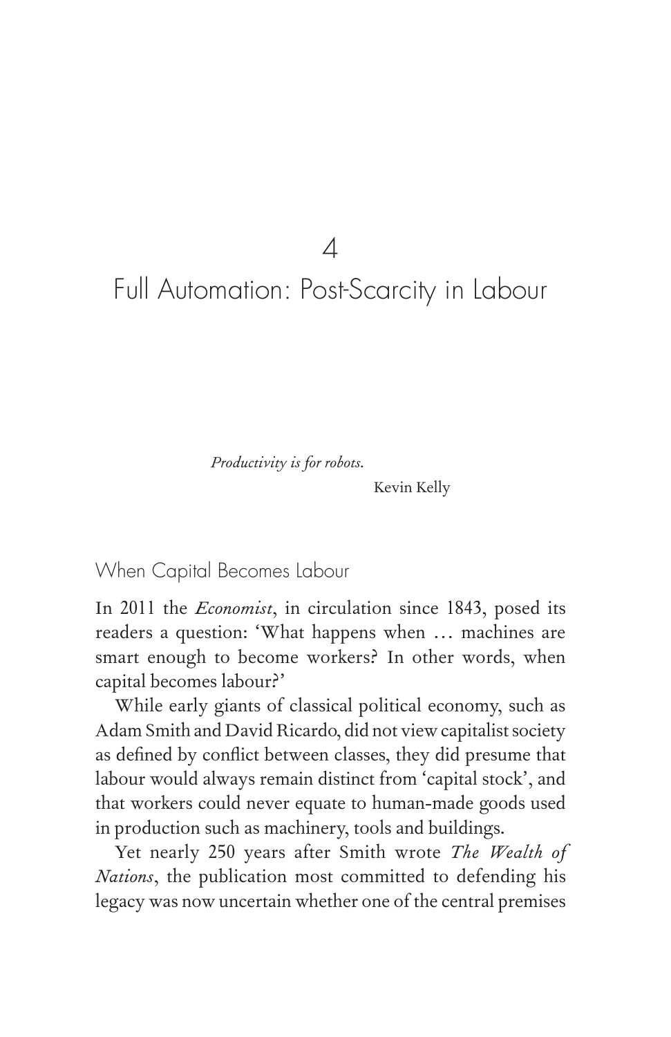# 4

# Full Automation: Post-Scarcity in Labour

> *Productivity is for robots.*
>
> Kevin Kelly

## When Capital Becomes Labour

In 2011 the *Economist*, in circulation since 1843, posed its readers a question: 'What happens when … machines are smart enough to become workers? In other words, when capital becomes labour?'

While early giants of classical political economy, such as Adam Smith and David Ricardo, did not view capitalist society as defined by conflict between classes, they did presume that labour would always remain distinct from 'capital stock', and that workers could never equate to human-made goods used in production such as machinery, tools and buildings.

Yet nearly 250 years after Smith wrote *The Wealth of Nations*, the publication most committed to defending his legacy was now uncertain whether one of the central premises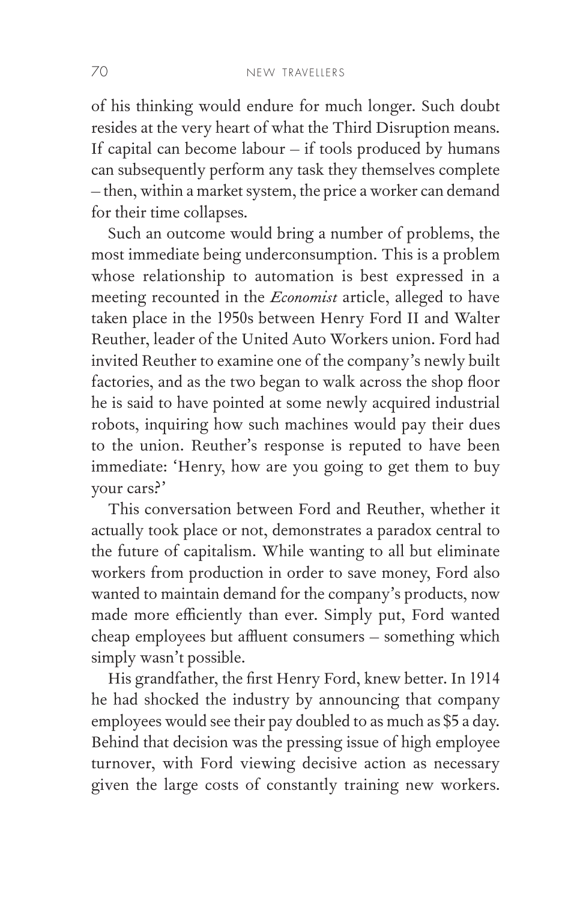of his thinking would endure for much longer. Such doubt resides at the very heart of what the Third Disruption means. If capital can become labour – if tools produced by humans can subsequently perform any task they themselves complete – then, within a market system, the price a worker can demand for their time collapses.

Such an outcome would bring a number of problems, the most immediate being underconsumption. This is a problem whose relationship to automation is best expressed in a meeting recounted in the *Economist* article, alleged to have taken place in the 1950s between Henry Ford II and Walter Reuther, leader of the United Auto Workers union. Ford had invited Reuther to examine one of the company's newly built factories, and as the two began to walk across the shop floor he is said to have pointed at some newly acquired industrial robots, inquiring how such machines would pay their dues to the union. Reuther's response is reputed to have been immediate: 'Henry, how are you going to get them to buy your cars?'

This conversation between Ford and Reuther, whether it actually took place or not, demonstrates a paradox central to the future of capitalism. While wanting to all but eliminate workers from production in order to save money, Ford also wanted to maintain demand for the company's products, now made more efficiently than ever. Simply put, Ford wanted cheap employees but affluent consumers – something which simply wasn't possible.

His grandfather, the first Henry Ford, knew better. In 1914 he had shocked the industry by announcing that company employees would see their pay doubled to as much as $5 a day. Behind that decision was the pressing issue of high employee turnover, with Ford viewing decisive action as necessary given the large costs of constantly training new workers.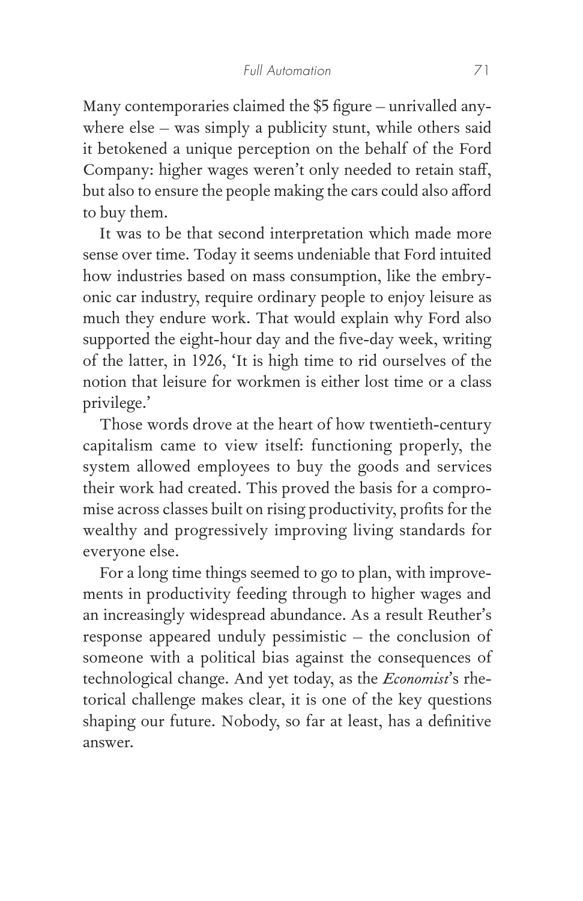Many contemporaries claimed the $5 figure – unrivalled anywhere else – was simply a publicity stunt, while others said it betokened a unique perception on the behalf of the Ford Company: higher wages weren't only needed to retain staff, but also to ensure the people making the cars could also afford to buy them.

It was to be that second interpretation which made more sense over time. Today it seems undeniable that Ford intuited how industries based on mass consumption, like the embryonic car industry, require ordinary people to enjoy leisure as much they endure work. That would explain why Ford also supported the eight-hour day and the five-day week, writing of the latter, in 1926, 'It is high time to rid ourselves of the notion that leisure for workmen is either lost time or a class privilege.'

Those words drove at the heart of how twentieth-century capitalism came to view itself: functioning properly, the system allowed employees to buy the goods and services their work had created. This proved the basis for a compromise across classes built on rising productivity, profits for the wealthy and progressively improving living standards for everyone else.

For a long time things seemed to go to plan, with improvements in productivity feeding through to higher wages and an increasingly widespread abundance. As a result Reuther's response appeared unduly pessimistic – the conclusion of someone with a political bias against the consequences of technological change. And yet today, as the *Economist*'s rhetorical challenge makes clear, it is one of the key questions shaping our future. Nobody, so far at least, has a definitive answer.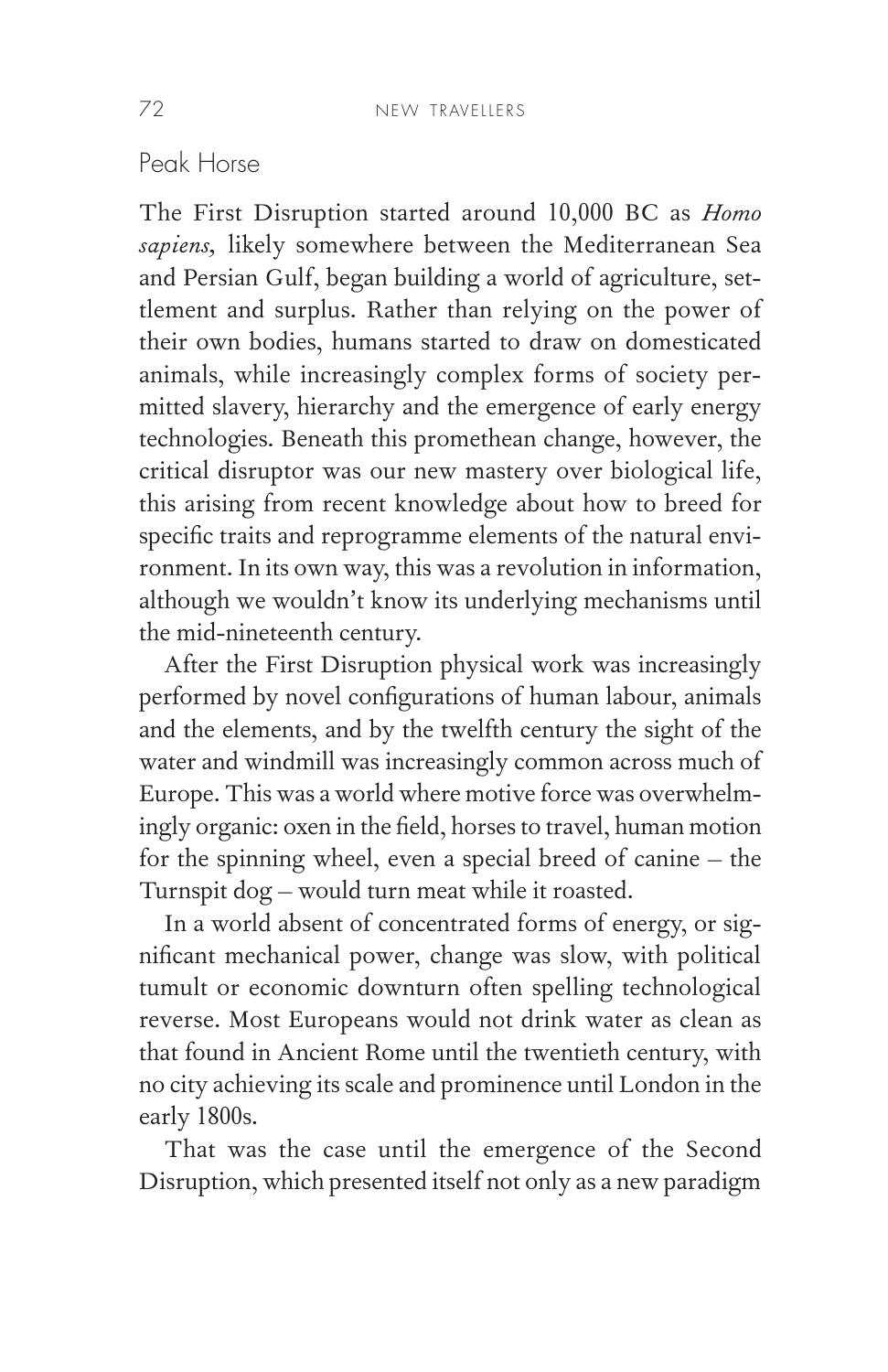## Peak Horse

The First Disruption started around 10,000 BC as *Homo sapiens*, likely somewhere between the Mediterranean Sea and Persian Gulf, began building a world of agriculture, settlement and surplus. Rather than relying on the power of their own bodies, humans started to draw on domesticated animals, while increasingly complex forms of society permitted slavery, hierarchy and the emergence of early energy technologies. Beneath this promethean change, however, the critical disruptor was our new mastery over biological life, this arising from recent knowledge about how to breed for specific traits and reprogramme elements of the natural environment. In its own way, this was a revolution in information, although we wouldn't know its underlying mechanisms until the mid-nineteenth century.

After the First Disruption physical work was increasingly performed by novel configurations of human labour, animals and the elements, and by the twelfth century the sight of the water and windmill was increasingly common across much of Europe. This was a world where motive force was overwhelmingly organic: oxen in the field, horses to travel, human motion for the spinning wheel, even a special breed of canine – the Turnspit dog – would turn meat while it roasted.

In a world absent of concentrated forms of energy, or significant mechanical power, change was slow, with political tumult or economic downturn often spelling technological reverse. Most Europeans would not drink water as clean as that found in Ancient Rome until the twentieth century, with no city achieving its scale and prominence until London in the early 1800s.

That was the case until the emergence of the Second Disruption, which presented itself not only as a new paradigm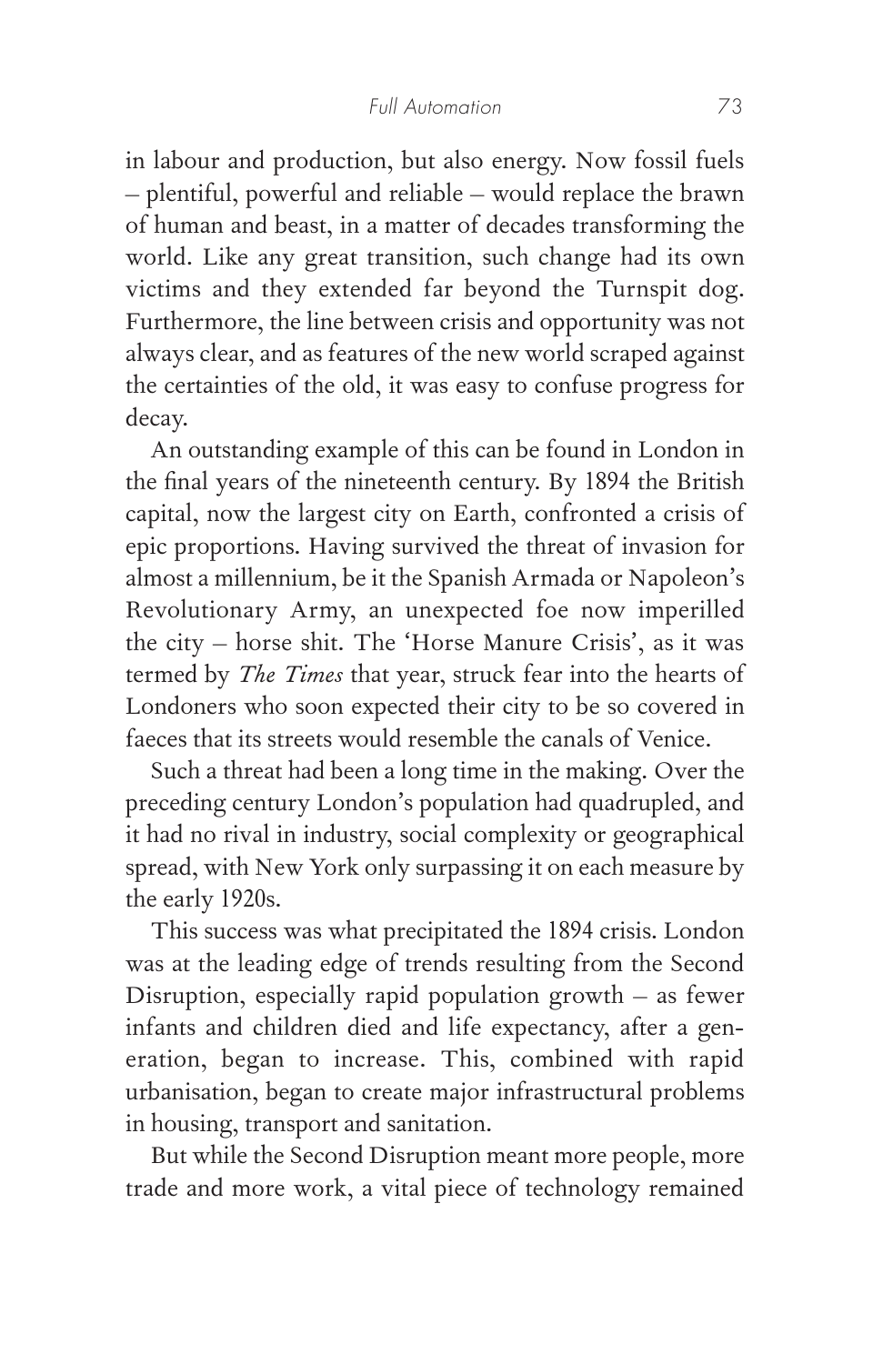in labour and production, but also energy. Now fossil fuels – plentiful, powerful and reliable – would replace the brawn of human and beast, in a matter of decades transforming the world. Like any great transition, such change had its own victims and they extended far beyond the Turnspit dog. Furthermore, the line between crisis and opportunity was not always clear, and as features of the new world scraped against the certainties of the old, it was easy to confuse progress for decay.

An outstanding example of this can be found in London in the final years of the nineteenth century. By 1894 the British capital, now the largest city on Earth, confronted a crisis of epic proportions. Having survived the threat of invasion for almost a millennium, be it the Spanish Armada or Napoleon's Revolutionary Army, an unexpected foe now imperilled the city – horse shit. The 'Horse Manure Crisis', as it was termed by *The Times* that year, struck fear into the hearts of Londoners who soon expected their city to be so covered in faeces that its streets would resemble the canals of Venice.

Such a threat had been a long time in the making. Over the preceding century London's population had quadrupled, and it had no rival in industry, social complexity or geographical spread, with New York only surpassing it on each measure by the early 1920s.

This success was what precipitated the 1894 crisis. London was at the leading edge of trends resulting from the Second Disruption, especially rapid population growth – as fewer infants and children died and life expectancy, after a generation, began to increase. This, combined with rapid urbanisation, began to create major infrastructural problems in housing, transport and sanitation.

But while the Second Disruption meant more people, more trade and more work, a vital piece of technology remained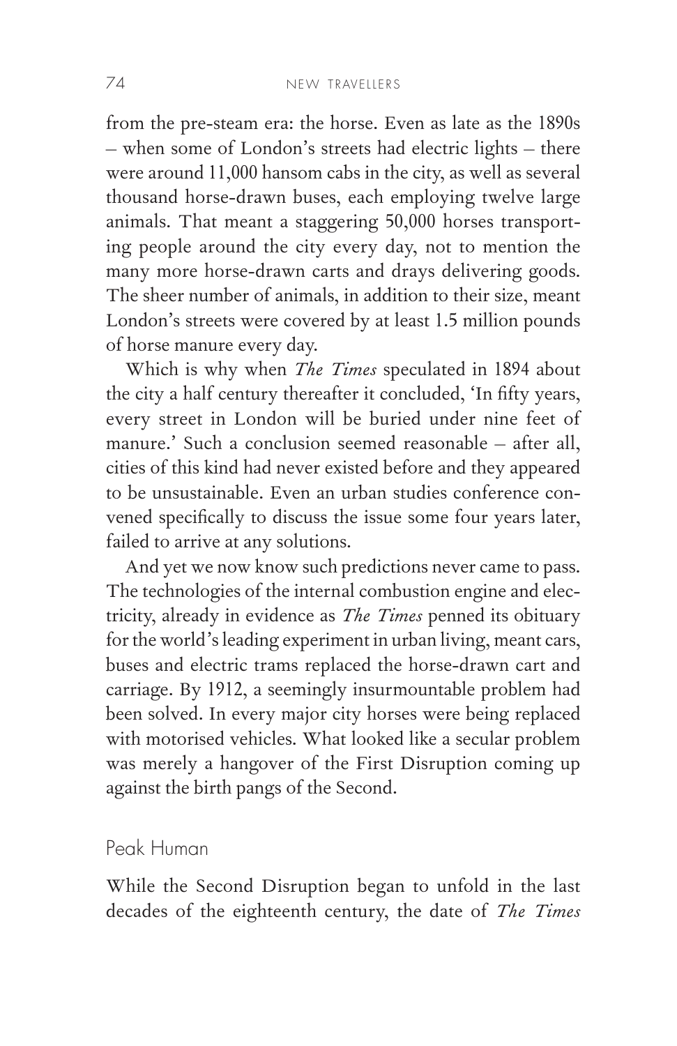from the pre-steam era: the horse. Even as late as the 1890s – when some of London's streets had electric lights – there were around 11,000 hansom cabs in the city, as well as several thousand horse-drawn buses, each employing twelve large animals. That meant a staggering 50,000 horses transporting people around the city every day, not to mention the many more horse-drawn carts and drays delivering goods. The sheer number of animals, in addition to their size, meant London's streets were covered by at least 1.5 million pounds of horse manure every day.

Which is why when *The Times* speculated in 1894 about the city a half century thereafter it concluded, 'In fifty years, every street in London will be buried under nine feet of manure.' Such a conclusion seemed reasonable – after all, cities of this kind had never existed before and they appeared to be unsustainable. Even an urban studies conference convened specifically to discuss the issue some four years later, failed to arrive at any solutions.

And yet we now know such predictions never came to pass. The technologies of the internal combustion engine and electricity, already in evidence as *The Times* penned its obituary for the world's leading experiment in urban living, meant cars, buses and electric trams replaced the horse-drawn cart and carriage. By 1912, a seemingly insurmountable problem had been solved. In every major city horses were being replaced with motorised vehicles. What looked like a secular problem was merely a hangover of the First Disruption coming up against the birth pangs of the Second.

## Peak Human

While the Second Disruption began to unfold in the last decades of the eighteenth century, the date of *The Times*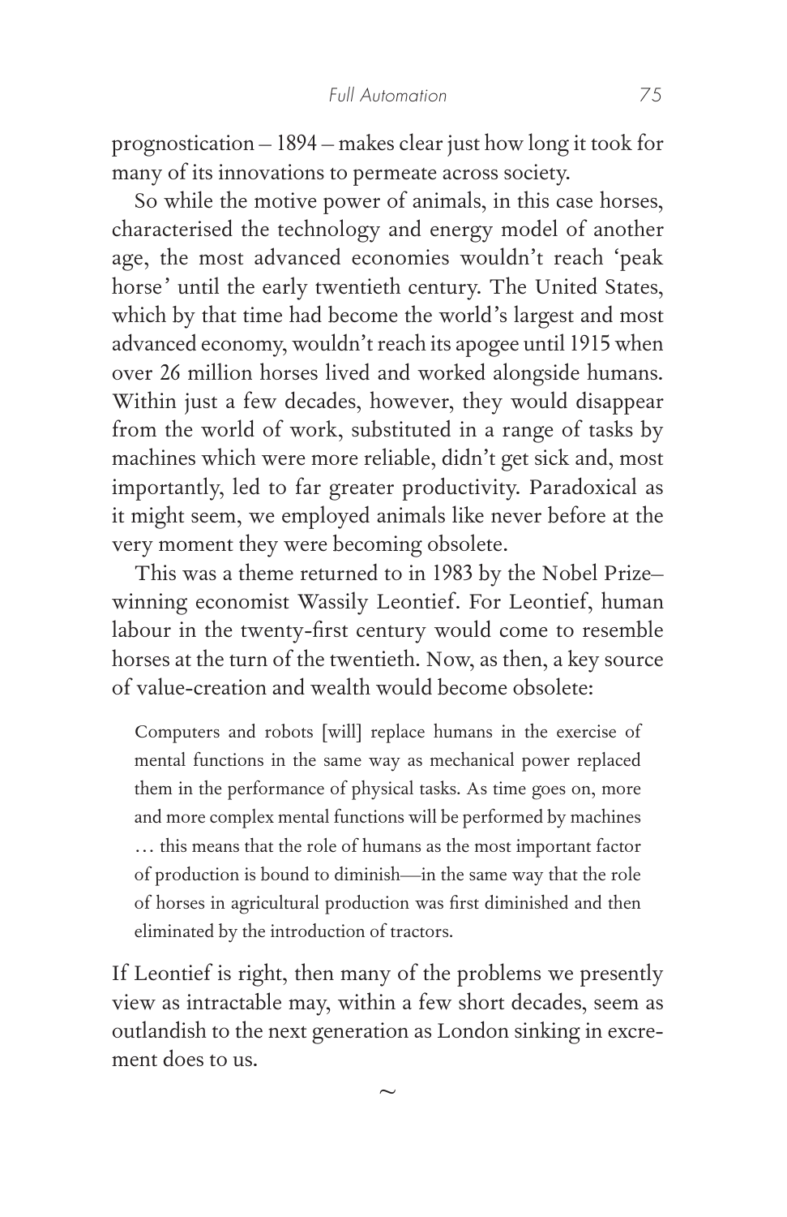prognostication – 1894 – makes clear just how long it took for many of its innovations to permeate across society.

So while the motive power of animals, in this case horses, characterised the technology and energy model of another age, the most advanced economies wouldn't reach 'peak horse' until the early twentieth century. The United States, which by that time had become the world's largest and most advanced economy, wouldn't reach its apogee until 1915 when over 26 million horses lived and worked alongside humans. Within just a few decades, however, they would disappear from the world of work, substituted in a range of tasks by machines which were more reliable, didn't get sick and, most importantly, led to far greater productivity. Paradoxical as it might seem, we employed animals like never before at the very moment they were becoming obsolete.

This was a theme returned to in 1983 by the Nobel Prize–winning economist Wassily Leontief. For Leontief, human labour in the twenty-first century would come to resemble horses at the turn of the twentieth. Now, as then, a key source of value-creation and wealth would become obsolete:

> Computers and robots [will] replace humans in the exercise of mental functions in the same way as mechanical power replaced them in the performance of physical tasks. As time goes on, more and more complex mental functions will be performed by machines … this means that the role of humans as the most important factor of production is bound to diminish—in the same way that the role of horses in agricultural production was first diminished and then eliminated by the introduction of tractors.

If Leontief is right, then many of the problems we presently view as intractable may, within a few short decades, seem as outlandish to the next generation as London sinking in excrement does to us.

~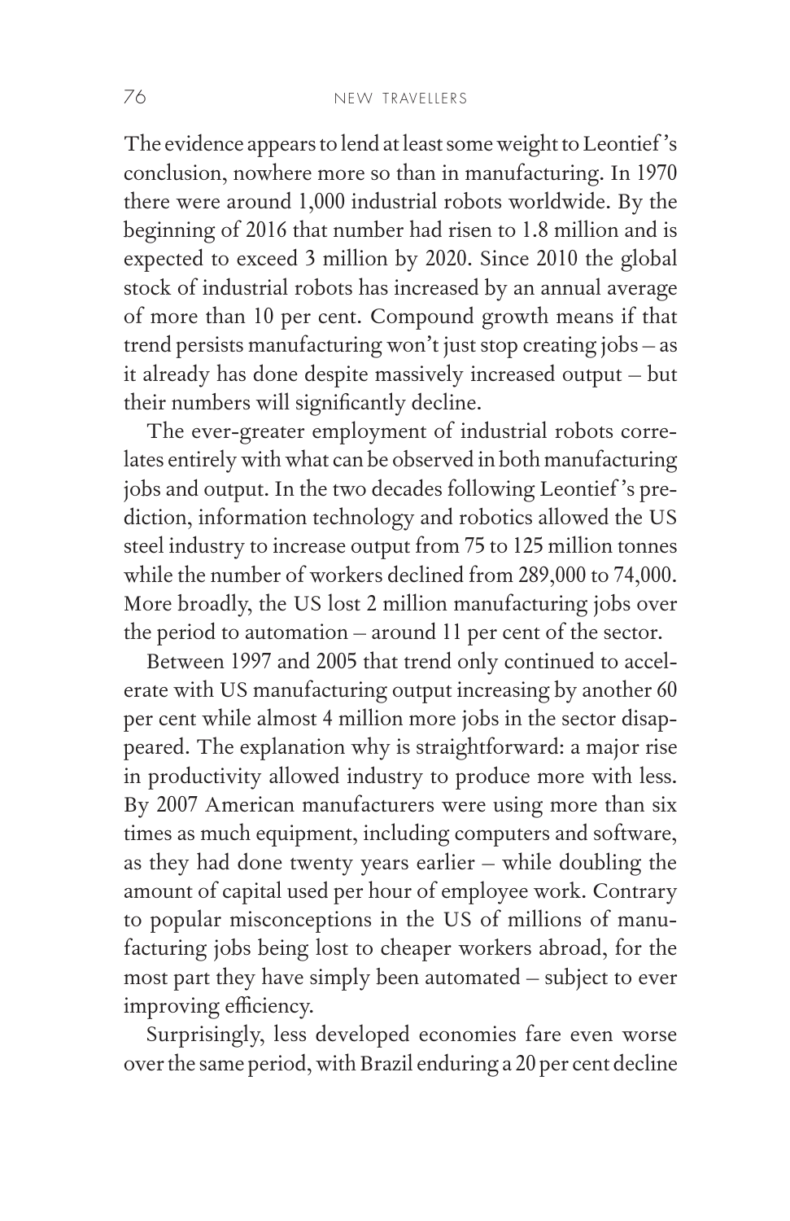The evidence appears to lend at least some weight to Leontief's conclusion, nowhere more so than in manufacturing. In 1970 there were around 1,000 industrial robots worldwide. By the beginning of 2016 that number had risen to 1.8 million and is expected to exceed 3 million by 2020. Since 2010 the global stock of industrial robots has increased by an annual average of more than 10 per cent. Compound growth means if that trend persists manufacturing won't just stop creating jobs – as it already has done despite massively increased output – but their numbers will significantly decline.

The ever-greater employment of industrial robots correlates entirely with what can be observed in both manufacturing jobs and output. In the two decades following Leontief's prediction, information technology and robotics allowed the US steel industry to increase output from 75 to 125 million tonnes while the number of workers declined from 289,000 to 74,000. More broadly, the US lost 2 million manufacturing jobs over the period to automation – around 11 per cent of the sector.

Between 1997 and 2005 that trend only continued to accelerate with US manufacturing output increasing by another 60 per cent while almost 4 million more jobs in the sector disappeared. The explanation why is straightforward: a major rise in productivity allowed industry to produce more with less. By 2007 American manufacturers were using more than six times as much equipment, including computers and software, as they had done twenty years earlier – while doubling the amount of capital used per hour of employee work. Contrary to popular misconceptions in the US of millions of manufacturing jobs being lost to cheaper workers abroad, for the most part they have simply been automated – subject to ever improving efficiency.

Surprisingly, less developed economies fare even worse over the same period, with Brazil enduring a 20 per cent decline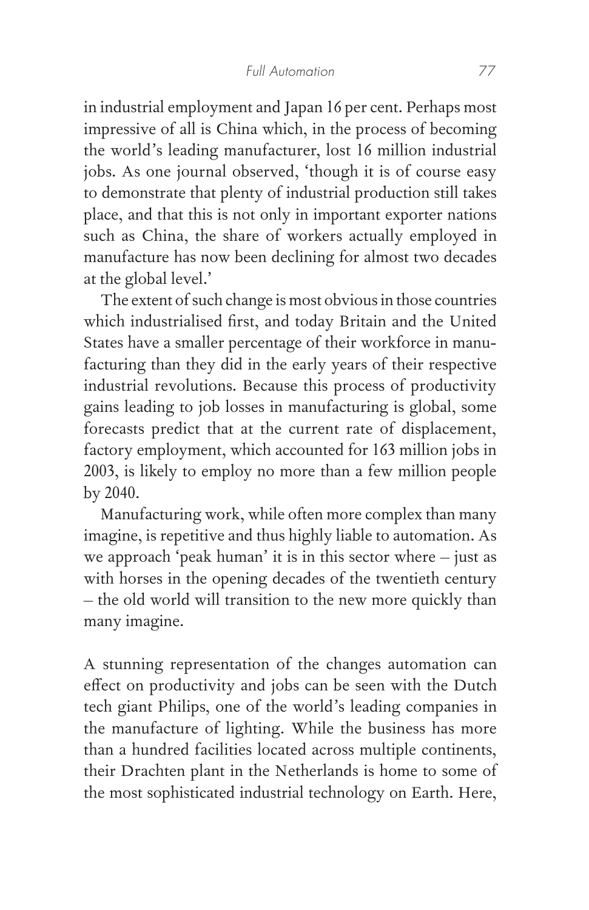in industrial employment and Japan 16 per cent. Perhaps most impressive of all is China which, in the process of becoming the world's leading manufacturer, lost 16 million industrial jobs. As one journal observed, 'though it is of course easy to demonstrate that plenty of industrial production still takes place, and that this is not only in important exporter nations such as China, the share of workers actually employed in manufacture has now been declining for almost two decades at the global level.'

The extent of such change is most obvious in those countries which industrialised first, and today Britain and the United States have a smaller percentage of their workforce in manufacturing than they did in the early years of their respective industrial revolutions. Because this process of productivity gains leading to job losses in manufacturing is global, some forecasts predict that at the current rate of displacement, factory employment, which accounted for 163 million jobs in 2003, is likely to employ no more than a few million people by 2040.

Manufacturing work, while often more complex than many imagine, is repetitive and thus highly liable to automation. As we approach 'peak human' it is in this sector where – just as with horses in the opening decades of the twentieth century – the old world will transition to the new more quickly than many imagine.

A stunning representation of the changes automation can effect on productivity and jobs can be seen with the Dutch tech giant Philips, one of the world's leading companies in the manufacture of lighting. While the business has more than a hundred facilities located across multiple continents, their Drachten plant in the Netherlands is home to some of the most sophisticated industrial technology on Earth. Here,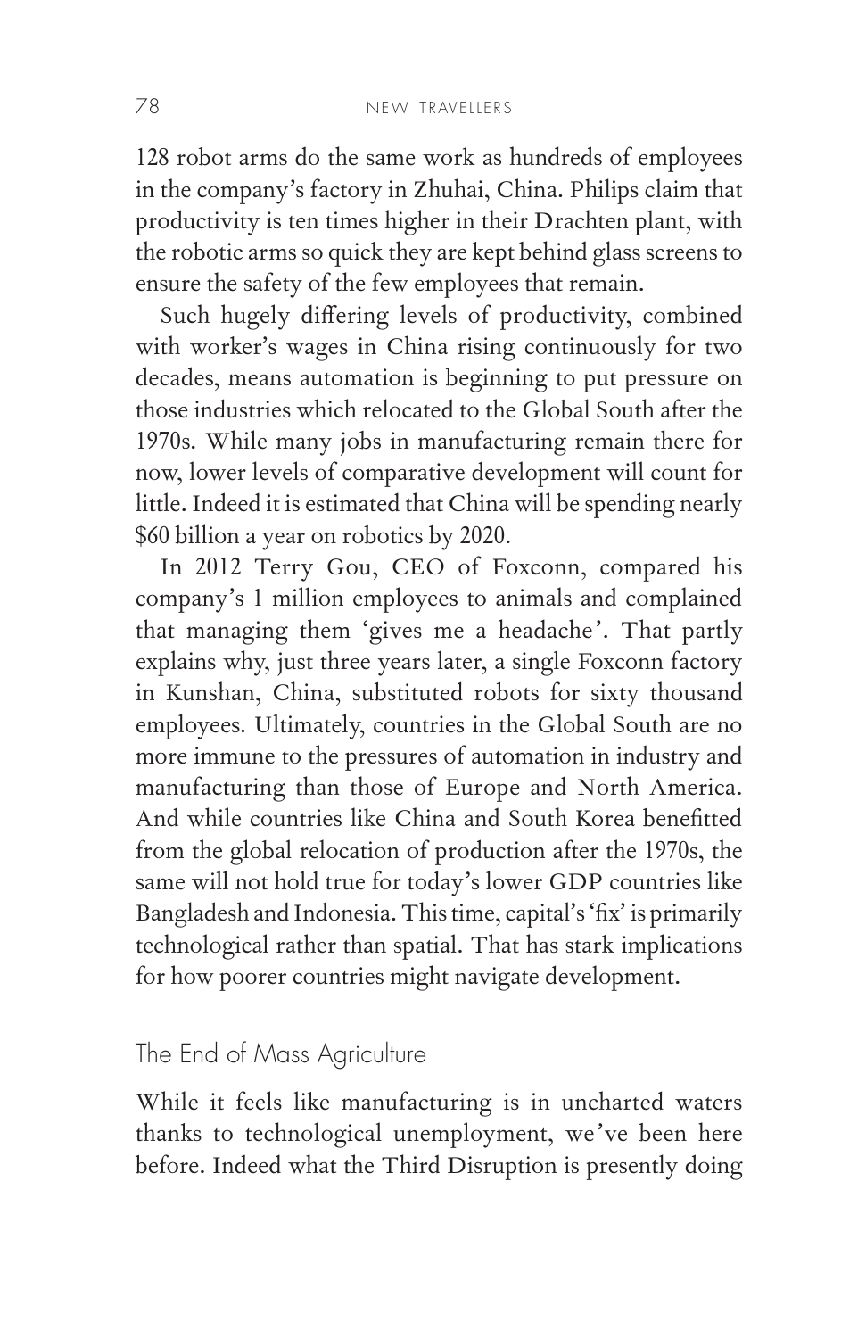128 robot arms do the same work as hundreds of employees in the company's factory in Zhuhai, China. Philips claim that productivity is ten times higher in their Drachten plant, with the robotic arms so quick they are kept behind glass screens to ensure the safety of the few employees that remain.

Such hugely differing levels of productivity, combined with worker's wages in China rising continuously for two decades, means automation is beginning to put pressure on those industries which relocated to the Global South after the 1970s. While many jobs in manufacturing remain there for now, lower levels of comparative development will count for little. Indeed it is estimated that China will be spending nearly $60 billion a year on robotics by 2020.

In 2012 Terry Gou, CEO of Foxconn, compared his company's 1 million employees to animals and complained that managing them 'gives me a headache'. That partly explains why, just three years later, a single Foxconn factory in Kunshan, China, substituted robots for sixty thousand employees. Ultimately, countries in the Global South are no more immune to the pressures of automation in industry and manufacturing than those of Europe and North America. And while countries like China and South Korea benefitted from the global relocation of production after the 1970s, the same will not hold true for today's lower GDP countries like Bangladesh and Indonesia. This time, capital's 'fix' is primarily technological rather than spatial. That has stark implications for how poorer countries might navigate development.

## The End of Mass Agriculture

While it feels like manufacturing is in uncharted waters thanks to technological unemployment, we've been here before. Indeed what the Third Disruption is presently doing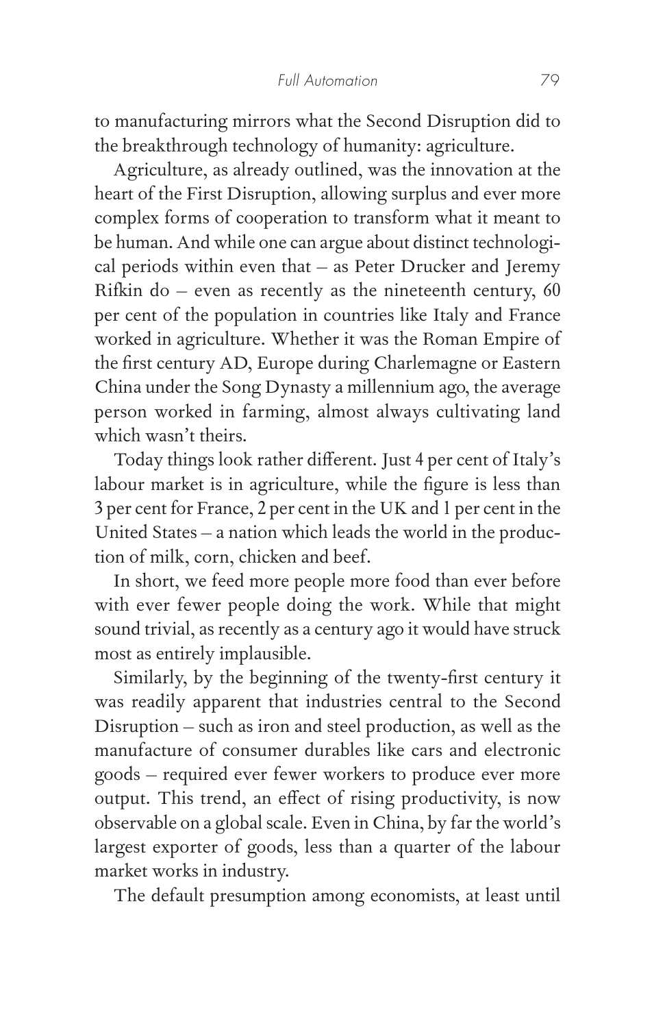to manufacturing mirrors what the Second Disruption did to the breakthrough technology of humanity: agriculture.

Agriculture, as already outlined, was the innovation at the heart of the First Disruption, allowing surplus and ever more complex forms of cooperation to transform what it meant to be human. And while one can argue about distinct technological periods within even that – as Peter Drucker and Jeremy Rifkin do – even as recently as the nineteenth century, 60 per cent of the population in countries like Italy and France worked in agriculture. Whether it was the Roman Empire of the first century AD, Europe during Charlemagne or Eastern China under the Song Dynasty a millennium ago, the average person worked in farming, almost always cultivating land which wasn't theirs.

Today things look rather different. Just 4 per cent of Italy's labour market is in agriculture, while the figure is less than 3 per cent for France, 2 per cent in the UK and 1 per cent in the United States – a nation which leads the world in the production of milk, corn, chicken and beef.

In short, we feed more people more food than ever before with ever fewer people doing the work. While that might sound trivial, as recently as a century ago it would have struck most as entirely implausible.

Similarly, by the beginning of the twenty-first century it was readily apparent that industries central to the Second Disruption – such as iron and steel production, as well as the manufacture of consumer durables like cars and electronic goods – required ever fewer workers to produce ever more output. This trend, an effect of rising productivity, is now observable on a global scale. Even in China, by far the world's largest exporter of goods, less than a quarter of the labour market works in industry.

The default presumption among economists, at least until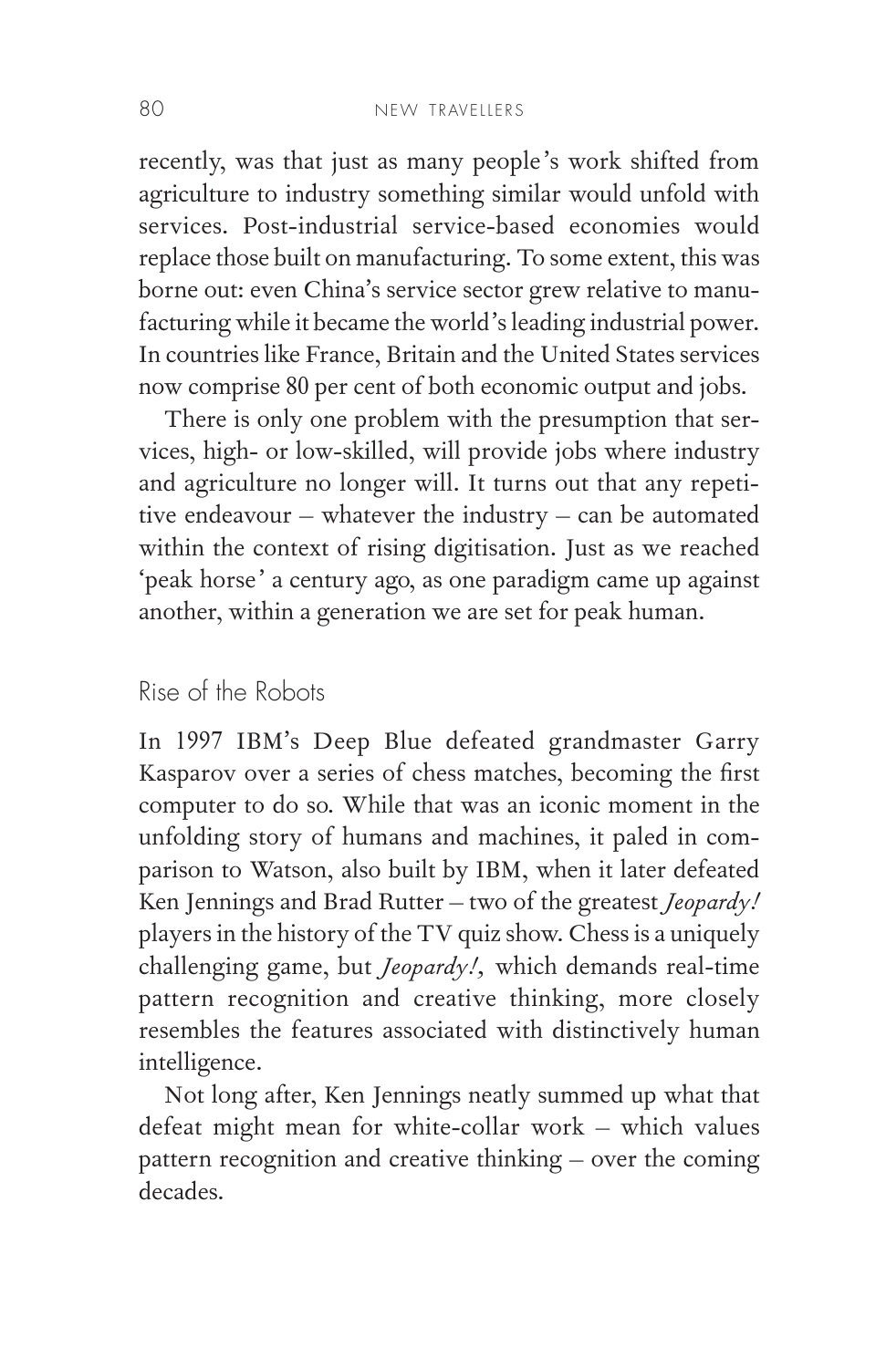recently, was that just as many people's work shifted from agriculture to industry something similar would unfold with services. Post-industrial service-based economies would replace those built on manufacturing. To some extent, this was borne out: even China's service sector grew relative to manufacturing while it became the world's leading industrial power. In countries like France, Britain and the United States services now comprise 80 per cent of both economic output and jobs.

There is only one problem with the presumption that services, high- or low-skilled, will provide jobs where industry and agriculture no longer will. It turns out that any repetitive endeavour – whatever the industry – can be automated within the context of rising digitisation. Just as we reached 'peak horse' a century ago, as one paradigm came up against another, within a generation we are set for peak human.

## Rise of the Robots

In 1997 IBM's Deep Blue defeated grandmaster Garry Kasparov over a series of chess matches, becoming the first computer to do so. While that was an iconic moment in the unfolding story of humans and machines, it paled in comparison to Watson, also built by IBM, when it later defeated Ken Jennings and Brad Rutter – two of the greatest *Jeopardy!* players in the history of the TV quiz show. Chess is a uniquely challenging game, but *Jeopardy!*, which demands real-time pattern recognition and creative thinking, more closely resembles the features associated with distinctively human intelligence.

Not long after, Ken Jennings neatly summed up what that defeat might mean for white-collar work – which values pattern recognition and creative thinking – over the coming decades.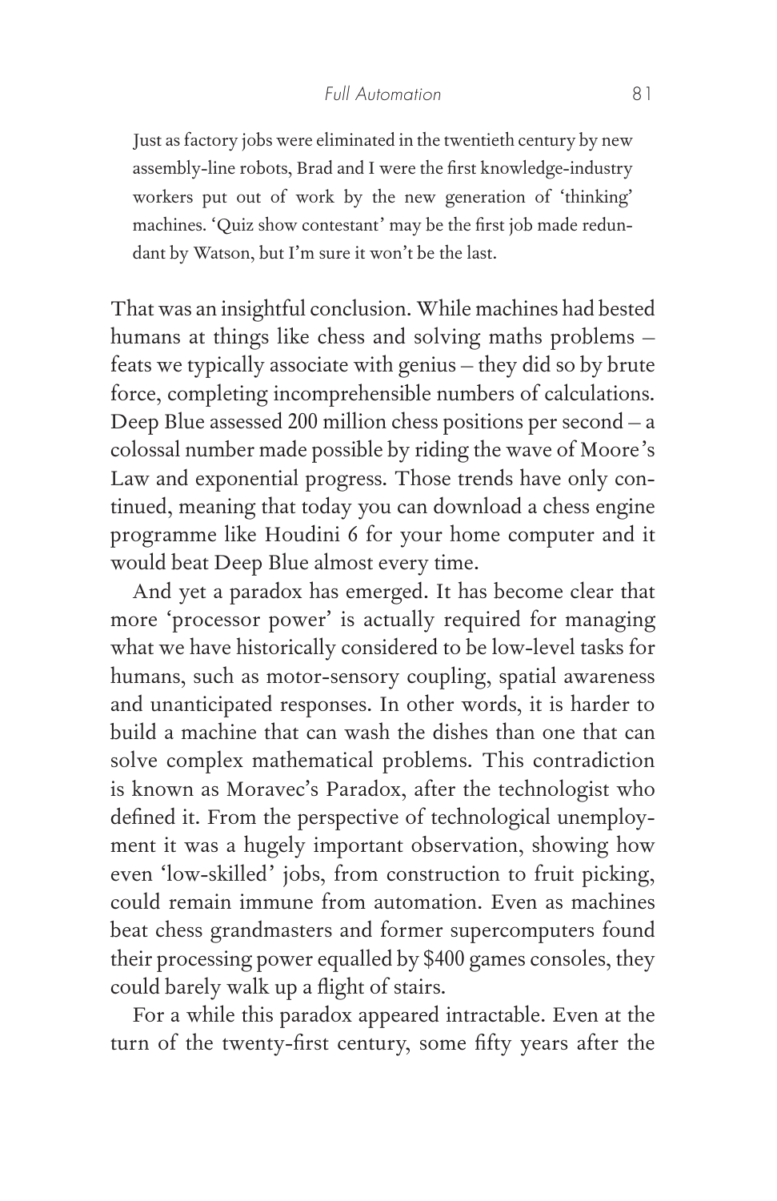> Just as factory jobs were eliminated in the twentieth century by new assembly-line robots, Brad and I were the first knowledge-industry workers put out of work by the new generation of 'thinking' machines. 'Quiz show contestant' may be the first job made redundant by Watson, but I'm sure it won't be the last.

That was an insightful conclusion. While machines had bested humans at things like chess and solving maths problems – feats we typically associate with genius – they did so by brute force, completing incomprehensible numbers of calculations. Deep Blue assessed 200 million chess positions per second – a colossal number made possible by riding the wave of Moore's Law and exponential progress. Those trends have only continued, meaning that today you can download a chess engine programme like Houdini 6 for your home computer and it would beat Deep Blue almost every time.

And yet a paradox has emerged. It has become clear that more 'processor power' is actually required for managing what we have historically considered to be low-level tasks for humans, such as motor-sensory coupling, spatial awareness and unanticipated responses. In other words, it is harder to build a machine that can wash the dishes than one that can solve complex mathematical problems. This contradiction is known as Moravec's Paradox, after the technologist who defined it. From the perspective of technological unemployment it was a hugely important observation, showing how even 'low-skilled' jobs, from construction to fruit picking, could remain immune from automation. Even as machines beat chess grandmasters and former supercomputers found their processing power equalled by $400 games consoles, they could barely walk up a flight of stairs.

For a while this paradox appeared intractable. Even at the turn of the twenty-first century, some fifty years after the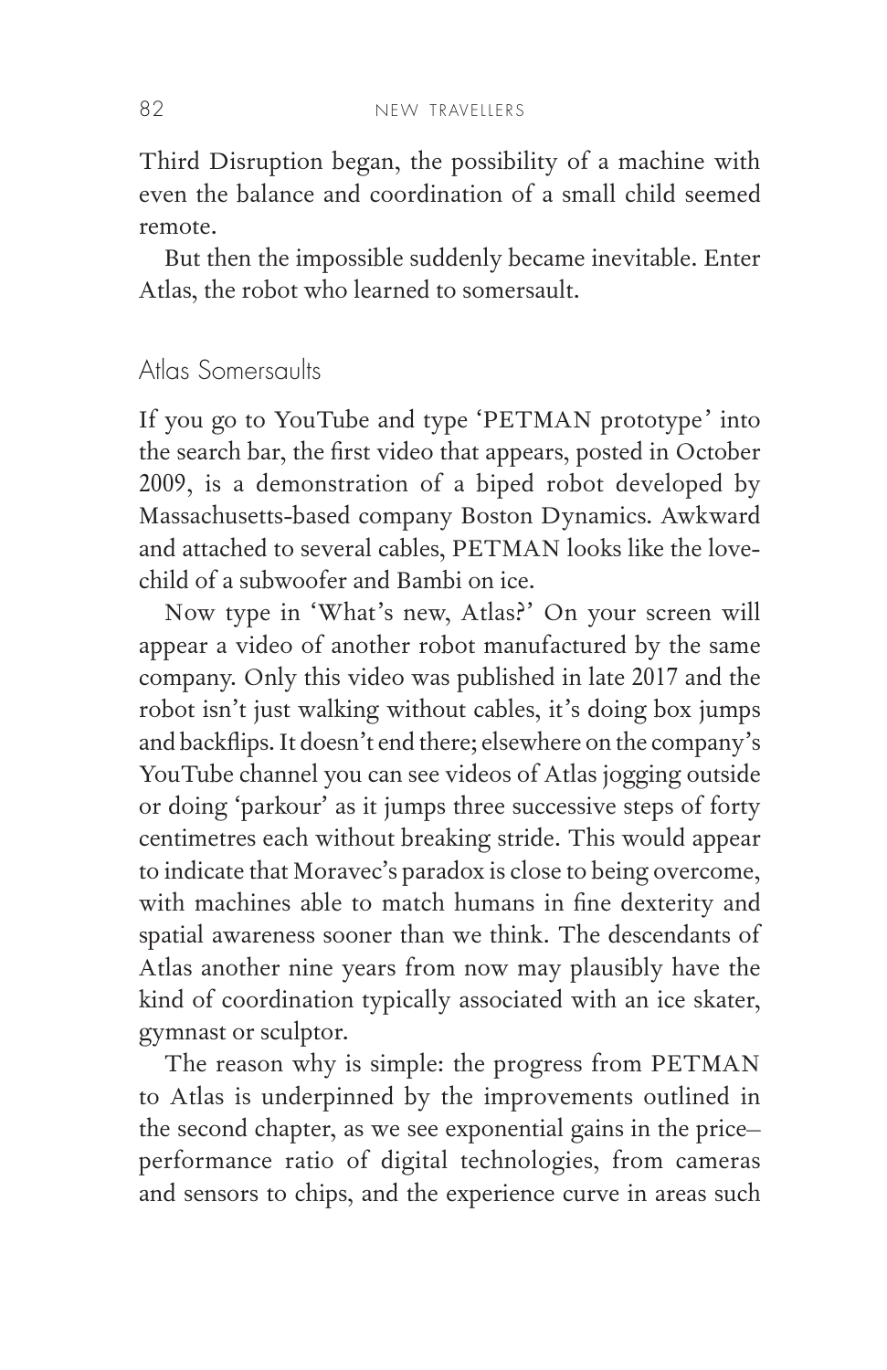Third Disruption began, the possibility of a machine with even the balance and coordination of a small child seemed remote.

But then the impossible suddenly became inevitable. Enter Atlas, the robot who learned to somersault.

## Atlas Somersaults

If you go to YouTube and type 'PETMAN prototype' into the search bar, the first video that appears, posted in October 2009, is a demonstration of a biped robot developed by Massachusetts-based company Boston Dynamics. Awkward and attached to several cables, PETMAN looks like the love-child of a subwoofer and Bambi on ice.

Now type in 'What's new, Atlas?' On your screen will appear a video of another robot manufactured by the same company. Only this video was published in late 2017 and the robot isn't just walking without cables, it's doing box jumps and backflips. It doesn't end there; elsewhere on the company's YouTube channel you can see videos of Atlas jogging outside or doing 'parkour' as it jumps three successive steps of forty centimetres each without breaking stride. This would appear to indicate that Moravec's paradox is close to being overcome, with machines able to match humans in fine dexterity and spatial awareness sooner than we think. The descendants of Atlas another nine years from now may plausibly have the kind of coordination typically associated with an ice skater, gymnast or sculptor.

The reason why is simple: the progress from PETMAN to Atlas is underpinned by the improvements outlined in the second chapter, as we see exponential gains in the price–performance ratio of digital technologies, from cameras and sensors to chips, and the experience curve in areas such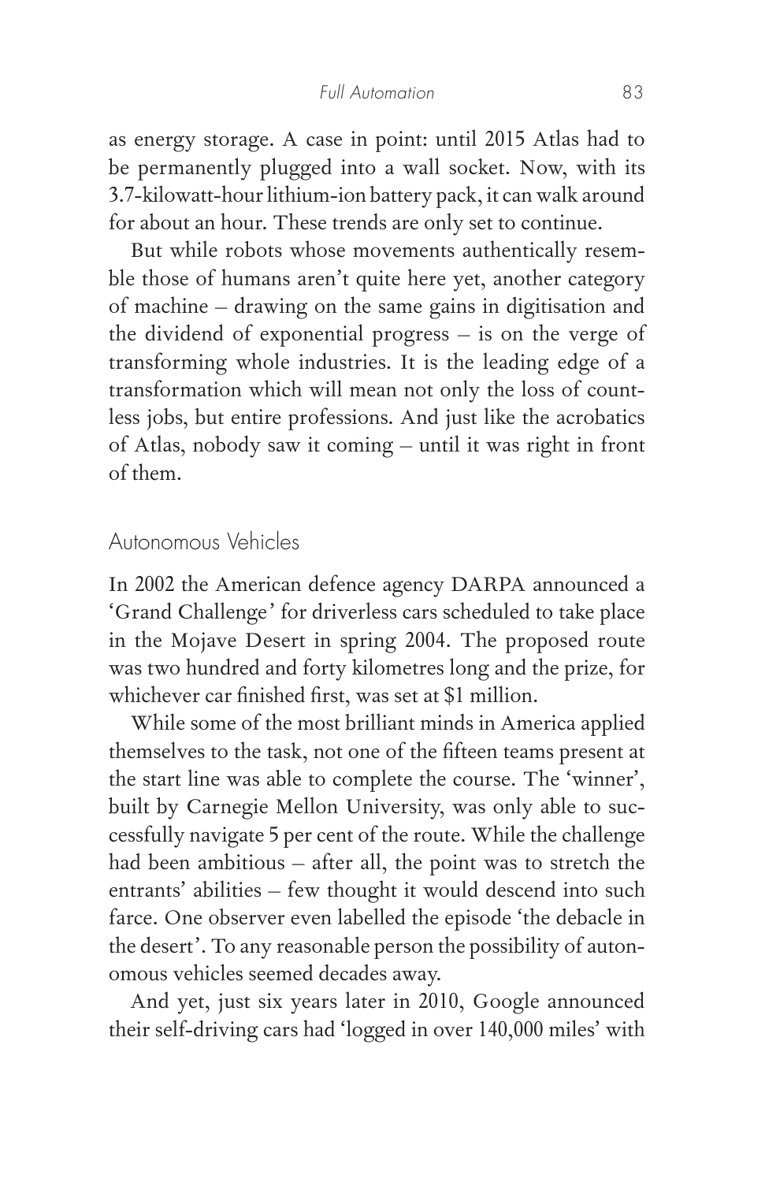as energy storage. A case in point: until 2015 Atlas had to be permanently plugged into a wall socket. Now, with its 3.7-kilowatt-hour lithium-ion battery pack, it can walk around for about an hour. These trends are only set to continue.

But while robots whose movements authentically resemble those of humans aren't quite here yet, another category of machine – drawing on the same gains in digitisation and the dividend of exponential progress – is on the verge of transforming whole industries. It is the leading edge of a transformation which will mean not only the loss of countless jobs, but entire professions. And just like the acrobatics of Atlas, nobody saw it coming – until it was right in front of them.

## Autonomous Vehicles

In 2002 the American defence agency DARPA announced a 'Grand Challenge' for driverless cars scheduled to take place in the Mojave Desert in spring 2004. The proposed route was two hundred and forty kilometres long and the prize, for whichever car finished first, was set at $1 million.

While some of the most brilliant minds in America applied themselves to the task, not one of the fifteen teams present at the start line was able to complete the course. The 'winner', built by Carnegie Mellon University, was only able to successfully navigate 5 per cent of the route. While the challenge had been ambitious – after all, the point was to stretch the entrants' abilities – few thought it would descend into such farce. One observer even labelled the episode 'the debacle in the desert'. To any reasonable person the possibility of autonomous vehicles seemed decades away.

And yet, just six years later in 2010, Google announced their self-driving cars had 'logged in over 140,000 miles' with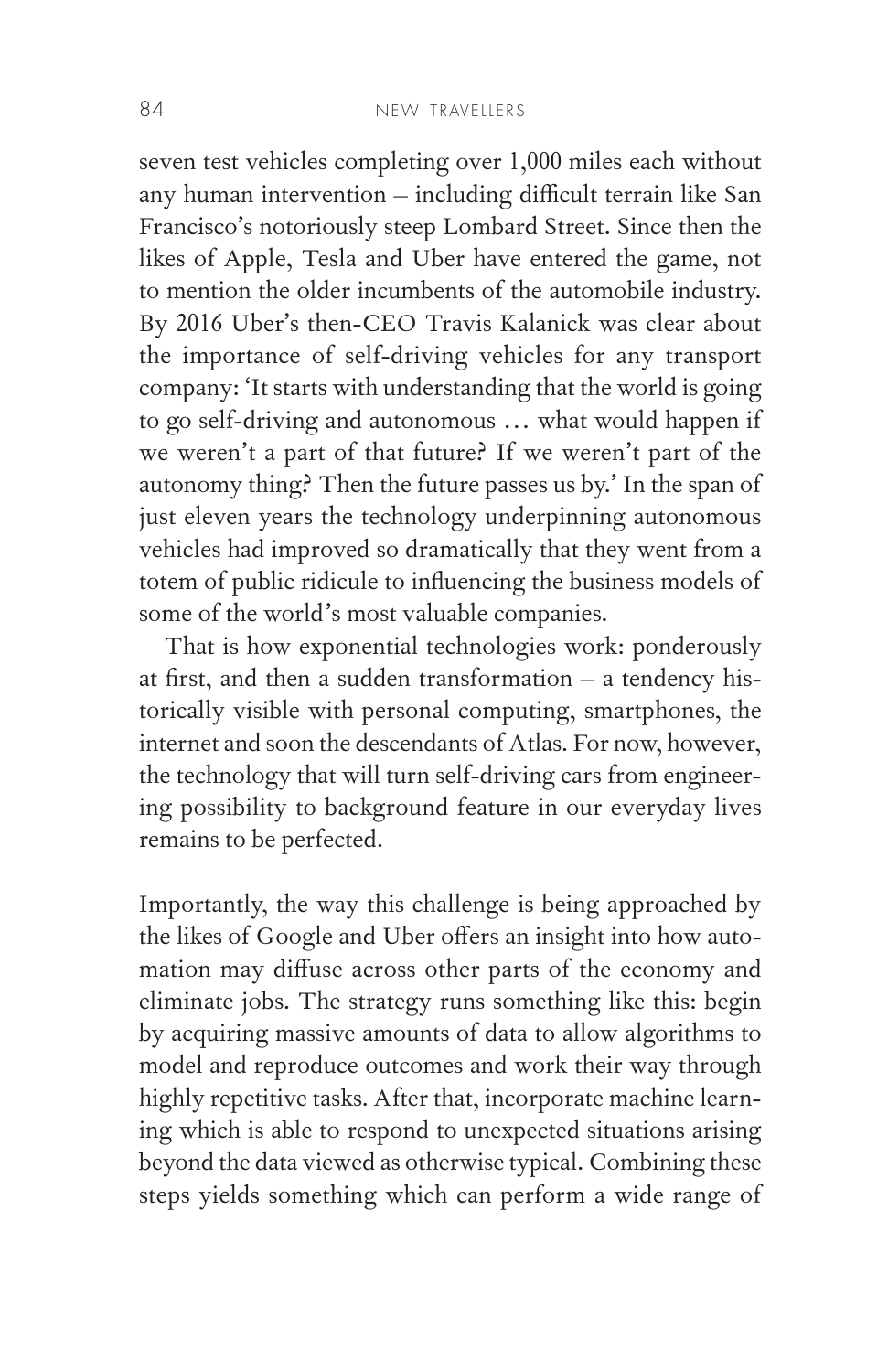seven test vehicles completing over 1,000 miles each without any human intervention – including difficult terrain like San Francisco's notoriously steep Lombard Street. Since then the likes of Apple, Tesla and Uber have entered the game, not to mention the older incumbents of the automobile industry. By 2016 Uber's then-CEO Travis Kalanick was clear about the importance of self-driving vehicles for any transport company: 'It starts with understanding that the world is going to go self-driving and autonomous … what would happen if we weren't a part of that future? If we weren't part of the autonomy thing? Then the future passes us by.' In the span of just eleven years the technology underpinning autonomous vehicles had improved so dramatically that they went from a totem of public ridicule to influencing the business models of some of the world's most valuable companies.

That is how exponential technologies work: ponderously at first, and then a sudden transformation – a tendency historically visible with personal computing, smartphones, the internet and soon the descendants of Atlas. For now, however, the technology that will turn self-driving cars from engineering possibility to background feature in our everyday lives remains to be perfected.

Importantly, the way this challenge is being approached by the likes of Google and Uber offers an insight into how automation may diffuse across other parts of the economy and eliminate jobs. The strategy runs something like this: begin by acquiring massive amounts of data to allow algorithms to model and reproduce outcomes and work their way through highly repetitive tasks. After that, incorporate machine learning which is able to respond to unexpected situations arising beyond the data viewed as otherwise typical. Combining these steps yields something which can perform a wide range of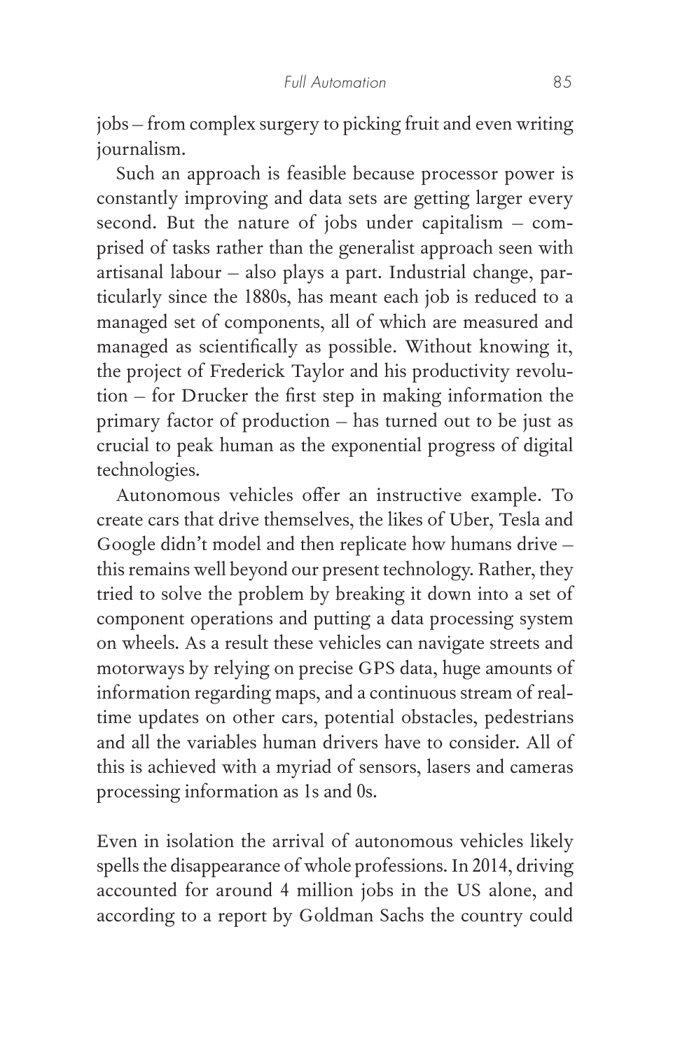jobs – from complex surgery to picking fruit and even writing journalism.

Such an approach is feasible because processor power is constantly improving and data sets are getting larger every second. But the nature of jobs under capitalism – comprised of tasks rather than the generalist approach seen with artisanal labour – also plays a part. Industrial change, particularly since the 1880s, has meant each job is reduced to a managed set of components, all of which are measured and managed as scientifically as possible. Without knowing it, the project of Frederick Taylor and his productivity revolution – for Drucker the first step in making information the primary factor of production – has turned out to be just as crucial to peak human as the exponential progress of digital technologies.

Autonomous vehicles offer an instructive example. To create cars that drive themselves, the likes of Uber, Tesla and Google didn't model and then replicate how humans drive – this remains well beyond our present technology. Rather, they tried to solve the problem by breaking it down into a set of component operations and putting a data processing system on wheels. As a result these vehicles can navigate streets and motorways by relying on precise GPS data, huge amounts of information regarding maps, and a continuous stream of real-time updates on other cars, potential obstacles, pedestrians and all the variables human drivers have to consider. All of this is achieved with a myriad of sensors, lasers and cameras processing information as 1s and 0s.

Even in isolation the arrival of autonomous vehicles likely spells the disappearance of whole professions. In 2014, driving accounted for around 4 million jobs in the US alone, and according to a report by Goldman Sachs the country could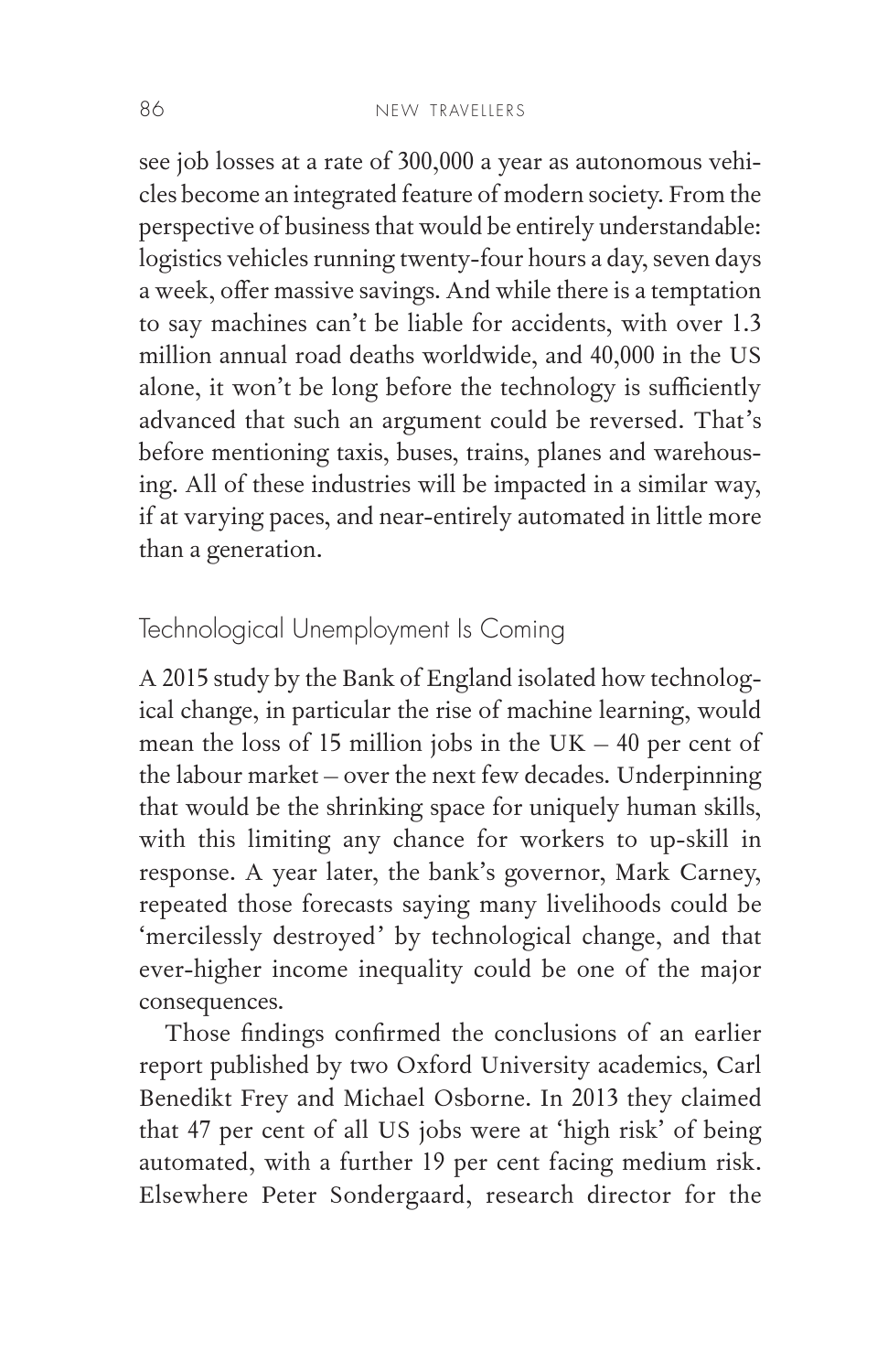see job losses at a rate of 300,000 a year as autonomous vehicles become an integrated feature of modern society. From the perspective of business that would be entirely understandable: logistics vehicles running twenty-four hours a day, seven days a week, offer massive savings. And while there is a temptation to say machines can't be liable for accidents, with over 1.3 million annual road deaths worldwide, and 40,000 in the US alone, it won't be long before the technology is sufficiently advanced that such an argument could be reversed. That's before mentioning taxis, buses, trains, planes and warehousing. All of these industries will be impacted in a similar way, if at varying paces, and near-entirely automated in little more than a generation.

## Technological Unemployment Is Coming

A 2015 study by the Bank of England isolated how technological change, in particular the rise of machine learning, would mean the loss of 15 million jobs in the UK – 40 per cent of the labour market – over the next few decades. Underpinning that would be the shrinking space for uniquely human skills, with this limiting any chance for workers to up-skill in response. A year later, the bank's governor, Mark Carney, repeated those forecasts saying many livelihoods could be 'mercilessly destroyed' by technological change, and that ever-higher income inequality could be one of the major consequences.

Those findings confirmed the conclusions of an earlier report published by two Oxford University academics, Carl Benedikt Frey and Michael Osborne. In 2013 they claimed that 47 per cent of all US jobs were at 'high risk' of being automated, with a further 19 per cent facing medium risk. Elsewhere Peter Sondergaard, research director for the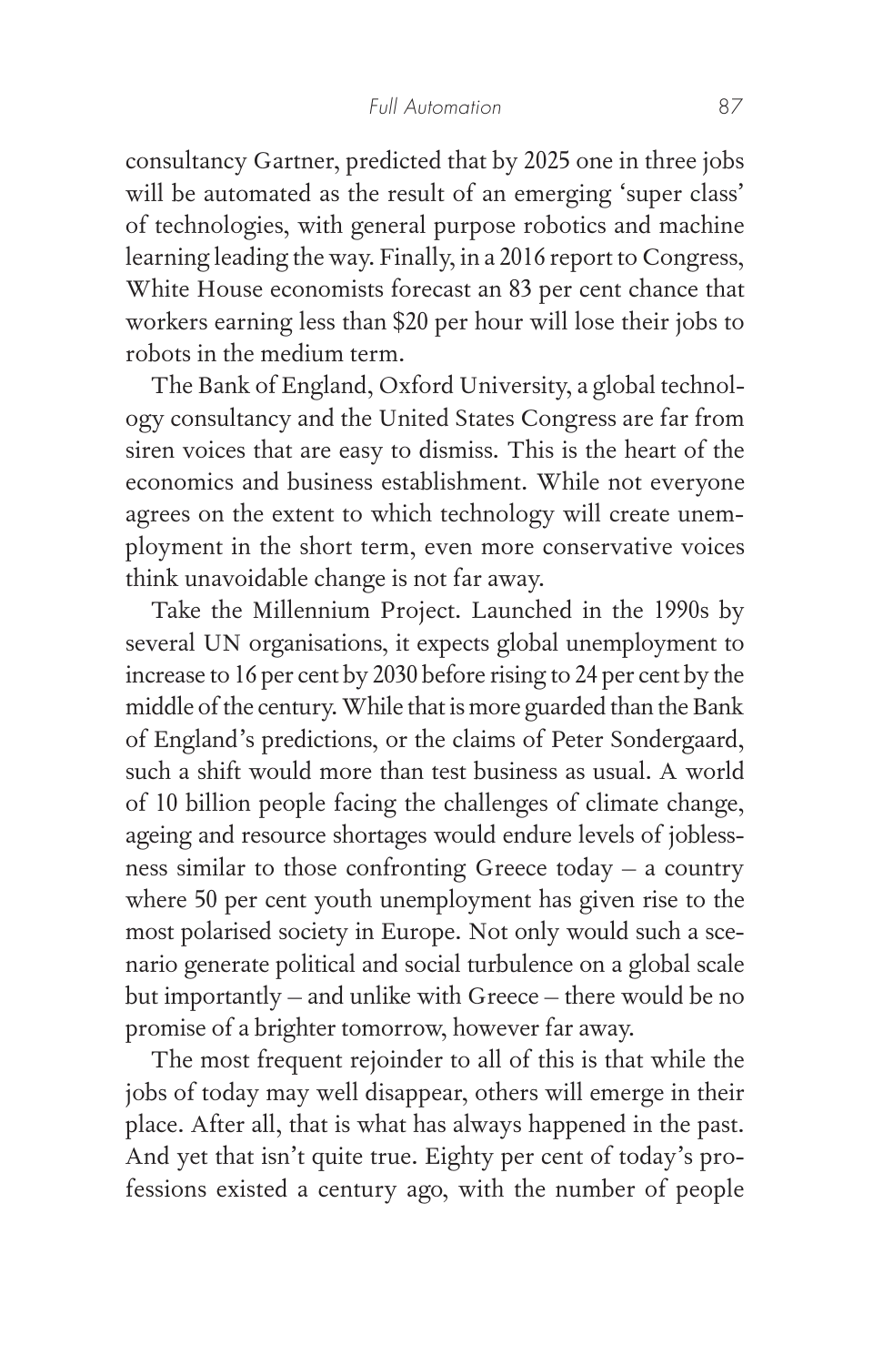consultancy Gartner, predicted that by 2025 one in three jobs will be automated as the result of an emerging 'super class' of technologies, with general purpose robotics and machine learning leading the way. Finally, in a 2016 report to Congress, White House economists forecast an 83 per cent chance that workers earning less than $20 per hour will lose their jobs to robots in the medium term.

The Bank of England, Oxford University, a global technology consultancy and the United States Congress are far from siren voices that are easy to dismiss. This is the heart of the economics and business establishment. While not everyone agrees on the extent to which technology will create unemployment in the short term, even more conservative voices think unavoidable change is not far away.

Take the Millennium Project. Launched in the 1990s by several UN organisations, it expects global unemployment to increase to 16 per cent by 2030 before rising to 24 per cent by the middle of the century. While that is more guarded than the Bank of England's predictions, or the claims of Peter Sondergaard, such a shift would more than test business as usual. A world of 10 billion people facing the challenges of climate change, ageing and resource shortages would endure levels of joblessness similar to those confronting Greece today – a country where 50 per cent youth unemployment has given rise to the most polarised society in Europe. Not only would such a scenario generate political and social turbulence on a global scale but importantly – and unlike with Greece – there would be no promise of a brighter tomorrow, however far away.

The most frequent rejoinder to all of this is that while the jobs of today may well disappear, others will emerge in their place. After all, that is what has always happened in the past. And yet that isn't quite true. Eighty per cent of today's professions existed a century ago, with the number of people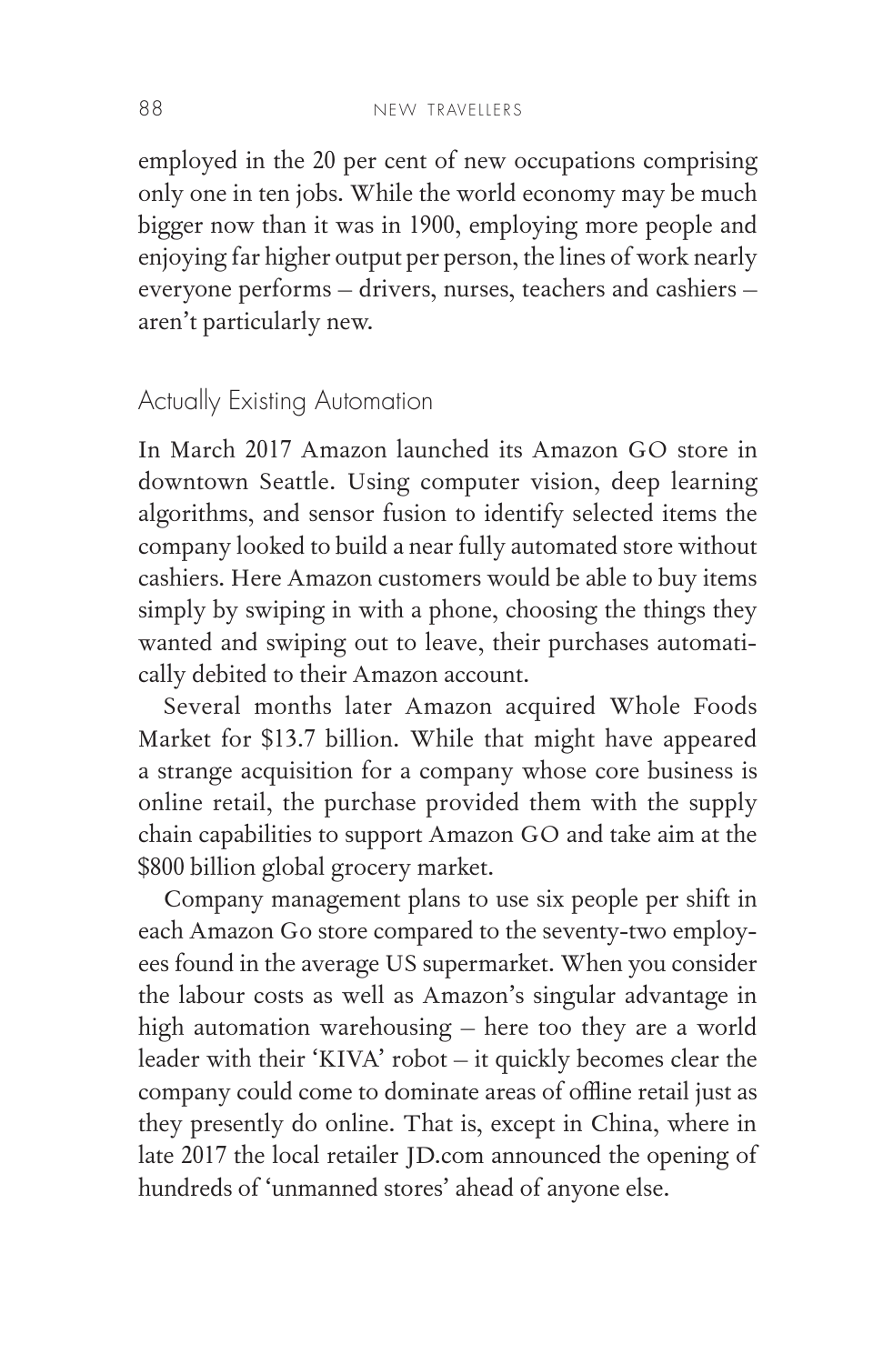employed in the 20 per cent of new occupations comprising only one in ten jobs. While the world economy may be much bigger now than it was in 1900, employing more people and enjoying far higher output per person, the lines of work nearly everyone performs – drivers, nurses, teachers and cashiers – aren't particularly new.

## Actually Existing Automation

In March 2017 Amazon launched its Amazon GO store in downtown Seattle. Using computer vision, deep learning algorithms, and sensor fusion to identify selected items the company looked to build a near fully automated store without cashiers. Here Amazon customers would be able to buy items simply by swiping in with a phone, choosing the things they wanted and swiping out to leave, their purchases automatically debited to their Amazon account.

Several months later Amazon acquired Whole Foods Market for $13.7 billion. While that might have appeared a strange acquisition for a company whose core business is online retail, the purchase provided them with the supply chain capabilities to support Amazon GO and take aim at the $800 billion global grocery market.

Company management plans to use six people per shift in each Amazon Go store compared to the seventy-two employees found in the average US supermarket. When you consider the labour costs as well as Amazon's singular advantage in high automation warehousing – here too they are a world leader with their 'KIVA' robot – it quickly becomes clear the company could come to dominate areas of offline retail just as they presently do online. That is, except in China, where in late 2017 the local retailer JD.com announced the opening of hundreds of 'unmanned stores' ahead of anyone else.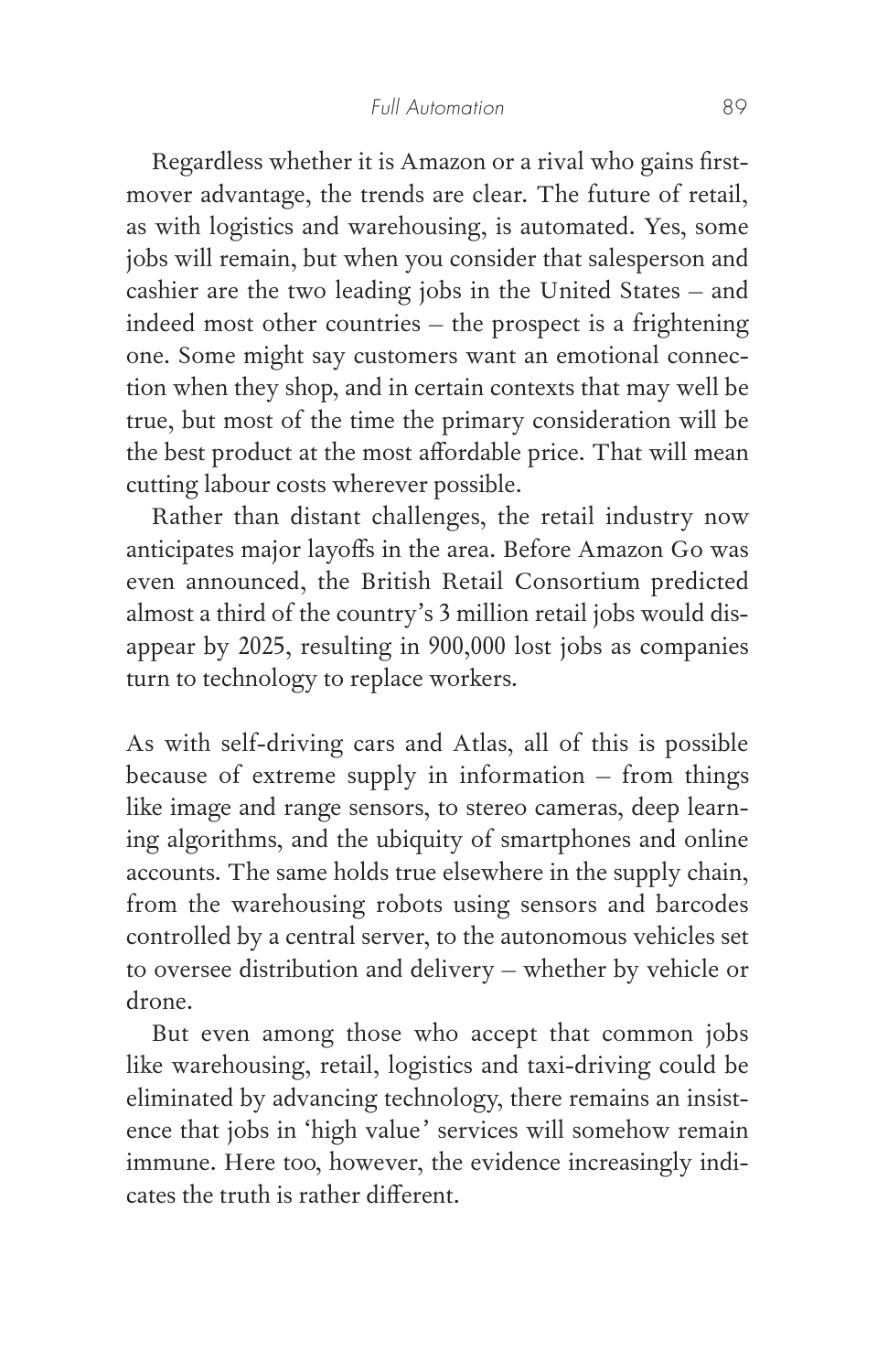Regardless whether it is Amazon or a rival who gains first-mover advantage, the trends are clear. The future of retail, as with logistics and warehousing, is automated. Yes, some jobs will remain, but when you consider that salesperson and cashier are the two leading jobs in the United States – and indeed most other countries – the prospect is a frightening one. Some might say customers want an emotional connection when they shop, and in certain contexts that may well be true, but most of the time the primary consideration will be the best product at the most affordable price. That will mean cutting labour costs wherever possible.

Rather than distant challenges, the retail industry now anticipates major layoffs in the area. Before Amazon Go was even announced, the British Retail Consortium predicted almost a third of the country's 3 million retail jobs would disappear by 2025, resulting in 900,000 lost jobs as companies turn to technology to replace workers.

As with self-driving cars and Atlas, all of this is possible because of extreme supply in information – from things like image and range sensors, to stereo cameras, deep learning algorithms, and the ubiquity of smartphones and online accounts. The same holds true elsewhere in the supply chain, from the warehousing robots using sensors and barcodes controlled by a central server, to the autonomous vehicles set to oversee distribution and delivery – whether by vehicle or drone.

But even among those who accept that common jobs like warehousing, retail, logistics and taxi-driving could be eliminated by advancing technology, there remains an insistence that jobs in 'high value' services will somehow remain immune. Here too, however, the evidence increasingly indicates the truth is rather different.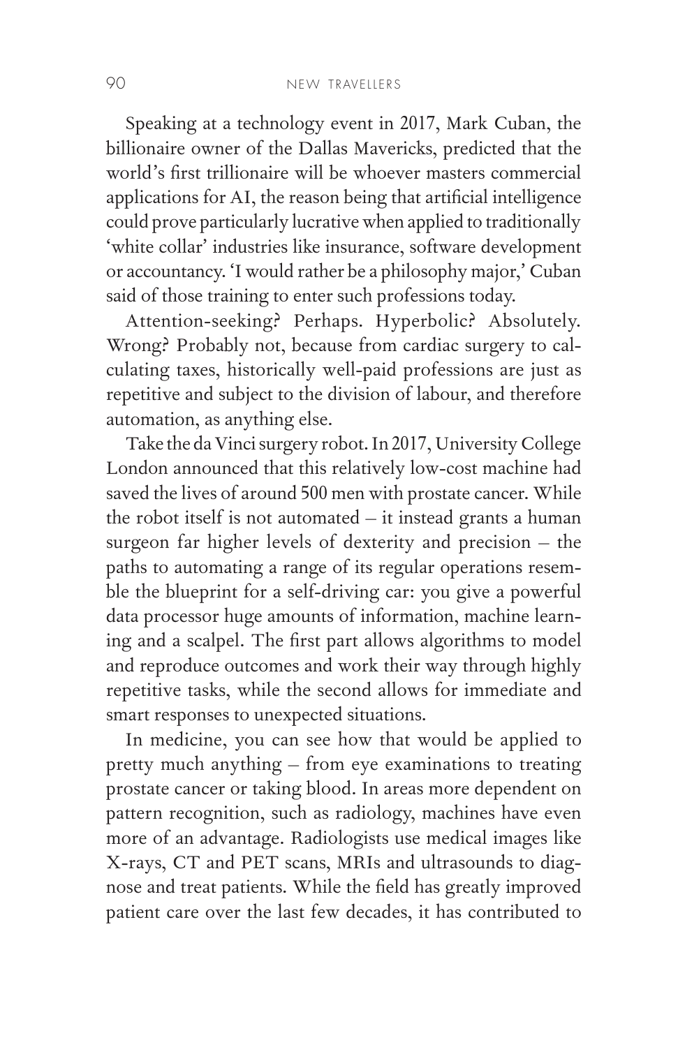Speaking at a technology event in 2017, Mark Cuban, the billionaire owner of the Dallas Mavericks, predicted that the world's first trillionaire will be whoever masters commercial applications for AI, the reason being that artificial intelligence could prove particularly lucrative when applied to traditionally 'white collar' industries like insurance, software development or accountancy. 'I would rather be a philosophy major,' Cuban said of those training to enter such professions today.

Attention-seeking? Perhaps. Hyperbolic? Absolutely. Wrong? Probably not, because from cardiac surgery to calculating taxes, historically well-paid professions are just as repetitive and subject to the division of labour, and therefore automation, as anything else.

Take the da Vinci surgery robot. In 2017, University College London announced that this relatively low-cost machine had saved the lives of around 500 men with prostate cancer. While the robot itself is not automated – it instead grants a human surgeon far higher levels of dexterity and precision – the paths to automating a range of its regular operations resemble the blueprint for a self-driving car: you give a powerful data processor huge amounts of information, machine learning and a scalpel. The first part allows algorithms to model and reproduce outcomes and work their way through highly repetitive tasks, while the second allows for immediate and smart responses to unexpected situations.

In medicine, you can see how that would be applied to pretty much anything – from eye examinations to treating prostate cancer or taking blood. In areas more dependent on pattern recognition, such as radiology, machines have even more of an advantage. Radiologists use medical images like X-rays, CT and PET scans, MRIs and ultrasounds to diagnose and treat patients. While the field has greatly improved patient care over the last few decades, it has contributed to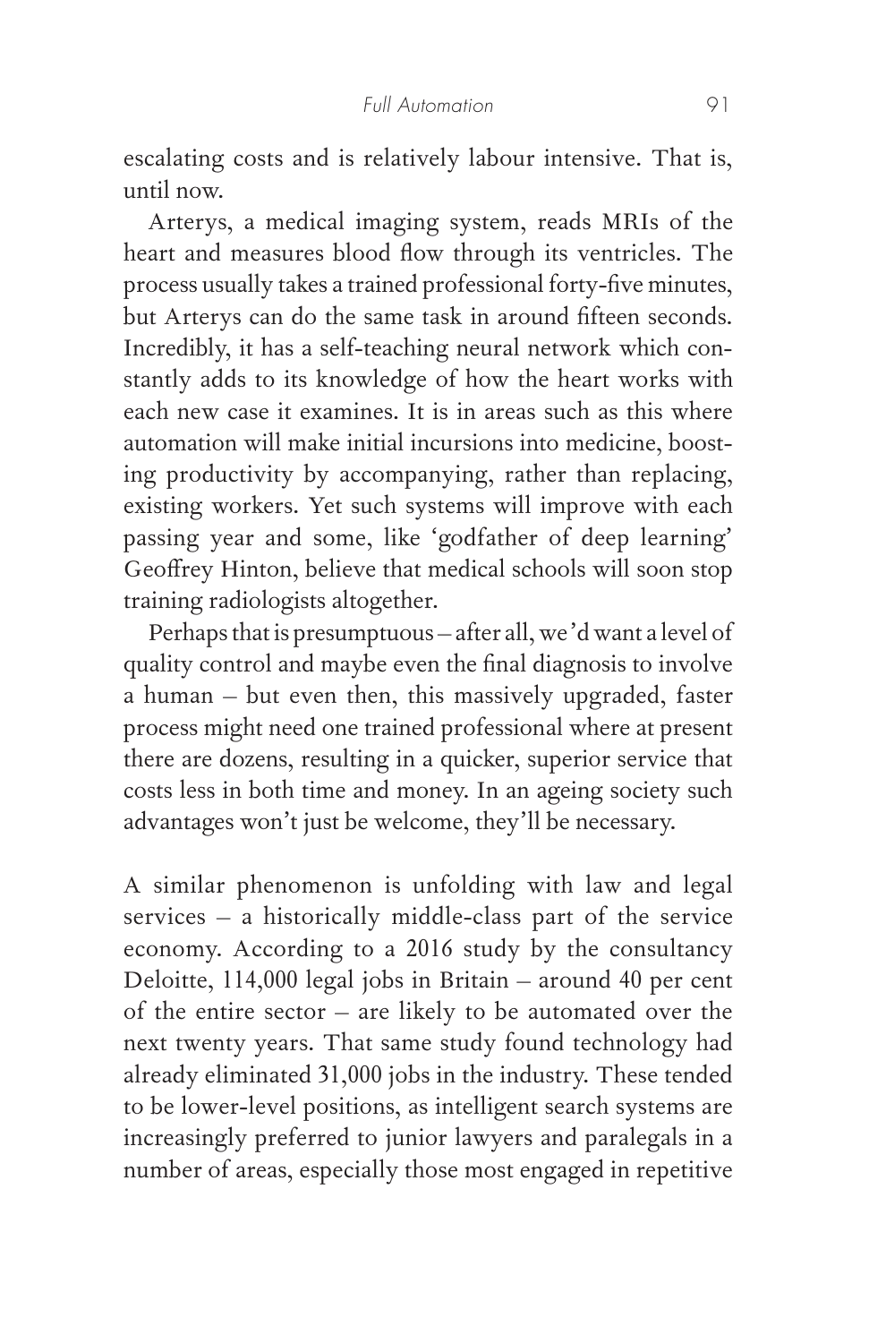escalating costs and is relatively labour intensive. That is, until now.

Arterys, a medical imaging system, reads MRIs of the heart and measures blood flow through its ventricles. The process usually takes a trained professional forty-five minutes, but Arterys can do the same task in around fifteen seconds. Incredibly, it has a self-teaching neural network which constantly adds to its knowledge of how the heart works with each new case it examines. It is in areas such as this where automation will make initial incursions into medicine, boosting productivity by accompanying, rather than replacing, existing workers. Yet such systems will improve with each passing year and some, like 'godfather of deep learning' Geoffrey Hinton, believe that medical schools will soon stop training radiologists altogether.

Perhaps that is presumptuous – after all, we'd want a level of quality control and maybe even the final diagnosis to involve a human – but even then, this massively upgraded, faster process might need one trained professional where at present there are dozens, resulting in a quicker, superior service that costs less in both time and money. In an ageing society such advantages won't just be welcome, they'll be necessary.

A similar phenomenon is unfolding with law and legal services – a historically middle-class part of the service economy. According to a 2016 study by the consultancy Deloitte, 114,000 legal jobs in Britain – around 40 per cent of the entire sector – are likely to be automated over the next twenty years. That same study found technology had already eliminated 31,000 jobs in the industry. These tended to be lower-level positions, as intelligent search systems are increasingly preferred to junior lawyers and paralegals in a number of areas, especially those most engaged in repetitive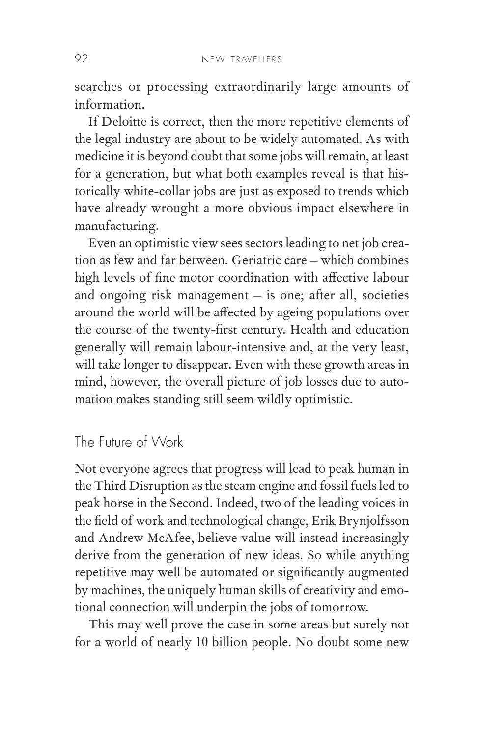searches or processing extraordinarily large amounts of information.

If Deloitte is correct, then the more repetitive elements of the legal industry are about to be widely automated. As with medicine it is beyond doubt that some jobs will remain, at least for a generation, but what both examples reveal is that historically white-collar jobs are just as exposed to trends which have already wrought a more obvious impact elsewhere in manufacturing.

Even an optimistic view sees sectors leading to net job creation as few and far between. Geriatric care – which combines high levels of fine motor coordination with affective labour and ongoing risk management – is one; after all, societies around the world will be affected by ageing populations over the course of the twenty-first century. Health and education generally will remain labour-intensive and, at the very least, will take longer to disappear. Even with these growth areas in mind, however, the overall picture of job losses due to automation makes standing still seem wildly optimistic.

## The Future of Work

Not everyone agrees that progress will lead to peak human in the Third Disruption as the steam engine and fossil fuels led to peak horse in the Second. Indeed, two of the leading voices in the field of work and technological change, Erik Brynjolfsson and Andrew McAfee, believe value will instead increasingly derive from the generation of new ideas. So while anything repetitive may well be automated or significantly augmented by machines, the uniquely human skills of creativity and emotional connection will underpin the jobs of tomorrow.

This may well prove the case in some areas but surely not for a world of nearly 10 billion people. No doubt some new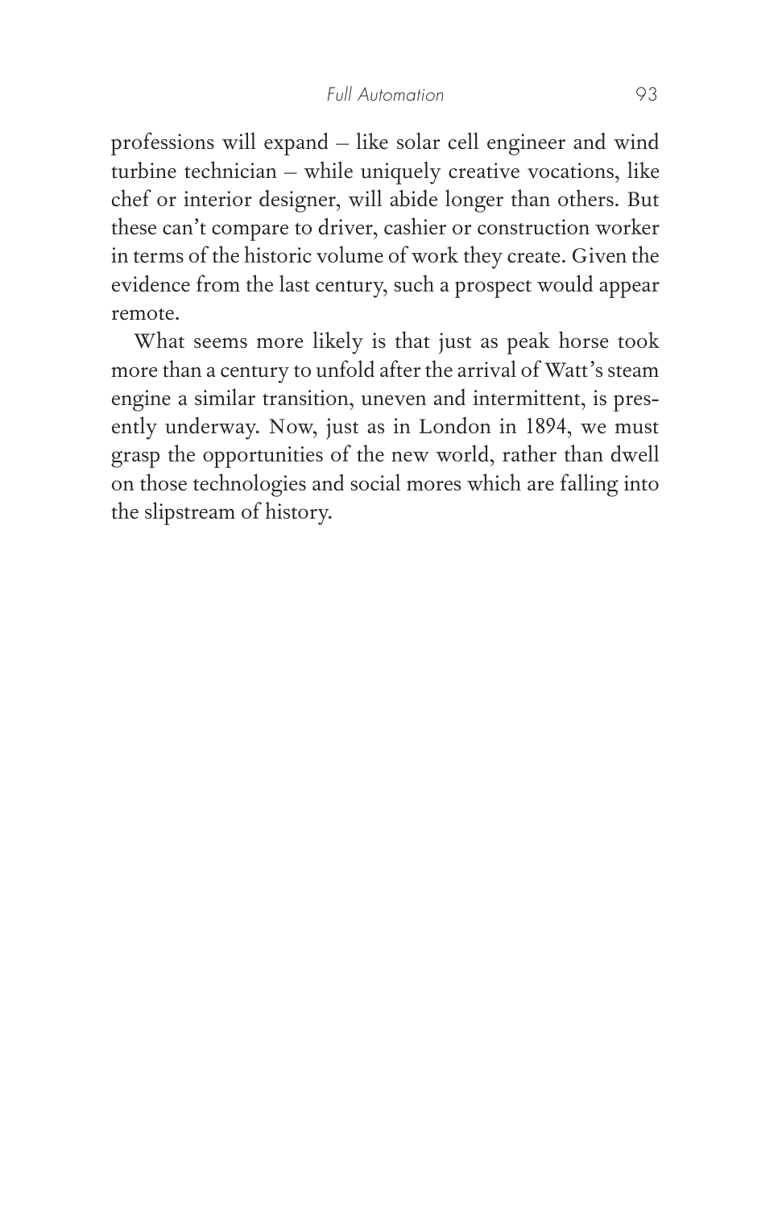professions will expand – like solar cell engineer and wind turbine technician – while uniquely creative vocations, like chef or interior designer, will abide longer than others. But these can't compare to driver, cashier or construction worker in terms of the historic volume of work they create. Given the evidence from the last century, such a prospect would appear remote.

What seems more likely is that just as peak horse took more than a century to unfold after the arrival of Watt's steam engine a similar transition, uneven and intermittent, is presently underway. Now, just as in London in 1894, we must grasp the opportunities of the new world, rather than dwell on those technologies and social mores which are falling into the slipstream of history.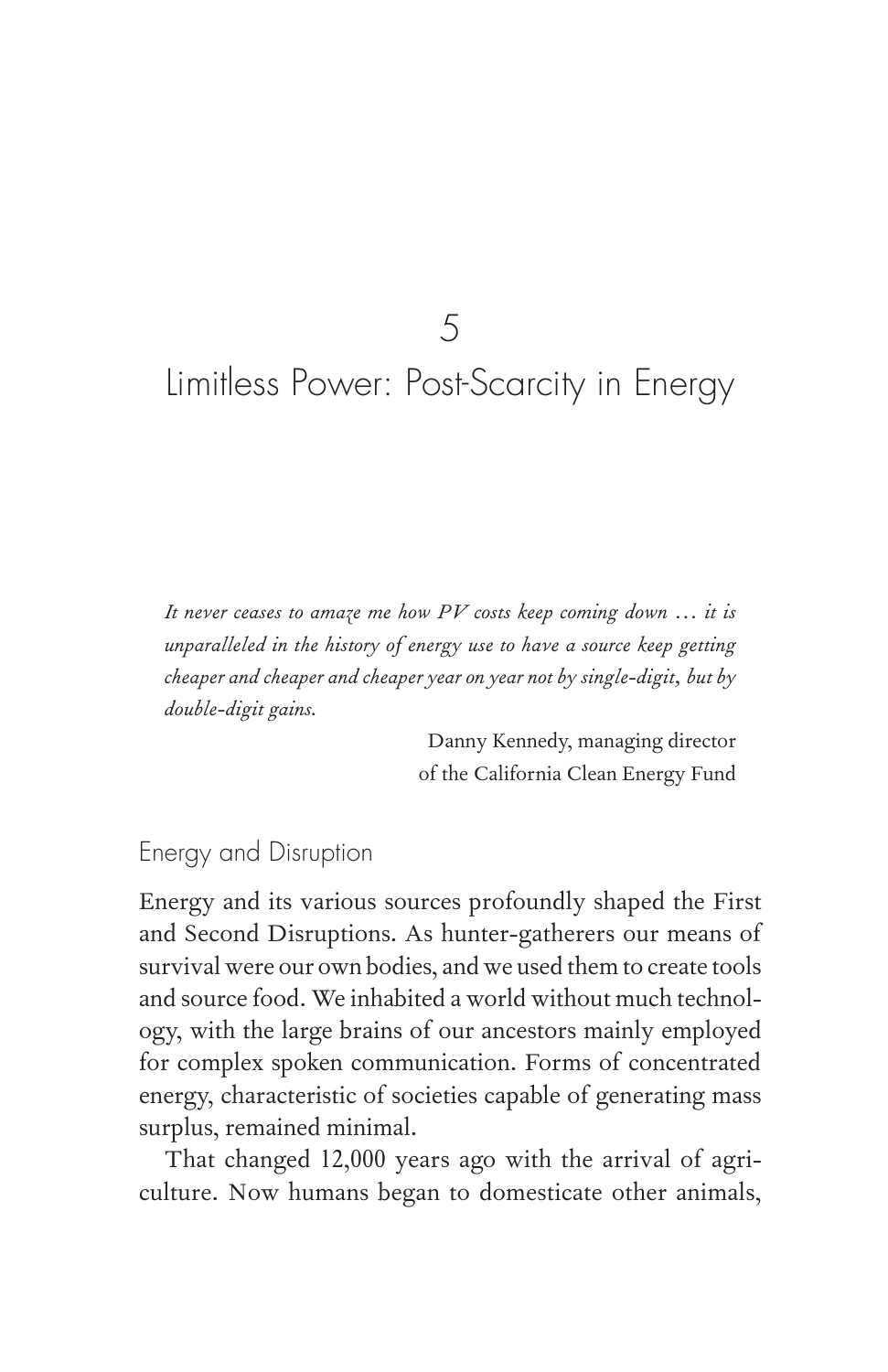# 5
# Limitless Power: Post-Scarcity in Energy

*It never ceases to amaze me how PV costs keep coming down … it is unparalleled in the history of energy use to have a source keep getting cheaper and cheaper and cheaper year on year not by single-digit, but by double-digit gains.*

Danny Kennedy, managing director
of the California Clean Energy Fund

## Energy and Disruption

Energy and its various sources profoundly shaped the First and Second Disruptions. As hunter-gatherers our means of survival were our own bodies, and we used them to create tools and source food. We inhabited a world without much technology, with the large brains of our ancestors mainly employed for complex spoken communication. Forms of concentrated energy, characteristic of societies capable of generating mass surplus, remained minimal.

That changed 12,000 years ago with the arrival of agriculture. Now humans began to domesticate other animals,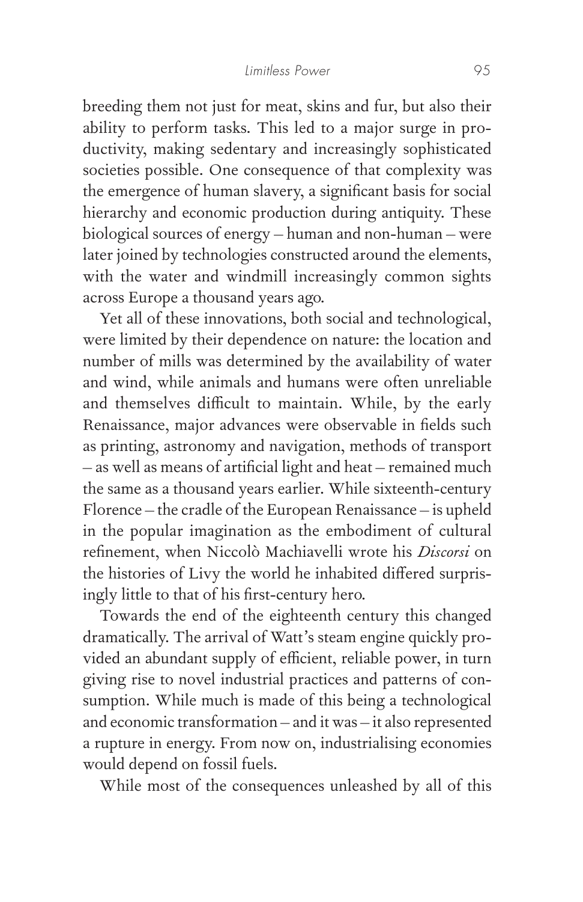breeding them not just for meat, skins and fur, but also their ability to perform tasks. This led to a major surge in productivity, making sedentary and increasingly sophisticated societies possible. One consequence of that complexity was the emergence of human slavery, a significant basis for social hierarchy and economic production during antiquity. These biological sources of energy – human and non-human – were later joined by technologies constructed around the elements, with the water and windmill increasingly common sights across Europe a thousand years ago.

Yet all of these innovations, both social and technological, were limited by their dependence on nature: the location and number of mills was determined by the availability of water and wind, while animals and humans were often unreliable and themselves difficult to maintain. While, by the early Renaissance, major advances were observable in fields such as printing, astronomy and navigation, methods of transport – as well as means of artificial light and heat – remained much the same as a thousand years earlier. While sixteenth-century Florence – the cradle of the European Renaissance – is upheld in the popular imagination as the embodiment of cultural refinement, when Niccolò Machiavelli wrote his *Discorsi* on the histories of Livy the world he inhabited differed surprisingly little to that of his first-century hero.

Towards the end of the eighteenth century this changed dramatically. The arrival of Watt's steam engine quickly provided an abundant supply of efficient, reliable power, in turn giving rise to novel industrial practices and patterns of consumption. While much is made of this being a technological and economic transformation – and it was – it also represented a rupture in energy. From now on, industrialising economies would depend on fossil fuels.

While most of the consequences unleashed by all of this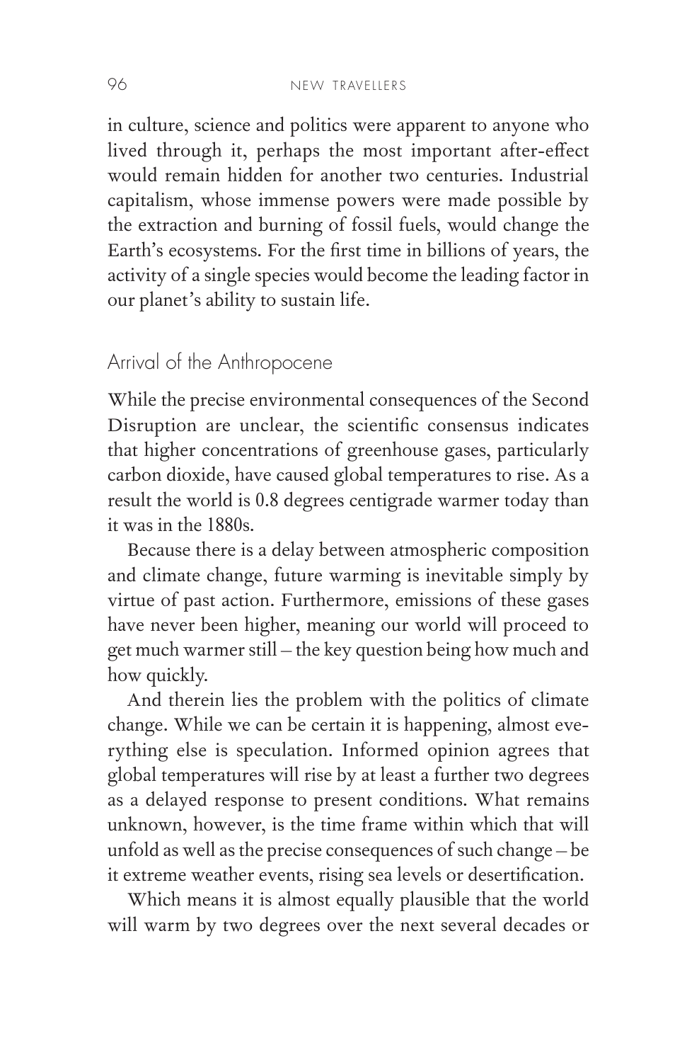in culture, science and politics were apparent to anyone who lived through it, perhaps the most important after-effect would remain hidden for another two centuries. Industrial capitalism, whose immense powers were made possible by the extraction and burning of fossil fuels, would change the Earth's ecosystems. For the first time in billions of years, the activity of a single species would become the leading factor in our planet's ability to sustain life.

## Arrival of the Anthropocene

While the precise environmental consequences of the Second Disruption are unclear, the scientific consensus indicates that higher concentrations of greenhouse gases, particularly carbon dioxide, have caused global temperatures to rise. As a result the world is 0.8 degrees centigrade warmer today than it was in the 1880s.

Because there is a delay between atmospheric composition and climate change, future warming is inevitable simply by virtue of past action. Furthermore, emissions of these gases have never been higher, meaning our world will proceed to get much warmer still – the key question being how much and how quickly.

And therein lies the problem with the politics of climate change. While we can be certain it is happening, almost everything else is speculation. Informed opinion agrees that global temperatures will rise by at least a further two degrees as a delayed response to present conditions. What remains unknown, however, is the time frame within which that will unfold as well as the precise consequences of such change – be it extreme weather events, rising sea levels or desertification.

Which means it is almost equally plausible that the world will warm by two degrees over the next several decades or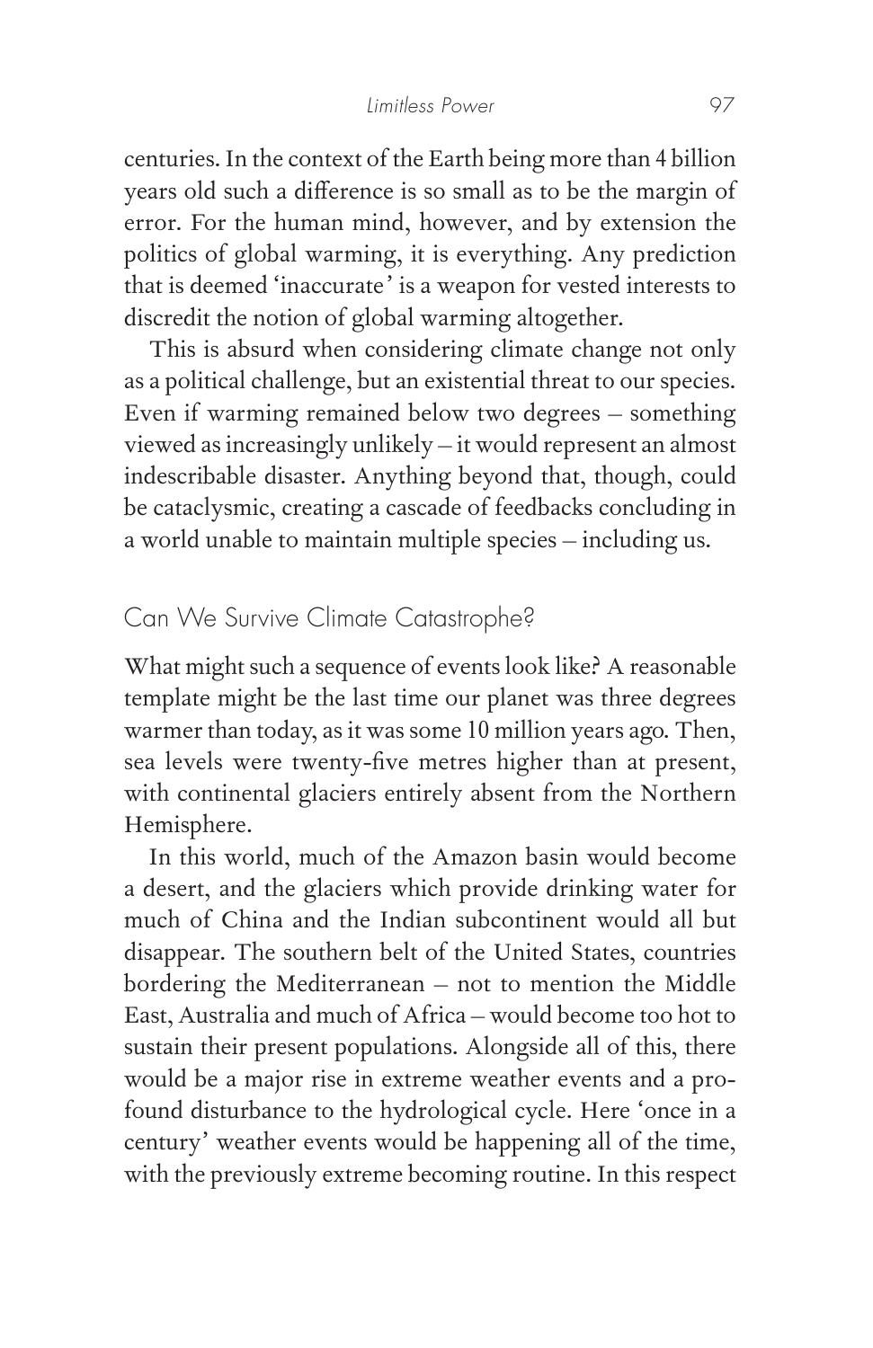centuries. In the context of the Earth being more than 4 billion years old such a difference is so small as to be the margin of error. For the human mind, however, and by extension the politics of global warming, it is everything. Any prediction that is deemed 'inaccurate' is a weapon for vested interests to discredit the notion of global warming altogether.

This is absurd when considering climate change not only as a political challenge, but an existential threat to our species. Even if warming remained below two degrees – something viewed as increasingly unlikely – it would represent an almost indescribable disaster. Anything beyond that, though, could be cataclysmic, creating a cascade of feedbacks concluding in a world unable to maintain multiple species – including us.

## Can We Survive Climate Catastrophe?

What might such a sequence of events look like? A reasonable template might be the last time our planet was three degrees warmer than today, as it was some 10 million years ago. Then, sea levels were twenty-five metres higher than at present, with continental glaciers entirely absent from the Northern Hemisphere.

In this world, much of the Amazon basin would become a desert, and the glaciers which provide drinking water for much of China and the Indian subcontinent would all but disappear. The southern belt of the United States, countries bordering the Mediterranean – not to mention the Middle East, Australia and much of Africa – would become too hot to sustain their present populations. Alongside all of this, there would be a major rise in extreme weather events and a profound disturbance to the hydrological cycle. Here 'once in a century' weather events would be happening all of the time, with the previously extreme becoming routine. In this respect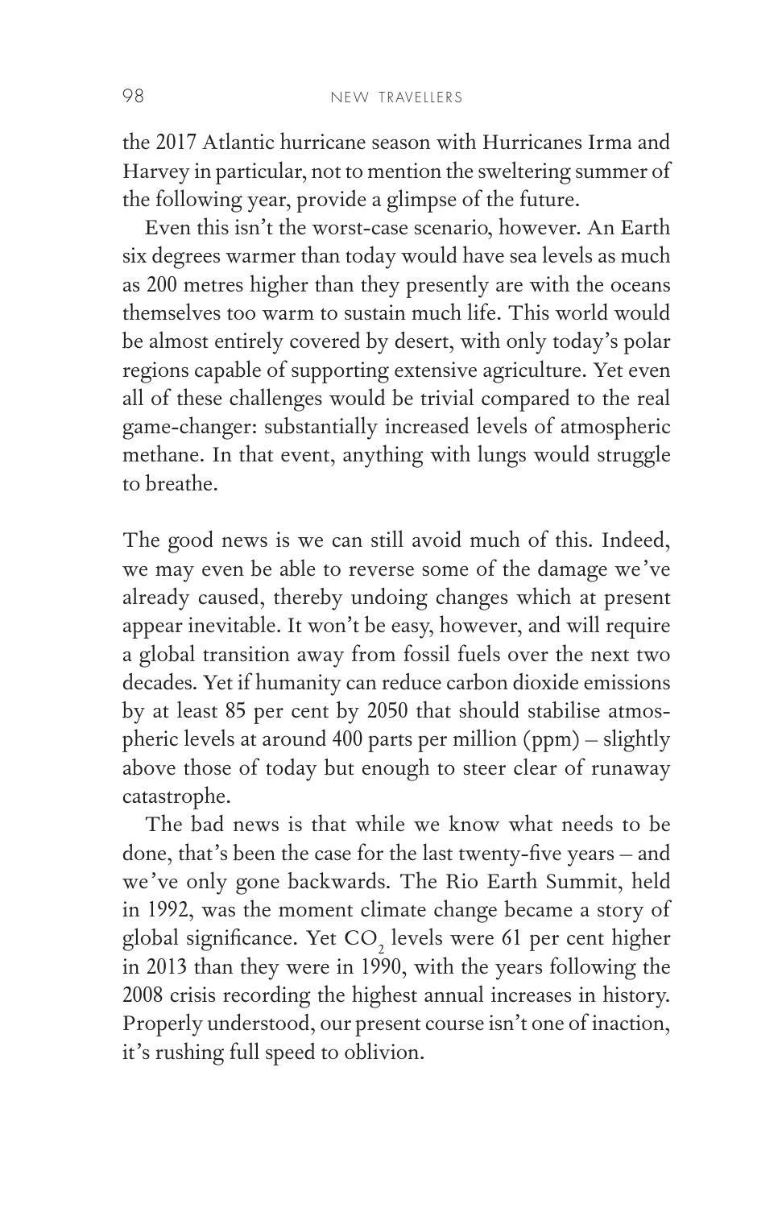the 2017 Atlantic hurricane season with Hurricanes Irma and Harvey in particular, not to mention the sweltering summer of the following year, provide a glimpse of the future.

Even this isn't the worst-case scenario, however. An Earth six degrees warmer than today would have sea levels as much as 200 metres higher than they presently are with the oceans themselves too warm to sustain much life. This world would be almost entirely covered by desert, with only today's polar regions capable of supporting extensive agriculture. Yet even all of these challenges would be trivial compared to the real game-changer: substantially increased levels of atmospheric methane. In that event, anything with lungs would struggle to breathe.

The good news is we can still avoid much of this. Indeed, we may even be able to reverse some of the damage we've already caused, thereby undoing changes which at present appear inevitable. It won't be easy, however, and will require a global transition away from fossil fuels over the next two decades. Yet if humanity can reduce carbon dioxide emissions by at least 85 per cent by 2050 that should stabilise atmospheric levels at around 400 parts per million (ppm) – slightly above those of today but enough to steer clear of runaway catastrophe.

The bad news is that while we know what needs to be done, that's been the case for the last twenty-five years – and we've only gone backwards. The Rio Earth Summit, held in 1992, was the moment climate change became a story of global significance. Yet $CO_2$ levels were 61 per cent higher in 2013 than they were in 1990, with the years following the 2008 crisis recording the highest annual increases in history. Properly understood, our present course isn't one of inaction, it's rushing full speed to oblivion.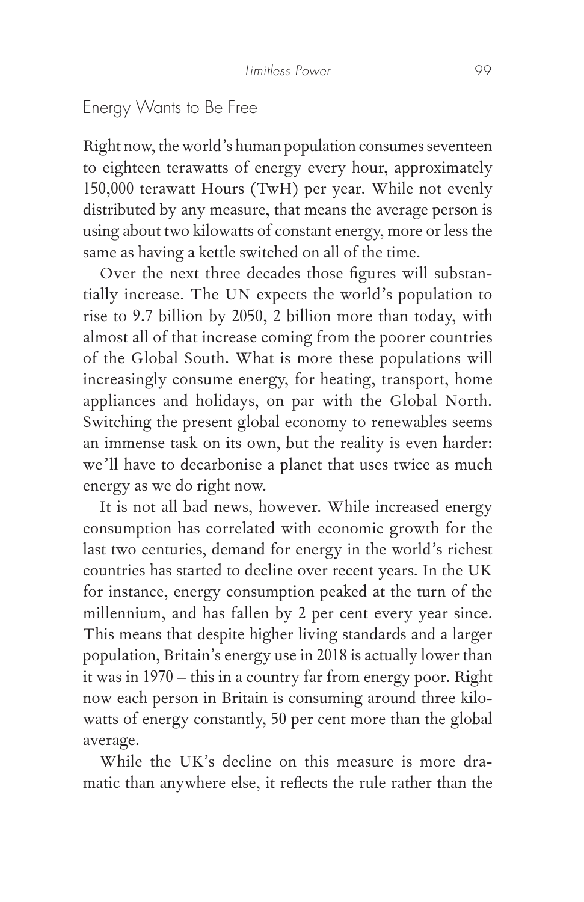## Energy Wants to Be Free

Right now, the world's human population consumes seventeen to eighteen terawatts of energy every hour, approximately 150,000 terawatt Hours (TwH) per year. While not evenly distributed by any measure, that means the average person is using about two kilowatts of constant energy, more or less the same as having a kettle switched on all of the time.

Over the next three decades those figures will substantially increase. The UN expects the world's population to rise to 9.7 billion by 2050, 2 billion more than today, with almost all of that increase coming from the poorer countries of the Global South. What is more these populations will increasingly consume energy, for heating, transport, home appliances and holidays, on par with the Global North. Switching the present global economy to renewables seems an immense task on its own, but the reality is even harder: we'll have to decarbonise a planet that uses twice as much energy as we do right now.

It is not all bad news, however. While increased energy consumption has correlated with economic growth for the last two centuries, demand for energy in the world's richest countries has started to decline over recent years. In the UK for instance, energy consumption peaked at the turn of the millennium, and has fallen by 2 per cent every year since. This means that despite higher living standards and a larger population, Britain's energy use in 2018 is actually lower than it was in 1970 – this in a country far from energy poor. Right now each person in Britain is consuming around three kilowatts of energy constantly, 50 per cent more than the global average.

While the UK's decline on this measure is more dramatic than anywhere else, it reflects the rule rather than the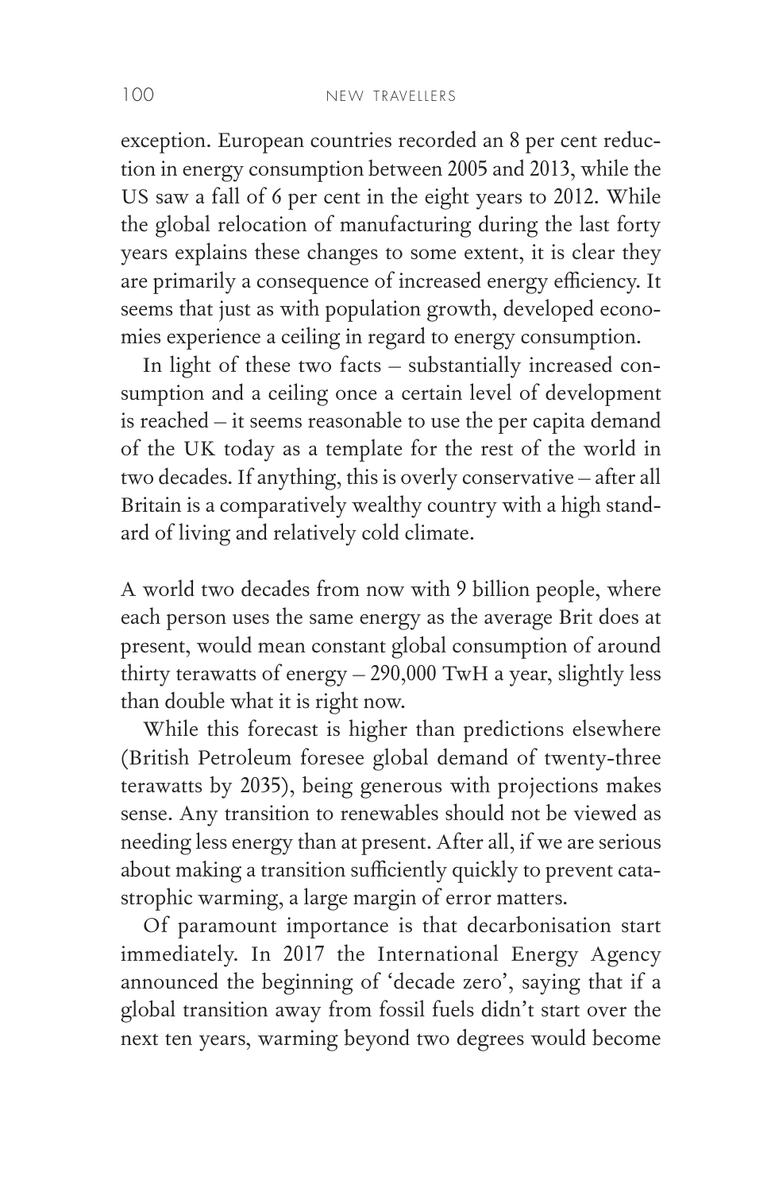exception. European countries recorded an 8 per cent reduction in energy consumption between 2005 and 2013, while the US saw a fall of 6 per cent in the eight years to 2012. While the global relocation of manufacturing during the last forty years explains these changes to some extent, it is clear they are primarily a consequence of increased energy efficiency. It seems that just as with population growth, developed economies experience a ceiling in regard to energy consumption.

In light of these two facts – substantially increased consumption and a ceiling once a certain level of development is reached – it seems reasonable to use the per capita demand of the UK today as a template for the rest of the world in two decades. If anything, this is overly conservative – after all Britain is a comparatively wealthy country with a high standard of living and relatively cold climate.

A world two decades from now with 9 billion people, where each person uses the same energy as the average Brit does at present, would mean constant global consumption of around thirty terawatts of energy – 290,000 TwH a year, slightly less than double what it is right now.

While this forecast is higher than predictions elsewhere (British Petroleum foresee global demand of twenty-three terawatts by 2035), being generous with projections makes sense. Any transition to renewables should not be viewed as needing less energy than at present. After all, if we are serious about making a transition sufficiently quickly to prevent catastrophic warming, a large margin of error matters.

Of paramount importance is that decarbonisation start immediately. In 2017 the International Energy Agency announced the beginning of 'decade zero', saying that if a global transition away from fossil fuels didn't start over the next ten years, warming beyond two degrees would become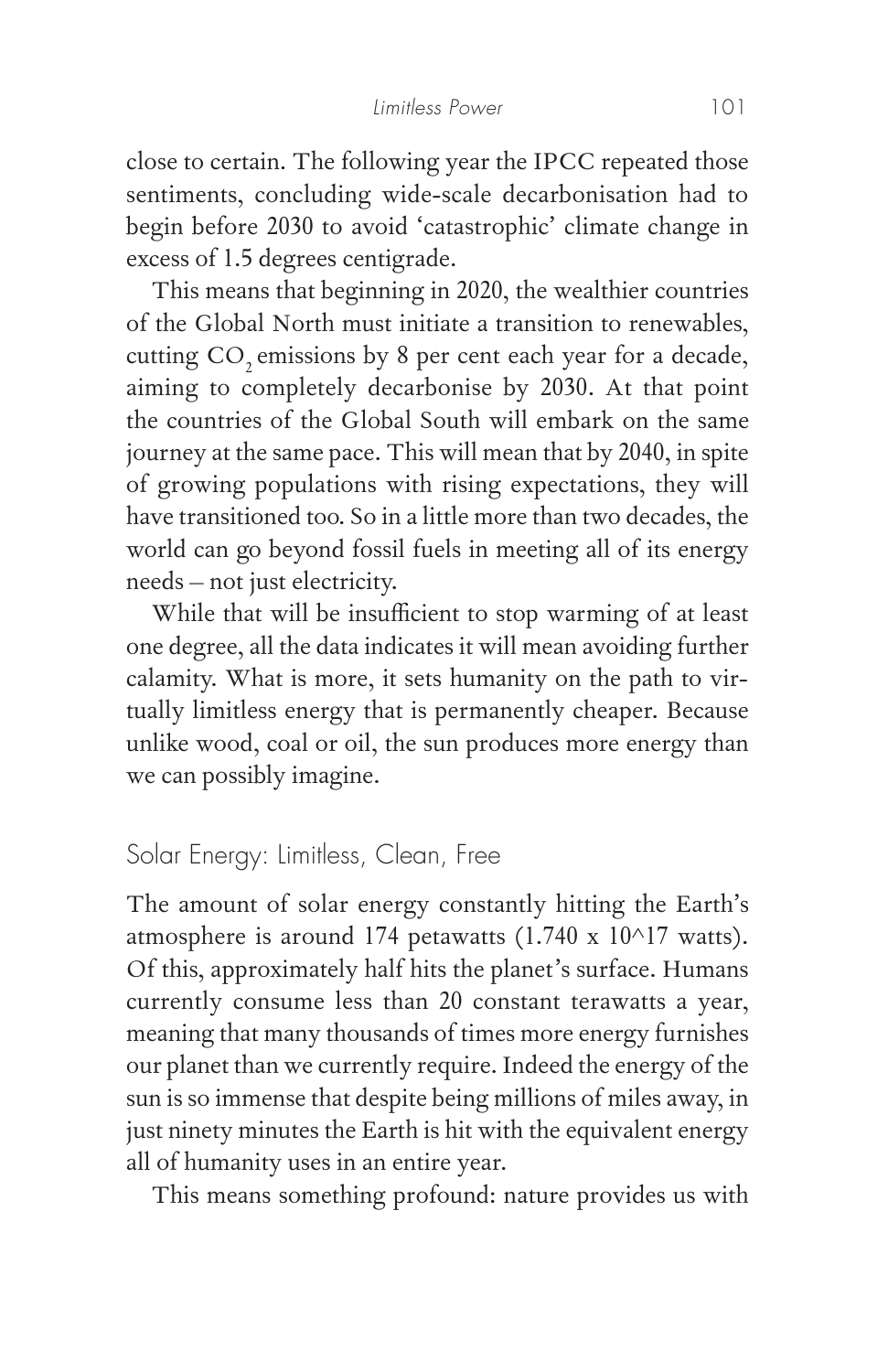close to certain. The following year the IPCC repeated those sentiments, concluding wide-scale decarbonisation had to begin before 2030 to avoid 'catastrophic' climate change in excess of 1.5 degrees centigrade.

This means that beginning in 2020, the wealthier countries of the Global North must initiate a transition to renewables, cutting $CO_2$ emissions by 8 per cent each year for a decade, aiming to completely decarbonise by 2030. At that point the countries of the Global South will embark on the same journey at the same pace. This will mean that by 2040, in spite of growing populations with rising expectations, they will have transitioned too. So in a little more than two decades, the world can go beyond fossil fuels in meeting all of its energy needs – not just electricity.

While that will be insufficient to stop warming of at least one degree, all the data indicates it will mean avoiding further calamity. What is more, it sets humanity on the path to virtually limitless energy that is permanently cheaper. Because unlike wood, coal or oil, the sun produces more energy than we can possibly imagine.

## Solar Energy: Limitless, Clean, Free

The amount of solar energy constantly hitting the Earth's atmosphere is around 174 petawatts (1.740 x 10^17 watts). Of this, approximately half hits the planet's surface. Humans currently consume less than 20 constant terawatts a year, meaning that many thousands of times more energy furnishes our planet than we currently require. Indeed the energy of the sun is so immense that despite being millions of miles away, in just ninety minutes the Earth is hit with the equivalent energy all of humanity uses in an entire year.

This means something profound: nature provides us with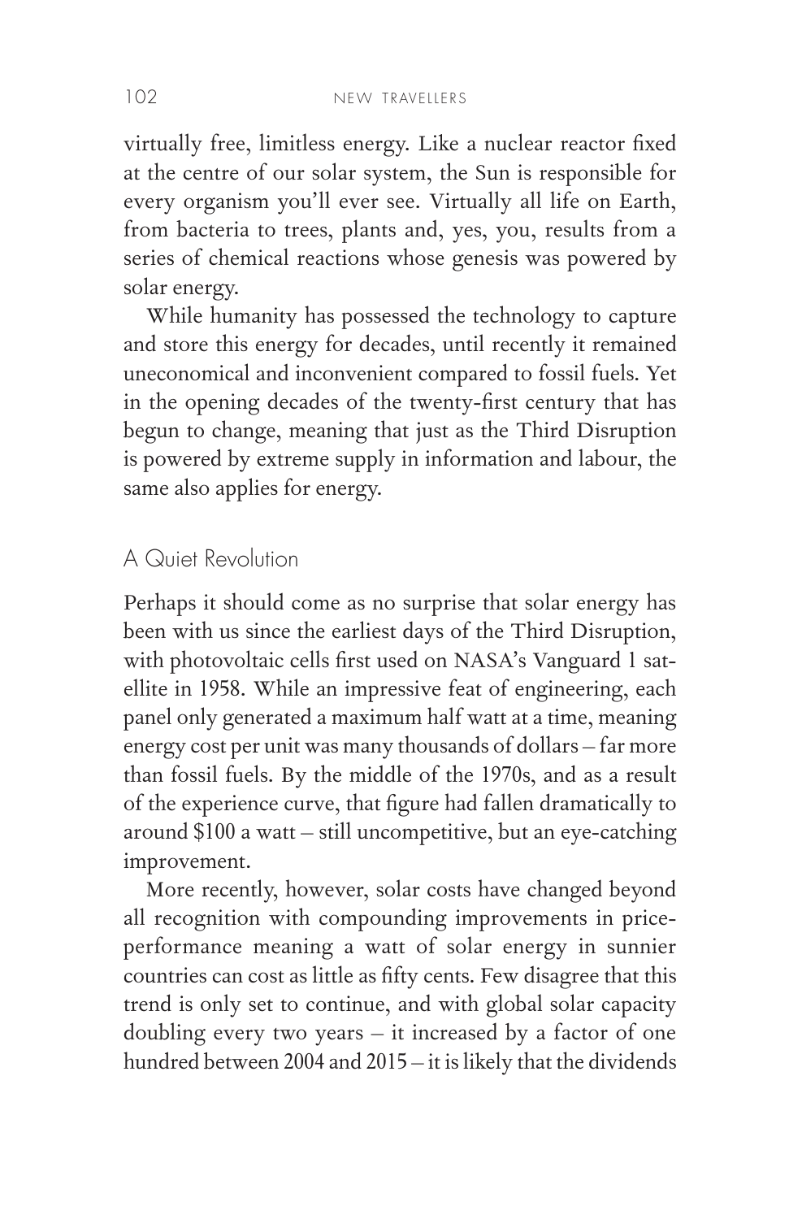virtually free, limitless energy. Like a nuclear reactor fixed at the centre of our solar system, the Sun is responsible for every organism you'll ever see. Virtually all life on Earth, from bacteria to trees, plants and, yes, you, results from a series of chemical reactions whose genesis was powered by solar energy.

While humanity has possessed the technology to capture and store this energy for decades, until recently it remained uneconomical and inconvenient compared to fossil fuels. Yet in the opening decades of the twenty-first century that has begun to change, meaning that just as the Third Disruption is powered by extreme supply in information and labour, the same also applies for energy.

## A Quiet Revolution

Perhaps it should come as no surprise that solar energy has been with us since the earliest days of the Third Disruption, with photovoltaic cells first used on NASA's Vanguard 1 satellite in 1958. While an impressive feat of engineering, each panel only generated a maximum half watt at a time, meaning energy cost per unit was many thousands of dollars – far more than fossil fuels. By the middle of the 1970s, and as a result of the experience curve, that figure had fallen dramatically to around $100 a watt – still uncompetitive, but an eye-catching improvement.

More recently, however, solar costs have changed beyond all recognition with compounding improvements in price-performance meaning a watt of solar energy in sunnier countries can cost as little as fifty cents. Few disagree that this trend is only set to continue, and with global solar capacity doubling every two years – it increased by a factor of one hundred between 2004 and 2015 – it is likely that the dividends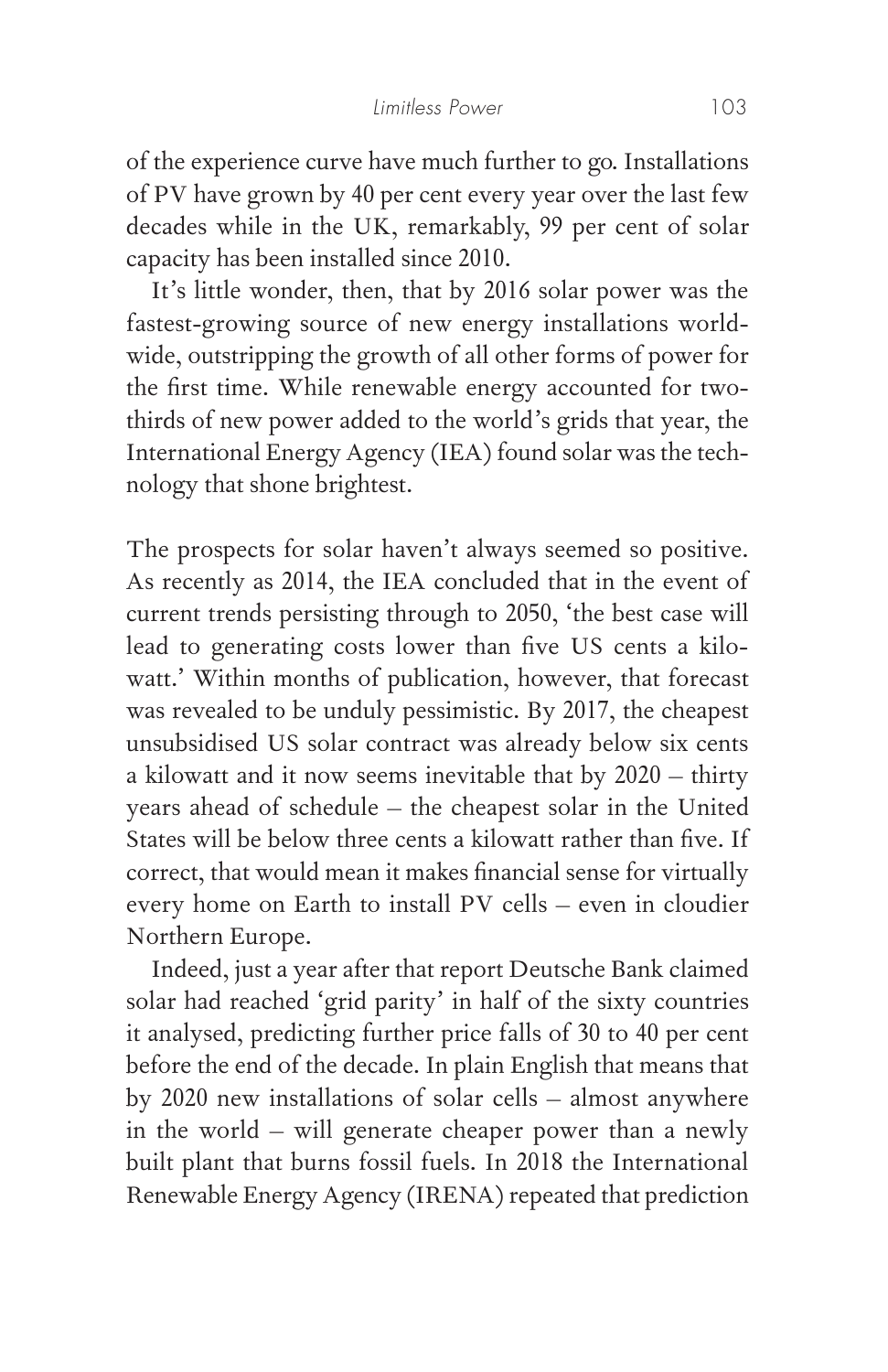of the experience curve have much further to go. Installations of PV have grown by 40 per cent every year over the last few decades while in the UK, remarkably, 99 per cent of solar capacity has been installed since 2010.

It's little wonder, then, that by 2016 solar power was the fastest-growing source of new energy installations worldwide, outstripping the growth of all other forms of power for the first time. While renewable energy accounted for two-thirds of new power added to the world's grids that year, the International Energy Agency (IEA) found solar was the technology that shone brightest.

The prospects for solar haven't always seemed so positive. As recently as 2014, the IEA concluded that in the event of current trends persisting through to 2050, 'the best case will lead to generating costs lower than five US cents a kilowatt.' Within months of publication, however, that forecast was revealed to be unduly pessimistic. By 2017, the cheapest unsubsidised US solar contract was already below six cents a kilowatt and it now seems inevitable that by 2020 – thirty years ahead of schedule – the cheapest solar in the United States will be below three cents a kilowatt rather than five. If correct, that would mean it makes financial sense for virtually every home on Earth to install PV cells – even in cloudier Northern Europe.

Indeed, just a year after that report Deutsche Bank claimed solar had reached 'grid parity' in half of the sixty countries it analysed, predicting further price falls of 30 to 40 per cent before the end of the decade. In plain English that means that by 2020 new installations of solar cells – almost anywhere in the world – will generate cheaper power than a newly built plant that burns fossil fuels. In 2018 the International Renewable Energy Agency (IRENA) repeated that prediction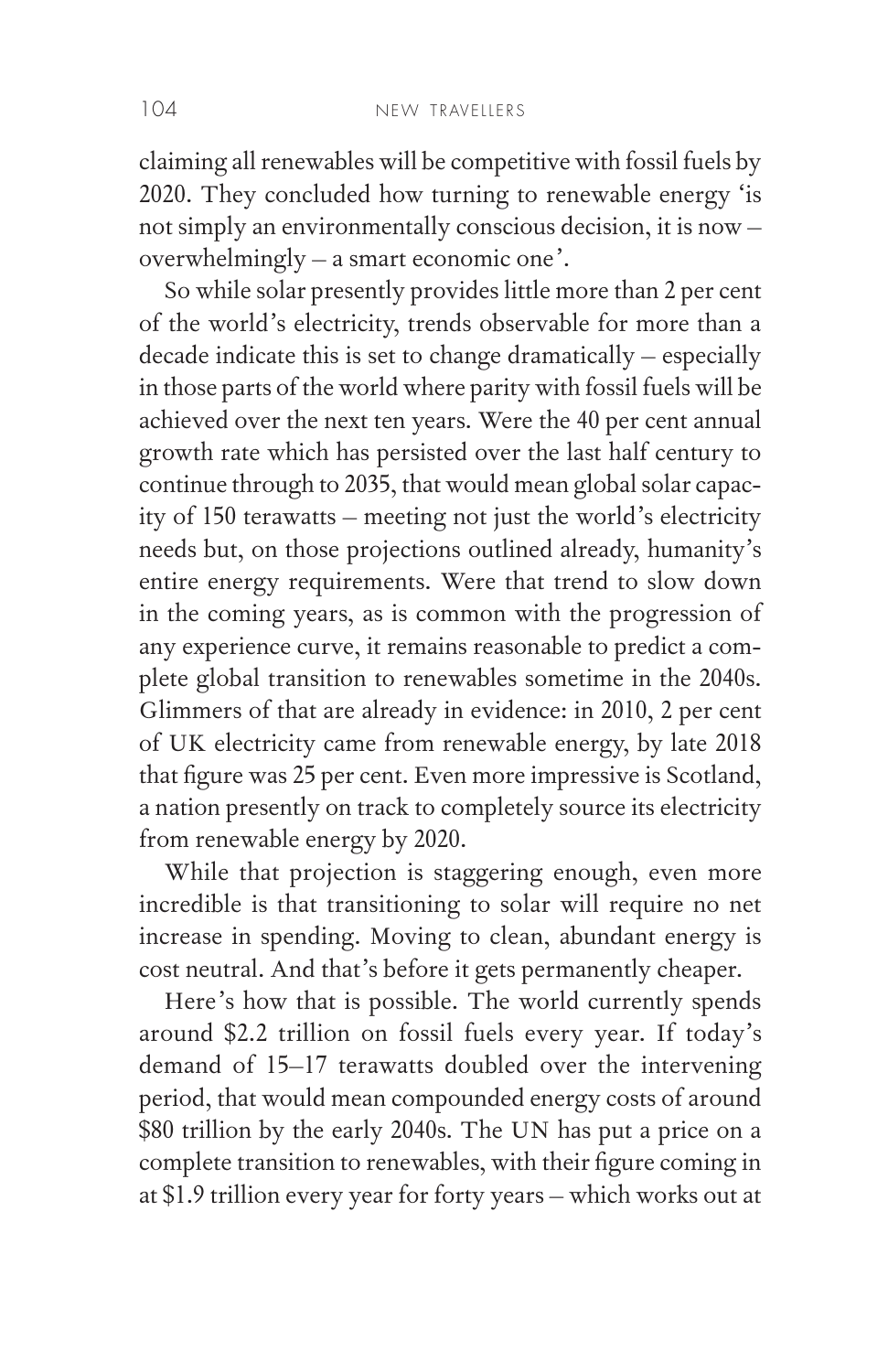claiming all renewables will be competitive with fossil fuels by 2020. They concluded how turning to renewable energy 'is not simply an environmentally conscious decision, it is now – overwhelmingly – a smart economic one'.

So while solar presently provides little more than 2 per cent of the world's electricity, trends observable for more than a decade indicate this is set to change dramatically – especially in those parts of the world where parity with fossil fuels will be achieved over the next ten years. Were the 40 per cent annual growth rate which has persisted over the last half century to continue through to 2035, that would mean global solar capacity of 150 terawatts – meeting not just the world's electricity needs but, on those projections outlined already, humanity's entire energy requirements. Were that trend to slow down in the coming years, as is common with the progression of any experience curve, it remains reasonable to predict a complete global transition to renewables sometime in the 2040s. Glimmers of that are already in evidence: in 2010, 2 per cent of UK electricity came from renewable energy, by late 2018 that figure was 25 per cent. Even more impressive is Scotland, a nation presently on track to completely source its electricity from renewable energy by 2020.

While that projection is staggering enough, even more incredible is that transitioning to solar will require no net increase in spending. Moving to clean, abundant energy is cost neutral. And that's before it gets permanently cheaper.

Here's how that is possible. The world currently spends around $2.2 trillion on fossil fuels every year. If today's demand of 15–17 terawatts doubled over the intervening period, that would mean compounded energy costs of around $80 trillion by the early 2040s. The UN has put a price on a complete transition to renewables, with their figure coming in at $1.9 trillion every year for forty years – which works out at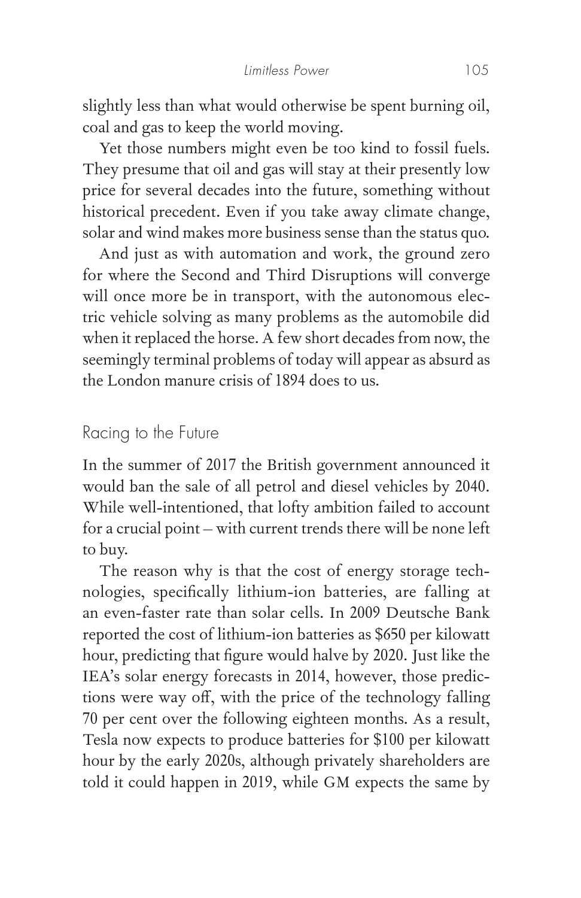slightly less than what would otherwise be spent burning oil, coal and gas to keep the world moving.

Yet those numbers might even be too kind to fossil fuels. They presume that oil and gas will stay at their presently low price for several decades into the future, something without historical precedent. Even if you take away climate change, solar and wind makes more business sense than the status quo.

And just as with automation and work, the ground zero for where the Second and Third Disruptions will converge will once more be in transport, with the autonomous electric vehicle solving as many problems as the automobile did when it replaced the horse. A few short decades from now, the seemingly terminal problems of today will appear as absurd as the London manure crisis of 1894 does to us.

## Racing to the Future

In the summer of 2017 the British government announced it would ban the sale of all petrol and diesel vehicles by 2040. While well-intentioned, that lofty ambition failed to account for a crucial point – with current trends there will be none left to buy.

The reason why is that the cost of energy storage technologies, specifically lithium-ion batteries, are falling at an even-faster rate than solar cells. In 2009 Deutsche Bank reported the cost of lithium-ion batteries as $650 per kilowatt hour, predicting that figure would halve by 2020. Just like the IEA's solar energy forecasts in 2014, however, those predictions were way off, with the price of the technology falling 70 per cent over the following eighteen months. As a result, Tesla now expects to produce batteries for $100 per kilowatt hour by the early 2020s, although privately shareholders are told it could happen in 2019, while GM expects the same by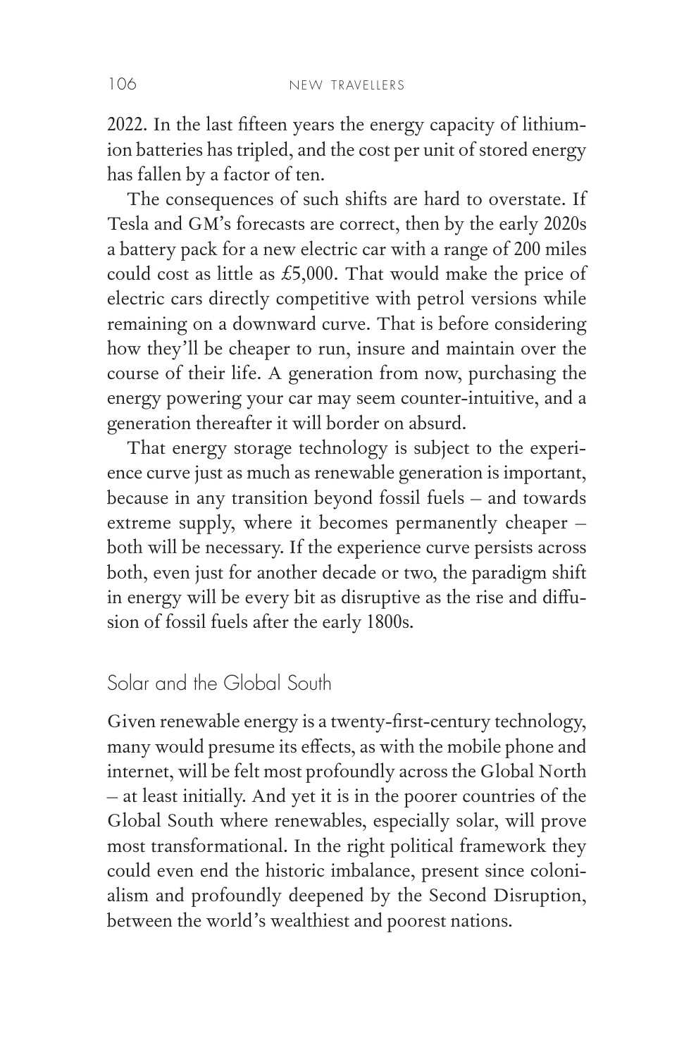2022. In the last fifteen years the energy capacity of lithium-ion batteries has tripled, and the cost per unit of stored energy has fallen by a factor of ten.

The consequences of such shifts are hard to overstate. If Tesla and GM's forecasts are correct, then by the early 2020s a battery pack for a new electric car with a range of 200 miles could cost as little as £5,000. That would make the price of electric cars directly competitive with petrol versions while remaining on a downward curve. That is before considering how they'll be cheaper to run, insure and maintain over the course of their life. A generation from now, purchasing the energy powering your car may seem counter-intuitive, and a generation thereafter it will border on absurd.

That energy storage technology is subject to the experience curve just as much as renewable generation is important, because in any transition beyond fossil fuels – and towards extreme supply, where it becomes permanently cheaper – both will be necessary. If the experience curve persists across both, even just for another decade or two, the paradigm shift in energy will be every bit as disruptive as the rise and diffusion of fossil fuels after the early 1800s.

## Solar and the Global South

Given renewable energy is a twenty-first-century technology, many would presume its effects, as with the mobile phone and internet, will be felt most profoundly across the Global North – at least initially. And yet it is in the poorer countries of the Global South where renewables, especially solar, will prove most transformational. In the right political framework they could even end the historic imbalance, present since colonialism and profoundly deepened by the Second Disruption, between the world's wealthiest and poorest nations.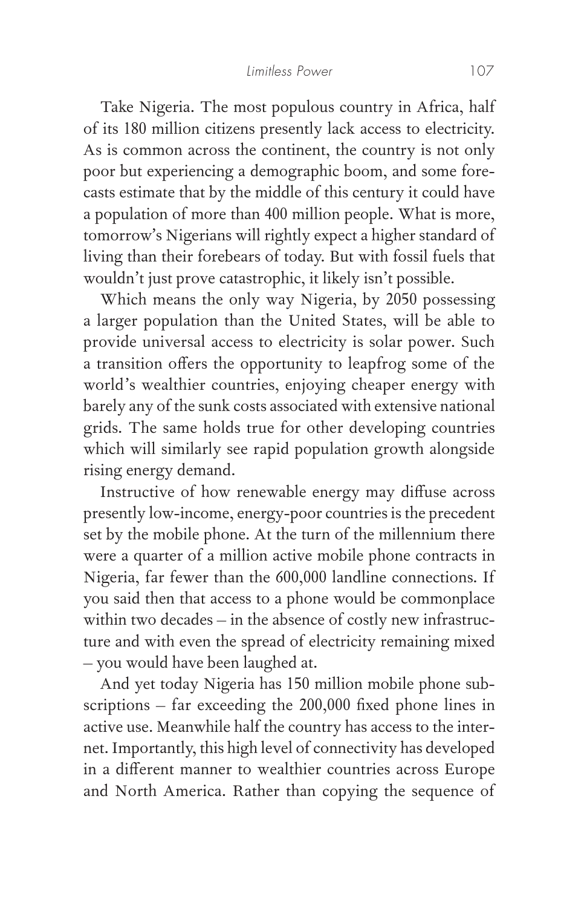Take Nigeria. The most populous country in Africa, half of its 180 million citizens presently lack access to electricity. As is common across the continent, the country is not only poor but experiencing a demographic boom, and some forecasts estimate that by the middle of this century it could have a population of more than 400 million people. What is more, tomorrow's Nigerians will rightly expect a higher standard of living than their forebears of today. But with fossil fuels that wouldn't just prove catastrophic, it likely isn't possible.

Which means the only way Nigeria, by 2050 possessing a larger population than the United States, will be able to provide universal access to electricity is solar power. Such a transition offers the opportunity to leapfrog some of the world's wealthier countries, enjoying cheaper energy with barely any of the sunk costs associated with extensive national grids. The same holds true for other developing countries which will similarly see rapid population growth alongside rising energy demand.

Instructive of how renewable energy may diffuse across presently low-income, energy-poor countries is the precedent set by the mobile phone. At the turn of the millennium there were a quarter of a million active mobile phone contracts in Nigeria, far fewer than the 600,000 landline connections. If you said then that access to a phone would be commonplace within two decades – in the absence of costly new infrastructure and with even the spread of electricity remaining mixed – you would have been laughed at.

And yet today Nigeria has 150 million mobile phone subscriptions – far exceeding the 200,000 fixed phone lines in active use. Meanwhile half the country has access to the internet. Importantly, this high level of connectivity has developed in a different manner to wealthier countries across Europe and North America. Rather than copying the sequence of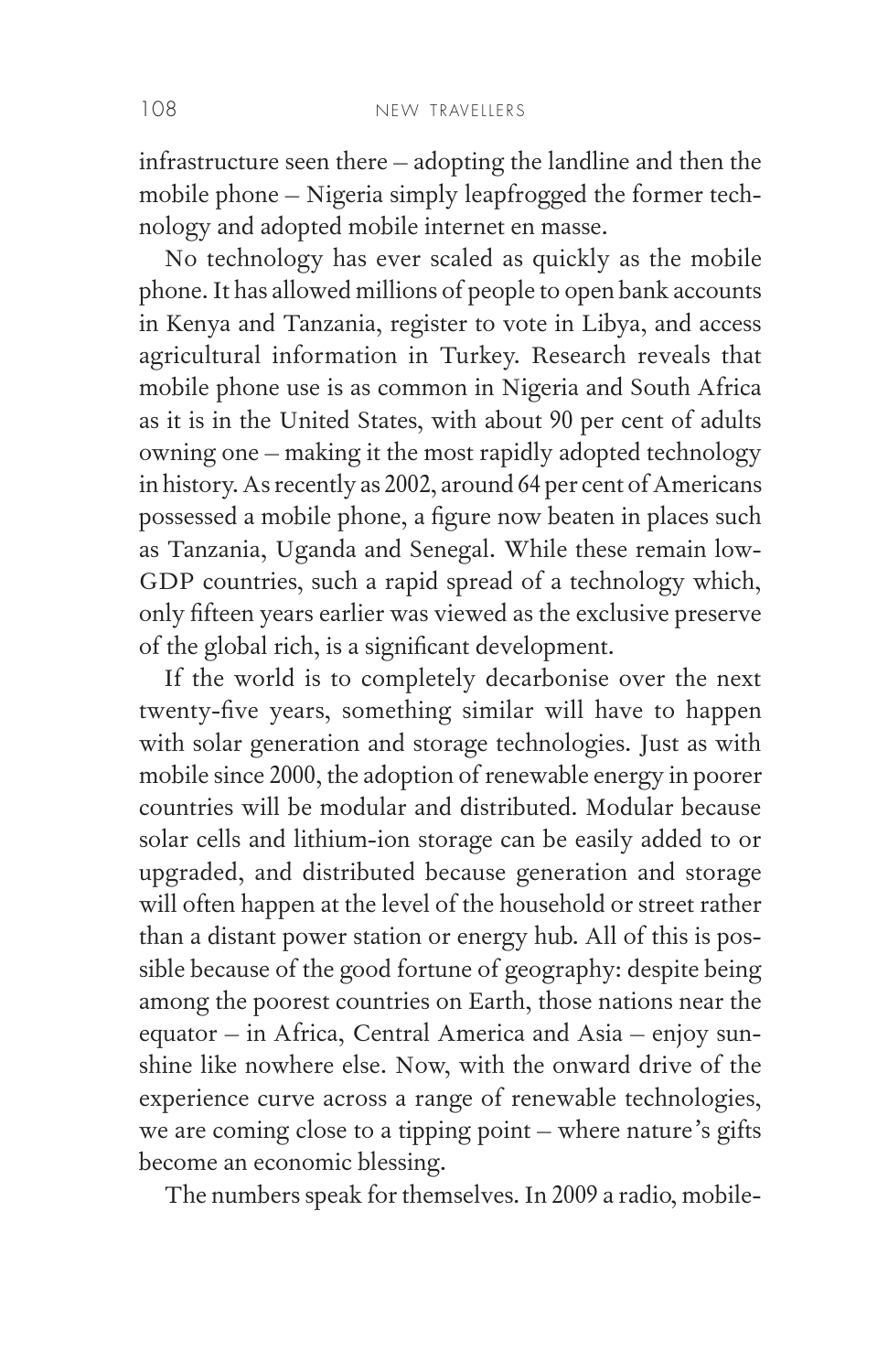infrastructure seen there – adopting the landline and then the mobile phone – Nigeria simply leapfrogged the former technology and adopted mobile internet en masse.

No technology has ever scaled as quickly as the mobile phone. It has allowed millions of people to open bank accounts in Kenya and Tanzania, register to vote in Libya, and access agricultural information in Turkey. Research reveals that mobile phone use is as common in Nigeria and South Africa as it is in the United States, with about 90 per cent of adults owning one – making it the most rapidly adopted technology in history. As recently as 2002, around 64 per cent of Americans possessed a mobile phone, a figure now beaten in places such as Tanzania, Uganda and Senegal. While these remain low-GDP countries, such a rapid spread of a technology which, only fifteen years earlier was viewed as the exclusive preserve of the global rich, is a significant development.

If the world is to completely decarbonise over the next twenty-five years, something similar will have to happen with solar generation and storage technologies. Just as with mobile since 2000, the adoption of renewable energy in poorer countries will be modular and distributed. Modular because solar cells and lithium-ion storage can be easily added to or upgraded, and distributed because generation and storage will often happen at the level of the household or street rather than a distant power station or energy hub. All of this is possible because of the good fortune of geography: despite being among the poorest countries on Earth, those nations near the equator – in Africa, Central America and Asia – enjoy sunshine like nowhere else. Now, with the onward drive of the experience curve across a range of renewable technologies, we are coming close to a tipping point – where nature's gifts become an economic blessing.

The numbers speak for themselves. In 2009 a radio, mobile-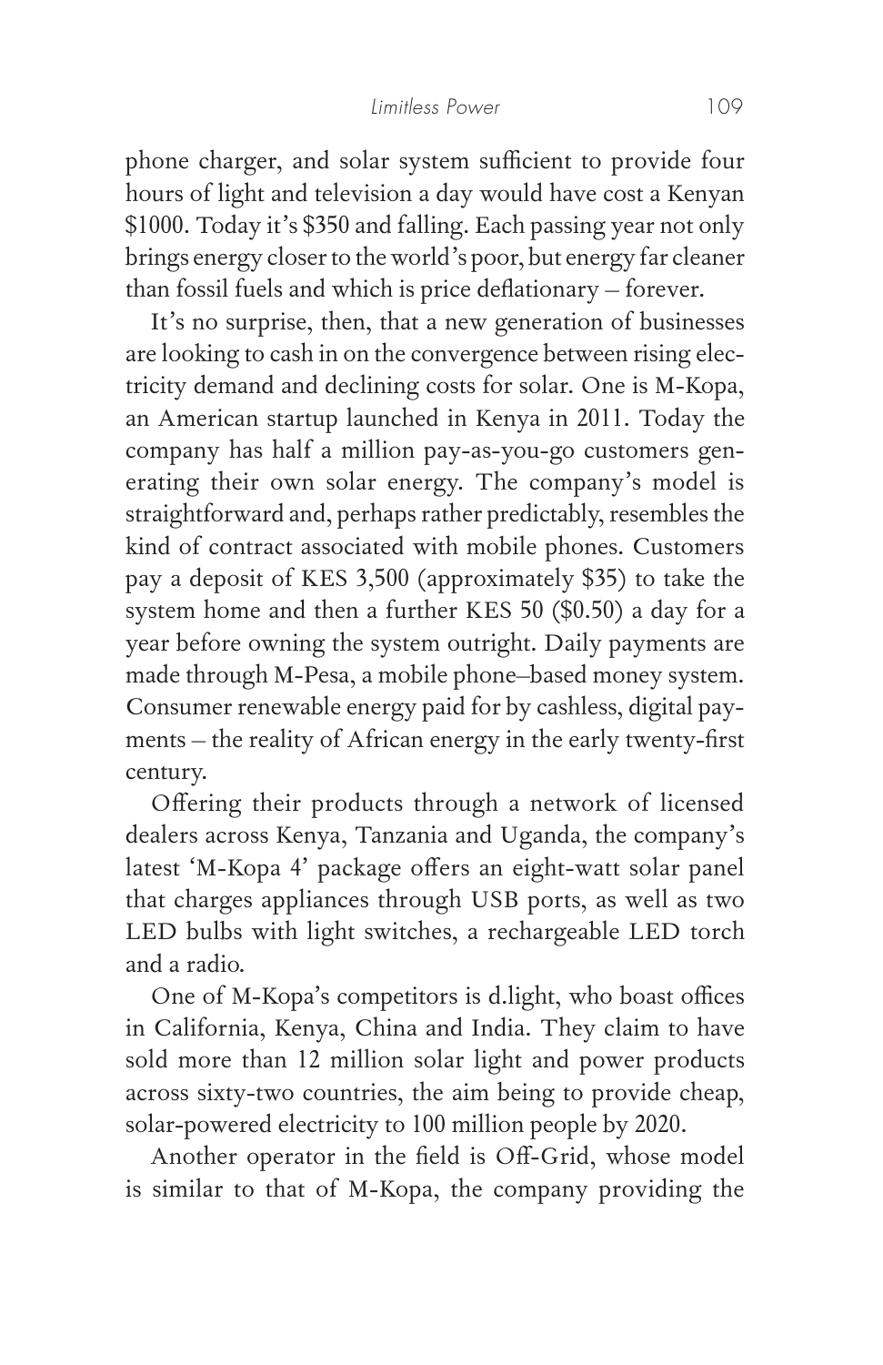phone charger, and solar system sufficient to provide four hours of light and television a day would have cost a Kenyan $1000. Today it's $350 and falling. Each passing year not only brings energy closer to the world's poor, but energy far cleaner than fossil fuels and which is price deflationary – forever.

It's no surprise, then, that a new generation of businesses are looking to cash in on the convergence between rising electricity demand and declining costs for solar. One is M-Kopa, an American startup launched in Kenya in 2011. Today the company has half a million pay-as-you-go customers generating their own solar energy. The company's model is straightforward and, perhaps rather predictably, resembles the kind of contract associated with mobile phones. Customers pay a deposit of KES 3,500 (approximately $35) to take the system home and then a further KES 50 ($0.50) a day for a year before owning the system outright. Daily payments are made through M-Pesa, a mobile phone–based money system. Consumer renewable energy paid for by cashless, digital payments – the reality of African energy in the early twenty-first century.

Offering their products through a network of licensed dealers across Kenya, Tanzania and Uganda, the company's latest 'M-Kopa 4' package offers an eight-watt solar panel that charges appliances through USB ports, as well as two LED bulbs with light switches, a rechargeable LED torch and a radio.

One of M-Kopa's competitors is d.light, who boast offices in California, Kenya, China and India. They claim to have sold more than 12 million solar light and power products across sixty-two countries, the aim being to provide cheap, solar-powered electricity to 100 million people by 2020.

Another operator in the field is Off-Grid, whose model is similar to that of M-Kopa, the company providing the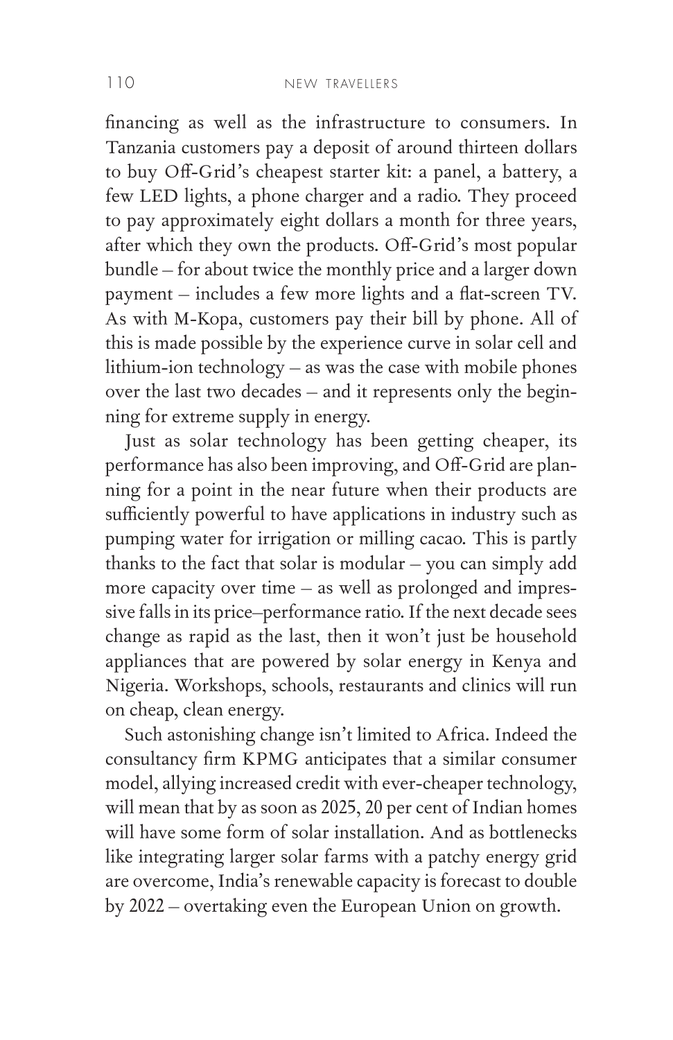financing as well as the infrastructure to consumers. In Tanzania customers pay a deposit of around thirteen dollars to buy Off-Grid's cheapest starter kit: a panel, a battery, a few LED lights, a phone charger and a radio. They proceed to pay approximately eight dollars a month for three years, after which they own the products. Off-Grid's most popular bundle – for about twice the monthly price and a larger down payment – includes a few more lights and a flat-screen TV. As with M-Kopa, customers pay their bill by phone. All of this is made possible by the experience curve in solar cell and lithium-ion technology – as was the case with mobile phones over the last two decades – and it represents only the beginning for extreme supply in energy.

Just as solar technology has been getting cheaper, its performance has also been improving, and Off-Grid are planning for a point in the near future when their products are sufficiently powerful to have applications in industry such as pumping water for irrigation or milling cacao. This is partly thanks to the fact that solar is modular – you can simply add more capacity over time – as well as prolonged and impressive falls in its price–performance ratio. If the next decade sees change as rapid as the last, then it won't just be household appliances that are powered by solar energy in Kenya and Nigeria. Workshops, schools, restaurants and clinics will run on cheap, clean energy.

Such astonishing change isn't limited to Africa. Indeed the consultancy firm KPMG anticipates that a similar consumer model, allying increased credit with ever-cheaper technology, will mean that by as soon as 2025, 20 per cent of Indian homes will have some form of solar installation. And as bottlenecks like integrating larger solar farms with a patchy energy grid are overcome, India's renewable capacity is forecast to double by 2022 – overtaking even the European Union on growth.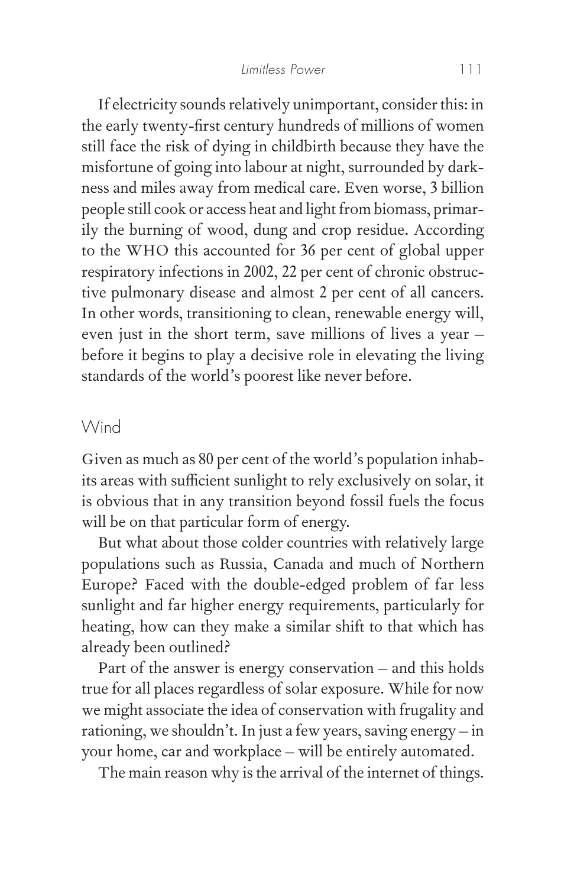If electricity sounds relatively unimportant, consider this: in the early twenty-first century hundreds of millions of women still face the risk of dying in childbirth because they have the misfortune of going into labour at night, surrounded by darkness and miles away from medical care. Even worse, 3 billion people still cook or access heat and light from biomass, primarily the burning of wood, dung and crop residue. According to the WHO this accounted for 36 per cent of global upper respiratory infections in 2002, 22 per cent of chronic obstructive pulmonary disease and almost 2 per cent of all cancers. In other words, transitioning to clean, renewable energy will, even just in the short term, save millions of lives a year – before it begins to play a decisive role in elevating the living standards of the world's poorest like never before.

## Wind

Given as much as 80 per cent of the world's population inhabits areas with sufficient sunlight to rely exclusively on solar, it is obvious that in any transition beyond fossil fuels the focus will be on that particular form of energy.

But what about those colder countries with relatively large populations such as Russia, Canada and much of Northern Europe? Faced with the double-edged problem of far less sunlight and far higher energy requirements, particularly for heating, how can they make a similar shift to that which has already been outlined?

Part of the answer is energy conservation – and this holds true for all places regardless of solar exposure. While for now we might associate the idea of conservation with frugality and rationing, we shouldn't. In just a few years, saving energy – in your home, car and workplace – will be entirely automated.

The main reason why is the arrival of the internet of things.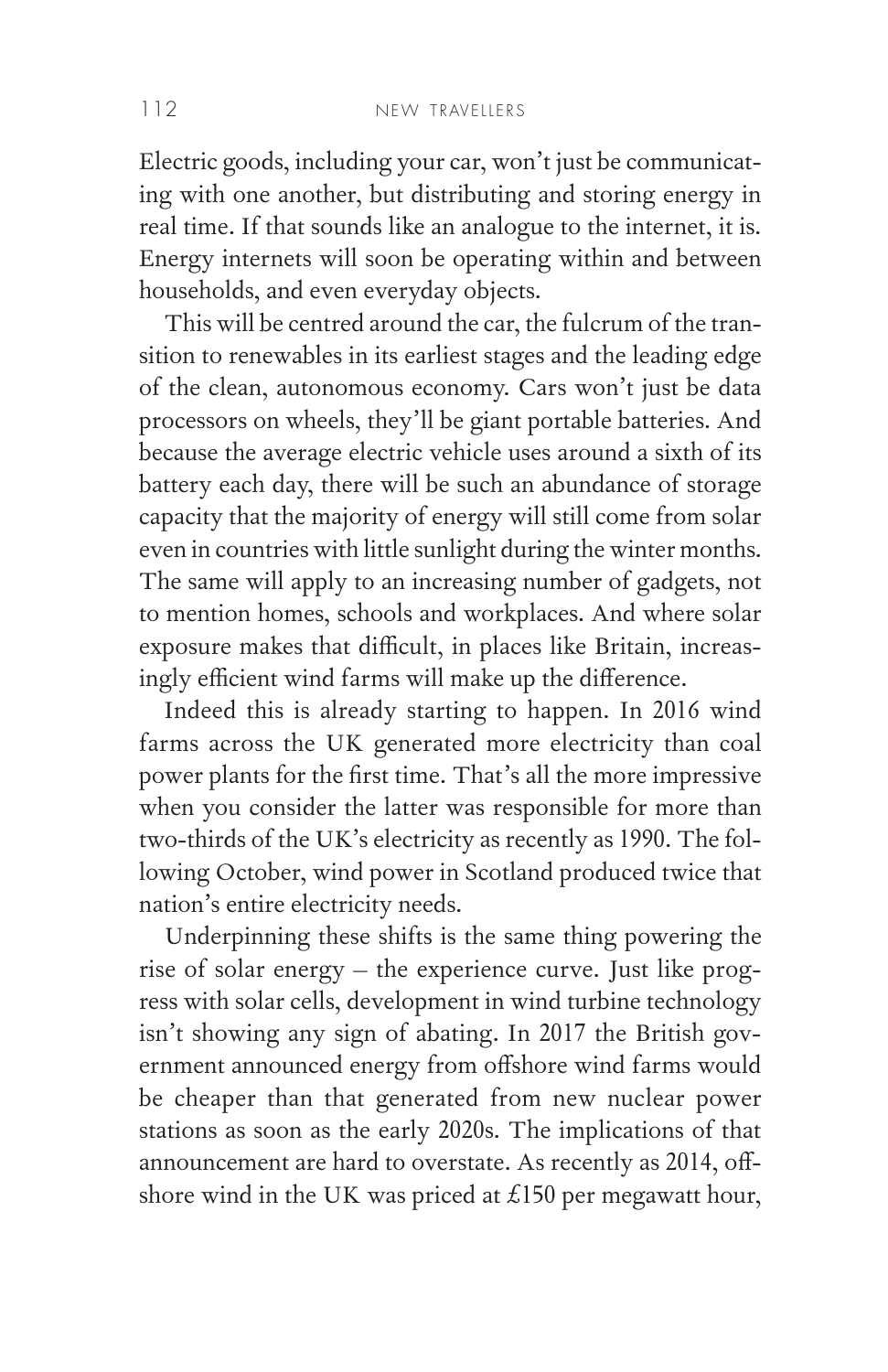Electric goods, including your car, won't just be communicating with one another, but distributing and storing energy in real time. If that sounds like an analogue to the internet, it is. Energy internets will soon be operating within and between households, and even everyday objects.

This will be centred around the car, the fulcrum of the transition to renewables in its earliest stages and the leading edge of the clean, autonomous economy. Cars won't just be data processors on wheels, they'll be giant portable batteries. And because the average electric vehicle uses around a sixth of its battery each day, there will be such an abundance of storage capacity that the majority of energy will still come from solar even in countries with little sunlight during the winter months. The same will apply to an increasing number of gadgets, not to mention homes, schools and workplaces. And where solar exposure makes that difficult, in places like Britain, increasingly efficient wind farms will make up the difference.

Indeed this is already starting to happen. In 2016 wind farms across the UK generated more electricity than coal power plants for the first time. That's all the more impressive when you consider the latter was responsible for more than two-thirds of the UK's electricity as recently as 1990. The following October, wind power in Scotland produced twice that nation's entire electricity needs.

Underpinning these shifts is the same thing powering the rise of solar energy – the experience curve. Just like progress with solar cells, development in wind turbine technology isn't showing any sign of abating. In 2017 the British government announced energy from offshore wind farms would be cheaper than that generated from new nuclear power stations as soon as the early 2020s. The implications of that announcement are hard to overstate. As recently as 2014, offshore wind in the UK was priced at £150 per megawatt hour,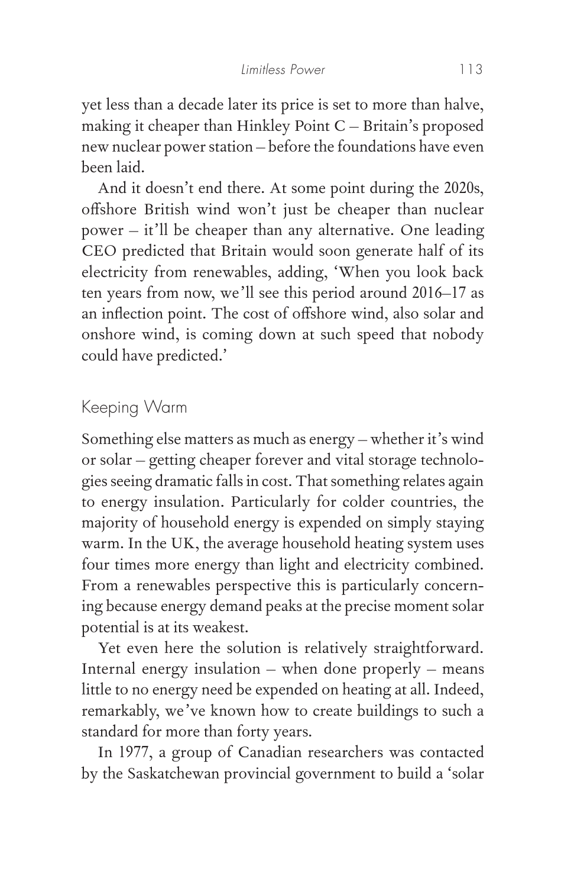yet less than a decade later its price is set to more than halve, making it cheaper than Hinkley Point C – Britain's proposed new nuclear power station – before the foundations have even been laid.

And it doesn't end there. At some point during the 2020s, offshore British wind won't just be cheaper than nuclear power – it'll be cheaper than any alternative. One leading CEO predicted that Britain would soon generate half of its electricity from renewables, adding, 'When you look back ten years from now, we'll see this period around 2016–17 as an inflection point. The cost of offshore wind, also solar and onshore wind, is coming down at such speed that nobody could have predicted.'

## Keeping Warm

Something else matters as much as energy – whether it's wind or solar – getting cheaper forever and vital storage technologies seeing dramatic falls in cost. That something relates again to energy insulation. Particularly for colder countries, the majority of household energy is expended on simply staying warm. In the UK, the average household heating system uses four times more energy than light and electricity combined. From a renewables perspective this is particularly concerning because energy demand peaks at the precise moment solar potential is at its weakest.

Yet even here the solution is relatively straightforward. Internal energy insulation – when done properly – means little to no energy need be expended on heating at all. Indeed, remarkably, we've known how to create buildings to such a standard for more than forty years.

In 1977, a group of Canadian researchers was contacted by the Saskatchewan provincial government to build a 'solar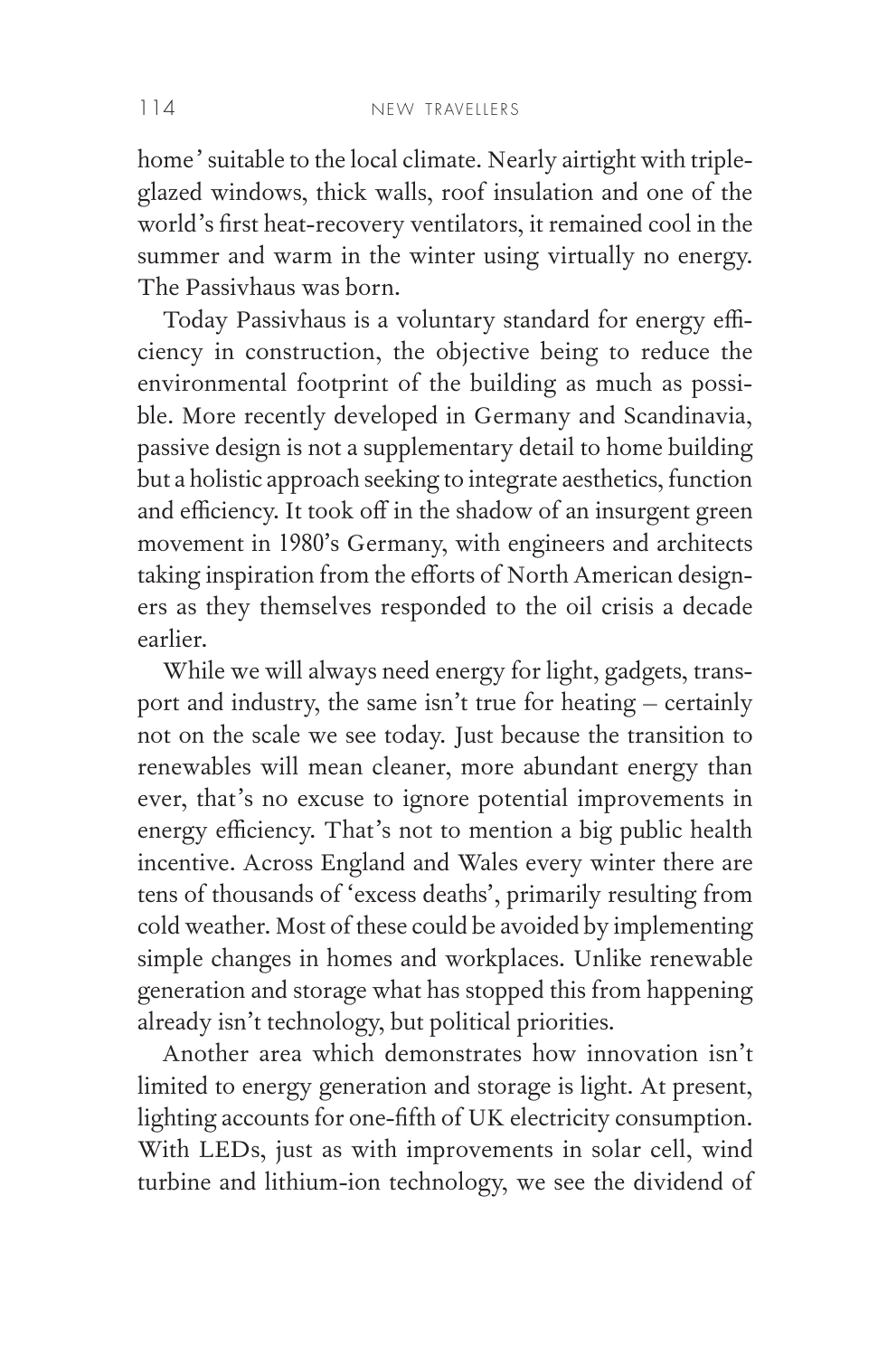home' suitable to the local climate. Nearly airtight with triple-glazed windows, thick walls, roof insulation and one of the world's first heat-recovery ventilators, it remained cool in the summer and warm in the winter using virtually no energy. The Passivhaus was born.

Today Passivhaus is a voluntary standard for energy efficiency in construction, the objective being to reduce the environmental footprint of the building as much as possible. More recently developed in Germany and Scandinavia, passive design is not a supplementary detail to home building but a holistic approach seeking to integrate aesthetics, function and efficiency. It took off in the shadow of an insurgent green movement in 1980's Germany, with engineers and architects taking inspiration from the efforts of North American designers as they themselves responded to the oil crisis a decade earlier.

While we will always need energy for light, gadgets, transport and industry, the same isn't true for heating – certainly not on the scale we see today. Just because the transition to renewables will mean cleaner, more abundant energy than ever, that's no excuse to ignore potential improvements in energy efficiency. That's not to mention a big public health incentive. Across England and Wales every winter there are tens of thousands of 'excess deaths', primarily resulting from cold weather. Most of these could be avoided by implementing simple changes in homes and workplaces. Unlike renewable generation and storage what has stopped this from happening already isn't technology, but political priorities.

Another area which demonstrates how innovation isn't limited to energy generation and storage is light. At present, lighting accounts for one-fifth of UK electricity consumption. With LEDs, just as with improvements in solar cell, wind turbine and lithium-ion technology, we see the dividend of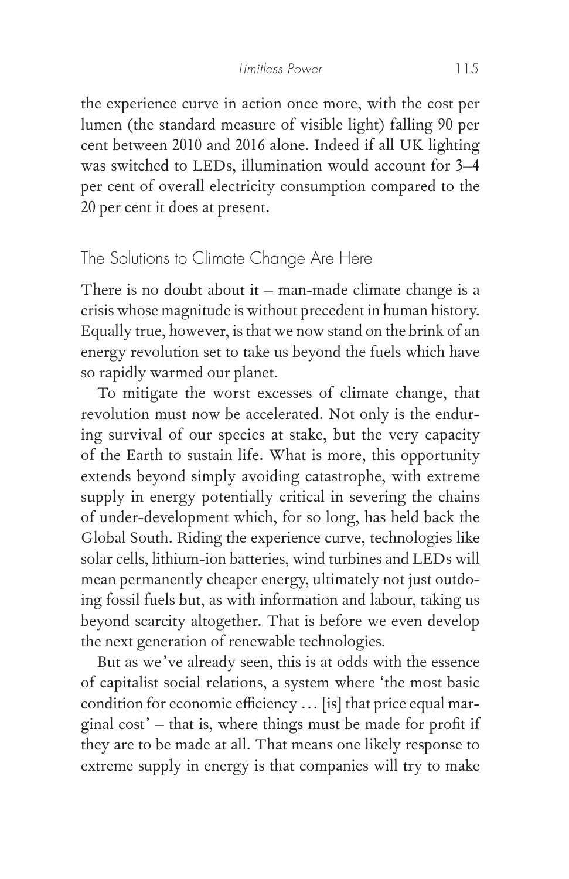the experience curve in action once more, with the cost per lumen (the standard measure of visible light) falling 90 per cent between 2010 and 2016 alone. Indeed if all UK lighting was switched to LEDs, illumination would account for 3–4 per cent of overall electricity consumption compared to the 20 per cent it does at present.

## The Solutions to Climate Change Are Here

There is no doubt about it – man-made climate change is a crisis whose magnitude is without precedent in human history. Equally true, however, is that we now stand on the brink of an energy revolution set to take us beyond the fuels which have so rapidly warmed our planet.

To mitigate the worst excesses of climate change, that revolution must now be accelerated. Not only is the enduring survival of our species at stake, but the very capacity of the Earth to sustain life. What is more, this opportunity extends beyond simply avoiding catastrophe, with extreme supply in energy potentially critical in severing the chains of under-development which, for so long, has held back the Global South. Riding the experience curve, technologies like solar cells, lithium-ion batteries, wind turbines and LEDs will mean permanently cheaper energy, ultimately not just outdoing fossil fuels but, as with information and labour, taking us beyond scarcity altogether. That is before we even develop the next generation of renewable technologies.

But as we've already seen, this is at odds with the essence of capitalist social relations, a system where 'the most basic condition for economic efficiency … [is] that price equal marginal cost' – that is, where things must be made for profit if they are to be made at all. That means one likely response to extreme supply in energy is that companies will try to make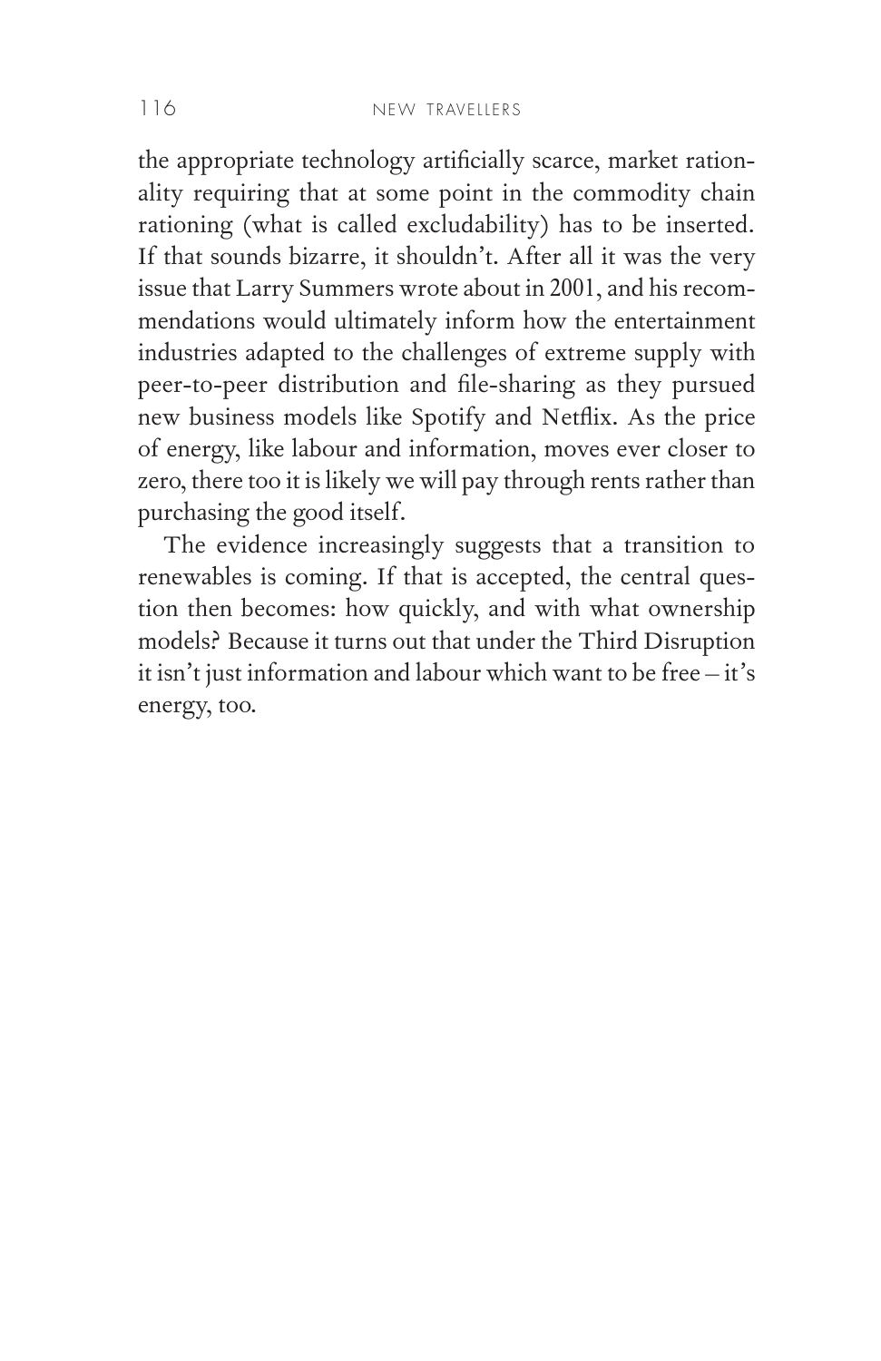the appropriate technology artificially scarce, market rationality requiring that at some point in the commodity chain rationing (what is called excludability) has to be inserted. If that sounds bizarre, it shouldn't. After all it was the very issue that Larry Summers wrote about in 2001, and his recommendations would ultimately inform how the entertainment industries adapted to the challenges of extreme supply with peer-to-peer distribution and file-sharing as they pursued new business models like Spotify and Netflix. As the price of energy, like labour and information, moves ever closer to zero, there too it is likely we will pay through rents rather than purchasing the good itself.

The evidence increasingly suggests that a transition to renewables is coming. If that is accepted, the central question then becomes: how quickly, and with what ownership models? Because it turns out that under the Third Disruption it isn't just information and labour which want to be free – it's energy, too.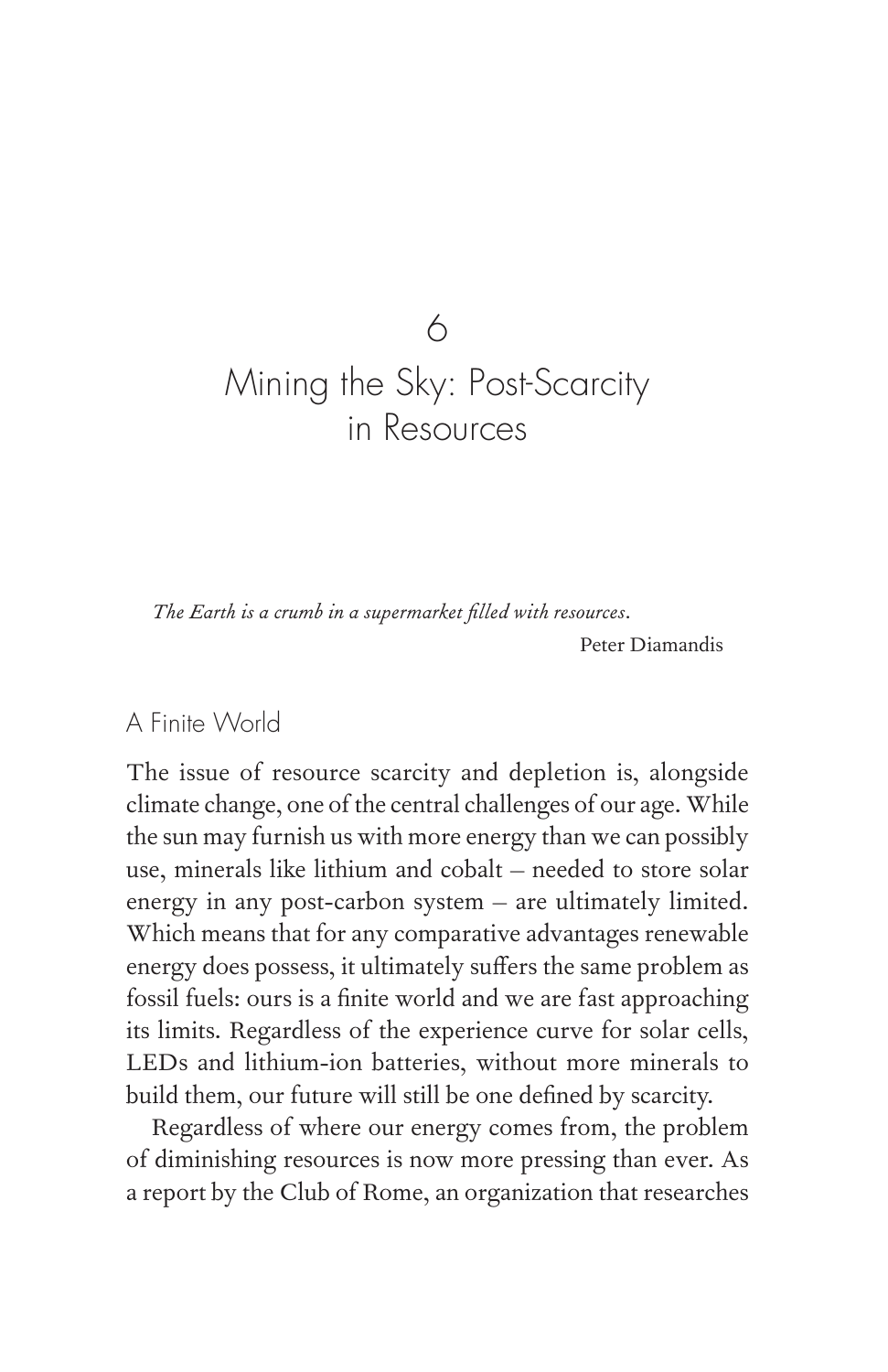# 6 Mining the Sky: Post-Scarcity in Resources

*The Earth is a crumb in a supermarket filled with resources.*

Peter Diamandis

## A Finite World

The issue of resource scarcity and depletion is, alongside climate change, one of the central challenges of our age. While the sun may furnish us with more energy than we can possibly use, minerals like lithium and cobalt – needed to store solar energy in any post-carbon system – are ultimately limited. Which means that for any comparative advantages renewable energy does possess, it ultimately suffers the same problem as fossil fuels: ours is a finite world and we are fast approaching its limits. Regardless of the experience curve for solar cells, LEDs and lithium-ion batteries, without more minerals to build them, our future will still be one defined by scarcity.

Regardless of where our energy comes from, the problem of diminishing resources is now more pressing than ever. As a report by the Club of Rome, an organization that researches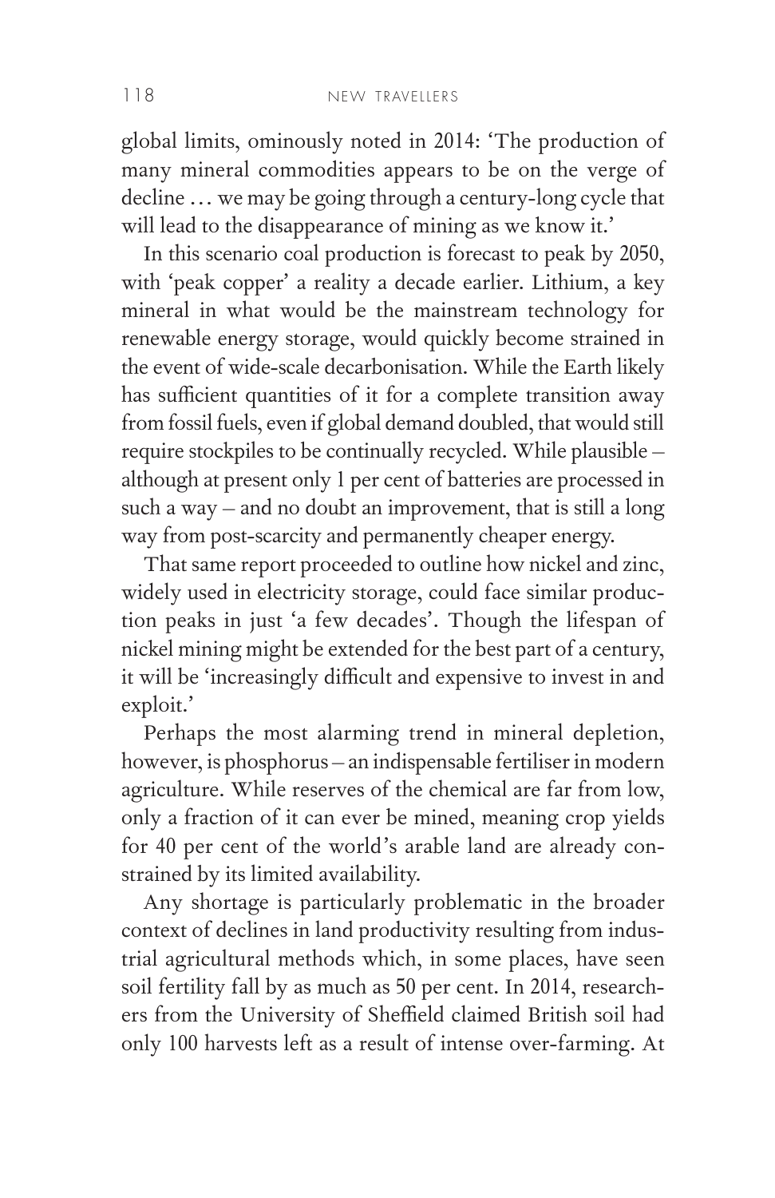global limits, ominously noted in 2014: 'The production of many mineral commodities appears to be on the verge of decline … we may be going through a century-long cycle that will lead to the disappearance of mining as we know it.'

In this scenario coal production is forecast to peak by 2050, with 'peak copper' a reality a decade earlier. Lithium, a key mineral in what would be the mainstream technology for renewable energy storage, would quickly become strained in the event of wide-scale decarbonisation. While the Earth likely has sufficient quantities of it for a complete transition away from fossil fuels, even if global demand doubled, that would still require stockpiles to be continually recycled. While plausible – although at present only 1 per cent of batteries are processed in such a way – and no doubt an improvement, that is still a long way from post-scarcity and permanently cheaper energy.

That same report proceeded to outline how nickel and zinc, widely used in electricity storage, could face similar production peaks in just 'a few decades'. Though the lifespan of nickel mining might be extended for the best part of a century, it will be 'increasingly difficult and expensive to invest in and exploit.'

Perhaps the most alarming trend in mineral depletion, however, is phosphorus – an indispensable fertiliser in modern agriculture. While reserves of the chemical are far from low, only a fraction of it can ever be mined, meaning crop yields for 40 per cent of the world's arable land are already constrained by its limited availability.

Any shortage is particularly problematic in the broader context of declines in land productivity resulting from industrial agricultural methods which, in some places, have seen soil fertility fall by as much as 50 per cent. In 2014, researchers from the University of Sheffield claimed British soil had only 100 harvests left as a result of intense over-farming. At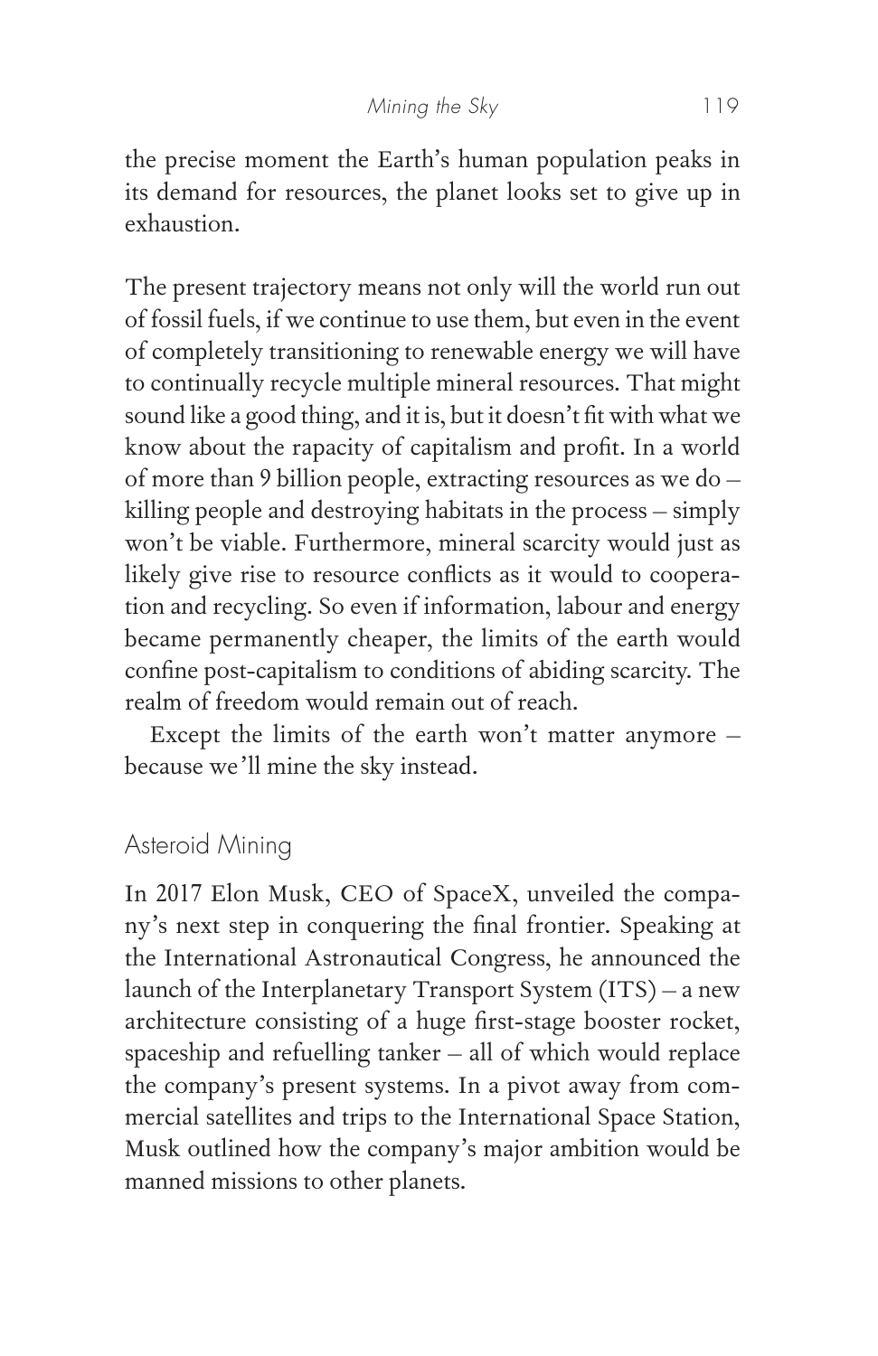the precise moment the Earth's human population peaks in its demand for resources, the planet looks set to give up in exhaustion.

The present trajectory means not only will the world run out of fossil fuels, if we continue to use them, but even in the event of completely transitioning to renewable energy we will have to continually recycle multiple mineral resources. That might sound like a good thing, and it is, but it doesn't fit with what we know about the rapacity of capitalism and profit. In a world of more than 9 billion people, extracting resources as we do – killing people and destroying habitats in the process – simply won't be viable. Furthermore, mineral scarcity would just as likely give rise to resource conflicts as it would to cooperation and recycling. So even if information, labour and energy became permanently cheaper, the limits of the earth would confine post-capitalism to conditions of abiding scarcity. The realm of freedom would remain out of reach.

Except the limits of the earth won't matter anymore – because we'll mine the sky instead.

## Asteroid Mining

In 2017 Elon Musk, CEO of SpaceX, unveiled the company's next step in conquering the final frontier. Speaking at the International Astronautical Congress, he announced the launch of the Interplanetary Transport System (ITS) – a new architecture consisting of a huge first-stage booster rocket, spaceship and refuelling tanker – all of which would replace the company's present systems. In a pivot away from commercial satellites and trips to the International Space Station, Musk outlined how the company's major ambition would be manned missions to other planets.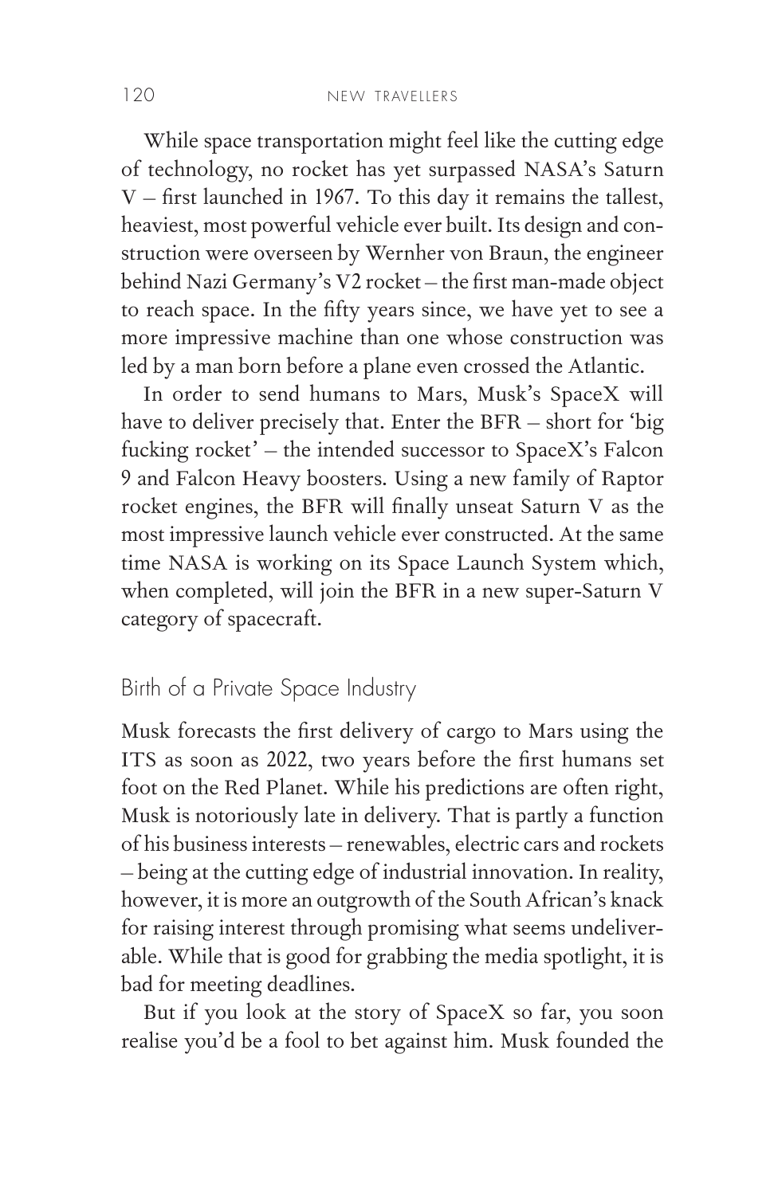While space transportation might feel like the cutting edge of technology, no rocket has yet surpassed NASA's Saturn V – first launched in 1967. To this day it remains the tallest, heaviest, most powerful vehicle ever built. Its design and construction were overseen by Wernher von Braun, the engineer behind Nazi Germany's V2 rocket – the first man-made object to reach space. In the fifty years since, we have yet to see a more impressive machine than one whose construction was led by a man born before a plane even crossed the Atlantic.

In order to send humans to Mars, Musk's SpaceX will have to deliver precisely that. Enter the BFR – short for 'big fucking rocket' – the intended successor to SpaceX's Falcon 9 and Falcon Heavy boosters. Using a new family of Raptor rocket engines, the BFR will finally unseat Saturn V as the most impressive launch vehicle ever constructed. At the same time NASA is working on its Space Launch System which, when completed, will join the BFR in a new super-Saturn V category of spacecraft.

## Birth of a Private Space Industry

Musk forecasts the first delivery of cargo to Mars using the ITS as soon as 2022, two years before the first humans set foot on the Red Planet. While his predictions are often right, Musk is notoriously late in delivery. That is partly a function of his business interests – renewables, electric cars and rockets – being at the cutting edge of industrial innovation. In reality, however, it is more an outgrowth of the South African's knack for raising interest through promising what seems undeliverable. While that is good for grabbing the media spotlight, it is bad for meeting deadlines.

But if you look at the story of SpaceX so far, you soon realise you'd be a fool to bet against him. Musk founded the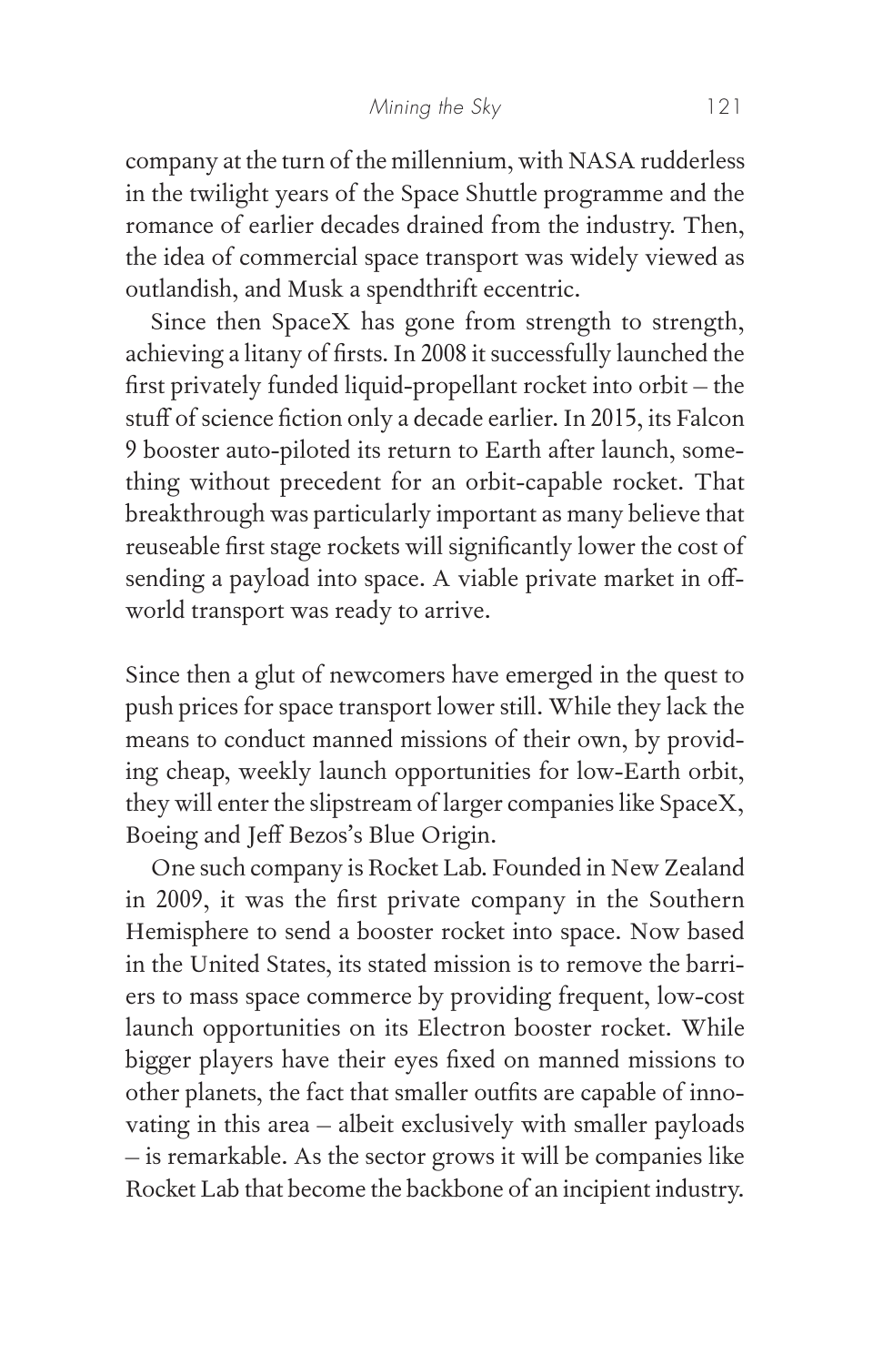company at the turn of the millennium, with NASA rudderless in the twilight years of the Space Shuttle programme and the romance of earlier decades drained from the industry. Then, the idea of commercial space transport was widely viewed as outlandish, and Musk a spendthrift eccentric.

Since then SpaceX has gone from strength to strength, achieving a litany of firsts. In 2008 it successfully launched the first privately funded liquid-propellant rocket into orbit – the stuff of science fiction only a decade earlier. In 2015, its Falcon 9 booster auto-piloted its return to Earth after launch, something without precedent for an orbit-capable rocket. That breakthrough was particularly important as many believe that reuseable first stage rockets will significantly lower the cost of sending a payload into space. A viable private market in off-world transport was ready to arrive.

Since then a glut of newcomers have emerged in the quest to push prices for space transport lower still. While they lack the means to conduct manned missions of their own, by providing cheap, weekly launch opportunities for low-Earth orbit, they will enter the slipstream of larger companies like SpaceX, Boeing and Jeff Bezos's Blue Origin.

One such company is Rocket Lab. Founded in New Zealand in 2009, it was the first private company in the Southern Hemisphere to send a booster rocket into space. Now based in the United States, its stated mission is to remove the barriers to mass space commerce by providing frequent, low-cost launch opportunities on its Electron booster rocket. While bigger players have their eyes fixed on manned missions to other planets, the fact that smaller outfits are capable of innovating in this area – albeit exclusively with smaller payloads – is remarkable. As the sector grows it will be companies like Rocket Lab that become the backbone of an incipient industry.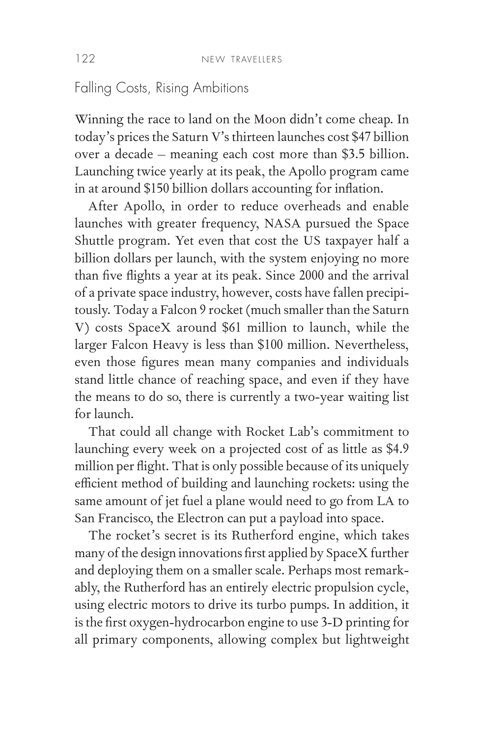## Falling Costs, Rising Ambitions

Winning the race to land on the Moon didn't come cheap. In today's prices the Saturn V's thirteen launches cost $47 billion over a decade – meaning each cost more than $3.5 billion. Launching twice yearly at its peak, the Apollo program came in at around $150 billion dollars accounting for inflation.

After Apollo, in order to reduce overheads and enable launches with greater frequency, NASA pursued the Space Shuttle program. Yet even that cost the US taxpayer half a billion dollars per launch, with the system enjoying no more than five flights a year at its peak. Since 2000 and the arrival of a private space industry, however, costs have fallen precipitously. Today a Falcon 9 rocket (much smaller than the Saturn V) costs SpaceX around $61 million to launch, while the larger Falcon Heavy is less than $100 million. Nevertheless, even those figures mean many companies and individuals stand little chance of reaching space, and even if they have the means to do so, there is currently a two-year waiting list for launch.

That could all change with Rocket Lab's commitment to launching every week on a projected cost of as little as $4.9 million per flight. That is only possible because of its uniquely efficient method of building and launching rockets: using the same amount of jet fuel a plane would need to go from LA to San Francisco, the Electron can put a payload into space.

The rocket's secret is its Rutherford engine, which takes many of the design innovations first applied by SpaceX further and deploying them on a smaller scale. Perhaps most remarkably, the Rutherford has an entirely electric propulsion cycle, using electric motors to drive its turbo pumps. In addition, it is the first oxygen-hydrocarbon engine to use 3-D printing for all primary components, allowing complex but lightweight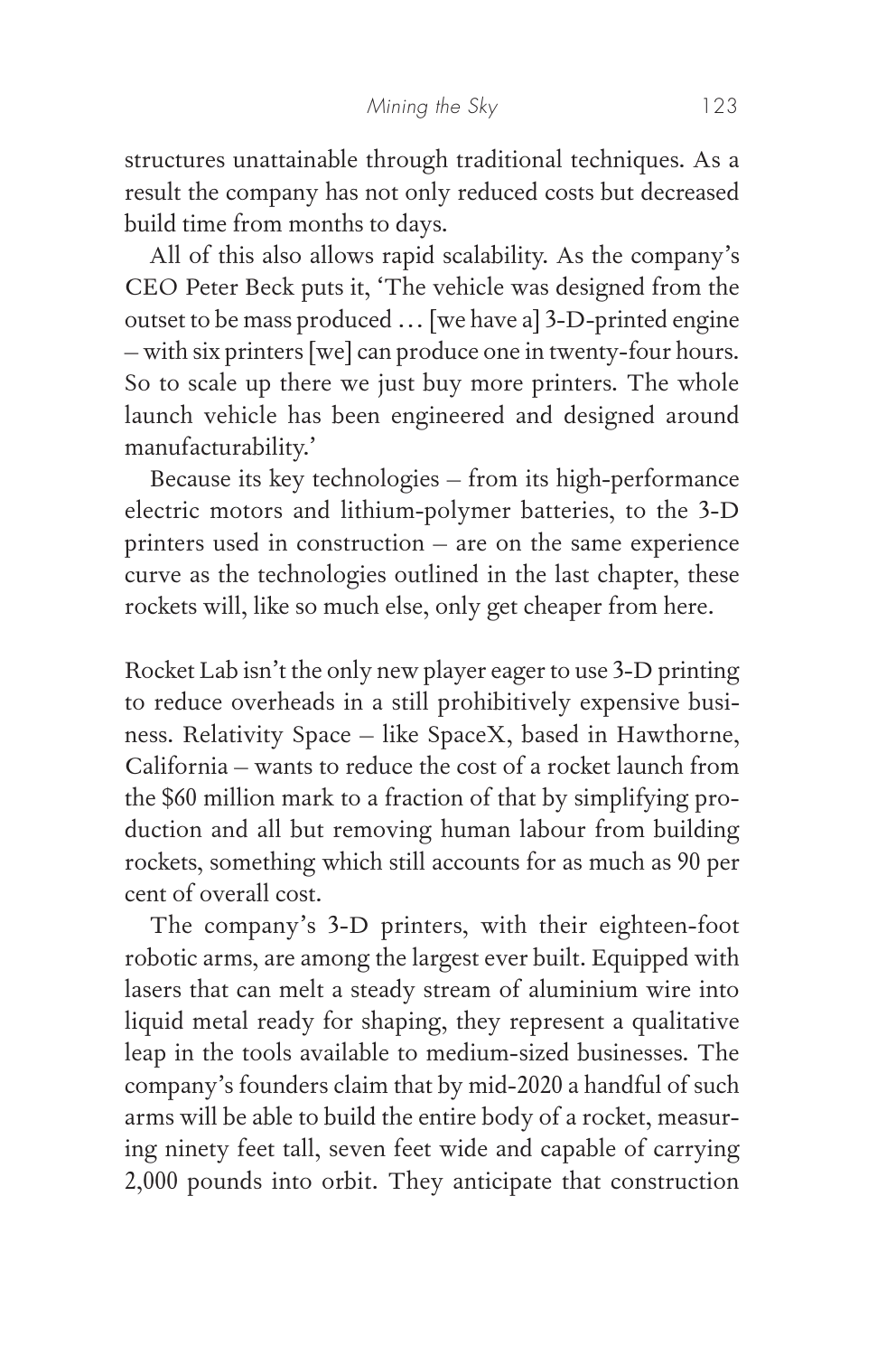structures unattainable through traditional techniques. As a result the company has not only reduced costs but decreased build time from months to days.

All of this also allows rapid scalability. As the company's CEO Peter Beck puts it, 'The vehicle was designed from the outset to be mass produced … [we have a] 3-D-printed engine – with six printers [we] can produce one in twenty-four hours. So to scale up there we just buy more printers. The whole launch vehicle has been engineered and designed around manufacturability.'

Because its key technologies – from its high-performance electric motors and lithium-polymer batteries, to the 3-D printers used in construction – are on the same experience curve as the technologies outlined in the last chapter, these rockets will, like so much else, only get cheaper from here.

Rocket Lab isn't the only new player eager to use 3-D printing to reduce overheads in a still prohibitively expensive business. Relativity Space – like SpaceX, based in Hawthorne, California – wants to reduce the cost of a rocket launch from the $60 million mark to a fraction of that by simplifying production and all but removing human labour from building rockets, something which still accounts for as much as 90 per cent of overall cost.

The company's 3-D printers, with their eighteen-foot robotic arms, are among the largest ever built. Equipped with lasers that can melt a steady stream of aluminium wire into liquid metal ready for shaping, they represent a qualitative leap in the tools available to medium-sized businesses. The company's founders claim that by mid-2020 a handful of such arms will be able to build the entire body of a rocket, measuring ninety feet tall, seven feet wide and capable of carrying 2,000 pounds into orbit. They anticipate that construction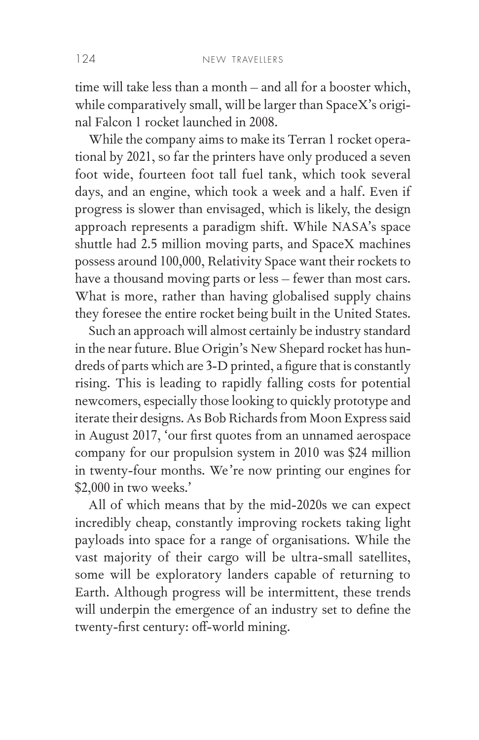time will take less than a month – and all for a booster which, while comparatively small, will be larger than SpaceX's original Falcon 1 rocket launched in 2008.

While the company aims to make its Terran 1 rocket operational by 2021, so far the printers have only produced a seven foot wide, fourteen foot tall fuel tank, which took several days, and an engine, which took a week and a half. Even if progress is slower than envisaged, which is likely, the design approach represents a paradigm shift. While NASA's space shuttle had 2.5 million moving parts, and SpaceX machines possess around 100,000, Relativity Space want their rockets to have a thousand moving parts or less – fewer than most cars. What is more, rather than having globalised supply chains they foresee the entire rocket being built in the United States.

Such an approach will almost certainly be industry standard in the near future. Blue Origin's New Shepard rocket has hundreds of parts which are 3-D printed, a figure that is constantly rising. This is leading to rapidly falling costs for potential newcomers, especially those looking to quickly prototype and iterate their designs. As Bob Richards from Moon Express said in August 2017, 'our first quotes from an unnamed aerospace company for our propulsion system in 2010 was $24 million in twenty-four months. We're now printing our engines for $2,000 in two weeks.'

All of which means that by the mid-2020s we can expect incredibly cheap, constantly improving rockets taking light payloads into space for a range of organisations. While the vast majority of their cargo will be ultra-small satellites, some will be exploratory landers capable of returning to Earth. Although progress will be intermittent, these trends will underpin the emergence of an industry set to define the twenty-first century: off-world mining.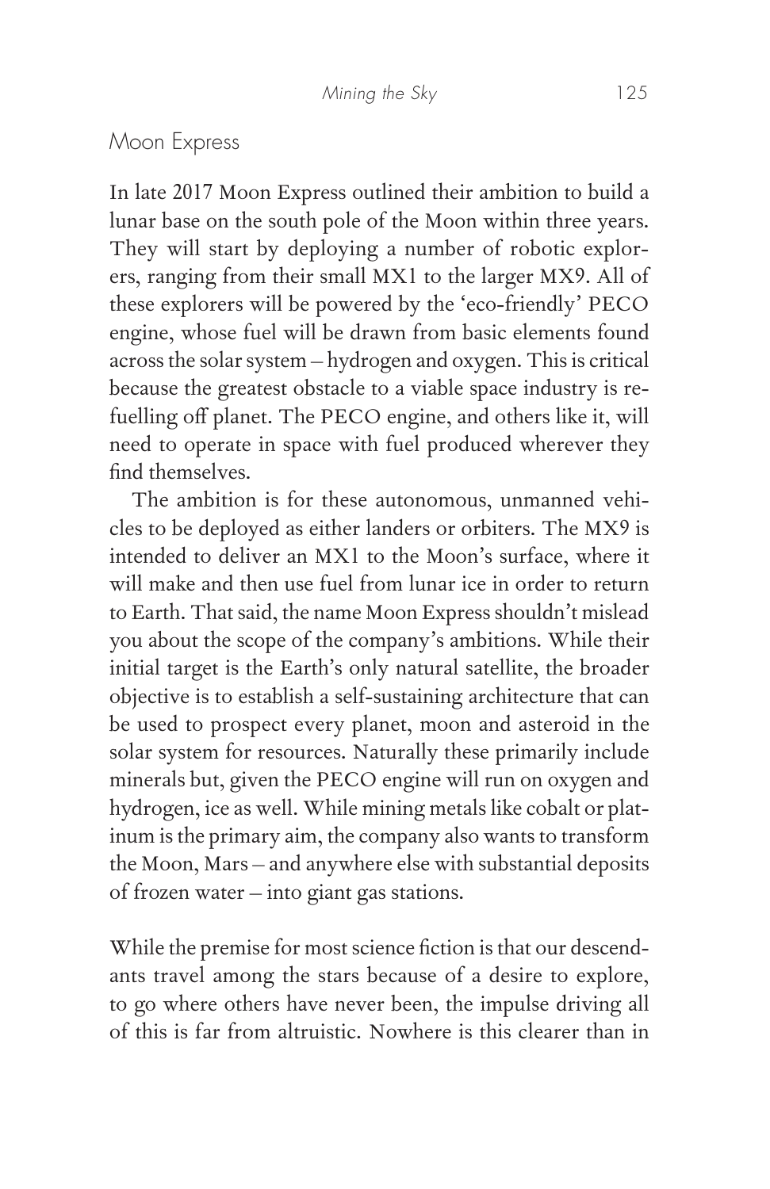## Moon Express

In late 2017 Moon Express outlined their ambition to build a lunar base on the south pole of the Moon within three years. They will start by deploying a number of robotic explorers, ranging from their small MX1 to the larger MX9. All of these explorers will be powered by the 'eco-friendly' PECO engine, whose fuel will be drawn from basic elements found across the solar system – hydrogen and oxygen. This is critical because the greatest obstacle to a viable space industry is refuelling off planet. The PECO engine, and others like it, will need to operate in space with fuel produced wherever they find themselves.

The ambition is for these autonomous, unmanned vehicles to be deployed as either landers or orbiters. The MX9 is intended to deliver an MX1 to the Moon's surface, where it will make and then use fuel from lunar ice in order to return to Earth. That said, the name Moon Express shouldn't mislead you about the scope of the company's ambitions. While their initial target is the Earth's only natural satellite, the broader objective is to establish a self-sustaining architecture that can be used to prospect every planet, moon and asteroid in the solar system for resources. Naturally these primarily include minerals but, given the PECO engine will run on oxygen and hydrogen, ice as well. While mining metals like cobalt or platinum is the primary aim, the company also wants to transform the Moon, Mars – and anywhere else with substantial deposits of frozen water – into giant gas stations.

While the premise for most science fiction is that our descendants travel among the stars because of a desire to explore, to go where others have never been, the impulse driving all of this is far from altruistic. Nowhere is this clearer than in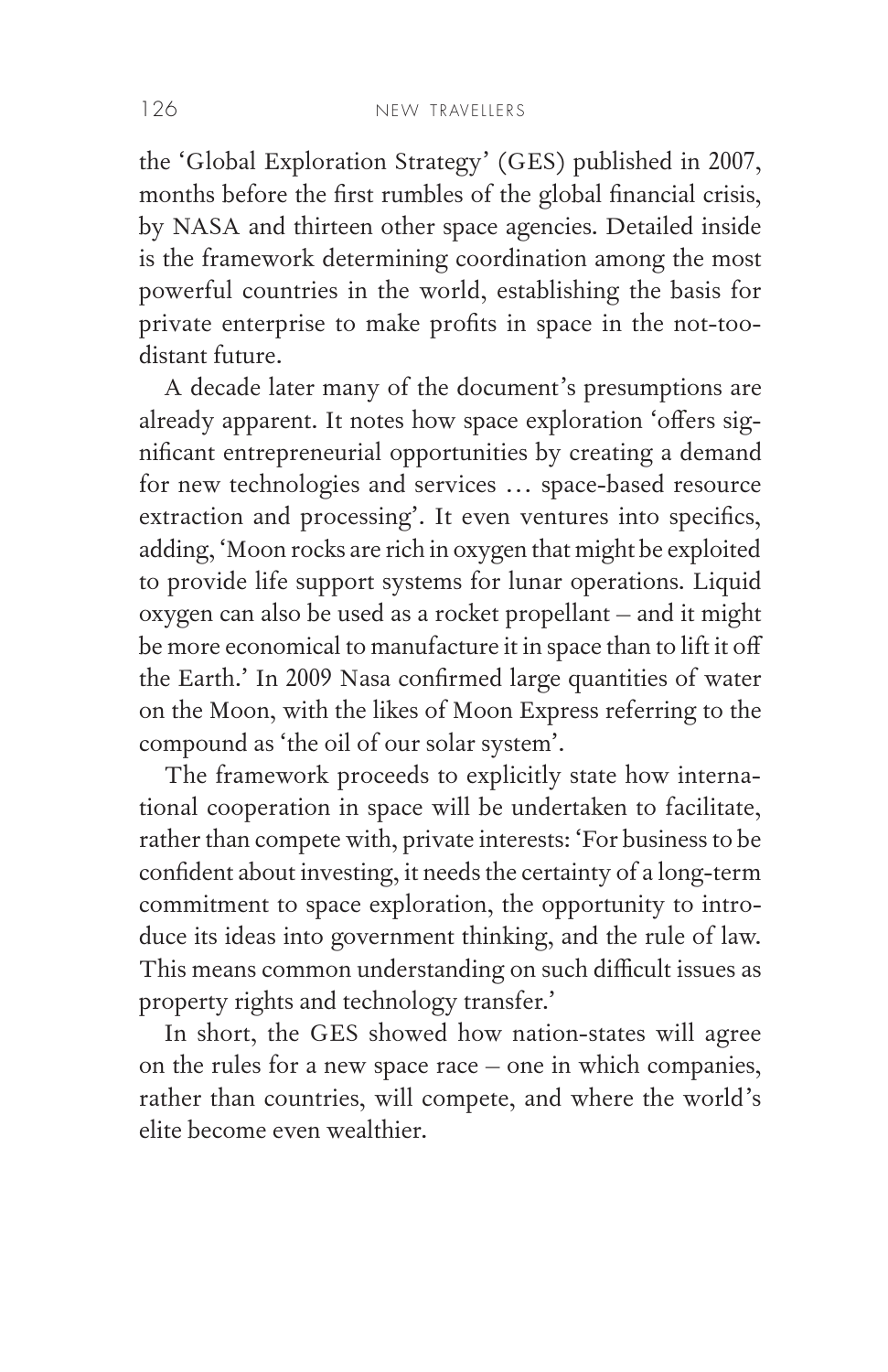the 'Global Exploration Strategy' (GES) published in 2007, months before the first rumbles of the global financial crisis, by NASA and thirteen other space agencies. Detailed inside is the framework determining coordination among the most powerful countries in the world, establishing the basis for private enterprise to make profits in space in the not-too-distant future.

A decade later many of the document's presumptions are already apparent. It notes how space exploration 'offers significant entrepreneurial opportunities by creating a demand for new technologies and services … space-based resource extraction and processing'. It even ventures into specifics, adding, 'Moon rocks are rich in oxygen that might be exploited to provide life support systems for lunar operations. Liquid oxygen can also be used as a rocket propellant – and it might be more economical to manufacture it in space than to lift it off the Earth.' In 2009 Nasa confirmed large quantities of water on the Moon, with the likes of Moon Express referring to the compound as 'the oil of our solar system'.

The framework proceeds to explicitly state how international cooperation in space will be undertaken to facilitate, rather than compete with, private interests: 'For business to be confident about investing, it needs the certainty of a long-term commitment to space exploration, the opportunity to introduce its ideas into government thinking, and the rule of law. This means common understanding on such difficult issues as property rights and technology transfer.'

In short, the GES showed how nation-states will agree on the rules for a new space race – one in which companies, rather than countries, will compete, and where the world's elite become even wealthier.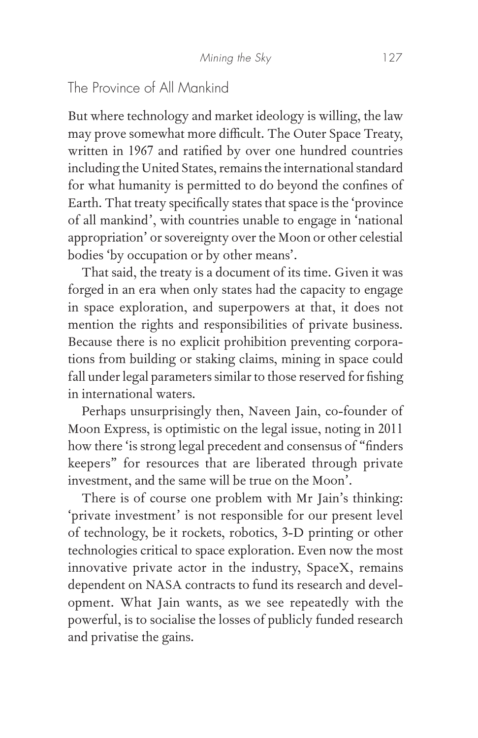## The Province of All Mankind

But where technology and market ideology is willing, the law may prove somewhat more difficult. The Outer Space Treaty, written in 1967 and ratified by over one hundred countries including the United States, remains the international standard for what humanity is permitted to do beyond the confines of Earth. That treaty specifically states that space is the 'province of all mankind', with countries unable to engage in 'national appropriation' or sovereignty over the Moon or other celestial bodies 'by occupation or by other means'.

That said, the treaty is a document of its time. Given it was forged in an era when only states had the capacity to engage in space exploration, and superpowers at that, it does not mention the rights and responsibilities of private business. Because there is no explicit prohibition preventing corporations from building or staking claims, mining in space could fall under legal parameters similar to those reserved for fishing in international waters.

Perhaps unsurprisingly then, Naveen Jain, co-founder of Moon Express, is optimistic on the legal issue, noting in 2011 how there 'is strong legal precedent and consensus of "finders keepers" for resources that are liberated through private investment, and the same will be true on the Moon'.

There is of course one problem with Mr Jain's thinking: 'private investment' is not responsible for our present level of technology, be it rockets, robotics, 3-D printing or other technologies critical to space exploration. Even now the most innovative private actor in the industry, SpaceX, remains dependent on NASA contracts to fund its research and development. What Jain wants, as we see repeatedly with the powerful, is to socialise the losses of publicly funded research and privatise the gains.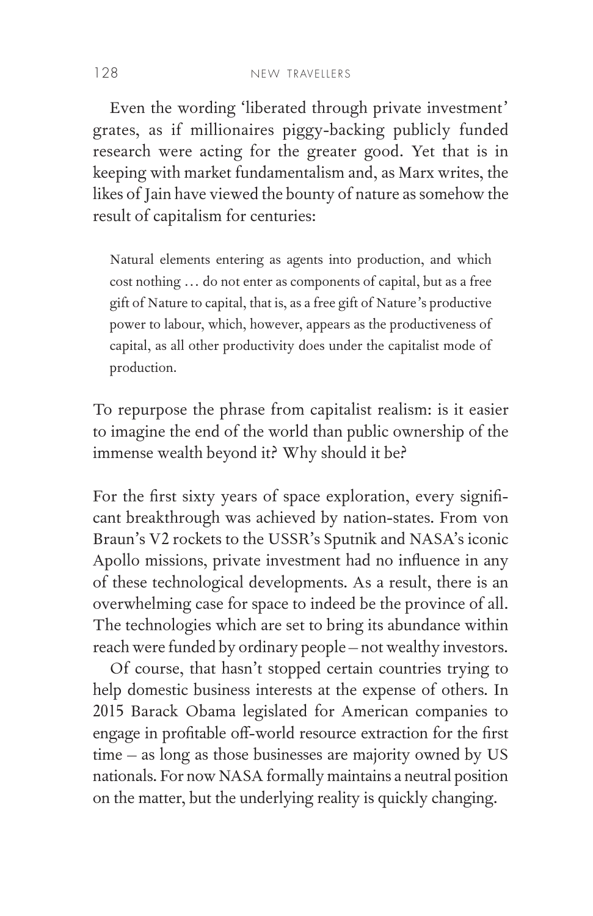Even the wording 'liberated through private investment' grates, as if millionaires piggy-backing publicly funded research were acting for the greater good. Yet that is in keeping with market fundamentalism and, as Marx writes, the likes of Jain have viewed the bounty of nature as somehow the result of capitalism for centuries:

> Natural elements entering as agents into production, and which cost nothing … do not enter as components of capital, but as a free gift of Nature to capital, that is, as a free gift of Nature's productive power to labour, which, however, appears as the productiveness of capital, as all other productivity does under the capitalist mode of production.

To repurpose the phrase from capitalist realism: is it easier to imagine the end of the world than public ownership of the immense wealth beyond it? Why should it be?

For the first sixty years of space exploration, every significant breakthrough was achieved by nation-states. From von Braun's V2 rockets to the USSR's Sputnik and NASA's iconic Apollo missions, private investment had no influence in any of these technological developments. As a result, there is an overwhelming case for space to indeed be the province of all. The technologies which are set to bring its abundance within reach were funded by ordinary people – not wealthy investors.

Of course, that hasn't stopped certain countries trying to help domestic business interests at the expense of others. In 2015 Barack Obama legislated for American companies to engage in profitable off-world resource extraction for the first time – as long as those businesses are majority owned by US nationals. For now NASA formally maintains a neutral position on the matter, but the underlying reality is quickly changing.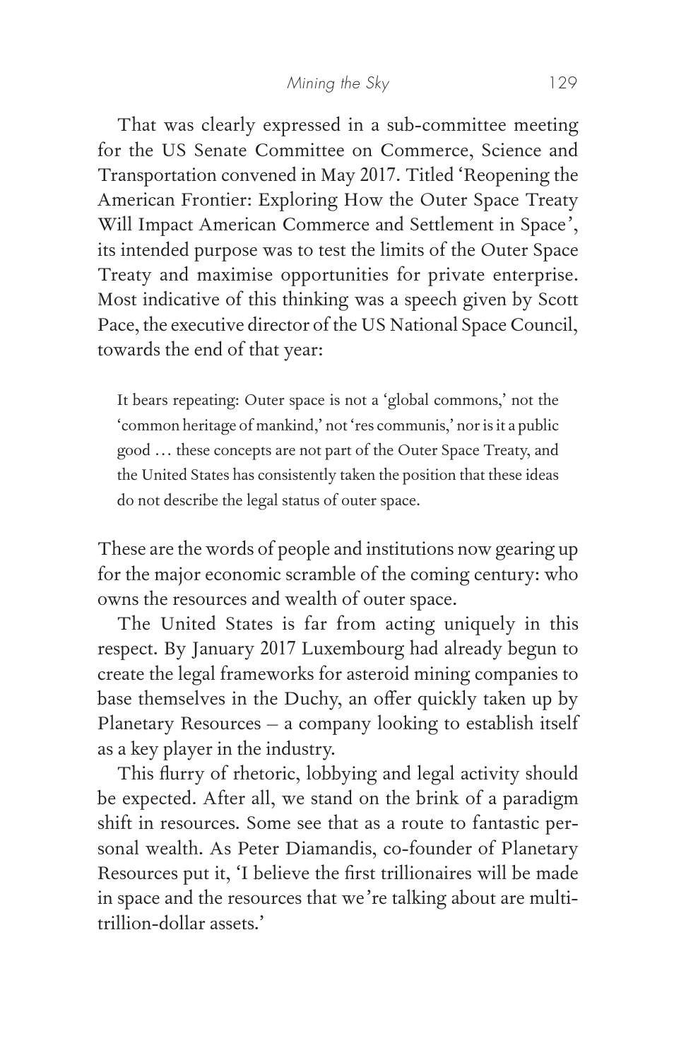That was clearly expressed in a sub-committee meeting for the US Senate Committee on Commerce, Science and Transportation convened in May 2017. Titled 'Reopening the American Frontier: Exploring How the Outer Space Treaty Will Impact American Commerce and Settlement in Space', its intended purpose was to test the limits of the Outer Space Treaty and maximise opportunities for private enterprise. Most indicative of this thinking was a speech given by Scott Pace, the executive director of the US National Space Council, towards the end of that year:

> It bears repeating: Outer space is not a 'global commons,' not the 'common heritage of mankind,' not 'res communis,' nor is it a public good … these concepts are not part of the Outer Space Treaty, and the United States has consistently taken the position that these ideas do not describe the legal status of outer space.

These are the words of people and institutions now gearing up for the major economic scramble of the coming century: who owns the resources and wealth of outer space.

The United States is far from acting uniquely in this respect. By January 2017 Luxembourg had already begun to create the legal frameworks for asteroid mining companies to base themselves in the Duchy, an offer quickly taken up by Planetary Resources – a company looking to establish itself as a key player in the industry.

This flurry of rhetoric, lobbying and legal activity should be expected. After all, we stand on the brink of a paradigm shift in resources. Some see that as a route to fantastic personal wealth. As Peter Diamandis, co-founder of Planetary Resources put it, 'I believe the first trillionaires will be made in space and the resources that we're talking about are multi-trillion-dollar assets.'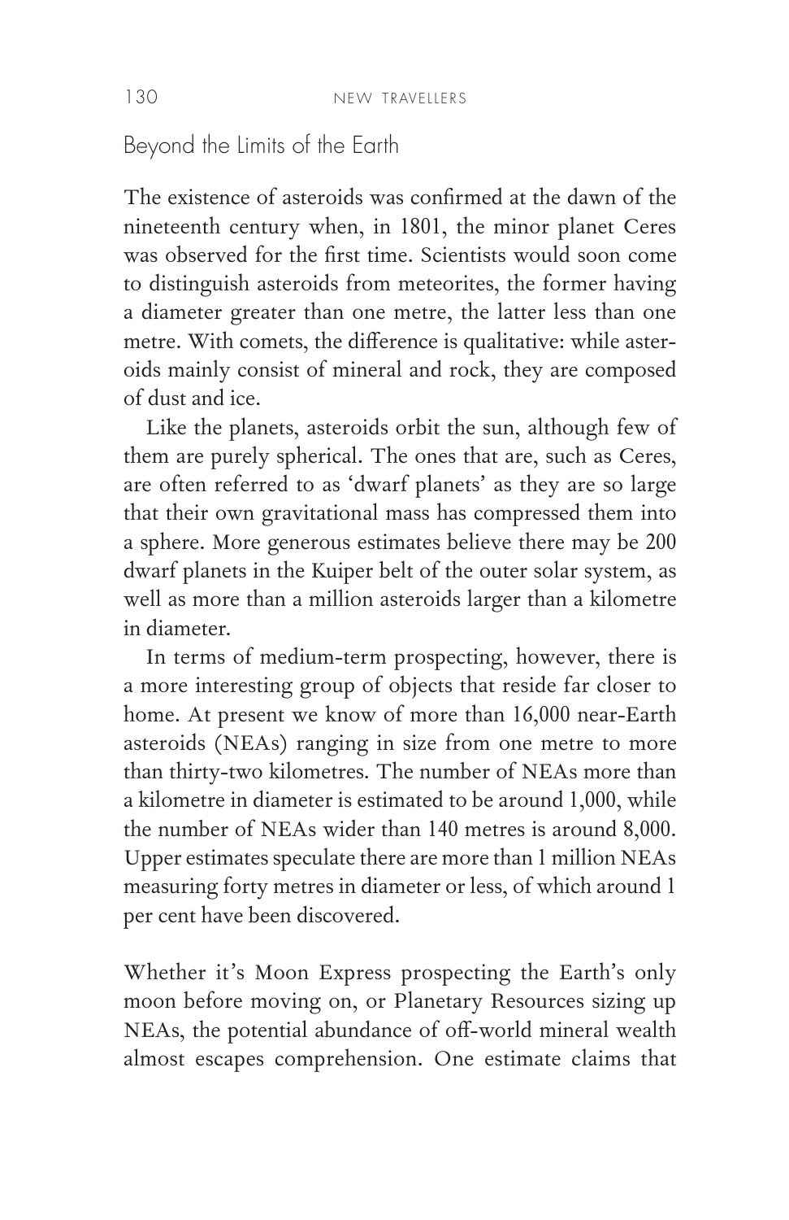## Beyond the Limits of the Earth

The existence of asteroids was confirmed at the dawn of the nineteenth century when, in 1801, the minor planet Ceres was observed for the first time. Scientists would soon come to distinguish asteroids from meteorites, the former having a diameter greater than one metre, the latter less than one metre. With comets, the difference is qualitative: while asteroids mainly consist of mineral and rock, they are composed of dust and ice.

Like the planets, asteroids orbit the sun, although few of them are purely spherical. The ones that are, such as Ceres, are often referred to as 'dwarf planets' as they are so large that their own gravitational mass has compressed them into a sphere. More generous estimates believe there may be 200 dwarf planets in the Kuiper belt of the outer solar system, as well as more than a million asteroids larger than a kilometre in diameter.

In terms of medium-term prospecting, however, there is a more interesting group of objects that reside far closer to home. At present we know of more than 16,000 near-Earth asteroids (NEAs) ranging in size from one metre to more than thirty-two kilometres. The number of NEAs more than a kilometre in diameter is estimated to be around 1,000, while the number of NEAs wider than 140 metres is around 8,000. Upper estimates speculate there are more than 1 million NEAs measuring forty metres in diameter or less, of which around 1 per cent have been discovered.

Whether it's Moon Express prospecting the Earth's only moon before moving on, or Planetary Resources sizing up NEAs, the potential abundance of off-world mineral wealth almost escapes comprehension. One estimate claims that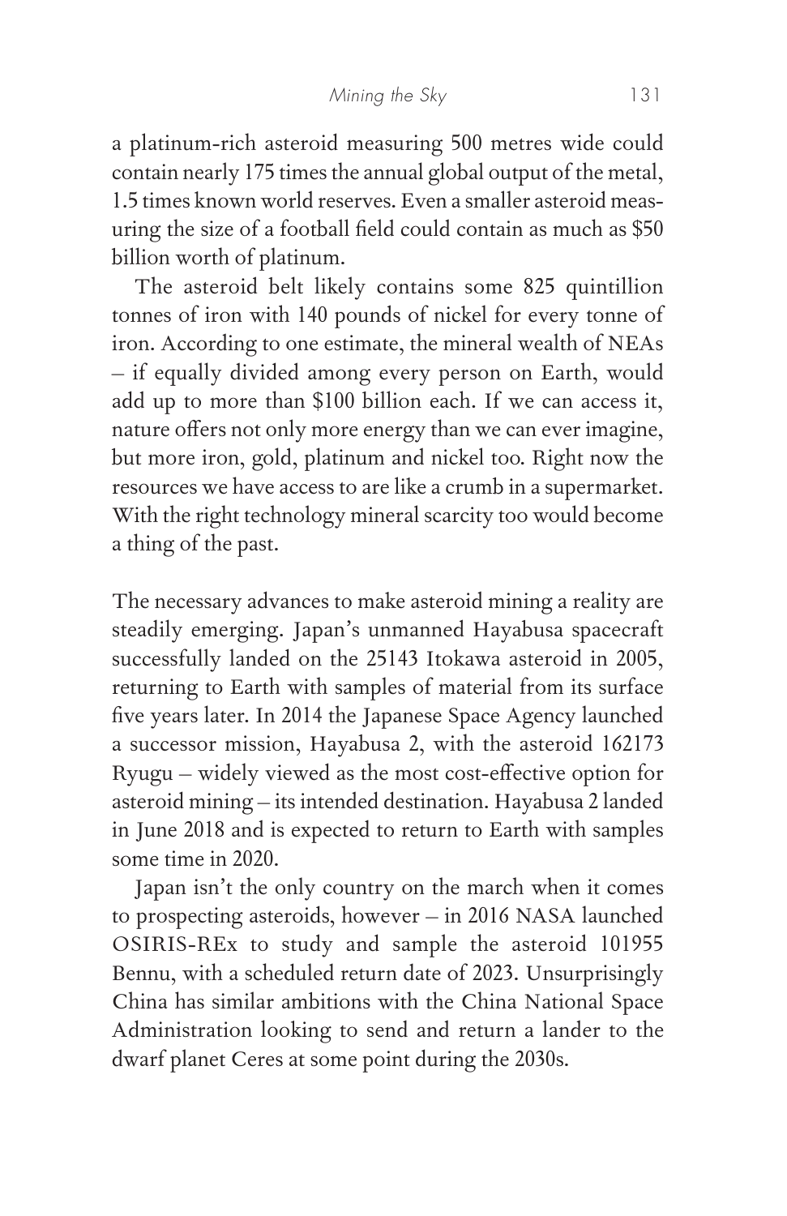a platinum-rich asteroid measuring 500 metres wide could contain nearly 175 times the annual global output of the metal, 1.5 times known world reserves. Even a smaller asteroid measuring the size of a football field could contain as much as $50 billion worth of platinum.

The asteroid belt likely contains some 825 quintillion tonnes of iron with 140 pounds of nickel for every tonne of iron. According to one estimate, the mineral wealth of NEAs – if equally divided among every person on Earth, would add up to more than $100 billion each. If we can access it, nature offers not only more energy than we can ever imagine, but more iron, gold, platinum and nickel too. Right now the resources we have access to are like a crumb in a supermarket. With the right technology mineral scarcity too would become a thing of the past.

The necessary advances to make asteroid mining a reality are steadily emerging. Japan's unmanned Hayabusa spacecraft successfully landed on the 25143 Itokawa asteroid in 2005, returning to Earth with samples of material from its surface five years later. In 2014 the Japanese Space Agency launched a successor mission, Hayabusa 2, with the asteroid 162173 Ryugu – widely viewed as the most cost-effective option for asteroid mining – its intended destination. Hayabusa 2 landed in June 2018 and is expected to return to Earth with samples some time in 2020.

Japan isn't the only country on the march when it comes to prospecting asteroids, however – in 2016 NASA launched OSIRIS-REx to study and sample the asteroid 101955 Bennu, with a scheduled return date of 2023. Unsurprisingly China has similar ambitions with the China National Space Administration looking to send and return a lander to the dwarf planet Ceres at some point during the 2030s.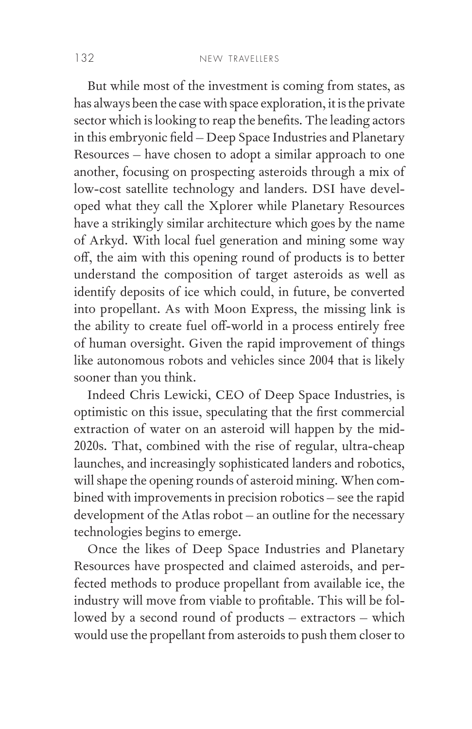But while most of the investment is coming from states, as has always been the case with space exploration, it is the private sector which is looking to reap the benefits. The leading actors in this embryonic field – Deep Space Industries and Planetary Resources – have chosen to adopt a similar approach to one another, focusing on prospecting asteroids through a mix of low-cost satellite technology and landers. DSI have developed what they call the Xplorer while Planetary Resources have a strikingly similar architecture which goes by the name of Arkyd. With local fuel generation and mining some way off, the aim with this opening round of products is to better understand the composition of target asteroids as well as identify deposits of ice which could, in future, be converted into propellant. As with Moon Express, the missing link is the ability to create fuel off-world in a process entirely free of human oversight. Given the rapid improvement of things like autonomous robots and vehicles since 2004 that is likely sooner than you think.

Indeed Chris Lewicki, CEO of Deep Space Industries, is optimistic on this issue, speculating that the first commercial extraction of water on an asteroid will happen by the mid-2020s. That, combined with the rise of regular, ultra-cheap launches, and increasingly sophisticated landers and robotics, will shape the opening rounds of asteroid mining. When combined with improvements in precision robotics – see the rapid development of the Atlas robot – an outline for the necessary technologies begins to emerge.

Once the likes of Deep Space Industries and Planetary Resources have prospected and claimed asteroids, and perfected methods to produce propellant from available ice, the industry will move from viable to profitable. This will be followed by a second round of products – extractors – which would use the propellant from asteroids to push them closer to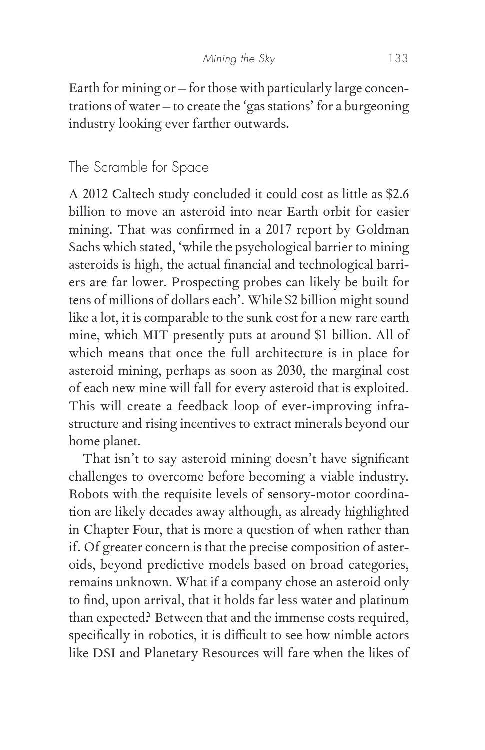Earth for mining or – for those with particularly large concentrations of water – to create the 'gas stations' for a burgeoning industry looking ever farther outwards.

## The Scramble for Space

A 2012 Caltech study concluded it could cost as little as $2.6 billion to move an asteroid into near Earth orbit for easier mining. That was confirmed in a 2017 report by Goldman Sachs which stated, 'while the psychological barrier to mining asteroids is high, the actual financial and technological barriers are far lower. Prospecting probes can likely be built for tens of millions of dollars each'. While $2 billion might sound like a lot, it is comparable to the sunk cost for a new rare earth mine, which MIT presently puts at around $1 billion. All of which means that once the full architecture is in place for asteroid mining, perhaps as soon as 2030, the marginal cost of each new mine will fall for every asteroid that is exploited. This will create a feedback loop of ever-improving infrastructure and rising incentives to extract minerals beyond our home planet.

That isn't to say asteroid mining doesn't have significant challenges to overcome before becoming a viable industry. Robots with the requisite levels of sensory-motor coordination are likely decades away although, as already highlighted in Chapter Four, that is more a question of when rather than if. Of greater concern is that the precise composition of asteroids, beyond predictive models based on broad categories, remains unknown. What if a company chose an asteroid only to find, upon arrival, that it holds far less water and platinum than expected? Between that and the immense costs required, specifically in robotics, it is difficult to see how nimble actors like DSI and Planetary Resources will fare when the likes of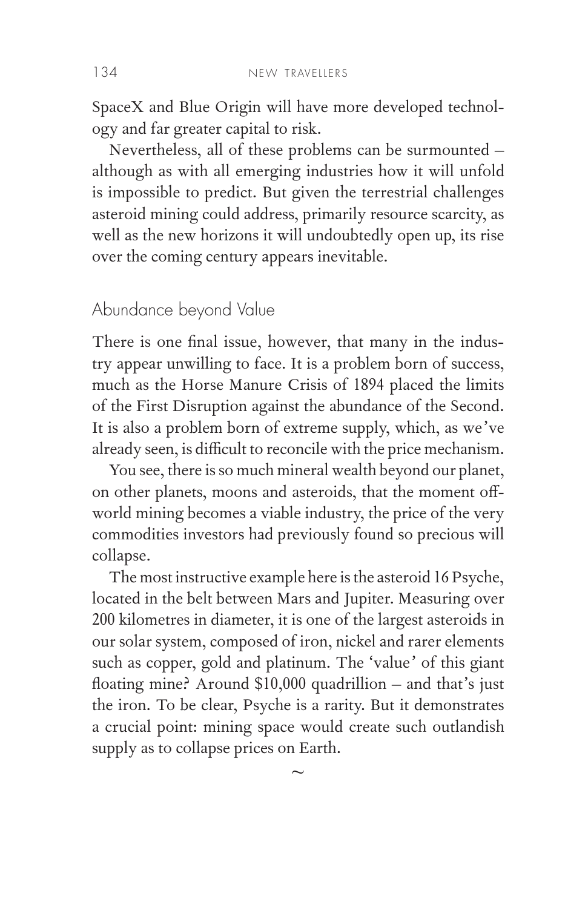SpaceX and Blue Origin will have more developed technology and far greater capital to risk.

Nevertheless, all of these problems can be surmounted – although as with all emerging industries how it will unfold is impossible to predict. But given the terrestrial challenges asteroid mining could address, primarily resource scarcity, as well as the new horizons it will undoubtedly open up, its rise over the coming century appears inevitable.

## Abundance beyond Value

There is one final issue, however, that many in the industry appear unwilling to face. It is a problem born of success, much as the Horse Manure Crisis of 1894 placed the limits of the First Disruption against the abundance of the Second. It is also a problem born of extreme supply, which, as we've already seen, is difficult to reconcile with the price mechanism.

You see, there is so much mineral wealth beyond our planet, on other planets, moons and asteroids, that the moment off-world mining becomes a viable industry, the price of the very commodities investors had previously found so precious will collapse.

The most instructive example here is the asteroid 16 Psyche, located in the belt between Mars and Jupiter. Measuring over 200 kilometres in diameter, it is one of the largest asteroids in our solar system, composed of iron, nickel and rarer elements such as copper, gold and platinum. The 'value' of this giant floating mine? Around $10,000 quadrillion – and that's just the iron. To be clear, Psyche is a rarity. But it demonstrates a crucial point: mining space would create such outlandish supply as to collapse prices on Earth.

~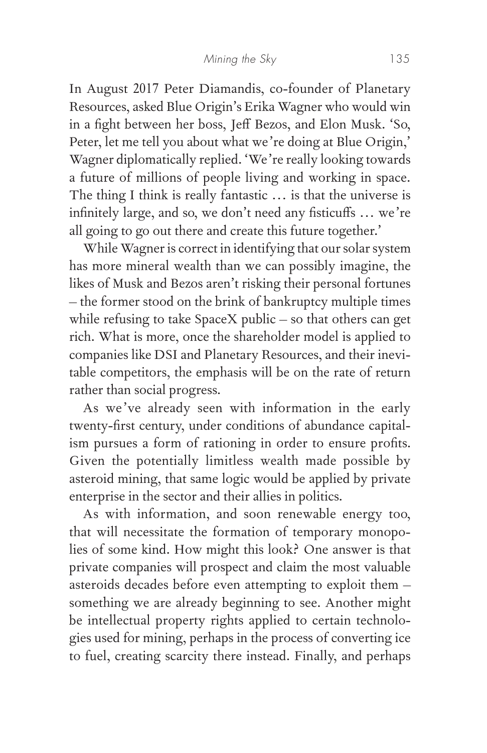In August 2017 Peter Diamandis, co-founder of Planetary Resources, asked Blue Origin's Erika Wagner who would win in a fight between her boss, Jeff Bezos, and Elon Musk. 'So, Peter, let me tell you about what we're doing at Blue Origin,' Wagner diplomatically replied. 'We're really looking towards a future of millions of people living and working in space. The thing I think is really fantastic … is that the universe is infinitely large, and so, we don't need any fisticuffs … we're all going to go out there and create this future together.'

While Wagner is correct in identifying that our solar system has more mineral wealth than we can possibly imagine, the likes of Musk and Bezos aren't risking their personal fortunes – the former stood on the brink of bankruptcy multiple times while refusing to take SpaceX public – so that others can get rich. What is more, once the shareholder model is applied to companies like DSI and Planetary Resources, and their inevitable competitors, the emphasis will be on the rate of return rather than social progress.

As we've already seen with information in the early twenty-first century, under conditions of abundance capitalism pursues a form of rationing in order to ensure profits. Given the potentially limitless wealth made possible by asteroid mining, that same logic would be applied by private enterprise in the sector and their allies in politics.

As with information, and soon renewable energy too, that will necessitate the formation of temporary monopolies of some kind. How might this look? One answer is that private companies will prospect and claim the most valuable asteroids decades before even attempting to exploit them – something we are already beginning to see. Another might be intellectual property rights applied to certain technologies used for mining, perhaps in the process of converting ice to fuel, creating scarcity there instead. Finally, and perhaps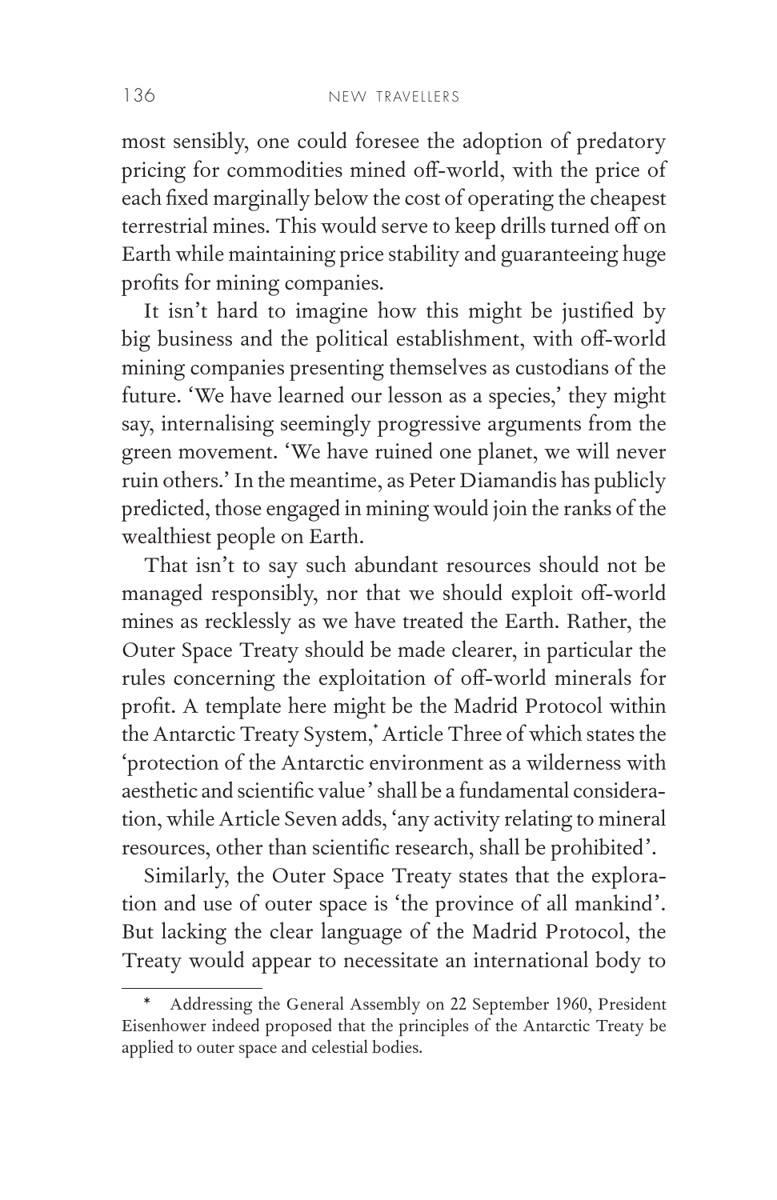most sensibly, one could foresee the adoption of predatory pricing for commodities mined off-world, with the price of each fixed marginally below the cost of operating the cheapest terrestrial mines. This would serve to keep drills turned off on Earth while maintaining price stability and guaranteeing huge profits for mining companies.

It isn't hard to imagine how this might be justified by big business and the political establishment, with off-world mining companies presenting themselves as custodians of the future. 'We have learned our lesson as a species,' they might say, internalising seemingly progressive arguments from the green movement. 'We have ruined one planet, we will never ruin others.' In the meantime, as Peter Diamandis has publicly predicted, those engaged in mining would join the ranks of the wealthiest people on Earth.

That isn't to say such abundant resources should not be managed responsibly, nor that we should exploit off-world mines as recklessly as we have treated the Earth. Rather, the Outer Space Treaty should be made clearer, in particular the rules concerning the exploitation of off-world minerals for profit. A template here might be the Madrid Protocol within the Antarctic Treaty System,* Article Three of which states the 'protection of the Antarctic environment as a wilderness with aesthetic and scientific value' shall be a fundamental consideration, while Article Seven adds, 'any activity relating to mineral resources, other than scientific research, shall be prohibited'.

Similarly, the Outer Space Treaty states that the exploration and use of outer space is 'the province of all mankind'. But lacking the clear language of the Madrid Protocol, the Treaty would appear to necessitate an international body to

* Addressing the General Assembly on 22 September 1960, President Eisenhower indeed proposed that the principles of the Antarctic Treaty be applied to outer space and celestial bodies.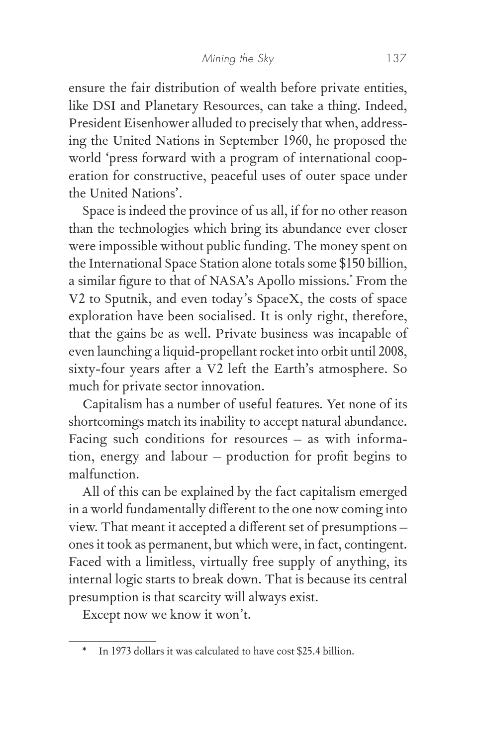ensure the fair distribution of wealth before private entities, like DSI and Planetary Resources, can take a thing. Indeed, President Eisenhower alluded to precisely that when, addressing the United Nations in September 1960, he proposed the world 'press forward with a program of international cooperation for constructive, peaceful uses of outer space under the United Nations'.

Space is indeed the province of us all, if for no other reason than the technologies which bring its abundance ever closer were impossible without public funding. The money spent on the International Space Station alone totals some $150 billion, a similar figure to that of NASA's Apollo missions.* From the V2 to Sputnik, and even today's SpaceX, the costs of space exploration have been socialised. It is only right, therefore, that the gains be as well. Private business was incapable of even launching a liquid-propellant rocket into orbit until 2008, sixty-four years after a V2 left the Earth's atmosphere. So much for private sector innovation.

Capitalism has a number of useful features. Yet none of its shortcomings match its inability to accept natural abundance. Facing such conditions for resources – as with information, energy and labour – production for profit begins to malfunction.

All of this can be explained by the fact capitalism emerged in a world fundamentally different to the one now coming into view. That meant it accepted a different set of presumptions – ones it took as permanent, but which were, in fact, contingent. Faced with a limitless, virtually free supply of anything, its internal logic starts to break down. That is because its central presumption is that scarcity will always exist.

Except now we know it won't.

---

\* In 1973 dollars it was calculated to have cost $25.4 billion.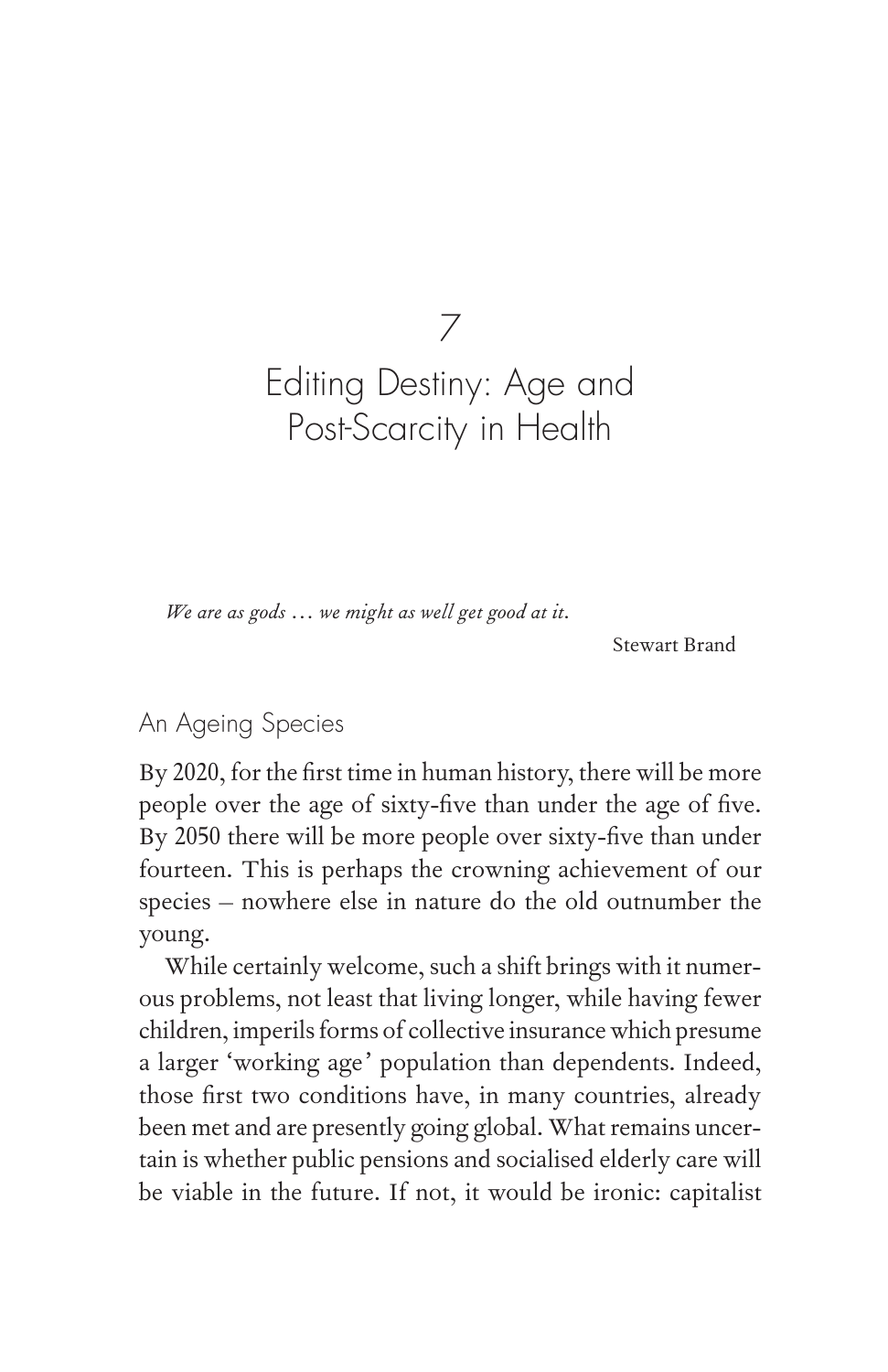# 7

# Editing Destiny: Age and Post-Scarcity in Health

*We are as gods … we might as well get good at it.*

Stewart Brand

## An Ageing Species

By 2020, for the first time in human history, there will be more people over the age of sixty-five than under the age of five. By 2050 there will be more people over sixty-five than under fourteen. This is perhaps the crowning achievement of our species – nowhere else in nature do the old outnumber the young.

While certainly welcome, such a shift brings with it numerous problems, not least that living longer, while having fewer children, imperils forms of collective insurance which presume a larger 'working age' population than dependents. Indeed, those first two conditions have, in many countries, already been met and are presently going global. What remains uncertain is whether public pensions and socialised elderly care will be viable in the future. If not, it would be ironic: capitalist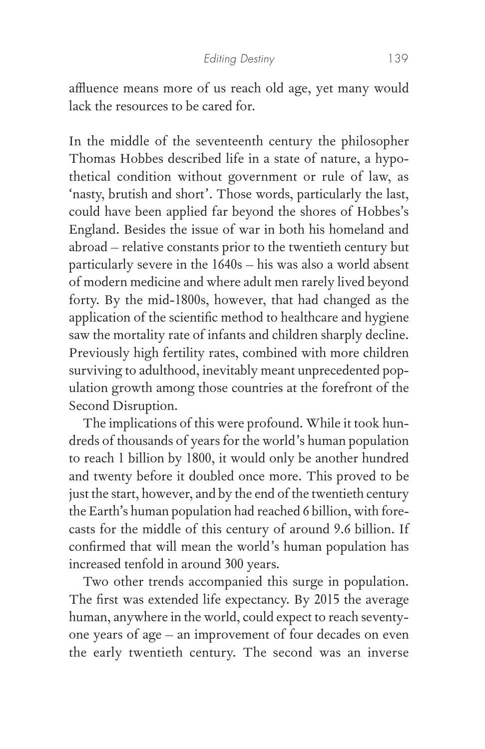affluence means more of us reach old age, yet many would lack the resources to be cared for.

In the middle of the seventeenth century the philosopher Thomas Hobbes described life in a state of nature, a hypothetical condition without government or rule of law, as 'nasty, brutish and short'. Those words, particularly the last, could have been applied far beyond the shores of Hobbes's England. Besides the issue of war in both his homeland and abroad – relative constants prior to the twentieth century but particularly severe in the 1640s – his was also a world absent of modern medicine and where adult men rarely lived beyond forty. By the mid-1800s, however, that had changed as the application of the scientific method to healthcare and hygiene saw the mortality rate of infants and children sharply decline. Previously high fertility rates, combined with more children surviving to adulthood, inevitably meant unprecedented population growth among those countries at the forefront of the Second Disruption.

The implications of this were profound. While it took hundreds of thousands of years for the world's human population to reach 1 billion by 1800, it would only be another hundred and twenty before it doubled once more. This proved to be just the start, however, and by the end of the twentieth century the Earth's human population had reached 6 billion, with forecasts for the middle of this century of around 9.6 billion. If confirmed that will mean the world's human population has increased tenfold in around 300 years.

Two other trends accompanied this surge in population. The first was extended life expectancy. By 2015 the average human, anywhere in the world, could expect to reach seventy-one years of age – an improvement of four decades on even the early twentieth century. The second was an inverse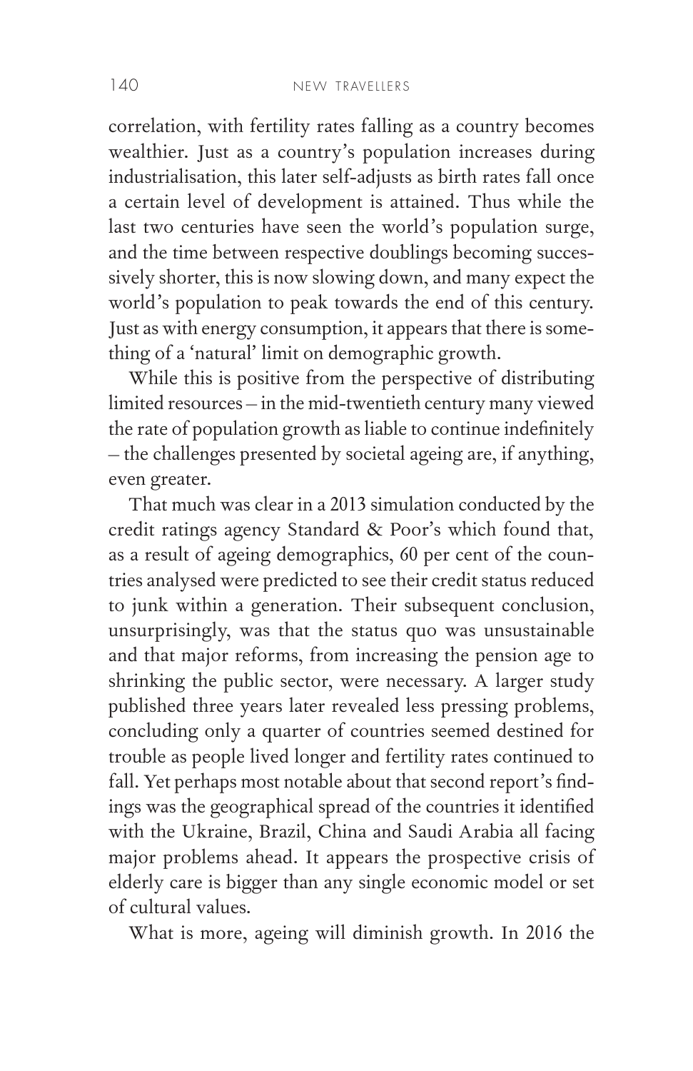correlation, with fertility rates falling as a country becomes wealthier. Just as a country's population increases during industrialisation, this later self-adjusts as birth rates fall once a certain level of development is attained. Thus while the last two centuries have seen the world's population surge, and the time between respective doublings becoming successively shorter, this is now slowing down, and many expect the world's population to peak towards the end of this century. Just as with energy consumption, it appears that there is something of a 'natural' limit on demographic growth.

While this is positive from the perspective of distributing limited resources – in the mid-twentieth century many viewed the rate of population growth as liable to continue indefinitely – the challenges presented by societal ageing are, if anything, even greater.

That much was clear in a 2013 simulation conducted by the credit ratings agency Standard & Poor's which found that, as a result of ageing demographics, 60 per cent of the countries analysed were predicted to see their credit status reduced to junk within a generation. Their subsequent conclusion, unsurprisingly, was that the status quo was unsustainable and that major reforms, from increasing the pension age to shrinking the public sector, were necessary. A larger study published three years later revealed less pressing problems, concluding only a quarter of countries seemed destined for trouble as people lived longer and fertility rates continued to fall. Yet perhaps most notable about that second report's findings was the geographical spread of the countries it identified with the Ukraine, Brazil, China and Saudi Arabia all facing major problems ahead. It appears the prospective crisis of elderly care is bigger than any single economic model or set of cultural values.

What is more, ageing will diminish growth. In 2016 the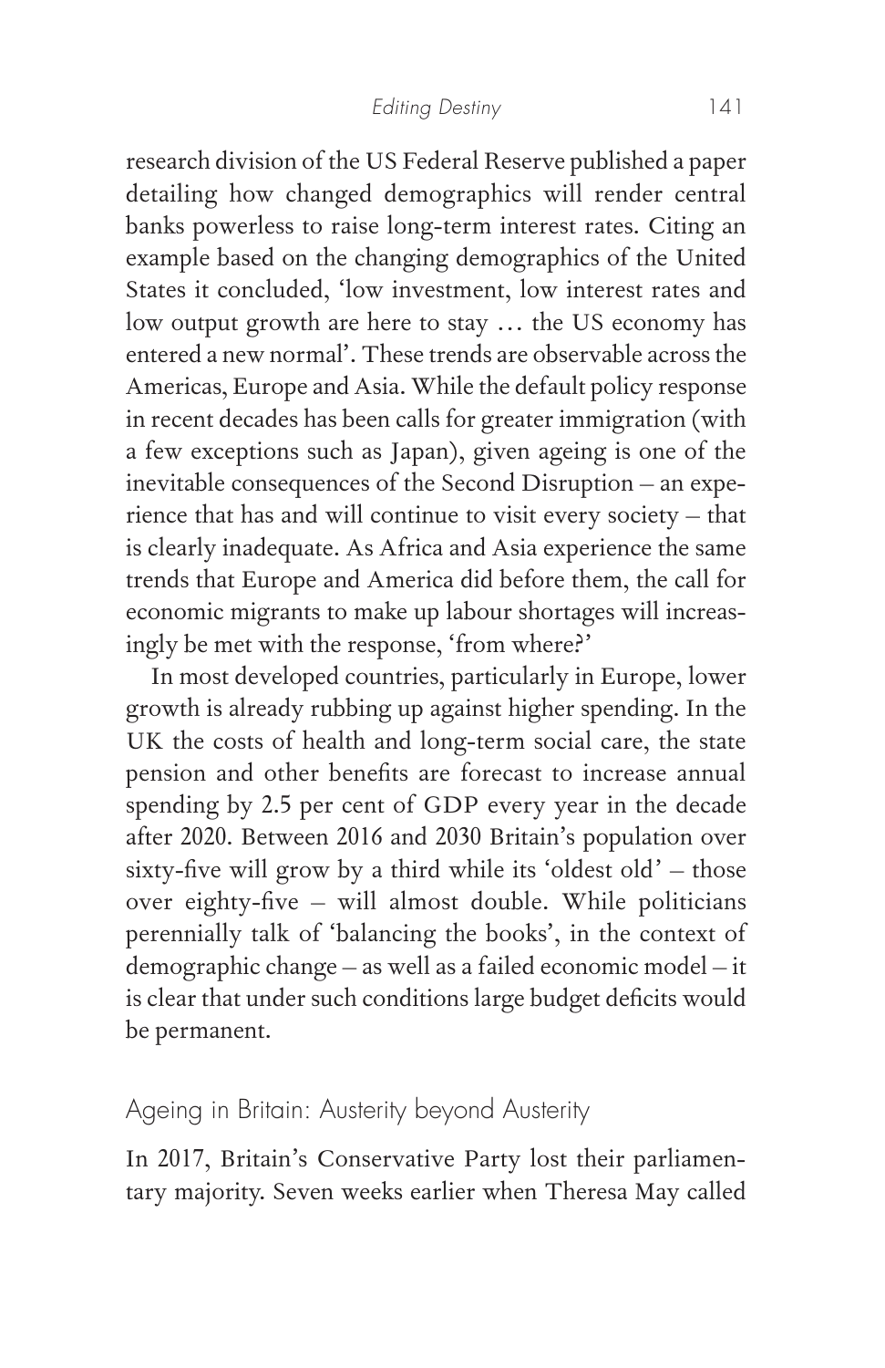research division of the US Federal Reserve published a paper detailing how changed demographics will render central banks powerless to raise long-term interest rates. Citing an example based on the changing demographics of the United States it concluded, 'low investment, low interest rates and low output growth are here to stay … the US economy has entered a new normal'. These trends are observable across the Americas, Europe and Asia. While the default policy response in recent decades has been calls for greater immigration (with a few exceptions such as Japan), given ageing is one of the inevitable consequences of the Second Disruption – an experience that has and will continue to visit every society – that is clearly inadequate. As Africa and Asia experience the same trends that Europe and America did before them, the call for economic migrants to make up labour shortages will increasingly be met with the response, 'from where?'

In most developed countries, particularly in Europe, lower growth is already rubbing up against higher spending. In the UK the costs of health and long-term social care, the state pension and other benefits are forecast to increase annual spending by 2.5 per cent of GDP every year in the decade after 2020. Between 2016 and 2030 Britain's population over sixty-five will grow by a third while its 'oldest old' – those over eighty-five – will almost double. While politicians perennially talk of 'balancing the books', in the context of demographic change – as well as a failed economic model – it is clear that under such conditions large budget deficits would be permanent.

## Ageing in Britain: Austerity beyond Austerity

In 2017, Britain's Conservative Party lost their parliamentary majority. Seven weeks earlier when Theresa May called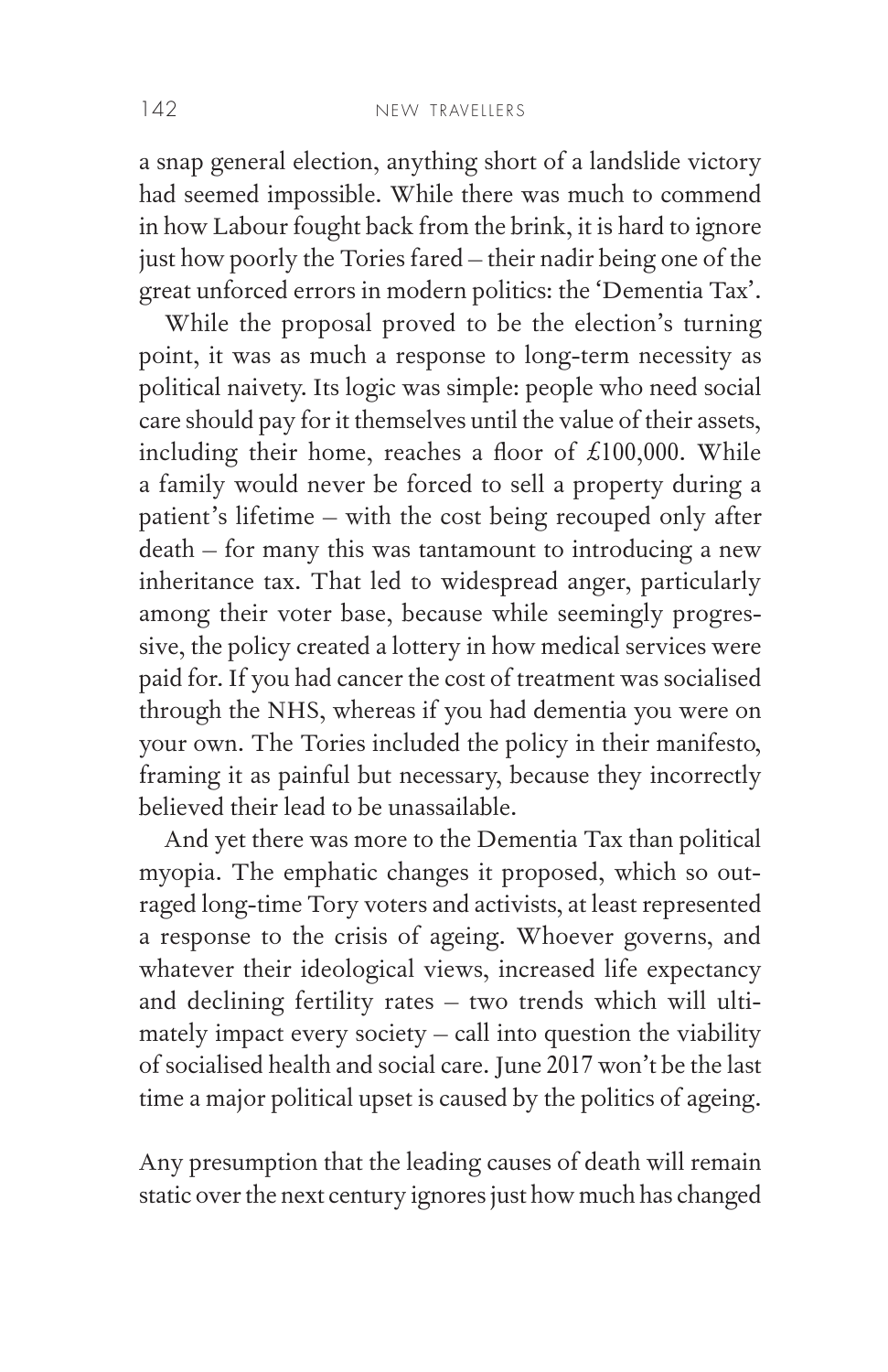a snap general election, anything short of a landslide victory had seemed impossible. While there was much to commend in how Labour fought back from the brink, it is hard to ignore just how poorly the Tories fared – their nadir being one of the great unforced errors in modern politics: the 'Dementia Tax'.

While the proposal proved to be the election's turning point, it was as much a response to long-term necessity as political naivety. Its logic was simple: people who need social care should pay for it themselves until the value of their assets, including their home, reaches a floor of £100,000. While a family would never be forced to sell a property during a patient's lifetime – with the cost being recouped only after death – for many this was tantamount to introducing a new inheritance tax. That led to widespread anger, particularly among their voter base, because while seemingly progressive, the policy created a lottery in how medical services were paid for. If you had cancer the cost of treatment was socialised through the NHS, whereas if you had dementia you were on your own. The Tories included the policy in their manifesto, framing it as painful but necessary, because they incorrectly believed their lead to be unassailable.

And yet there was more to the Dementia Tax than political myopia. The emphatic changes it proposed, which so outraged long-time Tory voters and activists, at least represented a response to the crisis of ageing. Whoever governs, and whatever their ideological views, increased life expectancy and declining fertility rates – two trends which will ultimately impact every society – call into question the viability of socialised health and social care. June 2017 won't be the last time a major political upset is caused by the politics of ageing.

Any presumption that the leading causes of death will remain static over the next century ignores just how much has changed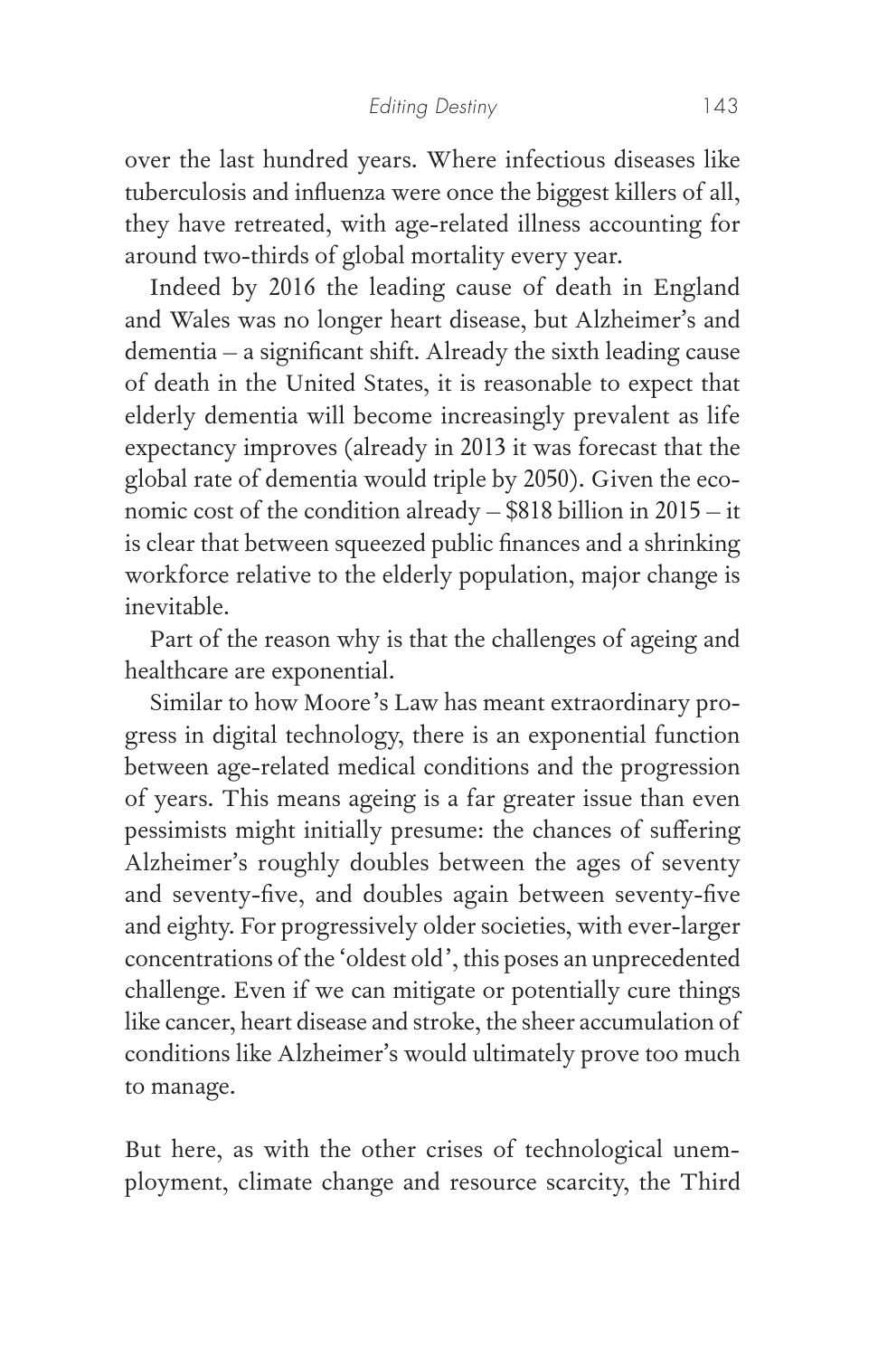over the last hundred years. Where infectious diseases like tuberculosis and influenza were once the biggest killers of all, they have retreated, with age-related illness accounting for around two-thirds of global mortality every year.

Indeed by 2016 the leading cause of death in England and Wales was no longer heart disease, but Alzheimer's and dementia – a significant shift. Already the sixth leading cause of death in the United States, it is reasonable to expect that elderly dementia will become increasingly prevalent as life expectancy improves (already in 2013 it was forecast that the global rate of dementia would triple by 2050). Given the economic cost of the condition already – $818 billion in 2015 – it is clear that between squeezed public finances and a shrinking workforce relative to the elderly population, major change is inevitable.

Part of the reason why is that the challenges of ageing and healthcare are exponential.

Similar to how Moore's Law has meant extraordinary progress in digital technology, there is an exponential function between age-related medical conditions and the progression of years. This means ageing is a far greater issue than even pessimists might initially presume: the chances of suffering Alzheimer's roughly doubles between the ages of seventy and seventy-five, and doubles again between seventy-five and eighty. For progressively older societies, with ever-larger concentrations of the 'oldest old', this poses an unprecedented challenge. Even if we can mitigate or potentially cure things like cancer, heart disease and stroke, the sheer accumulation of conditions like Alzheimer's would ultimately prove too much to manage.

But here, as with the other crises of technological unemployment, climate change and resource scarcity, the Third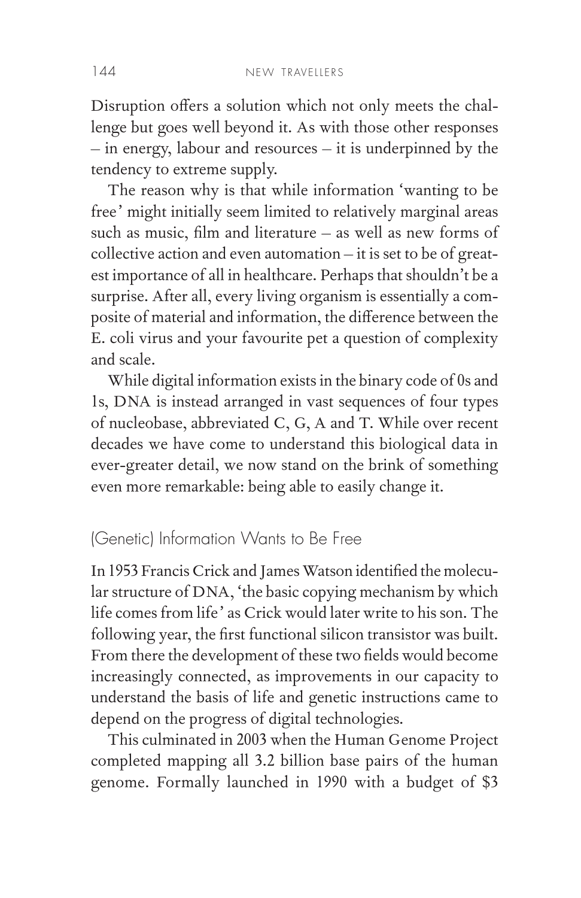Disruption offers a solution which not only meets the challenge but goes well beyond it. As with those other responses – in energy, labour and resources – it is underpinned by the tendency to extreme supply.

The reason why is that while information 'wanting to be free' might initially seem limited to relatively marginal areas such as music, film and literature – as well as new forms of collective action and even automation – it is set to be of greatest importance of all in healthcare. Perhaps that shouldn't be a surprise. After all, every living organism is essentially a composite of material and information, the difference between the E. coli virus and your favourite pet a question of complexity and scale.

While digital information exists in the binary code of 0s and 1s, DNA is instead arranged in vast sequences of four types of nucleobase, abbreviated C, G, A and T. While over recent decades we have come to understand this biological data in ever-greater detail, we now stand on the brink of something even more remarkable: being able to easily change it.

## (Genetic) Information Wants to Be Free

In 1953 Francis Crick and James Watson identified the molecular structure of DNA, 'the basic copying mechanism by which life comes from life' as Crick would later write to his son. The following year, the first functional silicon transistor was built. From there the development of these two fields would become increasingly connected, as improvements in our capacity to understand the basis of life and genetic instructions came to depend on the progress of digital technologies.

This culminated in 2003 when the Human Genome Project completed mapping all 3.2 billion base pairs of the human genome. Formally launched in 1990 with a budget of $3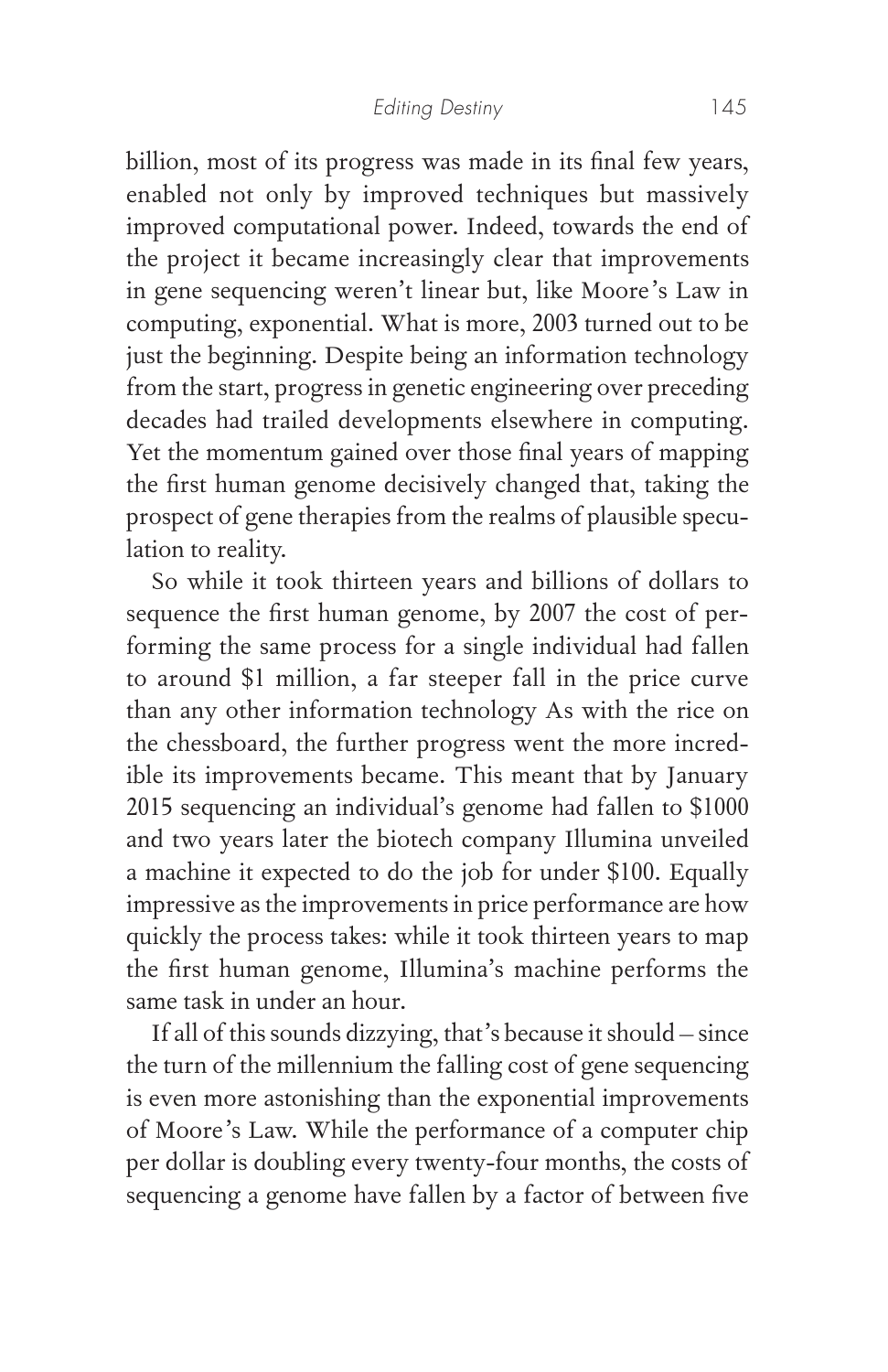billion, most of its progress was made in its final few years, enabled not only by improved techniques but massively improved computational power. Indeed, towards the end of the project it became increasingly clear that improvements in gene sequencing weren't linear but, like Moore's Law in computing, exponential. What is more, 2003 turned out to be just the beginning. Despite being an information technology from the start, progress in genetic engineering over preceding decades had trailed developments elsewhere in computing. Yet the momentum gained over those final years of mapping the first human genome decisively changed that, taking the prospect of gene therapies from the realms of plausible speculation to reality.

So while it took thirteen years and billions of dollars to sequence the first human genome, by 2007 the cost of performing the same process for a single individual had fallen to around $1 million, a far steeper fall in the price curve than any other information technology As with the rice on the chessboard, the further progress went the more incredible its improvements became. This meant that by January 2015 sequencing an individual's genome had fallen to $1000 and two years later the biotech company Illumina unveiled a machine it expected to do the job for under $100. Equally impressive as the improvements in price performance are how quickly the process takes: while it took thirteen years to map the first human genome, Illumina's machine performs the same task in under an hour.

If all of this sounds dizzying, that's because it should – since the turn of the millennium the falling cost of gene sequencing is even more astonishing than the exponential improvements of Moore's Law. While the performance of a computer chip per dollar is doubling every twenty-four months, the costs of sequencing a genome have fallen by a factor of between five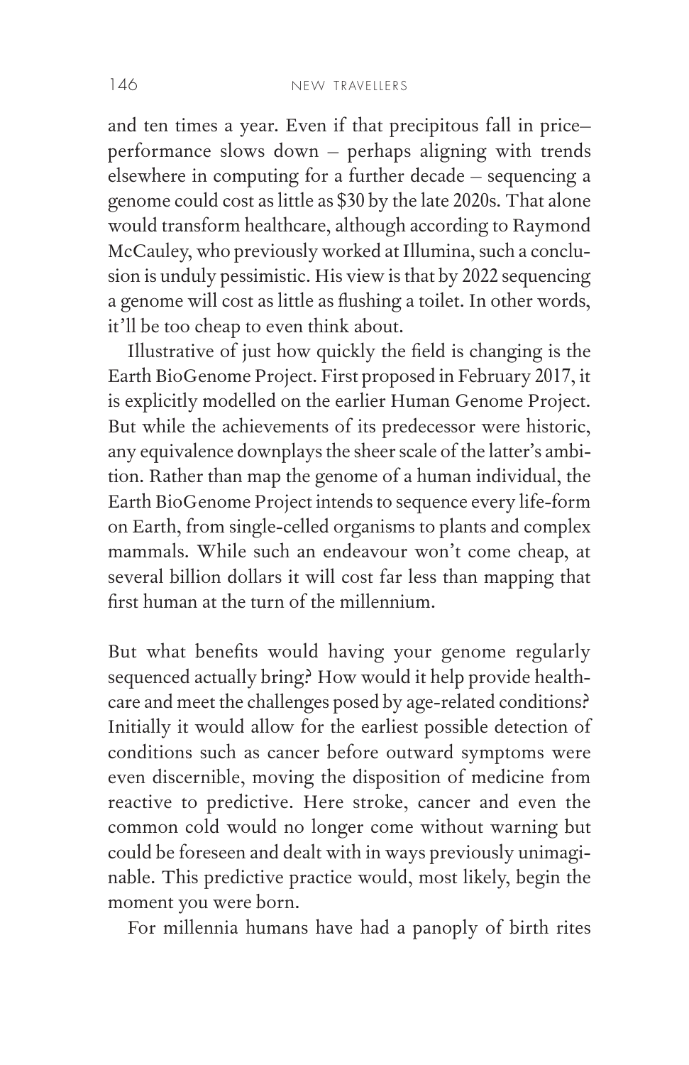and ten times a year. Even if that precipitous fall in price–performance slows down – perhaps aligning with trends elsewhere in computing for a further decade – sequencing a genome could cost as little as $30 by the late 2020s. That alone would transform healthcare, although according to Raymond McCauley, who previously worked at Illumina, such a conclusion is unduly pessimistic. His view is that by 2022 sequencing a genome will cost as little as flushing a toilet. In other words, it'll be too cheap to even think about.

Illustrative of just how quickly the field is changing is the Earth BioGenome Project. First proposed in February 2017, it is explicitly modelled on the earlier Human Genome Project. But while the achievements of its predecessor were historic, any equivalence downplays the sheer scale of the latter's ambition. Rather than map the genome of a human individual, the Earth BioGenome Project intends to sequence every life-form on Earth, from single-celled organisms to plants and complex mammals. While such an endeavour won't come cheap, at several billion dollars it will cost far less than mapping that first human at the turn of the millennium.

But what benefits would having your genome regularly sequenced actually bring? How would it help provide healthcare and meet the challenges posed by age-related conditions? Initially it would allow for the earliest possible detection of conditions such as cancer before outward symptoms were even discernible, moving the disposition of medicine from reactive to predictive. Here stroke, cancer and even the common cold would no longer come without warning but could be foreseen and dealt with in ways previously unimaginable. This predictive practice would, most likely, begin the moment you were born.

For millennia humans have had a panoply of birth rites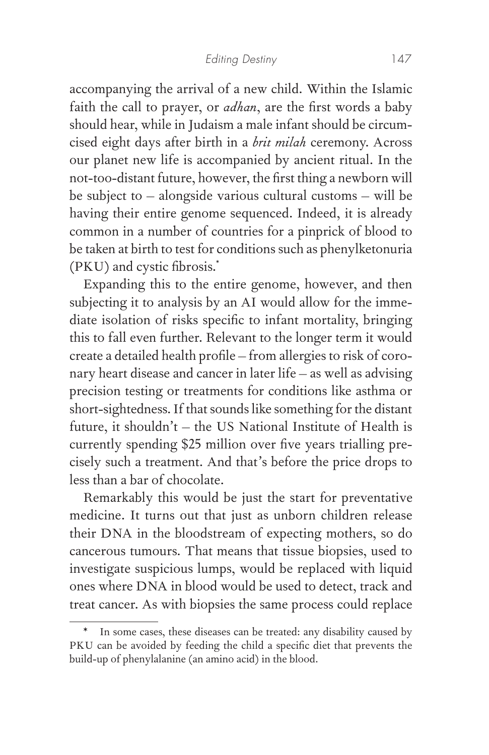accompanying the arrival of a new child. Within the Islamic faith the call to prayer, or *adhan*, are the first words a baby should hear, while in Judaism a male infant should be circumcised eight days after birth in a *brit milah* ceremony. Across our planet new life is accompanied by ancient ritual. In the not-too-distant future, however, the first thing a newborn will be subject to – alongside various cultural customs – will be having their entire genome sequenced. Indeed, it is already common in a number of countries for a pinprick of blood to be taken at birth to test for conditions such as phenylketonuria (PKU) and cystic fibrosis.*

Expanding this to the entire genome, however, and then subjecting it to analysis by an AI would allow for the immediate isolation of risks specific to infant mortality, bringing this to fall even further. Relevant to the longer term it would create a detailed health profile – from allergies to risk of coronary heart disease and cancer in later life – as well as advising precision testing or treatments for conditions like asthma or short-sightedness. If that sounds like something for the distant future, it shouldn't – the US National Institute of Health is currently spending $25 million over five years trialling precisely such a treatment. And that's before the price drops to less than a bar of chocolate.

Remarkably this would be just the start for preventative medicine. It turns out that just as unborn children release their DNA in the bloodstream of expecting mothers, so do cancerous tumours. That means that tissue biopsies, used to investigate suspicious lumps, would be replaced with liquid ones where DNA in blood would be used to detect, track and treat cancer. As with biopsies the same process could replace

---

* In some cases, these diseases can be treated: any disability caused by PKU can be avoided by feeding the child a specific diet that prevents the build-up of phenylalanine (an amino acid) in the blood.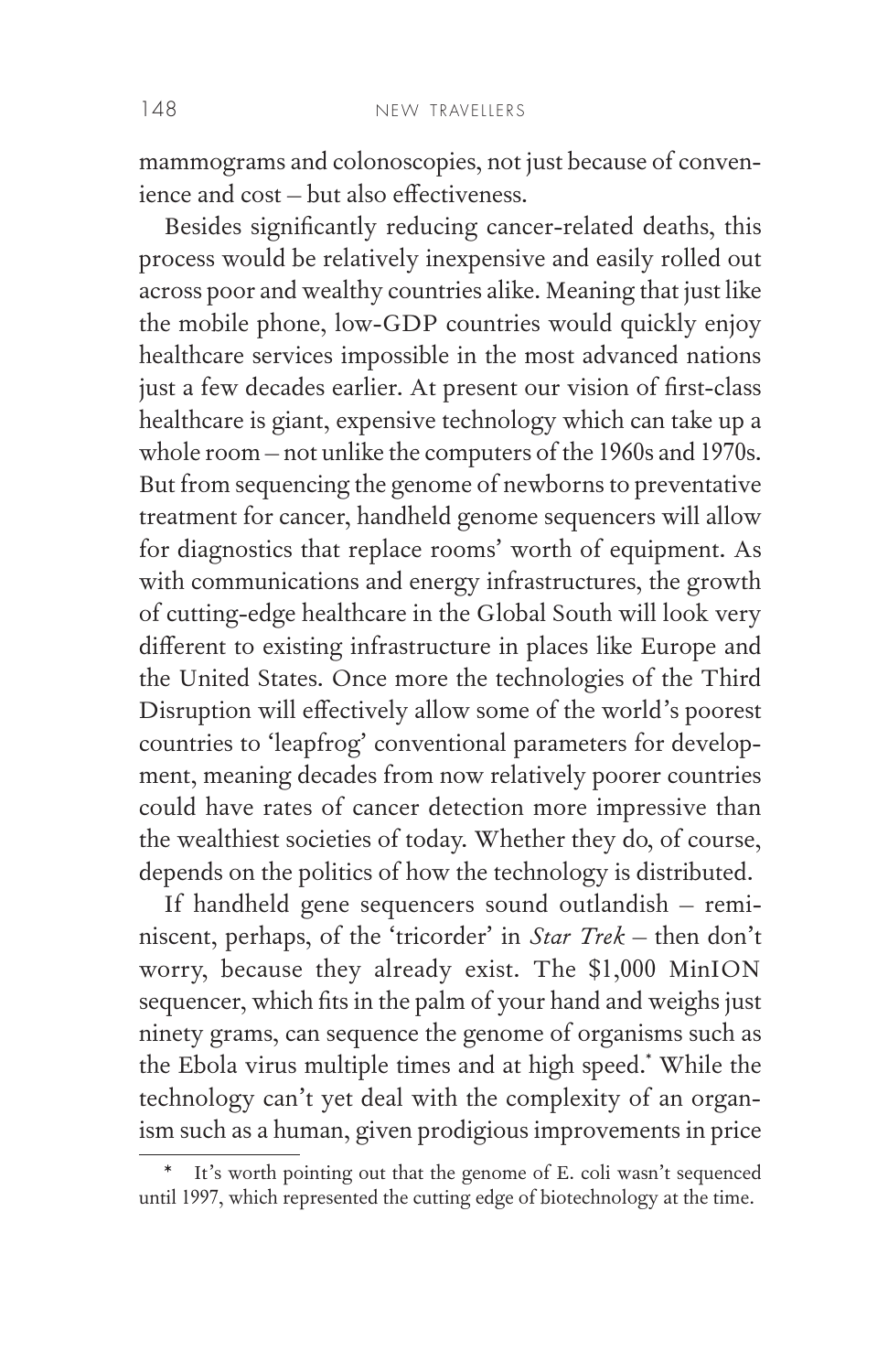mammograms and colonoscopies, not just because of convenience and cost – but also effectiveness.

Besides significantly reducing cancer-related deaths, this process would be relatively inexpensive and easily rolled out across poor and wealthy countries alike. Meaning that just like the mobile phone, low-GDP countries would quickly enjoy healthcare services impossible in the most advanced nations just a few decades earlier. At present our vision of first-class healthcare is giant, expensive technology which can take up a whole room – not unlike the computers of the 1960s and 1970s. But from sequencing the genome of newborns to preventative treatment for cancer, handheld genome sequencers will allow for diagnostics that replace rooms' worth of equipment. As with communications and energy infrastructures, the growth of cutting-edge healthcare in the Global South will look very different to existing infrastructure in places like Europe and the United States. Once more the technologies of the Third Disruption will effectively allow some of the world's poorest countries to 'leapfrog' conventional parameters for development, meaning decades from now relatively poorer countries could have rates of cancer detection more impressive than the wealthiest societies of today. Whether they do, of course, depends on the politics of how the technology is distributed.

If handheld gene sequencers sound outlandish – reminiscent, perhaps, of the 'tricorder' in *Star Trek* – then don't worry, because they already exist. The $1,000 MinION sequencer, which fits in the palm of your hand and weighs just ninety grams, can sequence the genome of organisms such as the Ebola virus multiple times and at high speed.* While the technology can't yet deal with the complexity of an organism such as a human, given prodigious improvements in price

\* It's worth pointing out that the genome of E. coli wasn't sequenced until 1997, which represented the cutting edge of biotechnology at the time.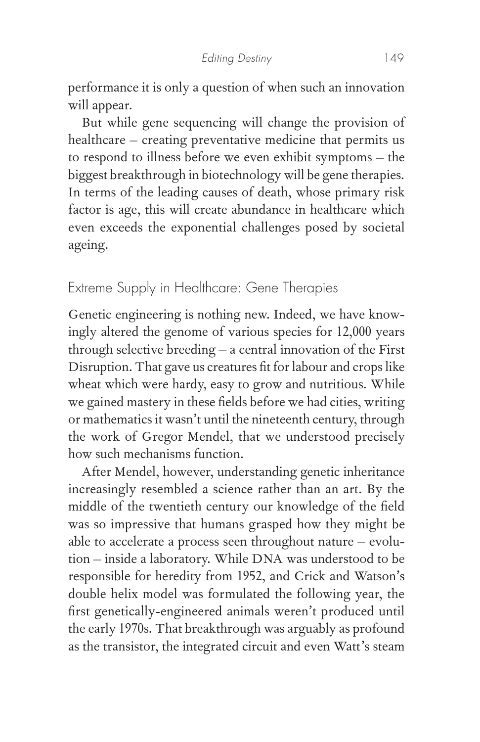performance it is only a question of when such an innovation will appear.

But while gene sequencing will change the provision of healthcare – creating preventative medicine that permits us to respond to illness before we even exhibit symptoms – the biggest breakthrough in biotechnology will be gene therapies. In terms of the leading causes of death, whose primary risk factor is age, this will create abundance in healthcare which even exceeds the exponential challenges posed by societal ageing.

## Extreme Supply in Healthcare: Gene Therapies

Genetic engineering is nothing new. Indeed, we have knowingly altered the genome of various species for 12,000 years through selective breeding – a central innovation of the First Disruption. That gave us creatures fit for labour and crops like wheat which were hardy, easy to grow and nutritious. While we gained mastery in these fields before we had cities, writing or mathematics it wasn't until the nineteenth century, through the work of Gregor Mendel, that we understood precisely how such mechanisms function.

After Mendel, however, understanding genetic inheritance increasingly resembled a science rather than an art. By the middle of the twentieth century our knowledge of the field was so impressive that humans grasped how they might be able to accelerate a process seen throughout nature – evolution – inside a laboratory. While DNA was understood to be responsible for heredity from 1952, and Crick and Watson's double helix model was formulated the following year, the first genetically-engineered animals weren't produced until the early 1970s. That breakthrough was arguably as profound as the transistor, the integrated circuit and even Watt's steam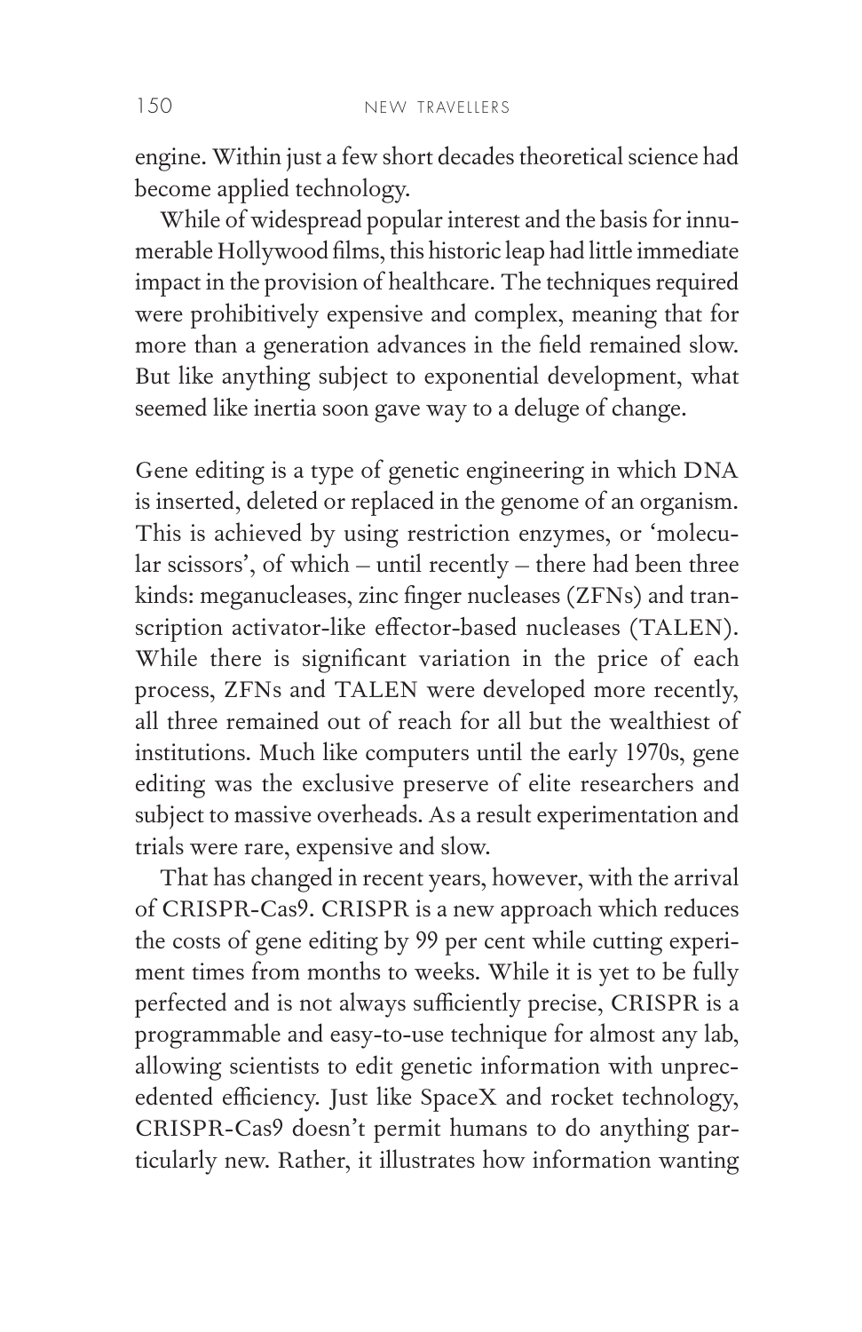engine. Within just a few short decades theoretical science had become applied technology.

While of widespread popular interest and the basis for innumerable Hollywood films, this historic leap had little immediate impact in the provision of healthcare. The techniques required were prohibitively expensive and complex, meaning that for more than a generation advances in the field remained slow. But like anything subject to exponential development, what seemed like inertia soon gave way to a deluge of change.

Gene editing is a type of genetic engineering in which DNA is inserted, deleted or replaced in the genome of an organism. This is achieved by using restriction enzymes, or 'molecular scissors', of which – until recently – there had been three kinds: meganucleases, zinc finger nucleases (ZFNs) and transcription activator-like effector-based nucleases (TALEN). While there is significant variation in the price of each process, ZFNs and TALEN were developed more recently, all three remained out of reach for all but the wealthiest of institutions. Much like computers until the early 1970s, gene editing was the exclusive preserve of elite researchers and subject to massive overheads. As a result experimentation and trials were rare, expensive and slow.

That has changed in recent years, however, with the arrival of CRISPR-Cas9. CRISPR is a new approach which reduces the costs of gene editing by 99 per cent while cutting experiment times from months to weeks. While it is yet to be fully perfected and is not always sufficiently precise, CRISPR is a programmable and easy-to-use technique for almost any lab, allowing scientists to edit genetic information with unprecedented efficiency. Just like SpaceX and rocket technology, CRISPR-Cas9 doesn't permit humans to do anything particularly new. Rather, it illustrates how information wanting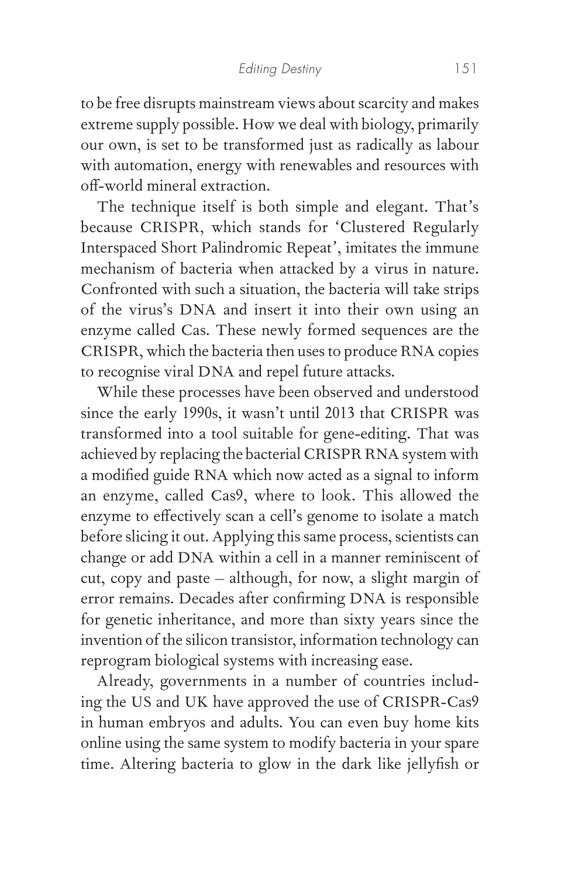to be free disrupts mainstream views about scarcity and makes extreme supply possible. How we deal with biology, primarily our own, is set to be transformed just as radically as labour with automation, energy with renewables and resources with off-world mineral extraction.

The technique itself is both simple and elegant. That's because CRISPR, which stands for 'Clustered Regularly Interspaced Short Palindromic Repeat', imitates the immune mechanism of bacteria when attacked by a virus in nature. Confronted with such a situation, the bacteria will take strips of the virus's DNA and insert it into their own using an enzyme called Cas. These newly formed sequences are the CRISPR, which the bacteria then uses to produce RNA copies to recognise viral DNA and repel future attacks.

While these processes have been observed and understood since the early 1990s, it wasn't until 2013 that CRISPR was transformed into a tool suitable for gene-editing. That was achieved by replacing the bacterial CRISPR RNA system with a modified guide RNA which now acted as a signal to inform an enzyme, called Cas9, where to look. This allowed the enzyme to effectively scan a cell's genome to isolate a match before slicing it out. Applying this same process, scientists can change or add DNA within a cell in a manner reminiscent of cut, copy and paste – although, for now, a slight margin of error remains. Decades after confirming DNA is responsible for genetic inheritance, and more than sixty years since the invention of the silicon transistor, information technology can reprogram biological systems with increasing ease.

Already, governments in a number of countries including the US and UK have approved the use of CRISPR-Cas9 in human embryos and adults. You can even buy home kits online using the same system to modify bacteria in your spare time. Altering bacteria to glow in the dark like jellyfish or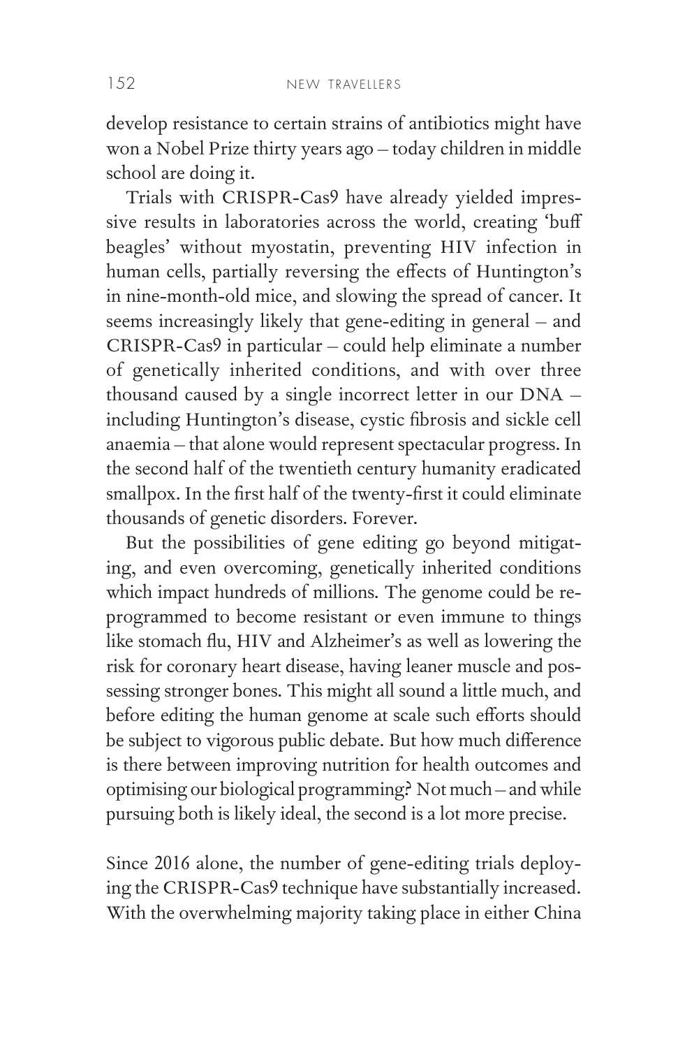develop resistance to certain strains of antibiotics might have won a Nobel Prize thirty years ago – today children in middle school are doing it.

Trials with CRISPR-Cas9 have already yielded impressive results in laboratories across the world, creating 'buff beagles' without myostatin, preventing HIV infection in human cells, partially reversing the effects of Huntington's in nine-month-old mice, and slowing the spread of cancer. It seems increasingly likely that gene-editing in general – and CRISPR-Cas9 in particular – could help eliminate a number of genetically inherited conditions, and with over three thousand caused by a single incorrect letter in our DNA – including Huntington's disease, cystic fibrosis and sickle cell anaemia – that alone would represent spectacular progress. In the second half of the twentieth century humanity eradicated smallpox. In the first half of the twenty-first it could eliminate thousands of genetic disorders. Forever.

But the possibilities of gene editing go beyond mitigating, and even overcoming, genetically inherited conditions which impact hundreds of millions. The genome could be reprogrammed to become resistant or even immune to things like stomach flu, HIV and Alzheimer's as well as lowering the risk for coronary heart disease, having leaner muscle and possessing stronger bones. This might all sound a little much, and before editing the human genome at scale such efforts should be subject to vigorous public debate. But how much difference is there between improving nutrition for health outcomes and optimising our biological programming? Not much – and while pursuing both is likely ideal, the second is a lot more precise.

Since 2016 alone, the number of gene-editing trials deploying the CRISPR-Cas9 technique have substantially increased. With the overwhelming majority taking place in either China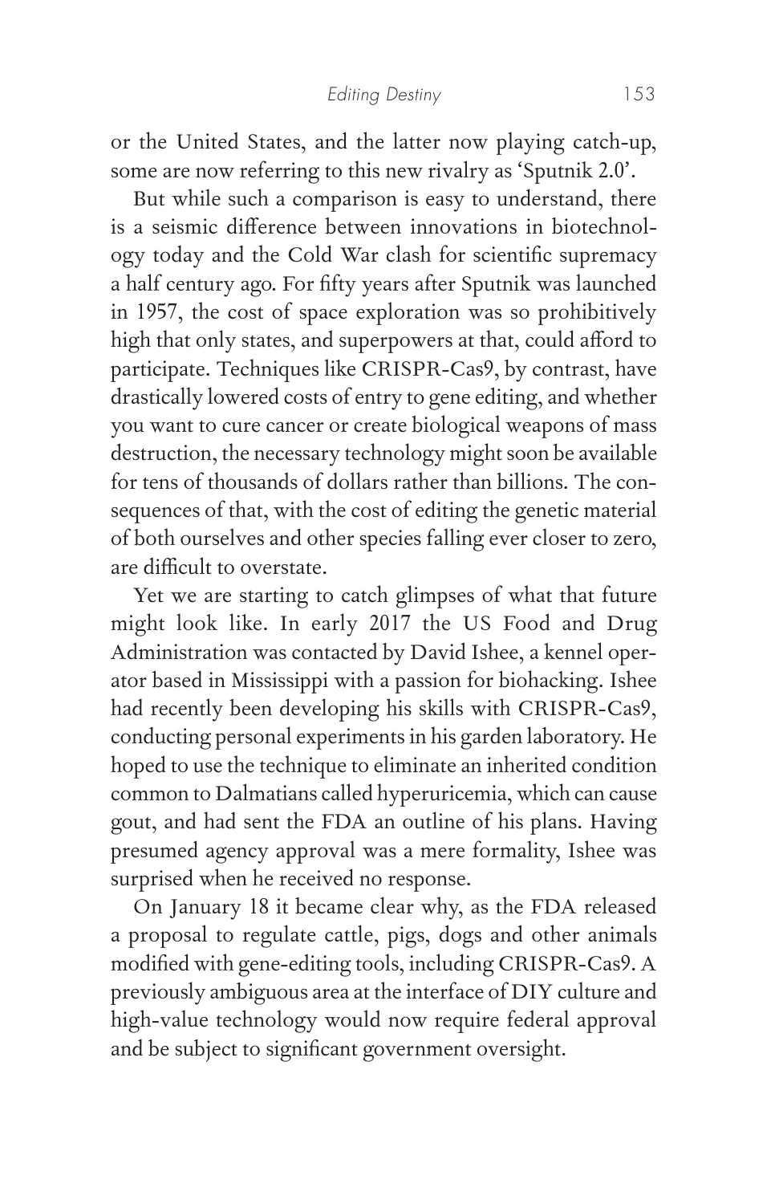or the United States, and the latter now playing catch-up, some are now referring to this new rivalry as 'Sputnik 2.0'.

But while such a comparison is easy to understand, there is a seismic difference between innovations in biotechnology today and the Cold War clash for scientific supremacy a half century ago. For fifty years after Sputnik was launched in 1957, the cost of space exploration was so prohibitively high that only states, and superpowers at that, could afford to participate. Techniques like CRISPR-Cas9, by contrast, have drastically lowered costs of entry to gene editing, and whether you want to cure cancer or create biological weapons of mass destruction, the necessary technology might soon be available for tens of thousands of dollars rather than billions. The consequences of that, with the cost of editing the genetic material of both ourselves and other species falling ever closer to zero, are difficult to overstate.

Yet we are starting to catch glimpses of what that future might look like. In early 2017 the US Food and Drug Administration was contacted by David Ishee, a kennel operator based in Mississippi with a passion for biohacking. Ishee had recently been developing his skills with CRISPR-Cas9, conducting personal experiments in his garden laboratory. He hoped to use the technique to eliminate an inherited condition common to Dalmatians called hyperuricemia, which can cause gout, and had sent the FDA an outline of his plans. Having presumed agency approval was a mere formality, Ishee was surprised when he received no response.

On January 18 it became clear why, as the FDA released a proposal to regulate cattle, pigs, dogs and other animals modified with gene-editing tools, including CRISPR-Cas9. A previously ambiguous area at the interface of DIY culture and high-value technology would now require federal approval and be subject to significant government oversight.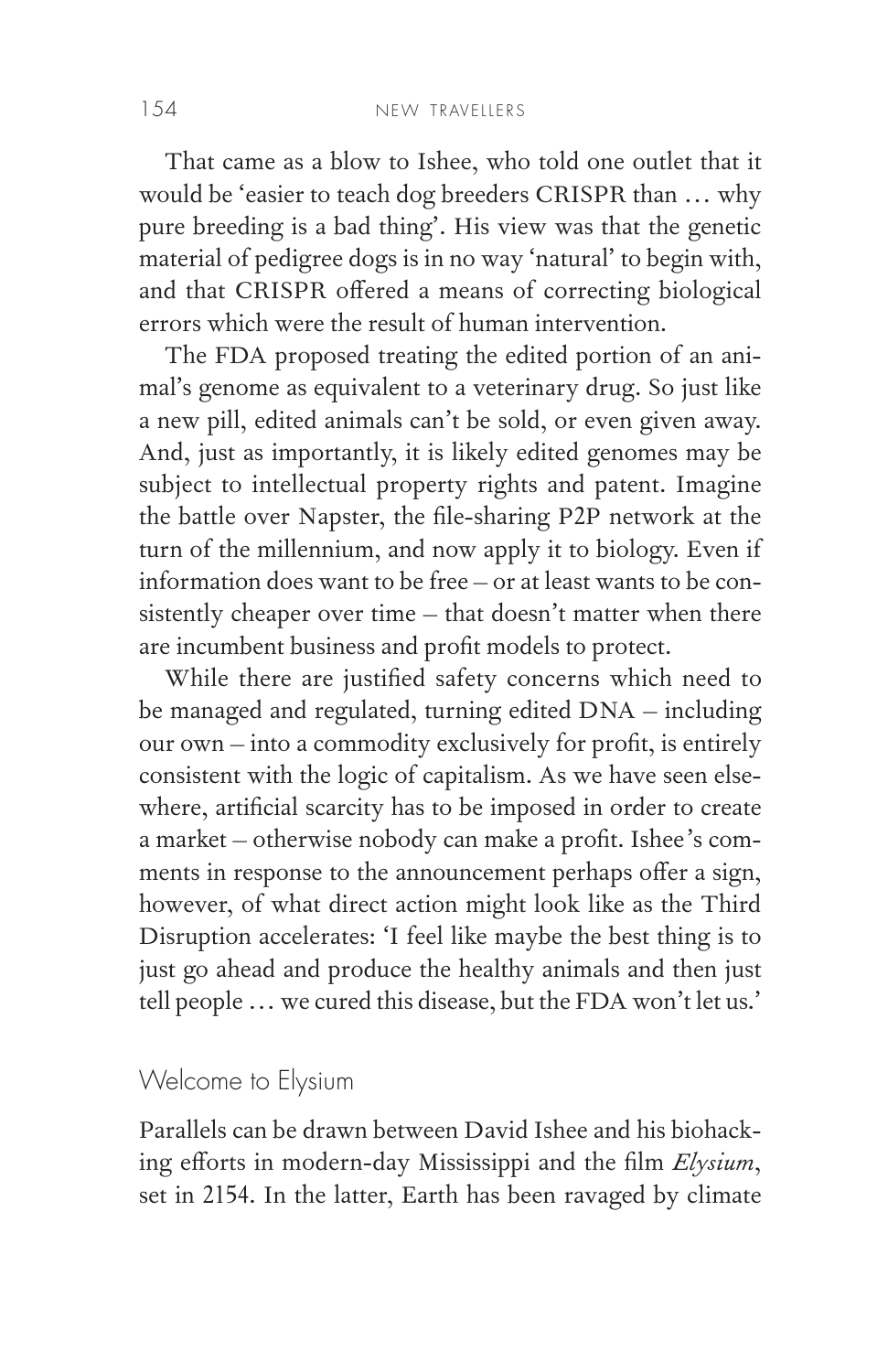That came as a blow to Ishee, who told one outlet that it would be 'easier to teach dog breeders CRISPR than … why pure breeding is a bad thing'. His view was that the genetic material of pedigree dogs is in no way 'natural' to begin with, and that CRISPR offered a means of correcting biological errors which were the result of human intervention.

The FDA proposed treating the edited portion of an animal's genome as equivalent to a veterinary drug. So just like a new pill, edited animals can't be sold, or even given away. And, just as importantly, it is likely edited genomes may be subject to intellectual property rights and patent. Imagine the battle over Napster, the file-sharing P2P network at the turn of the millennium, and now apply it to biology. Even if information does want to be free – or at least wants to be consistently cheaper over time – that doesn't matter when there are incumbent business and profit models to protect.

While there are justified safety concerns which need to be managed and regulated, turning edited DNA – including our own – into a commodity exclusively for profit, is entirely consistent with the logic of capitalism. As we have seen elsewhere, artificial scarcity has to be imposed in order to create a market – otherwise nobody can make a profit. Ishee's comments in response to the announcement perhaps offer a sign, however, of what direct action might look like as the Third Disruption accelerates: 'I feel like maybe the best thing is to just go ahead and produce the healthy animals and then just tell people … we cured this disease, but the FDA won't let us.'

## Welcome to Elysium

Parallels can be drawn between David Ishee and his biohacking efforts in modern-day Mississippi and the film *Elysium*, set in 2154. In the latter, Earth has been ravaged by climate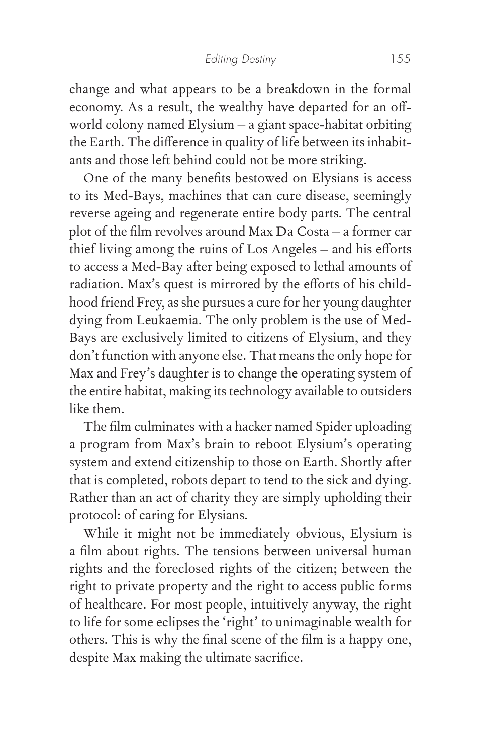change and what appears to be a breakdown in the formal economy. As a result, the wealthy have departed for an off-world colony named Elysium – a giant space-habitat orbiting the Earth. The difference in quality of life between its inhabitants and those left behind could not be more striking.

One of the many benefits bestowed on Elysians is access to its Med-Bays, machines that can cure disease, seemingly reverse ageing and regenerate entire body parts. The central plot of the film revolves around Max Da Costa – a former car thief living among the ruins of Los Angeles – and his efforts to access a Med-Bay after being exposed to lethal amounts of radiation. Max's quest is mirrored by the efforts of his childhood friend Frey, as she pursues a cure for her young daughter dying from Leukaemia. The only problem is the use of Med-Bays are exclusively limited to citizens of Elysium, and they don't function with anyone else. That means the only hope for Max and Frey's daughter is to change the operating system of the entire habitat, making its technology available to outsiders like them.

The film culminates with a hacker named Spider uploading a program from Max's brain to reboot Elysium's operating system and extend citizenship to those on Earth. Shortly after that is completed, robots depart to tend to the sick and dying. Rather than an act of charity they are simply upholding their protocol: of caring for Elysians.

While it might not be immediately obvious, Elysium is a film about rights. The tensions between universal human rights and the foreclosed rights of the citizen; between the right to private property and the right to access public forms of healthcare. For most people, intuitively anyway, the right to life for some eclipses the 'right' to unimaginable wealth for others. This is why the final scene of the film is a happy one, despite Max making the ultimate sacrifice.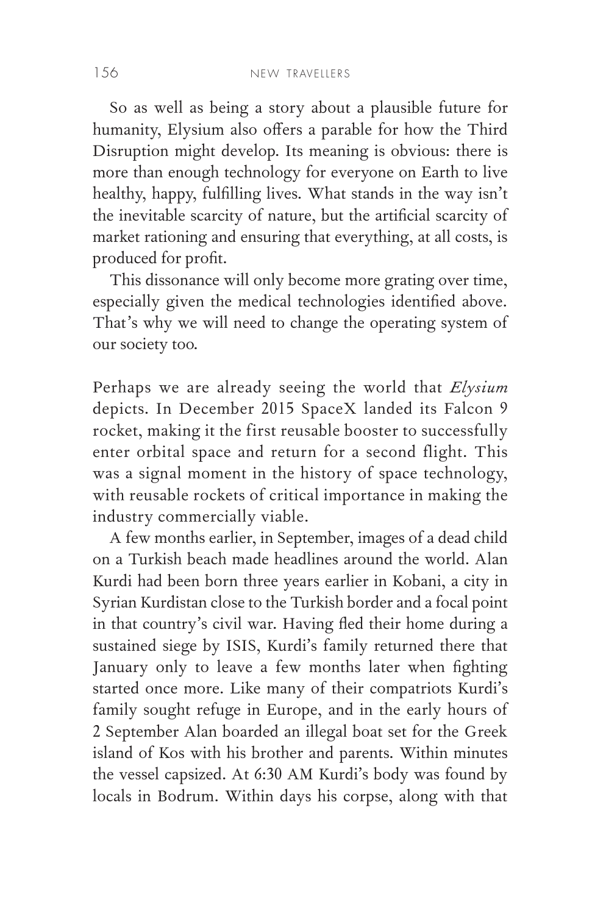So as well as being a story about a plausible future for humanity, Elysium also offers a parable for how the Third Disruption might develop. Its meaning is obvious: there is more than enough technology for everyone on Earth to live healthy, happy, fulfilling lives. What stands in the way isn't the inevitable scarcity of nature, but the artificial scarcity of market rationing and ensuring that everything, at all costs, is produced for profit.

This dissonance will only become more grating over time, especially given the medical technologies identified above. That's why we will need to change the operating system of our society too.

Perhaps we are already seeing the world that *Elysium* depicts. In December 2015 SpaceX landed its Falcon 9 rocket, making it the first reusable booster to successfully enter orbital space and return for a second flight. This was a signal moment in the history of space technology, with reusable rockets of critical importance in making the industry commercially viable.

A few months earlier, in September, images of a dead child on a Turkish beach made headlines around the world. Alan Kurdi had been born three years earlier in Kobani, a city in Syrian Kurdistan close to the Turkish border and a focal point in that country's civil war. Having fled their home during a sustained siege by ISIS, Kurdi's family returned there that January only to leave a few months later when fighting started once more. Like many of their compatriots Kurdi's family sought refuge in Europe, and in the early hours of 2 September Alan boarded an illegal boat set for the Greek island of Kos with his brother and parents. Within minutes the vessel capsized. At 6:30 AM Kurdi's body was found by locals in Bodrum. Within days his corpse, along with that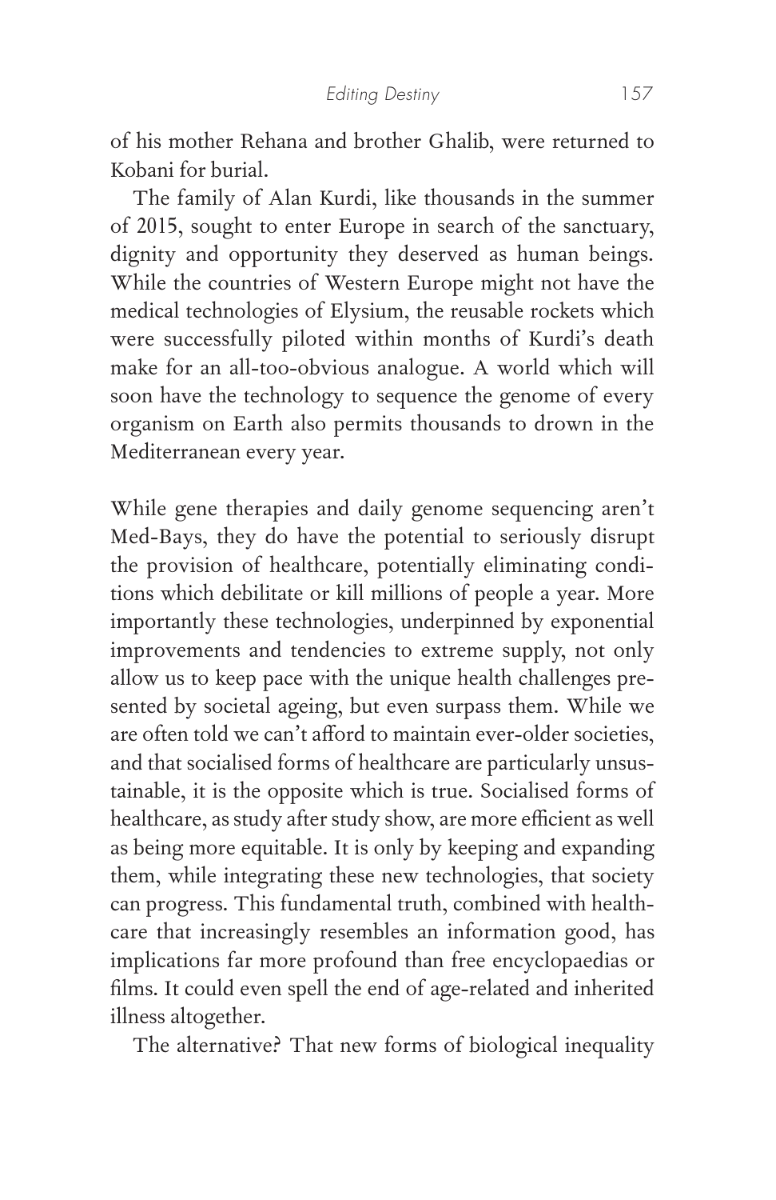of his mother Rehana and brother Ghalib, were returned to Kobani for burial.

The family of Alan Kurdi, like thousands in the summer of 2015, sought to enter Europe in search of the sanctuary, dignity and opportunity they deserved as human beings. While the countries of Western Europe might not have the medical technologies of Elysium, the reusable rockets which were successfully piloted within months of Kurdi's death make for an all-too-obvious analogue. A world which will soon have the technology to sequence the genome of every organism on Earth also permits thousands to drown in the Mediterranean every year.

While gene therapies and daily genome sequencing aren't Med-Bays, they do have the potential to seriously disrupt the provision of healthcare, potentially eliminating conditions which debilitate or kill millions of people a year. More importantly these technologies, underpinned by exponential improvements and tendencies to extreme supply, not only allow us to keep pace with the unique health challenges presented by societal ageing, but even surpass them. While we are often told we can't afford to maintain ever-older societies, and that socialised forms of healthcare are particularly unsustainable, it is the opposite which is true. Socialised forms of healthcare, as study after study show, are more efficient as well as being more equitable. It is only by keeping and expanding them, while integrating these new technologies, that society can progress. This fundamental truth, combined with healthcare that increasingly resembles an information good, has implications far more profound than free encyclopaedias or films. It could even spell the end of age-related and inherited illness altogether.

The alternative? That new forms of biological inequality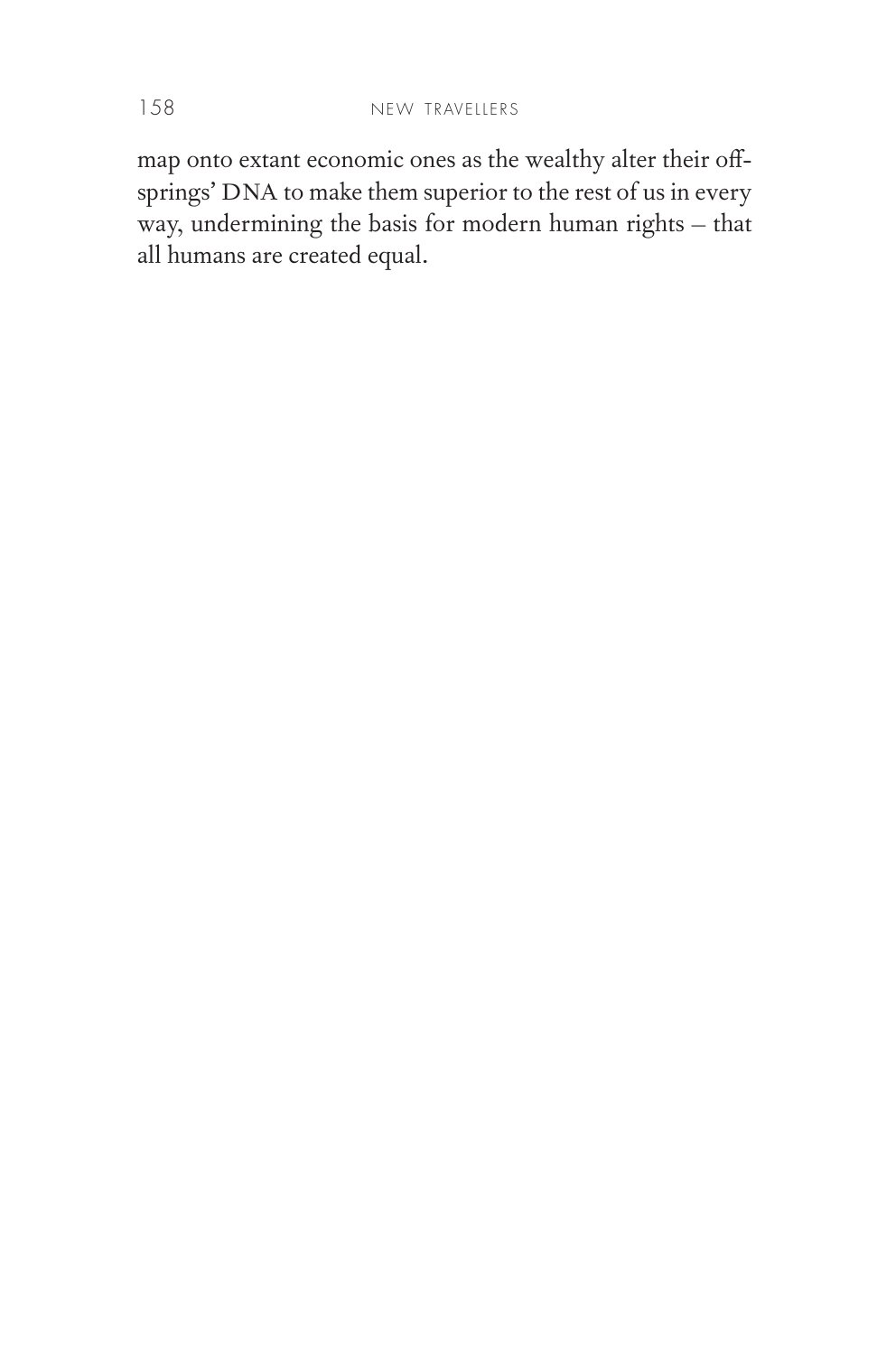map onto extant economic ones as the wealthy alter their offsprings' DNA to make them superior to the rest of us in every way, undermining the basis for modern human rights – that all humans are created equal.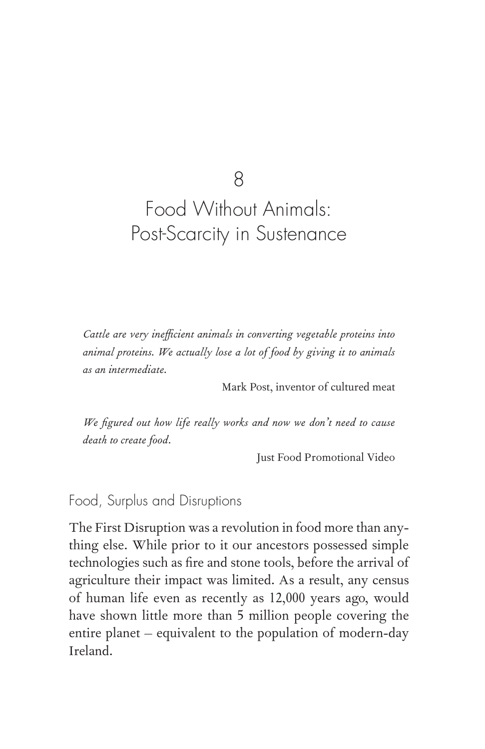# 8

# Food Without Animals: Post-Scarcity in Sustenance

*Cattle are very inefficient animals in converting vegetable proteins into animal proteins. We actually lose a lot of food by giving it to animals as an intermediate.*

Mark Post, inventor of cultured meat

*We figured out how life really works and now we don't need to cause death to create food.*

Just Food Promotional Video

## Food, Surplus and Disruptions

The First Disruption was a revolution in food more than anything else. While prior to it our ancestors possessed simple technologies such as fire and stone tools, before the arrival of agriculture their impact was limited. As a result, any census of human life even as recently as 12,000 years ago, would have shown little more than 5 million people covering the entire planet – equivalent to the population of modern-day Ireland.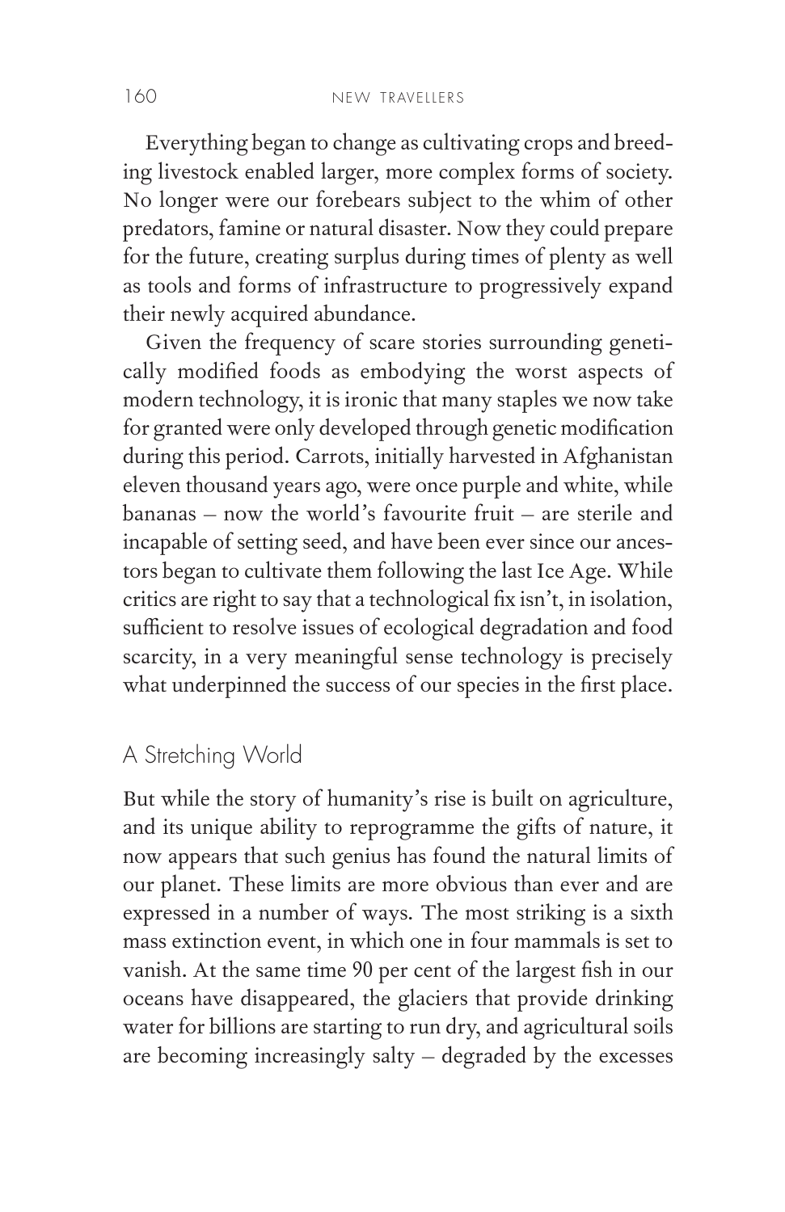Everything began to change as cultivating crops and breeding livestock enabled larger, more complex forms of society. No longer were our forebears subject to the whim of other predators, famine or natural disaster. Now they could prepare for the future, creating surplus during times of plenty as well as tools and forms of infrastructure to progressively expand their newly acquired abundance.

Given the frequency of scare stories surrounding genetically modified foods as embodying the worst aspects of modern technology, it is ironic that many staples we now take for granted were only developed through genetic modification during this period. Carrots, initially harvested in Afghanistan eleven thousand years ago, were once purple and white, while bananas – now the world's favourite fruit – are sterile and incapable of setting seed, and have been ever since our ancestors began to cultivate them following the last Ice Age. While critics are right to say that a technological fix isn't, in isolation, sufficient to resolve issues of ecological degradation and food scarcity, in a very meaningful sense technology is precisely what underpinned the success of our species in the first place.

## A Stretching World

But while the story of humanity's rise is built on agriculture, and its unique ability to reprogramme the gifts of nature, it now appears that such genius has found the natural limits of our planet. These limits are more obvious than ever and are expressed in a number of ways. The most striking is a sixth mass extinction event, in which one in four mammals is set to vanish. At the same time 90 per cent of the largest fish in our oceans have disappeared, the glaciers that provide drinking water for billions are starting to run dry, and agricultural soils are becoming increasingly salty – degraded by the excesses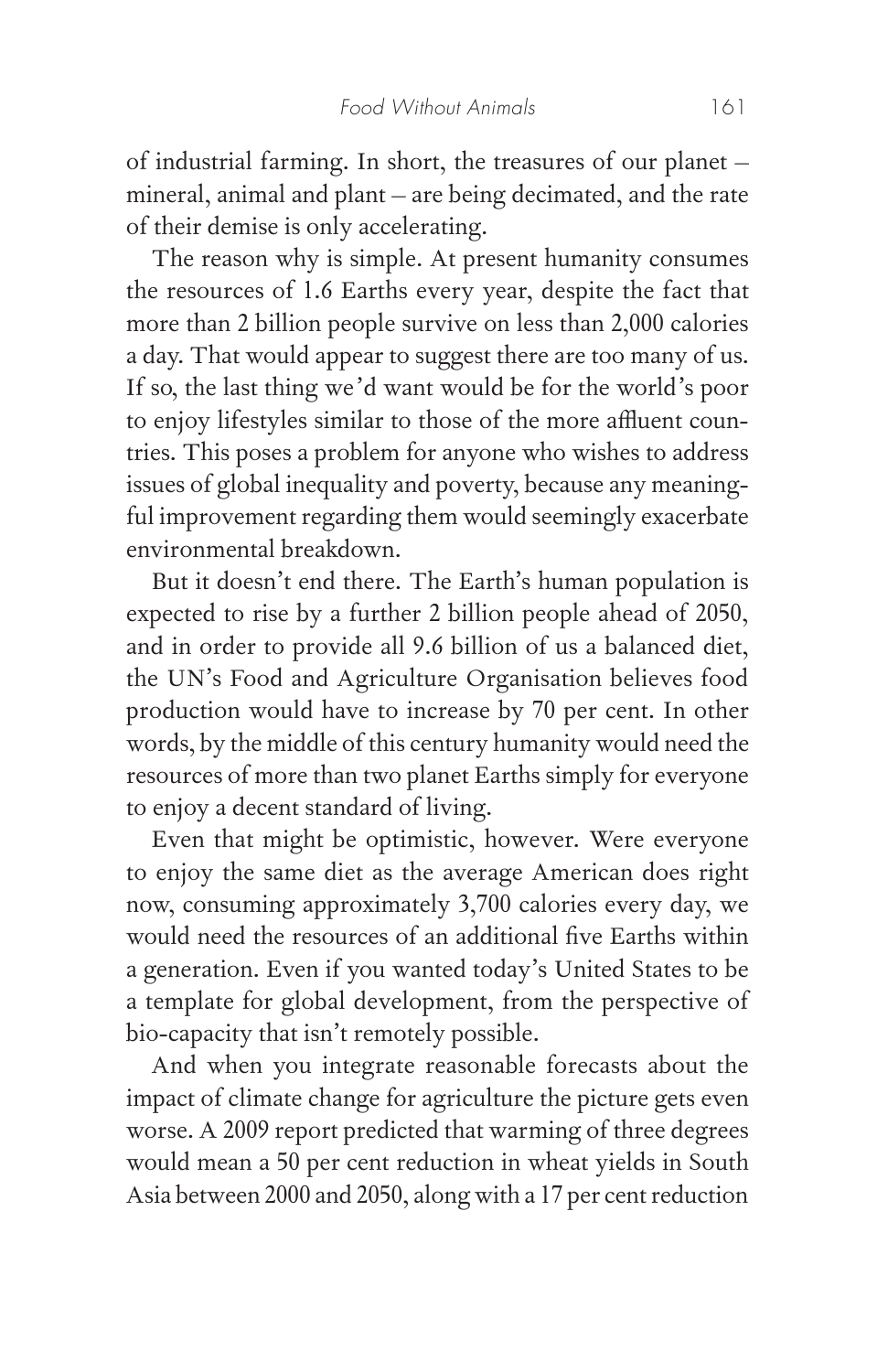of industrial farming. In short, the treasures of our planet – mineral, animal and plant – are being decimated, and the rate of their demise is only accelerating.

The reason why is simple. At present humanity consumes the resources of 1.6 Earths every year, despite the fact that more than 2 billion people survive on less than 2,000 calories a day. That would appear to suggest there are too many of us. If so, the last thing we'd want would be for the world's poor to enjoy lifestyles similar to those of the more affluent countries. This poses a problem for anyone who wishes to address issues of global inequality and poverty, because any meaningful improvement regarding them would seemingly exacerbate environmental breakdown.

But it doesn't end there. The Earth's human population is expected to rise by a further 2 billion people ahead of 2050, and in order to provide all 9.6 billion of us a balanced diet, the UN's Food and Agriculture Organisation believes food production would have to increase by 70 per cent. In other words, by the middle of this century humanity would need the resources of more than two planet Earths simply for everyone to enjoy a decent standard of living.

Even that might be optimistic, however. Were everyone to enjoy the same diet as the average American does right now, consuming approximately 3,700 calories every day, we would need the resources of an additional five Earths within a generation. Even if you wanted today's United States to be a template for global development, from the perspective of bio-capacity that isn't remotely possible.

And when you integrate reasonable forecasts about the impact of climate change for agriculture the picture gets even worse. A 2009 report predicted that warming of three degrees would mean a 50 per cent reduction in wheat yields in South Asia between 2000 and 2050, along with a 17 per cent reduction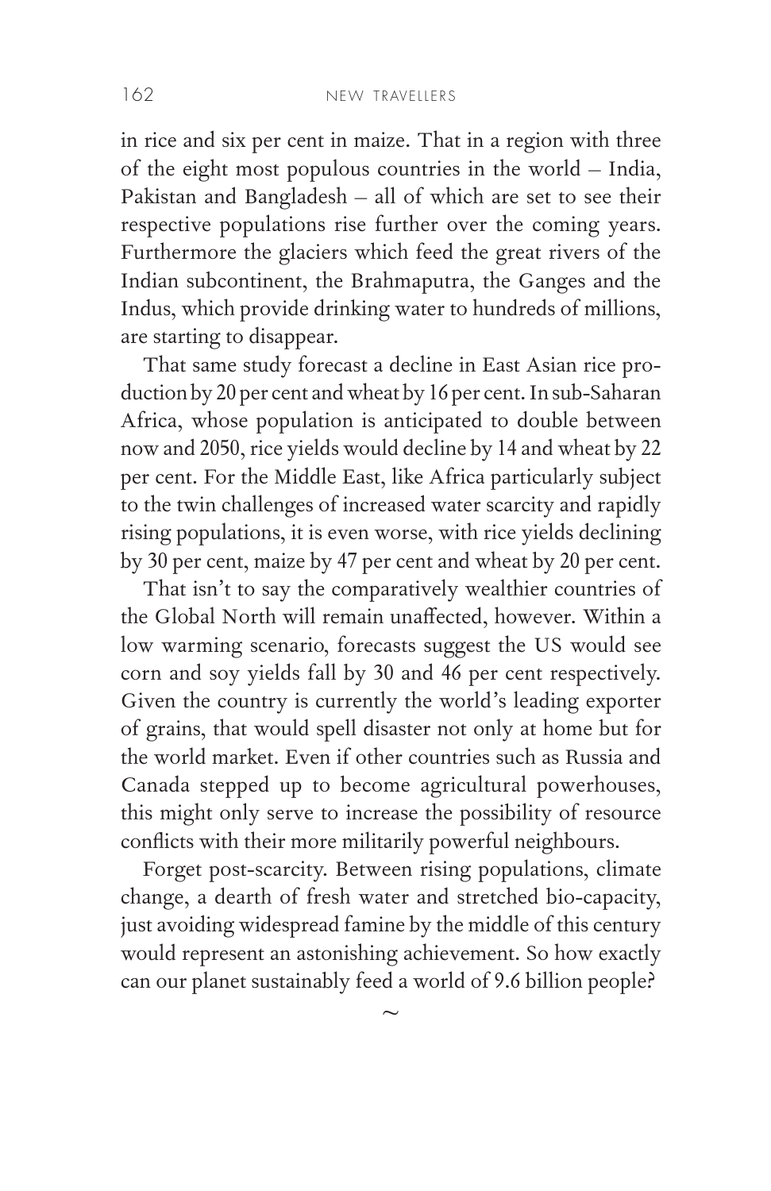in rice and six per cent in maize. That in a region with three of the eight most populous countries in the world – India, Pakistan and Bangladesh – all of which are set to see their respective populations rise further over the coming years. Furthermore the glaciers which feed the great rivers of the Indian subcontinent, the Brahmaputra, the Ganges and the Indus, which provide drinking water to hundreds of millions, are starting to disappear.

That same study forecast a decline in East Asian rice production by 20 per cent and wheat by 16 per cent. In sub-Saharan Africa, whose population is anticipated to double between now and 2050, rice yields would decline by 14 and wheat by 22 per cent. For the Middle East, like Africa particularly subject to the twin challenges of increased water scarcity and rapidly rising populations, it is even worse, with rice yields declining by 30 per cent, maize by 47 per cent and wheat by 20 per cent.

That isn't to say the comparatively wealthier countries of the Global North will remain unaffected, however. Within a low warming scenario, forecasts suggest the US would see corn and soy yields fall by 30 and 46 per cent respectively. Given the country is currently the world's leading exporter of grains, that would spell disaster not only at home but for the world market. Even if other countries such as Russia and Canada stepped up to become agricultural powerhouses, this might only serve to increase the possibility of resource conflicts with their more militarily powerful neighbours.

Forget post-scarcity. Between rising populations, climate change, a dearth of fresh water and stretched bio-capacity, just avoiding widespread famine by the middle of this century would represent an astonishing achievement. So how exactly can our planet sustainably feed a world of 9.6 billion people?

~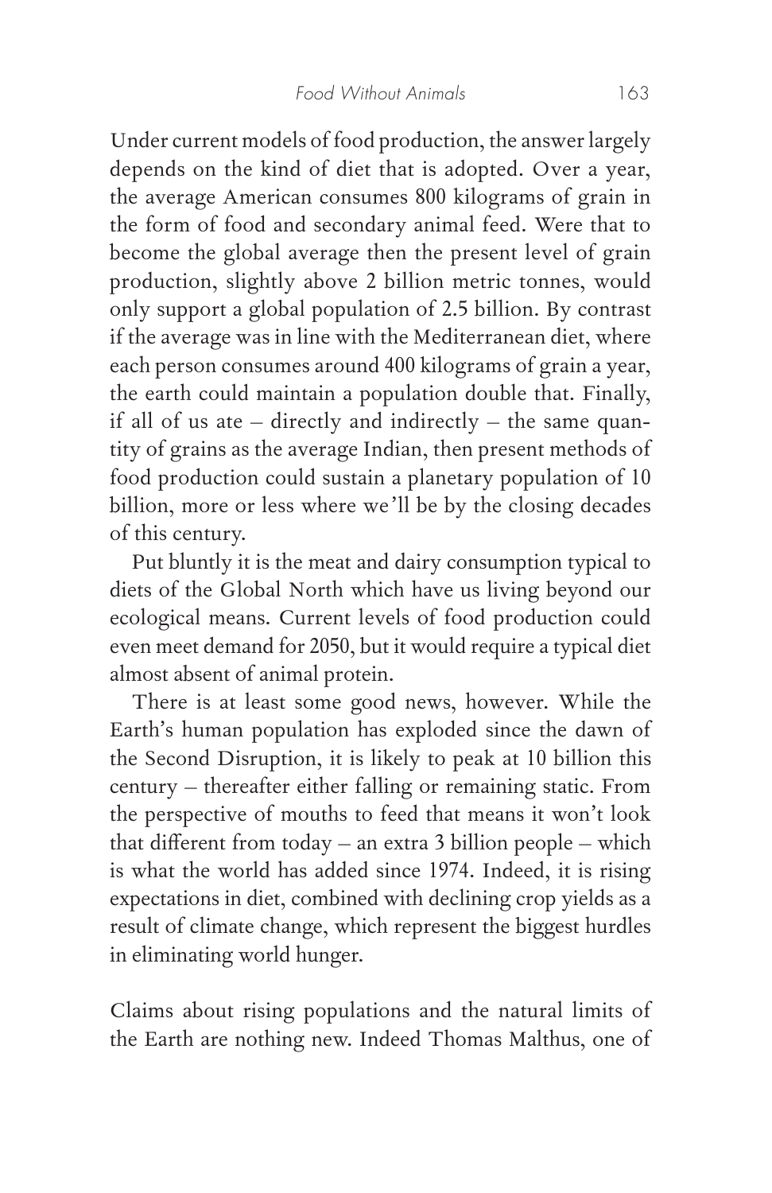Under current models of food production, the answer largely depends on the kind of diet that is adopted. Over a year, the average American consumes 800 kilograms of grain in the form of food and secondary animal feed. Were that to become the global average then the present level of grain production, slightly above 2 billion metric tonnes, would only support a global population of 2.5 billion. By contrast if the average was in line with the Mediterranean diet, where each person consumes around 400 kilograms of grain a year, the earth could maintain a population double that. Finally, if all of us ate – directly and indirectly – the same quantity of grains as the average Indian, then present methods of food production could sustain a planetary population of 10 billion, more or less where we'll be by the closing decades of this century.

Put bluntly it is the meat and dairy consumption typical to diets of the Global North which have us living beyond our ecological means. Current levels of food production could even meet demand for 2050, but it would require a typical diet almost absent of animal protein.

There is at least some good news, however. While the Earth's human population has exploded since the dawn of the Second Disruption, it is likely to peak at 10 billion this century – thereafter either falling or remaining static. From the perspective of mouths to feed that means it won't look that different from today – an extra 3 billion people – which is what the world has added since 1974. Indeed, it is rising expectations in diet, combined with declining crop yields as a result of climate change, which represent the biggest hurdles in eliminating world hunger.

Claims about rising populations and the natural limits of the Earth are nothing new. Indeed Thomas Malthus, one of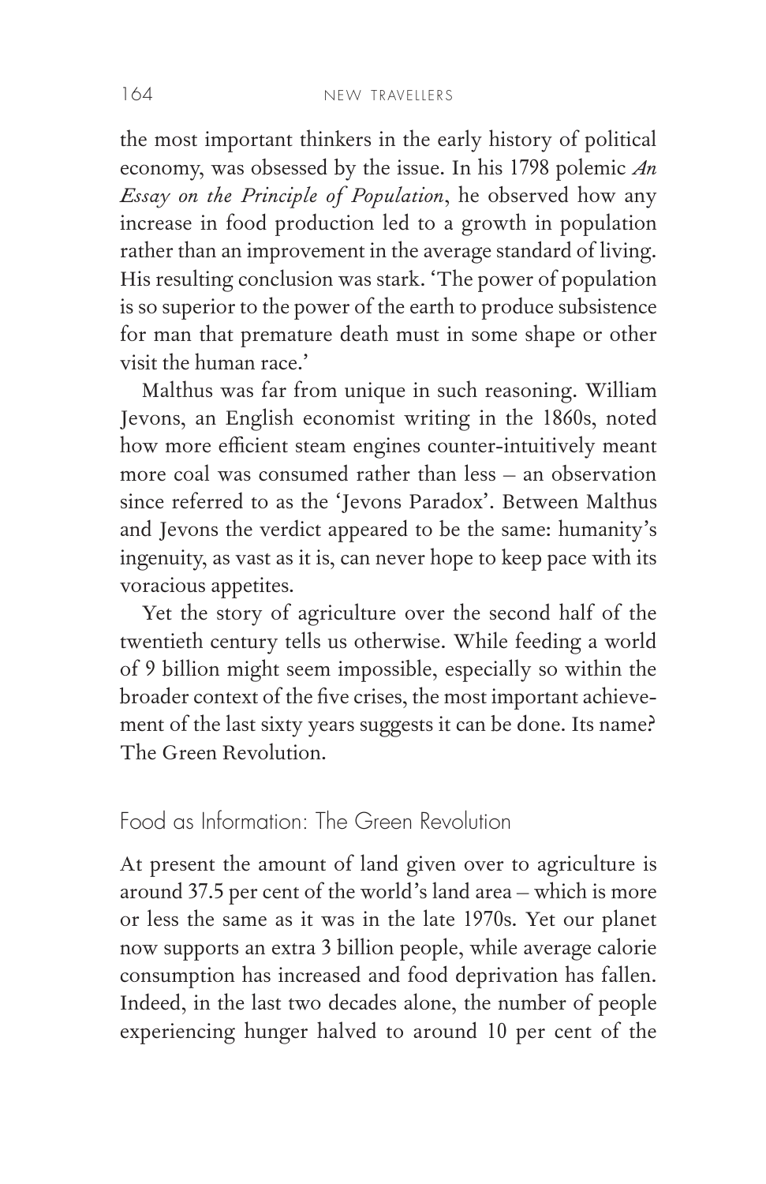the most important thinkers in the early history of political economy, was obsessed by the issue. In his 1798 polemic *An Essay on the Principle of Population*, he observed how any increase in food production led to a growth in population rather than an improvement in the average standard of living. His resulting conclusion was stark. 'The power of population is so superior to the power of the earth to produce subsistence for man that premature death must in some shape or other visit the human race.'

Malthus was far from unique in such reasoning. William Jevons, an English economist writing in the 1860s, noted how more efficient steam engines counter-intuitively meant more coal was consumed rather than less – an observation since referred to as the 'Jevons Paradox'. Between Malthus and Jevons the verdict appeared to be the same: humanity's ingenuity, as vast as it is, can never hope to keep pace with its voracious appetites.

Yet the story of agriculture over the second half of the twentieth century tells us otherwise. While feeding a world of 9 billion might seem impossible, especially so within the broader context of the five crises, the most important achievement of the last sixty years suggests it can be done. Its name? The Green Revolution.

## Food as Information: The Green Revolution

At present the amount of land given over to agriculture is around 37.5 per cent of the world's land area – which is more or less the same as it was in the late 1970s. Yet our planet now supports an extra 3 billion people, while average calorie consumption has increased and food deprivation has fallen. Indeed, in the last two decades alone, the number of people experiencing hunger halved to around 10 per cent of the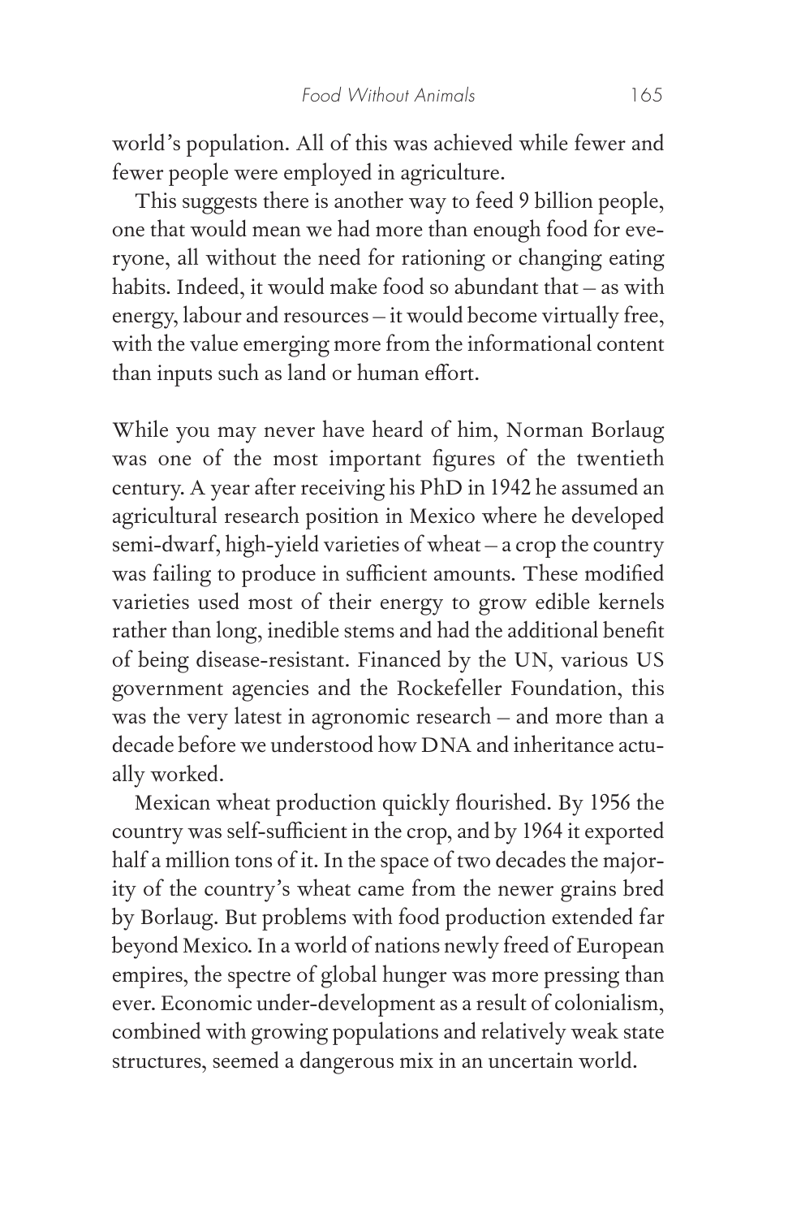world's population. All of this was achieved while fewer and fewer people were employed in agriculture.

This suggests there is another way to feed 9 billion people, one that would mean we had more than enough food for everyone, all without the need for rationing or changing eating habits. Indeed, it would make food so abundant that – as with energy, labour and resources – it would become virtually free, with the value emerging more from the informational content than inputs such as land or human effort.

While you may never have heard of him, Norman Borlaug was one of the most important figures of the twentieth century. A year after receiving his PhD in 1942 he assumed an agricultural research position in Mexico where he developed semi-dwarf, high-yield varieties of wheat – a crop the country was failing to produce in sufficient amounts. These modified varieties used most of their energy to grow edible kernels rather than long, inedible stems and had the additional benefit of being disease-resistant. Financed by the UN, various US government agencies and the Rockefeller Foundation, this was the very latest in agronomic research – and more than a decade before we understood how DNA and inheritance actually worked.

Mexican wheat production quickly flourished. By 1956 the country was self-sufficient in the crop, and by 1964 it exported half a million tons of it. In the space of two decades the majority of the country's wheat came from the newer grains bred by Borlaug. But problems with food production extended far beyond Mexico. In a world of nations newly freed of European empires, the spectre of global hunger was more pressing than ever. Economic under-development as a result of colonialism, combined with growing populations and relatively weak state structures, seemed a dangerous mix in an uncertain world.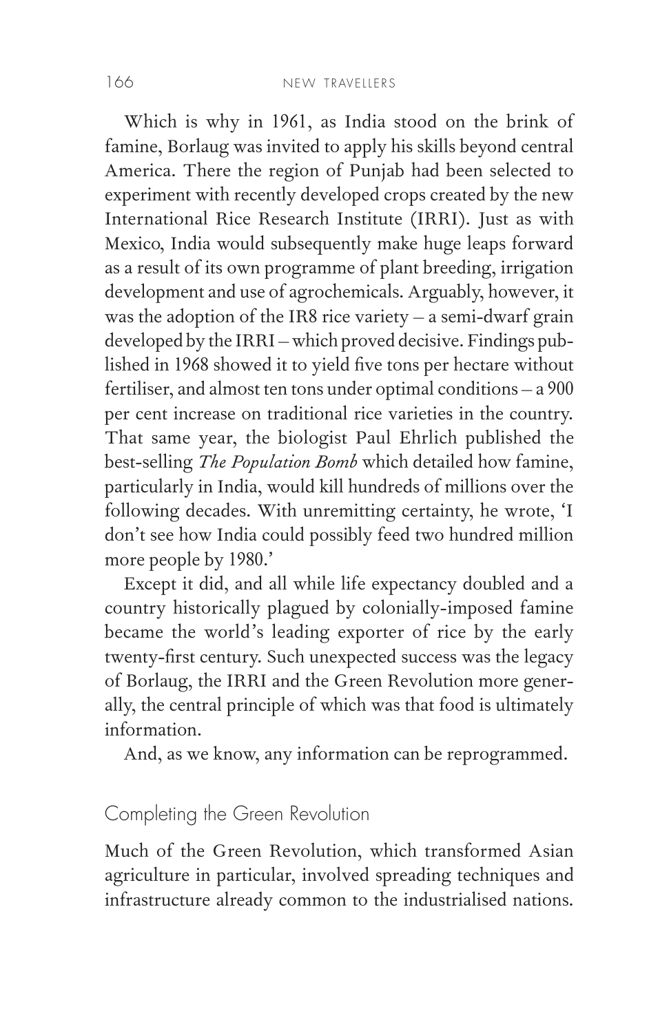Which is why in 1961, as India stood on the brink of famine, Borlaug was invited to apply his skills beyond central America. There the region of Punjab had been selected to experiment with recently developed crops created by the new International Rice Research Institute (IRRI). Just as with Mexico, India would subsequently make huge leaps forward as a result of its own programme of plant breeding, irrigation development and use of agrochemicals. Arguably, however, it was the adoption of the IR8 rice variety – a semi-dwarf grain developed by the IRRI – which proved decisive. Findings published in 1968 showed it to yield five tons per hectare without fertiliser, and almost ten tons under optimal conditions – a 900 per cent increase on traditional rice varieties in the country. That same year, the biologist Paul Ehrlich published the best-selling *The Population Bomb* which detailed how famine, particularly in India, would kill hundreds of millions over the following decades. With unremitting certainty, he wrote, 'I don't see how India could possibly feed two hundred million more people by 1980.'

Except it did, and all while life expectancy doubled and a country historically plagued by colonially-imposed famine became the world's leading exporter of rice by the early twenty-first century. Such unexpected success was the legacy of Borlaug, the IRRI and the Green Revolution more generally, the central principle of which was that food is ultimately information.

And, as we know, any information can be reprogrammed.

## Completing the Green Revolution

Much of the Green Revolution, which transformed Asian agriculture in particular, involved spreading techniques and infrastructure already common to the industrialised nations.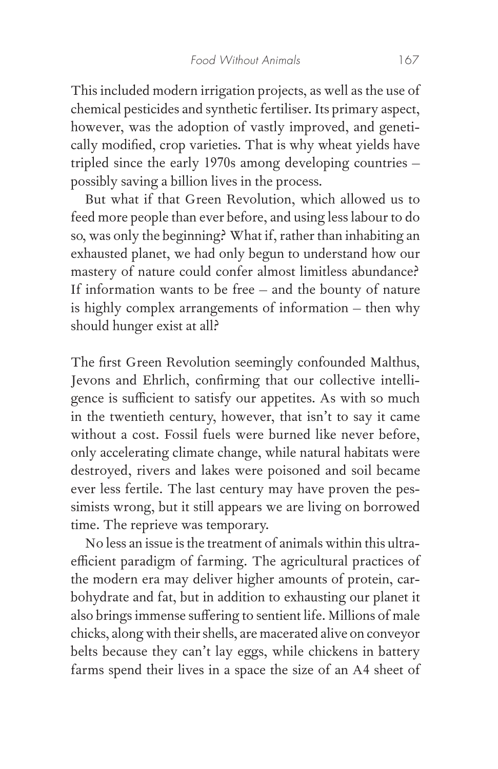This included modern irrigation projects, as well as the use of chemical pesticides and synthetic fertiliser. Its primary aspect, however, was the adoption of vastly improved, and genetically modified, crop varieties. That is why wheat yields have tripled since the early 1970s among developing countries – possibly saving a billion lives in the process.

But what if that Green Revolution, which allowed us to feed more people than ever before, and using less labour to do so, was only the beginning? What if, rather than inhabiting an exhausted planet, we had only begun to understand how our mastery of nature could confer almost limitless abundance? If information wants to be free – and the bounty of nature is highly complex arrangements of information – then why should hunger exist at all?

The first Green Revolution seemingly confounded Malthus, Jevons and Ehrlich, confirming that our collective intelligence is sufficient to satisfy our appetites. As with so much in the twentieth century, however, that isn't to say it came without a cost. Fossil fuels were burned like never before, only accelerating climate change, while natural habitats were destroyed, rivers and lakes were poisoned and soil became ever less fertile. The last century may have proven the pessimists wrong, but it still appears we are living on borrowed time. The reprieve was temporary.

No less an issue is the treatment of animals within this ultra-efficient paradigm of farming. The agricultural practices of the modern era may deliver higher amounts of protein, carbohydrate and fat, but in addition to exhausting our planet it also brings immense suffering to sentient life. Millions of male chicks, along with their shells, are macerated alive on conveyor belts because they can't lay eggs, while chickens in battery farms spend their lives in a space the size of an A4 sheet of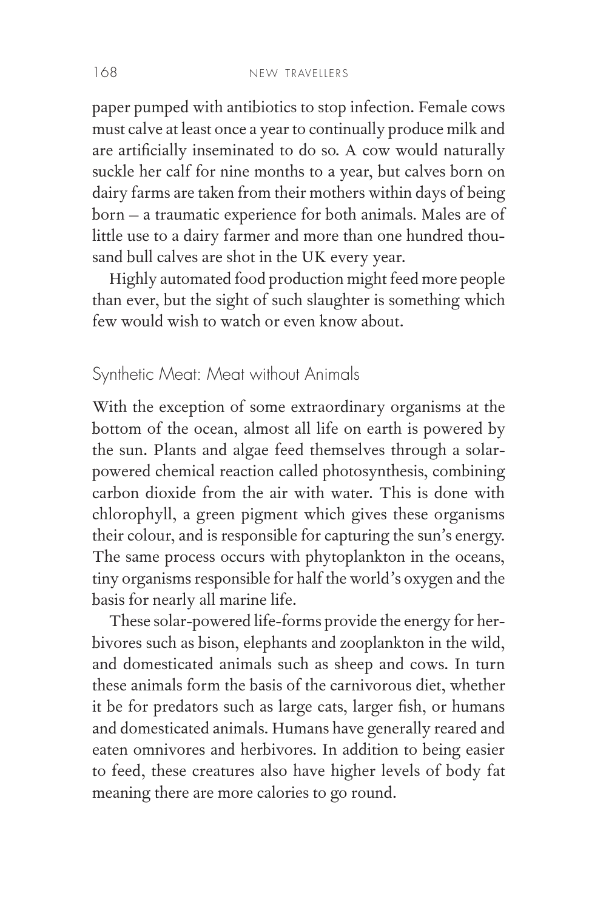paper pumped with antibiotics to stop infection. Female cows must calve at least once a year to continually produce milk and are artificially inseminated to do so. A cow would naturally suckle her calf for nine months to a year, but calves born on dairy farms are taken from their mothers within days of being born – a traumatic experience for both animals. Males are of little use to a dairy farmer and more than one hundred thousand bull calves are shot in the UK every year.

Highly automated food production might feed more people than ever, but the sight of such slaughter is something which few would wish to watch or even know about.

## Synthetic Meat: Meat without Animals

With the exception of some extraordinary organisms at the bottom of the ocean, almost all life on earth is powered by the sun. Plants and algae feed themselves through a solar-powered chemical reaction called photosynthesis, combining carbon dioxide from the air with water. This is done with chlorophyll, a green pigment which gives these organisms their colour, and is responsible for capturing the sun's energy. The same process occurs with phytoplankton in the oceans, tiny organisms responsible for half the world's oxygen and the basis for nearly all marine life.

These solar-powered life-forms provide the energy for herbivores such as bison, elephants and zooplankton in the wild, and domesticated animals such as sheep and cows. In turn these animals form the basis of the carnivorous diet, whether it be for predators such as large cats, larger fish, or humans and domesticated animals. Humans have generally reared and eaten omnivores and herbivores. In addition to being easier to feed, these creatures also have higher levels of body fat meaning there are more calories to go round.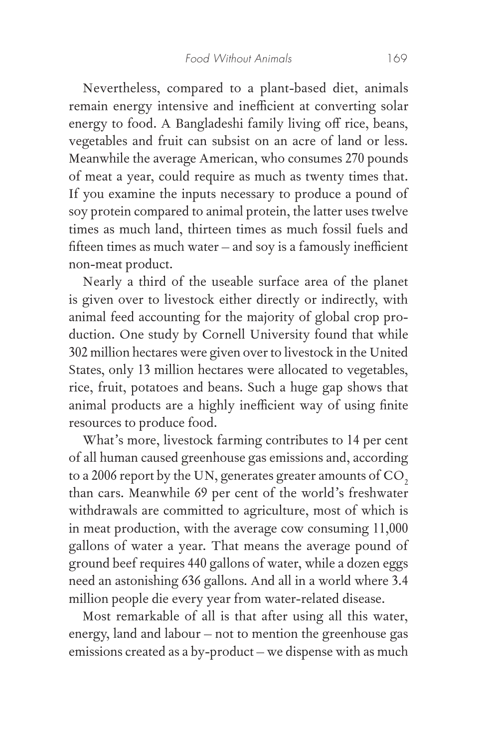Nevertheless, compared to a plant-based diet, animals remain energy intensive and inefficient at converting solar energy to food. A Bangladeshi family living off rice, beans, vegetables and fruit can subsist on an acre of land or less. Meanwhile the average American, who consumes 270 pounds of meat a year, could require as much as twenty times that. If you examine the inputs necessary to produce a pound of soy protein compared to animal protein, the latter uses twelve times as much land, thirteen times as much fossil fuels and fifteen times as much water – and soy is a famously inefficient non-meat product.

Nearly a third of the useable surface area of the planet is given over to livestock either directly or indirectly, with animal feed accounting for the majority of global crop production. One study by Cornell University found that while 302 million hectares were given over to livestock in the United States, only 13 million hectares were allocated to vegetables, rice, fruit, potatoes and beans. Such a huge gap shows that animal products are a highly inefficient way of using finite resources to produce food.

What's more, livestock farming contributes to 14 per cent of all human caused greenhouse gas emissions and, according to a 2006 report by the UN, generates greater amounts of $CO_2$ than cars. Meanwhile 69 per cent of the world's freshwater withdrawals are committed to agriculture, most of which is in meat production, with the average cow consuming 11,000 gallons of water a year. That means the average pound of ground beef requires 440 gallons of water, while a dozen eggs need an astonishing 636 gallons. And all in a world where 3.4 million people die every year from water-related disease.

Most remarkable of all is that after using all this water, energy, land and labour – not to mention the greenhouse gas emissions created as a by-product – we dispense with as much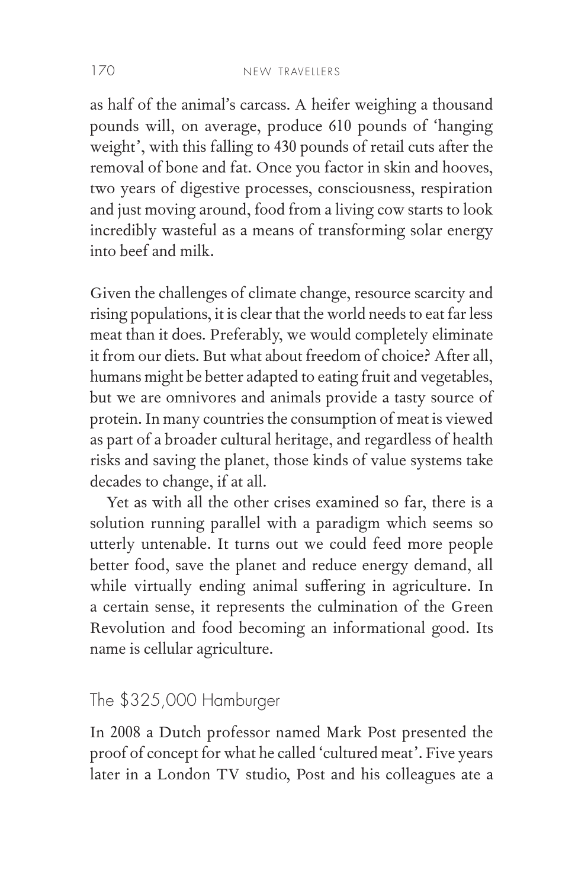as half of the animal's carcass. A heifer weighing a thousand pounds will, on average, produce 610 pounds of 'hanging weight', with this falling to 430 pounds of retail cuts after the removal of bone and fat. Once you factor in skin and hooves, two years of digestive processes, consciousness, respiration and just moving around, food from a living cow starts to look incredibly wasteful as a means of transforming solar energy into beef and milk.

Given the challenges of climate change, resource scarcity and rising populations, it is clear that the world needs to eat far less meat than it does. Preferably, we would completely eliminate it from our diets. But what about freedom of choice? After all, humans might be better adapted to eating fruit and vegetables, but we are omnivores and animals provide a tasty source of protein. In many countries the consumption of meat is viewed as part of a broader cultural heritage, and regardless of health risks and saving the planet, those kinds of value systems take decades to change, if at all.

Yet as with all the other crises examined so far, there is a solution running parallel with a paradigm which seems so utterly untenable. It turns out we could feed more people better food, save the planet and reduce energy demand, all while virtually ending animal suffering in agriculture. In a certain sense, it represents the culmination of the Green Revolution and food becoming an informational good. Its name is cellular agriculture.

## The $325,000 Hamburger

In 2008 a Dutch professor named Mark Post presented the proof of concept for what he called 'cultured meat'. Five years later in a London TV studio, Post and his colleagues ate a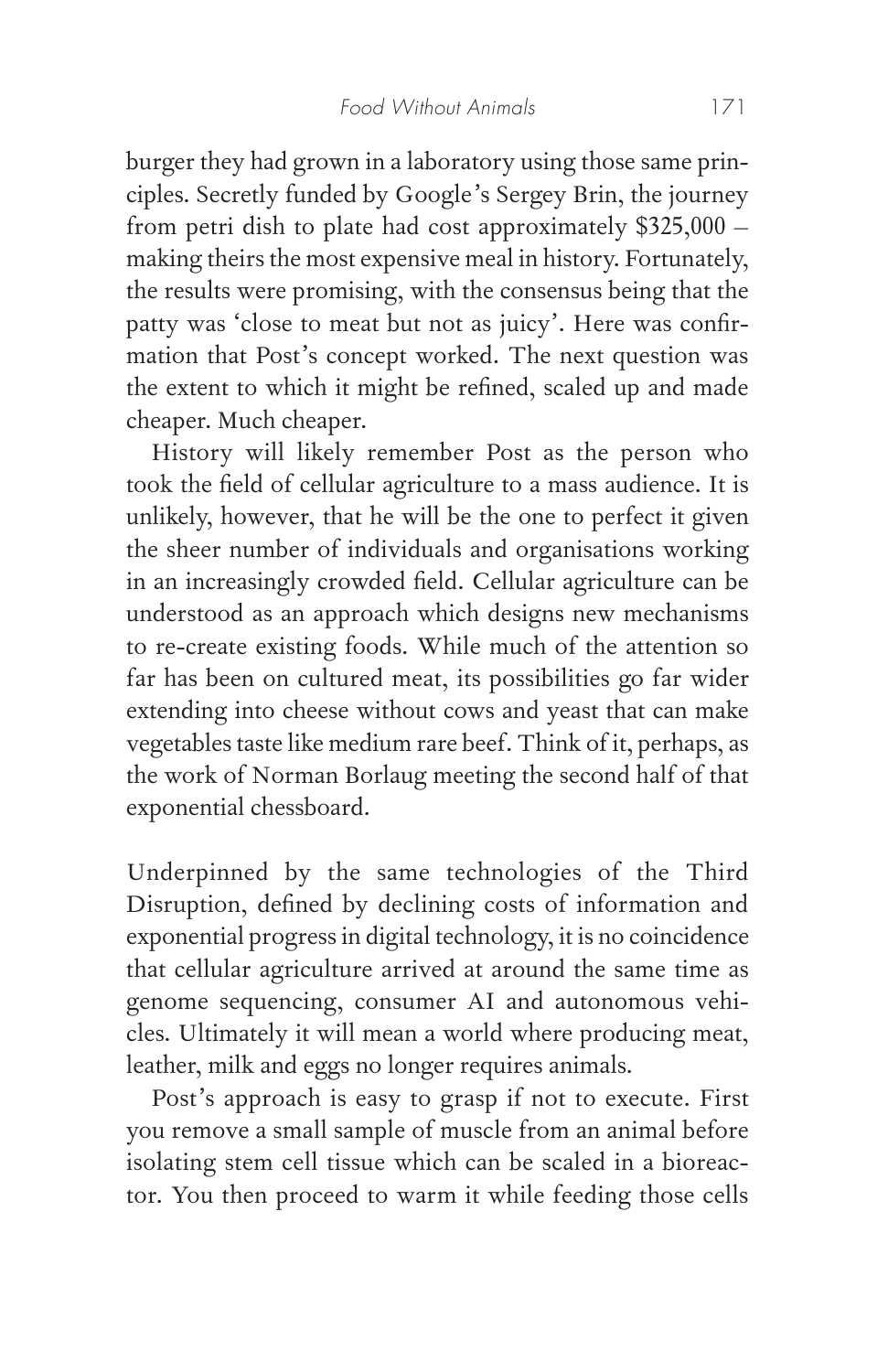burger they had grown in a laboratory using those same principles. Secretly funded by Google's Sergey Brin, the journey from petri dish to plate had cost approximately $325,000 – making theirs the most expensive meal in history. Fortunately, the results were promising, with the consensus being that the patty was 'close to meat but not as juicy'. Here was confirmation that Post's concept worked. The next question was the extent to which it might be refined, scaled up and made cheaper. Much cheaper.

History will likely remember Post as the person who took the field of cellular agriculture to a mass audience. It is unlikely, however, that he will be the one to perfect it given the sheer number of individuals and organisations working in an increasingly crowded field. Cellular agriculture can be understood as an approach which designs new mechanisms to re-create existing foods. While much of the attention so far has been on cultured meat, its possibilities go far wider extending into cheese without cows and yeast that can make vegetables taste like medium rare beef. Think of it, perhaps, as the work of Norman Borlaug meeting the second half of that exponential chessboard.

Underpinned by the same technologies of the Third Disruption, defined by declining costs of information and exponential progress in digital technology, it is no coincidence that cellular agriculture arrived at around the same time as genome sequencing, consumer AI and autonomous vehicles. Ultimately it will mean a world where producing meat, leather, milk and eggs no longer requires animals.

Post's approach is easy to grasp if not to execute. First you remove a small sample of muscle from an animal before isolating stem cell tissue which can be scaled in a bioreactor. You then proceed to warm it while feeding those cells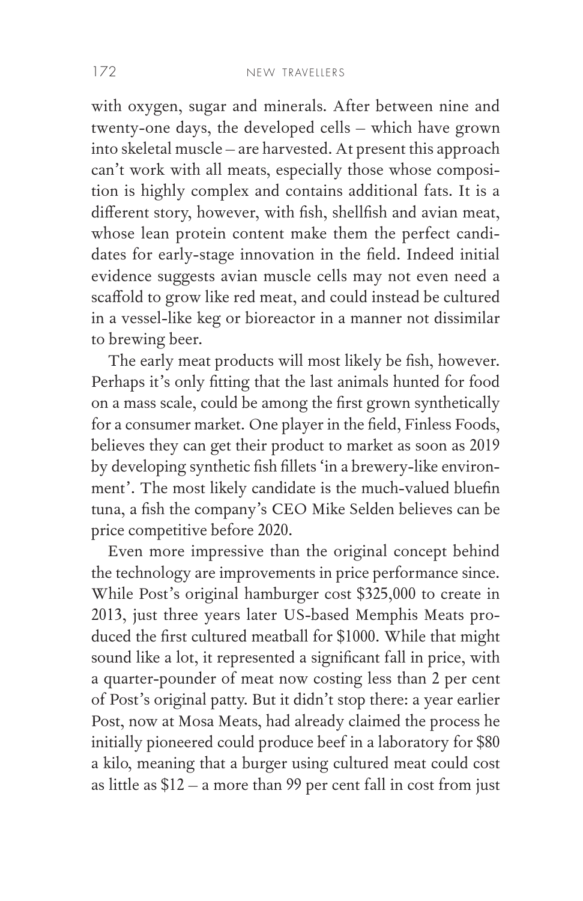with oxygen, sugar and minerals. After between nine and twenty-one days, the developed cells – which have grown into skeletal muscle – are harvested. At present this approach can't work with all meats, especially those whose composition is highly complex and contains additional fats. It is a different story, however, with fish, shellfish and avian meat, whose lean protein content make them the perfect candidates for early-stage innovation in the field. Indeed initial evidence suggests avian muscle cells may not even need a scaffold to grow like red meat, and could instead be cultured in a vessel-like keg or bioreactor in a manner not dissimilar to brewing beer.

The early meat products will most likely be fish, however. Perhaps it's only fitting that the last animals hunted for food on a mass scale, could be among the first grown synthetically for a consumer market. One player in the field, Finless Foods, believes they can get their product to market as soon as 2019 by developing synthetic fish fillets 'in a brewery-like environment'. The most likely candidate is the much-valued bluefin tuna, a fish the company's CEO Mike Selden believes can be price competitive before 2020.

Even more impressive than the original concept behind the technology are improvements in price performance since. While Post's original hamburger cost $325,000 to create in 2013, just three years later US-based Memphis Meats produced the first cultured meatball for $1000. While that might sound like a lot, it represented a significant fall in price, with a quarter-pounder of meat now costing less than 2 per cent of Post's original patty. But it didn't stop there: a year earlier Post, now at Mosa Meats, had already claimed the process he initially pioneered could produce beef in a laboratory for $80 a kilo, meaning that a burger using cultured meat could cost as little as $12 – a more than 99 per cent fall in cost from just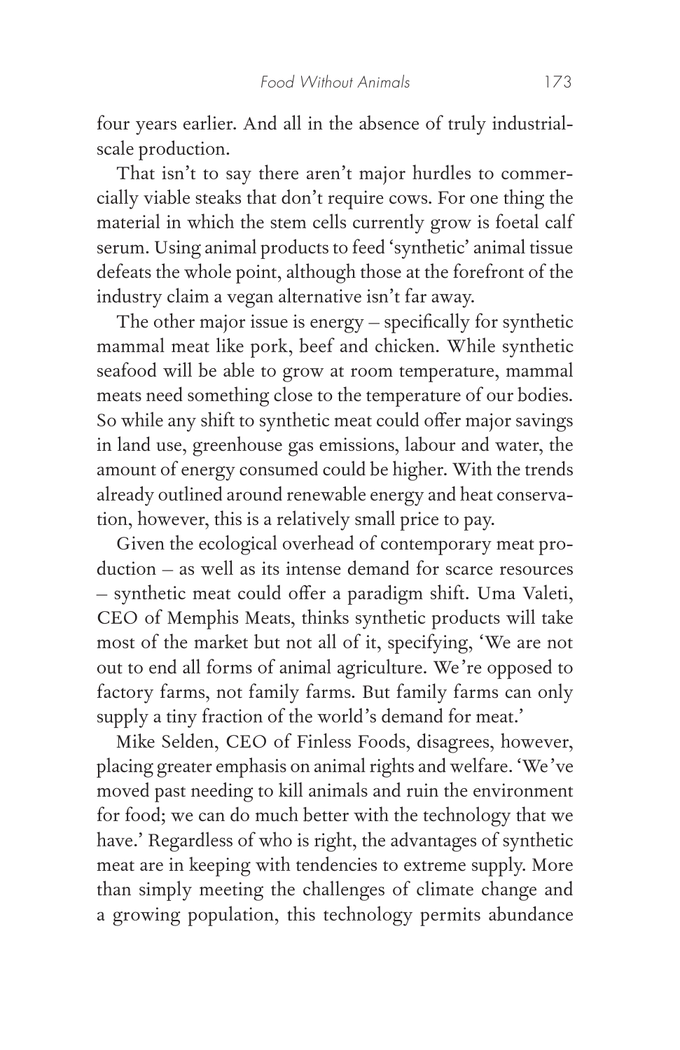four years earlier. And all in the absence of truly industrial-scale production.

That isn't to say there aren't major hurdles to commercially viable steaks that don't require cows. For one thing the material in which the stem cells currently grow is foetal calf serum. Using animal products to feed 'synthetic' animal tissue defeats the whole point, although those at the forefront of the industry claim a vegan alternative isn't far away.

The other major issue is energy – specifically for synthetic mammal meat like pork, beef and chicken. While synthetic seafood will be able to grow at room temperature, mammal meats need something close to the temperature of our bodies. So while any shift to synthetic meat could offer major savings in land use, greenhouse gas emissions, labour and water, the amount of energy consumed could be higher. With the trends already outlined around renewable energy and heat conservation, however, this is a relatively small price to pay.

Given the ecological overhead of contemporary meat production – as well as its intense demand for scarce resources – synthetic meat could offer a paradigm shift. Uma Valeti, CEO of Memphis Meats, thinks synthetic products will take most of the market but not all of it, specifying, 'We are not out to end all forms of animal agriculture. We're opposed to factory farms, not family farms. But family farms can only supply a tiny fraction of the world's demand for meat.'

Mike Selden, CEO of Finless Foods, disagrees, however, placing greater emphasis on animal rights and welfare. 'We've moved past needing to kill animals and ruin the environment for food; we can do much better with the technology that we have.' Regardless of who is right, the advantages of synthetic meat are in keeping with tendencies to extreme supply. More than simply meeting the challenges of climate change and a growing population, this technology permits abundance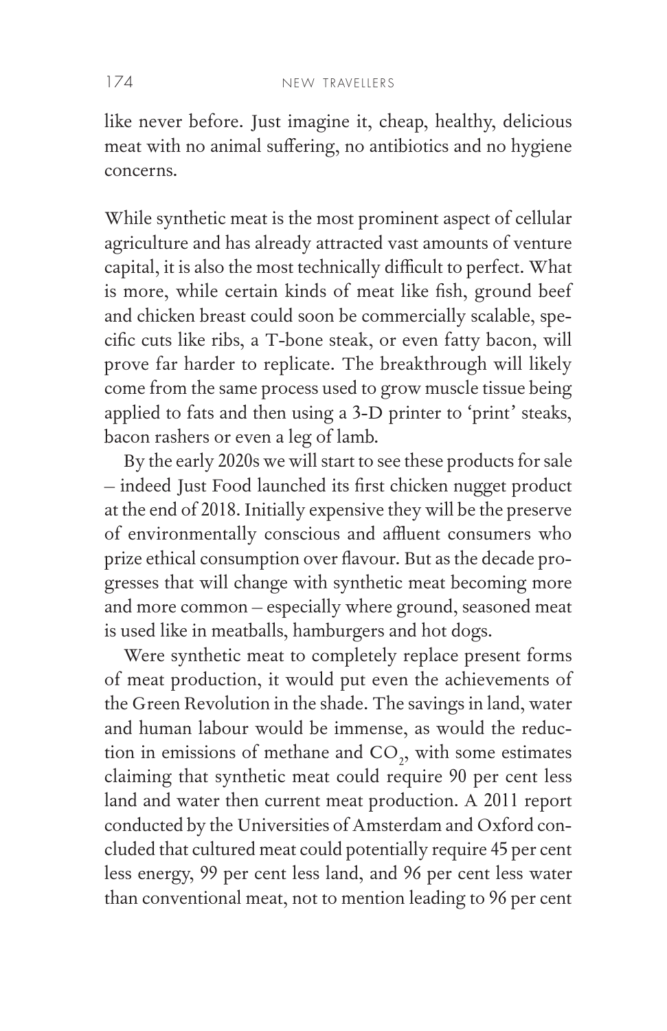like never before. Just imagine it, cheap, healthy, delicious meat with no animal suffering, no antibiotics and no hygiene concerns.

While synthetic meat is the most prominent aspect of cellular agriculture and has already attracted vast amounts of venture capital, it is also the most technically difficult to perfect. What is more, while certain kinds of meat like fish, ground beef and chicken breast could soon be commercially scalable, specific cuts like ribs, a T-bone steak, or even fatty bacon, will prove far harder to replicate. The breakthrough will likely come from the same process used to grow muscle tissue being applied to fats and then using a 3-D printer to 'print' steaks, bacon rashers or even a leg of lamb.

By the early 2020s we will start to see these products for sale – indeed Just Food launched its first chicken nugget product at the end of 2018. Initially expensive they will be the preserve of environmentally conscious and affluent consumers who prize ethical consumption over flavour. But as the decade progresses that will change with synthetic meat becoming more and more common – especially where ground, seasoned meat is used like in meatballs, hamburgers and hot dogs.

Were synthetic meat to completely replace present forms of meat production, it would put even the achievements of the Green Revolution in the shade. The savings in land, water and human labour would be immense, as would the reduction in emissions of methane and $CO_2$, with some estimates claiming that synthetic meat could require 90 per cent less land and water then current meat production. A 2011 report conducted by the Universities of Amsterdam and Oxford concluded that cultured meat could potentially require 45 per cent less energy, 99 per cent less land, and 96 per cent less water than conventional meat, not to mention leading to 96 per cent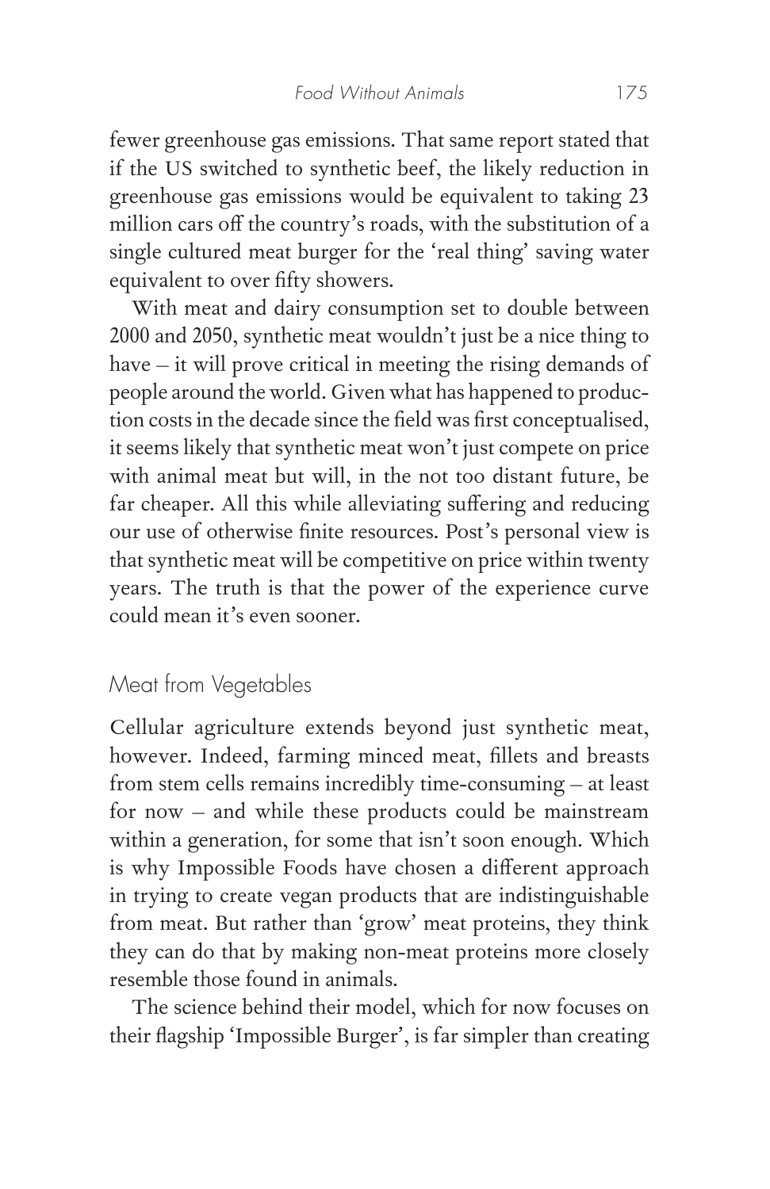fewer greenhouse gas emissions. That same report stated that if the US switched to synthetic beef, the likely reduction in greenhouse gas emissions would be equivalent to taking 23 million cars off the country's roads, with the substitution of a single cultured meat burger for the 'real thing' saving water equivalent to over fifty showers.

With meat and dairy consumption set to double between 2000 and 2050, synthetic meat wouldn't just be a nice thing to have – it will prove critical in meeting the rising demands of people around the world. Given what has happened to production costs in the decade since the field was first conceptualised, it seems likely that synthetic meat won't just compete on price with animal meat but will, in the not too distant future, be far cheaper. All this while alleviating suffering and reducing our use of otherwise finite resources. Post's personal view is that synthetic meat will be competitive on price within twenty years. The truth is that the power of the experience curve could mean it's even sooner.

## Meat from Vegetables

Cellular agriculture extends beyond just synthetic meat, however. Indeed, farming minced meat, fillets and breasts from stem cells remains incredibly time-consuming – at least for now – and while these products could be mainstream within a generation, for some that isn't soon enough. Which is why Impossible Foods have chosen a different approach in trying to create vegan products that are indistinguishable from meat. But rather than 'grow' meat proteins, they think they can do that by making non-meat proteins more closely resemble those found in animals.

The science behind their model, which for now focuses on their flagship 'Impossible Burger', is far simpler than creating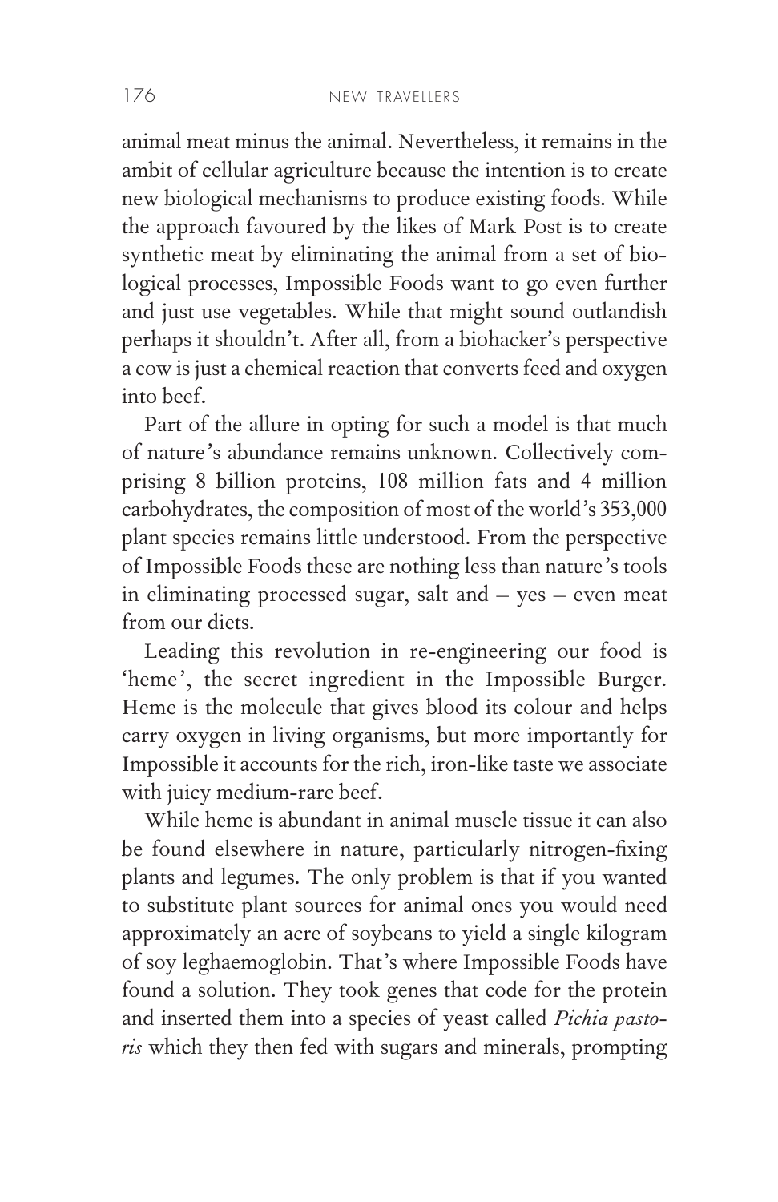animal meat minus the animal. Nevertheless, it remains in the ambit of cellular agriculture because the intention is to create new biological mechanisms to produce existing foods. While the approach favoured by the likes of Mark Post is to create synthetic meat by eliminating the animal from a set of biological processes, Impossible Foods want to go even further and just use vegetables. While that might sound outlandish perhaps it shouldn't. After all, from a biohacker's perspective a cow is just a chemical reaction that converts feed and oxygen into beef.

Part of the allure in opting for such a model is that much of nature's abundance remains unknown. Collectively comprising 8 billion proteins, 108 million fats and 4 million carbohydrates, the composition of most of the world's 353,000 plant species remains little understood. From the perspective of Impossible Foods these are nothing less than nature's tools in eliminating processed sugar, salt and – yes – even meat from our diets.

Leading this revolution in re-engineering our food is 'heme', the secret ingredient in the Impossible Burger. Heme is the molecule that gives blood its colour and helps carry oxygen in living organisms, but more importantly for Impossible it accounts for the rich, iron-like taste we associate with juicy medium-rare beef.

While heme is abundant in animal muscle tissue it can also be found elsewhere in nature, particularly nitrogen-fixing plants and legumes. The only problem is that if you wanted to substitute plant sources for animal ones you would need approximately an acre of soybeans to yield a single kilogram of soy leghaemoglobin. That's where Impossible Foods have found a solution. They took genes that code for the protein and inserted them into a species of yeast called *Pichia pastoris* which they then fed with sugars and minerals, prompting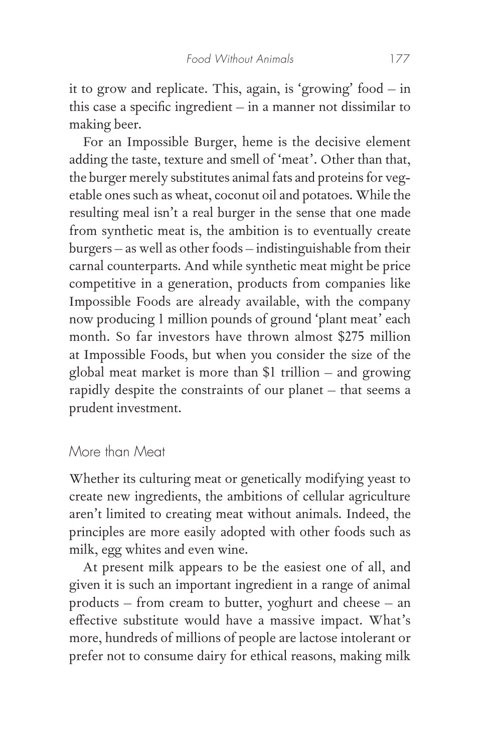it to grow and replicate. This, again, is 'growing' food – in this case a specific ingredient – in a manner not dissimilar to making beer.

For an Impossible Burger, heme is the decisive element adding the taste, texture and smell of 'meat'. Other than that, the burger merely substitutes animal fats and proteins for vegetable ones such as wheat, coconut oil and potatoes. While the resulting meal isn't a real burger in the sense that one made from synthetic meat is, the ambition is to eventually create burgers – as well as other foods – indistinguishable from their carnal counterparts. And while synthetic meat might be price competitive in a generation, products from companies like Impossible Foods are already available, with the company now producing 1 million pounds of ground 'plant meat' each month. So far investors have thrown almost $275 million at Impossible Foods, but when you consider the size of the global meat market is more than $1 trillion – and growing rapidly despite the constraints of our planet – that seems a prudent investment.

## More than Meat

Whether its culturing meat or genetically modifying yeast to create new ingredients, the ambitions of cellular agriculture aren't limited to creating meat without animals. Indeed, the principles are more easily adopted with other foods such as milk, egg whites and even wine.

At present milk appears to be the easiest one of all, and given it is such an important ingredient in a range of animal products – from cream to butter, yoghurt and cheese – an effective substitute would have a massive impact. What's more, hundreds of millions of people are lactose intolerant or prefer not to consume dairy for ethical reasons, making milk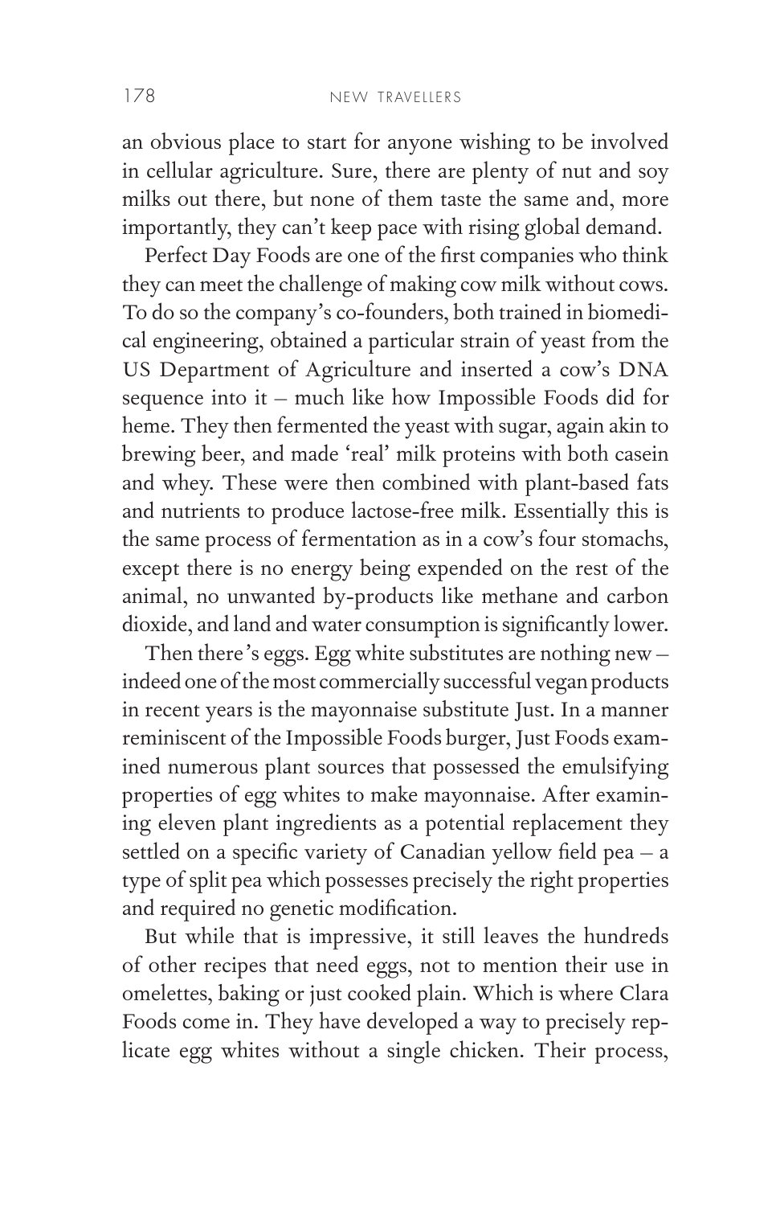an obvious place to start for anyone wishing to be involved in cellular agriculture. Sure, there are plenty of nut and soy milks out there, but none of them taste the same and, more importantly, they can't keep pace with rising global demand.

Perfect Day Foods are one of the first companies who think they can meet the challenge of making cow milk without cows. To do so the company's co-founders, both trained in biomedical engineering, obtained a particular strain of yeast from the US Department of Agriculture and inserted a cow's DNA sequence into it – much like how Impossible Foods did for heme. They then fermented the yeast with sugar, again akin to brewing beer, and made 'real' milk proteins with both casein and whey. These were then combined with plant-based fats and nutrients to produce lactose-free milk. Essentially this is the same process of fermentation as in a cow's four stomachs, except there is no energy being expended on the rest of the animal, no unwanted by-products like methane and carbon dioxide, and land and water consumption is significantly lower.

Then there's eggs. Egg white substitutes are nothing new – indeed one of the most commercially successful vegan products in recent years is the mayonnaise substitute Just. In a manner reminiscent of the Impossible Foods burger, Just Foods examined numerous plant sources that possessed the emulsifying properties of egg whites to make mayonnaise. After examining eleven plant ingredients as a potential replacement they settled on a specific variety of Canadian yellow field pea – a type of split pea which possesses precisely the right properties and required no genetic modification.

But while that is impressive, it still leaves the hundreds of other recipes that need eggs, not to mention their use in omelettes, baking or just cooked plain. Which is where Clara Foods come in. They have developed a way to precisely replicate egg whites without a single chicken. Their process,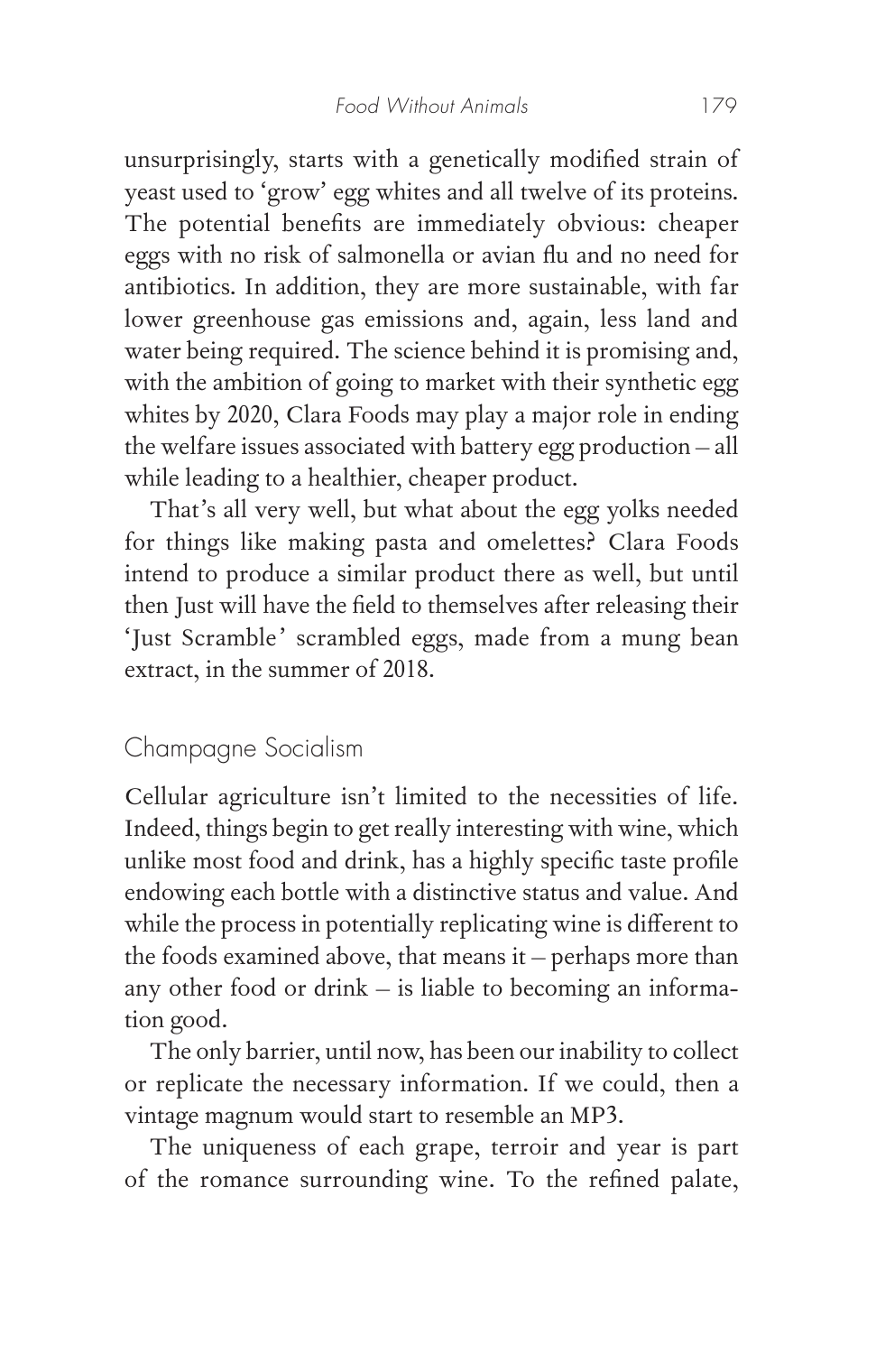unsurprisingly, starts with a genetically modified strain of yeast used to 'grow' egg whites and all twelve of its proteins. The potential benefits are immediately obvious: cheaper eggs with no risk of salmonella or avian flu and no need for antibiotics. In addition, they are more sustainable, with far lower greenhouse gas emissions and, again, less land and water being required. The science behind it is promising and, with the ambition of going to market with their synthetic egg whites by 2020, Clara Foods may play a major role in ending the welfare issues associated with battery egg production – all while leading to a healthier, cheaper product.

That's all very well, but what about the egg yolks needed for things like making pasta and omelettes? Clara Foods intend to produce a similar product there as well, but until then Just will have the field to themselves after releasing their 'Just Scramble' scrambled eggs, made from a mung bean extract, in the summer of 2018.

## Champagne Socialism

Cellular agriculture isn't limited to the necessities of life. Indeed, things begin to get really interesting with wine, which unlike most food and drink, has a highly specific taste profile endowing each bottle with a distinctive status and value. And while the process in potentially replicating wine is different to the foods examined above, that means it – perhaps more than any other food or drink – is liable to becoming an information good.

The only barrier, until now, has been our inability to collect or replicate the necessary information. If we could, then a vintage magnum would start to resemble an MP3.

The uniqueness of each grape, terroir and year is part of the romance surrounding wine. To the refined palate,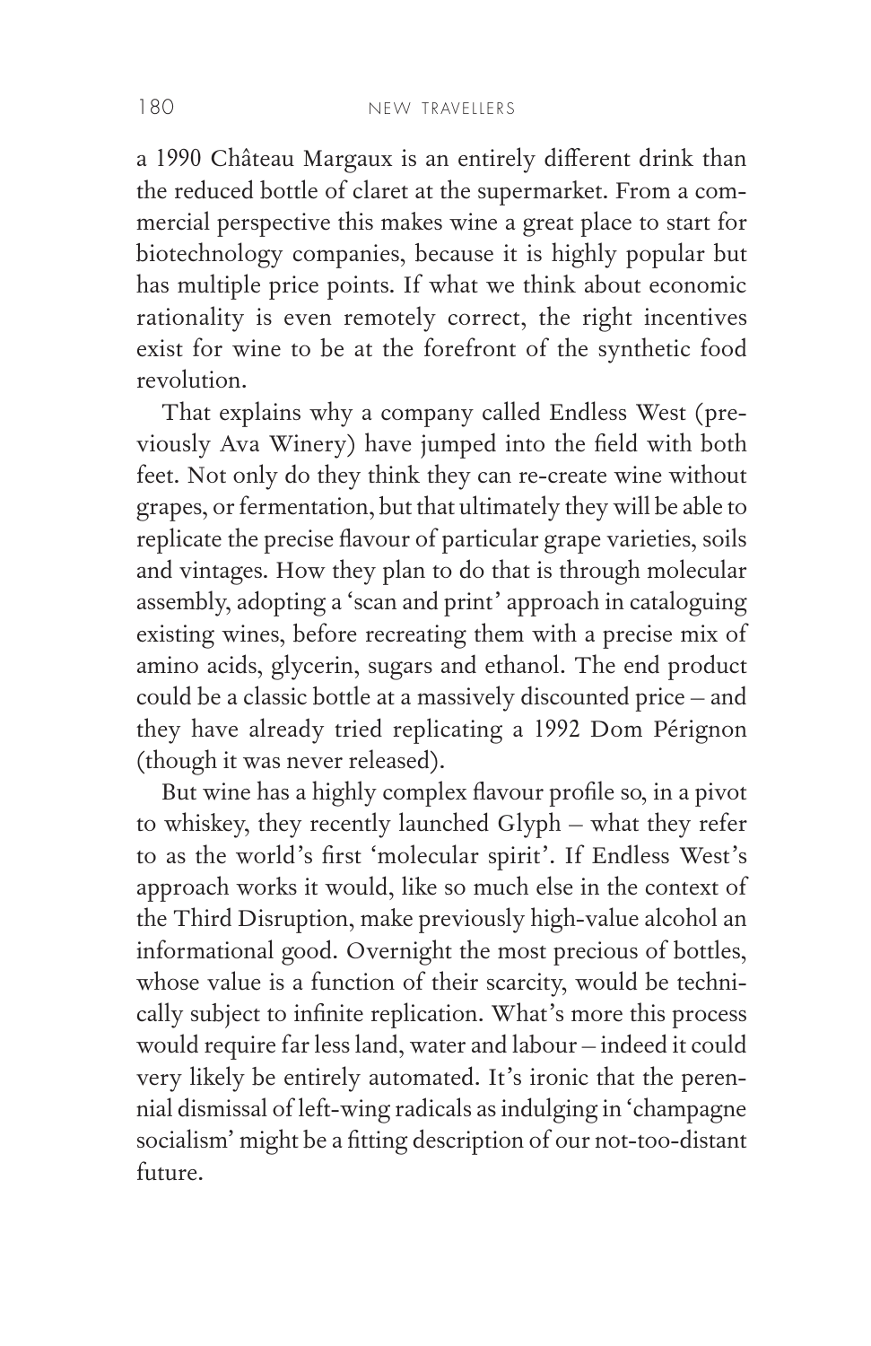a 1990 Château Margaux is an entirely different drink than the reduced bottle of claret at the supermarket. From a commercial perspective this makes wine a great place to start for biotechnology companies, because it is highly popular but has multiple price points. If what we think about economic rationality is even remotely correct, the right incentives exist for wine to be at the forefront of the synthetic food revolution.

That explains why a company called Endless West (previously Ava Winery) have jumped into the field with both feet. Not only do they think they can re-create wine without grapes, or fermentation, but that ultimately they will be able to replicate the precise flavour of particular grape varieties, soils and vintages. How they plan to do that is through molecular assembly, adopting a 'scan and print' approach in cataloguing existing wines, before recreating them with a precise mix of amino acids, glycerin, sugars and ethanol. The end product could be a classic bottle at a massively discounted price – and they have already tried replicating a 1992 Dom Pérignon (though it was never released).

But wine has a highly complex flavour profile so, in a pivot to whiskey, they recently launched Glyph – what they refer to as the world's first 'molecular spirit'. If Endless West's approach works it would, like so much else in the context of the Third Disruption, make previously high-value alcohol an informational good. Overnight the most precious of bottles, whose value is a function of their scarcity, would be technically subject to infinite replication. What's more this process would require far less land, water and labour – indeed it could very likely be entirely automated. It's ironic that the perennial dismissal of left-wing radicals as indulging in 'champagne socialism' might be a fitting description of our not-too-distant future.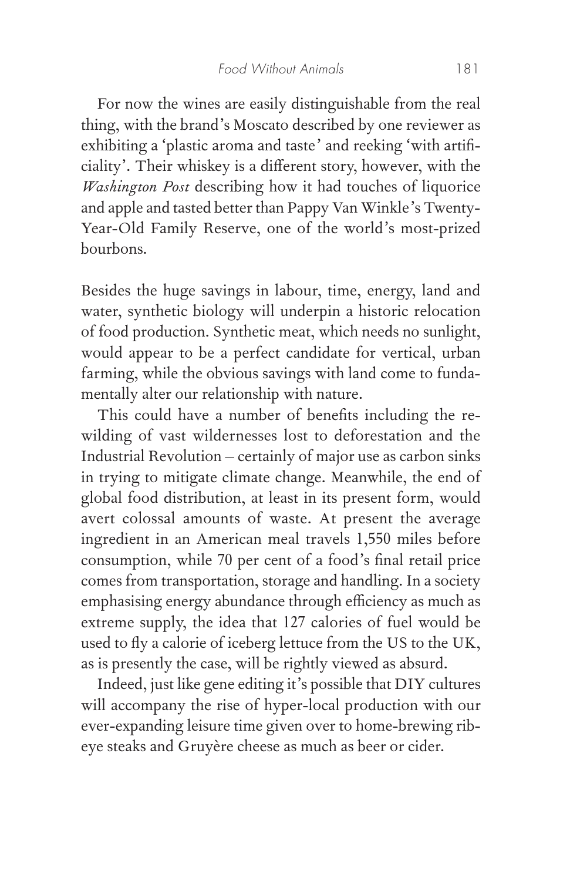For now the wines are easily distinguishable from the real thing, with the brand's Moscato described by one reviewer as exhibiting a 'plastic aroma and taste' and reeking 'with artificiality'. Their whiskey is a different story, however, with the *Washington Post* describing how it had touches of liquorice and apple and tasted better than Pappy Van Winkle's Twenty-Year-Old Family Reserve, one of the world's most-prized bourbons.

Besides the huge savings in labour, time, energy, land and water, synthetic biology will underpin a historic relocation of food production. Synthetic meat, which needs no sunlight, would appear to be a perfect candidate for vertical, urban farming, while the obvious savings with land come to fundamentally alter our relationship with nature.

This could have a number of benefits including the re-wilding of vast wildernesses lost to deforestation and the Industrial Revolution – certainly of major use as carbon sinks in trying to mitigate climate change. Meanwhile, the end of global food distribution, at least in its present form, would avert colossal amounts of waste. At present the average ingredient in an American meal travels 1,550 miles before consumption, while 70 per cent of a food's final retail price comes from transportation, storage and handling. In a society emphasising energy abundance through efficiency as much as extreme supply, the idea that 127 calories of fuel would be used to fly a calorie of iceberg lettuce from the US to the UK, as is presently the case, will be rightly viewed as absurd.

Indeed, just like gene editing it's possible that DIY cultures will accompany the rise of hyper-local production with our ever-expanding leisure time given over to home-brewing rib-eye steaks and Gruyère cheese as much as beer or cider.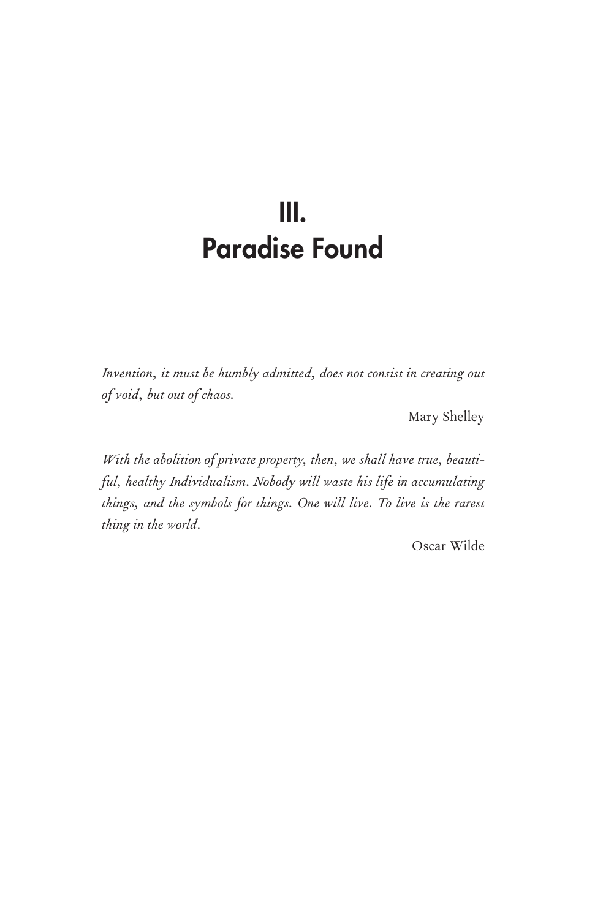# III.
# Paradise Found

*Invention, it must be humbly admitted, does not consist in creating out of void, but out of chaos.*

Mary Shelley

*With the abolition of private property, then, we shall have true, beautiful, healthy Individualism. Nobody will waste his life in accumulating things, and the symbols for things. One will live. To live is the rarest thing in the world.*

Oscar Wilde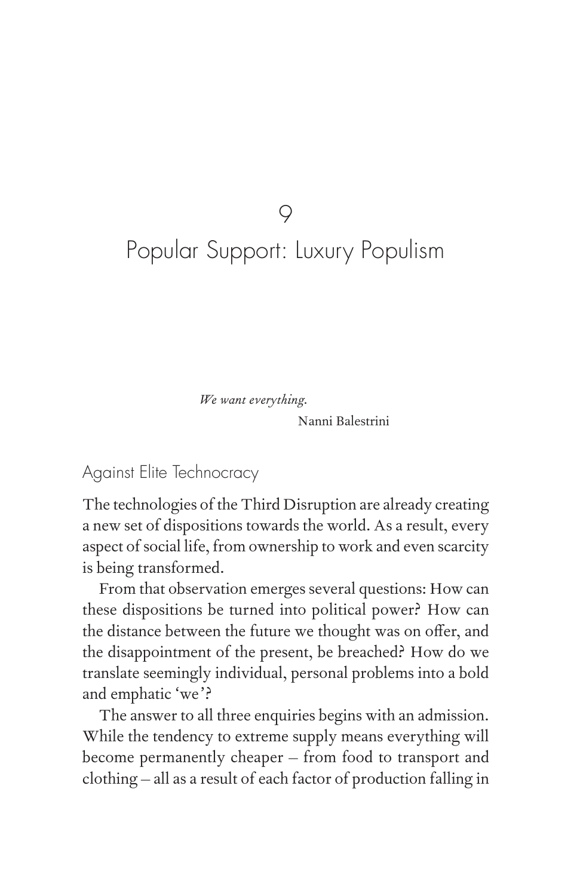# 9

# Popular Support: Luxury Populism

> *We want everything.*
>
> Nanni Balestrini

## Against Elite Technocracy

The technologies of the Third Disruption are already creating a new set of dispositions towards the world. As a result, every aspect of social life, from ownership to work and even scarcity is being transformed.

From that observation emerges several questions: How can these dispositions be turned into political power? How can the distance between the future we thought was on offer, and the disappointment of the present, be breached? How do we translate seemingly individual, personal problems into a bold and emphatic 'we'?

The answer to all three enquiries begins with an admission. While the tendency to extreme supply means everything will become permanently cheaper – from food to transport and clothing – all as a result of each factor of production falling in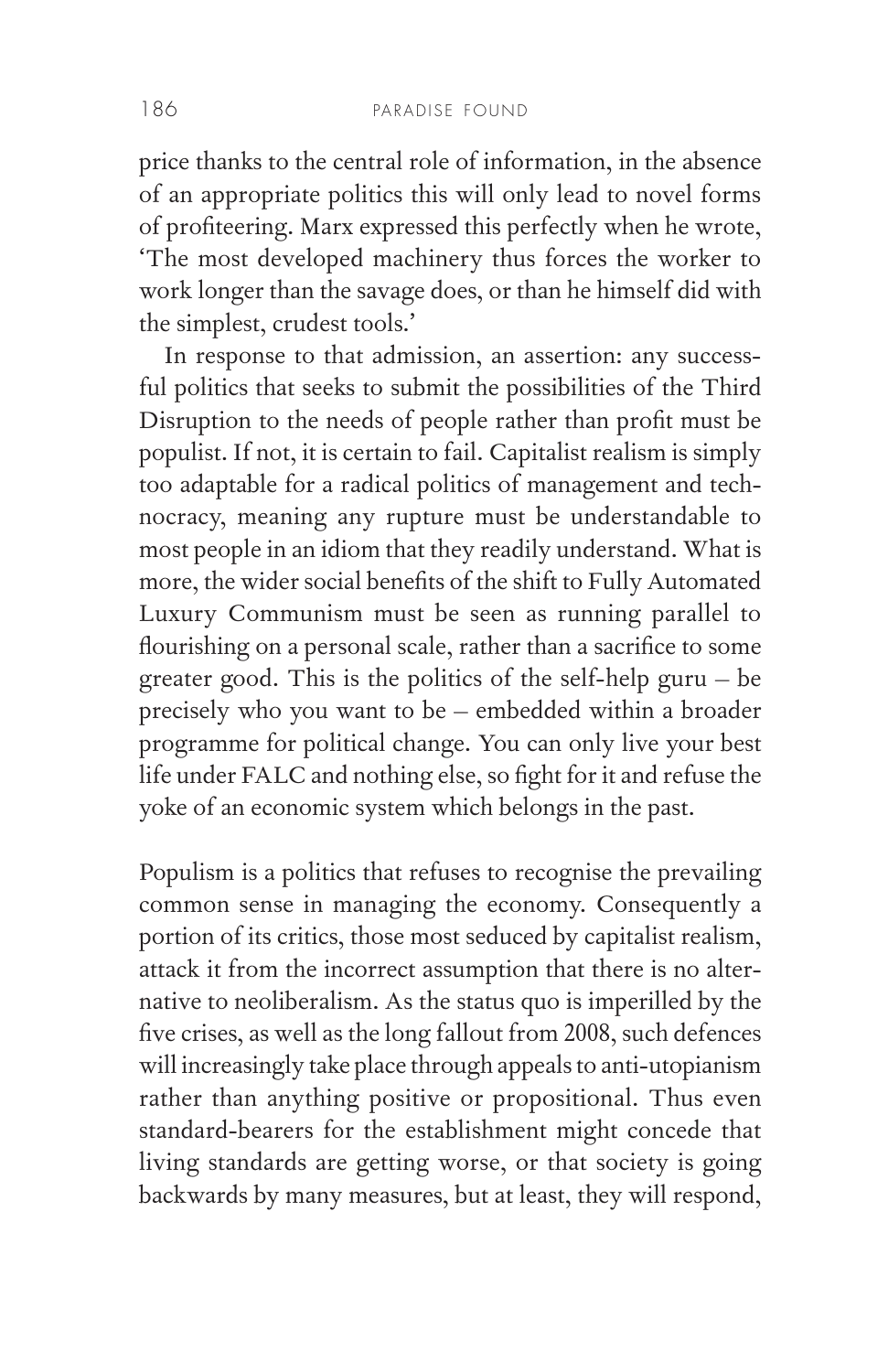price thanks to the central role of information, in the absence of an appropriate politics this will only lead to novel forms of profiteering. Marx expressed this perfectly when he wrote, 'The most developed machinery thus forces the worker to work longer than the savage does, or than he himself did with the simplest, crudest tools.'

In response to that admission, an assertion: any successful politics that seeks to submit the possibilities of the Third Disruption to the needs of people rather than profit must be populist. If not, it is certain to fail. Capitalist realism is simply too adaptable for a radical politics of management and technocracy, meaning any rupture must be understandable to most people in an idiom that they readily understand. What is more, the wider social benefits of the shift to Fully Automated Luxury Communism must be seen as running parallel to flourishing on a personal scale, rather than a sacrifice to some greater good. This is the politics of the self-help guru – be precisely who you want to be – embedded within a broader programme for political change. You can only live your best life under FALC and nothing else, so fight for it and refuse the yoke of an economic system which belongs in the past.

Populism is a politics that refuses to recognise the prevailing common sense in managing the economy. Consequently a portion of its critics, those most seduced by capitalist realism, attack it from the incorrect assumption that there is no alternative to neoliberalism. As the status quo is imperilled by the five crises, as well as the long fallout from 2008, such defences will increasingly take place through appeals to anti-utopianism rather than anything positive or propositional. Thus even standard-bearers for the establishment might concede that living standards are getting worse, or that society is going backwards by many measures, but at least, they will respond,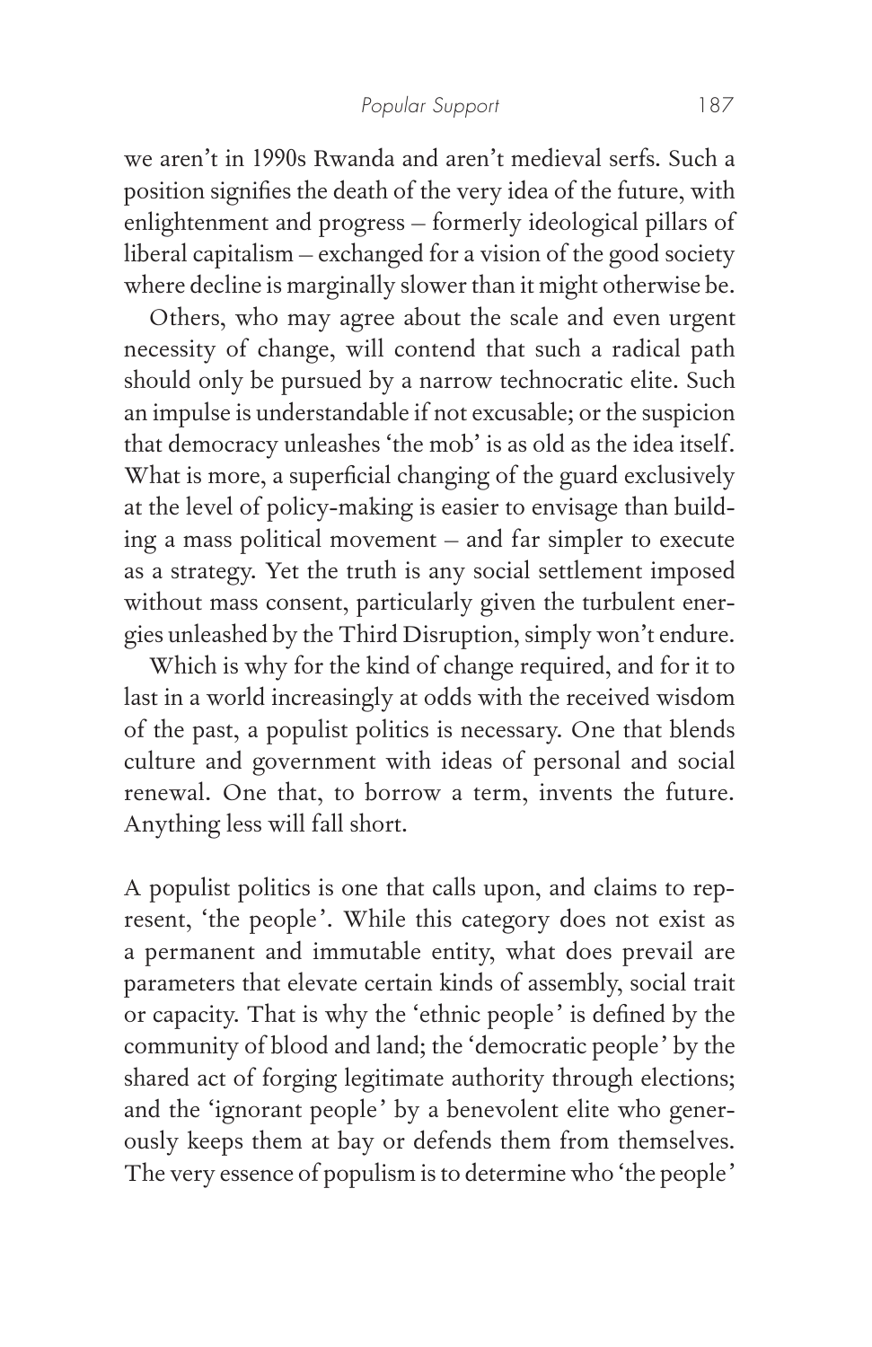we aren't in 1990s Rwanda and aren't medieval serfs. Such a position signifies the death of the very idea of the future, with enlightenment and progress – formerly ideological pillars of liberal capitalism – exchanged for a vision of the good society where decline is marginally slower than it might otherwise be.

Others, who may agree about the scale and even urgent necessity of change, will contend that such a radical path should only be pursued by a narrow technocratic elite. Such an impulse is understandable if not excusable; or the suspicion that democracy unleashes 'the mob' is as old as the idea itself. What is more, a superficial changing of the guard exclusively at the level of policy-making is easier to envisage than building a mass political movement – and far simpler to execute as a strategy. Yet the truth is any social settlement imposed without mass consent, particularly given the turbulent energies unleashed by the Third Disruption, simply won't endure.

Which is why for the kind of change required, and for it to last in a world increasingly at odds with the received wisdom of the past, a populist politics is necessary. One that blends culture and government with ideas of personal and social renewal. One that, to borrow a term, invents the future. Anything less will fall short.

A populist politics is one that calls upon, and claims to represent, 'the people'. While this category does not exist as a permanent and immutable entity, what does prevail are parameters that elevate certain kinds of assembly, social trait or capacity. That is why the 'ethnic people' is defined by the community of blood and land; the 'democratic people' by the shared act of forging legitimate authority through elections; and the 'ignorant people' by a benevolent elite who generously keeps them at bay or defends them from themselves. The very essence of populism is to determine who 'the people'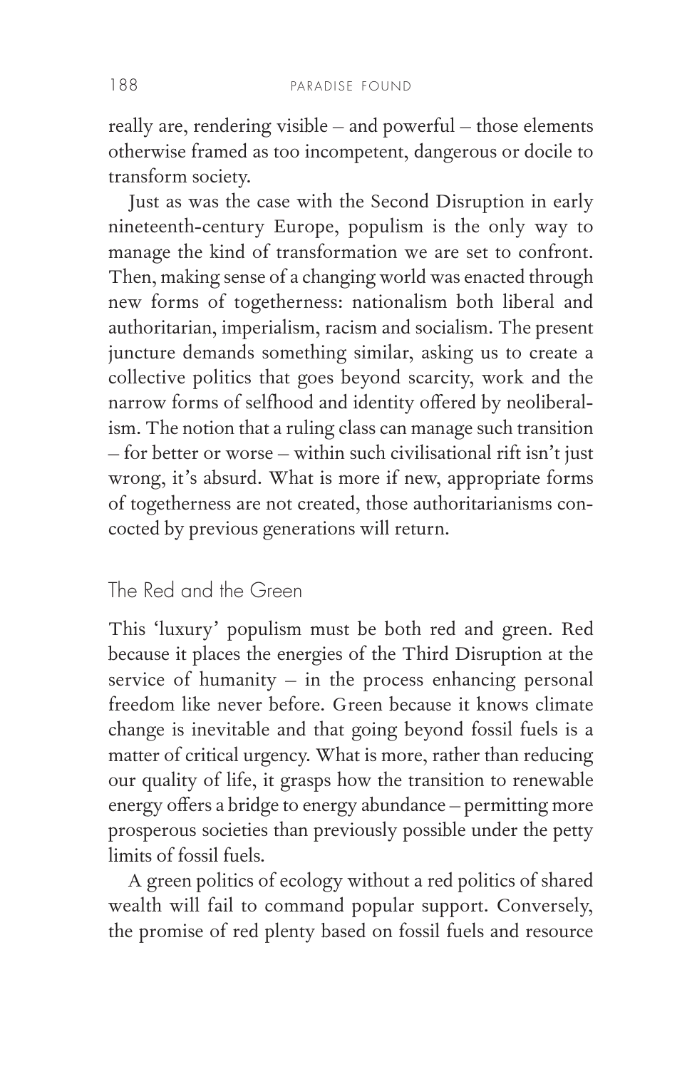really are, rendering visible – and powerful – those elements otherwise framed as too incompetent, dangerous or docile to transform society.

Just as was the case with the Second Disruption in early nineteenth-century Europe, populism is the only way to manage the kind of transformation we are set to confront. Then, making sense of a changing world was enacted through new forms of togetherness: nationalism both liberal and authoritarian, imperialism, racism and socialism. The present juncture demands something similar, asking us to create a collective politics that goes beyond scarcity, work and the narrow forms of selfhood and identity offered by neoliberalism. The notion that a ruling class can manage such transition – for better or worse – within such civilisational rift isn't just wrong, it's absurd. What is more if new, appropriate forms of togetherness are not created, those authoritarianisms concocted by previous generations will return.

## The Red and the Green

This 'luxury' populism must be both red and green. Red because it places the energies of the Third Disruption at the service of humanity – in the process enhancing personal freedom like never before. Green because it knows climate change is inevitable and that going beyond fossil fuels is a matter of critical urgency. What is more, rather than reducing our quality of life, it grasps how the transition to renewable energy offers a bridge to energy abundance – permitting more prosperous societies than previously possible under the petty limits of fossil fuels.

A green politics of ecology without a red politics of shared wealth will fail to command popular support. Conversely, the promise of red plenty based on fossil fuels and resource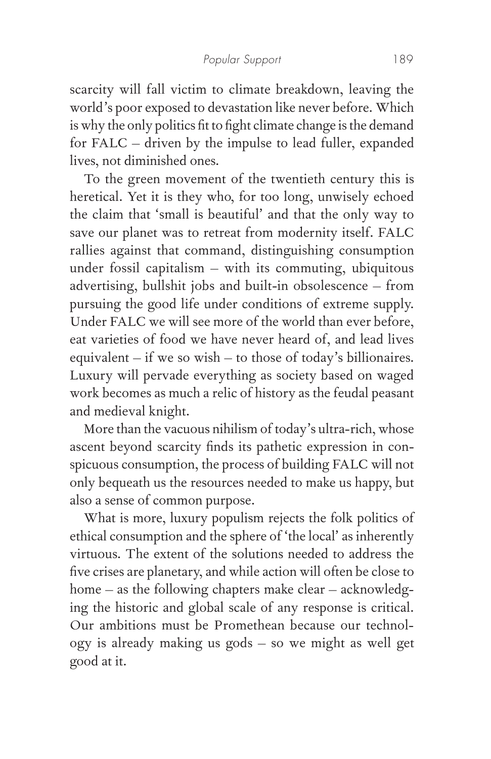scarcity will fall victim to climate breakdown, leaving the world's poor exposed to devastation like never before. Which is why the only politics fit to fight climate change is the demand for FALC – driven by the impulse to lead fuller, expanded lives, not diminished ones.

To the green movement of the twentieth century this is heretical. Yet it is they who, for too long, unwisely echoed the claim that 'small is beautiful' and that the only way to save our planet was to retreat from modernity itself. FALC rallies against that command, distinguishing consumption under fossil capitalism – with its commuting, ubiquitous advertising, bullshit jobs and built-in obsolescence – from pursuing the good life under conditions of extreme supply. Under FALC we will see more of the world than ever before, eat varieties of food we have never heard of, and lead lives equivalent – if we so wish – to those of today's billionaires. Luxury will pervade everything as society based on waged work becomes as much a relic of history as the feudal peasant and medieval knight.

More than the vacuous nihilism of today's ultra-rich, whose ascent beyond scarcity finds its pathetic expression in conspicuous consumption, the process of building FALC will not only bequeath us the resources needed to make us happy, but also a sense of common purpose.

What is more, luxury populism rejects the folk politics of ethical consumption and the sphere of 'the local' as inherently virtuous. The extent of the solutions needed to address the five crises are planetary, and while action will often be close to home – as the following chapters make clear – acknowledging the historic and global scale of any response is critical. Our ambitions must be Promethean because our technology is already making us gods – so we might as well get good at it.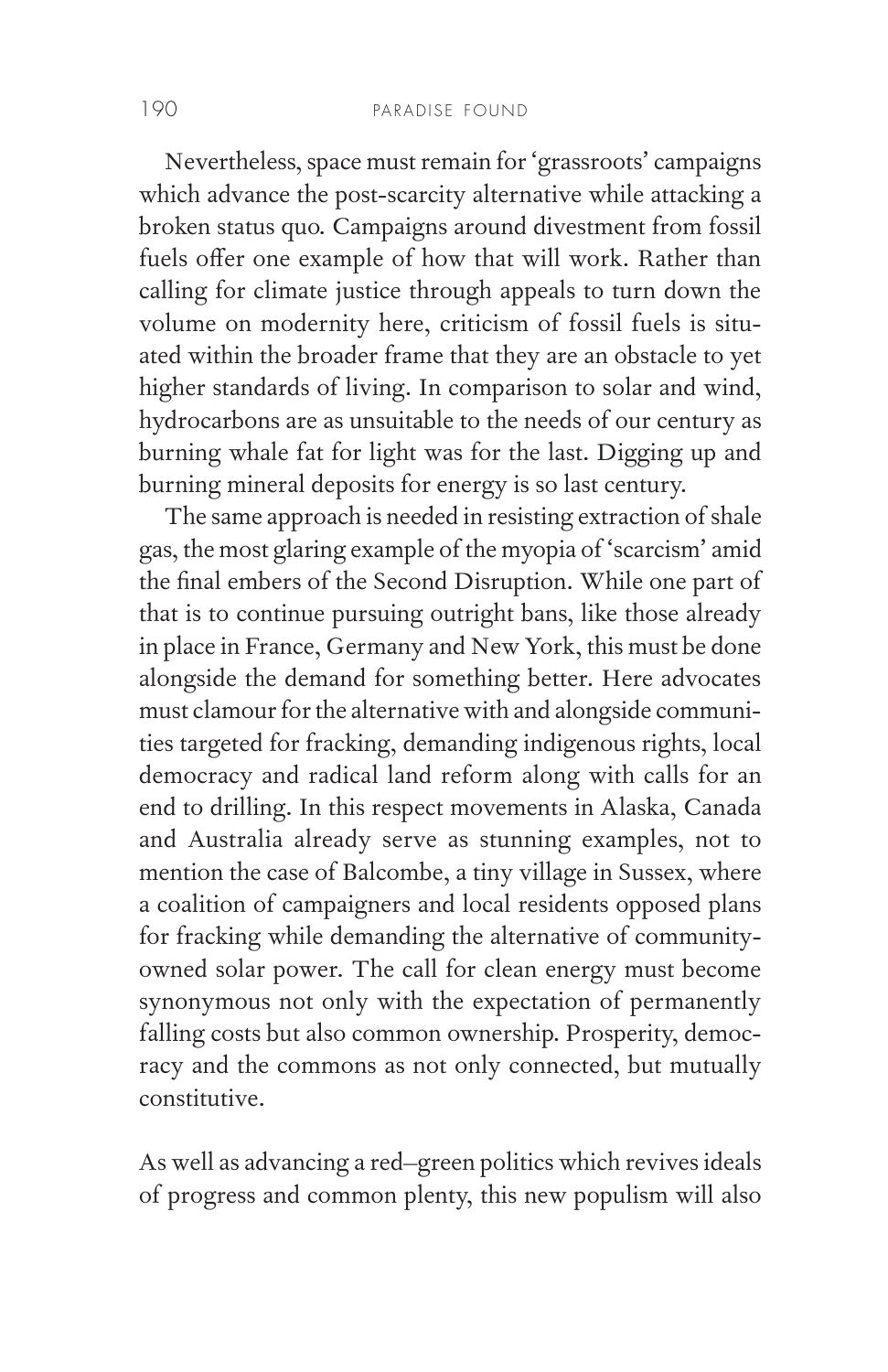Nevertheless, space must remain for 'grassroots' campaigns which advance the post-scarcity alternative while attacking a broken status quo. Campaigns around divestment from fossil fuels offer one example of how that will work. Rather than calling for climate justice through appeals to turn down the volume on modernity here, criticism of fossil fuels is situated within the broader frame that they are an obstacle to yet higher standards of living. In comparison to solar and wind, hydrocarbons are as unsuitable to the needs of our century as burning whale fat for light was for the last. Digging up and burning mineral deposits for energy is so last century.

The same approach is needed in resisting extraction of shale gas, the most glaring example of the myopia of 'scarcism' amid the final embers of the Second Disruption. While one part of that is to continue pursuing outright bans, like those already in place in France, Germany and New York, this must be done alongside the demand for something better. Here advocates must clamour for the alternative with and alongside communities targeted for fracking, demanding indigenous rights, local democracy and radical land reform along with calls for an end to drilling. In this respect movements in Alaska, Canada and Australia already serve as stunning examples, not to mention the case of Balcombe, a tiny village in Sussex, where a coalition of campaigners and local residents opposed plans for fracking while demanding the alternative of community-owned solar power. The call for clean energy must become synonymous not only with the expectation of permanently falling costs but also common ownership. Prosperity, democracy and the commons as not only connected, but mutually constitutive.

As well as advancing a red–green politics which revives ideals of progress and common plenty, this new populism will also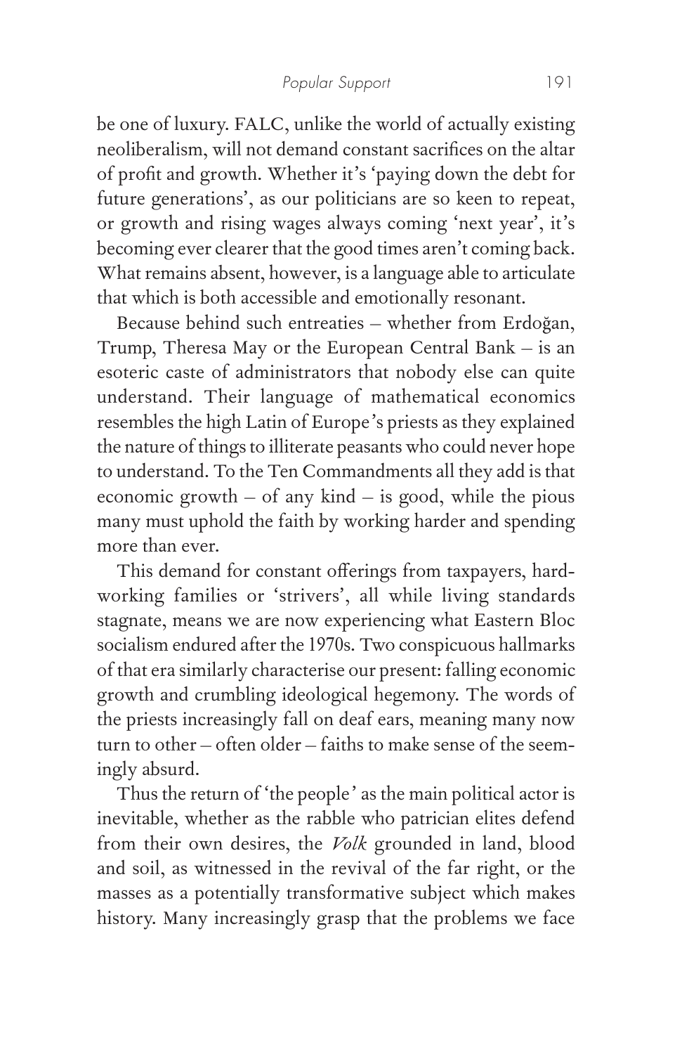be one of luxury. FALC, unlike the world of actually existing neoliberalism, will not demand constant sacrifices on the altar of profit and growth. Whether it's 'paying down the debt for future generations', as our politicians are so keen to repeat, or growth and rising wages always coming 'next year', it's becoming ever clearer that the good times aren't coming back. What remains absent, however, is a language able to articulate that which is both accessible and emotionally resonant.

Because behind such entreaties – whether from Erdoğan, Trump, Theresa May or the European Central Bank – is an esoteric caste of administrators that nobody else can quite understand. Their language of mathematical economics resembles the high Latin of Europe's priests as they explained the nature of things to illiterate peasants who could never hope to understand. To the Ten Commandments all they add is that economic growth – of any kind – is good, while the pious many must uphold the faith by working harder and spending more than ever.

This demand for constant offerings from taxpayers, hard-working families or 'strivers', all while living standards stagnate, means we are now experiencing what Eastern Bloc socialism endured after the 1970s. Two conspicuous hallmarks of that era similarly characterise our present: falling economic growth and crumbling ideological hegemony. The words of the priests increasingly fall on deaf ears, meaning many now turn to other – often older – faiths to make sense of the seemingly absurd.

Thus the return of 'the people' as the main political actor is inevitable, whether as the rabble who patrician elites defend from their own desires, the *Volk* grounded in land, blood and soil, as witnessed in the revival of the far right, or the masses as a potentially transformative subject which makes history. Many increasingly grasp that the problems we face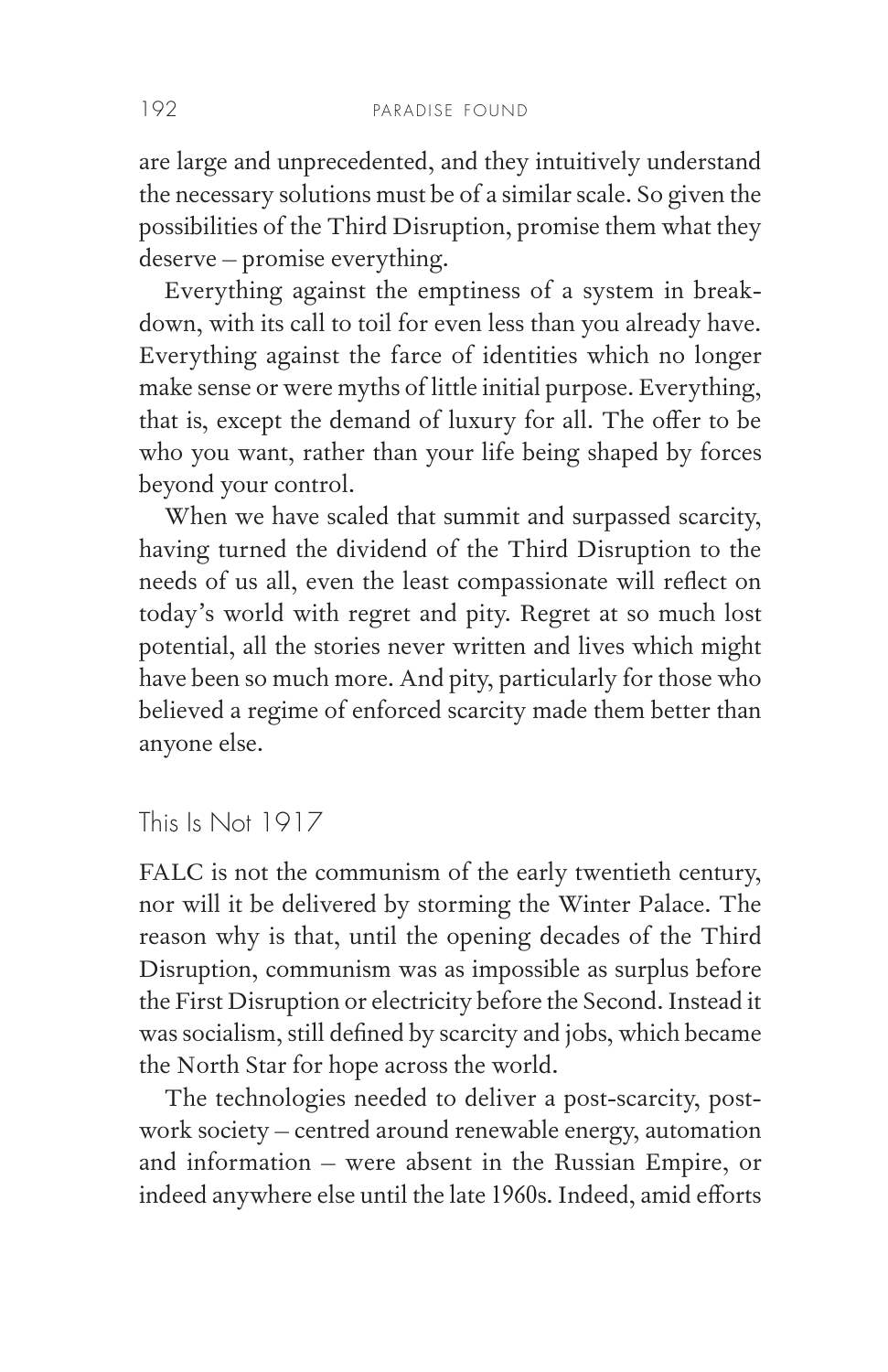are large and unprecedented, and they intuitively understand the necessary solutions must be of a similar scale. So given the possibilities of the Third Disruption, promise them what they deserve – promise everything.

Everything against the emptiness of a system in breakdown, with its call to toil for even less than you already have. Everything against the farce of identities which no longer make sense or were myths of little initial purpose. Everything, that is, except the demand of luxury for all. The offer to be who you want, rather than your life being shaped by forces beyond your control.

When we have scaled that summit and surpassed scarcity, having turned the dividend of the Third Disruption to the needs of us all, even the least compassionate will reflect on today's world with regret and pity. Regret at so much lost potential, all the stories never written and lives which might have been so much more. And pity, particularly for those who believed a regime of enforced scarcity made them better than anyone else.

## This Is Not 1917

FALC is not the communism of the early twentieth century, nor will it be delivered by storming the Winter Palace. The reason why is that, until the opening decades of the Third Disruption, communism was as impossible as surplus before the First Disruption or electricity before the Second. Instead it was socialism, still defined by scarcity and jobs, which became the North Star for hope across the world.

The technologies needed to deliver a post-scarcity, post-work society – centred around renewable energy, automation and information – were absent in the Russian Empire, or indeed anywhere else until the late 1960s. Indeed, amid efforts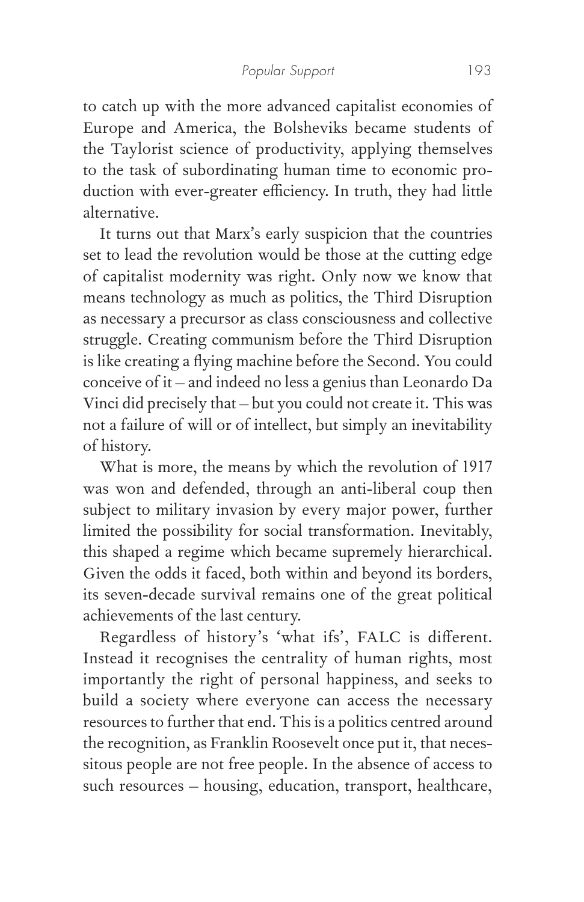to catch up with the more advanced capitalist economies of Europe and America, the Bolsheviks became students of the Taylorist science of productivity, applying themselves to the task of subordinating human time to economic production with ever-greater efficiency. In truth, they had little alternative.

It turns out that Marx's early suspicion that the countries set to lead the revolution would be those at the cutting edge of capitalist modernity was right. Only now we know that means technology as much as politics, the Third Disruption as necessary a precursor as class consciousness and collective struggle. Creating communism before the Third Disruption is like creating a flying machine before the Second. You could conceive of it – and indeed no less a genius than Leonardo Da Vinci did precisely that – but you could not create it. This was not a failure of will or of intellect, but simply an inevitability of history.

What is more, the means by which the revolution of 1917 was won and defended, through an anti-liberal coup then subject to military invasion by every major power, further limited the possibility for social transformation. Inevitably, this shaped a regime which became supremely hierarchical. Given the odds it faced, both within and beyond its borders, its seven-decade survival remains one of the great political achievements of the last century.

Regardless of history's 'what ifs', FALC is different. Instead it recognises the centrality of human rights, most importantly the right of personal happiness, and seeks to build a society where everyone can access the necessary resources to further that end. This is a politics centred around the recognition, as Franklin Roosevelt once put it, that necessitous people are not free people. In the absence of access to such resources – housing, education, transport, healthcare,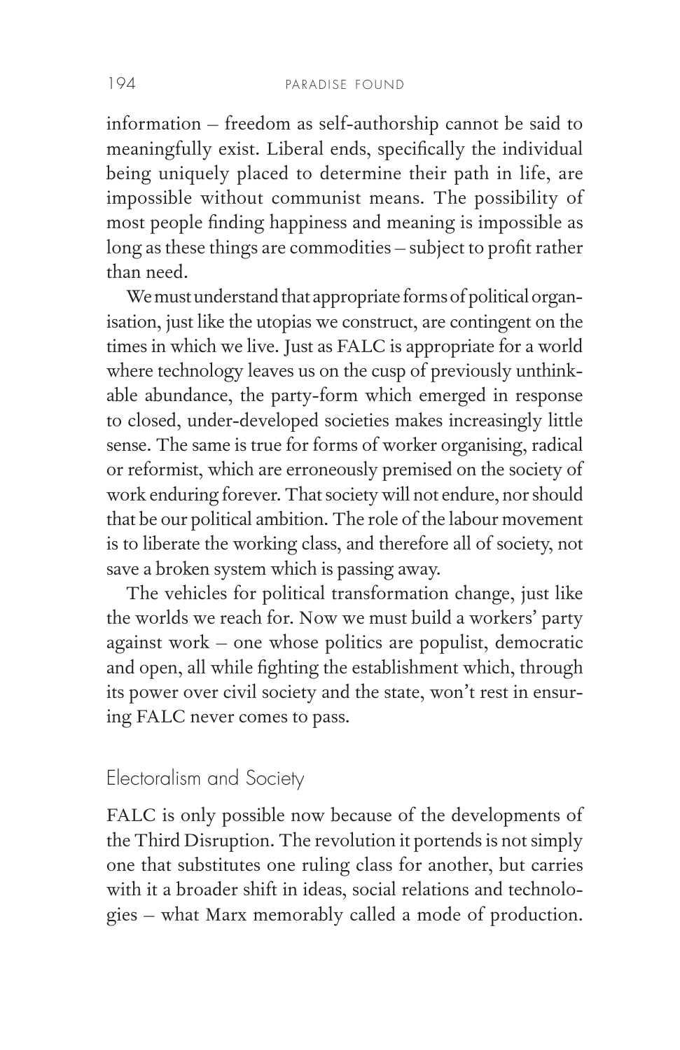information – freedom as self-authorship cannot be said to meaningfully exist. Liberal ends, specifically the individual being uniquely placed to determine their path in life, are impossible without communist means. The possibility of most people finding happiness and meaning is impossible as long as these things are commodities – subject to profit rather than need.

We must understand that appropriate forms of political organisation, just like the utopias we construct, are contingent on the times in which we live. Just as FALC is appropriate for a world where technology leaves us on the cusp of previously unthinkable abundance, the party-form which emerged in response to closed, under-developed societies makes increasingly little sense. The same is true for forms of worker organising, radical or reformist, which are erroneously premised on the society of work enduring forever. That society will not endure, nor should that be our political ambition. The role of the labour movement is to liberate the working class, and therefore all of society, not save a broken system which is passing away.

The vehicles for political transformation change, just like the worlds we reach for. Now we must build a workers' party against work – one whose politics are populist, democratic and open, all while fighting the establishment which, through its power over civil society and the state, won't rest in ensuring FALC never comes to pass.

## Electoralism and Society

FALC is only possible now because of the developments of the Third Disruption. The revolution it portends is not simply one that substitutes one ruling class for another, but carries with it a broader shift in ideas, social relations and technologies – what Marx memorably called a mode of production.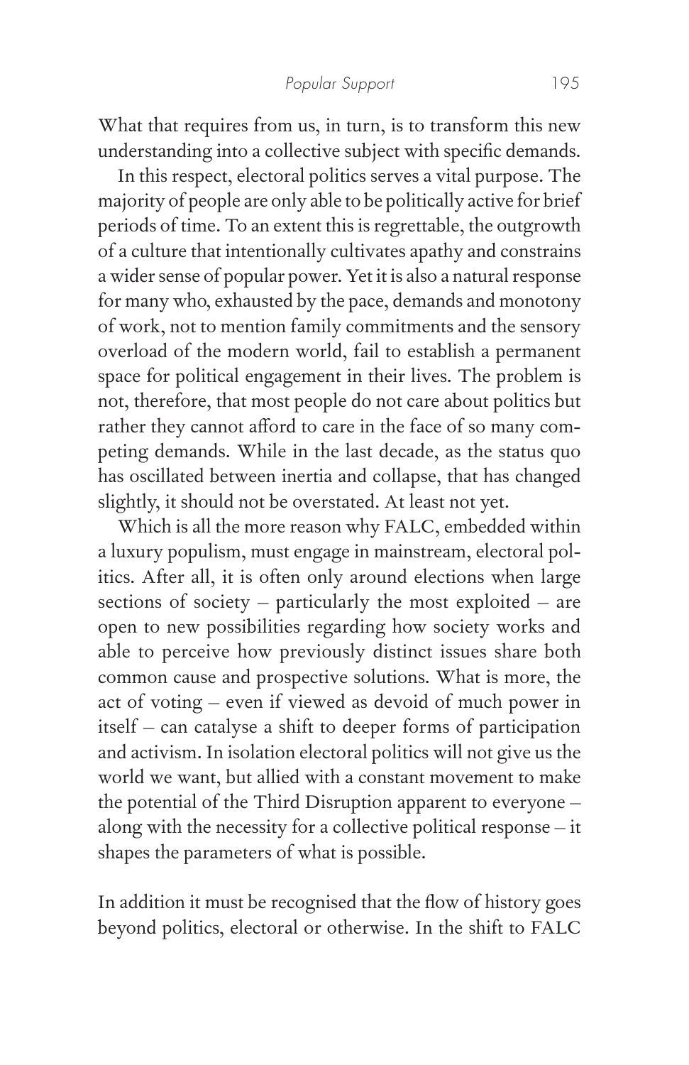What that requires from us, in turn, is to transform this new understanding into a collective subject with specific demands.

In this respect, electoral politics serves a vital purpose. The majority of people are only able to be politically active for brief periods of time. To an extent this is regrettable, the outgrowth of a culture that intentionally cultivates apathy and constrains a wider sense of popular power. Yet it is also a natural response for many who, exhausted by the pace, demands and monotony of work, not to mention family commitments and the sensory overload of the modern world, fail to establish a permanent space for political engagement in their lives. The problem is not, therefore, that most people do not care about politics but rather they cannot afford to care in the face of so many competing demands. While in the last decade, as the status quo has oscillated between inertia and collapse, that has changed slightly, it should not be overstated. At least not yet.

Which is all the more reason why FALC, embedded within a luxury populism, must engage in mainstream, electoral politics. After all, it is often only around elections when large sections of society – particularly the most exploited – are open to new possibilities regarding how society works and able to perceive how previously distinct issues share both common cause and prospective solutions. What is more, the act of voting – even if viewed as devoid of much power in itself – can catalyse a shift to deeper forms of participation and activism. In isolation electoral politics will not give us the world we want, but allied with a constant movement to make the potential of the Third Disruption apparent to everyone – along with the necessity for a collective political response – it shapes the parameters of what is possible.

In addition it must be recognised that the flow of history goes beyond politics, electoral or otherwise. In the shift to FALC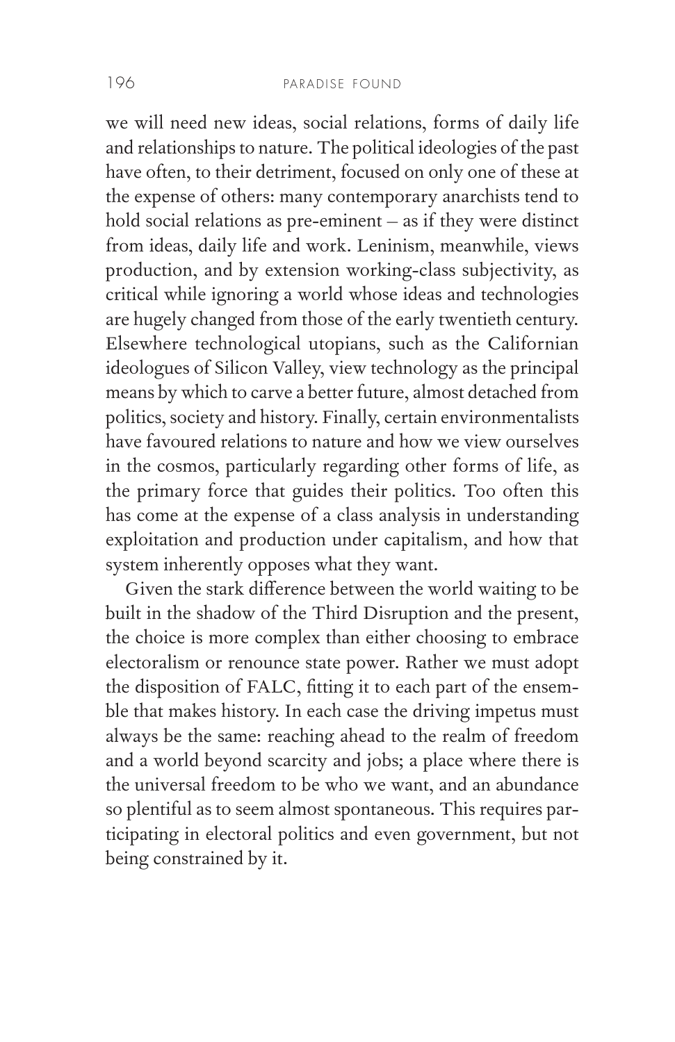we will need new ideas, social relations, forms of daily life and relationships to nature. The political ideologies of the past have often, to their detriment, focused on only one of these at the expense of others: many contemporary anarchists tend to hold social relations as pre-eminent – as if they were distinct from ideas, daily life and work. Leninism, meanwhile, views production, and by extension working-class subjectivity, as critical while ignoring a world whose ideas and technologies are hugely changed from those of the early twentieth century. Elsewhere technological utopians, such as the Californian ideologues of Silicon Valley, view technology as the principal means by which to carve a better future, almost detached from politics, society and history. Finally, certain environmentalists have favoured relations to nature and how we view ourselves in the cosmos, particularly regarding other forms of life, as the primary force that guides their politics. Too often this has come at the expense of a class analysis in understanding exploitation and production under capitalism, and how that system inherently opposes what they want.

Given the stark difference between the world waiting to be built in the shadow of the Third Disruption and the present, the choice is more complex than either choosing to embrace electoralism or renounce state power. Rather we must adopt the disposition of FALC, fitting it to each part of the ensemble that makes history. In each case the driving impetus must always be the same: reaching ahead to the realm of freedom and a world beyond scarcity and jobs; a place where there is the universal freedom to be who we want, and an abundance so plentiful as to seem almost spontaneous. This requires participating in electoral politics and even government, but not being constrained by it.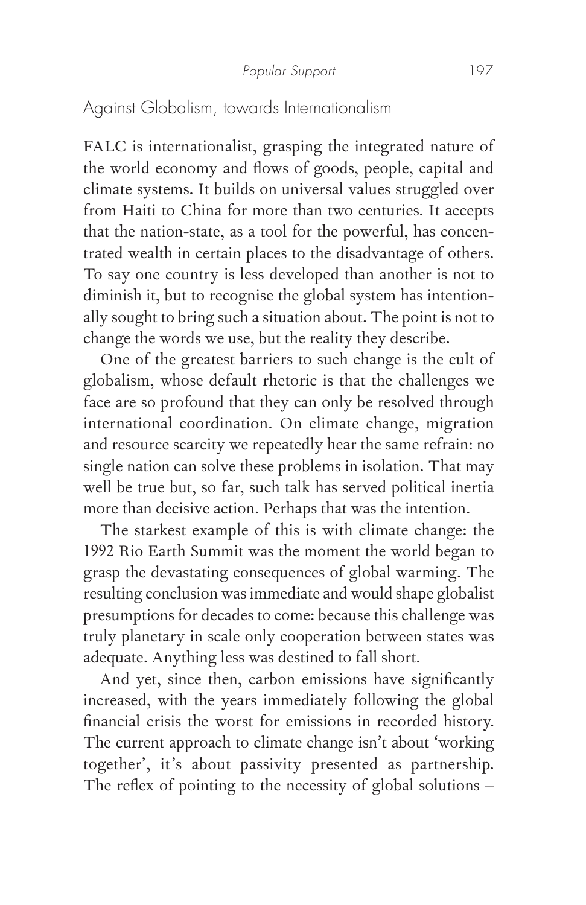## Against Globalism, towards Internationalism

FALC is internationalist, grasping the integrated nature of the world economy and flows of goods, people, capital and climate systems. It builds on universal values struggled over from Haiti to China for more than two centuries. It accepts that the nation-state, as a tool for the powerful, has concentrated wealth in certain places to the disadvantage of others. To say one country is less developed than another is not to diminish it, but to recognise the global system has intentionally sought to bring such a situation about. The point is not to change the words we use, but the reality they describe.

One of the greatest barriers to such change is the cult of globalism, whose default rhetoric is that the challenges we face are so profound that they can only be resolved through international coordination. On climate change, migration and resource scarcity we repeatedly hear the same refrain: no single nation can solve these problems in isolation. That may well be true but, so far, such talk has served political inertia more than decisive action. Perhaps that was the intention.

The starkest example of this is with climate change: the 1992 Rio Earth Summit was the moment the world began to grasp the devastating consequences of global warming. The resulting conclusion was immediate and would shape globalist presumptions for decades to come: because this challenge was truly planetary in scale only cooperation between states was adequate. Anything less was destined to fall short.

And yet, since then, carbon emissions have significantly increased, with the years immediately following the global financial crisis the worst for emissions in recorded history. The current approach to climate change isn't about 'working together', it's about passivity presented as partnership. The reflex of pointing to the necessity of global solutions –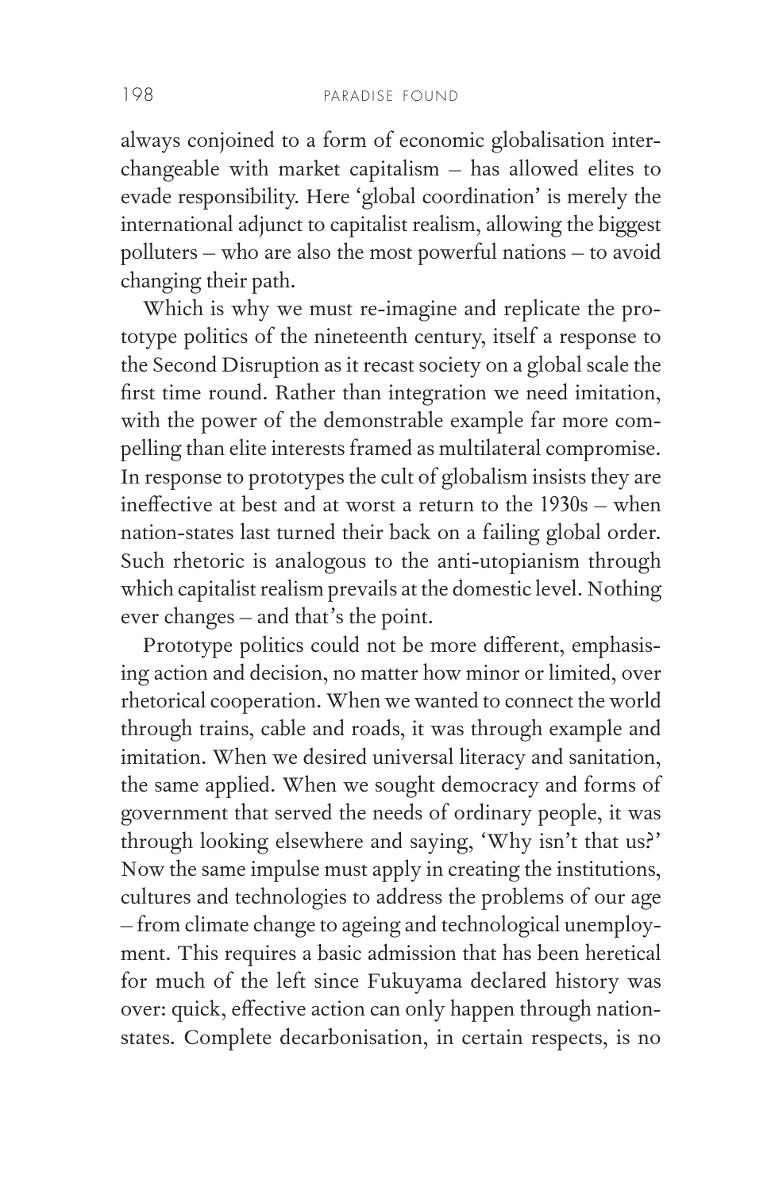always conjoined to a form of economic globalisation interchangeable with market capitalism – has allowed elites to evade responsibility. Here 'global coordination' is merely the international adjunct to capitalist realism, allowing the biggest polluters – who are also the most powerful nations – to avoid changing their path.

Which is why we must re-imagine and replicate the prototype politics of the nineteenth century, itself a response to the Second Disruption as it recast society on a global scale the first time round. Rather than integration we need imitation, with the power of the demonstrable example far more compelling than elite interests framed as multilateral compromise. In response to prototypes the cult of globalism insists they are ineffective at best and at worst a return to the 1930s – when nation-states last turned their back on a failing global order. Such rhetoric is analogous to the anti-utopianism through which capitalist realism prevails at the domestic level. Nothing ever changes – and that's the point.

Prototype politics could not be more different, emphasising action and decision, no matter how minor or limited, over rhetorical cooperation. When we wanted to connect the world through trains, cable and roads, it was through example and imitation. When we desired universal literacy and sanitation, the same applied. When we sought democracy and forms of government that served the needs of ordinary people, it was through looking elsewhere and saying, 'Why isn't that us?' Now the same impulse must apply in creating the institutions, cultures and technologies to address the problems of our age – from climate change to ageing and technological unemployment. This requires a basic admission that has been heretical for much of the left since Fukuyama declared history was over: quick, effective action can only happen through nation-states. Complete decarbonisation, in certain respects, is no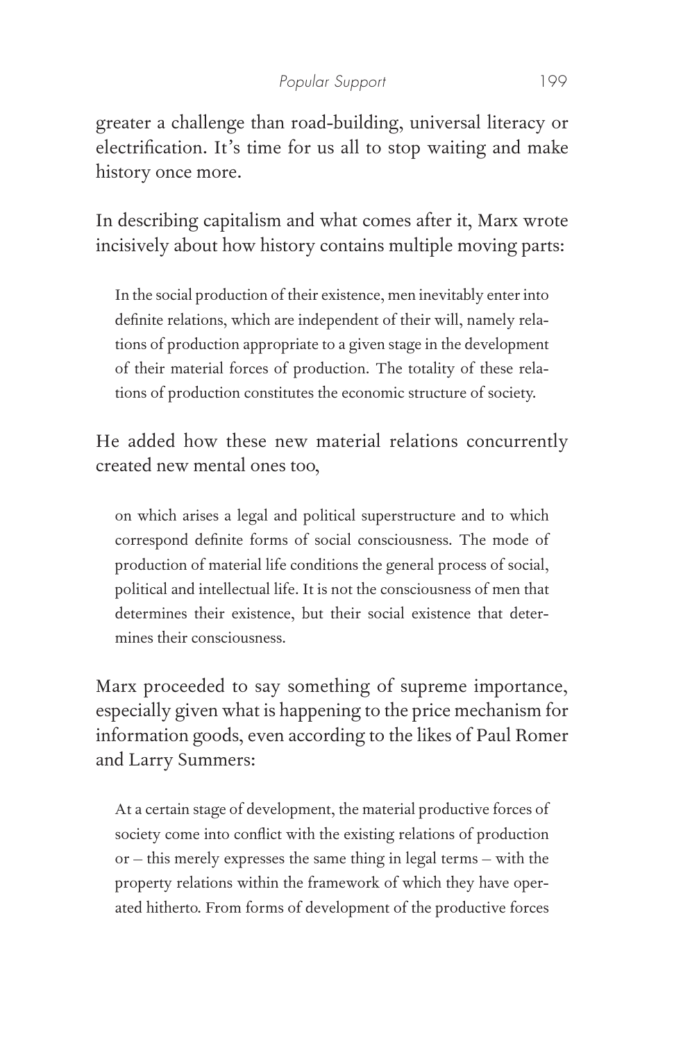greater a challenge than road-building, universal literacy or electrification. It's time for us all to stop waiting and make history once more.

In describing capitalism and what comes after it, Marx wrote incisively about how history contains multiple moving parts:

> In the social production of their existence, men inevitably enter into definite relations, which are independent of their will, namely relations of production appropriate to a given stage in the development of their material forces of production. The totality of these relations of production constitutes the economic structure of society.

He added how these new material relations concurrently created new mental ones too,

> on which arises a legal and political superstructure and to which correspond definite forms of social consciousness. The mode of production of material life conditions the general process of social, political and intellectual life. It is not the consciousness of men that determines their existence, but their social existence that determines their consciousness.

Marx proceeded to say something of supreme importance, especially given what is happening to the price mechanism for information goods, even according to the likes of Paul Romer and Larry Summers:

> At a certain stage of development, the material productive forces of society come into conflict with the existing relations of production or – this merely expresses the same thing in legal terms – with the property relations within the framework of which they have operated hitherto. From forms of development of the productive forces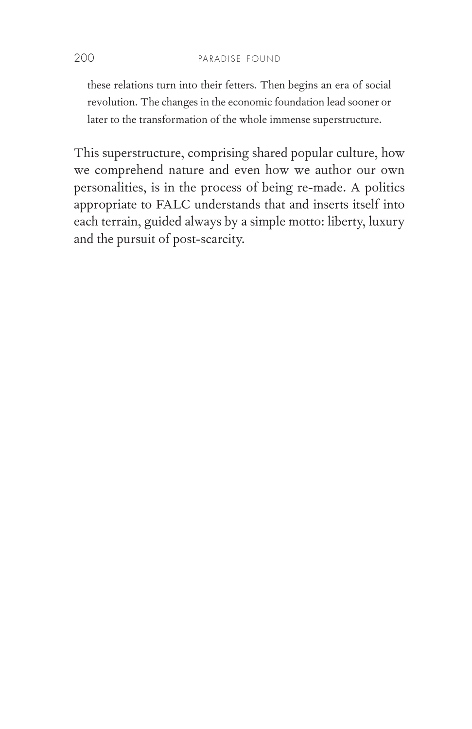> these relations turn into their fetters. Then begins an era of social revolution. The changes in the economic foundation lead sooner or later to the transformation of the whole immense superstructure.

This superstructure, comprising shared popular culture, how we comprehend nature and even how we author our own personalities, is in the process of being re-made. A politics appropriate to FALC understands that and inserts itself into each terrain, guided always by a simple motto: liberty, luxury and the pursuit of post-scarcity.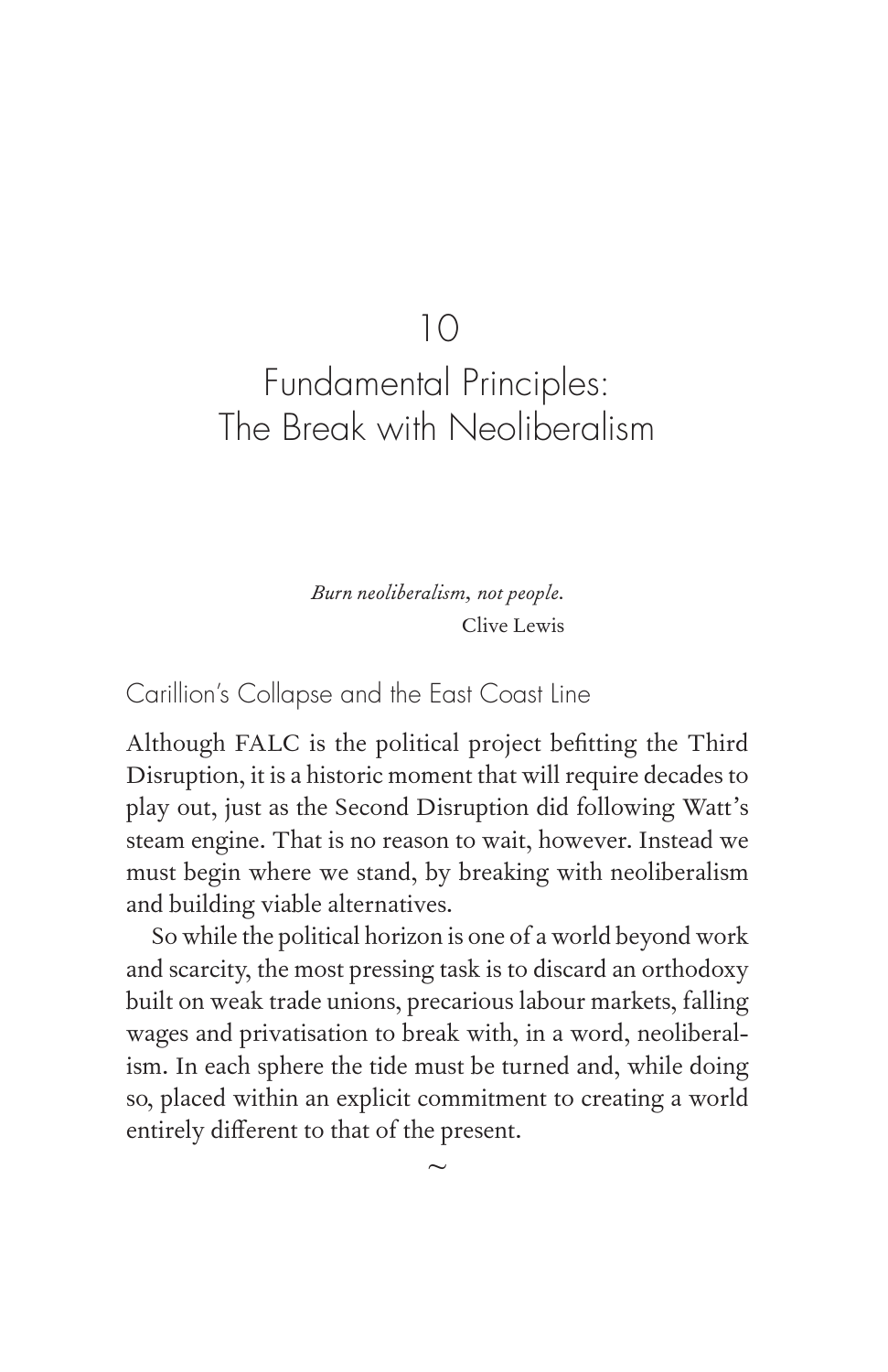# 10

# Fundamental Principles: The Break with Neoliberalism

*Burn neoliberalism, not people.*
Clive Lewis

## Carillion's Collapse and the East Coast Line

Although FALC is the political project befitting the Third Disruption, it is a historic moment that will require decades to play out, just as the Second Disruption did following Watt's steam engine. That is no reason to wait, however. Instead we must begin where we stand, by breaking with neoliberalism and building viable alternatives.

So while the political horizon is one of a world beyond work and scarcity, the most pressing task is to discard an orthodoxy built on weak trade unions, precarious labour markets, falling wages and privatisation to break with, in a word, neoliberalism. In each sphere the tide must be turned and, while doing so, placed within an explicit commitment to creating a world entirely different to that of the present.

~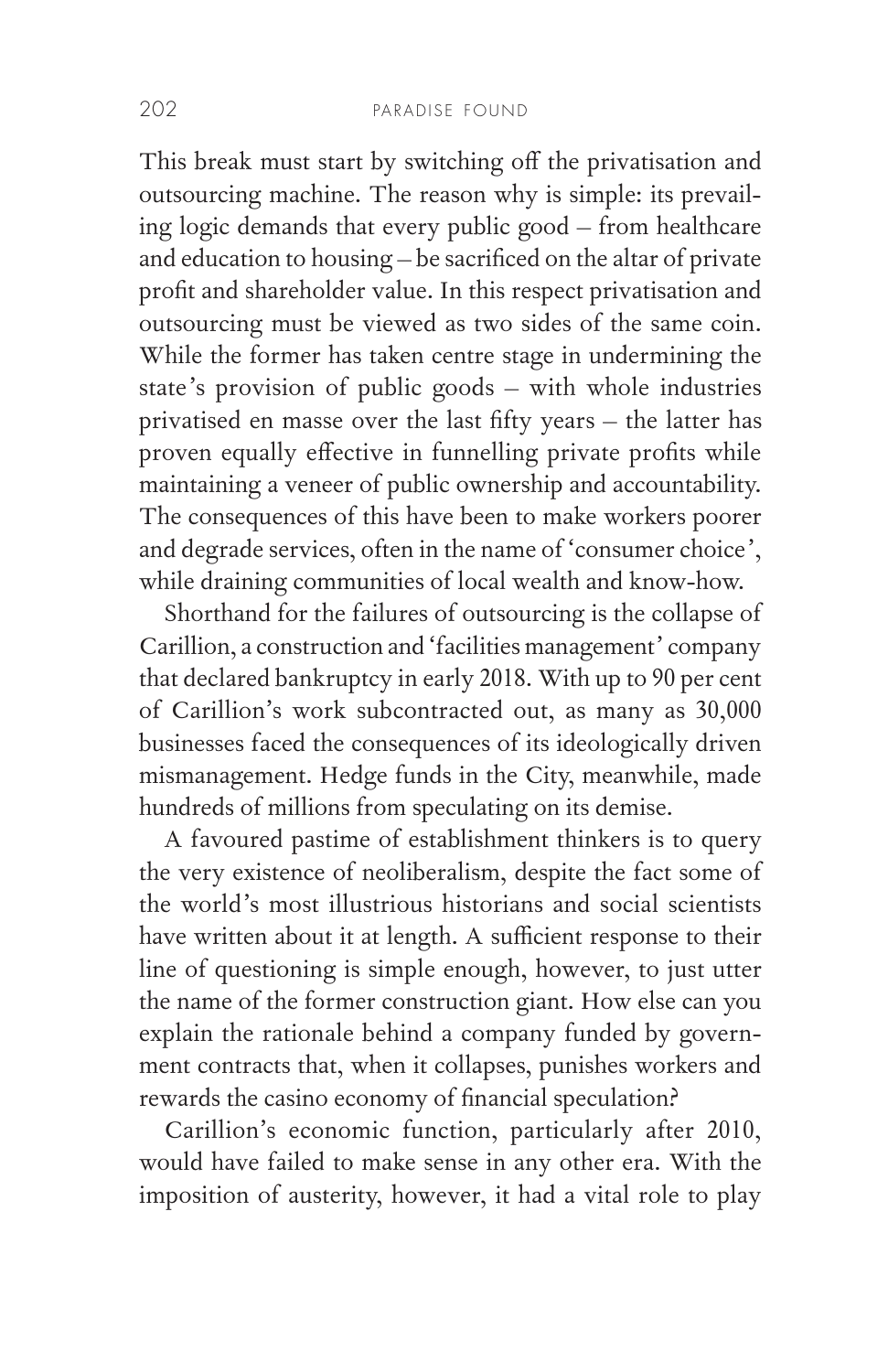This break must start by switching off the privatisation and outsourcing machine. The reason why is simple: its prevailing logic demands that every public good – from healthcare and education to housing – be sacrificed on the altar of private profit and shareholder value. In this respect privatisation and outsourcing must be viewed as two sides of the same coin. While the former has taken centre stage in undermining the state's provision of public goods – with whole industries privatised en masse over the last fifty years – the latter has proven equally effective in funnelling private profits while maintaining a veneer of public ownership and accountability. The consequences of this have been to make workers poorer and degrade services, often in the name of 'consumer choice', while draining communities of local wealth and know-how.

Shorthand for the failures of outsourcing is the collapse of Carillion, a construction and 'facilities management' company that declared bankruptcy in early 2018. With up to 90 per cent of Carillion's work subcontracted out, as many as 30,000 businesses faced the consequences of its ideologically driven mismanagement. Hedge funds in the City, meanwhile, made hundreds of millions from speculating on its demise.

A favoured pastime of establishment thinkers is to query the very existence of neoliberalism, despite the fact some of the world's most illustrious historians and social scientists have written about it at length. A sufficient response to their line of questioning is simple enough, however, to just utter the name of the former construction giant. How else can you explain the rationale behind a company funded by government contracts that, when it collapses, punishes workers and rewards the casino economy of financial speculation?

Carillion's economic function, particularly after 2010, would have failed to make sense in any other era. With the imposition of austerity, however, it had a vital role to play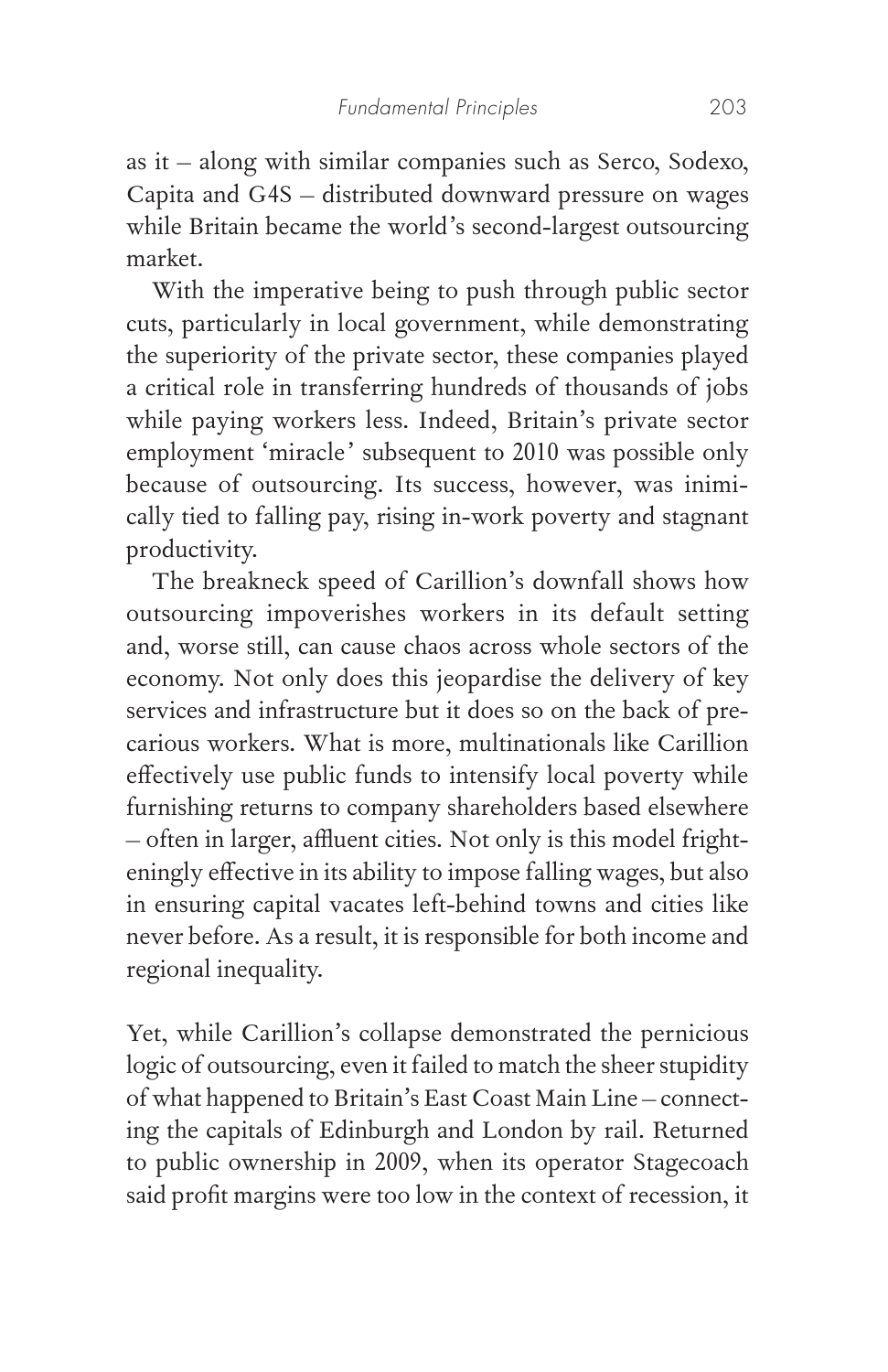as it – along with similar companies such as Serco, Sodexo, Capita and G4S – distributed downward pressure on wages while Britain became the world's second-largest outsourcing market.

With the imperative being to push through public sector cuts, particularly in local government, while demonstrating the superiority of the private sector, these companies played a critical role in transferring hundreds of thousands of jobs while paying workers less. Indeed, Britain's private sector employment 'miracle' subsequent to 2010 was possible only because of outsourcing. Its success, however, was inimically tied to falling pay, rising in-work poverty and stagnant productivity.

The breakneck speed of Carillion's downfall shows how outsourcing impoverishes workers in its default setting and, worse still, can cause chaos across whole sectors of the economy. Not only does this jeopardise the delivery of key services and infrastructure but it does so on the back of precarious workers. What is more, multinationals like Carillion effectively use public funds to intensify local poverty while furnishing returns to company shareholders based elsewhere – often in larger, affluent cities. Not only is this model frighteningly effective in its ability to impose falling wages, but also in ensuring capital vacates left-behind towns and cities like never before. As a result, it is responsible for both income and regional inequality.

Yet, while Carillion's collapse demonstrated the pernicious logic of outsourcing, even it failed to match the sheer stupidity of what happened to Britain's East Coast Main Line – connecting the capitals of Edinburgh and London by rail. Returned to public ownership in 2009, when its operator Stagecoach said profit margins were too low in the context of recession, it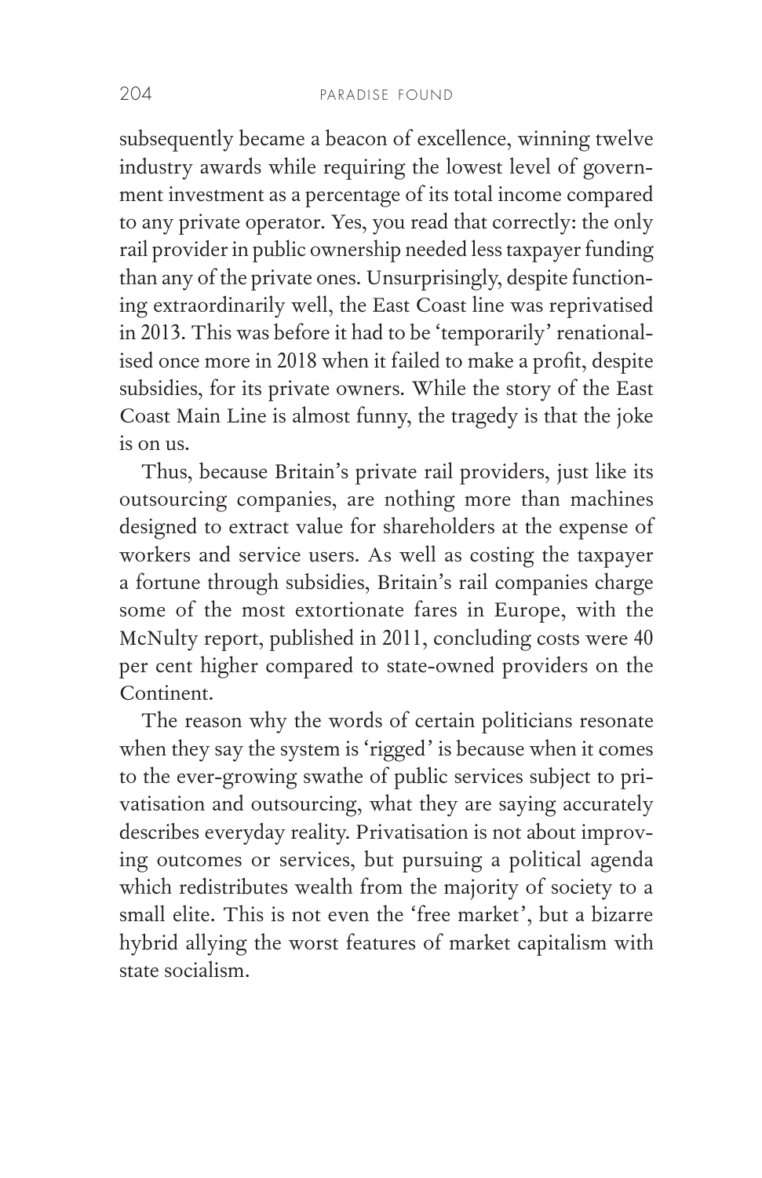subsequently became a beacon of excellence, winning twelve industry awards while requiring the lowest level of government investment as a percentage of its total income compared to any private operator. Yes, you read that correctly: the only rail provider in public ownership needed less taxpayer funding than any of the private ones. Unsurprisingly, despite functioning extraordinarily well, the East Coast line was reprivatised in 2013. This was before it had to be 'temporarily' renationalised once more in 2018 when it failed to make a profit, despite subsidies, for its private owners. While the story of the East Coast Main Line is almost funny, the tragedy is that the joke is on us.

Thus, because Britain's private rail providers, just like its outsourcing companies, are nothing more than machines designed to extract value for shareholders at the expense of workers and service users. As well as costing the taxpayer a fortune through subsidies, Britain's rail companies charge some of the most extortionate fares in Europe, with the McNulty report, published in 2011, concluding costs were 40 per cent higher compared to state-owned providers on the Continent.

The reason why the words of certain politicians resonate when they say the system is 'rigged' is because when it comes to the ever-growing swathe of public services subject to privatisation and outsourcing, what they are saying accurately describes everyday reality. Privatisation is not about improving outcomes or services, but pursuing a political agenda which redistributes wealth from the majority of society to a small elite. This is not even the 'free market', but a bizarre hybrid allying the worst features of market capitalism with state socialism.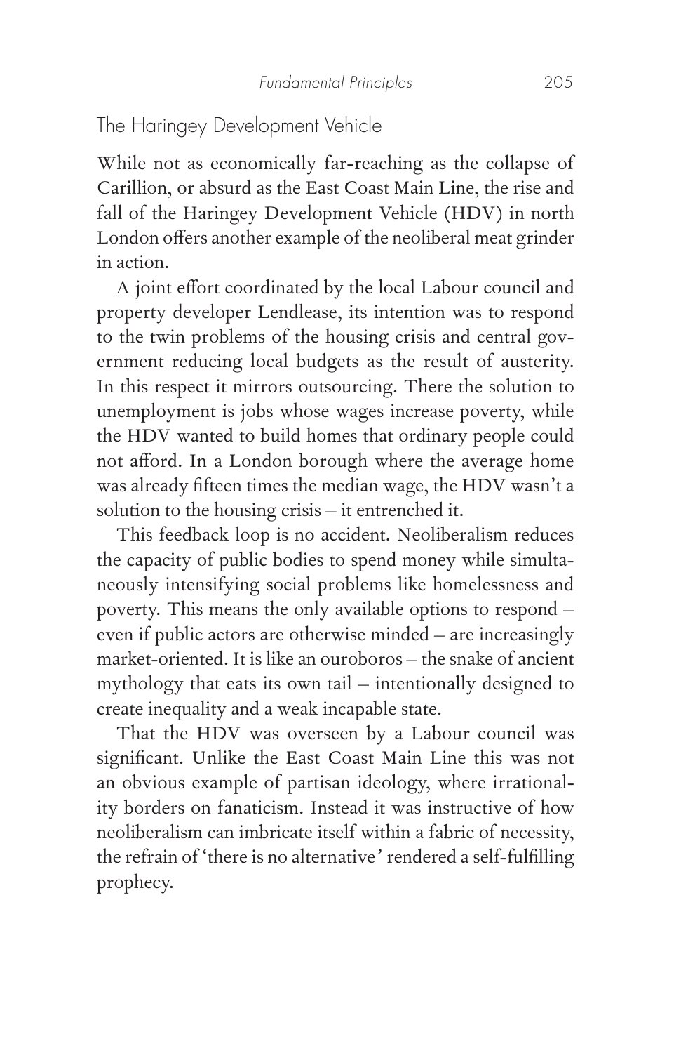## The Haringey Development Vehicle

While not as economically far-reaching as the collapse of Carillion, or absurd as the East Coast Main Line, the rise and fall of the Haringey Development Vehicle (HDV) in north London offers another example of the neoliberal meat grinder in action.

A joint effort coordinated by the local Labour council and property developer Lendlease, its intention was to respond to the twin problems of the housing crisis and central government reducing local budgets as the result of austerity. In this respect it mirrors outsourcing. There the solution to unemployment is jobs whose wages increase poverty, while the HDV wanted to build homes that ordinary people could not afford. In a London borough where the average home was already fifteen times the median wage, the HDV wasn't a solution to the housing crisis – it entrenched it.

This feedback loop is no accident. Neoliberalism reduces the capacity of public bodies to spend money while simultaneously intensifying social problems like homelessness and poverty. This means the only available options to respond – even if public actors are otherwise minded – are increasingly market-oriented. It is like an ouroboros – the snake of ancient mythology that eats its own tail – intentionally designed to create inequality and a weak incapable state.

That the HDV was overseen by a Labour council was significant. Unlike the East Coast Main Line this was not an obvious example of partisan ideology, where irrationality borders on fanaticism. Instead it was instructive of how neoliberalism can imbricate itself within a fabric of necessity, the refrain of 'there is no alternative' rendered a self-fulfilling prophecy.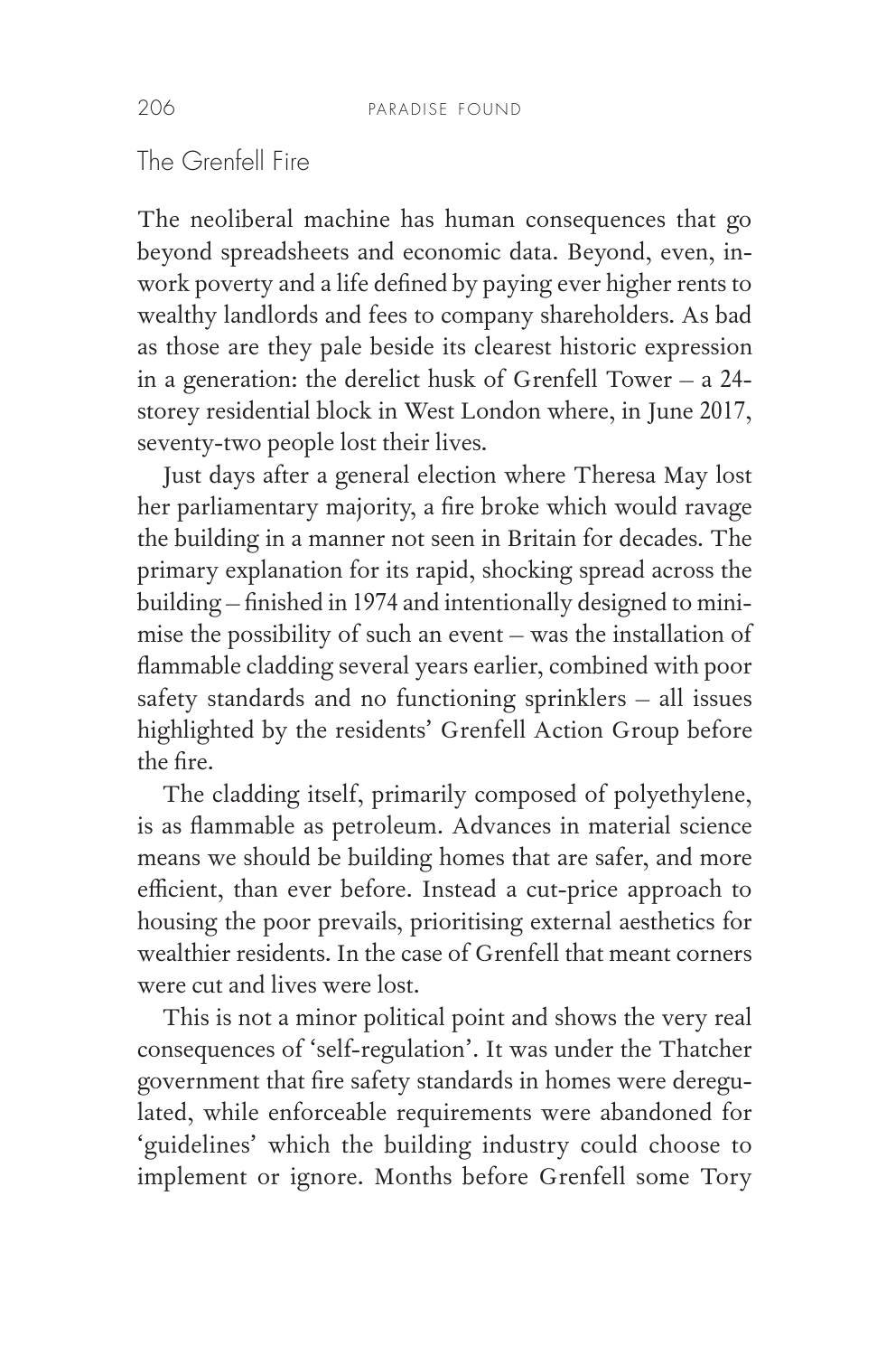## The Grenfell Fire

The neoliberal machine has human consequences that go beyond spreadsheets and economic data. Beyond, even, in-work poverty and a life defined by paying ever higher rents to wealthy landlords and fees to company shareholders. As bad as those are they pale beside its clearest historic expression in a generation: the derelict husk of Grenfell Tower – a 24-storey residential block in West London where, in June 2017, seventy-two people lost their lives.

Just days after a general election where Theresa May lost her parliamentary majority, a fire broke which would ravage the building in a manner not seen in Britain for decades. The primary explanation for its rapid, shocking spread across the building – finished in 1974 and intentionally designed to minimise the possibility of such an event – was the installation of flammable cladding several years earlier, combined with poor safety standards and no functioning sprinklers – all issues highlighted by the residents' Grenfell Action Group before the fire.

The cladding itself, primarily composed of polyethylene, is as flammable as petroleum. Advances in material science means we should be building homes that are safer, and more efficient, than ever before. Instead a cut-price approach to housing the poor prevails, prioritising external aesthetics for wealthier residents. In the case of Grenfell that meant corners were cut and lives were lost.

This is not a minor political point and shows the very real consequences of 'self-regulation'. It was under the Thatcher government that fire safety standards in homes were deregulated, while enforceable requirements were abandoned for 'guidelines' which the building industry could choose to implement or ignore. Months before Grenfell some Tory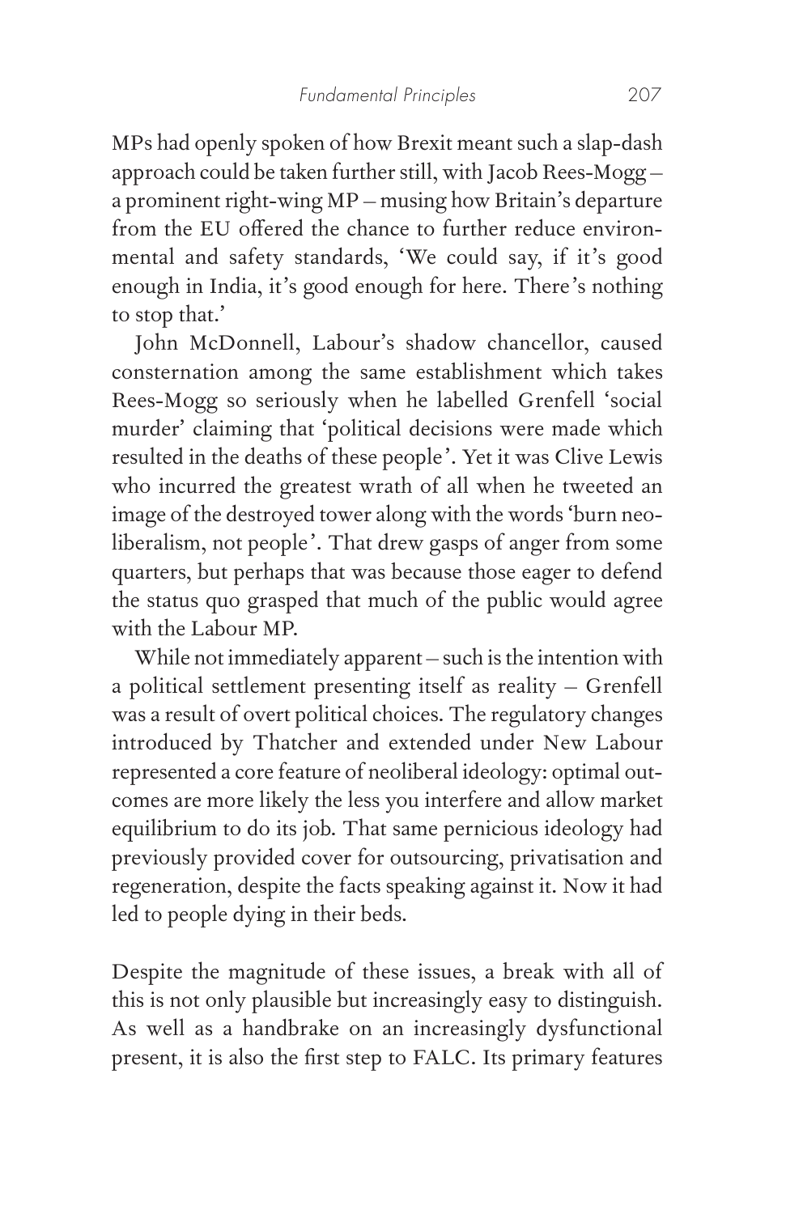MPs had openly spoken of how Brexit meant such a slap-dash approach could be taken further still, with Jacob Rees-Mogg – a prominent right-wing MP – musing how Britain's departure from the EU offered the chance to further reduce environmental and safety standards, 'We could say, if it's good enough in India, it's good enough for here. There's nothing to stop that.'

John McDonnell, Labour's shadow chancellor, caused consternation among the same establishment which takes Rees-Mogg so seriously when he labelled Grenfell 'social murder' claiming that 'political decisions were made which resulted in the deaths of these people'. Yet it was Clive Lewis who incurred the greatest wrath of all when he tweeted an image of the destroyed tower along with the words 'burn neoliberalism, not people'. That drew gasps of anger from some quarters, but perhaps that was because those eager to defend the status quo grasped that much of the public would agree with the Labour MP.

While not immediately apparent – such is the intention with a political settlement presenting itself as reality – Grenfell was a result of overt political choices. The regulatory changes introduced by Thatcher and extended under New Labour represented a core feature of neoliberal ideology: optimal outcomes are more likely the less you interfere and allow market equilibrium to do its job. That same pernicious ideology had previously provided cover for outsourcing, privatisation and regeneration, despite the facts speaking against it. Now it had led to people dying in their beds.

Despite the magnitude of these issues, a break with all of this is not only plausible but increasingly easy to distinguish. As well as a handbrake on an increasingly dysfunctional present, it is also the first step to FALC. Its primary features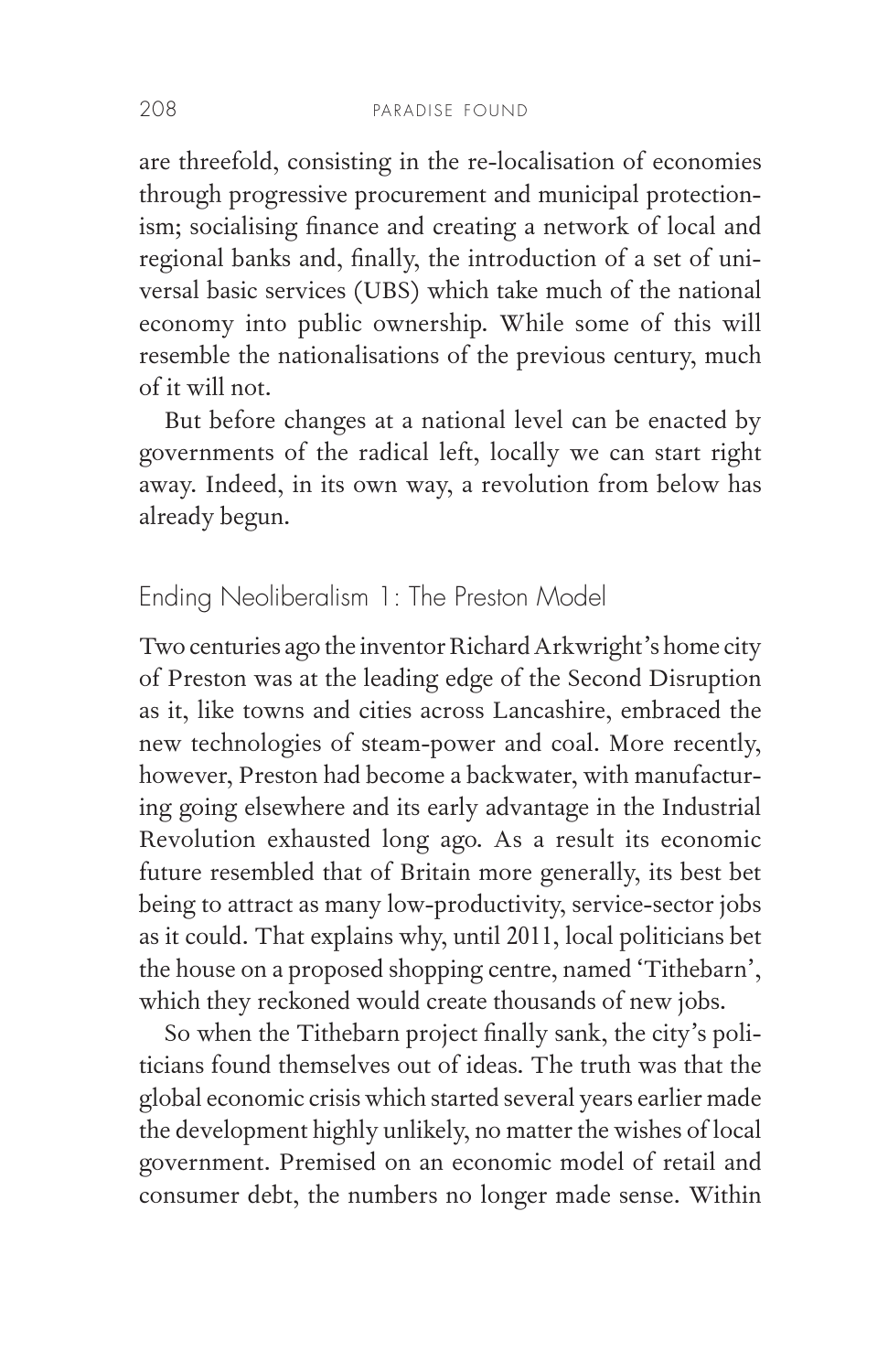are threefold, consisting in the re-localisation of economies through progressive procurement and municipal protectionism; socialising finance and creating a network of local and regional banks and, finally, the introduction of a set of universal basic services (UBS) which take much of the national economy into public ownership. While some of this will resemble the nationalisations of the previous century, much of it will not.

But before changes at a national level can be enacted by governments of the radical left, locally we can start right away. Indeed, in its own way, a revolution from below has already begun.

## Ending Neoliberalism 1: The Preston Model

Two centuries ago the inventor Richard Arkwright's home city of Preston was at the leading edge of the Second Disruption as it, like towns and cities across Lancashire, embraced the new technologies of steam-power and coal. More recently, however, Preston had become a backwater, with manufacturing going elsewhere and its early advantage in the Industrial Revolution exhausted long ago. As a result its economic future resembled that of Britain more generally, its best bet being to attract as many low-productivity, service-sector jobs as it could. That explains why, until 2011, local politicians bet the house on a proposed shopping centre, named 'Tithebarn', which they reckoned would create thousands of new jobs.

So when the Tithebarn project finally sank, the city's politicians found themselves out of ideas. The truth was that the global economic crisis which started several years earlier made the development highly unlikely, no matter the wishes of local government. Premised on an economic model of retail and consumer debt, the numbers no longer made sense. Within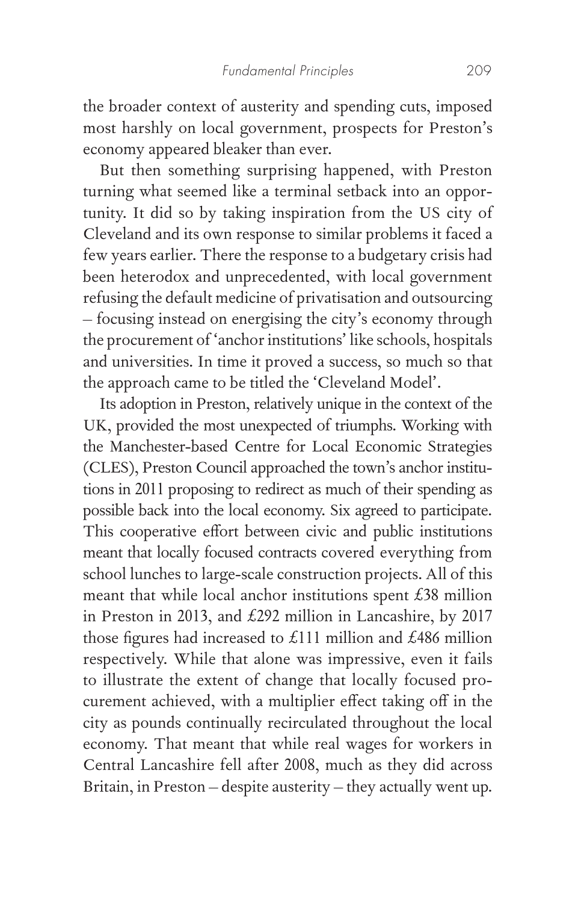the broader context of austerity and spending cuts, imposed most harshly on local government, prospects for Preston's economy appeared bleaker than ever.

But then something surprising happened, with Preston turning what seemed like a terminal setback into an opportunity. It did so by taking inspiration from the US city of Cleveland and its own response to similar problems it faced a few years earlier. There the response to a budgetary crisis had been heterodox and unprecedented, with local government refusing the default medicine of privatisation and outsourcing – focusing instead on energising the city's economy through the procurement of 'anchor institutions' like schools, hospitals and universities. In time it proved a success, so much so that the approach came to be titled the 'Cleveland Model'.

Its adoption in Preston, relatively unique in the context of the UK, provided the most unexpected of triumphs. Working with the Manchester-based Centre for Local Economic Strategies (CLES), Preston Council approached the town's anchor institutions in 2011 proposing to redirect as much of their spending as possible back into the local economy. Six agreed to participate. This cooperative effort between civic and public institutions meant that locally focused contracts covered everything from school lunches to large-scale construction projects. All of this meant that while local anchor institutions spent £38 million in Preston in 2013, and £292 million in Lancashire, by 2017 those figures had increased to £111 million and £486 million respectively. While that alone was impressive, even it fails to illustrate the extent of change that locally focused procurement achieved, with a multiplier effect taking off in the city as pounds continually recirculated throughout the local economy. That meant that while real wages for workers in Central Lancashire fell after 2008, much as they did across Britain, in Preston – despite austerity – they actually went up.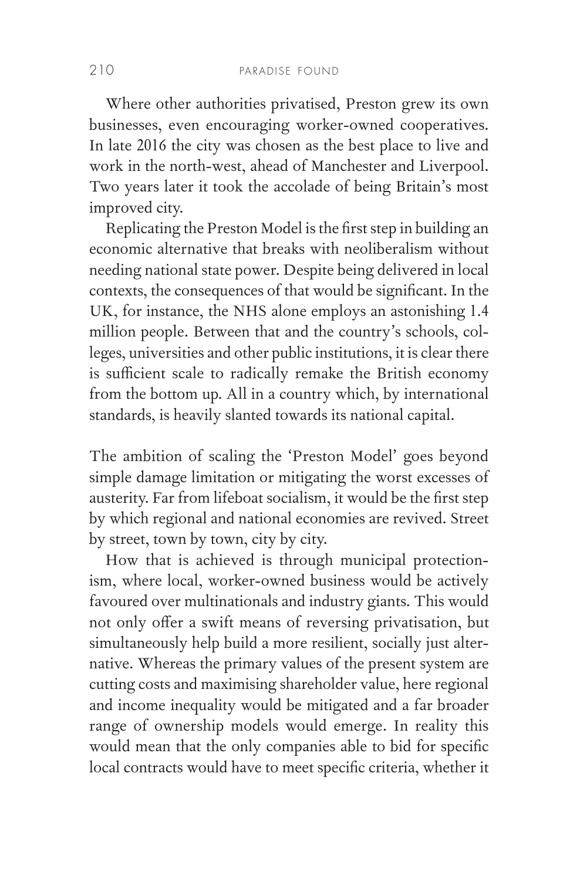Where other authorities privatised, Preston grew its own businesses, even encouraging worker-owned cooperatives. In late 2016 the city was chosen as the best place to live and work in the north-west, ahead of Manchester and Liverpool. Two years later it took the accolade of being Britain's most improved city.

Replicating the Preston Model is the first step in building an economic alternative that breaks with neoliberalism without needing national state power. Despite being delivered in local contexts, the consequences of that would be significant. In the UK, for instance, the NHS alone employs an astonishing 1.4 million people. Between that and the country's schools, colleges, universities and other public institutions, it is clear there is sufficient scale to radically remake the British economy from the bottom up. All in a country which, by international standards, is heavily slanted towards its national capital.

The ambition of scaling the 'Preston Model' goes beyond simple damage limitation or mitigating the worst excesses of austerity. Far from lifeboat socialism, it would be the first step by which regional and national economies are revived. Street by street, town by town, city by city.

How that is achieved is through municipal protectionism, where local, worker-owned business would be actively favoured over multinationals and industry giants. This would not only offer a swift means of reversing privatisation, but simultaneously help build a more resilient, socially just alternative. Whereas the primary values of the present system are cutting costs and maximising shareholder value, here regional and income inequality would be mitigated and a far broader range of ownership models would emerge. In reality this would mean that the only companies able to bid for specific local contracts would have to meet specific criteria, whether it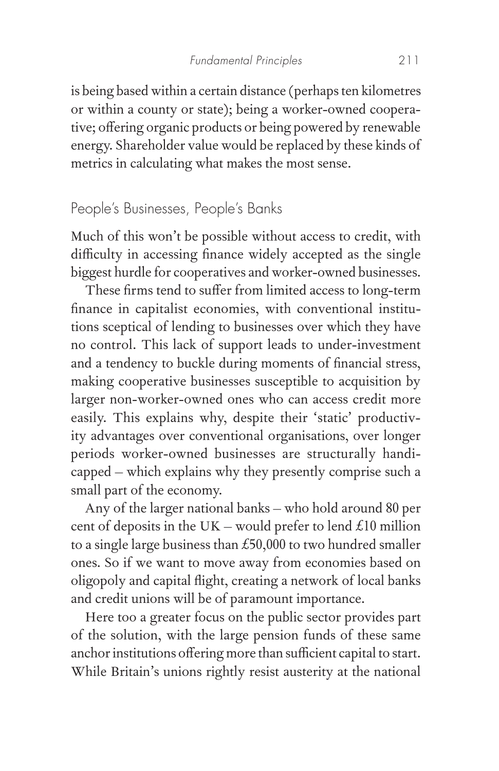is being based within a certain distance (perhaps ten kilometres or within a county or state); being a worker-owned cooperative; offering organic products or being powered by renewable energy. Shareholder value would be replaced by these kinds of metrics in calculating what makes the most sense.

## People's Businesses, People's Banks

Much of this won't be possible without access to credit, with difficulty in accessing finance widely accepted as the single biggest hurdle for cooperatives and worker-owned businesses.

These firms tend to suffer from limited access to long-term finance in capitalist economies, with conventional institutions sceptical of lending to businesses over which they have no control. This lack of support leads to under-investment and a tendency to buckle during moments of financial stress, making cooperative businesses susceptible to acquisition by larger non-worker-owned ones who can access credit more easily. This explains why, despite their 'static' productivity advantages over conventional organisations, over longer periods worker-owned businesses are structurally handicapped – which explains why they presently comprise such a small part of the economy.

Any of the larger national banks – who hold around 80 per cent of deposits in the UK – would prefer to lend £10 million to a single large business than £50,000 to two hundred smaller ones. So if we want to move away from economies based on oligopoly and capital flight, creating a network of local banks and credit unions will be of paramount importance.

Here too a greater focus on the public sector provides part of the solution, with the large pension funds of these same anchor institutions offering more than sufficient capital to start. While Britain's unions rightly resist austerity at the national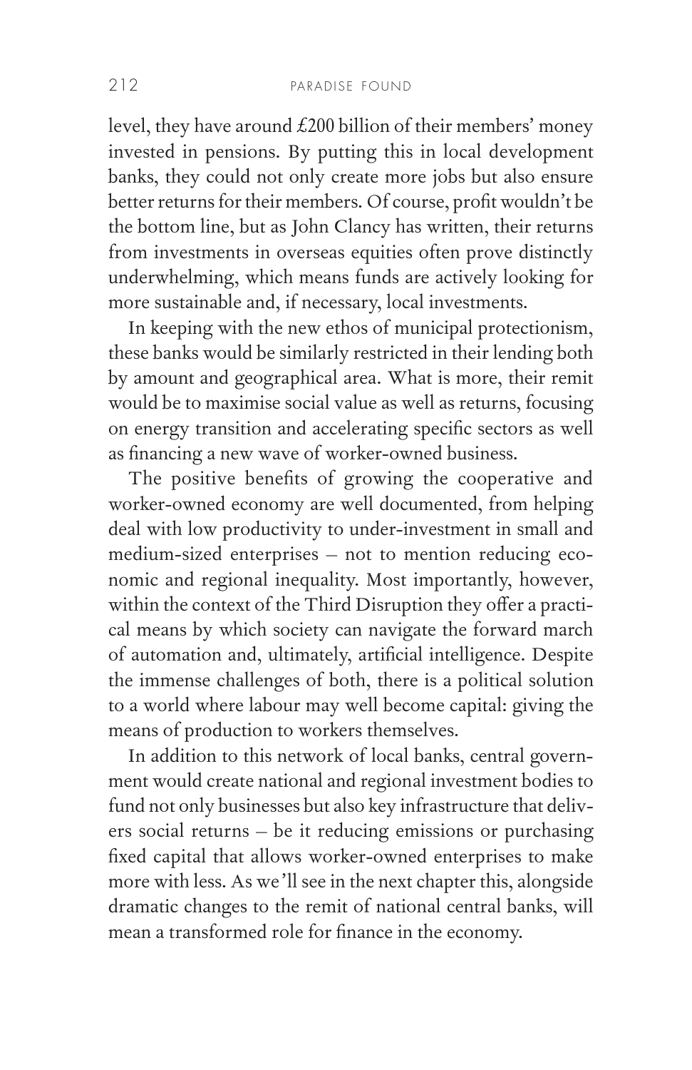level, they have around £200 billion of their members' money invested in pensions. By putting this in local development banks, they could not only create more jobs but also ensure better returns for their members. Of course, profit wouldn't be the bottom line, but as John Clancy has written, their returns from investments in overseas equities often prove distinctly underwhelming, which means funds are actively looking for more sustainable and, if necessary, local investments.

In keeping with the new ethos of municipal protectionism, these banks would be similarly restricted in their lending both by amount and geographical area. What is more, their remit would be to maximise social value as well as returns, focusing on energy transition and accelerating specific sectors as well as financing a new wave of worker-owned business.

The positive benefits of growing the cooperative and worker-owned economy are well documented, from helping deal with low productivity to under-investment in small and medium-sized enterprises – not to mention reducing economic and regional inequality. Most importantly, however, within the context of the Third Disruption they offer a practical means by which society can navigate the forward march of automation and, ultimately, artificial intelligence. Despite the immense challenges of both, there is a political solution to a world where labour may well become capital: giving the means of production to workers themselves.

In addition to this network of local banks, central government would create national and regional investment bodies to fund not only businesses but also key infrastructure that delivers social returns – be it reducing emissions or purchasing fixed capital that allows worker-owned enterprises to make more with less. As we'll see in the next chapter this, alongside dramatic changes to the remit of national central banks, will mean a transformed role for finance in the economy.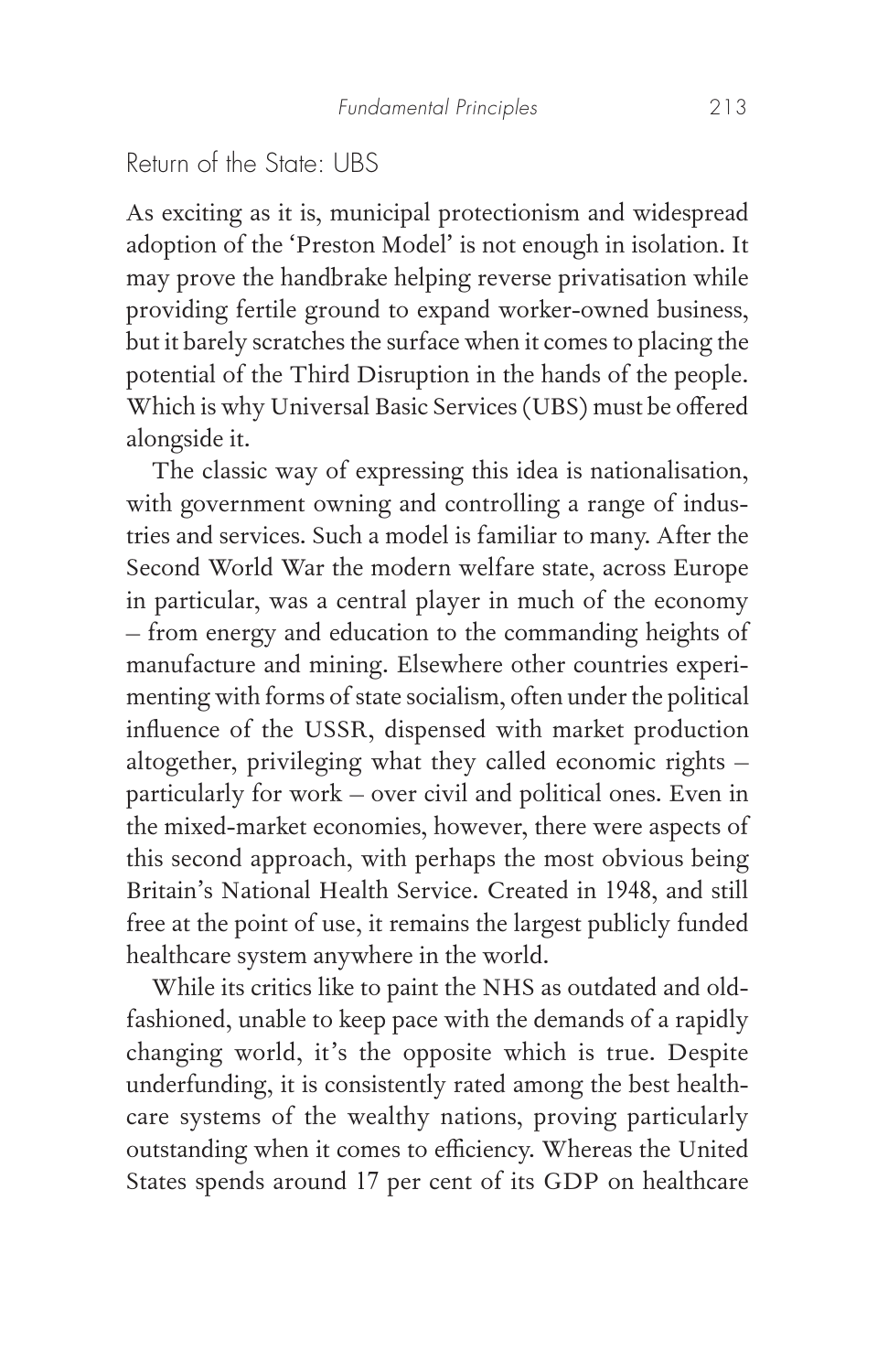## Return of the State: UBS

As exciting as it is, municipal protectionism and widespread adoption of the 'Preston Model' is not enough in isolation. It may prove the handbrake helping reverse privatisation while providing fertile ground to expand worker-owned business, but it barely scratches the surface when it comes to placing the potential of the Third Disruption in the hands of the people. Which is why Universal Basic Services (UBS) must be offered alongside it.

The classic way of expressing this idea is nationalisation, with government owning and controlling a range of industries and services. Such a model is familiar to many. After the Second World War the modern welfare state, across Europe in particular, was a central player in much of the economy – from energy and education to the commanding heights of manufacture and mining. Elsewhere other countries experimenting with forms of state socialism, often under the political influence of the USSR, dispensed with market production altogether, privileging what they called economic rights – particularly for work – over civil and political ones. Even in the mixed-market economies, however, there were aspects of this second approach, with perhaps the most obvious being Britain's National Health Service. Created in 1948, and still free at the point of use, it remains the largest publicly funded healthcare system anywhere in the world.

While its critics like to paint the NHS as outdated and old-fashioned, unable to keep pace with the demands of a rapidly changing world, it's the opposite which is true. Despite underfunding, it is consistently rated among the best healthcare systems of the wealthy nations, proving particularly outstanding when it comes to efficiency. Whereas the United States spends around 17 per cent of its GDP on healthcare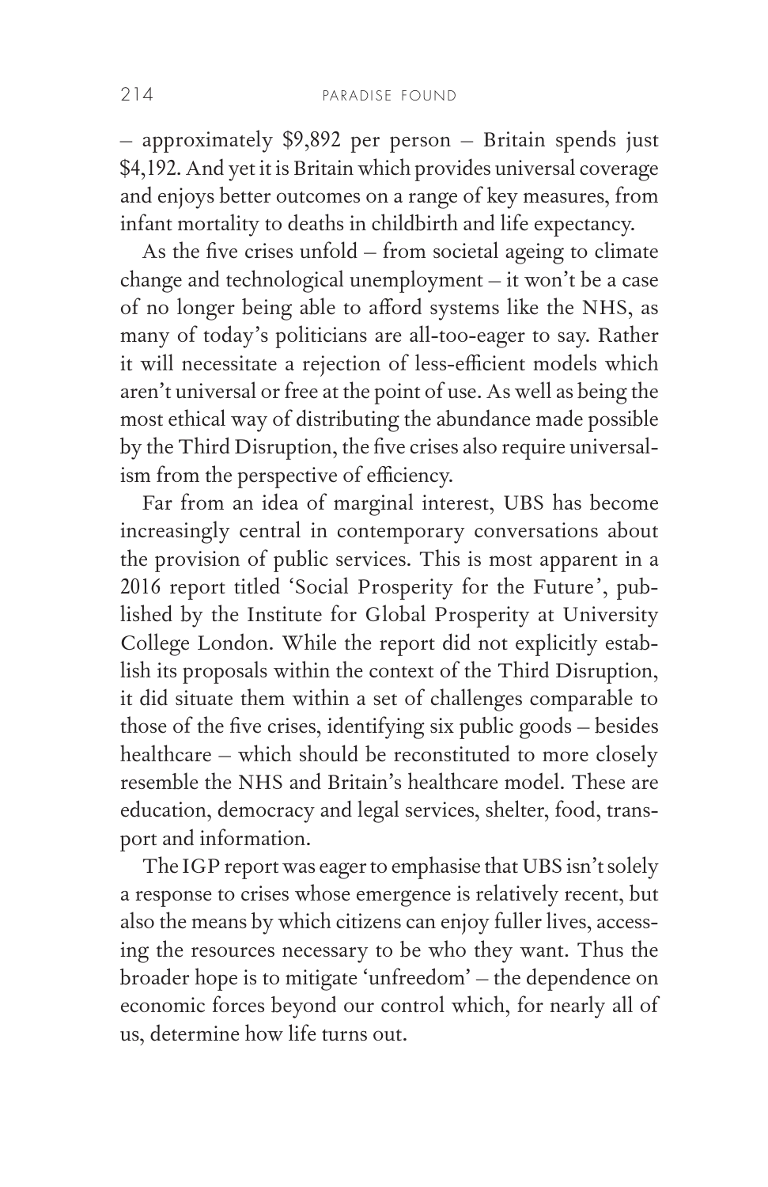– approximately $9,892 per person – Britain spends just $4,192. And yet it is Britain which provides universal coverage and enjoys better outcomes on a range of key measures, from infant mortality to deaths in childbirth and life expectancy.

As the five crises unfold – from societal ageing to climate change and technological unemployment – it won't be a case of no longer being able to afford systems like the NHS, as many of today's politicians are all-too-eager to say. Rather it will necessitate a rejection of less-efficient models which aren't universal or free at the point of use. As well as being the most ethical way of distributing the abundance made possible by the Third Disruption, the five crises also require universalism from the perspective of efficiency.

Far from an idea of marginal interest, UBS has become increasingly central in contemporary conversations about the provision of public services. This is most apparent in a 2016 report titled 'Social Prosperity for the Future', published by the Institute for Global Prosperity at University College London. While the report did not explicitly establish its proposals within the context of the Third Disruption, it did situate them within a set of challenges comparable to those of the five crises, identifying six public goods – besides healthcare – which should be reconstituted to more closely resemble the NHS and Britain's healthcare model. These are education, democracy and legal services, shelter, food, transport and information.

The IGP report was eager to emphasise that UBS isn't solely a response to crises whose emergence is relatively recent, but also the means by which citizens can enjoy fuller lives, accessing the resources necessary to be who they want. Thus the broader hope is to mitigate 'unfreedom' – the dependence on economic forces beyond our control which, for nearly all of us, determine how life turns out.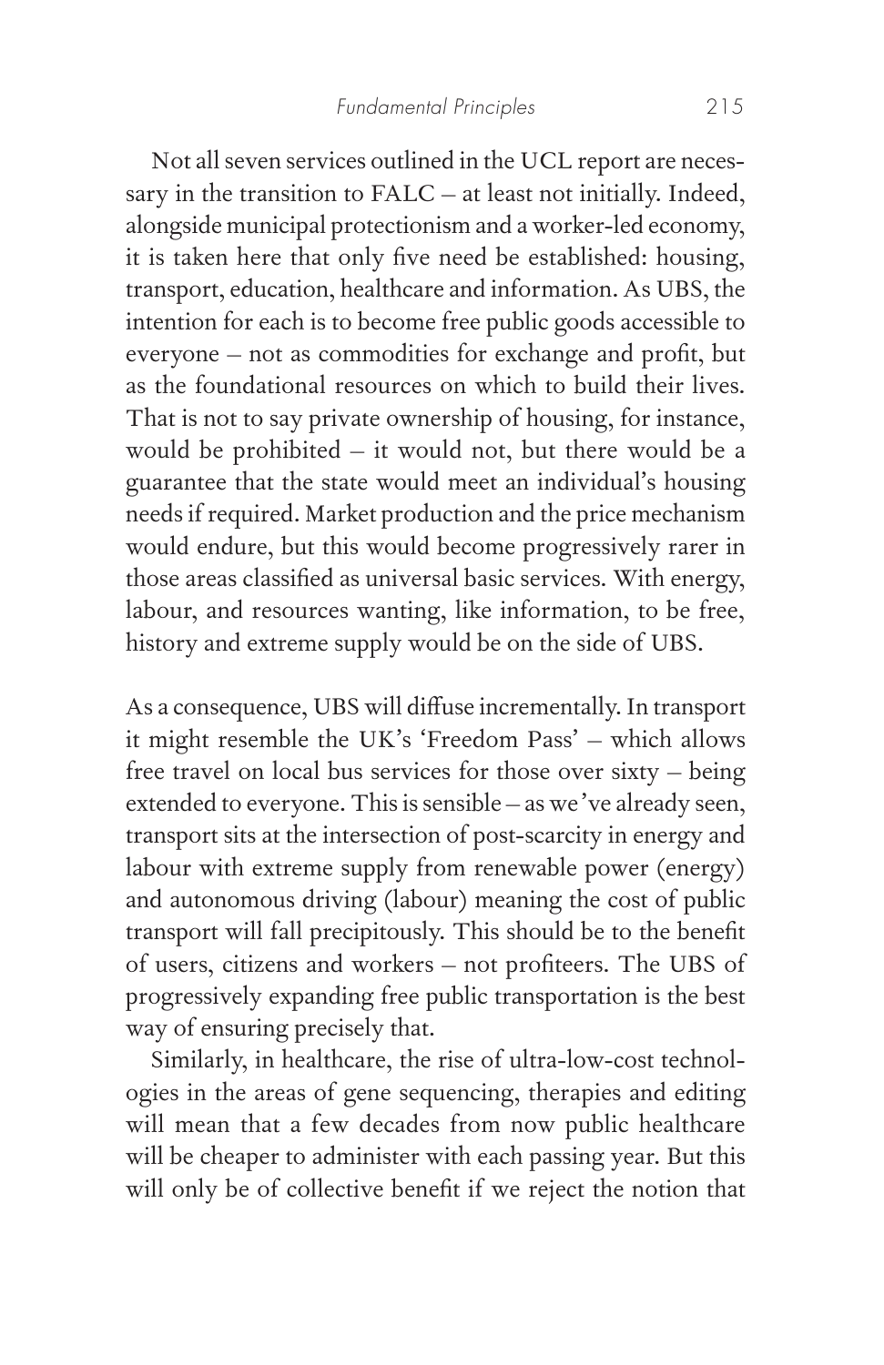Not all seven services outlined in the UCL report are necessary in the transition to FALC – at least not initially. Indeed, alongside municipal protectionism and a worker-led economy, it is taken here that only five need be established: housing, transport, education, healthcare and information. As UBS, the intention for each is to become free public goods accessible to everyone – not as commodities for exchange and profit, but as the foundational resources on which to build their lives. That is not to say private ownership of housing, for instance, would be prohibited – it would not, but there would be a guarantee that the state would meet an individual's housing needs if required. Market production and the price mechanism would endure, but this would become progressively rarer in those areas classified as universal basic services. With energy, labour, and resources wanting, like information, to be free, history and extreme supply would be on the side of UBS.

As a consequence, UBS will diffuse incrementally. In transport it might resemble the UK's 'Freedom Pass' – which allows free travel on local bus services for those over sixty – being extended to everyone. This is sensible – as we've already seen, transport sits at the intersection of post-scarcity in energy and labour with extreme supply from renewable power (energy) and autonomous driving (labour) meaning the cost of public transport will fall precipitously. This should be to the benefit of users, citizens and workers – not profiteers. The UBS of progressively expanding free public transportation is the best way of ensuring precisely that.

Similarly, in healthcare, the rise of ultra-low-cost technologies in the areas of gene sequencing, therapies and editing will mean that a few decades from now public healthcare will be cheaper to administer with each passing year. But this will only be of collective benefit if we reject the notion that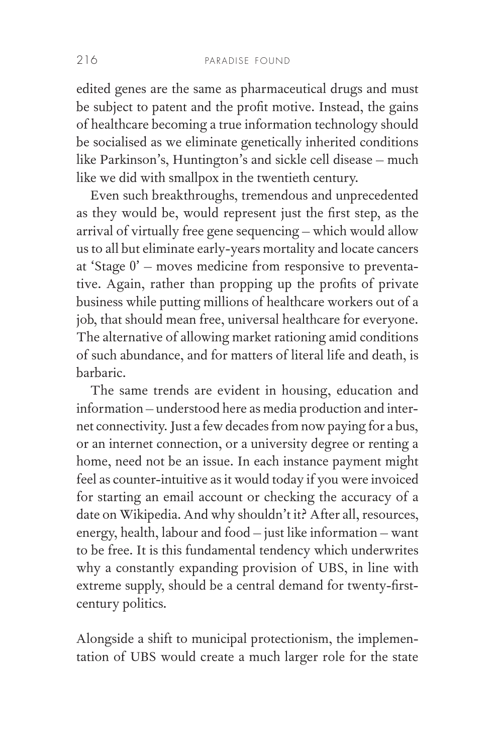edited genes are the same as pharmaceutical drugs and must be subject to patent and the profit motive. Instead, the gains of healthcare becoming a true information technology should be socialised as we eliminate genetically inherited conditions like Parkinson's, Huntington's and sickle cell disease – much like we did with smallpox in the twentieth century.

Even such breakthroughs, tremendous and unprecedented as they would be, would represent just the first step, as the arrival of virtually free gene sequencing – which would allow us to all but eliminate early-years mortality and locate cancers at 'Stage 0' – moves medicine from responsive to preventative. Again, rather than propping up the profits of private business while putting millions of healthcare workers out of a job, that should mean free, universal healthcare for everyone. The alternative of allowing market rationing amid conditions of such abundance, and for matters of literal life and death, is barbaric.

The same trends are evident in housing, education and information – understood here as media production and internet connectivity. Just a few decades from now paying for a bus, or an internet connection, or a university degree or renting a home, need not be an issue. In each instance payment might feel as counter-intuitive as it would today if you were invoiced for starting an email account or checking the accuracy of a date on Wikipedia. And why shouldn't it? After all, resources, energy, health, labour and food – just like information – want to be free. It is this fundamental tendency which underwrites why a constantly expanding provision of UBS, in line with extreme supply, should be a central demand for twenty-first-century politics.

Alongside a shift to municipal protectionism, the implementation of UBS would create a much larger role for the state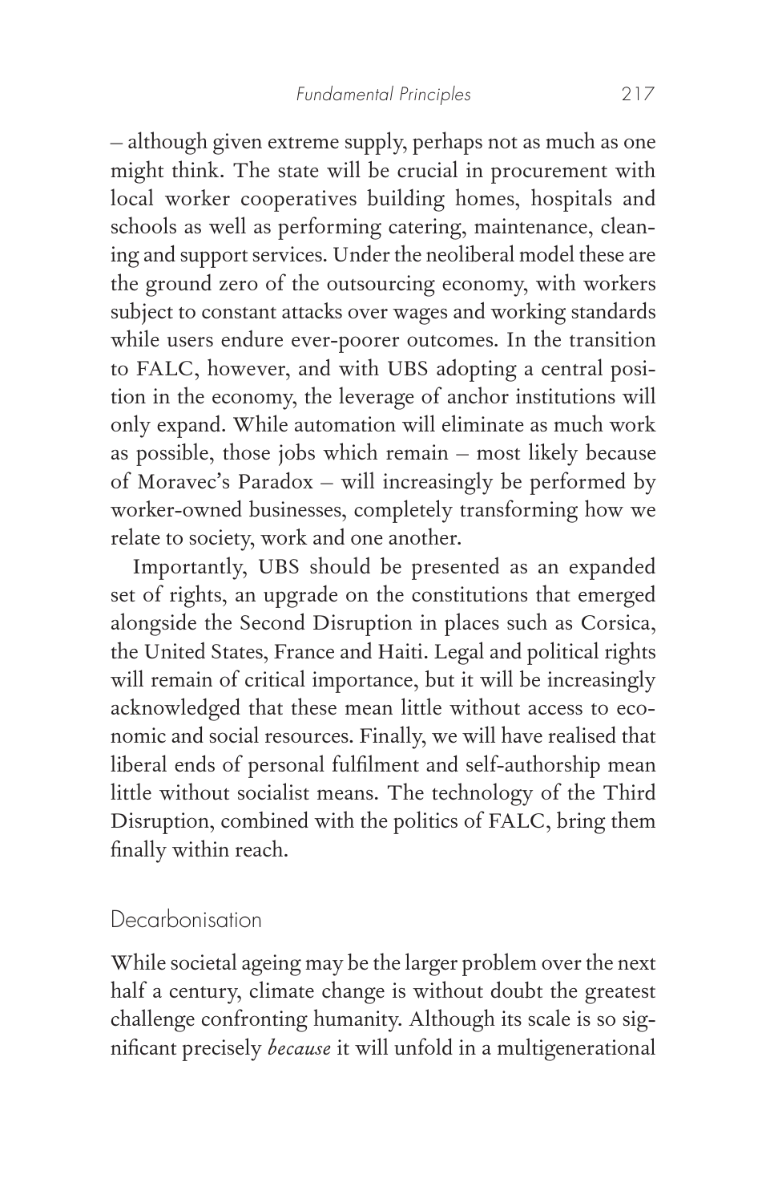– although given extreme supply, perhaps not as much as one might think. The state will be crucial in procurement with local worker cooperatives building homes, hospitals and schools as well as performing catering, maintenance, cleaning and support services. Under the neoliberal model these are the ground zero of the outsourcing economy, with workers subject to constant attacks over wages and working standards while users endure ever-poorer outcomes. In the transition to FALC, however, and with UBS adopting a central position in the economy, the leverage of anchor institutions will only expand. While automation will eliminate as much work as possible, those jobs which remain – most likely because of Moravec's Paradox – will increasingly be performed by worker-owned businesses, completely transforming how we relate to society, work and one another.

Importantly, UBS should be presented as an expanded set of rights, an upgrade on the constitutions that emerged alongside the Second Disruption in places such as Corsica, the United States, France and Haiti. Legal and political rights will remain of critical importance, but it will be increasingly acknowledged that these mean little without access to economic and social resources. Finally, we will have realised that liberal ends of personal fulfilment and self-authorship mean little without socialist means. The technology of the Third Disruption, combined with the politics of FALC, bring them finally within reach.

## Decarbonisation

While societal ageing may be the larger problem over the next half a century, climate change is without doubt the greatest challenge confronting humanity. Although its scale is so significant precisely *because* it will unfold in a multigenerational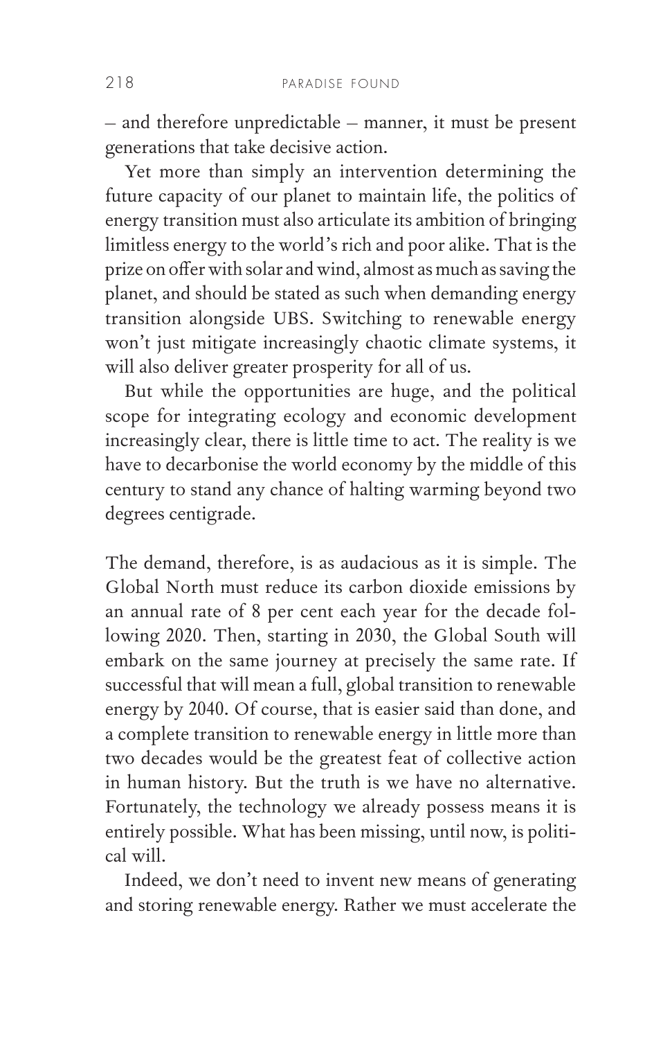– and therefore unpredictable – manner, it must be present generations that take decisive action.

Yet more than simply an intervention determining the future capacity of our planet to maintain life, the politics of energy transition must also articulate its ambition of bringing limitless energy to the world's rich and poor alike. That is the prize on offer with solar and wind, almost as much as saving the planet, and should be stated as such when demanding energy transition alongside UBS. Switching to renewable energy won't just mitigate increasingly chaotic climate systems, it will also deliver greater prosperity for all of us.

But while the opportunities are huge, and the political scope for integrating ecology and economic development increasingly clear, there is little time to act. The reality is we have to decarbonise the world economy by the middle of this century to stand any chance of halting warming beyond two degrees centigrade.

The demand, therefore, is as audacious as it is simple. The Global North must reduce its carbon dioxide emissions by an annual rate of 8 per cent each year for the decade following 2020. Then, starting in 2030, the Global South will embark on the same journey at precisely the same rate. If successful that will mean a full, global transition to renewable energy by 2040. Of course, that is easier said than done, and a complete transition to renewable energy in little more than two decades would be the greatest feat of collective action in human history. But the truth is we have no alternative. Fortunately, the technology we already possess means it is entirely possible. What has been missing, until now, is political will.

Indeed, we don't need to invent new means of generating and storing renewable energy. Rather we must accelerate the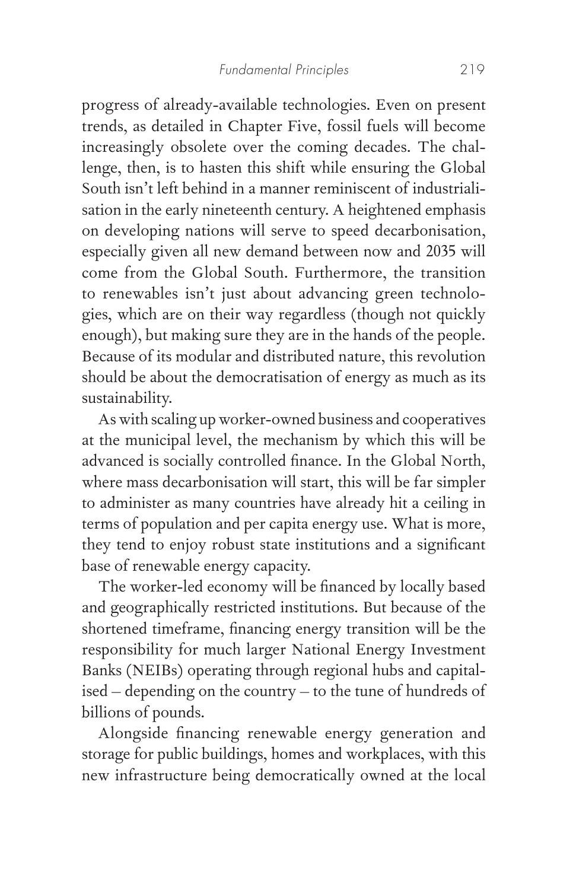progress of already-available technologies. Even on present trends, as detailed in Chapter Five, fossil fuels will become increasingly obsolete over the coming decades. The challenge, then, is to hasten this shift while ensuring the Global South isn't left behind in a manner reminiscent of industrialisation in the early nineteenth century. A heightened emphasis on developing nations will serve to speed decarbonisation, especially given all new demand between now and 2035 will come from the Global South. Furthermore, the transition to renewables isn't just about advancing green technologies, which are on their way regardless (though not quickly enough), but making sure they are in the hands of the people. Because of its modular and distributed nature, this revolution should be about the democratisation of energy as much as its sustainability.

As with scaling up worker-owned business and cooperatives at the municipal level, the mechanism by which this will be advanced is socially controlled finance. In the Global North, where mass decarbonisation will start, this will be far simpler to administer as many countries have already hit a ceiling in terms of population and per capita energy use. What is more, they tend to enjoy robust state institutions and a significant base of renewable energy capacity.

The worker-led economy will be financed by locally based and geographically restricted institutions. But because of the shortened timeframe, financing energy transition will be the responsibility for much larger National Energy Investment Banks (NEIBs) operating through regional hubs and capitalised – depending on the country – to the tune of hundreds of billions of pounds.

Alongside financing renewable energy generation and storage for public buildings, homes and workplaces, with this new infrastructure being democratically owned at the local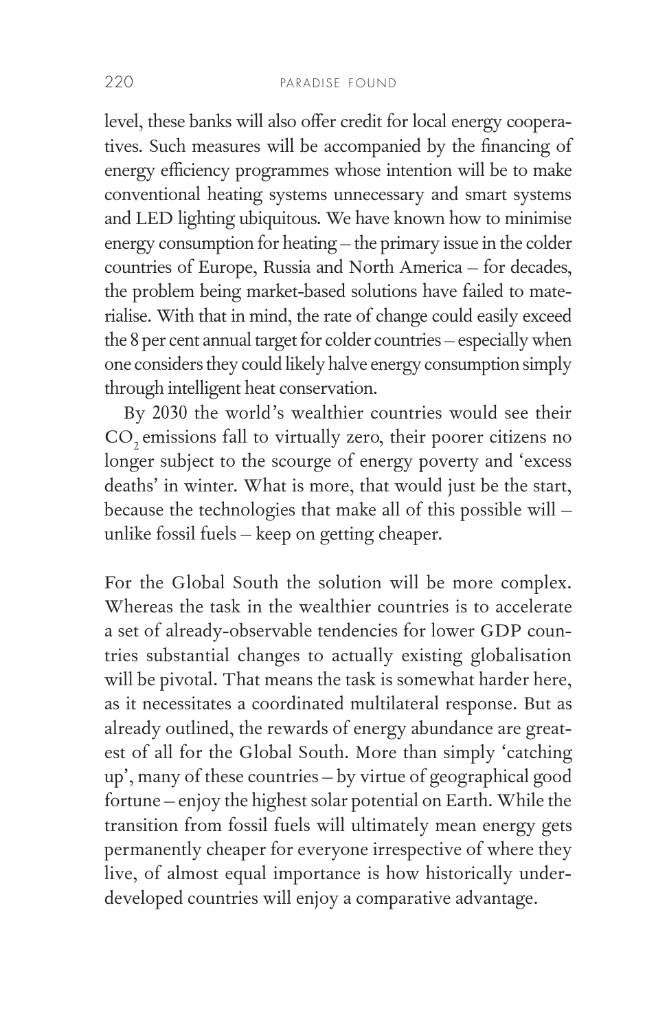level, these banks will also offer credit for local energy cooperatives. Such measures will be accompanied by the financing of energy efficiency programmes whose intention will be to make conventional heating systems unnecessary and smart systems and LED lighting ubiquitous. We have known how to minimise energy consumption for heating – the primary issue in the colder countries of Europe, Russia and North America – for decades, the problem being market-based solutions have failed to materialise. With that in mind, the rate of change could easily exceed the 8 per cent annual target for colder countries – especially when one considers they could likely halve energy consumption simply through intelligent heat conservation.

By 2030 the world's wealthier countries would see their $CO_2$ emissions fall to virtually zero, their poorer citizens no longer subject to the scourge of energy poverty and 'excess deaths' in winter. What is more, that would just be the start, because the technologies that make all of this possible will – unlike fossil fuels – keep on getting cheaper.

For the Global South the solution will be more complex. Whereas the task in the wealthier countries is to accelerate a set of already-observable tendencies for lower GDP countries substantial changes to actually existing globalisation will be pivotal. That means the task is somewhat harder here, as it necessitates a coordinated multilateral response. But as already outlined, the rewards of energy abundance are greatest of all for the Global South. More than simply 'catching up', many of these countries – by virtue of geographical good fortune – enjoy the highest solar potential on Earth. While the transition from fossil fuels will ultimately mean energy gets permanently cheaper for everyone irrespective of where they live, of almost equal importance is how historically underdeveloped countries will enjoy a comparative advantage.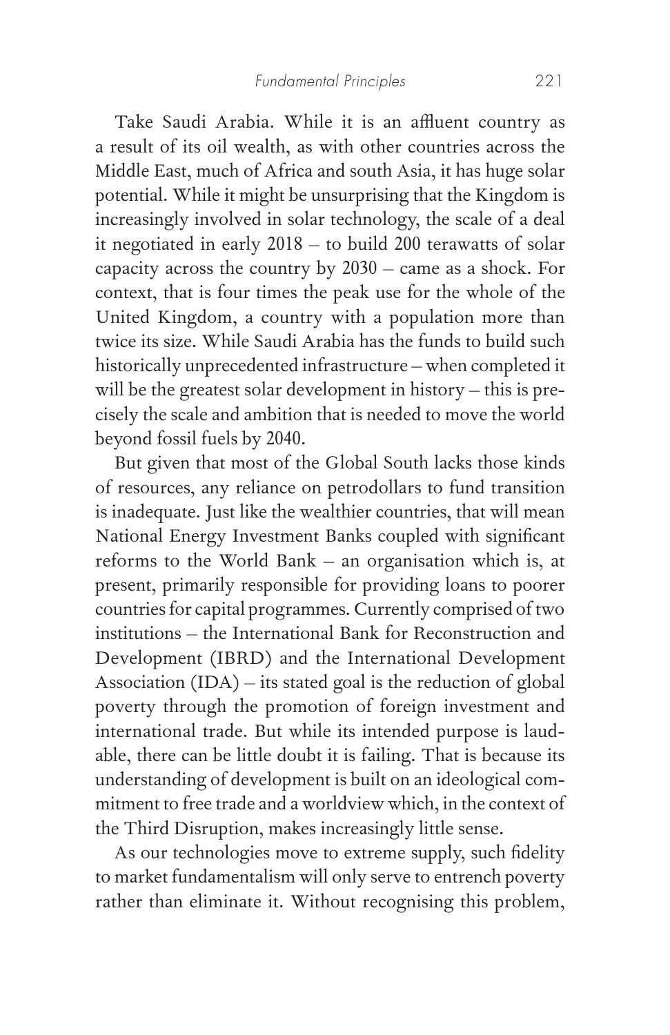Take Saudi Arabia. While it is an affluent country as a result of its oil wealth, as with other countries across the Middle East, much of Africa and south Asia, it has huge solar potential. While it might be unsurprising that the Kingdom is increasingly involved in solar technology, the scale of a deal it negotiated in early 2018 – to build 200 terawatts of solar capacity across the country by 2030 – came as a shock. For context, that is four times the peak use for the whole of the United Kingdom, a country with a population more than twice its size. While Saudi Arabia has the funds to build such historically unprecedented infrastructure – when completed it will be the greatest solar development in history – this is precisely the scale and ambition that is needed to move the world beyond fossil fuels by 2040.

But given that most of the Global South lacks those kinds of resources, any reliance on petrodollars to fund transition is inadequate. Just like the wealthier countries, that will mean National Energy Investment Banks coupled with significant reforms to the World Bank – an organisation which is, at present, primarily responsible for providing loans to poorer countries for capital programmes. Currently comprised of two institutions – the International Bank for Reconstruction and Development (IBRD) and the International Development Association (IDA) – its stated goal is the reduction of global poverty through the promotion of foreign investment and international trade. But while its intended purpose is laudable, there can be little doubt it is failing. That is because its understanding of development is built on an ideological commitment to free trade and a worldview which, in the context of the Third Disruption, makes increasingly little sense.

As our technologies move to extreme supply, such fidelity to market fundamentalism will only serve to entrench poverty rather than eliminate it. Without recognising this problem,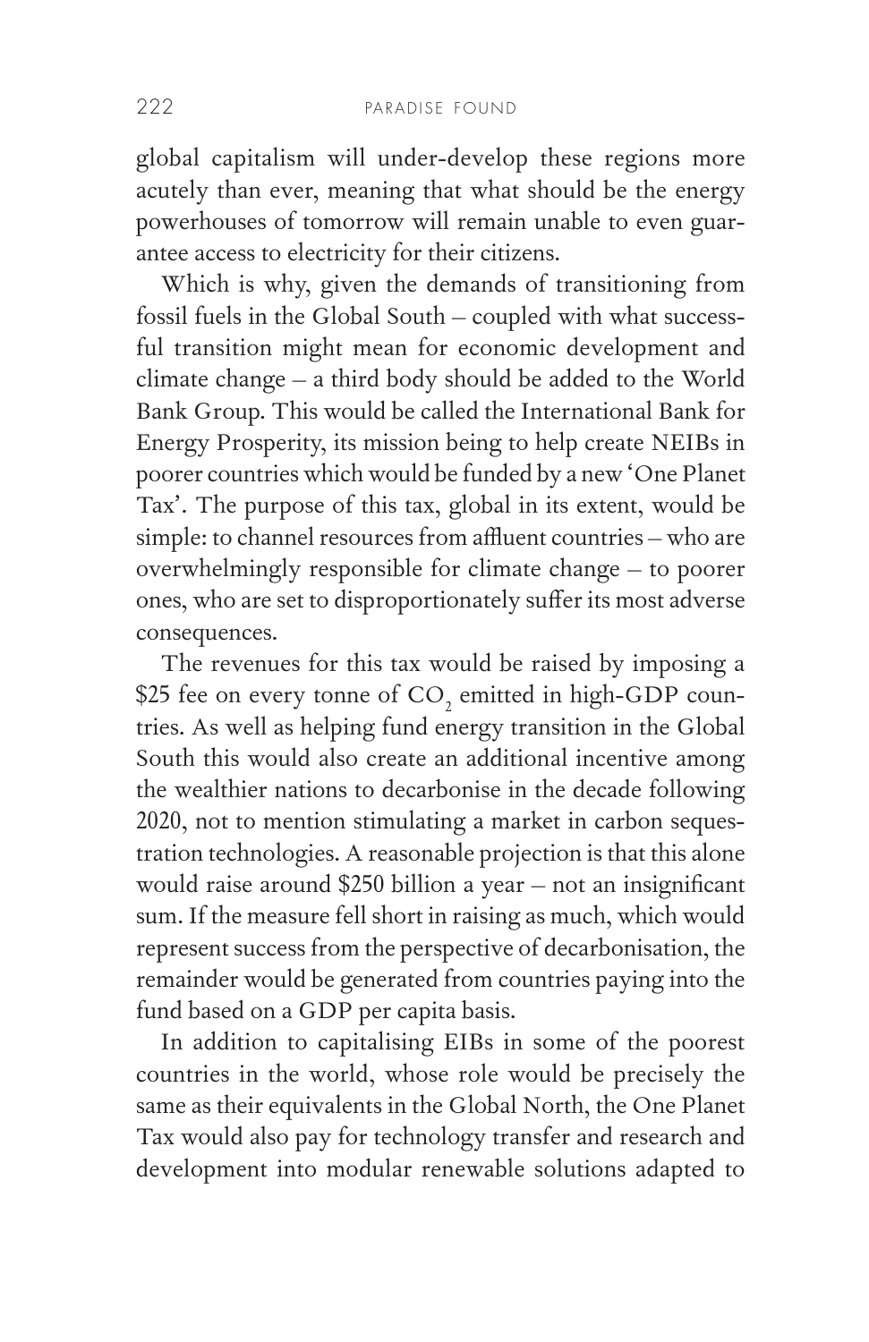global capitalism will under-develop these regions more acutely than ever, meaning that what should be the energy powerhouses of tomorrow will remain unable to even guarantee access to electricity for their citizens.

Which is why, given the demands of transitioning from fossil fuels in the Global South – coupled with what successful transition might mean for economic development and climate change – a third body should be added to the World Bank Group. This would be called the International Bank for Energy Prosperity, its mission being to help create NEIBs in poorer countries which would be funded by a new 'One Planet Tax'. The purpose of this tax, global in its extent, would be simple: to channel resources from affluent countries – who are overwhelmingly responsible for climate change – to poorer ones, who are set to disproportionately suffer its most adverse consequences.

The revenues for this tax would be raised by imposing a \$25 fee on every tonne of $CO_2$ emitted in high-GDP countries. As well as helping fund energy transition in the Global South this would also create an additional incentive among the wealthier nations to decarbonise in the decade following 2020, not to mention stimulating a market in carbon sequestration technologies. A reasonable projection is that this alone would raise around \$250 billion a year – not an insignificant sum. If the measure fell short in raising as much, which would represent success from the perspective of decarbonisation, the remainder would be generated from countries paying into the fund based on a GDP per capita basis.

In addition to capitalising EIBs in some of the poorest countries in the world, whose role would be precisely the same as their equivalents in the Global North, the One Planet Tax would also pay for technology transfer and research and development into modular renewable solutions adapted to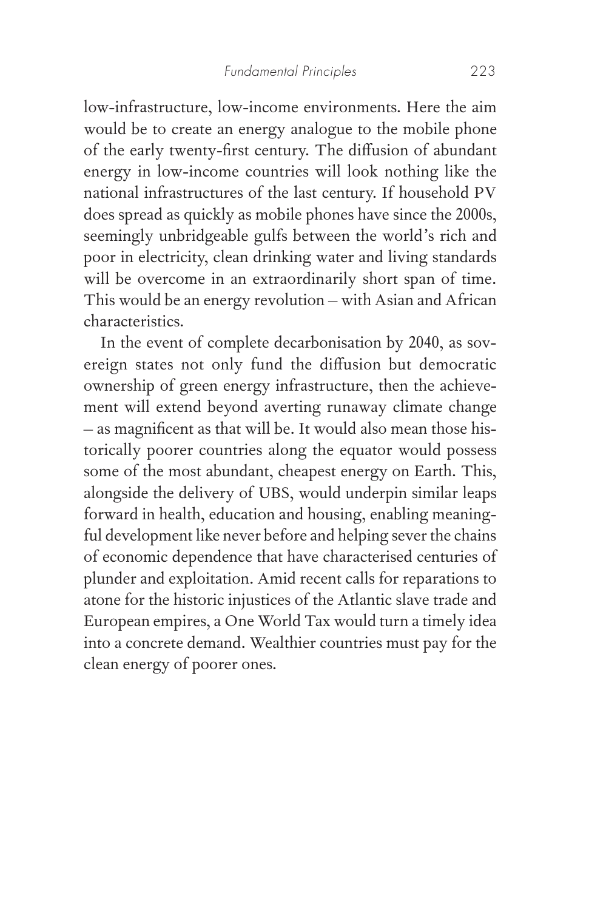low-infrastructure, low-income environments. Here the aim would be to create an energy analogue to the mobile phone of the early twenty-first century. The diffusion of abundant energy in low-income countries will look nothing like the national infrastructures of the last century. If household PV does spread as quickly as mobile phones have since the 2000s, seemingly unbridgeable gulfs between the world's rich and poor in electricity, clean drinking water and living standards will be overcome in an extraordinarily short span of time. This would be an energy revolution – with Asian and African characteristics.

In the event of complete decarbonisation by 2040, as sovereign states not only fund the diffusion but democratic ownership of green energy infrastructure, then the achievement will extend beyond averting runaway climate change – as magnificent as that will be. It would also mean those historically poorer countries along the equator would possess some of the most abundant, cheapest energy on Earth. This, alongside the delivery of UBS, would underpin similar leaps forward in health, education and housing, enabling meaningful development like never before and helping sever the chains of economic dependence that have characterised centuries of plunder and exploitation. Amid recent calls for reparations to atone for the historic injustices of the Atlantic slave trade and European empires, a One World Tax would turn a timely idea into a concrete demand. Wealthier countries must pay for the clean energy of poorer ones.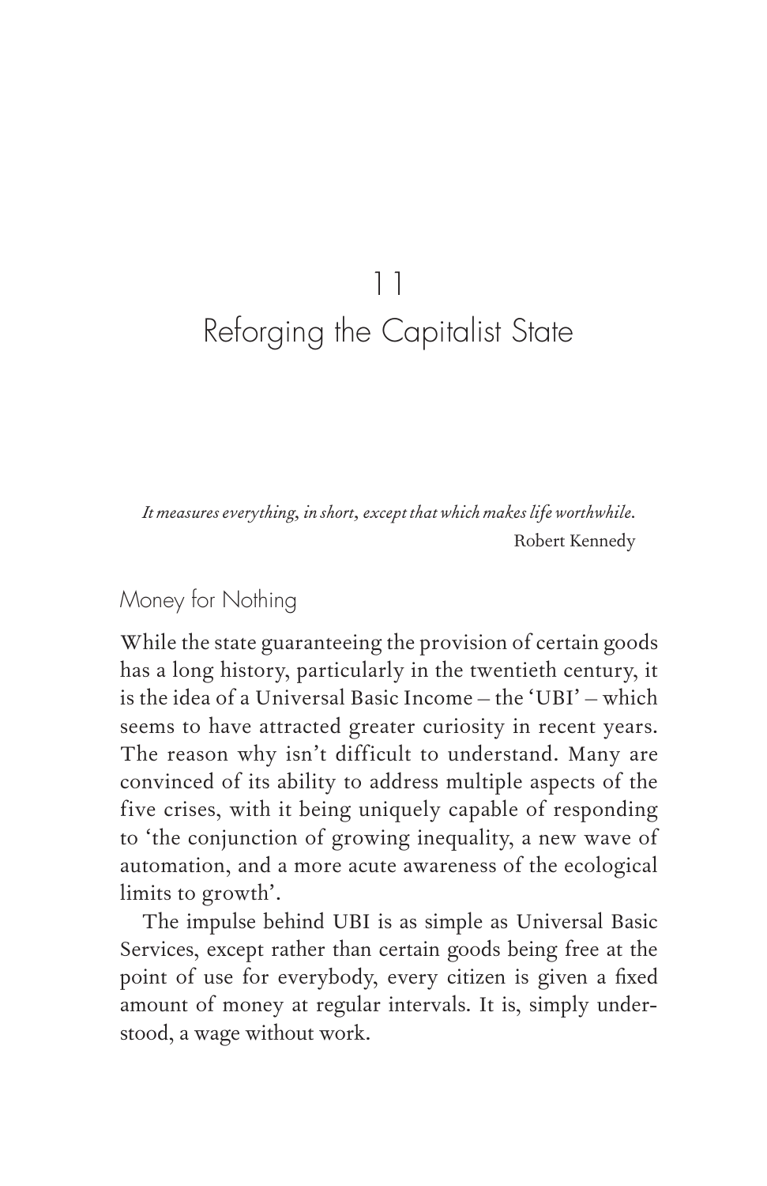# 11
# Reforging the Capitalist State

*It measures everything, in short, except that which makes life worthwhile.*
Robert Kennedy

## Money for Nothing

While the state guaranteeing the provision of certain goods has a long history, particularly in the twentieth century, it is the idea of a Universal Basic Income – the 'UBI' – which seems to have attracted greater curiosity in recent years. The reason why isn't difficult to understand. Many are convinced of its ability to address multiple aspects of the five crises, with it being uniquely capable of responding to 'the conjunction of growing inequality, a new wave of automation, and a more acute awareness of the ecological limits to growth'.

The impulse behind UBI is as simple as Universal Basic Services, except rather than certain goods being free at the point of use for everybody, every citizen is given a fixed amount of money at regular intervals. It is, simply understood, a wage without work.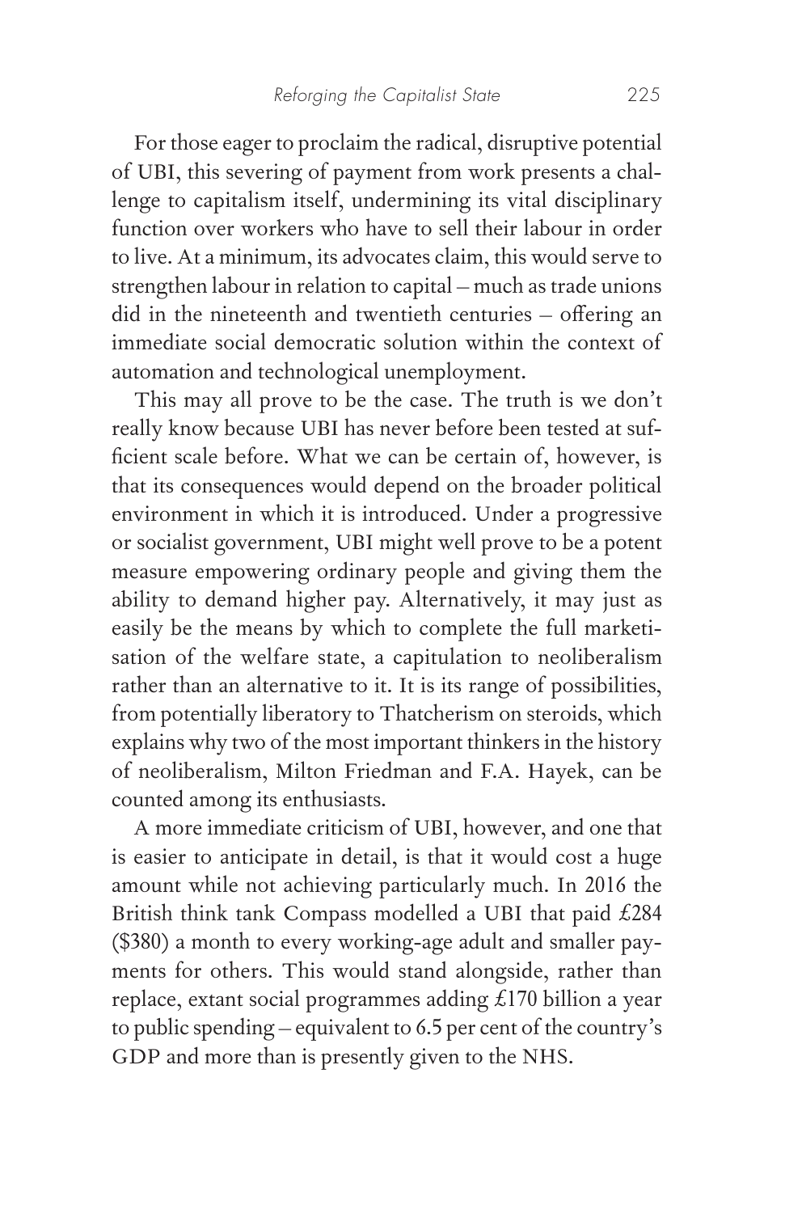For those eager to proclaim the radical, disruptive potential of UBI, this severing of payment from work presents a challenge to capitalism itself, undermining its vital disciplinary function over workers who have to sell their labour in order to live. At a minimum, its advocates claim, this would serve to strengthen labour in relation to capital – much as trade unions did in the nineteenth and twentieth centuries – offering an immediate social democratic solution within the context of automation and technological unemployment.

This may all prove to be the case. The truth is we don't really know because UBI has never before been tested at sufficient scale before. What we can be certain of, however, is that its consequences would depend on the broader political environment in which it is introduced. Under a progressive or socialist government, UBI might well prove to be a potent measure empowering ordinary people and giving them the ability to demand higher pay. Alternatively, it may just as easily be the means by which to complete the full marketisation of the welfare state, a capitulation to neoliberalism rather than an alternative to it. It is its range of possibilities, from potentially liberatory to Thatcherism on steroids, which explains why two of the most important thinkers in the history of neoliberalism, Milton Friedman and F.A. Hayek, can be counted among its enthusiasts.

A more immediate criticism of UBI, however, and one that is easier to anticipate in detail, is that it would cost a huge amount while not achieving particularly much. In 2016 the British think tank Compass modelled a UBI that paid £284 ($380) a month to every working-age adult and smaller payments for others. This would stand alongside, rather than replace, extant social programmes adding £170 billion a year to public spending – equivalent to 6.5 per cent of the country's GDP and more than is presently given to the NHS.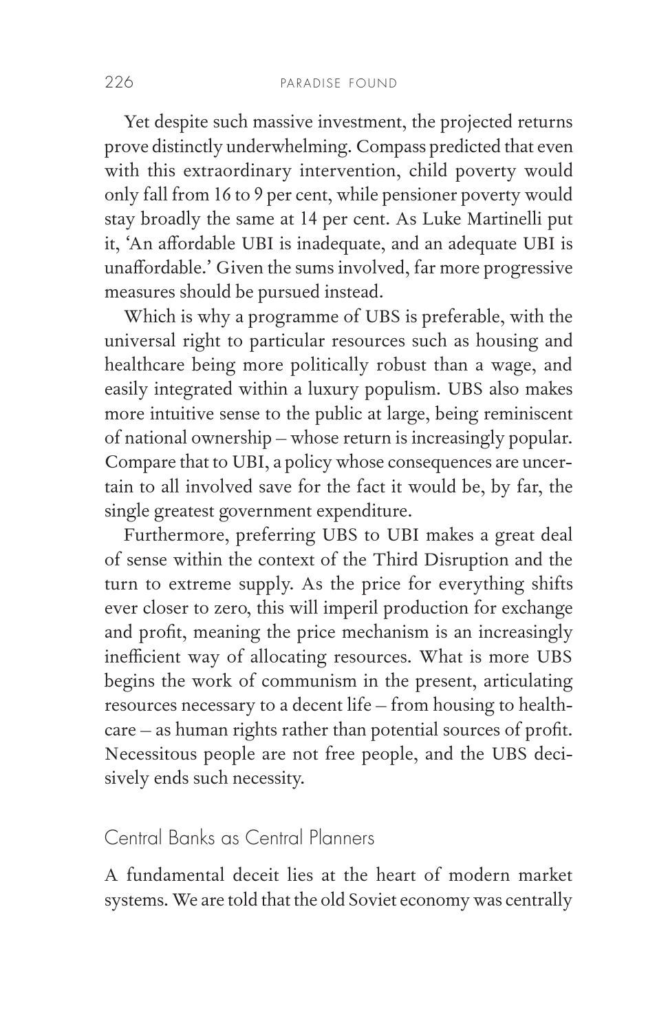Yet despite such massive investment, the projected returns prove distinctly underwhelming. Compass predicted that even with this extraordinary intervention, child poverty would only fall from 16 to 9 per cent, while pensioner poverty would stay broadly the same at 14 per cent. As Luke Martinelli put it, 'An affordable UBI is inadequate, and an adequate UBI is unaffordable.' Given the sums involved, far more progressive measures should be pursued instead.

Which is why a programme of UBS is preferable, with the universal right to particular resources such as housing and healthcare being more politically robust than a wage, and easily integrated within a luxury populism. UBS also makes more intuitive sense to the public at large, being reminiscent of national ownership – whose return is increasingly popular. Compare that to UBI, a policy whose consequences are uncertain to all involved save for the fact it would be, by far, the single greatest government expenditure.

Furthermore, preferring UBS to UBI makes a great deal of sense within the context of the Third Disruption and the turn to extreme supply. As the price for everything shifts ever closer to zero, this will imperil production for exchange and profit, meaning the price mechanism is an increasingly inefficient way of allocating resources. What is more UBS begins the work of communism in the present, articulating resources necessary to a decent life – from housing to healthcare – as human rights rather than potential sources of profit. Necessitous people are not free people, and the UBS decisively ends such necessity.

## Central Banks as Central Planners

A fundamental deceit lies at the heart of modern market systems. We are told that the old Soviet economy was centrally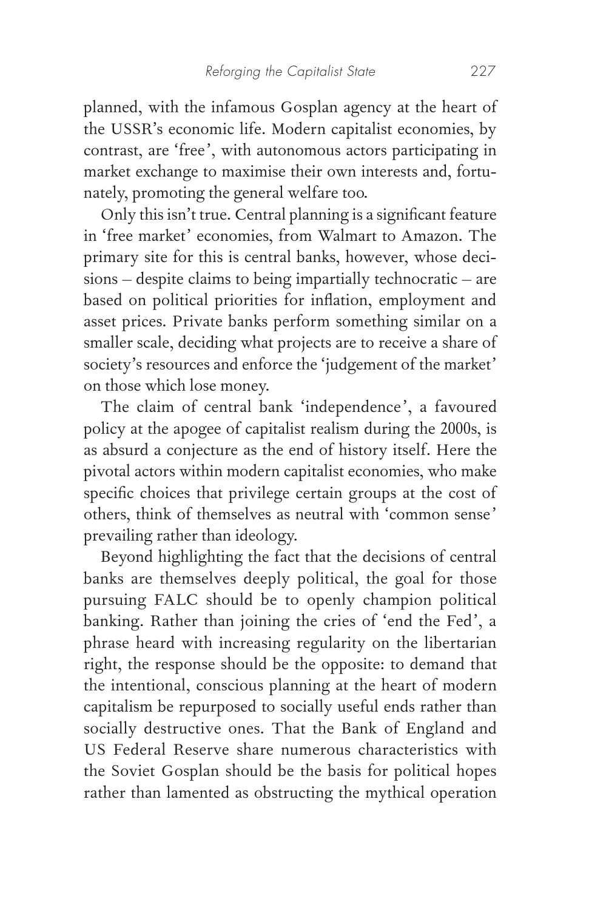planned, with the infamous Gosplan agency at the heart of the USSR's economic life. Modern capitalist economies, by contrast, are 'free', with autonomous actors participating in market exchange to maximise their own interests and, fortunately, promoting the general welfare too.

Only this isn't true. Central planning is a significant feature in 'free market' economies, from Walmart to Amazon. The primary site for this is central banks, however, whose decisions – despite claims to being impartially technocratic – are based on political priorities for inflation, employment and asset prices. Private banks perform something similar on a smaller scale, deciding what projects are to receive a share of society's resources and enforce the 'judgement of the market' on those which lose money.

The claim of central bank 'independence', a favoured policy at the apogee of capitalist realism during the 2000s, is as absurd a conjecture as the end of history itself. Here the pivotal actors within modern capitalist economies, who make specific choices that privilege certain groups at the cost of others, think of themselves as neutral with 'common sense' prevailing rather than ideology.

Beyond highlighting the fact that the decisions of central banks are themselves deeply political, the goal for those pursuing FALC should be to openly champion political banking. Rather than joining the cries of 'end the Fed', a phrase heard with increasing regularity on the libertarian right, the response should be the opposite: to demand that the intentional, conscious planning at the heart of modern capitalism be repurposed to socially useful ends rather than socially destructive ones. That the Bank of England and US Federal Reserve share numerous characteristics with the Soviet Gosplan should be the basis for political hopes rather than lamented as obstructing the mythical operation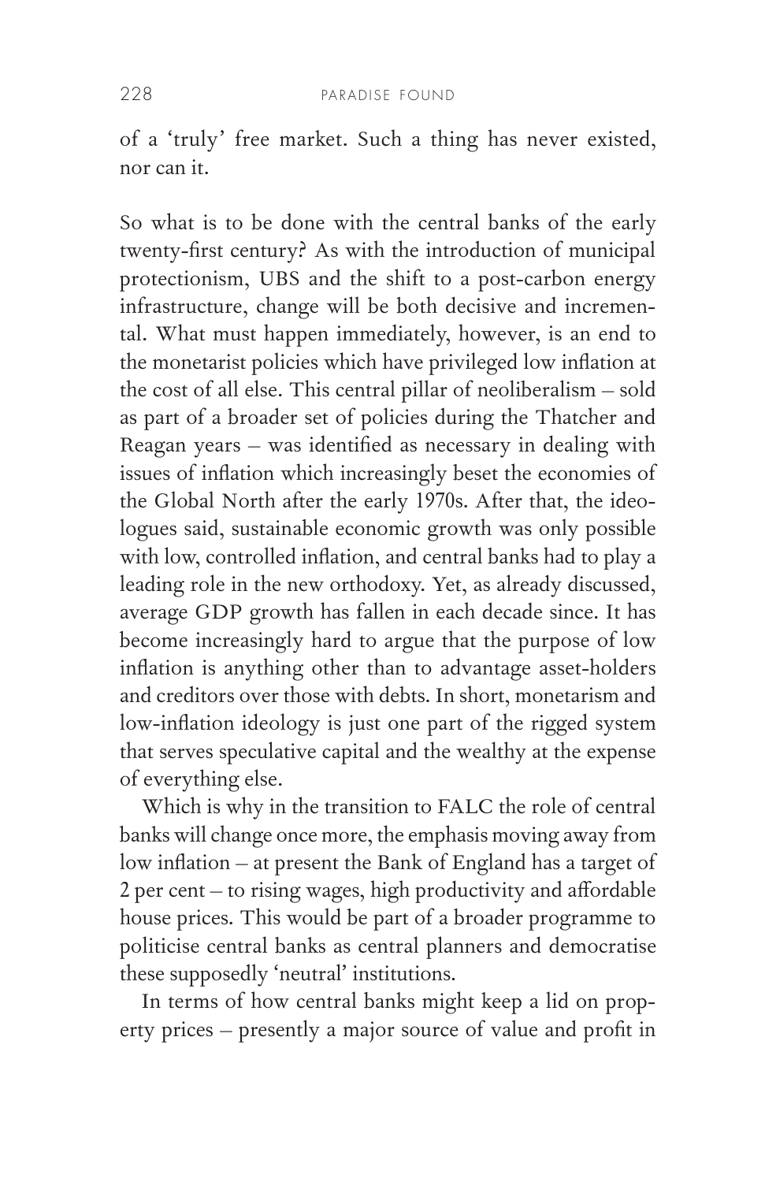of a 'truly' free market. Such a thing has never existed, nor can it.

So what is to be done with the central banks of the early twenty-first century? As with the introduction of municipal protectionism, UBS and the shift to a post-carbon energy infrastructure, change will be both decisive and incremental. What must happen immediately, however, is an end to the monetarist policies which have privileged low inflation at the cost of all else. This central pillar of neoliberalism – sold as part of a broader set of policies during the Thatcher and Reagan years – was identified as necessary in dealing with issues of inflation which increasingly beset the economies of the Global North after the early 1970s. After that, the ideologues said, sustainable economic growth was only possible with low, controlled inflation, and central banks had to play a leading role in the new orthodoxy. Yet, as already discussed, average GDP growth has fallen in each decade since. It has become increasingly hard to argue that the purpose of low inflation is anything other than to advantage asset-holders and creditors over those with debts. In short, monetarism and low-inflation ideology is just one part of the rigged system that serves speculative capital and the wealthy at the expense of everything else.

Which is why in the transition to FALC the role of central banks will change once more, the emphasis moving away from low inflation – at present the Bank of England has a target of 2 per cent – to rising wages, high productivity and affordable house prices. This would be part of a broader programme to politicise central banks as central planners and democratise these supposedly 'neutral' institutions.

In terms of how central banks might keep a lid on property prices – presently a major source of value and profit in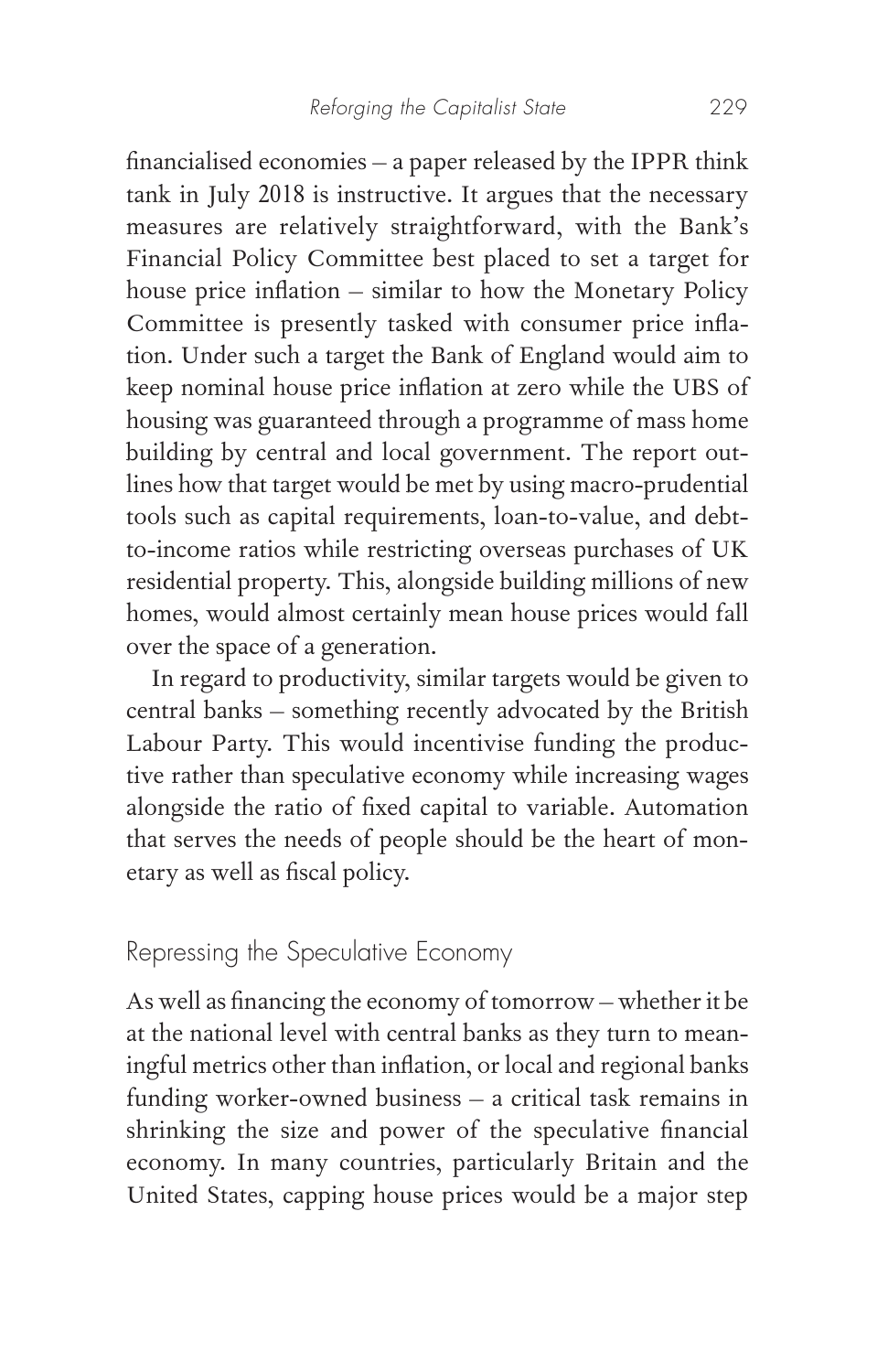financialised economies – a paper released by the IPPR think tank in July 2018 is instructive. It argues that the necessary measures are relatively straightforward, with the Bank's Financial Policy Committee best placed to set a target for house price inflation – similar to how the Monetary Policy Committee is presently tasked with consumer price inflation. Under such a target the Bank of England would aim to keep nominal house price inflation at zero while the UBS of housing was guaranteed through a programme of mass home building by central and local government. The report outlines how that target would be met by using macro-prudential tools such as capital requirements, loan-to-value, and debt-to-income ratios while restricting overseas purchases of UK residential property. This, alongside building millions of new homes, would almost certainly mean house prices would fall over the space of a generation.

In regard to productivity, similar targets would be given to central banks – something recently advocated by the British Labour Party. This would incentivise funding the productive rather than speculative economy while increasing wages alongside the ratio of fixed capital to variable. Automation that serves the needs of people should be the heart of monetary as well as fiscal policy.

## Repressing the Speculative Economy

As well as financing the economy of tomorrow – whether it be at the national level with central banks as they turn to meaningful metrics other than inflation, or local and regional banks funding worker-owned business – a critical task remains in shrinking the size and power of the speculative financial economy. In many countries, particularly Britain and the United States, capping house prices would be a major step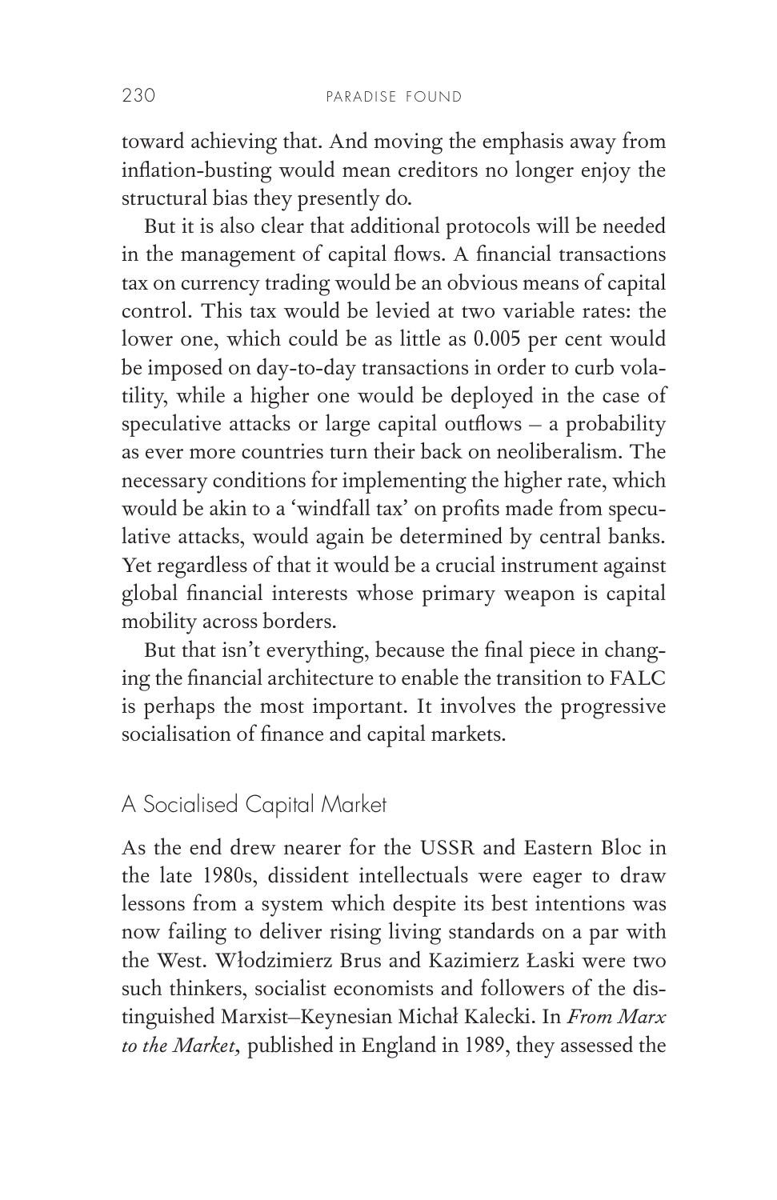toward achieving that. And moving the emphasis away from inflation-busting would mean creditors no longer enjoy the structural bias they presently do.

But it is also clear that additional protocols will be needed in the management of capital flows. A financial transactions tax on currency trading would be an obvious means of capital control. This tax would be levied at two variable rates: the lower one, which could be as little as 0.005 per cent would be imposed on day-to-day transactions in order to curb volatility, while a higher one would be deployed in the case of speculative attacks or large capital outflows – a probability as ever more countries turn their back on neoliberalism. The necessary conditions for implementing the higher rate, which would be akin to a 'windfall tax' on profits made from speculative attacks, would again be determined by central banks. Yet regardless of that it would be a crucial instrument against global financial interests whose primary weapon is capital mobility across borders.

But that isn't everything, because the final piece in changing the financial architecture to enable the transition to FALC is perhaps the most important. It involves the progressive socialisation of finance and capital markets.

## A Socialised Capital Market

As the end drew nearer for the USSR and Eastern Bloc in the late 1980s, dissident intellectuals were eager to draw lessons from a system which despite its best intentions was now failing to deliver rising living standards on a par with the West. Włodzimierz Brus and Kazimierz Łaski were two such thinkers, socialist economists and followers of the distinguished Marxist–Keynesian Michał Kalecki. In *From Marx to the Market*, published in England in 1989, they assessed the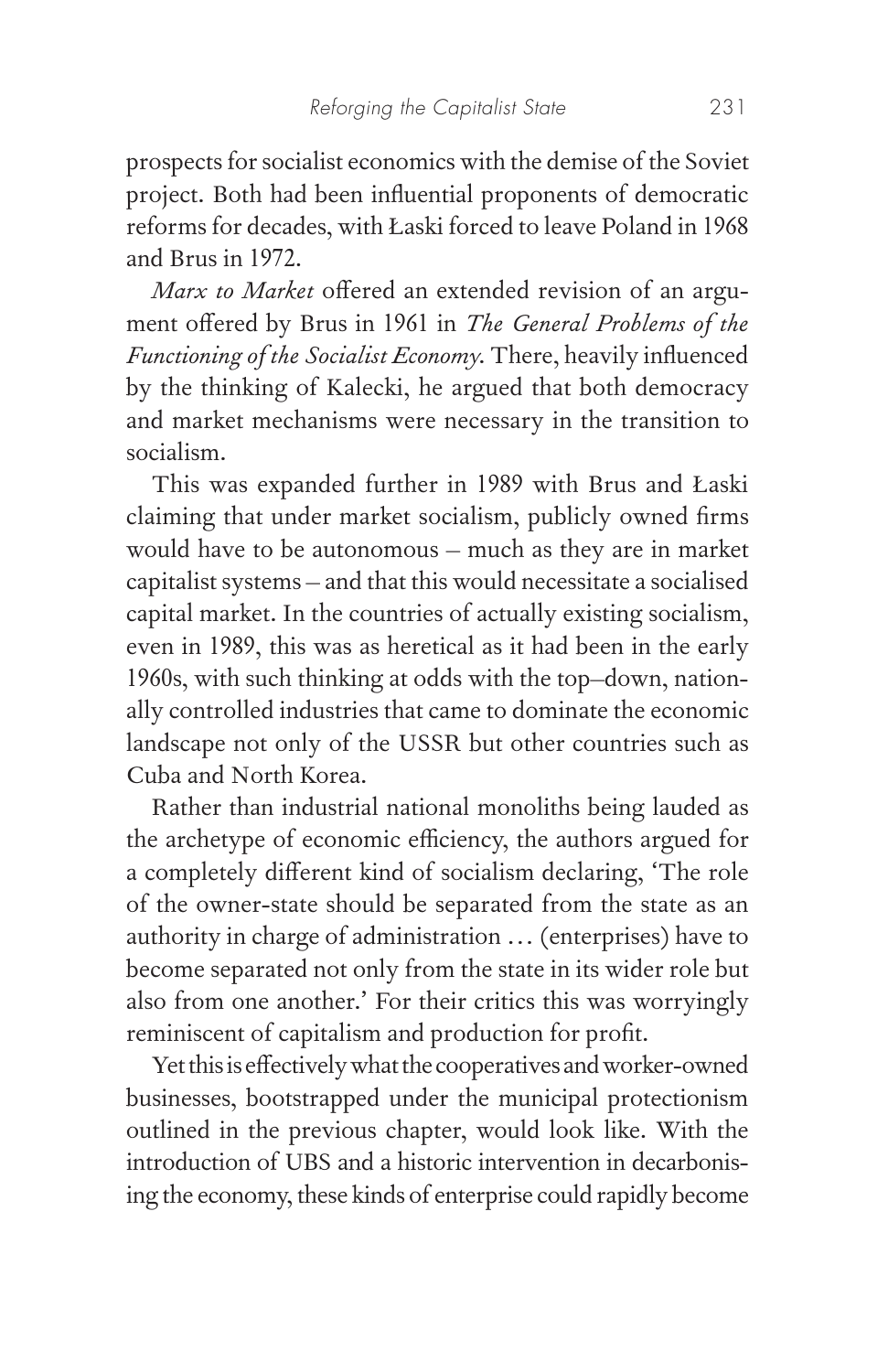prospects for socialist economics with the demise of the Soviet project. Both had been influential proponents of democratic reforms for decades, with Łaski forced to leave Poland in 1968 and Brus in 1972.

*Marx to Market* offered an extended revision of an argument offered by Brus in 1961 in *The General Problems of the Functioning of the Socialist Economy*. There, heavily influenced by the thinking of Kalecki, he argued that both democracy and market mechanisms were necessary in the transition to socialism.

This was expanded further in 1989 with Brus and Łaski claiming that under market socialism, publicly owned firms would have to be autonomous – much as they are in market capitalist systems – and that this would necessitate a socialised capital market. In the countries of actually existing socialism, even in 1989, this was as heretical as it had been in the early 1960s, with such thinking at odds with the top–down, nationally controlled industries that came to dominate the economic landscape not only of the USSR but other countries such as Cuba and North Korea.

Rather than industrial national monoliths being lauded as the archetype of economic efficiency, the authors argued for a completely different kind of socialism declaring, 'The role of the owner-state should be separated from the state as an authority in charge of administration … (enterprises) have to become separated not only from the state in its wider role but also from one another.' For their critics this was worryingly reminiscent of capitalism and production for profit.

Yet this is effectively what the cooperatives and worker-owned businesses, bootstrapped under the municipal protectionism outlined in the previous chapter, would look like. With the introduction of UBS and a historic intervention in decarbonising the economy, these kinds of enterprise could rapidly become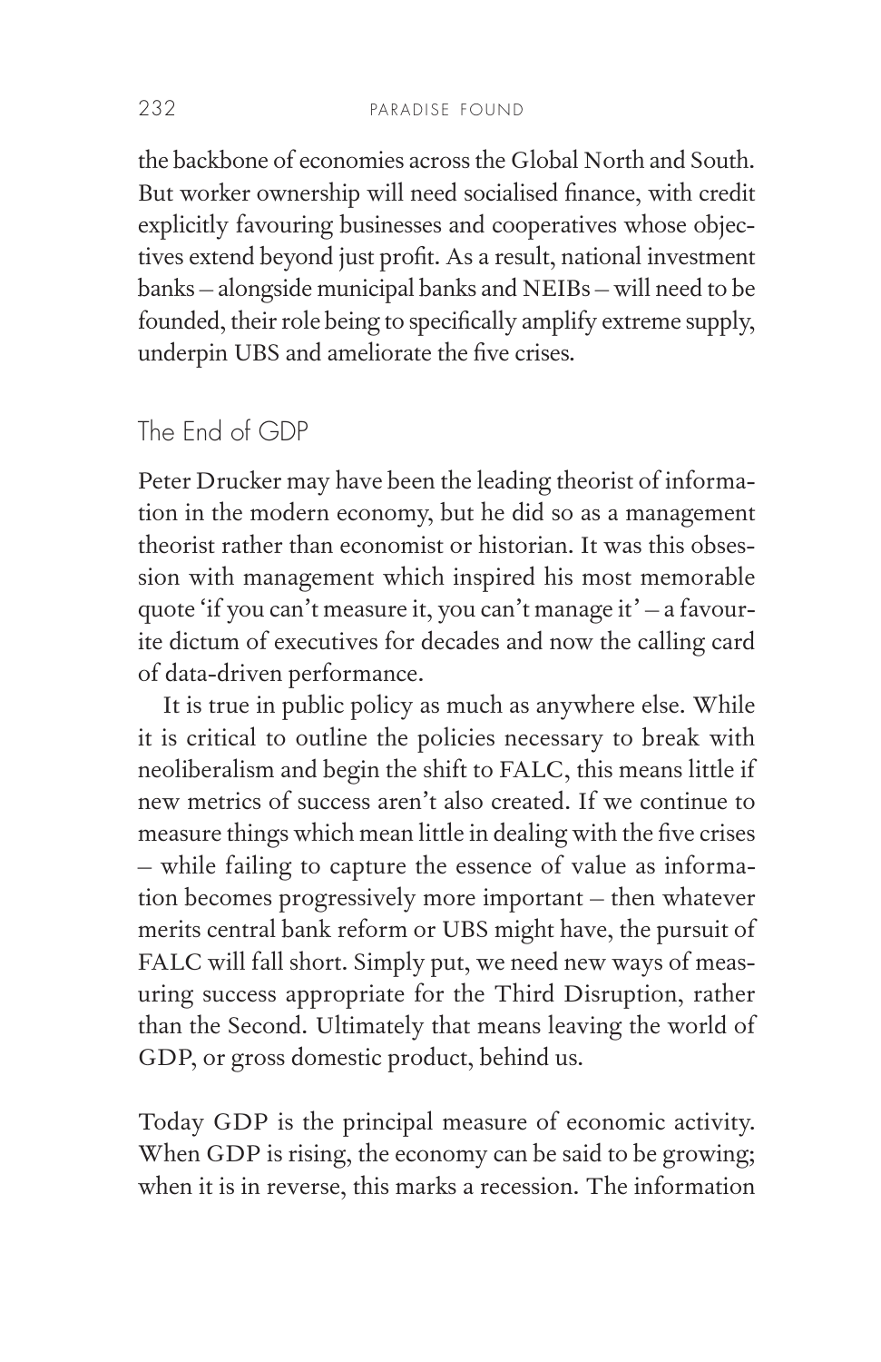the backbone of economies across the Global North and South. But worker ownership will need socialised finance, with credit explicitly favouring businesses and cooperatives whose objectives extend beyond just profit. As a result, national investment banks – alongside municipal banks and NEIBs – will need to be founded, their role being to specifically amplify extreme supply, underpin UBS and ameliorate the five crises.

## The End of GDP

Peter Drucker may have been the leading theorist of information in the modern economy, but he did so as a management theorist rather than economist or historian. It was this obsession with management which inspired his most memorable quote 'if you can't measure it, you can't manage it' – a favourite dictum of executives for decades and now the calling card of data-driven performance.

It is true in public policy as much as anywhere else. While it is critical to outline the policies necessary to break with neoliberalism and begin the shift to FALC, this means little if new metrics of success aren't also created. If we continue to measure things which mean little in dealing with the five crises – while failing to capture the essence of value as information becomes progressively more important – then whatever merits central bank reform or UBS might have, the pursuit of FALC will fall short. Simply put, we need new ways of measuring success appropriate for the Third Disruption, rather than the Second. Ultimately that means leaving the world of GDP, or gross domestic product, behind us.

Today GDP is the principal measure of economic activity. When GDP is rising, the economy can be said to be growing; when it is in reverse, this marks a recession. The information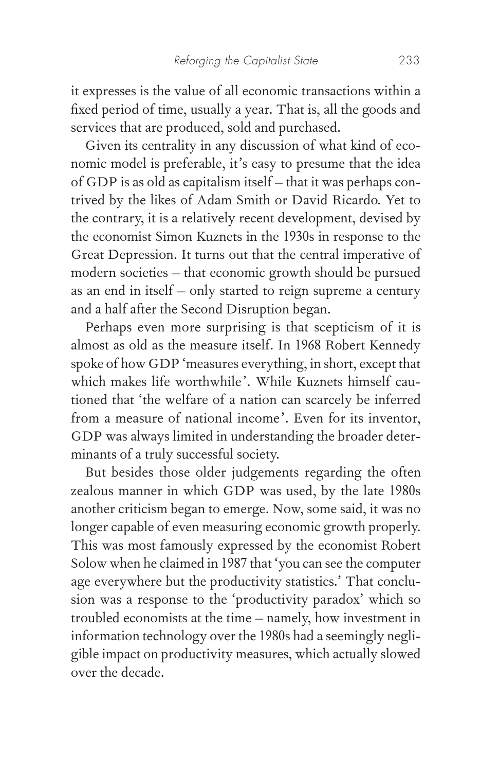it expresses is the value of all economic transactions within a fixed period of time, usually a year. That is, all the goods and services that are produced, sold and purchased.

Given its centrality in any discussion of what kind of economic model is preferable, it's easy to presume that the idea of GDP is as old as capitalism itself – that it was perhaps contrived by the likes of Adam Smith or David Ricardo. Yet to the contrary, it is a relatively recent development, devised by the economist Simon Kuznets in the 1930s in response to the Great Depression. It turns out that the central imperative of modern societies – that economic growth should be pursued as an end in itself – only started to reign supreme a century and a half after the Second Disruption began.

Perhaps even more surprising is that scepticism of it is almost as old as the measure itself. In 1968 Robert Kennedy spoke of how GDP 'measures everything, in short, except that which makes life worthwhile'. While Kuznets himself cautioned that 'the welfare of a nation can scarcely be inferred from a measure of national income'. Even for its inventor, GDP was always limited in understanding the broader determinants of a truly successful society.

But besides those older judgements regarding the often zealous manner in which GDP was used, by the late 1980s another criticism began to emerge. Now, some said, it was no longer capable of even measuring economic growth properly. This was most famously expressed by the economist Robert Solow when he claimed in 1987 that 'you can see the computer age everywhere but the productivity statistics.' That conclusion was a response to the 'productivity paradox' which so troubled economists at the time – namely, how investment in information technology over the 1980s had a seemingly negligible impact on productivity measures, which actually slowed over the decade.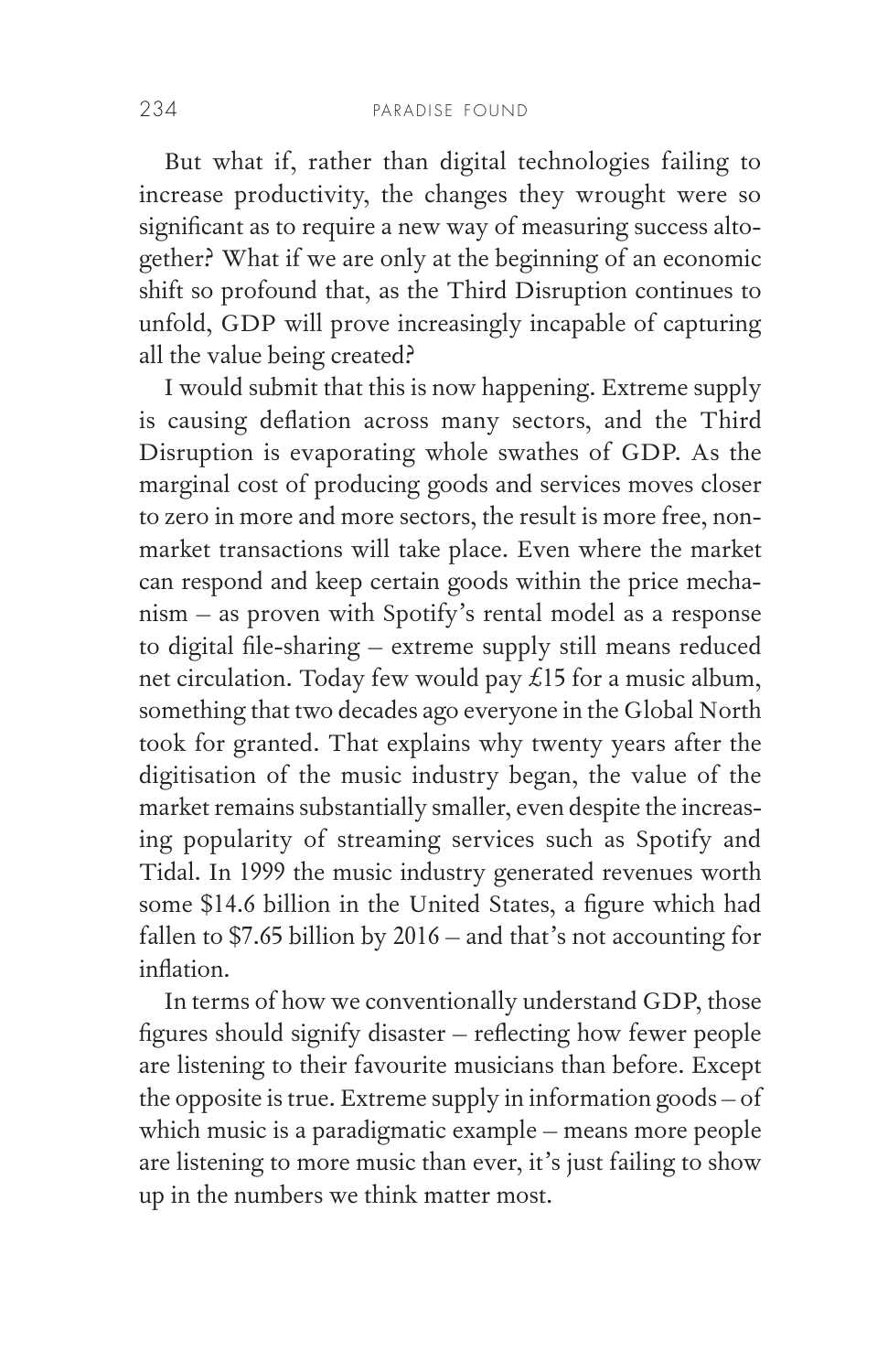But what if, rather than digital technologies failing to increase productivity, the changes they wrought were so significant as to require a new way of measuring success altogether? What if we are only at the beginning of an economic shift so profound that, as the Third Disruption continues to unfold, GDP will prove increasingly incapable of capturing all the value being created?

I would submit that this is now happening. Extreme supply is causing deflation across many sectors, and the Third Disruption is evaporating whole swathes of GDP. As the marginal cost of producing goods and services moves closer to zero in more and more sectors, the result is more free, non-market transactions will take place. Even where the market can respond and keep certain goods within the price mechanism – as proven with Spotify's rental model as a response to digital file-sharing – extreme supply still means reduced net circulation. Today few would pay £15 for a music album, something that two decades ago everyone in the Global North took for granted. That explains why twenty years after the digitisation of the music industry began, the value of the market remains substantially smaller, even despite the increasing popularity of streaming services such as Spotify and Tidal. In 1999 the music industry generated revenues worth some $14.6 billion in the United States, a figure which had fallen to $7.65 billion by 2016 – and that's not accounting for inflation.

In terms of how we conventionally understand GDP, those figures should signify disaster – reflecting how fewer people are listening to their favourite musicians than before. Except the opposite is true. Extreme supply in information goods – of which music is a paradigmatic example – means more people are listening to more music than ever, it's just failing to show up in the numbers we think matter most.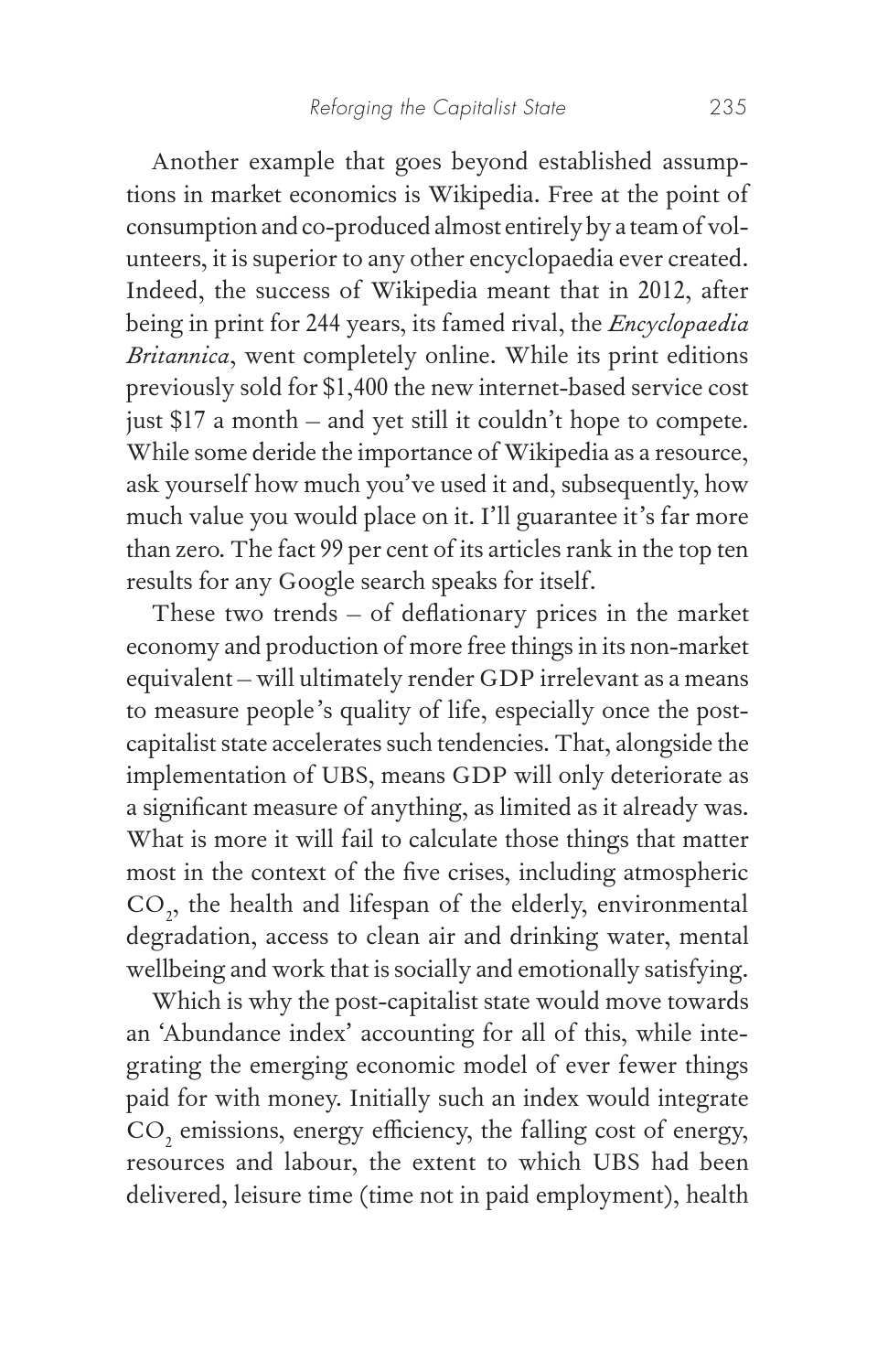Another example that goes beyond established assumptions in market economics is Wikipedia. Free at the point of consumption and co-produced almost entirely by a team of volunteers, it is superior to any other encyclopaedia ever created. Indeed, the success of Wikipedia meant that in 2012, after being in print for 244 years, its famed rival, the *Encyclopaedia Britannica*, went completely online. While its print editions previously sold for $1,400 the new internet-based service cost just $17 a month – and yet still it couldn't hope to compete. While some deride the importance of Wikipedia as a resource, ask yourself how much you've used it and, subsequently, how much value you would place on it. I'll guarantee it's far more than zero. The fact 99 per cent of its articles rank in the top ten results for any Google search speaks for itself.

These two trends – of deflationary prices in the market economy and production of more free things in its non-market equivalent – will ultimately render GDP irrelevant as a means to measure people's quality of life, especially once the post-capitalist state accelerates such tendencies. That, alongside the implementation of UBS, means GDP will only deteriorate as a significant measure of anything, as limited as it already was. What is more it will fail to calculate those things that matter most in the context of the five crises, including atmospheric $CO_2$, the health and lifespan of the elderly, environmental degradation, access to clean air and drinking water, mental wellbeing and work that is socially and emotionally satisfying.

Which is why the post-capitalist state would move towards an 'Abundance index' accounting for all of this, while integrating the emerging economic model of ever fewer things paid for with money. Initially such an index would integrate $CO_2$ emissions, energy efficiency, the falling cost of energy, resources and labour, the extent to which UBS had been delivered, leisure time (time not in paid employment), health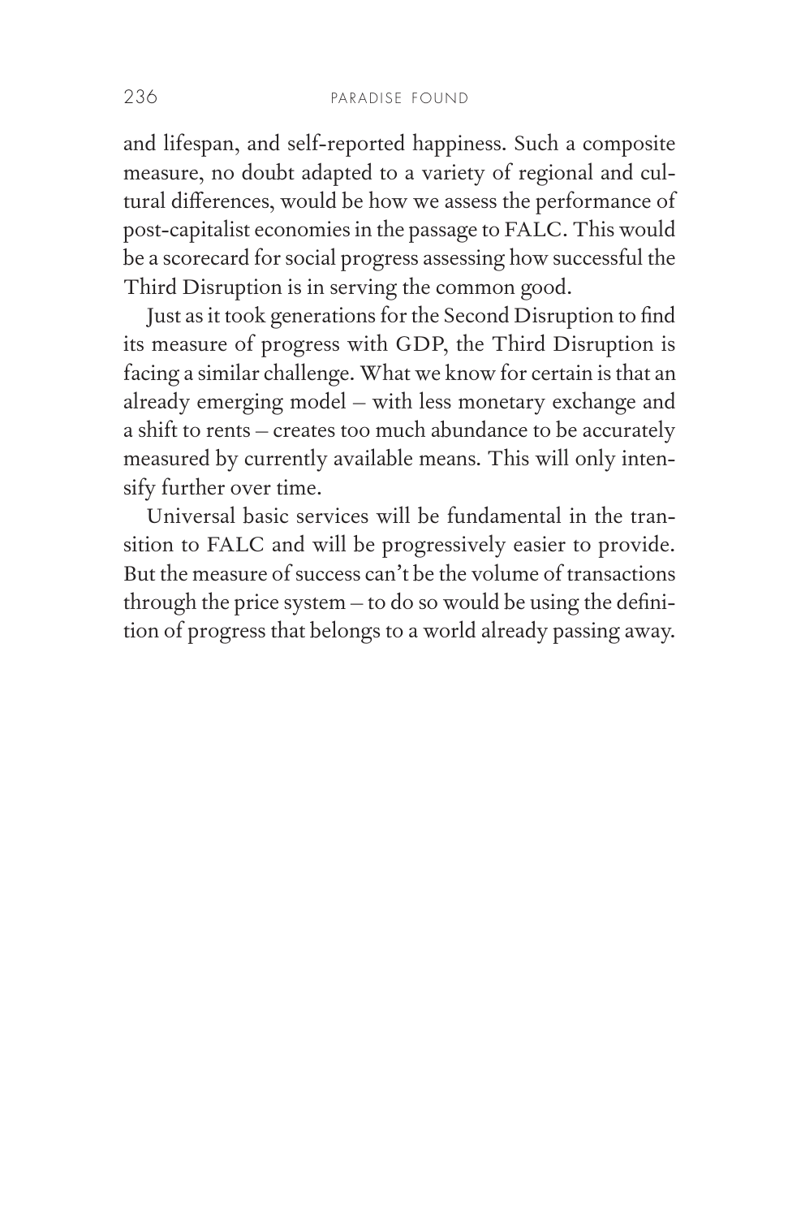and lifespan, and self-reported happiness. Such a composite measure, no doubt adapted to a variety of regional and cultural differences, would be how we assess the performance of post-capitalist economies in the passage to FALC. This would be a scorecard for social progress assessing how successful the Third Disruption is in serving the common good.

Just as it took generations for the Second Disruption to find its measure of progress with GDP, the Third Disruption is facing a similar challenge. What we know for certain is that an already emerging model – with less monetary exchange and a shift to rents – creates too much abundance to be accurately measured by currently available means. This will only intensify further over time.

Universal basic services will be fundamental in the transition to FALC and will be progressively easier to provide. But the measure of success can't be the volume of transactions through the price system – to do so would be using the definition of progress that belongs to a world already passing away.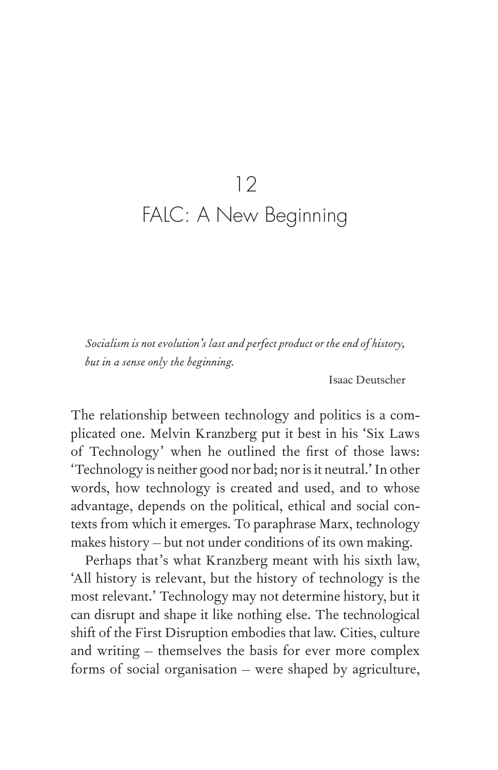# 12
# FALC: A New Beginning

> *Socialism is not evolution's last and perfect product or the end of history, but in a sense only the beginning.*
>
> Isaac Deutscher

The relationship between technology and politics is a complicated one. Melvin Kranzberg put it best in his 'Six Laws of Technology' when he outlined the first of those laws: 'Technology is neither good nor bad; nor is it neutral.' In other words, how technology is created and used, and to whose advantage, depends on the political, ethical and social contexts from which it emerges. To paraphrase Marx, technology makes history – but not under conditions of its own making.

Perhaps that's what Kranzberg meant with his sixth law, 'All history is relevant, but the history of technology is the most relevant.' Technology may not determine history, but it can disrupt and shape it like nothing else. The technological shift of the First Disruption embodies that law. Cities, culture and writing – themselves the basis for ever more complex forms of social organisation – were shaped by agriculture,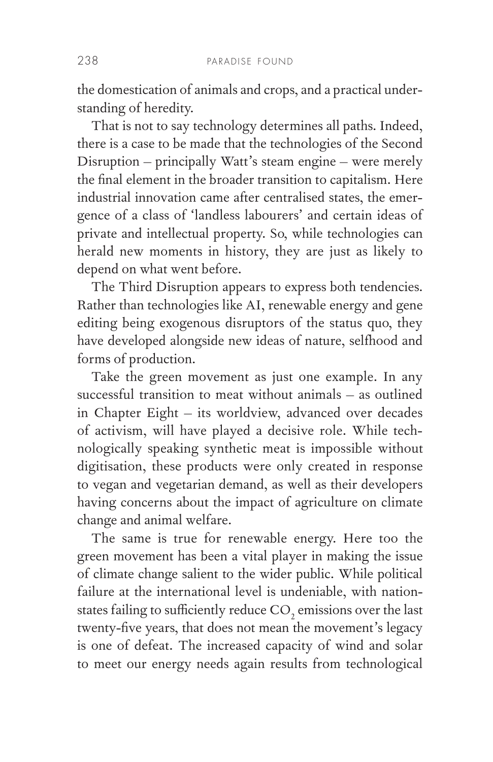the domestication of animals and crops, and a practical understanding of heredity.

That is not to say technology determines all paths. Indeed, there is a case to be made that the technologies of the Second Disruption – principally Watt's steam engine – were merely the final element in the broader transition to capitalism. Here industrial innovation came after centralised states, the emergence of a class of 'landless labourers' and certain ideas of private and intellectual property. So, while technologies can herald new moments in history, they are just as likely to depend on what went before.

The Third Disruption appears to express both tendencies. Rather than technologies like AI, renewable energy and gene editing being exogenous disruptors of the status quo, they have developed alongside new ideas of nature, selfhood and forms of production.

Take the green movement as just one example. In any successful transition to meat without animals – as outlined in Chapter Eight – its worldview, advanced over decades of activism, will have played a decisive role. While technologically speaking synthetic meat is impossible without digitisation, these products were only created in response to vegan and vegetarian demand, as well as their developers having concerns about the impact of agriculture on climate change and animal welfare.

The same is true for renewable energy. Here too the green movement has been a vital player in making the issue of climate change salient to the wider public. While political failure at the international level is undeniable, with nation-states failing to sufficiently reduce $CO_2$ emissions over the last twenty-five years, that does not mean the movement's legacy is one of defeat. The increased capacity of wind and solar to meet our energy needs again results from technological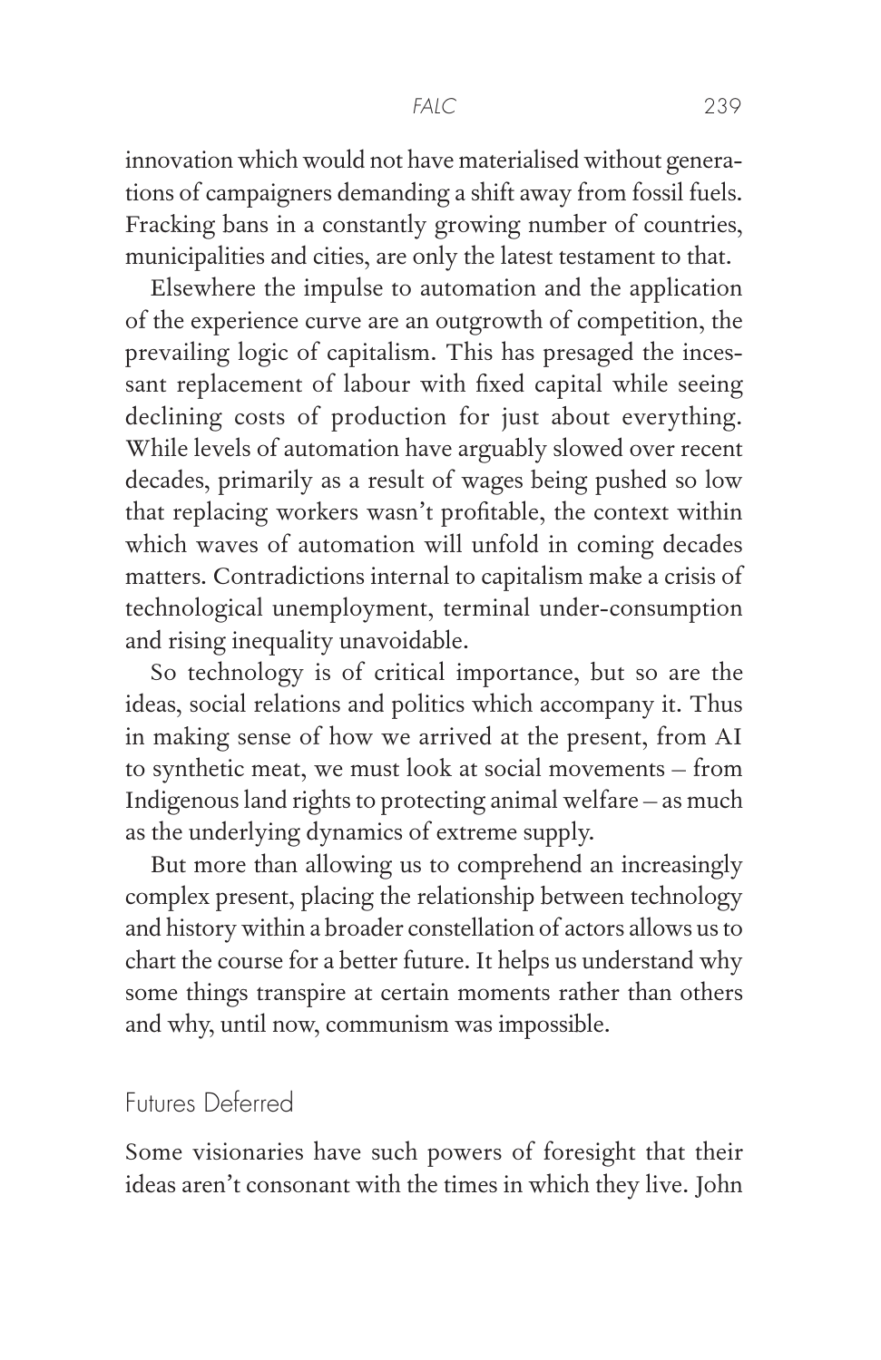innovation which would not have materialised without generations of campaigners demanding a shift away from fossil fuels. Fracking bans in a constantly growing number of countries, municipalities and cities, are only the latest testament to that.

Elsewhere the impulse to automation and the application of the experience curve are an outgrowth of competition, the prevailing logic of capitalism. This has presaged the incessant replacement of labour with fixed capital while seeing declining costs of production for just about everything. While levels of automation have arguably slowed over recent decades, primarily as a result of wages being pushed so low that replacing workers wasn't profitable, the context within which waves of automation will unfold in coming decades matters. Contradictions internal to capitalism make a crisis of technological unemployment, terminal under-consumption and rising inequality unavoidable.

So technology is of critical importance, but so are the ideas, social relations and politics which accompany it. Thus in making sense of how we arrived at the present, from AI to synthetic meat, we must look at social movements – from Indigenous land rights to protecting animal welfare – as much as the underlying dynamics of extreme supply.

But more than allowing us to comprehend an increasingly complex present, placing the relationship between technology and history within a broader constellation of actors allows us to chart the course for a better future. It helps us understand why some things transpire at certain moments rather than others and why, until now, communism was impossible.

## Futures Deferred

Some visionaries have such powers of foresight that their ideas aren't consonant with the times in which they live. John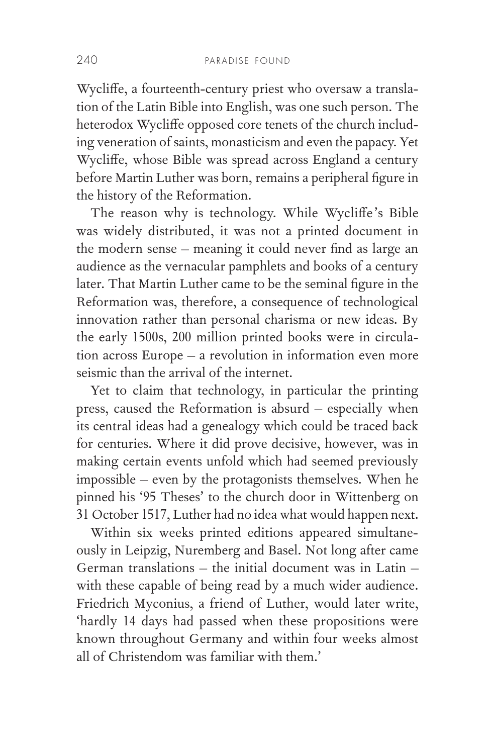Wycliffe, a fourteenth-century priest who oversaw a translation of the Latin Bible into English, was one such person. The heterodox Wycliffe opposed core tenets of the church including veneration of saints, monasticism and even the papacy. Yet Wycliffe, whose Bible was spread across England a century before Martin Luther was born, remains a peripheral figure in the history of the Reformation.

The reason why is technology. While Wycliffe's Bible was widely distributed, it was not a printed document in the modern sense – meaning it could never find as large an audience as the vernacular pamphlets and books of a century later. That Martin Luther came to be the seminal figure in the Reformation was, therefore, a consequence of technological innovation rather than personal charisma or new ideas. By the early 1500s, 200 million printed books were in circulation across Europe – a revolution in information even more seismic than the arrival of the internet.

Yet to claim that technology, in particular the printing press, caused the Reformation is absurd – especially when its central ideas had a genealogy which could be traced back for centuries. Where it did prove decisive, however, was in making certain events unfold which had seemed previously impossible – even by the protagonists themselves. When he pinned his '95 Theses' to the church door in Wittenberg on 31 October 1517, Luther had no idea what would happen next.

Within six weeks printed editions appeared simultaneously in Leipzig, Nuremberg and Basel. Not long after came German translations – the initial document was in Latin – with these capable of being read by a much wider audience. Friedrich Myconius, a friend of Luther, would later write, 'hardly 14 days had passed when these propositions were known throughout Germany and within four weeks almost all of Christendom was familiar with them.'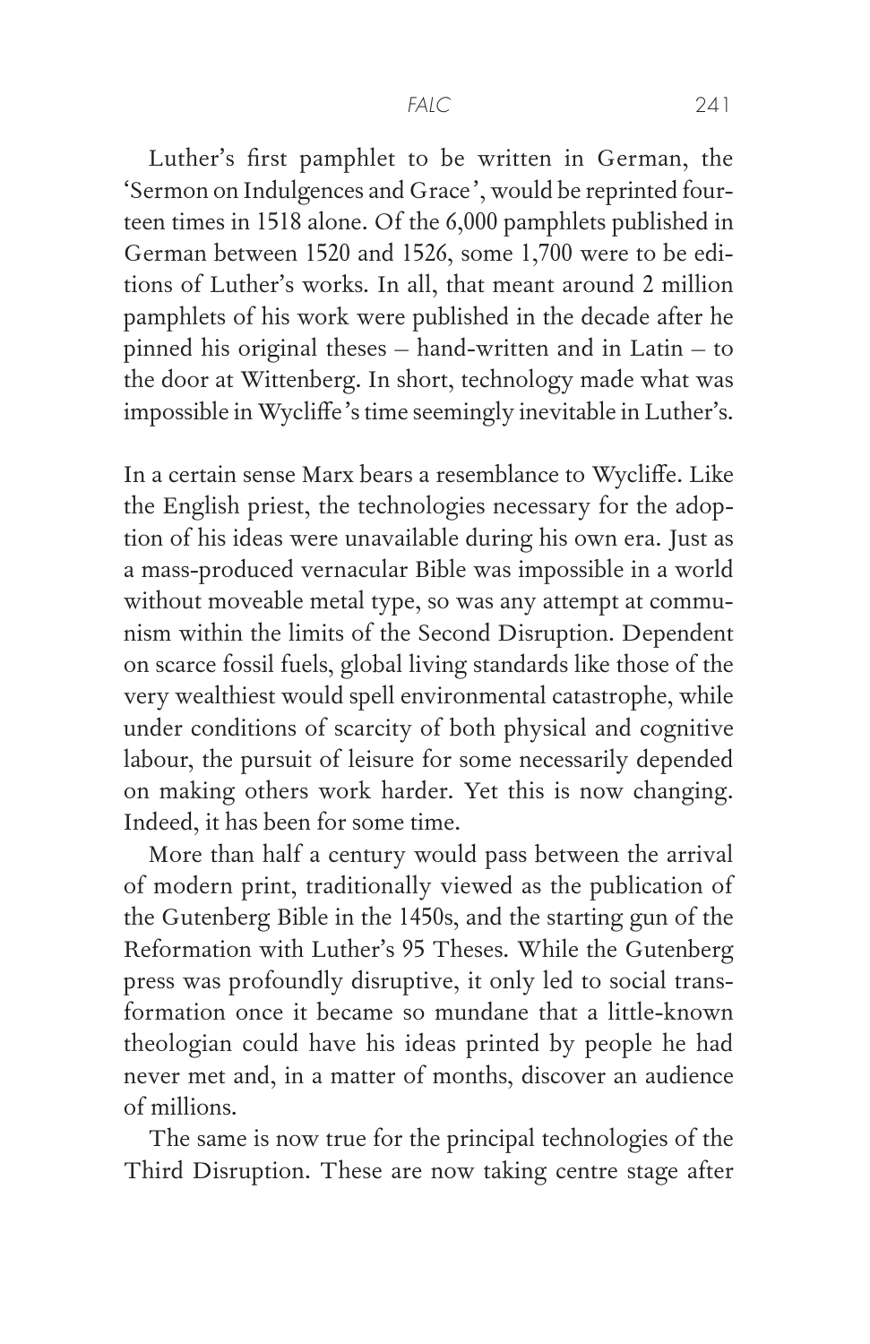Luther's first pamphlet to be written in German, the 'Sermon on Indulgences and Grace', would be reprinted fourteen times in 1518 alone. Of the 6,000 pamphlets published in German between 1520 and 1526, some 1,700 were to be editions of Luther's works. In all, that meant around 2 million pamphlets of his work were published in the decade after he pinned his original theses – hand-written and in Latin – to the door at Wittenberg. In short, technology made what was impossible in Wycliffe's time seemingly inevitable in Luther's.

In a certain sense Marx bears a resemblance to Wycliffe. Like the English priest, the technologies necessary for the adoption of his ideas were unavailable during his own era. Just as a mass-produced vernacular Bible was impossible in a world without moveable metal type, so was any attempt at communism within the limits of the Second Disruption. Dependent on scarce fossil fuels, global living standards like those of the very wealthiest would spell environmental catastrophe, while under conditions of scarcity of both physical and cognitive labour, the pursuit of leisure for some necessarily depended on making others work harder. Yet this is now changing. Indeed, it has been for some time.

More than half a century would pass between the arrival of modern print, traditionally viewed as the publication of the Gutenberg Bible in the 1450s, and the starting gun of the Reformation with Luther's 95 Theses. While the Gutenberg press was profoundly disruptive, it only led to social transformation once it became so mundane that a little-known theologian could have his ideas printed by people he had never met and, in a matter of months, discover an audience of millions.

The same is now true for the principal technologies of the Third Disruption. These are now taking centre stage after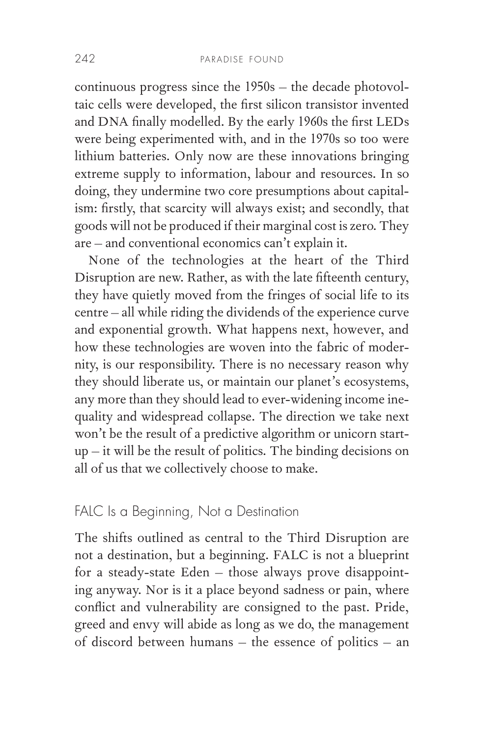continuous progress since the 1950s – the decade photovoltaic cells were developed, the first silicon transistor invented and DNA finally modelled. By the early 1960s the first LEDs were being experimented with, and in the 1970s so too were lithium batteries. Only now are these innovations bringing extreme supply to information, labour and resources. In so doing, they undermine two core presumptions about capitalism: firstly, that scarcity will always exist; and secondly, that goods will not be produced if their marginal cost is zero. They are – and conventional economics can't explain it.

None of the technologies at the heart of the Third Disruption are new. Rather, as with the late fifteenth century, they have quietly moved from the fringes of social life to its centre – all while riding the dividends of the experience curve and exponential growth. What happens next, however, and how these technologies are woven into the fabric of modernity, is our responsibility. There is no necessary reason why they should liberate us, or maintain our planet's ecosystems, any more than they should lead to ever-widening income inequality and widespread collapse. The direction we take next won't be the result of a predictive algorithm or unicorn start-up – it will be the result of politics. The binding decisions on all of us that we collectively choose to make.

## FALC Is a Beginning, Not a Destination

The shifts outlined as central to the Third Disruption are not a destination, but a beginning. FALC is not a blueprint for a steady-state Eden – those always prove disappointing anyway. Nor is it a place beyond sadness or pain, where conflict and vulnerability are consigned to the past. Pride, greed and envy will abide as long as we do, the management of discord between humans – the essence of politics – an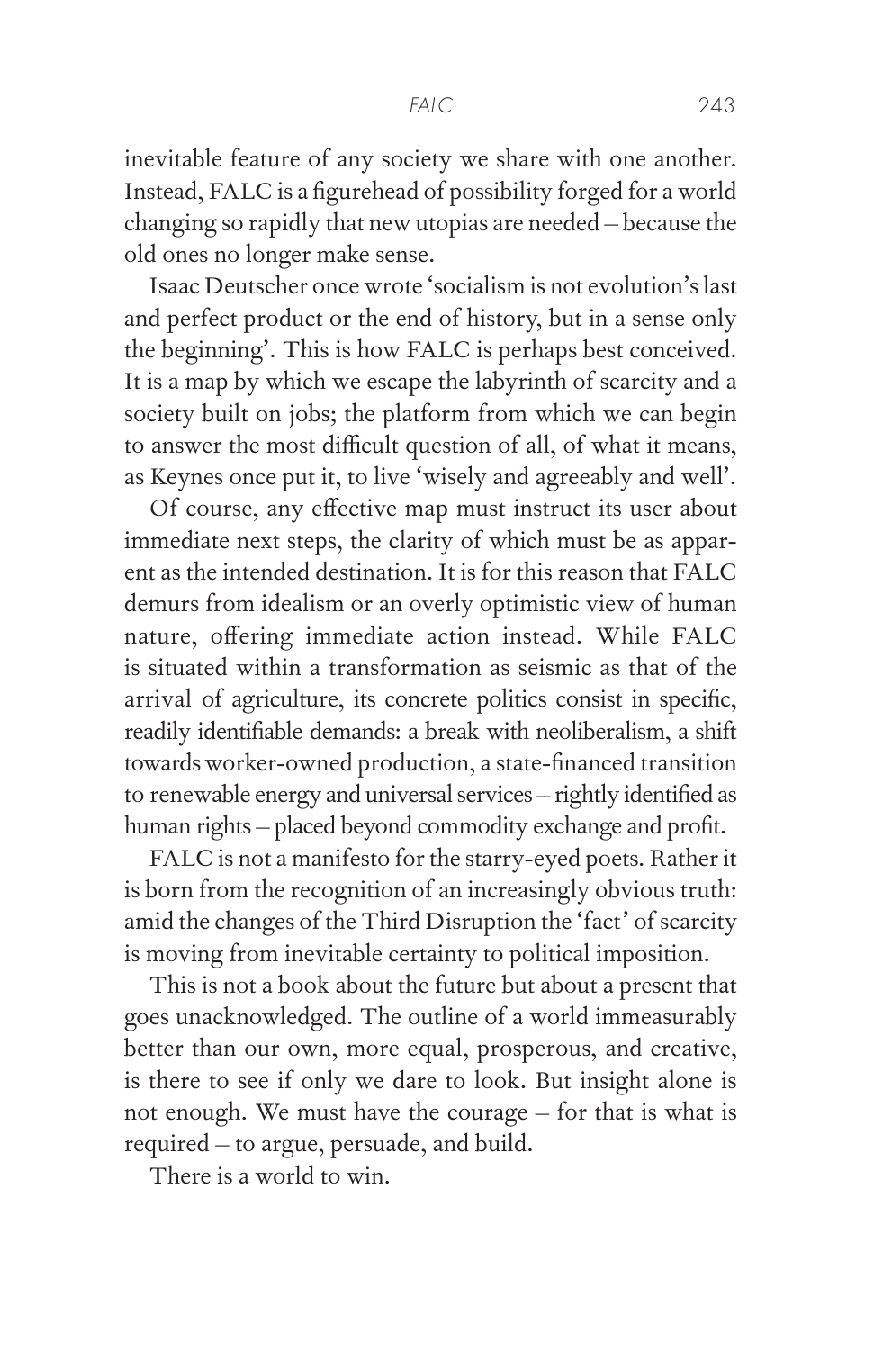inevitable feature of any society we share with one another. Instead, FALC is a figurehead of possibility forged for a world changing so rapidly that new utopias are needed – because the old ones no longer make sense.

Isaac Deutscher once wrote 'socialism is not evolution's last and perfect product or the end of history, but in a sense only the beginning'. This is how FALC is perhaps best conceived. It is a map by which we escape the labyrinth of scarcity and a society built on jobs; the platform from which we can begin to answer the most difficult question of all, of what it means, as Keynes once put it, to live 'wisely and agreeably and well'.

Of course, any effective map must instruct its user about immediate next steps, the clarity of which must be as apparent as the intended destination. It is for this reason that FALC demurs from idealism or an overly optimistic view of human nature, offering immediate action instead. While FALC is situated within a transformation as seismic as that of the arrival of agriculture, its concrete politics consist in specific, readily identifiable demands: a break with neoliberalism, a shift towards worker-owned production, a state-financed transition to renewable energy and universal services – rightly identified as human rights – placed beyond commodity exchange and profit.

FALC is not a manifesto for the starry-eyed poets. Rather it is born from the recognition of an increasingly obvious truth: amid the changes of the Third Disruption the 'fact' of scarcity is moving from inevitable certainty to political imposition.

This is not a book about the future but about a present that goes unacknowledged. The outline of a world immeasurably better than our own, more equal, prosperous, and creative, is there to see if only we dare to look. But insight alone is not enough. We must have the courage – for that is what is required – to argue, persuade, and build.

There is a world to win.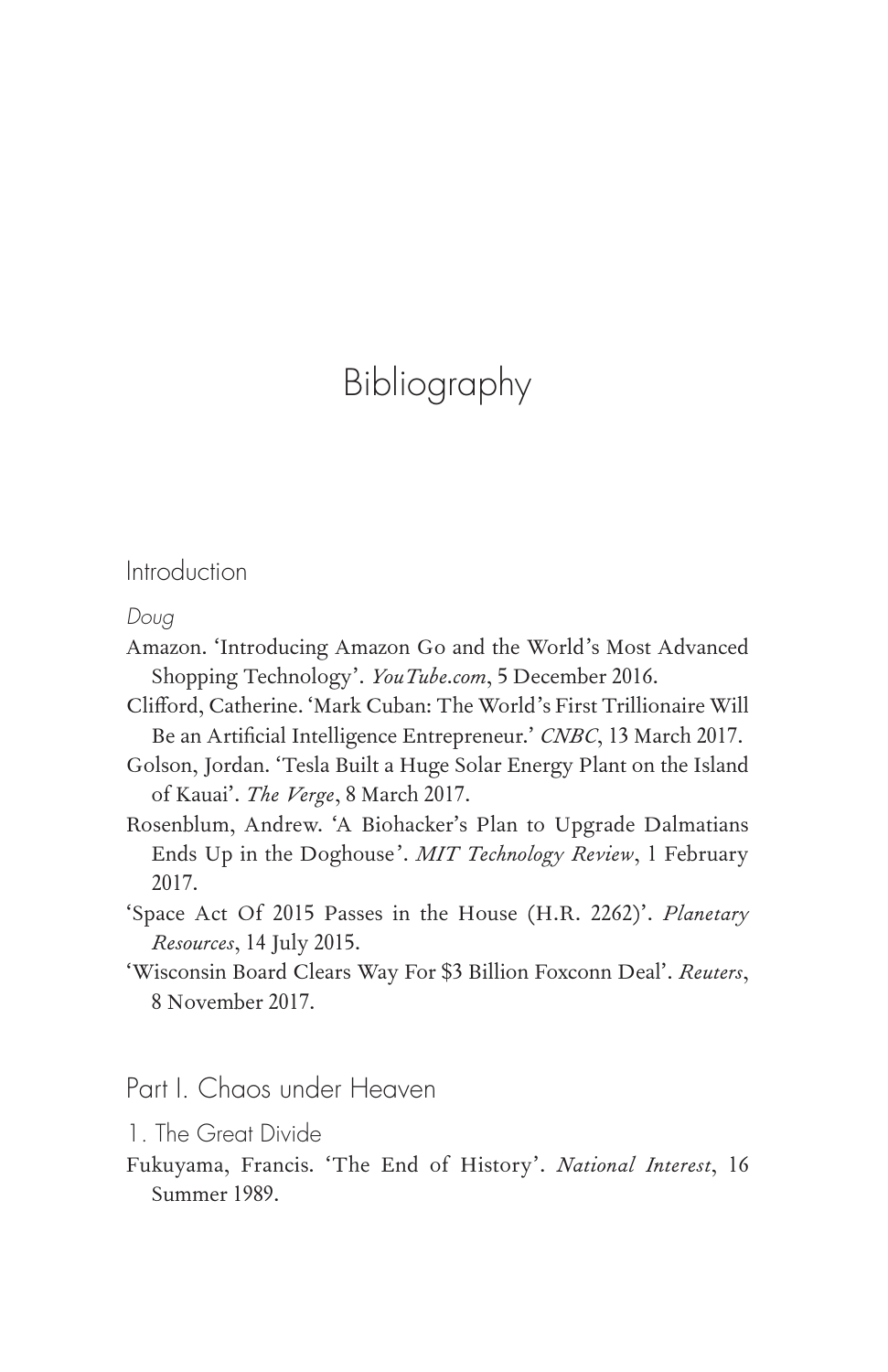# Bibliography

## Introduction

### *Doug*

Amazon. 'Introducing Amazon Go and the World's Most Advanced Shopping Technology'. *YouTube.com*, 5 December 2016.

Clifford, Catherine. 'Mark Cuban: The World's First Trillionaire Will Be an Artificial Intelligence Entrepreneur.' *CNBC*, 13 March 2017.

Golson, Jordan. 'Tesla Built a Huge Solar Energy Plant on the Island of Kauai'. *The Verge*, 8 March 2017.

Rosenblum, Andrew. 'A Biohacker's Plan to Upgrade Dalmatians Ends Up in the Doghouse'. *MIT Technology Review*, 1 February 2017.

'Space Act Of 2015 Passes in the House (H.R. 2262)'. *Planetary Resources*, 14 July 2015.

'Wisconsin Board Clears Way For $3 Billion Foxconn Deal'. *Reuters*, 8 November 2017.

## Part I. Chaos under Heaven

### 1. The Great Divide

Fukuyama, Francis. 'The End of History'. *National Interest*, 16 Summer 1989.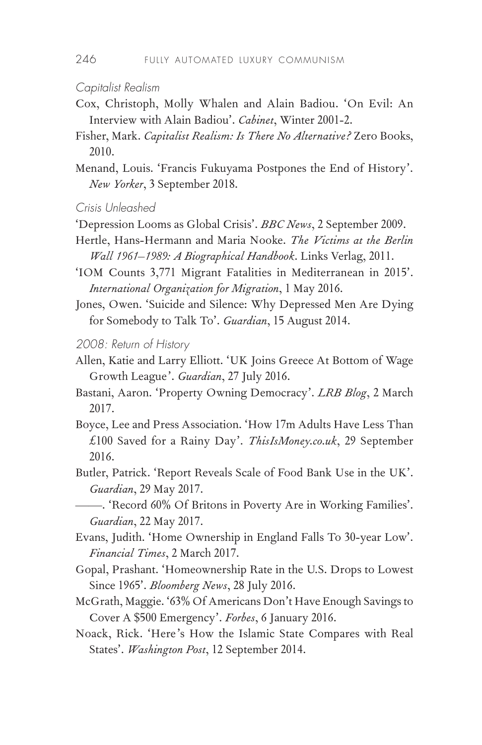*Capitalist Realism*

Cox, Christoph, Molly Whalen and Alain Badiou. 'On Evil: An Interview with Alain Badiou'. *Cabinet*, Winter 2001-2.

Fisher, Mark. *Capitalist Realism: Is There No Alternative?* Zero Books, 2010.

Menand, Louis. 'Francis Fukuyama Postpones the End of History'. *New Yorker*, 3 September 2018.

*Crisis Unleashed*

'Depression Looms as Global Crisis'. *BBC News*, 2 September 2009.

Hertle, Hans-Hermann and Maria Nooke. *The Victims at the Berlin Wall 1961–1989: A Biographical Handbook*. Links Verlag, 2011.

'IOM Counts 3,771 Migrant Fatalities in Mediterranean in 2015'. *International Organization for Migration*, 1 May 2016.

Jones, Owen. 'Suicide and Silence: Why Depressed Men Are Dying for Somebody to Talk To'. *Guardian*, 15 August 2014.

*2008: Return of History*

Allen, Katie and Larry Elliott. 'UK Joins Greece At Bottom of Wage Growth League'. *Guardian*, 27 July 2016.

Bastani, Aaron. 'Property Owning Democracy'. *LRB Blog*, 2 March 2017.

Boyce, Lee and Press Association. 'How 17m Adults Have Less Than £100 Saved for a Rainy Day'. *ThisIsMoney.co.uk*, 29 September 2016.

Butler, Patrick. 'Report Reveals Scale of Food Bank Use in the UK'. *Guardian*, 29 May 2017.

——. 'Record 60% Of Britons in Poverty Are in Working Families'. *Guardian*, 22 May 2017.

Evans, Judith. 'Home Ownership in England Falls To 30-year Low'. *Financial Times*, 2 March 2017.

Gopal, Prashant. 'Homeownership Rate in the U.S. Drops to Lowest Since 1965'. *Bloomberg News*, 28 July 2016.

McGrath, Maggie. '63% Of Americans Don't Have Enough Savings to Cover A $500 Emergency'. *Forbes*, 6 January 2016.

Noack, Rick. 'Here's How the Islamic State Compares with Real States'. *Washington Post*, 12 September 2014.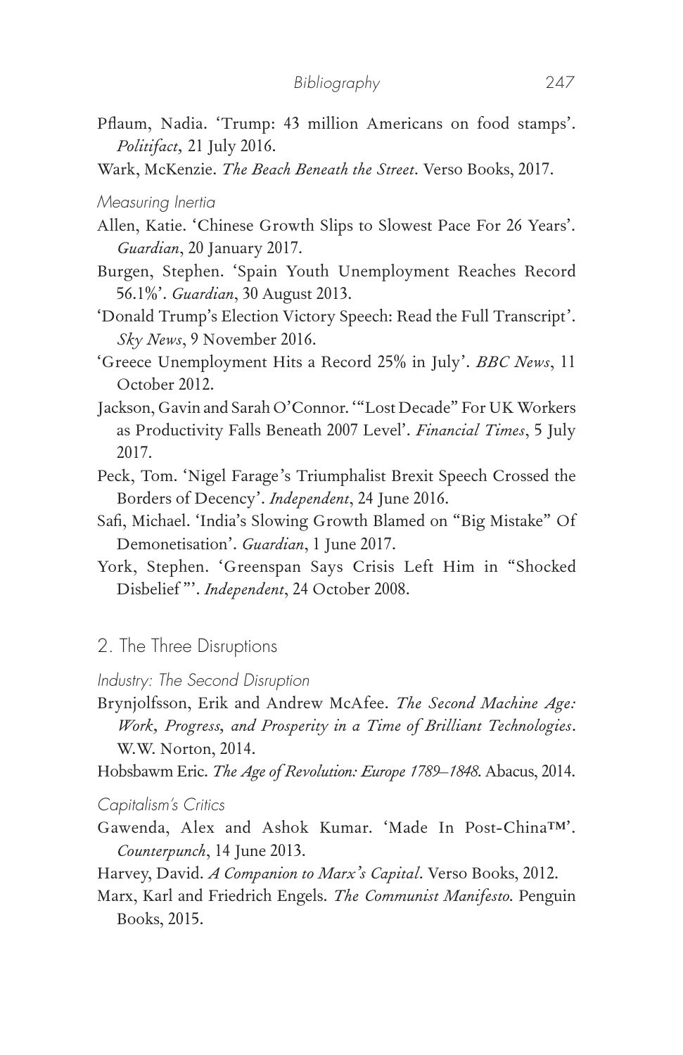Pflaum, Nadia. 'Trump: 43 million Americans on food stamps'. *Politifact*, 21 July 2016.

Wark, McKenzie. *The Beach Beneath the Street*. Verso Books, 2017.

*Measuring Inertia*

Allen, Katie. 'Chinese Growth Slips to Slowest Pace For 26 Years'. *Guardian*, 20 January 2017.

Burgen, Stephen. 'Spain Youth Unemployment Reaches Record 56.1%'. *Guardian*, 30 August 2013.

'Donald Trump's Election Victory Speech: Read the Full Transcript'. *Sky News*, 9 November 2016.

'Greece Unemployment Hits a Record 25% in July'. *BBC News*, 11 October 2012.

Jackson, Gavin and Sarah O'Connor. '"Lost Decade" For UK Workers as Productivity Falls Beneath 2007 Level'. *Financial Times*, 5 July 2017.

Peck, Tom. 'Nigel Farage's Triumphalist Brexit Speech Crossed the Borders of Decency'. *Independent*, 24 June 2016.

Safi, Michael. 'India's Slowing Growth Blamed on "Big Mistake" Of Demonetisation'. *Guardian*, 1 June 2017.

York, Stephen. 'Greenspan Says Crisis Left Him in "Shocked Disbelief"'. *Independent*, 24 October 2008.

## 2. The Three Disruptions

*Industry: The Second Disruption*

Brynjolfsson, Erik and Andrew McAfee. *The Second Machine Age: Work, Progress, and Prosperity in a Time of Brilliant Technologies*. W.W. Norton, 2014.

Hobsbawm Eric. *The Age of Revolution: Europe 1789–1848*. Abacus, 2014.

*Capitalism's Critics*

Gawenda, Alex and Ashok Kumar. 'Made In Post-China™'. *Counterpunch*, 14 June 2013.

Harvey, David. *A Companion to Marx's Capital*. Verso Books, 2012.

Marx, Karl and Friedrich Engels. *The Communist Manifesto*. Penguin Books, 2015.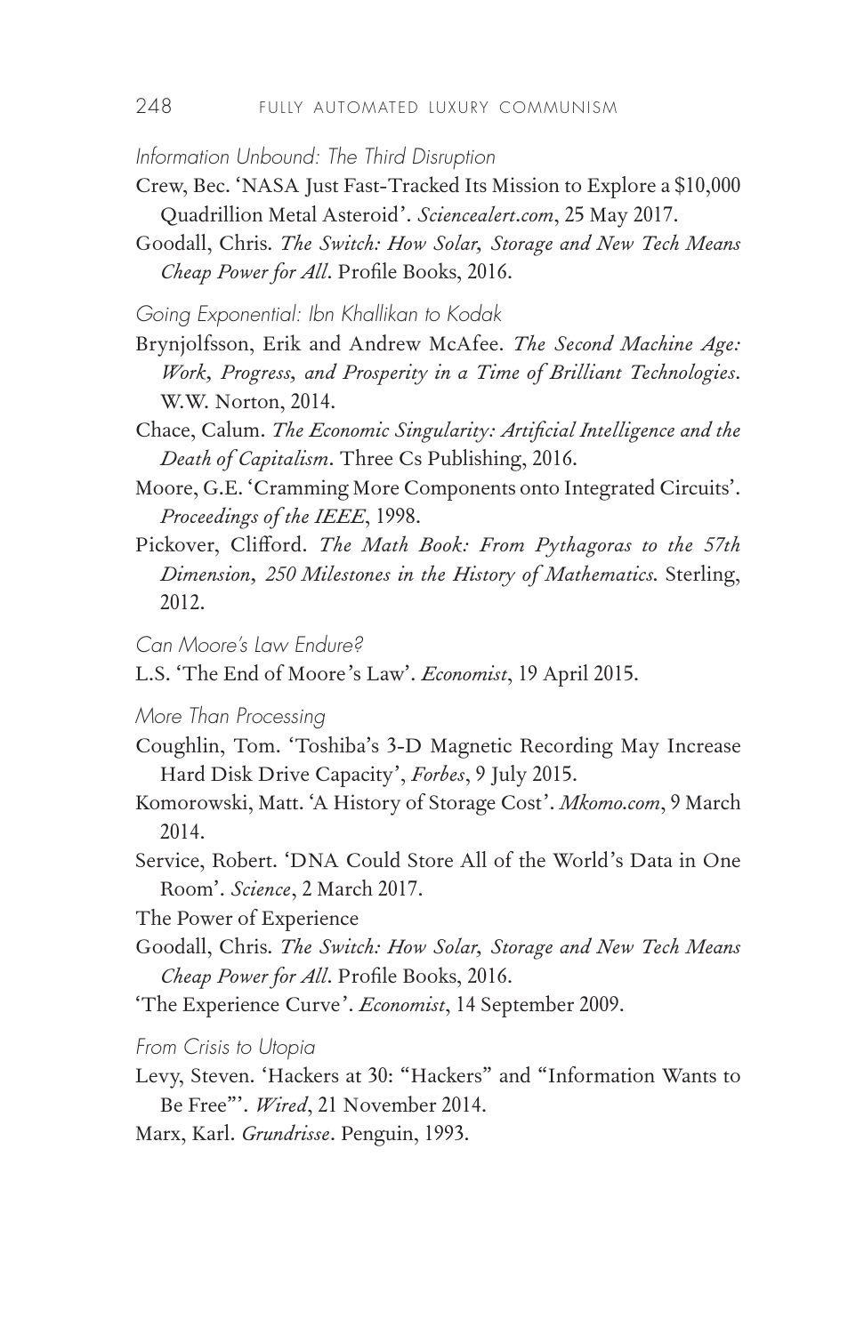*Information Unbound: The Third Disruption*

Crew, Bec. 'NASA Just Fast-Tracked Its Mission to Explore a $10,000 Quadrillion Metal Asteroid'. *Sciencealert.com*, 25 May 2017.

Goodall, Chris. *The Switch: How Solar, Storage and New Tech Means Cheap Power for All*. Profile Books, 2016.

*Going Exponential: Ibn Khallikan to Kodak*

Brynjolfsson, Erik and Andrew McAfee. *The Second Machine Age: Work, Progress, and Prosperity in a Time of Brilliant Technologies*. W.W. Norton, 2014.

Chace, Calum. *The Economic Singularity: Artificial Intelligence and the Death of Capitalism*. Three Cs Publishing, 2016.

Moore, G.E. 'Cramming More Components onto Integrated Circuits'. *Proceedings of the IEEE*, 1998.

Pickover, Clifford. *The Math Book: From Pythagoras to the 57th Dimension, 250 Milestones in the History of Mathematics*. Sterling, 2012.

*Can Moore's Law Endure?*

L.S. 'The End of Moore's Law'. *Economist*, 19 April 2015.

*More Than Processing*

Coughlin, Tom. 'Toshiba's 3-D Magnetic Recording May Increase Hard Disk Drive Capacity', *Forbes*, 9 July 2015.

Komorowski, Matt. 'A History of Storage Cost'. *Mkomo.com*, 9 March 2014.

Service, Robert. 'DNA Could Store All of the World's Data in One Room'. *Science*, 2 March 2017.

The Power of Experience

Goodall, Chris. *The Switch: How Solar, Storage and New Tech Means Cheap Power for All*. Profile Books, 2016.

'The Experience Curve'. *Economist*, 14 September 2009.

*From Crisis to Utopia*

Levy, Steven. 'Hackers at 30: "Hackers" and "Information Wants to Be Free"'. *Wired*, 21 November 2014.

Marx, Karl. *Grundrisse*. Penguin, 1993.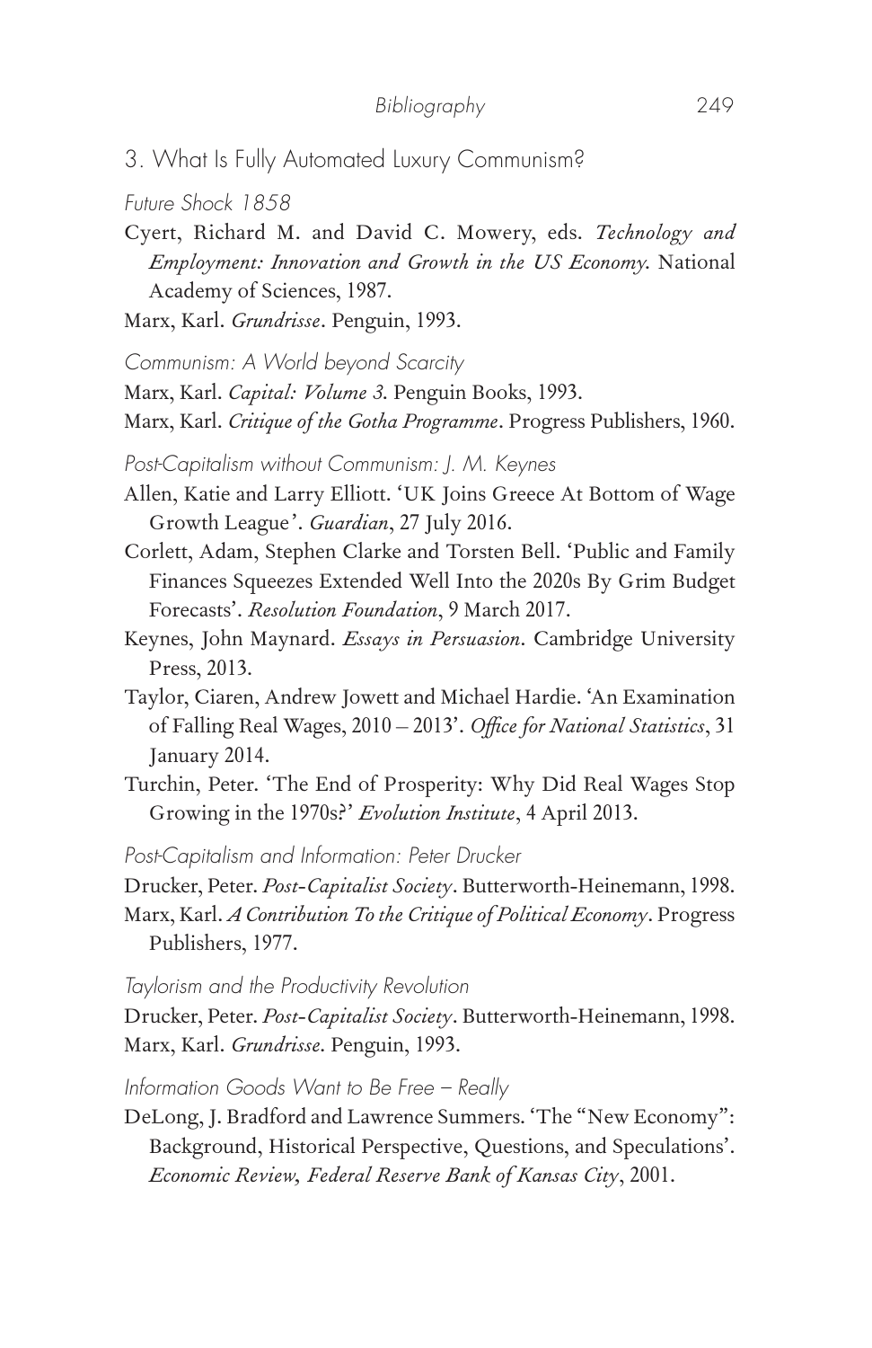## 3. What Is Fully Automated Luxury Communism?

### *Future Shock 1858*

Cyert, Richard M. and David C. Mowery, eds. *Technology and Employment: Innovation and Growth in the US Economy*. National Academy of Sciences, 1987.

Marx, Karl. *Grundrisse*. Penguin, 1993.

### *Communism: A World beyond Scarcity*

Marx, Karl. *Capital: Volume 3*. Penguin Books, 1993.

Marx, Karl. *Critique of the Gotha Programme*. Progress Publishers, 1960.

### *Post-Capitalism without Communism: J. M. Keynes*

Allen, Katie and Larry Elliott. 'UK Joins Greece At Bottom of Wage Growth League'. *Guardian*, 27 July 2016.

Corlett, Adam, Stephen Clarke and Torsten Bell. 'Public and Family Finances Squeezes Extended Well Into the 2020s By Grim Budget Forecasts'. *Resolution Foundation*, 9 March 2017.

Keynes, John Maynard. *Essays in Persuasion*. Cambridge University Press, 2013.

Taylor, Ciaren, Andrew Jowett and Michael Hardie. 'An Examination of Falling Real Wages, 2010 – 2013'. *Office for National Statistics*, 31 January 2014.

Turchin, Peter. 'The End of Prosperity: Why Did Real Wages Stop Growing in the 1970s?' *Evolution Institute*, 4 April 2013.

### *Post-Capitalism and Information: Peter Drucker*

Drucker, Peter. *Post-Capitalist Society*. Butterworth-Heinemann, 1998.

Marx, Karl. *A Contribution To the Critique of Political Economy*. Progress Publishers, 1977.

### *Taylorism and the Productivity Revolution*

Drucker, Peter. *Post-Capitalist Society*. Butterworth-Heinemann, 1998.

Marx, Karl. *Grundrisse*. Penguin, 1993.

### *Information Goods Want to Be Free – Really*

DeLong, J. Bradford and Lawrence Summers. 'The "New Economy": Background, Historical Perspective, Questions, and Speculations'. *Economic Review, Federal Reserve Bank of Kansas City*, 2001.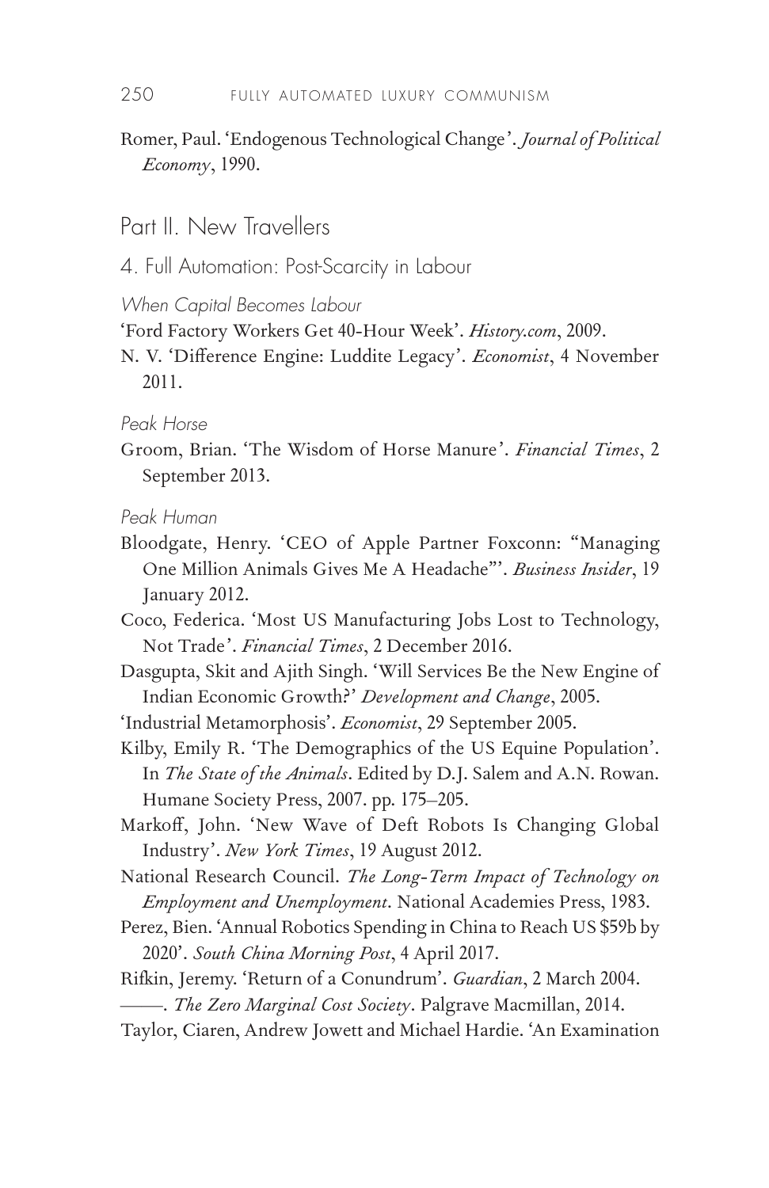Romer, Paul. 'Endogenous Technological Change'. *Journal of Political Economy*, 1990.

## Part II. New Travellers

### 4. Full Automation: Post-Scarcity in Labour

#### *When Capital Becomes Labour*

'Ford Factory Workers Get 40-Hour Week'. *History.com*, 2009.

N. V. 'Difference Engine: Luddite Legacy'. *Economist*, 4 November 2011.

#### *Peak Horse*

Groom, Brian. 'The Wisdom of Horse Manure'. *Financial Times*, 2 September 2013.

#### *Peak Human*

Bloodgate, Henry. 'CEO of Apple Partner Foxconn: "Managing One Million Animals Gives Me A Headache"'. *Business Insider*, 19 January 2012.

Coco, Federica. 'Most US Manufacturing Jobs Lost to Technology, Not Trade'. *Financial Times*, 2 December 2016.

Dasgupta, Skit and Ajith Singh. 'Will Services Be the New Engine of Indian Economic Growth?' *Development and Change*, 2005.

'Industrial Metamorphosis'. *Economist*, 29 September 2005.

Kilby, Emily R. 'The Demographics of the US Equine Population'. In *The State of the Animals*. Edited by D.J. Salem and A.N. Rowan. Humane Society Press, 2007. pp. 175–205.

Markoff, John. 'New Wave of Deft Robots Is Changing Global Industry'. *New York Times*, 19 August 2012.

National Research Council. *The Long-Term Impact of Technology on Employment and Unemployment*. National Academies Press, 1983.

Perez, Bien. 'Annual Robotics Spending in China to Reach US $59b by 2020'. *South China Morning Post*, 4 April 2017.

Rifkin, Jeremy. 'Return of a Conundrum'. *Guardian*, 2 March 2004.

——. *The Zero Marginal Cost Society*. Palgrave Macmillan, 2014.

Taylor, Ciaren, Andrew Jowett and Michael Hardie. 'An Examination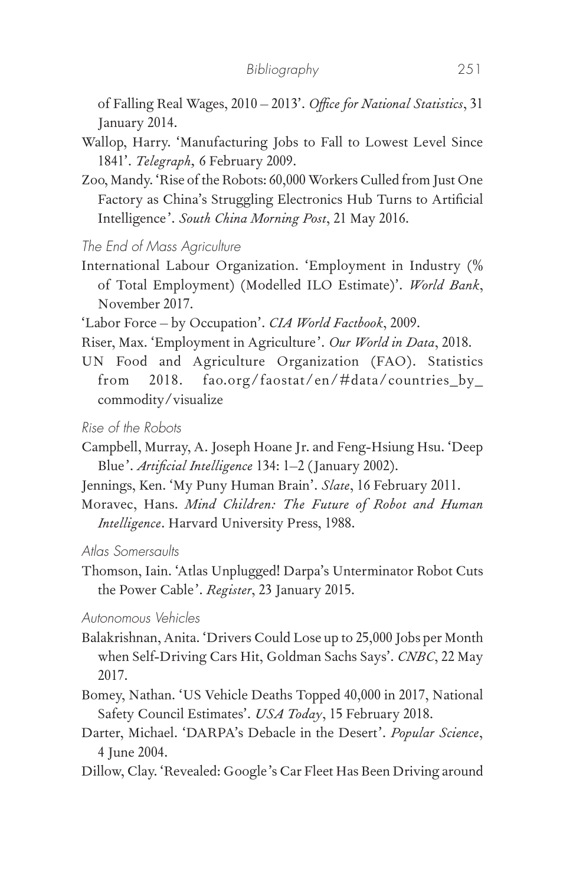of Falling Real Wages, 2010 – 2013'. *Office for National Statistics*, 31 January 2014.

Wallop, Harry. 'Manufacturing Jobs to Fall to Lowest Level Since 1841'. *Telegraph*, 6 February 2009.

Zoo, Mandy. 'Rise of the Robots: 60,000 Workers Culled from Just One Factory as China's Struggling Electronics Hub Turns to Artificial Intelligence'. *South China Morning Post*, 21 May 2016.

*The End of Mass Agriculture*

International Labour Organization. 'Employment in Industry (% of Total Employment) (Modelled ILO Estimate)'. *World Bank*, November 2017.

'Labor Force – by Occupation'. *CIA World Factbook*, 2009.

Riser, Max. 'Employment in Agriculture'. *Our World in Data*, 2018.

UN Food and Agriculture Organization (FAO). Statistics from 2018. fao.org/faostat/en/#data/countries_by_commodity/visualize

*Rise of the Robots*

Campbell, Murray, A. Joseph Hoane Jr. and Feng-Hsiung Hsu. 'Deep Blue'. *Artificial Intelligence* 134: 1–2 (January 2002).

Jennings, Ken. 'My Puny Human Brain'. *Slate*, 16 February 2011.

Moravec, Hans. *Mind Children: The Future of Robot and Human Intelligence*. Harvard University Press, 1988.

*Atlas Somersaults*

Thomson, Iain. 'Atlas Unplugged! Darpa's Unterminator Robot Cuts the Power Cable'. *Register*, 23 January 2015.

*Autonomous Vehicles*

Balakrishnan, Anita. 'Drivers Could Lose up to 25,000 Jobs per Month when Self-Driving Cars Hit, Goldman Sachs Says'. *CNBC*, 22 May 2017.

Bomey, Nathan. 'US Vehicle Deaths Topped 40,000 in 2017, National Safety Council Estimates'. *USA Today*, 15 February 2018.

Darter, Michael. 'DARPA's Debacle in the Desert'. *Popular Science*, 4 June 2004.

Dillow, Clay. 'Revealed: Google's Car Fleet Has Been Driving around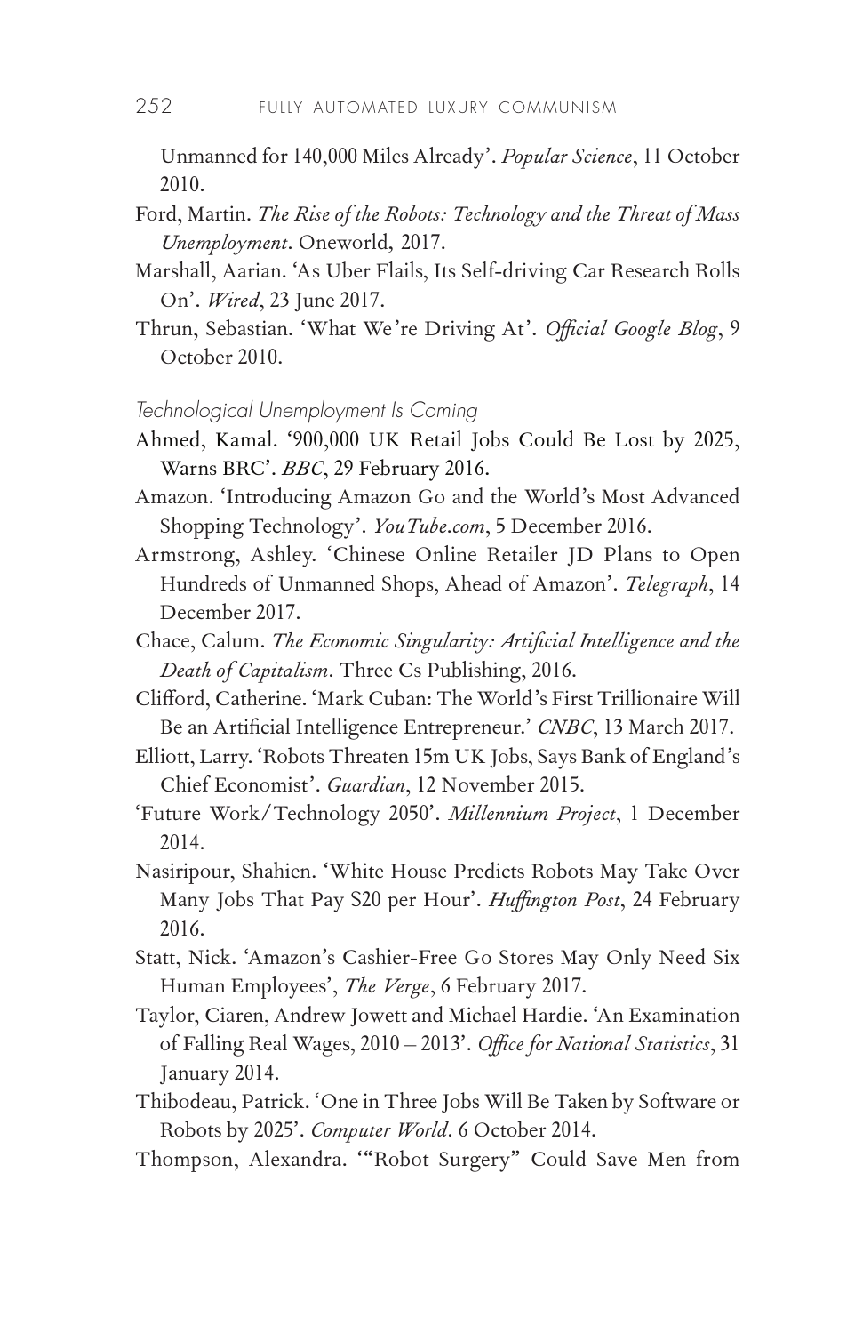Unmanned for 140,000 Miles Already'. *Popular Science*, 11 October 2010.

Ford, Martin. *The Rise of the Robots: Technology and the Threat of Mass Unemployment*. Oneworld, 2017.

Marshall, Aarian. 'As Uber Flails, Its Self-driving Car Research Rolls On'. *Wired*, 23 June 2017.

Thrun, Sebastian. 'What We're Driving At'. *Official Google Blog*, 9 October 2010.

*Technological Unemployment Is Coming*

Ahmed, Kamal. '900,000 UK Retail Jobs Could Be Lost by 2025, Warns BRC'. *BBC*, 29 February 2016.

Amazon. 'Introducing Amazon Go and the World's Most Advanced Shopping Technology'. *YouTube.com*, 5 December 2016.

Armstrong, Ashley. 'Chinese Online Retailer JD Plans to Open Hundreds of Unmanned Shops, Ahead of Amazon'. *Telegraph*, 14 December 2017.

Chace, Calum. *The Economic Singularity: Artificial Intelligence and the Death of Capitalism*. Three Cs Publishing, 2016.

Clifford, Catherine. 'Mark Cuban: The World's First Trillionaire Will Be an Artificial Intelligence Entrepreneur.' *CNBC*, 13 March 2017.

Elliott, Larry. 'Robots Threaten 15m UK Jobs, Says Bank of England's Chief Economist'. *Guardian*, 12 November 2015.

'Future Work/Technology 2050'. *Millennium Project*, 1 December 2014.

Nasiripour, Shahien. 'White House Predicts Robots May Take Over Many Jobs That Pay $20 per Hour'. *Huffington Post*, 24 February 2016.

Statt, Nick. 'Amazon's Cashier-Free Go Stores May Only Need Six Human Employees', *The Verge*, 6 February 2017.

Taylor, Ciaren, Andrew Jowett and Michael Hardie. 'An Examination of Falling Real Wages, 2010 – 2013'. *Office for National Statistics*, 31 January 2014.

Thibodeau, Patrick. 'One in Three Jobs Will Be Taken by Software or Robots by 2025'. *Computer World*. 6 October 2014.

Thompson, Alexandra. '"Robot Surgery" Could Save Men from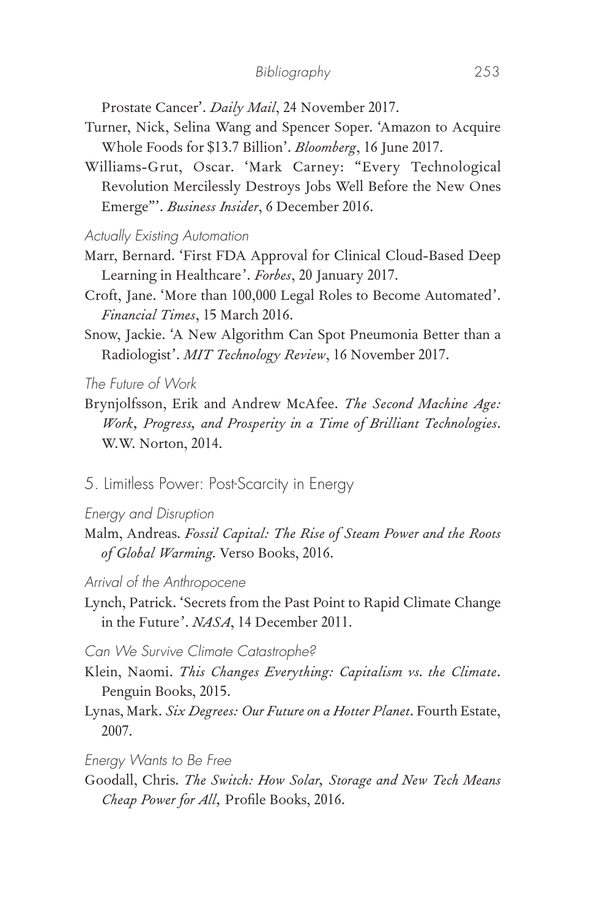Prostate Cancer'. *Daily Mail*, 24 November 2017.

Turner, Nick, Selina Wang and Spencer Soper. 'Amazon to Acquire Whole Foods for $13.7 Billion'. *Bloomberg*, 16 June 2017.

Williams-Grut, Oscar. 'Mark Carney: "Every Technological Revolution Mercilessly Destroys Jobs Well Before the New Ones Emerge"'. *Business Insider*, 6 December 2016.

*Actually Existing Automation*

Marr, Bernard. 'First FDA Approval for Clinical Cloud-Based Deep Learning in Healthcare'. *Forbes*, 20 January 2017.

Croft, Jane. 'More than 100,000 Legal Roles to Become Automated'. *Financial Times*, 15 March 2016.

Snow, Jackie. 'A New Algorithm Can Spot Pneumonia Better than a Radiologist'. *MIT Technology Review*, 16 November 2017.

*The Future of Work*

Brynjolfsson, Erik and Andrew McAfee. *The Second Machine Age: Work, Progress, and Prosperity in a Time of Brilliant Technologies*. W.W. Norton, 2014.

## 5. Limitless Power: Post-Scarcity in Energy

*Energy and Disruption*

Malm, Andreas. *Fossil Capital: The Rise of Steam Power and the Roots of Global Warming*. Verso Books, 2016.

*Arrival of the Anthropocene*

Lynch, Patrick. 'Secrets from the Past Point to Rapid Climate Change in the Future'. *NASA*, 14 December 2011.

*Can We Survive Climate Catastrophe?*

Klein, Naomi. *This Changes Everything: Capitalism vs. the Climate*. Penguin Books, 2015.

Lynas, Mark. *Six Degrees: Our Future on a Hotter Planet*. Fourth Estate, 2007.

*Energy Wants to Be Free*

Goodall, Chris. *The Switch: How Solar, Storage and New Tech Means Cheap Power for All*, Profile Books, 2016.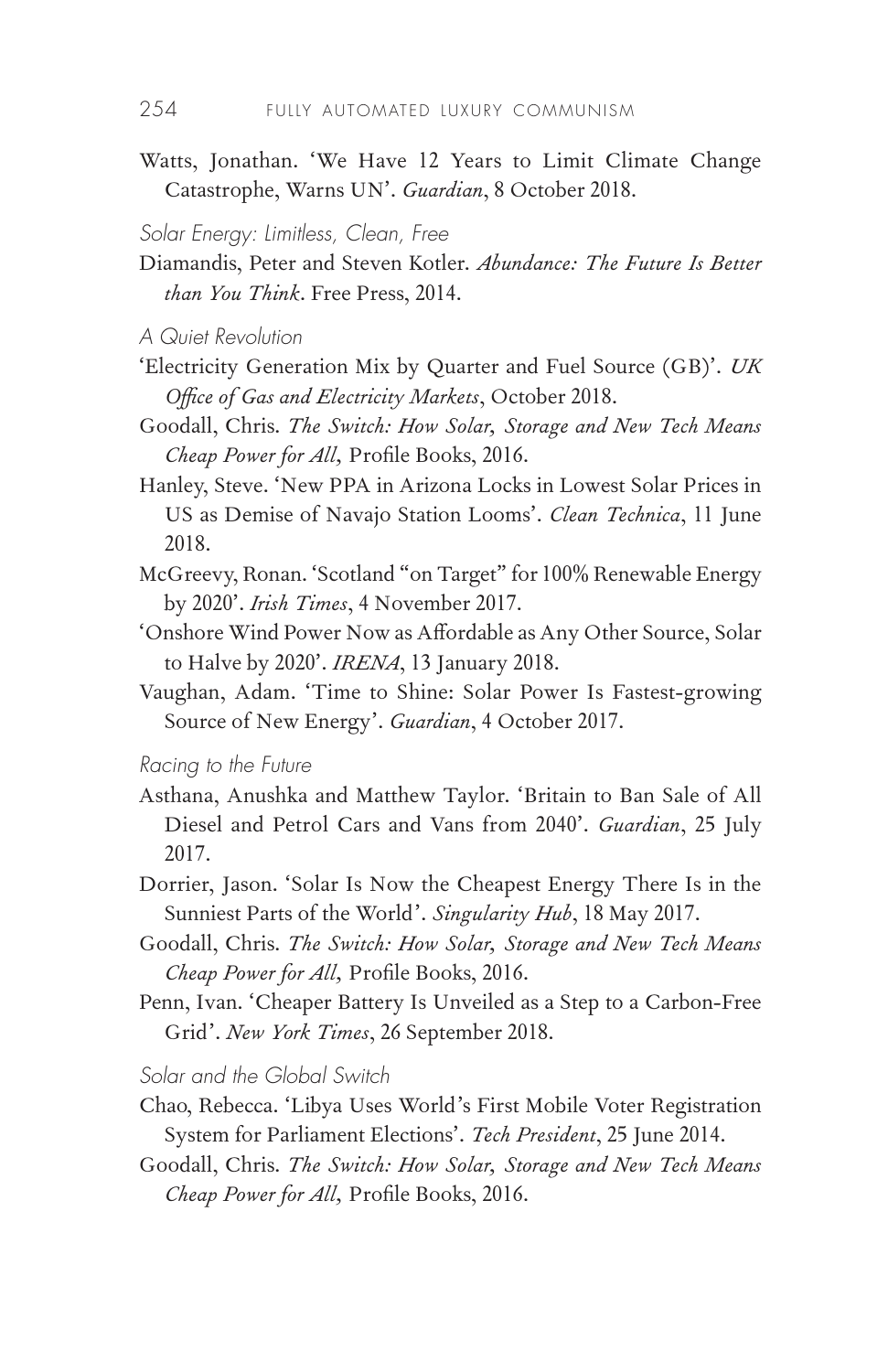Watts, Jonathan. 'We Have 12 Years to Limit Climate Change Catastrophe, Warns UN'. *Guardian*, 8 October 2018.

*Solar Energy: Limitless, Clean, Free*

Diamandis, Peter and Steven Kotler. *Abundance: The Future Is Better than You Think*. Free Press, 2014.

*A Quiet Revolution*

'Electricity Generation Mix by Quarter and Fuel Source (GB)'. *UK Office of Gas and Electricity Markets*, October 2018.

Goodall, Chris. *The Switch: How Solar, Storage and New Tech Means Cheap Power for All*, Profile Books, 2016.

Hanley, Steve. 'New PPA in Arizona Locks in Lowest Solar Prices in US as Demise of Navajo Station Looms'. *Clean Technica*, 11 June 2018.

McGreevy, Ronan. 'Scotland "on Target" for 100% Renewable Energy by 2020'. *Irish Times*, 4 November 2017.

'Onshore Wind Power Now as Affordable as Any Other Source, Solar to Halve by 2020'. *IRENA*, 13 January 2018.

Vaughan, Adam. 'Time to Shine: Solar Power Is Fastest-growing Source of New Energy'. *Guardian*, 4 October 2017.

*Racing to the Future*

Asthana, Anushka and Matthew Taylor. 'Britain to Ban Sale of All Diesel and Petrol Cars and Vans from 2040'. *Guardian*, 25 July 2017.

Dorrier, Jason. 'Solar Is Now the Cheapest Energy There Is in the Sunniest Parts of the World'. *Singularity Hub*, 18 May 2017.

Goodall, Chris. *The Switch: How Solar, Storage and New Tech Means Cheap Power for All*, Profile Books, 2016.

Penn, Ivan. 'Cheaper Battery Is Unveiled as a Step to a Carbon-Free Grid'. *New York Times*, 26 September 2018.

*Solar and the Global Switch*

Chao, Rebecca. 'Libya Uses World's First Mobile Voter Registration System for Parliament Elections'. *Tech President*, 25 June 2014.

Goodall, Chris. *The Switch: How Solar, Storage and New Tech Means Cheap Power for All*, Profile Books, 2016.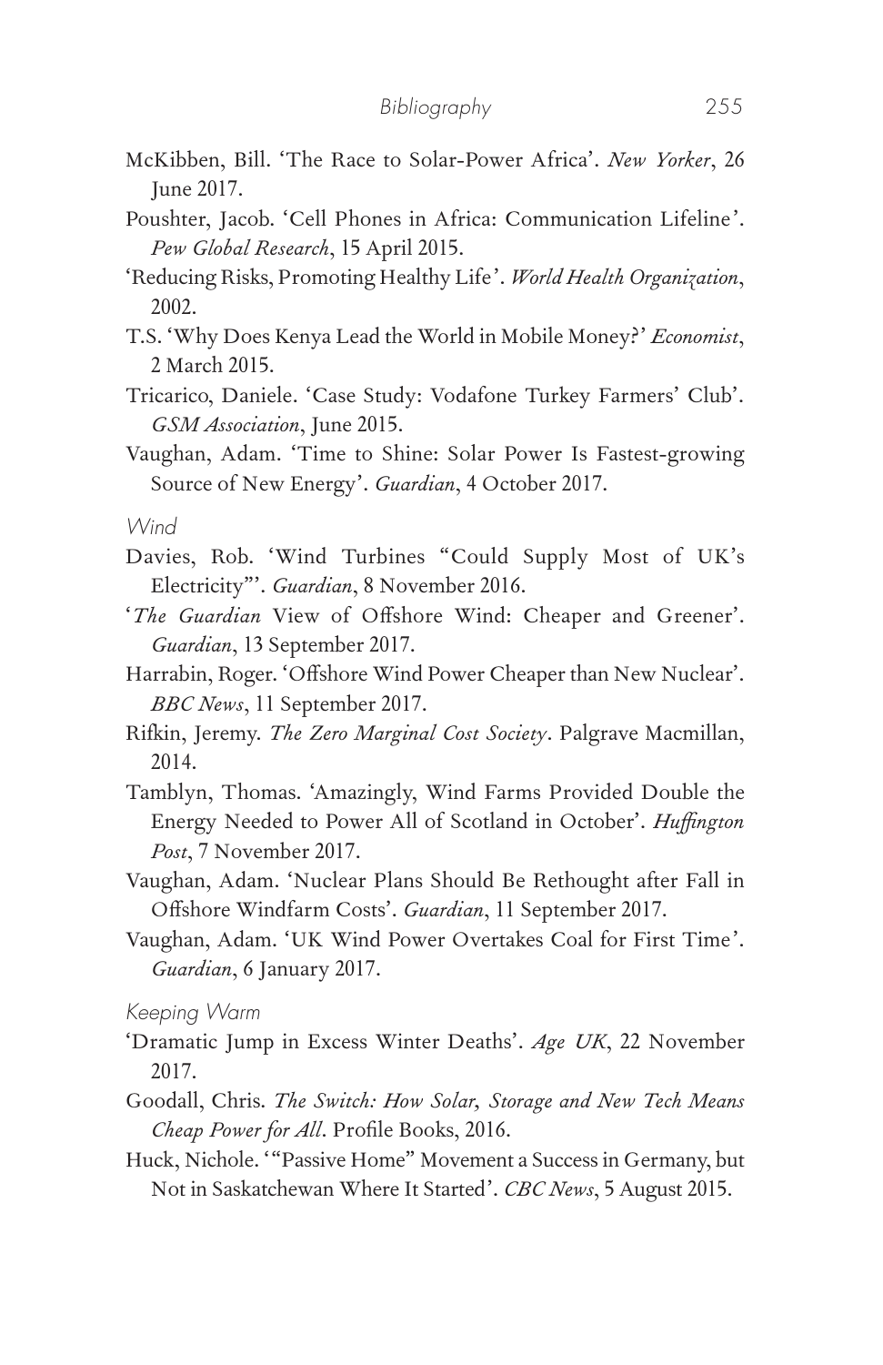McKibben, Bill. 'The Race to Solar-Power Africa'. *New Yorker*, 26 June 2017.

Poushter, Jacob. 'Cell Phones in Africa: Communication Lifeline'. *Pew Global Research*, 15 April 2015.

'Reducing Risks, Promoting Healthy Life'. *World Health Organization*, 2002.

T.S. 'Why Does Kenya Lead the World in Mobile Money?' *Economist*, 2 March 2015.

Tricarico, Daniele. 'Case Study: Vodafone Turkey Farmers' Club'. *GSM Association*, June 2015.

Vaughan, Adam. 'Time to Shine: Solar Power Is Fastest-growing Source of New Energy'. *Guardian*, 4 October 2017.

*Wind*

Davies, Rob. 'Wind Turbines "Could Supply Most of UK's Electricity"'. *Guardian*, 8 November 2016.

'*The Guardian* View of Offshore Wind: Cheaper and Greener'. *Guardian*, 13 September 2017.

Harrabin, Roger. 'Offshore Wind Power Cheaper than New Nuclear'. *BBC News*, 11 September 2017.

Rifkin, Jeremy. *The Zero Marginal Cost Society*. Palgrave Macmillan, 2014.

Tamblyn, Thomas. 'Amazingly, Wind Farms Provided Double the Energy Needed to Power All of Scotland in October'. *Huffington Post*, 7 November 2017.

Vaughan, Adam. 'Nuclear Plans Should Be Rethought after Fall in Offshore Windfarm Costs'. *Guardian*, 11 September 2017.

Vaughan, Adam. 'UK Wind Power Overtakes Coal for First Time'. *Guardian*, 6 January 2017.

*Keeping Warm*

'Dramatic Jump in Excess Winter Deaths'. *Age UK*, 22 November 2017.

Goodall, Chris. *The Switch: How Solar, Storage and New Tech Means Cheap Power for All*. Profile Books, 2016.

Huck, Nichole. '"Passive Home" Movement a Success in Germany, but Not in Saskatchewan Where It Started'. *CBC News*, 5 August 2015.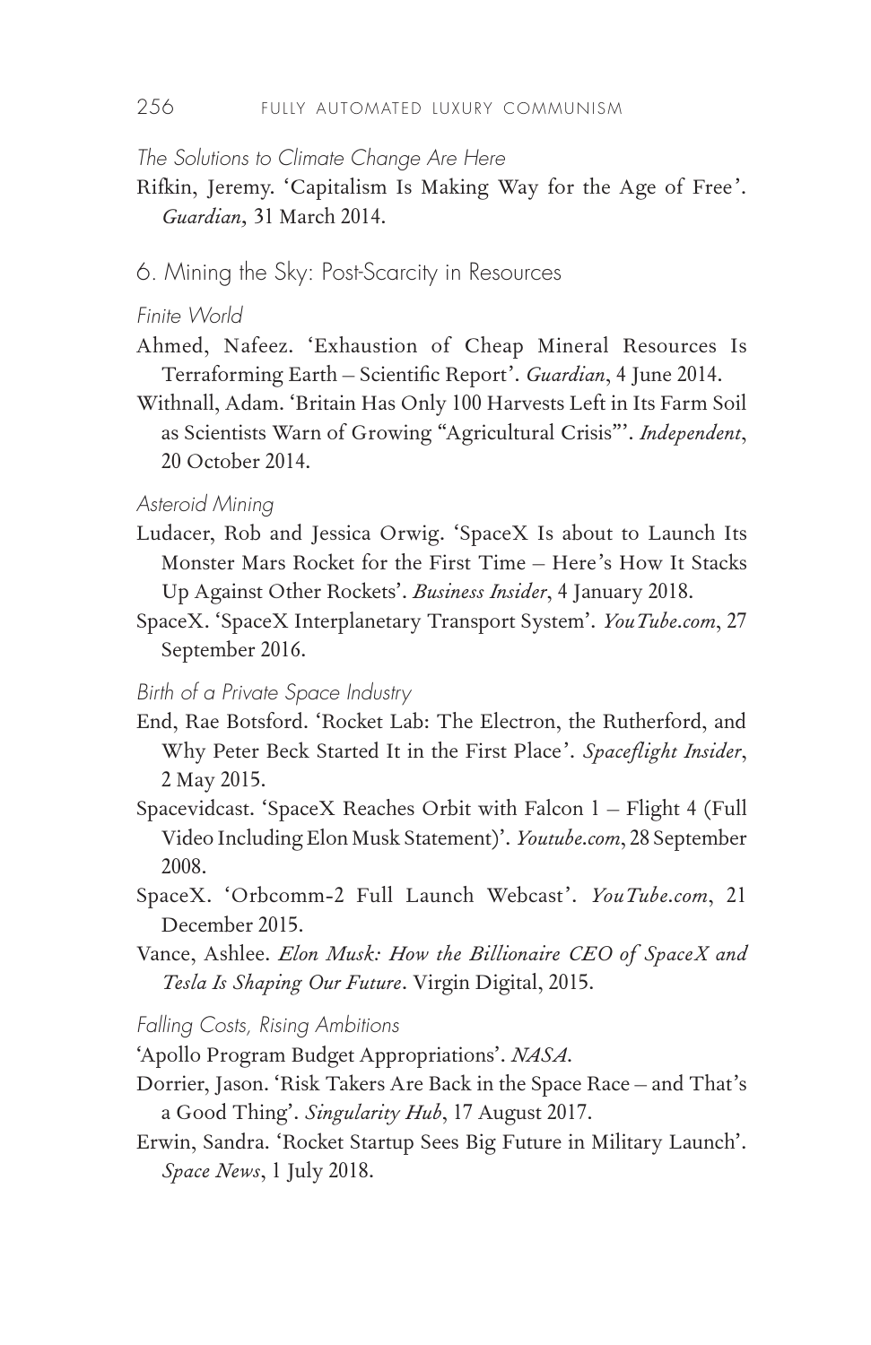*The Solutions to Climate Change Are Here*

Rifkin, Jeremy. 'Capitalism Is Making Way for the Age of Free'. *Guardian*, 31 March 2014.

## 6. Mining the Sky: Post-Scarcity in Resources

*Finite World*

Ahmed, Nafeez. 'Exhaustion of Cheap Mineral Resources Is Terraforming Earth – Scientific Report'. *Guardian*, 4 June 2014.

Withnall, Adam. 'Britain Has Only 100 Harvests Left in Its Farm Soil as Scientists Warn of Growing "Agricultural Crisis"'. *Independent*, 20 October 2014.

*Asteroid Mining*

Ludacer, Rob and Jessica Orwig. 'SpaceX Is about to Launch Its Monster Mars Rocket for the First Time – Here's How It Stacks Up Against Other Rockets'. *Business Insider*, 4 January 2018.

SpaceX. 'SpaceX Interplanetary Transport System'. *YouTube.com*, 27 September 2016.

*Birth of a Private Space Industry*

End, Rae Botsford. 'Rocket Lab: The Electron, the Rutherford, and Why Peter Beck Started It in the First Place'. *Spaceflight Insider*, 2 May 2015.

Spacevidcast. 'SpaceX Reaches Orbit with Falcon 1 – Flight 4 (Full Video Including Elon Musk Statement)'. *Youtube.com*, 28 September 2008.

SpaceX. 'Orbcomm-2 Full Launch Webcast'. *YouTube.com*, 21 December 2015.

Vance, Ashlee. *Elon Musk: How the Billionaire CEO of SpaceX and Tesla Is Shaping Our Future*. Virgin Digital, 2015.

*Falling Costs, Rising Ambitions*

'Apollo Program Budget Appropriations'. *NASA*.

Dorrier, Jason. 'Risk Takers Are Back in the Space Race – and That's a Good Thing'. *Singularity Hub*, 17 August 2017.

Erwin, Sandra. 'Rocket Startup Sees Big Future in Military Launch'. *Space News*, 1 July 2018.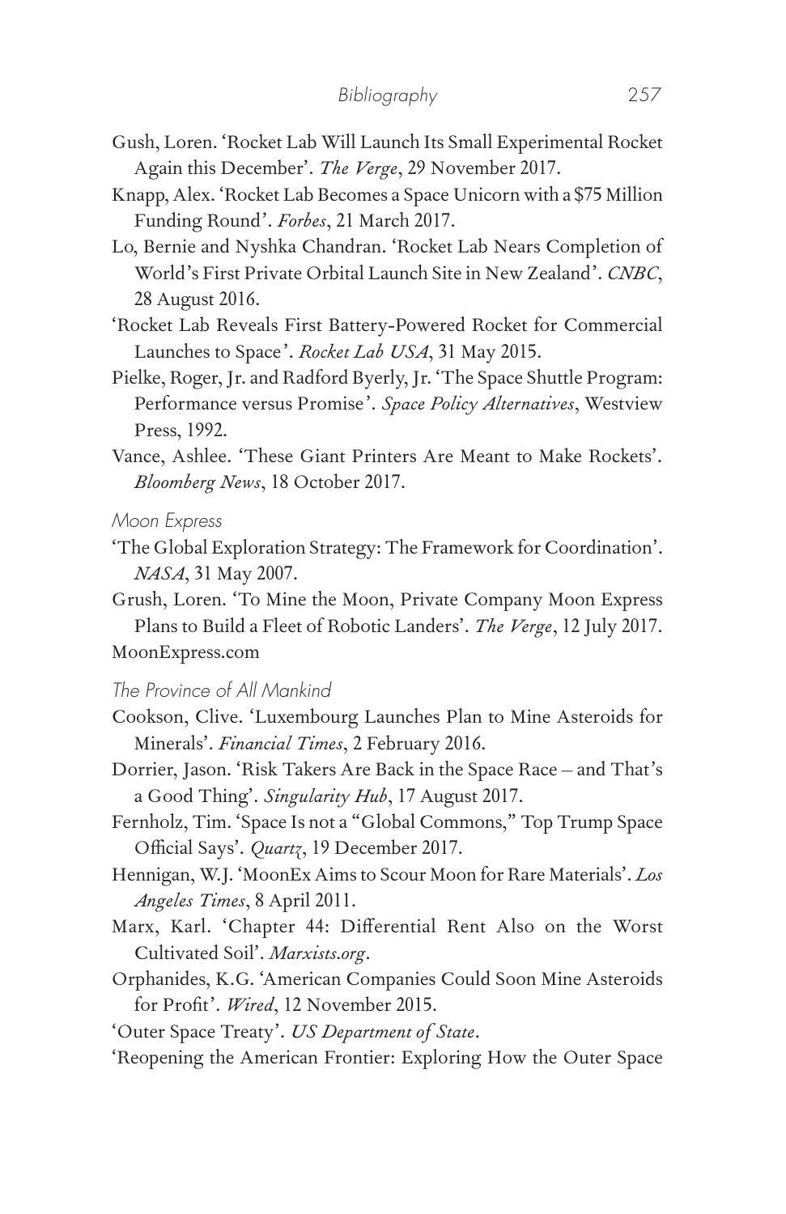Gush, Loren. 'Rocket Lab Will Launch Its Small Experimental Rocket Again this December'. *The Verge*, 29 November 2017.

Knapp, Alex. 'Rocket Lab Becomes a Space Unicorn with a $75 Million Funding Round'. *Forbes*, 21 March 2017.

Lo, Bernie and Nyshka Chandran. 'Rocket Lab Nears Completion of World's First Private Orbital Launch Site in New Zealand'. *CNBC*, 28 August 2016.

'Rocket Lab Reveals First Battery-Powered Rocket for Commercial Launches to Space'. *Rocket Lab USA*, 31 May 2015.

Pielke, Roger, Jr. and Radford Byerly, Jr. 'The Space Shuttle Program: Performance versus Promise'. *Space Policy Alternatives*, Westview Press, 1992.

Vance, Ashlee. 'These Giant Printers Are Meant to Make Rockets'. *Bloomberg News*, 18 October 2017.

*Moon Express*

'The Global Exploration Strategy: The Framework for Coordination'. *NASA*, 31 May 2007.

Grush, Loren. 'To Mine the Moon, Private Company Moon Express Plans to Build a Fleet of Robotic Landers'. *The Verge*, 12 July 2017.

MoonExpress.com

*The Province of All Mankind*

Cookson, Clive. 'Luxembourg Launches Plan to Mine Asteroids for Minerals'. *Financial Times*, 2 February 2016.

Dorrier, Jason. 'Risk Takers Are Back in the Space Race – and That's a Good Thing'. *Singularity Hub*, 17 August 2017.

Fernholz, Tim. 'Space Is not a "Global Commons," Top Trump Space Official Says'. *Quartz*, 19 December 2017.

Hennigan, W.J. 'MoonEx Aims to Scour Moon for Rare Materials'. *Los Angeles Times*, 8 April 2011.

Marx, Karl. 'Chapter 44: Differential Rent Also on the Worst Cultivated Soil'. *Marxists.org*.

Orphanides, K.G. 'American Companies Could Soon Mine Asteroids for Profit'. *Wired*, 12 November 2015.

'Outer Space Treaty'. *US Department of State*.

'Reopening the American Frontier: Exploring How the Outer Space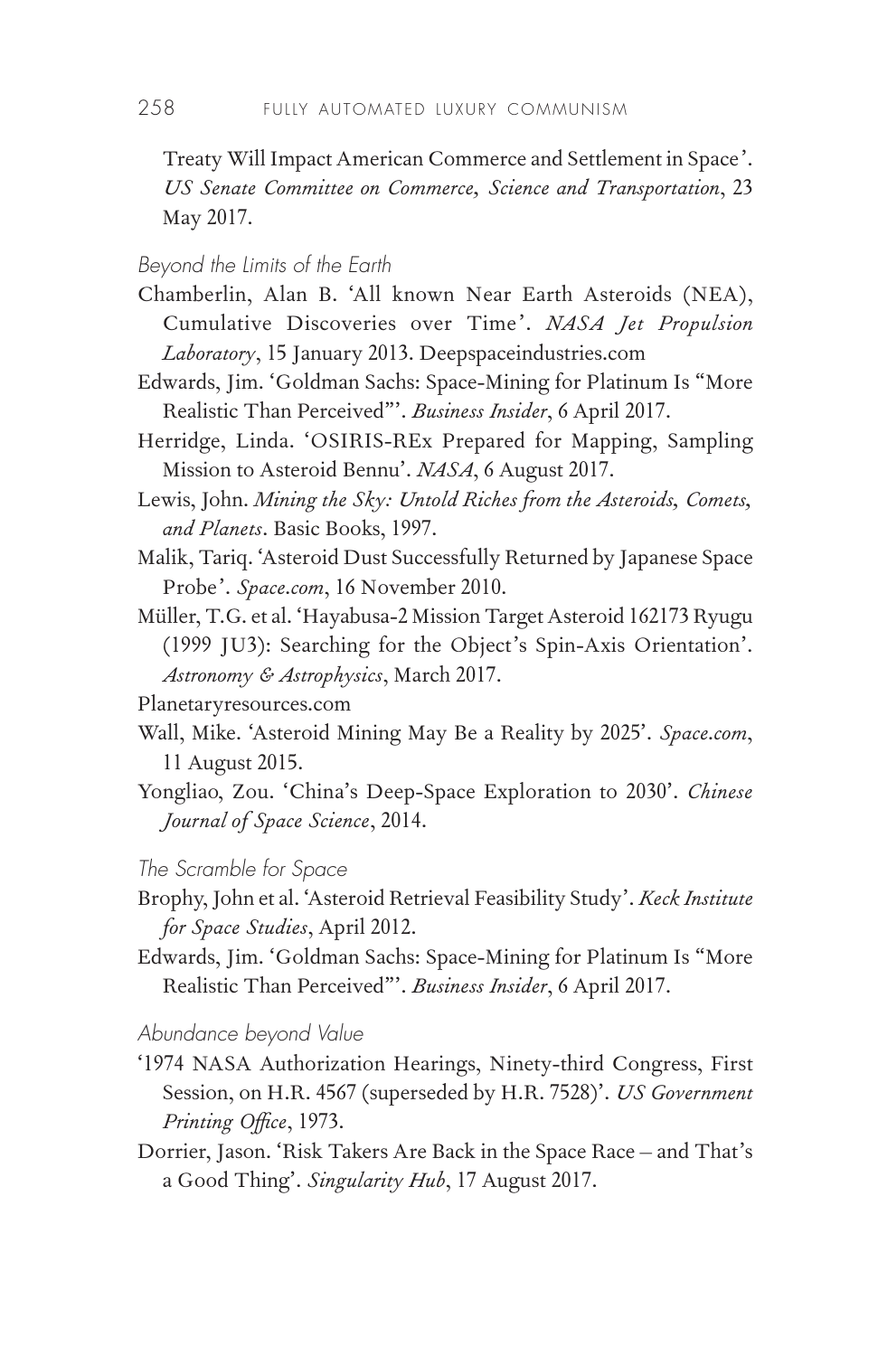Treaty Will Impact American Commerce and Settlement in Space'. *US Senate Committee on Commerce, Science and Transportation*, 23 May 2017.

*Beyond the Limits of the Earth*

Chamberlin, Alan B. 'All known Near Earth Asteroids (NEA), Cumulative Discoveries over Time'. *NASA Jet Propulsion Laboratory*, 15 January 2013. Deepspaceindustries.com

Edwards, Jim. 'Goldman Sachs: Space-Mining for Platinum Is "More Realistic Than Perceived"'. *Business Insider*, 6 April 2017.

Herridge, Linda. 'OSIRIS-REx Prepared for Mapping, Sampling Mission to Asteroid Bennu'. *NASA*, 6 August 2017.

Lewis, John. *Mining the Sky: Untold Riches from the Asteroids, Comets, and Planets*. Basic Books, 1997.

Malik, Tariq. 'Asteroid Dust Successfully Returned by Japanese Space Probe'. *Space.com*, 16 November 2010.

Müller, T.G. et al. 'Hayabusa-2 Mission Target Asteroid 162173 Ryugu (1999 JU3): Searching for the Object's Spin-Axis Orientation'. *Astronomy & Astrophysics*, March 2017.

Planetaryresources.com

Wall, Mike. 'Asteroid Mining May Be a Reality by 2025'. *Space.com*, 11 August 2015.

Yongliao, Zou. 'China's Deep-Space Exploration to 2030'. *Chinese Journal of Space Science*, 2014.

*The Scramble for Space*

Brophy, John et al. 'Asteroid Retrieval Feasibility Study'. *Keck Institute for Space Studies*, April 2012.

Edwards, Jim. 'Goldman Sachs: Space-Mining for Platinum Is "More Realistic Than Perceived"'. *Business Insider*, 6 April 2017.

*Abundance beyond Value*

'1974 NASA Authorization Hearings, Ninety-third Congress, First Session, on H.R. 4567 (superseded by H.R. 7528)'. *US Government Printing Office*, 1973.

Dorrier, Jason. 'Risk Takers Are Back in the Space Race – and That's a Good Thing'. *Singularity Hub*, 17 August 2017.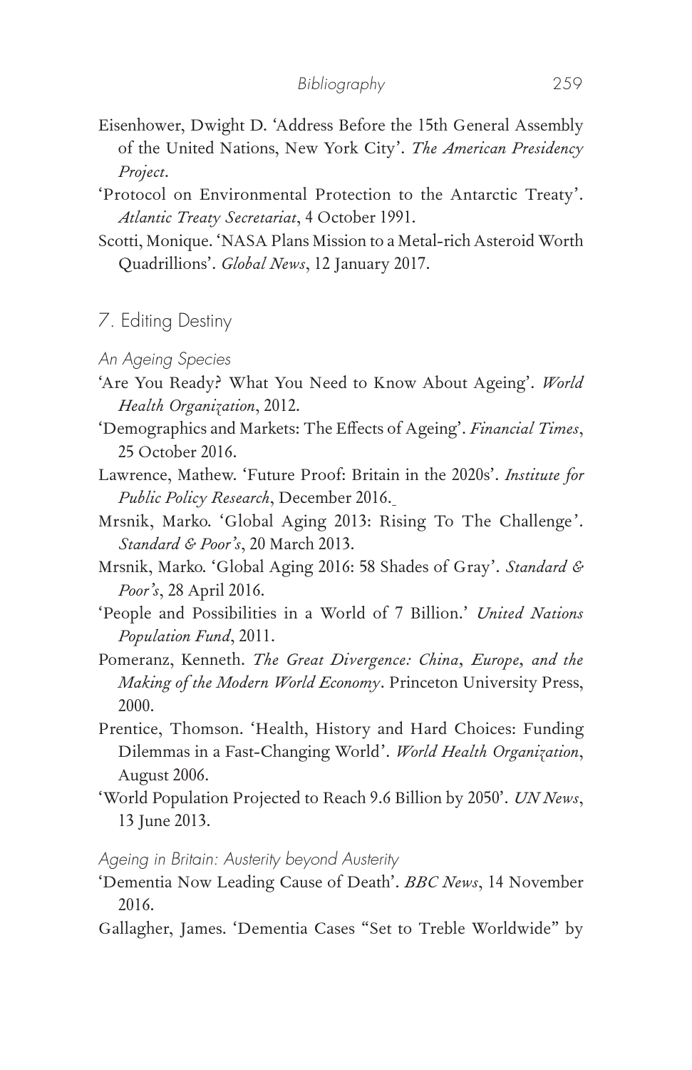Eisenhower, Dwight D. 'Address Before the 15th General Assembly of the United Nations, New York City'. *The American Presidency Project*.

'Protocol on Environmental Protection to the Antarctic Treaty'. *Atlantic Treaty Secretariat*, 4 October 1991.

Scotti, Monique. 'NASA Plans Mission to a Metal-rich Asteroid Worth Quadrillions'. *Global News*, 12 January 2017.

## 7. Editing Destiny

### An Ageing Species

'Are You Ready? What You Need to Know About Ageing'. *World Health Organization*, 2012.

'Demographics and Markets: The Effects of Ageing'. *Financial Times*, 25 October 2016.

Lawrence, Mathew. 'Future Proof: Britain in the 2020s'. *Institute for Public Policy Research*, December 2016.

Mrsnik, Marko. 'Global Aging 2013: Rising To The Challenge'. *Standard & Poor's*, 20 March 2013.

Mrsnik, Marko. 'Global Aging 2016: 58 Shades of Gray'. *Standard & Poor's*, 28 April 2016.

'People and Possibilities in a World of 7 Billion.' *United Nations Population Fund*, 2011.

Pomeranz, Kenneth. *The Great Divergence: China, Europe, and the Making of the Modern World Economy*. Princeton University Press, 2000.

Prentice, Thomson. 'Health, History and Hard Choices: Funding Dilemmas in a Fast-Changing World'. *World Health Organization*, August 2006.

'World Population Projected to Reach 9.6 Billion by 2050'. *UN News*, 13 June 2013.

### Ageing in Britain: Austerity beyond Austerity

'Dementia Now Leading Cause of Death'. *BBC News*, 14 November 2016.

Gallagher, James. 'Dementia Cases "Set to Treble Worldwide" by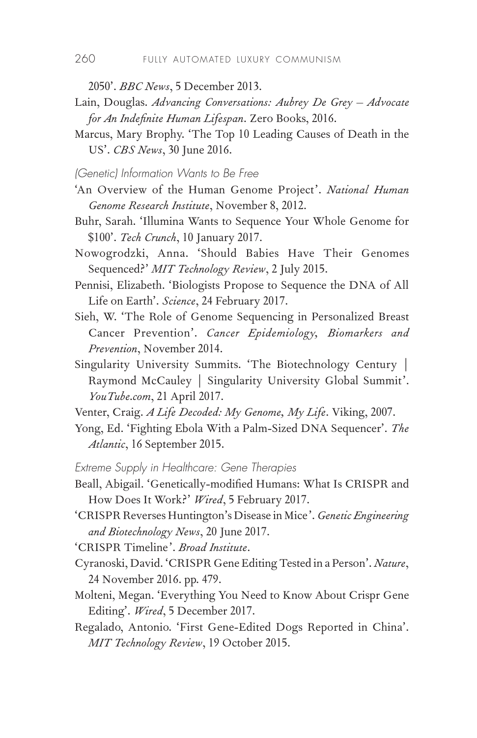2050'. *BBC News*, 5 December 2013.

Lain, Douglas. *Advancing Conversations: Aubrey De Grey – Advocate for An Indefinite Human Lifespan*. Zero Books, 2016.

Marcus, Mary Brophy. 'The Top 10 Leading Causes of Death in the US'. *CBS News*, 30 June 2016.

*(Genetic) Information Wants to Be Free*

'An Overview of the Human Genome Project'. *National Human Genome Research Institute*, November 8, 2012.

Buhr, Sarah. 'Illumina Wants to Sequence Your Whole Genome for $100'. *Tech Crunch*, 10 January 2017.

Nowogrodzki, Anna. 'Should Babies Have Their Genomes Sequenced?' *MIT Technology Review*, 2 July 2015.

Pennisi, Elizabeth. 'Biologists Propose to Sequence the DNA of All Life on Earth'. *Science*, 24 February 2017.

Sieh, W. 'The Role of Genome Sequencing in Personalized Breast Cancer Prevention'. *Cancer Epidemiology, Biomarkers and Prevention*, November 2014.

Singularity University Summits. 'The Biotechnology Century | Raymond McCauley | Singularity University Global Summit'. *YouTube.com*, 21 April 2017.

Venter, Craig. *A Life Decoded: My Genome, My Life*. Viking, 2007.

Yong, Ed. 'Fighting Ebola With a Palm-Sized DNA Sequencer'. *The Atlantic*, 16 September 2015.

*Extreme Supply in Healthcare: Gene Therapies*

Beall, Abigail. 'Genetically-modified Humans: What Is CRISPR and How Does It Work?' *Wired*, 5 February 2017.

'CRISPR Reverses Huntington's Disease in Mice'. *Genetic Engineering and Biotechnology News*, 20 June 2017.

'CRISPR Timeline'. *Broad Institute*.

Cyranoski, David. 'CRISPR Gene Editing Tested in a Person'. *Nature*, 24 November 2016. pp. 479.

Molteni, Megan. 'Everything You Need to Know About Crispr Gene Editing'. *Wired*, 5 December 2017.

Regalado, Antonio. 'First Gene-Edited Dogs Reported in China'. *MIT Technology Review*, 19 October 2015.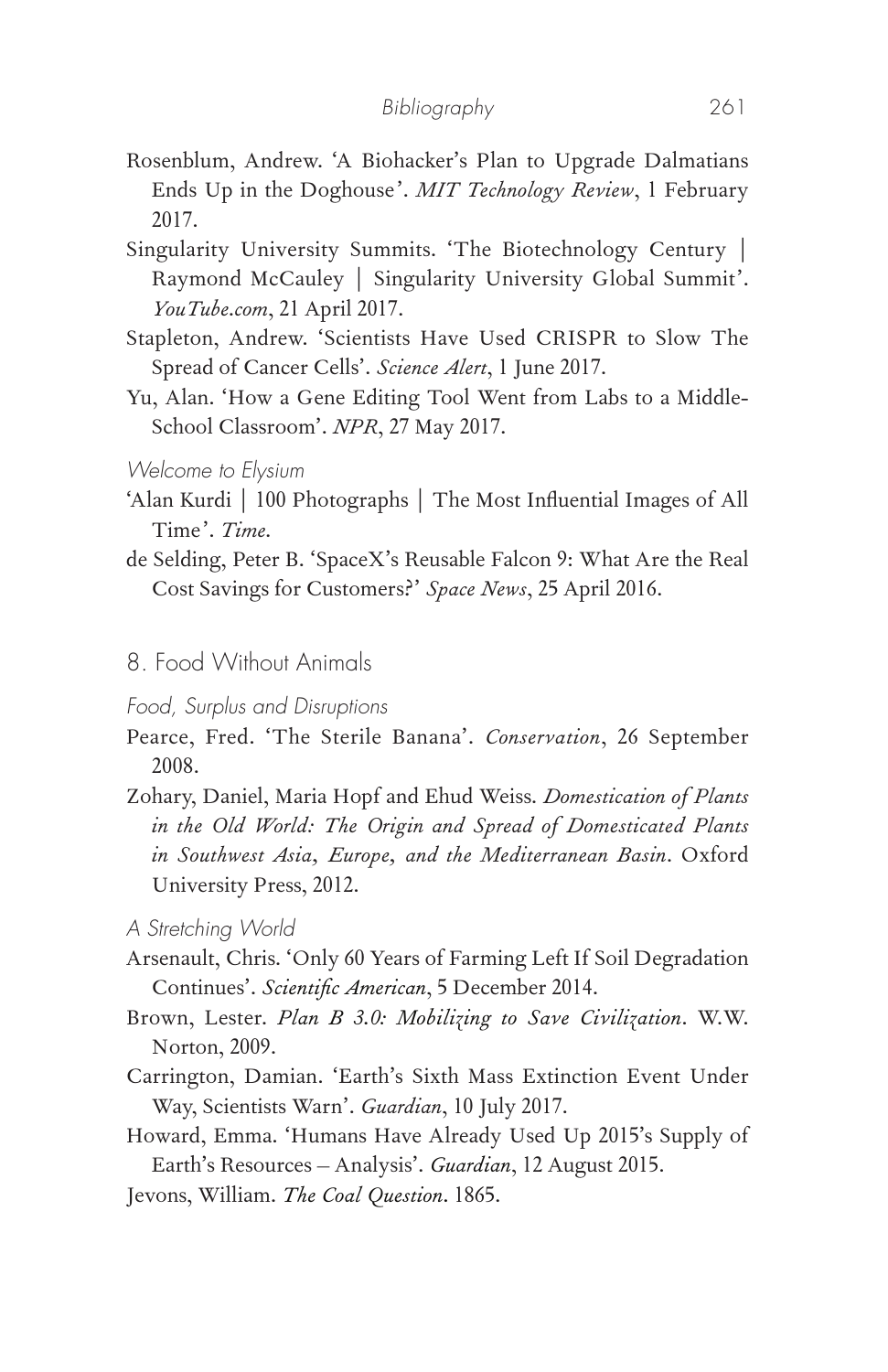Rosenblum, Andrew. 'A Biohacker's Plan to Upgrade Dalmatians Ends Up in the Doghouse'. *MIT Technology Review*, 1 February 2017.

Singularity University Summits. 'The Biotechnology Century | Raymond McCauley | Singularity University Global Summit'. *YouTube.com*, 21 April 2017.

Stapleton, Andrew. 'Scientists Have Used CRISPR to Slow The Spread of Cancer Cells'. *Science Alert*, 1 June 2017.

Yu, Alan. 'How a Gene Editing Tool Went from Labs to a Middle-School Classroom'. *NPR*, 27 May 2017.

*Welcome to Elysium*

'Alan Kurdi | 100 Photographs | The Most Influential Images of All Time'. *Time*.

de Selding, Peter B. 'SpaceX's Reusable Falcon 9: What Are the Real Cost Savings for Customers?' *Space News*, 25 April 2016.

## 8. Food Without Animals

*Food, Surplus and Disruptions*

Pearce, Fred. 'The Sterile Banana'. *Conservation*, 26 September 2008.

Zohary, Daniel, Maria Hopf and Ehud Weiss. *Domestication of Plants in the Old World: The Origin and Spread of Domesticated Plants in Southwest Asia, Europe, and the Mediterranean Basin*. Oxford University Press, 2012.

*A Stretching World*

Arsenault, Chris. 'Only 60 Years of Farming Left If Soil Degradation Continues'. *Scientific American*, 5 December 2014.

Brown, Lester. *Plan B 3.0: Mobilizing to Save Civilization*. W.W. Norton, 2009.

Carrington, Damian. 'Earth's Sixth Mass Extinction Event Under Way, Scientists Warn'. *Guardian*, 10 July 2017.

Howard, Emma. 'Humans Have Already Used Up 2015's Supply of Earth's Resources – Analysis'. *Guardian*, 12 August 2015.

Jevons, William. *The Coal Question*. 1865.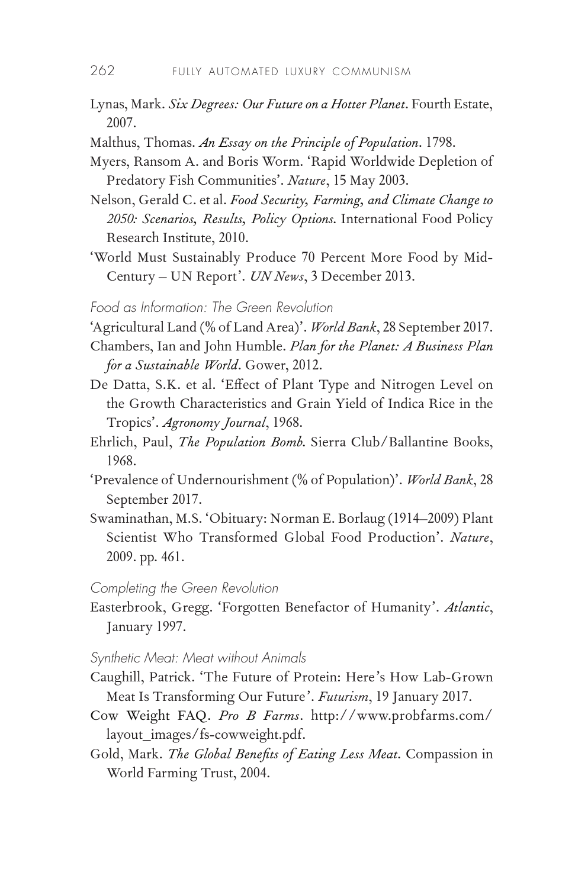Lynas, Mark. *Six Degrees: Our Future on a Hotter Planet*. Fourth Estate, 2007.

Malthus, Thomas. *An Essay on the Principle of Population*. 1798.

Myers, Ransom A. and Boris Worm. 'Rapid Worldwide Depletion of Predatory Fish Communities'. *Nature*, 15 May 2003.

Nelson, Gerald C. et al. *Food Security, Farming, and Climate Change to 2050: Scenarios, Results, Policy Options.* International Food Policy Research Institute, 2010.

'World Must Sustainably Produce 70 Percent More Food by Mid-Century – UN Report'. *UN News*, 3 December 2013.

### *Food as Information: The Green Revolution*

'Agricultural Land (% of Land Area)'. *World Bank*, 28 September 2017.

Chambers, Ian and John Humble. *Plan for the Planet: A Business Plan for a Sustainable World*. Gower, 2012.

De Datta, S.K. et al. 'Effect of Plant Type and Nitrogen Level on the Growth Characteristics and Grain Yield of Indica Rice in the Tropics'. *Agronomy Journal*, 1968.

Ehrlich, Paul, *The Population Bomb.* Sierra Club/Ballantine Books, 1968.

'Prevalence of Undernourishment (% of Population)'. *World Bank*, 28 September 2017.

Swaminathan, M.S. 'Obituary: Norman E. Borlaug (1914–2009) Plant Scientist Who Transformed Global Food Production'. *Nature*, 2009. pp. 461.

### *Completing the Green Revolution*

Easterbrook, Gregg. 'Forgotten Benefactor of Humanity'. *Atlantic*, January 1997.

### *Synthetic Meat: Meat without Animals*

Caughill, Patrick. 'The Future of Protein: Here's How Lab-Grown Meat Is Transforming Our Future'. *Futurism*, 19 January 2017.

Cow Weight FAQ. *Pro B Farms*. http://www.probfarms.com/layout_images/fs-cowweight.pdf.

Gold, Mark. *The Global Benefits of Eating Less Meat*. Compassion in World Farming Trust, 2004.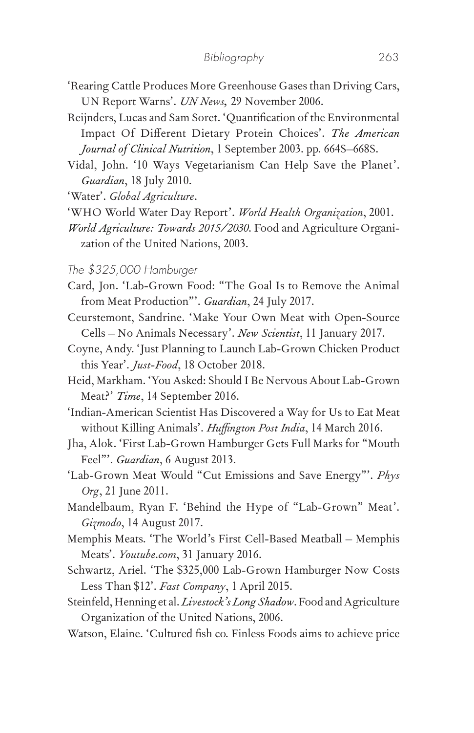'Rearing Cattle Produces More Greenhouse Gases than Driving Cars, UN Report Warns'. *UN News*, 29 November 2006.

Reijnders, Lucas and Sam Soret. 'Quantification of the Environmental Impact Of Different Dietary Protein Choices'. *The American Journal of Clinical Nutrition*, 1 September 2003. pp. 664S–668S.

Vidal, John. '10 Ways Vegetarianism Can Help Save the Planet'. *Guardian*, 18 July 2010.

'Water'. *Global Agriculture*.

'WHO World Water Day Report'. *World Health Organization*, 2001.

*World Agriculture: Towards 2015/2030*. Food and Agriculture Organization of the United Nations, 2003.

### *The $325,000 Hamburger*

Card, Jon. 'Lab-Grown Food: "The Goal Is to Remove the Animal from Meat Production"'. *Guardian*, 24 July 2017.

Ceurstemont, Sandrine. 'Make Your Own Meat with Open-Source Cells – No Animals Necessary'. *New Scientist*, 11 January 2017.

Coyne, Andy. 'Just Planning to Launch Lab-Grown Chicken Product this Year'. *Just-Food*, 18 October 2018.

Heid, Markham. 'You Asked: Should I Be Nervous About Lab-Grown Meat?' *Time*, 14 September 2016.

'Indian-American Scientist Has Discovered a Way for Us to Eat Meat without Killing Animals'. *Huffington Post India*, 14 March 2016.

Jha, Alok. 'First Lab-Grown Hamburger Gets Full Marks for "Mouth Feel"'. *Guardian*, 6 August 2013.

'Lab-Grown Meat Would "Cut Emissions and Save Energy"'. *Phys Org*, 21 June 2011.

Mandelbaum, Ryan F. 'Behind the Hype of "Lab-Grown" Meat'. *Gizmodo*, 14 August 2017.

Memphis Meats. 'The World's First Cell-Based Meatball – Memphis Meats'. *Youtube.com*, 31 January 2016.

Schwartz, Ariel. 'The $325,000 Lab-Grown Hamburger Now Costs Less Than $12'. *Fast Company*, 1 April 2015.

Steinfeld, Henning et al. *Livestock's Long Shadow*. Food and Agriculture Organization of the United Nations, 2006.

Watson, Elaine. 'Cultured fish co. Finless Foods aims to achieve price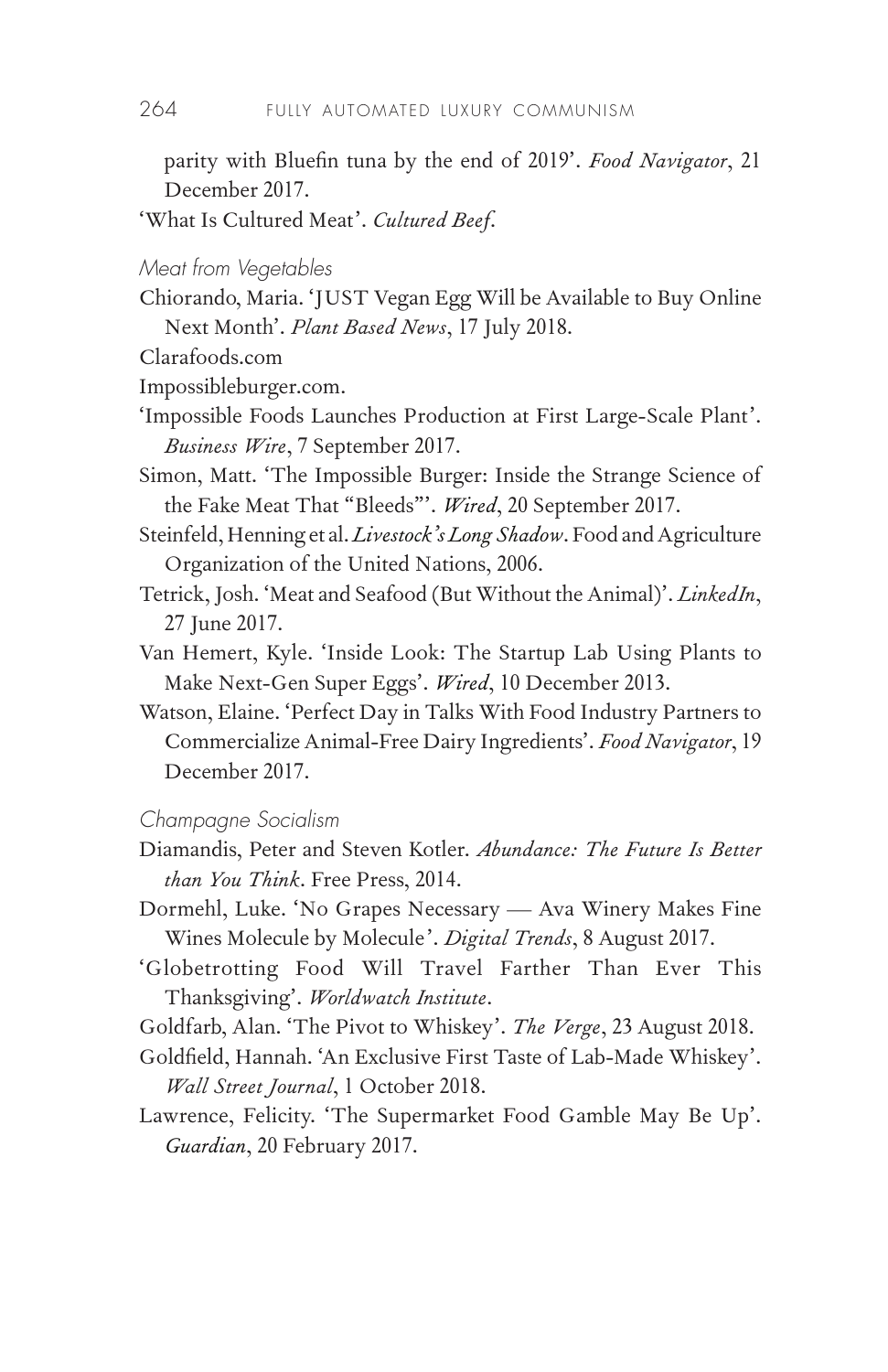parity with Bluefin tuna by the end of 2019'. *Food Navigator*, 21 December 2017.

'What Is Cultured Meat'. *Cultured Beef*.

### *Meat from Vegetables*

Chiorando, Maria. 'JUST Vegan Egg Will be Available to Buy Online Next Month'. *Plant Based News*, 17 July 2018.

Clarafoods.com

Impossibleburger.com.

'Impossible Foods Launches Production at First Large-Scale Plant'. *Business Wire*, 7 September 2017.

Simon, Matt. 'The Impossible Burger: Inside the Strange Science of the Fake Meat That "Bleeds"'. *Wired*, 20 September 2017.

Steinfeld, Henning et al. *Livestock's Long Shadow*. Food and Agriculture Organization of the United Nations, 2006.

Tetrick, Josh. 'Meat and Seafood (But Without the Animal)'. *LinkedIn*, 27 June 2017.

Van Hemert, Kyle. 'Inside Look: The Startup Lab Using Plants to Make Next-Gen Super Eggs'. *Wired*, 10 December 2013.

Watson, Elaine. 'Perfect Day in Talks With Food Industry Partners to Commercialize Animal-Free Dairy Ingredients'. *Food Navigator*, 19 December 2017.

### *Champagne Socialism*

Diamandis, Peter and Steven Kotler. *Abundance: The Future Is Better than You Think*. Free Press, 2014.

Dormehl, Luke. 'No Grapes Necessary — Ava Winery Makes Fine Wines Molecule by Molecule'. *Digital Trends*, 8 August 2017.

'Globetrotting Food Will Travel Farther Than Ever This Thanksgiving'. *Worldwatch Institute*.

Goldfarb, Alan. 'The Pivot to Whiskey'. *The Verge*, 23 August 2018.

Goldfield, Hannah. 'An Exclusive First Taste of Lab-Made Whiskey'. *Wall Street Journal*, 1 October 2018.

Lawrence, Felicity. 'The Supermarket Food Gamble May Be Up'. *Guardian*, 20 February 2017.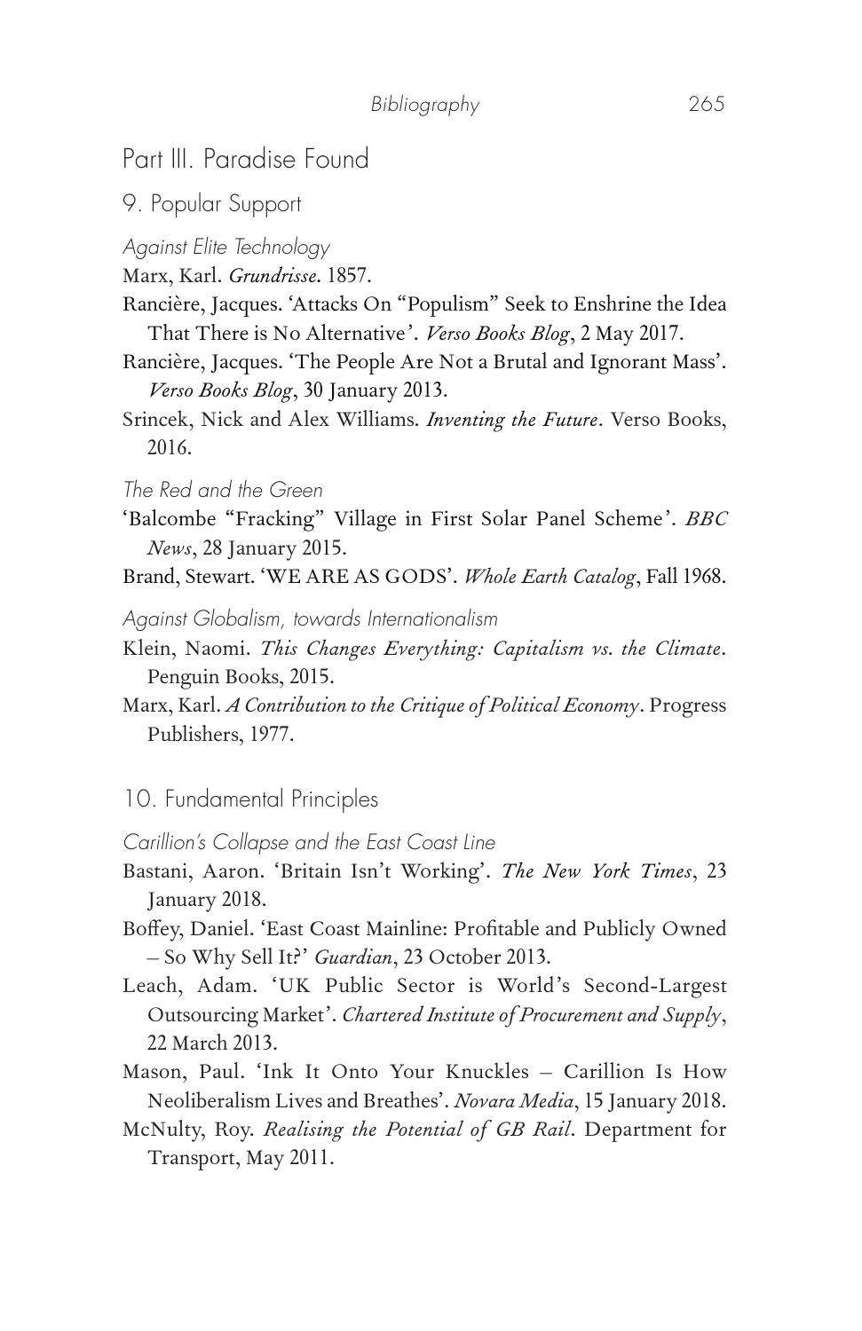# Part III. Paradise Found

## 9. Popular Support

### *Against Elite Technology*

Marx, Karl. *Grundrisse*. 1857.

Rancière, Jacques. 'Attacks On "Populism" Seek to Enshrine the Idea That There is No Alternative'. *Verso Books Blog*, 2 May 2017.

Rancière, Jacques. 'The People Are Not a Brutal and Ignorant Mass'. *Verso Books Blog*, 30 January 2013.

Srincek, Nick and Alex Williams. *Inventing the Future*. Verso Books, 2016.

### *The Red and the Green*

'Balcombe "Fracking" Village in First Solar Panel Scheme'. *BBC News*, 28 January 2015.

Brand, Stewart. 'WE ARE AS GODS'. *Whole Earth Catalog*, Fall 1968.

### *Against Globalism, towards Internationalism*

Klein, Naomi. *This Changes Everything: Capitalism vs. the Climate*. Penguin Books, 2015.

Marx, Karl. *A Contribution to the Critique of Political Economy*. Progress Publishers, 1977.

## 10. Fundamental Principles

### *Carillion's Collapse and the East Coast Line*

Bastani, Aaron. 'Britain Isn't Working'. *The New York Times*, 23 January 2018.

Boffey, Daniel. 'East Coast Mainline: Profitable and Publicly Owned – So Why Sell It?' *Guardian*, 23 October 2013.

Leach, Adam. 'UK Public Sector is World's Second-Largest Outsourcing Market'. *Chartered Institute of Procurement and Supply*, 22 March 2013.

Mason, Paul. 'Ink It Onto Your Knuckles – Carillion Is How Neoliberalism Lives and Breathes'. *Novara Media*, 15 January 2018.

McNulty, Roy. *Realising the Potential of GB Rail*. Department for Transport, May 2011.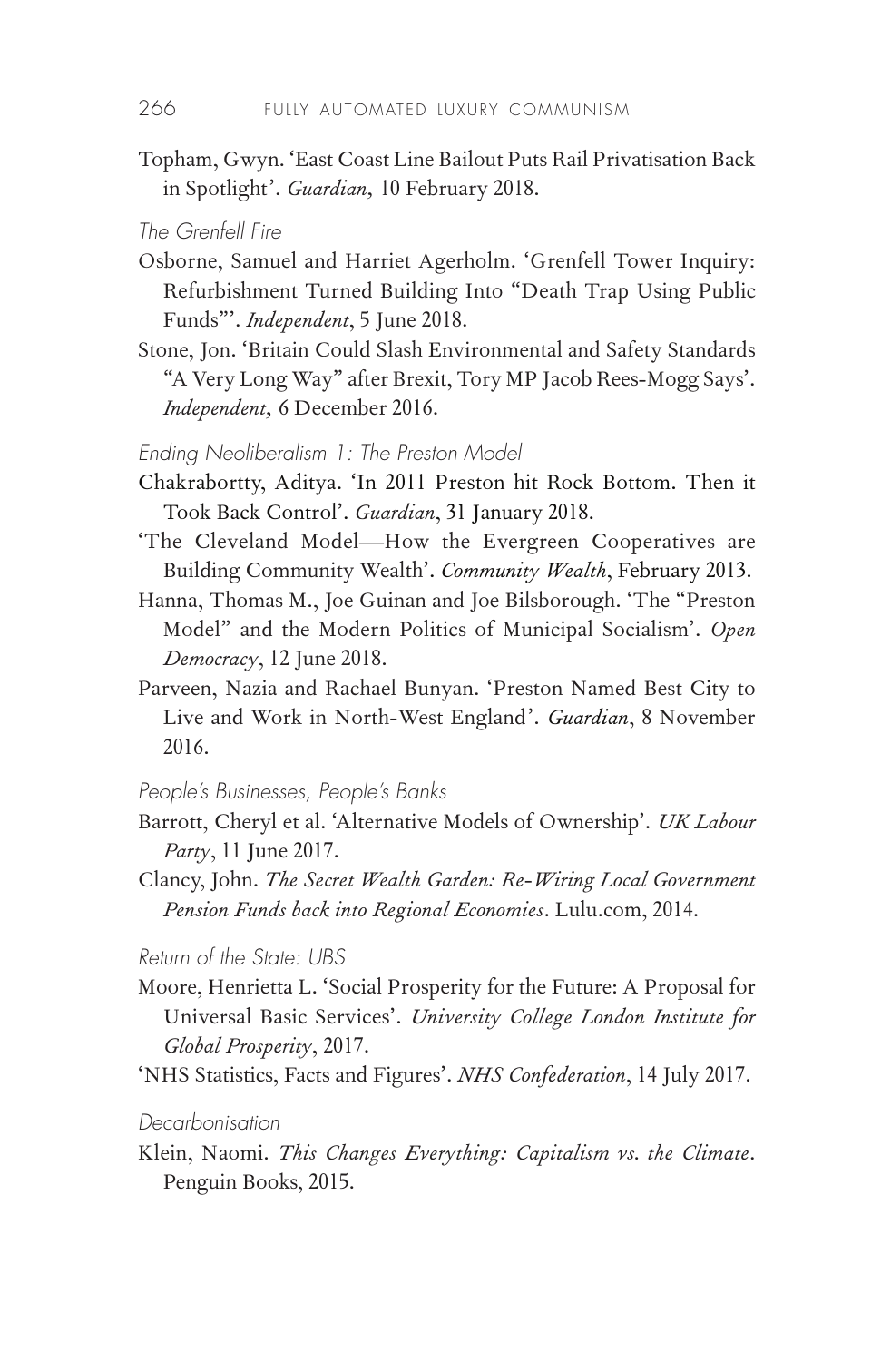Topham, Gwyn. 'East Coast Line Bailout Puts Rail Privatisation Back in Spotlight'. *Guardian*, 10 February 2018.

*The Grenfell Fire*

Osborne, Samuel and Harriet Agerholm. 'Grenfell Tower Inquiry: Refurbishment Turned Building Into "Death Trap Using Public Funds"'. *Independent*, 5 June 2018.

Stone, Jon. 'Britain Could Slash Environmental and Safety Standards "A Very Long Way" after Brexit, Tory MP Jacob Rees-Mogg Says'. *Independent*, 6 December 2016.

*Ending Neoliberalism 1: The Preston Model*

Chakrabortty, Aditya. 'In 2011 Preston hit Rock Bottom. Then it Took Back Control'. *Guardian*, 31 January 2018.

'The Cleveland Model—How the Evergreen Cooperatives are Building Community Wealth'. *Community Wealth*, February 2013.

Hanna, Thomas M., Joe Guinan and Joe Bilsborough. 'The "Preston Model" and the Modern Politics of Municipal Socialism'. *Open Democracy*, 12 June 2018.

Parveen, Nazia and Rachael Bunyan. 'Preston Named Best City to Live and Work in North-West England'. *Guardian*, 8 November 2016.

*People's Businesses, People's Banks*

Barrott, Cheryl et al. 'Alternative Models of Ownership'. *UK Labour Party*, 11 June 2017.

Clancy, John. *The Secret Wealth Garden: Re-Wiring Local Government Pension Funds back into Regional Economies*. Lulu.com, 2014.

*Return of the State: UBS*

Moore, Henrietta L. 'Social Prosperity for the Future: A Proposal for Universal Basic Services'. *University College London Institute for Global Prosperity*, 2017.

'NHS Statistics, Facts and Figures'. *NHS Confederation*, 14 July 2017.

*Decarbonisation*

Klein, Naomi. *This Changes Everything: Capitalism vs. the Climate*. Penguin Books, 2015.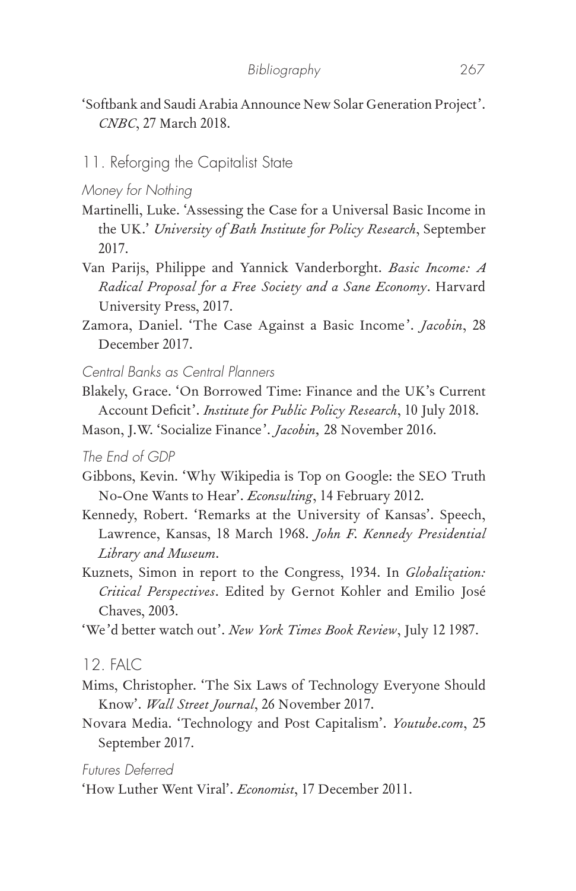'Softbank and Saudi Arabia Announce New Solar Generation Project'. *CNBC*, 27 March 2018.

## 11. Reforging the Capitalist State

### *Money for Nothing*

Martinelli, Luke. 'Assessing the Case for a Universal Basic Income in the UK.' *University of Bath Institute for Policy Research*, September 2017.

Van Parijs, Philippe and Yannick Vanderborght. *Basic Income: A Radical Proposal for a Free Society and a Sane Economy*. Harvard University Press, 2017.

Zamora, Daniel. 'The Case Against a Basic Income'. *Jacobin*, 28 December 2017.

### *Central Banks as Central Planners*

Blakely, Grace. 'On Borrowed Time: Finance and the UK's Current Account Deficit'. *Institute for Public Policy Research*, 10 July 2018.

Mason, J.W. 'Socialize Finance'. *Jacobin*, 28 November 2016.

### *The End of GDP*

Gibbons, Kevin. 'Why Wikipedia is Top on Google: the SEO Truth No-One Wants to Hear'. *Econsulting*, 14 February 2012.

Kennedy, Robert. 'Remarks at the University of Kansas'. Speech, Lawrence, Kansas, 18 March 1968. *John F. Kennedy Presidential Library and Museum*.

Kuznets, Simon in report to the Congress, 1934. In *Globalization: Critical Perspectives*. Edited by Gernot Kohler and Emilio José Chaves, 2003.

'We'd better watch out'. *New York Times Book Review*, July 12 1987.

## 12. FALC

Mims, Christopher. 'The Six Laws of Technology Everyone Should Know'. *Wall Street Journal*, 26 November 2017.

Novara Media. 'Technology and Post Capitalism'. *Youtube.com*, 25 September 2017.

### *Futures Deferred*

'How Luther Went Viral'. *Economist*, 17 December 2011.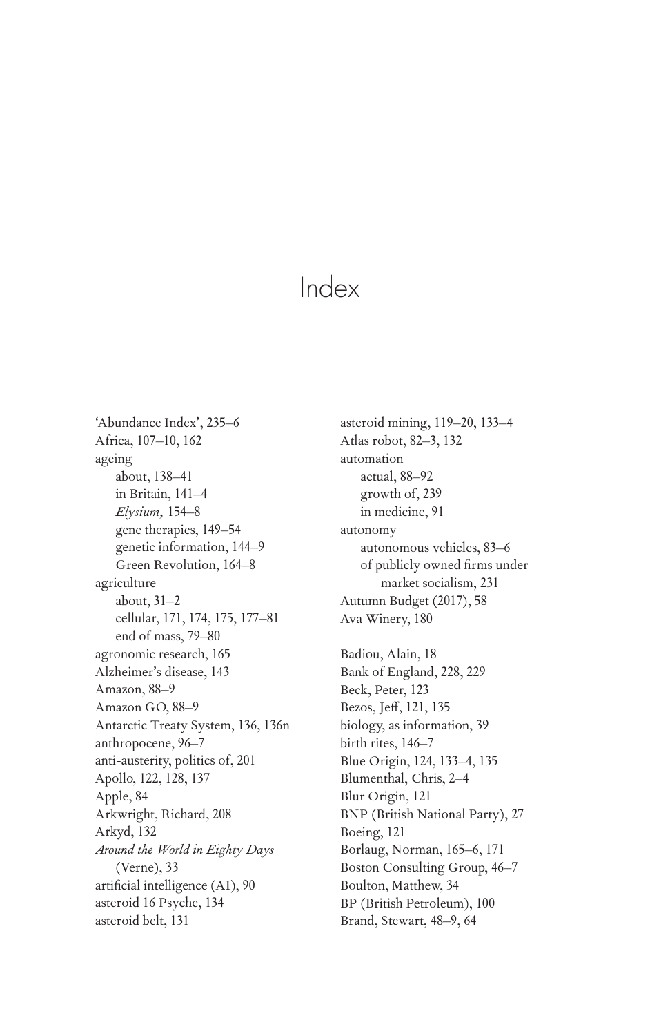# Index

'Abundance Index', 235–6
Africa, 107–10, 162
ageing
    about, 138–41
    in Britain, 141–4
    *Elysium*, 154–8
    gene therapies, 149–54
    genetic information, 144–9
    Green Revolution, 164–8
agriculture
    about, 31–2
    cellular, 171, 174, 175, 177–81
    end of mass, 79–80
agronomic research, 165
Alzheimer's disease, 143
Amazon, 88–9
Amazon GO, 88–9
Antarctic Treaty System, 136, 136n
anthropocene, 96–7
anti-austerity, politics of, 201
Apollo, 122, 128, 137
Apple, 84
Arkwright, Richard, 208
Arkyd, 132
*Around the World in Eighty Days* (Verne), 33
artificial intelligence (AI), 90
asteroid 16 Psyche, 134
asteroid belt, 131
asteroid mining, 119–20, 133–4
Atlas robot, 82–3, 132
automation
    actual, 88–92
    growth of, 239
    in medicine, 91
autonomy
    autonomous vehicles, 83–6
    of publicly owned firms under market socialism, 231
Autumn Budget (2017), 58
Ava Winery, 180

Badiou, Alain, 18
Bank of England, 228, 229
Beck, Peter, 123
Bezos, Jeff, 121, 135
biology, as information, 39
birth rites, 146–7
Blue Origin, 124, 133–4, 135
Blumenthal, Chris, 2–4
Blur Origin, 121
BNP (British National Party), 27
Boeing, 121
Borlaug, Norman, 165–6, 171
Boston Consulting Group, 46–7
Boulton, Matthew, 34
BP (British Petroleum), 100
Brand, Stewart, 48–9, 64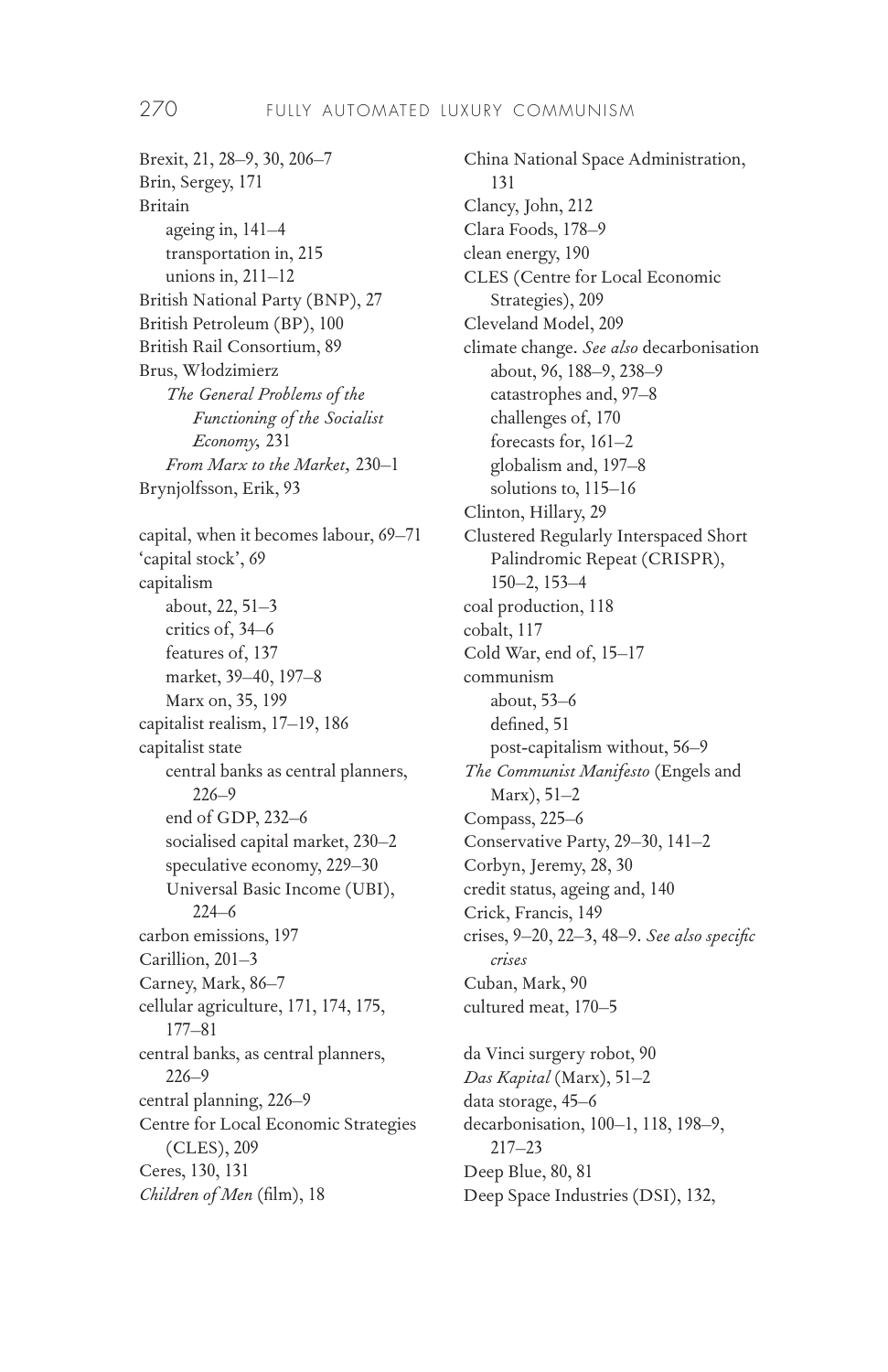Brexit, 21, 28–9, 30, 206–7
Brin, Sergey, 171
Britain
    ageing in, 141–4
    transportation in, 215
    unions in, 211–12
British National Party (BNP), 27
British Petroleum (BP), 100
British Rail Consortium, 89
Brus, Włodzimierz
    *The General Problems of the Functioning of the Socialist Economy*, 231
    *From Marx to the Market*, 230–1
Brynjolfsson, Erik, 93

capital, when it becomes labour, 69–71
'capital stock', 69
capitalism
    about, 22, 51–3
    critics of, 34–6
    features of, 137
    market, 39–40, 197–8
    Marx on, 35, 199
capitalist realism, 17–19, 186
capitalist state
    central banks as central planners, 226–9
    end of GDP, 232–6
    socialised capital market, 230–2
    speculative economy, 229–30
    Universal Basic Income (UBI), 224–6
carbon emissions, 197
Carillion, 201–3
Carney, Mark, 86–7
cellular agriculture, 171, 174, 175, 177–81
central banks, as central planners, 226–9
central planning, 226–9
Centre for Local Economic Strategies (CLES), 209
Ceres, 130, 131
*Children of Men* (film), 18

China National Space Administration, 131
Clancy, John, 212
Clara Foods, 178–9
clean energy, 190
CLES (Centre for Local Economic Strategies), 209
Cleveland Model, 209
climate change. *See also* decarbonisation
    about, 96, 188–9, 238–9
    catastrophes and, 97–8
    challenges of, 170
    forecasts for, 161–2
    globalism and, 197–8
    solutions to, 115–16
Clinton, Hillary, 29
Clustered Regularly Interspaced Short Palindromic Repeat (CRISPR), 150–2, 153–4
coal production, 118
cobalt, 117
Cold War, end of, 15–17
communism
    about, 53–6
    defined, 51
    post-capitalism without, 56–9
*The Communist Manifesto* (Engels and Marx), 51–2
Compass, 225–6
Conservative Party, 29–30, 141–2
Corbyn, Jeremy, 28, 30
credit status, ageing and, 140
Crick, Francis, 149
crises, 9–20, 22–3, 48–9. *See also specific crises*
Cuban, Mark, 90
cultured meat, 170–5

da Vinci surgery robot, 90
*Das Kapital* (Marx), 51–2
data storage, 45–6
decarbonisation, 100–1, 118, 198–9, 217–23
Deep Blue, 80, 81
Deep Space Industries (DSI), 132,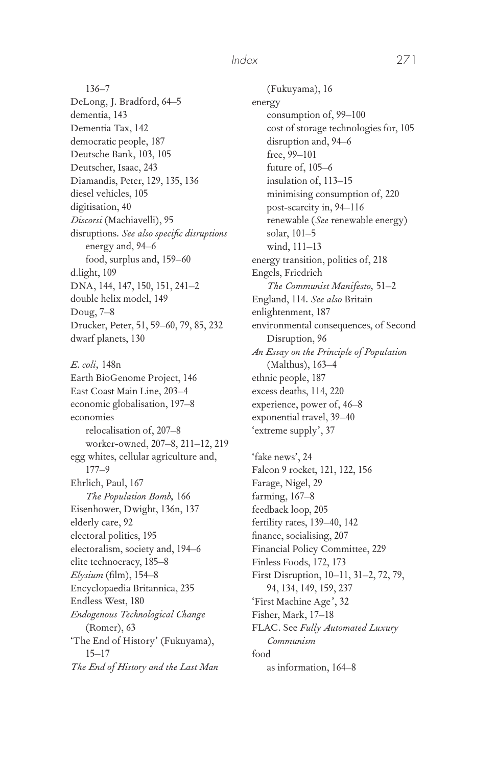136–7
DeLong, J. Bradford, 64–5
dementia, 143
Dementia Tax, 142
democratic people, 187
Deutsche Bank, 103, 105
Deutscher, Isaac, 243
Diamandis, Peter, 129, 135, 136
diesel vehicles, 105
digitisation, 40
*Discorsi* (Machiavelli), 95
disruptions. *See also specific disruptions*
  energy and, 94–6
  food, surplus and, 159–60
d.light, 109
DNA, 144, 147, 150, 151, 241–2
double helix model, 149
Doug, 7–8
Drucker, Peter, 51, 59–60, 79, 85, 232
dwarf planets, 130

*E. coli*, 148n
Earth BioGenome Project, 146
East Coast Main Line, 203–4
economic globalisation, 197–8
economies
  relocalisation of, 207–8
  worker-owned, 207–8, 211–12, 219
egg whites, cellular agriculture and, 177–9
Ehrlich, Paul, 167
  *The Population Bomb*, 166
Eisenhower, Dwight, 136n, 137
elderly care, 92
electoral politics, 195
electoralism, society and, 194–6
elite technocracy, 185–8
*Elysium* (film), 154–8
Encyclopaedia Britannica, 235
Endless West, 180
*Endogenous Technological Change* (Romer), 63
'The End of History' (Fukuyama), 15–17
*The End of History and the Last Man* (Fukuyama), 16
energy
  consumption of, 99–100
  cost of storage technologies for, 105
  disruption and, 94–6
  free, 99–101
  future of, 105–6
  insulation of, 113–15
  minimising consumption of, 220
  post-scarcity in, 94–116
  renewable (*See* renewable energy)
  solar, 101–5
  wind, 111–13
energy transition, politics of, 218
Engels, Friedrich
  *The Communist Manifesto*, 51–2
England, 114. *See also* Britain
enlightenment, 187
environmental consequences, of Second Disruption, 96
*An Essay on the Principle of Population* (Malthus), 163–4
ethnic people, 187
excess deaths, 114, 220
experience, power of, 46–8
exponential travel, 39–40
'extreme supply', 37

'fake news', 24
Falcon 9 rocket, 121, 122, 156
Farage, Nigel, 29
farming, 167–8
feedback loop, 205
fertility rates, 139–40, 142
finance, socialising, 207
Financial Policy Committee, 229
Finless Foods, 172, 173
First Disruption, 10–11, 31–2, 72, 79, 94, 134, 149, 159, 237
'First Machine Age', 32
Fisher, Mark, 17–18
FLAC. See *Fully Automated Luxury Communism*
food
  as information, 164–8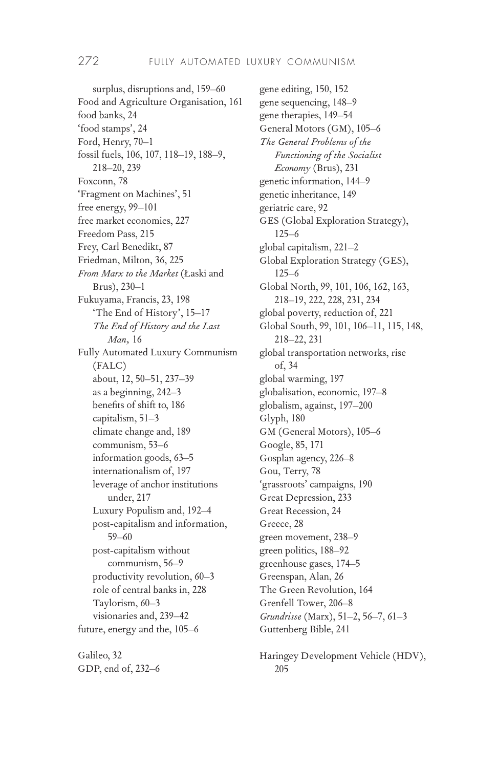surplus, disruptions and, 159–60
Food and Agriculture Organisation, 161
food banks, 24
'food stamps', 24
Ford, Henry, 70–1
fossil fuels, 106, 107, 118–19, 188–9, 218–20, 239
Foxconn, 78
'Fragment on Machines', 51
free energy, 99–101
free market economies, 227
Freedom Pass, 215
Frey, Carl Benedikt, 87
Friedman, Milton, 36, 225
*From Marx to the Market* (Łaski and Brus), 230–1
Fukuyama, Francis, 23, 198
  'The End of History', 15–17
  *The End of History and the Last Man*, 16
Fully Automated Luxury Communism (FALC)
  about, 12, 50–51, 237–39
  as a beginning, 242–3
  benefits of shift to, 186
  capitalism, 51–3
  climate change and, 189
  communism, 53–6
  information goods, 63–5
  internationalism of, 197
  leverage of anchor institutions under, 217
  Luxury Populism and, 192–4
  post-capitalism and information, 59–60
  post-capitalism without communism, 56–9
  productivity revolution, 60–3
  role of central banks in, 228
  Taylorism, 60–3
  visionaries and, 239–42
future, energy and the, 105–6

Galileo, 32
GDP, end of, 232–6
gene editing, 150, 152
gene sequencing, 148–9
gene therapies, 149–54
General Motors (GM), 105–6
*The General Problems of the Functioning of the Socialist Economy* (Brus), 231
genetic information, 144–9
genetic inheritance, 149
geriatric care, 92
GES (Global Exploration Strategy), 125–6
global capitalism, 221–2
Global Exploration Strategy (GES), 125–6
Global North, 99, 101, 106, 162, 163, 218–19, 222, 228, 231, 234
global poverty, reduction of, 221
Global South, 99, 101, 106–11, 115, 148, 218–22, 231
global transportation networks, rise of, 34
global warming, 197
globalisation, economic, 197–8
globalism, against, 197–200
Glyph, 180
GM (General Motors), 105–6
Google, 85, 171
Gosplan agency, 226–8
Gou, Terry, 78
'grassroots' campaigns, 190
Great Depression, 233
Great Recession, 24
Greece, 28
green movement, 238–9
green politics, 188–92
greenhouse gases, 174–5
Greenspan, Alan, 26
The Green Revolution, 164
Grenfell Tower, 206–8
*Grundrisse* (Marx), 51–2, 56–7, 61–3
Guttenberg Bible, 241

Haringey Development Vehicle (HDV), 205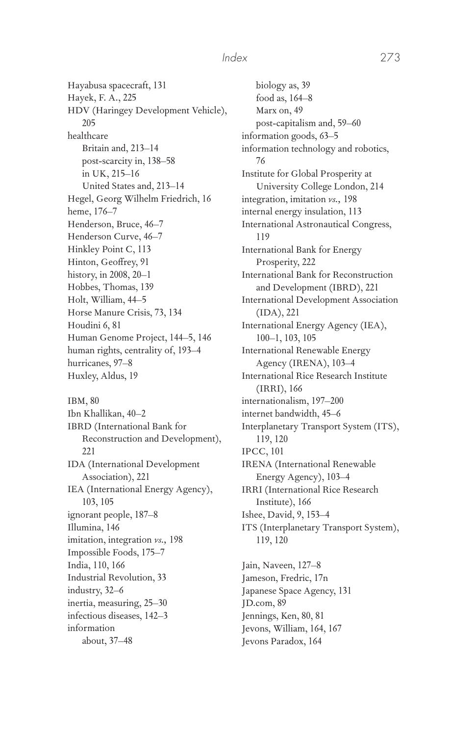Hayabusa spacecraft, 131
Hayek, F. A., 225
HDV (Haringey Development Vehicle), 205
healthcare
  Britain and, 213–14
  post-scarcity in, 138–58
  in UK, 215–16
  United States and, 213–14
Hegel, Georg Wilhelm Friedrich, 16
heme, 176–7
Henderson, Bruce, 46–7
Henderson Curve, 46–7
Hinkley Point C, 113
Hinton, Geoffrey, 91
history, in 2008, 20–1
Hobbes, Thomas, 139
Holt, William, 44–5
Horse Manure Crisis, 73, 134
Houdini 6, 81
Human Genome Project, 144–5, 146
human rights, centrality of, 193–4
hurricanes, 97–8
Huxley, Aldus, 19

IBM, 80
Ibn Khallikan, 40–2
IBRD (International Bank for Reconstruction and Development), 221
IDA (International Development Association), 221
IEA (International Energy Agency), 103, 105
ignorant people, 187–8
Illumina, 146
imitation, integration *vs.*, 198
Impossible Foods, 175–7
India, 110, 166
Industrial Revolution, 33
industry, 32–6
inertia, measuring, 25–30
infectious diseases, 142–3
information
  about, 37–48
  biology as, 39
  food as, 164–8
  Marx on, 49
  post-capitalism and, 59–60
information goods, 63–5
information technology and robotics, 76
Institute for Global Prosperity at University College London, 214
integration, imitation *vs.*, 198
internal energy insulation, 113
International Astronautical Congress, 119
International Bank for Energy Prosperity, 222
International Bank for Reconstruction and Development (IBRD), 221
International Development Association (IDA), 221
International Energy Agency (IEA), 100–1, 103, 105
International Renewable Energy Agency (IRENA), 103–4
International Rice Research Institute (IRRI), 166
internationalism, 197–200
internet bandwidth, 45–6
Interplanetary Transport System (ITS), 119, 120
IPCC, 101
IRENA (International Renewable Energy Agency), 103–4
IRRI (International Rice Research Institute), 166
Ishee, David, 9, 153–4
ITS (Interplanetary Transport System), 119, 120

Jain, Naveen, 127–8
Jameson, Fredric, 17n
Japanese Space Agency, 131
JD.com, 89
Jennings, Ken, 80, 81
Jevons, William, 164, 167
Jevons Paradox, 164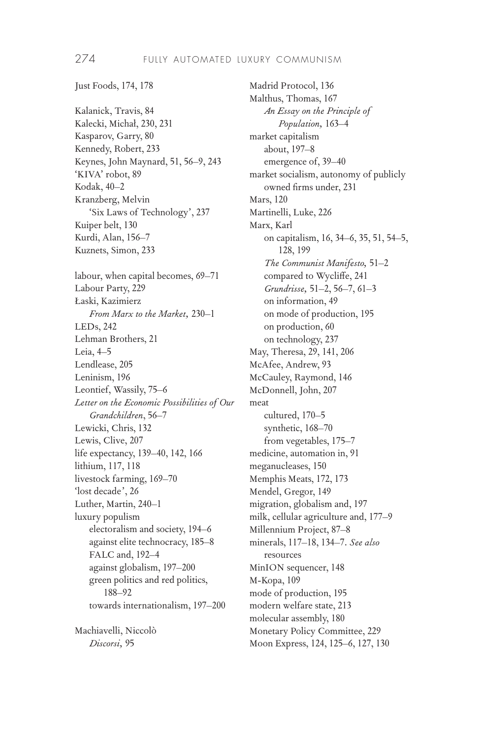Just Foods, 174, 178

Kalanick, Travis, 84
Kalecki, Michał, 230, 231
Kasparov, Garry, 80
Kennedy, Robert, 233
Keynes, John Maynard, 51, 56–9, 243
'KIVA' robot, 89
Kodak, 40–2
Kranzberg, Melvin
  'Six Laws of Technology', 237
Kuiper belt, 130
Kurdi, Alan, 156–7
Kuznets, Simon, 233

labour, when capital becomes, 69–71
Labour Party, 229
Łaski, Kazimierz
  *From Marx to the Market*, 230–1
LEDs, 242
Lehman Brothers, 21
Leia, 4–5
Lendlease, 205
Leninism, 196
Leontief, Wassily, 75–6
*Letter on the Economic Possibilities of Our Grandchildren*, 56–7
Lewicki, Chris, 132
Lewis, Clive, 207
life expectancy, 139–40, 142, 166
lithium, 117, 118
livestock farming, 169–70
'lost decade', 26
Luther, Martin, 240–1
luxury populism
  electoralism and society, 194–6
  against elite technocracy, 185–8
  FALC and, 192–4
  against globalism, 197–200
  green politics and red politics, 188–92
  towards internationalism, 197–200

Machiavelli, Niccolò
  *Discorsi*, 95
Madrid Protocol, 136
Malthus, Thomas, 167
  *An Essay on the Principle of Population*, 163–4
market capitalism
  about, 197–8
  emergence of, 39–40
market socialism, autonomy of publicly owned firms under, 231
Mars, 120
Martinelli, Luke, 226
Marx, Karl
  on capitalism, 16, 34–6, 35, 51, 54–5, 128, 199
  *The Communist Manifesto*, 51–2
  compared to Wycliffe, 241
  *Grundrisse*, 51–2, 56–7, 61–3
  on information, 49
  on mode of production, 195
  on production, 60
  on technology, 237
May, Theresa, 29, 141, 206
McAfee, Andrew, 93
McCauley, Raymond, 146
McDonnell, John, 207
meat
  cultured, 170–5
  synthetic, 168–70
  from vegetables, 175–7
medicine, automation in, 91
meganucleases, 150
Memphis Meats, 172, 173
Mendel, Gregor, 149
migration, globalism and, 197
milk, cellular agriculture and, 177–9
Millennium Project, 87–8
minerals, 117–18, 134–7. *See also* resources
MinION sequencer, 148
M-Kopa, 109
mode of production, 195
modern welfare state, 213
molecular assembly, 180
Monetary Policy Committee, 229
Moon Express, 124, 125–6, 127, 130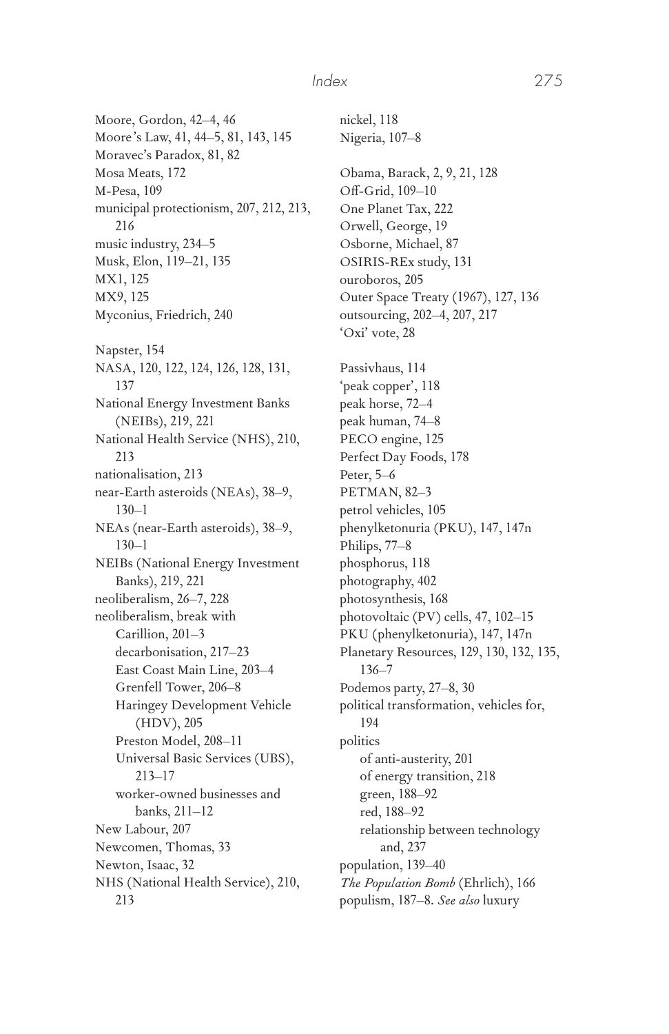Moore, Gordon, 42–4, 46
Moore's Law, 41, 44–5, 81, 143, 145
Moravec's Paradox, 81, 82
Mosa Meats, 172
M-Pesa, 109
municipal protectionism, 207, 212, 213, 216
music industry, 234–5
Musk, Elon, 119–21, 135
MX1, 125
MX9, 125
Myconius, Friedrich, 240

Napster, 154
NASA, 120, 122, 124, 126, 128, 131, 137
National Energy Investment Banks (NEIBs), 219, 221
National Health Service (NHS), 210, 213
nationalisation, 213
near-Earth asteroids (NEAs), 38–9, 130–1
NEAs (near-Earth asteroids), 38–9, 130–1
NEIBs (National Energy Investment Banks), 219, 221
neoliberalism, 26–7, 228
neoliberalism, break with
- Carillion, 201–3
- decarbonisation, 217–23
- East Coast Main Line, 203–4
- Grenfell Tower, 206–8
- Haringey Development Vehicle (HDV), 205
- Preston Model, 208–11
- Universal Basic Services (UBS), 213–17
- worker-owned businesses and banks, 211–12

New Labour, 207
Newcomen, Thomas, 33
Newton, Isaac, 32
NHS (National Health Service), 210, 213

nickel, 118
Nigeria, 107–8

Obama, Barack, 2, 9, 21, 128
Off-Grid, 109–10
One Planet Tax, 222
Orwell, George, 19
Osborne, Michael, 87
OSIRIS-REx study, 131
ouroboros, 205
Outer Space Treaty (1967), 127, 136
outsourcing, 202–4, 207, 217
'Oxi' vote, 28

Passivhaus, 114
'peak copper', 118
peak horse, 72–4
peak human, 74–8
PECO engine, 125
Perfect Day Foods, 178
Peter, 5–6
PETMAN, 82–3
petrol vehicles, 105
phenylketonuria (PKU), 147, 147n
Philips, 77–8
phosphorus, 118
photography, 402
photosynthesis, 168
photovoltaic (PV) cells, 47, 102–15
PKU (phenylketonuria), 147, 147n
Planetary Resources, 129, 130, 132, 135, 136–7
Podemos party, 27–8, 30
political transformation, vehicles for, 194
politics
- of anti-austerity, 201
- of energy transition, 218
- green, 188–92
- red, 188–92
- relationship between technology and, 237

population, 139–40
*The Population Bomb* (Ehrlich), 166
populism, 187–8. *See also* luxury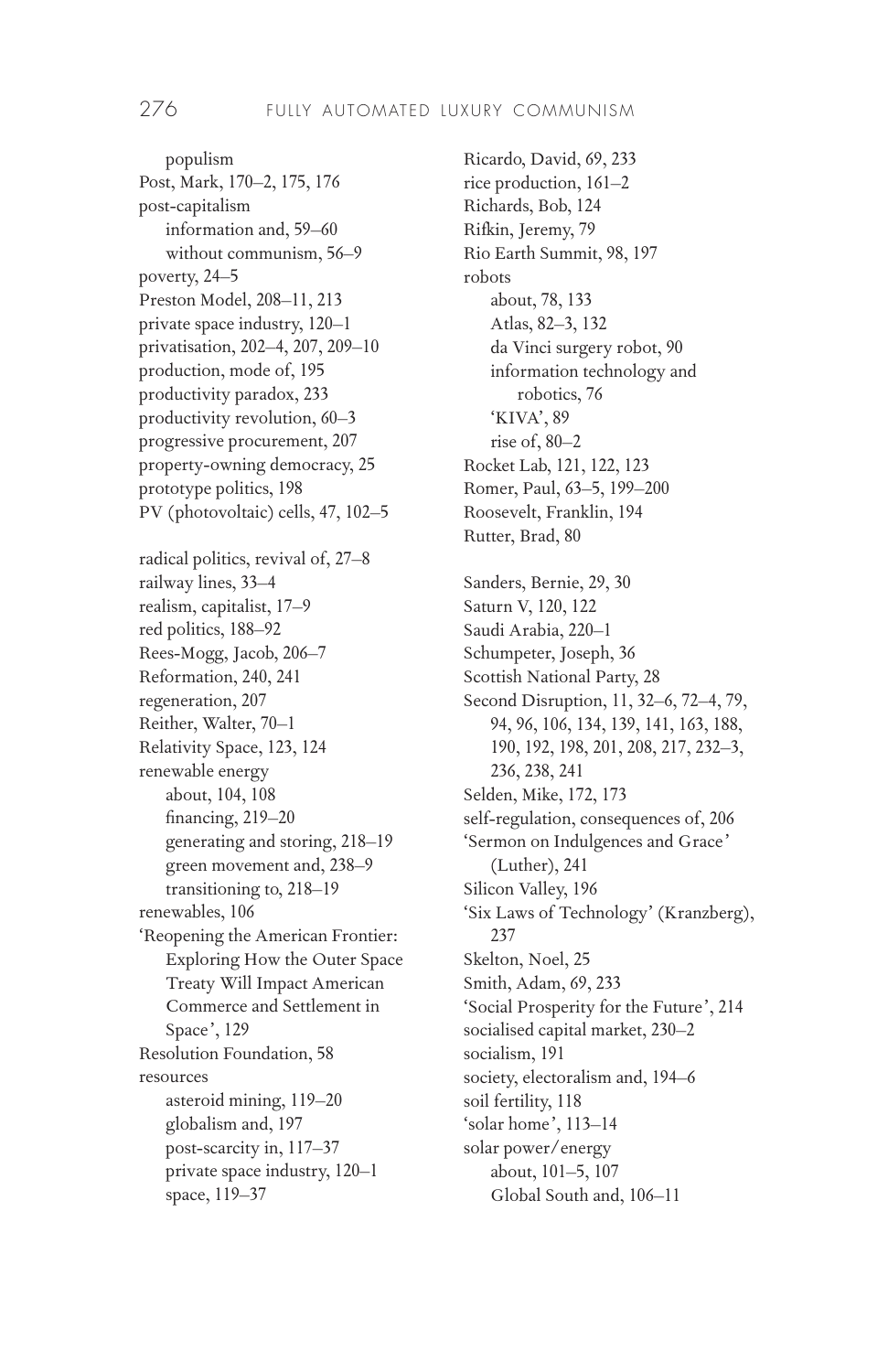populism
Post, Mark, 170–2, 175, 176
post-capitalism
information and, 59–60
without communism, 56–9
poverty, 24–5
Preston Model, 208–11, 213
private space industry, 120–1
privatisation, 202–4, 207, 209–10
production, mode of, 195
productivity paradox, 233
productivity revolution, 60–3
progressive procurement, 207
property-owning democracy, 25
prototype politics, 198
PV (photovoltaic) cells, 47, 102–5

radical politics, revival of, 27–8
railway lines, 33–4
realism, capitalist, 17–9
red politics, 188–92
Rees-Mogg, Jacob, 206–7
Reformation, 240, 241
regeneration, 207
Reither, Walter, 70–1
Relativity Space, 123, 124
renewable energy
about, 104, 108
financing, 219–20
generating and storing, 218–19
green movement and, 238–9
transitioning to, 218–19
renewables, 106
'Reopening the American Frontier: Exploring How the Outer Space Treaty Will Impact American Commerce and Settlement in Space', 129
Resolution Foundation, 58
resources
asteroid mining, 119–20
globalism and, 197
post-scarcity in, 117–37
private space industry, 120–1
space, 119–37

Ricardo, David, 69, 233
rice production, 161–2
Richards, Bob, 124
Rifkin, Jeremy, 79
Rio Earth Summit, 98, 197
robots
about, 78, 133
Atlas, 82–3, 132
da Vinci surgery robot, 90
information technology and robotics, 76
'KIVA', 89
rise of, 80–2
Rocket Lab, 121, 122, 123
Romer, Paul, 63–5, 199–200
Roosevelt, Franklin, 194
Rutter, Brad, 80

Sanders, Bernie, 29, 30
Saturn V, 120, 122
Saudi Arabia, 220–1
Schumpeter, Joseph, 36
Scottish National Party, 28
Second Disruption, 11, 32–6, 72–4, 79, 94, 96, 106, 134, 139, 141, 163, 188, 190, 192, 198, 201, 208, 217, 232–3, 236, 238, 241
Selden, Mike, 172, 173
self-regulation, consequences of, 206
'Sermon on Indulgences and Grace' (Luther), 241
Silicon Valley, 196
'Six Laws of Technology' (Kranzberg), 237
Skelton, Noel, 25
Smith, Adam, 69, 233
'Social Prosperity for the Future', 214
socialised capital market, 230–2
socialism, 191
society, electoralism and, 194–6
soil fertility, 118
'solar home', 113–14
solar power/energy
about, 101–5, 107
Global South and, 106–11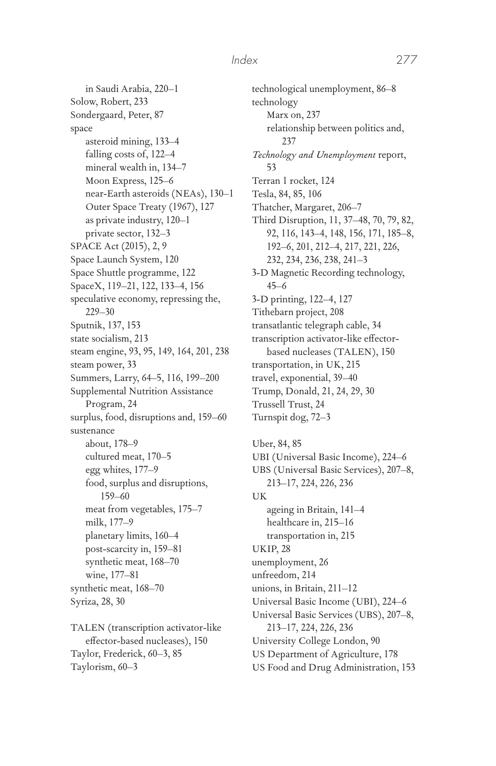in Saudi Arabia, 220–1
Solow, Robert, 233
Sondergaard, Peter, 87
space
  asteroid mining, 133–4
  falling costs of, 122–4
  mineral wealth in, 134–7
  Moon Express, 125–6
  near-Earth asteroids (NEAs), 130–1
  Outer Space Treaty (1967), 127
  as private industry, 120–1
  private sector, 132–3
SPACE Act (2015), 2, 9
Space Launch System, 120
Space Shuttle programme, 122
SpaceX, 119–21, 122, 133–4, 156
speculative economy, repressing the, 229–30
Sputnik, 137, 153
state socialism, 213
steam engine, 93, 95, 149, 164, 201, 238
steam power, 33
Summers, Larry, 64–5, 116, 199–200
Supplemental Nutrition Assistance Program, 24
surplus, food, disruptions and, 159–60
sustenance
  about, 178–9
  cultured meat, 170–5
  egg whites, 177–9
  food, surplus and disruptions, 159–60
  meat from vegetables, 175–7
  milk, 177–9
  planetary limits, 160–4
  post-scarcity in, 159–81
  synthetic meat, 168–70
  wine, 177–81
synthetic meat, 168–70
Syriza, 28, 30

TALEN (transcription activator-like effector-based nucleases), 150
Taylor, Frederick, 60–3, 85
Taylorism, 60–3
technological unemployment, 86–8
technology
  Marx on, 237
  relationship between politics and, 237
*Technology and Unemployment* report, 53
Terran 1 rocket, 124
Tesla, 84, 85, 106
Thatcher, Margaret, 206–7
Third Disruption, 11, 37–48, 70, 79, 82, 92, 116, 143–4, 148, 156, 171, 185–8, 192–6, 201, 212–4, 217, 221, 226, 232, 234, 236, 238, 241–3
3-D Magnetic Recording technology, 45–6
3-D printing, 122–4, 127
Tithebarn project, 208
transatlantic telegraph cable, 34
transcription activator-like effector-based nucleases (TALEN), 150
transportation, in UK, 215
travel, exponential, 39–40
Trump, Donald, 21, 24, 29, 30
Trussell Trust, 24
Turnspit dog, 72–3

Uber, 84, 85
UBI (Universal Basic Income), 224–6
UBS (Universal Basic Services), 207–8, 213–17, 224, 226, 236
UK
  ageing in Britain, 141–4
  healthcare in, 215–16
  transportation in, 215
UKIP, 28
unemployment, 26
unfreedom, 214
unions, in Britain, 211–12
Universal Basic Income (UBI), 224–6
Universal Basic Services (UBS), 207–8, 213–17, 224, 226, 236
University College London, 90
US Department of Agriculture, 178
US Food and Drug Administration, 153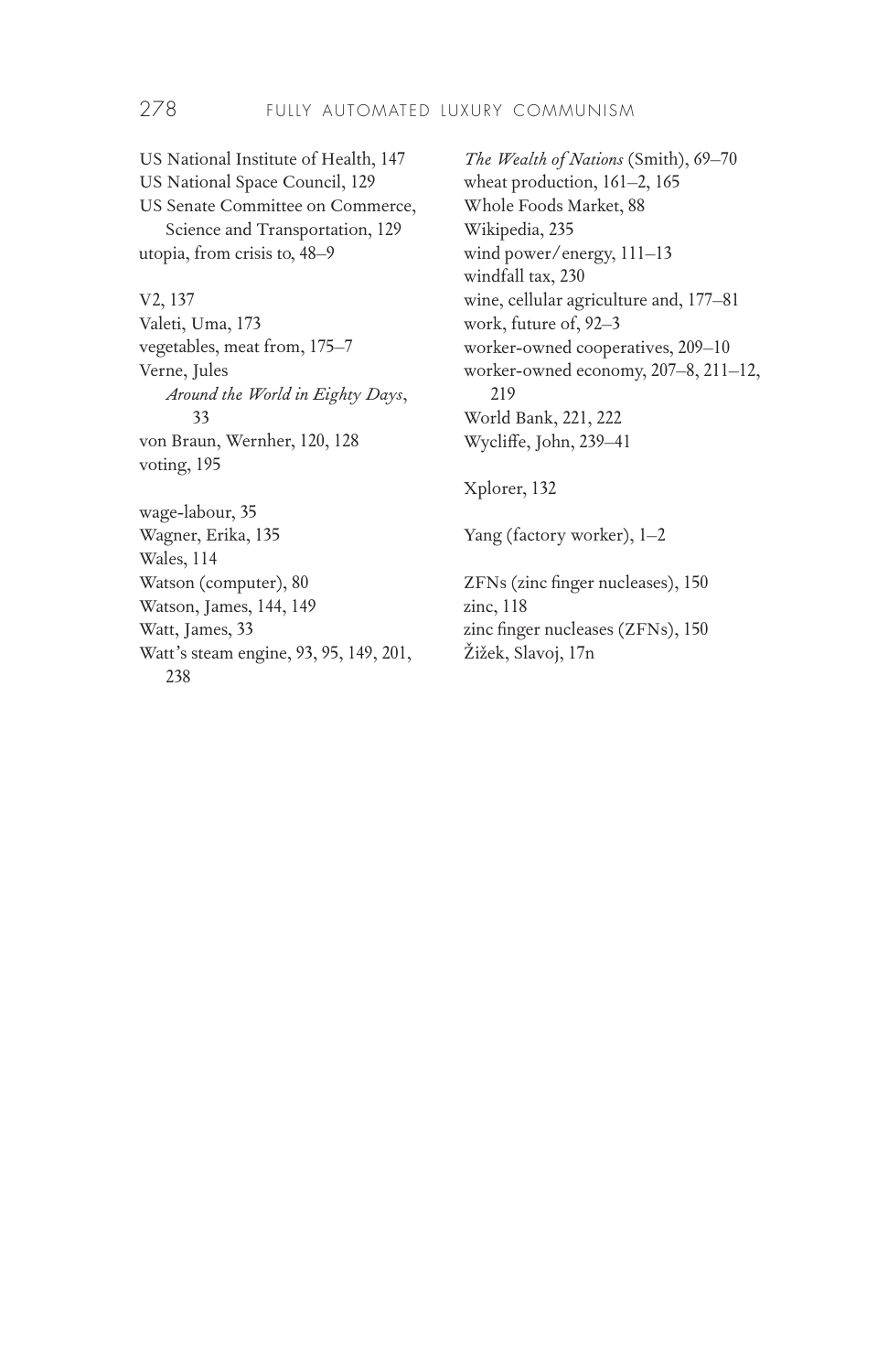US National Institute of Health, 147
US National Space Council, 129
US Senate Committee on Commerce, Science and Transportation, 129
utopia, from crisis to, 48–9

V2, 137
Valeti, Uma, 173
vegetables, meat from, 175–7
Verne, Jules
  *Around the World in Eighty Days*, 33
von Braun, Wernher, 120, 128
voting, 195

wage-labour, 35
Wagner, Erika, 135
Wales, 114
Watson (computer), 80
Watson, James, 144, 149
Watt, James, 33
Watt's steam engine, 93, 95, 149, 201, 238
*The Wealth of Nations* (Smith), 69–70
wheat production, 161–2, 165
Whole Foods Market, 88
Wikipedia, 235
wind power/energy, 111–13
windfall tax, 230
wine, cellular agriculture and, 177–81
work, future of, 92–3
worker-owned cooperatives, 209–10
worker-owned economy, 207–8, 211–12, 219
World Bank, 221, 222
Wycliffe, John, 239–41

Xplorer, 132

Yang (factory worker), 1–2

ZFNs (zinc finger nucleases), 150
zinc, 118
zinc finger nucleases (ZFNs), 150
Žižek, Slavoj, 17n